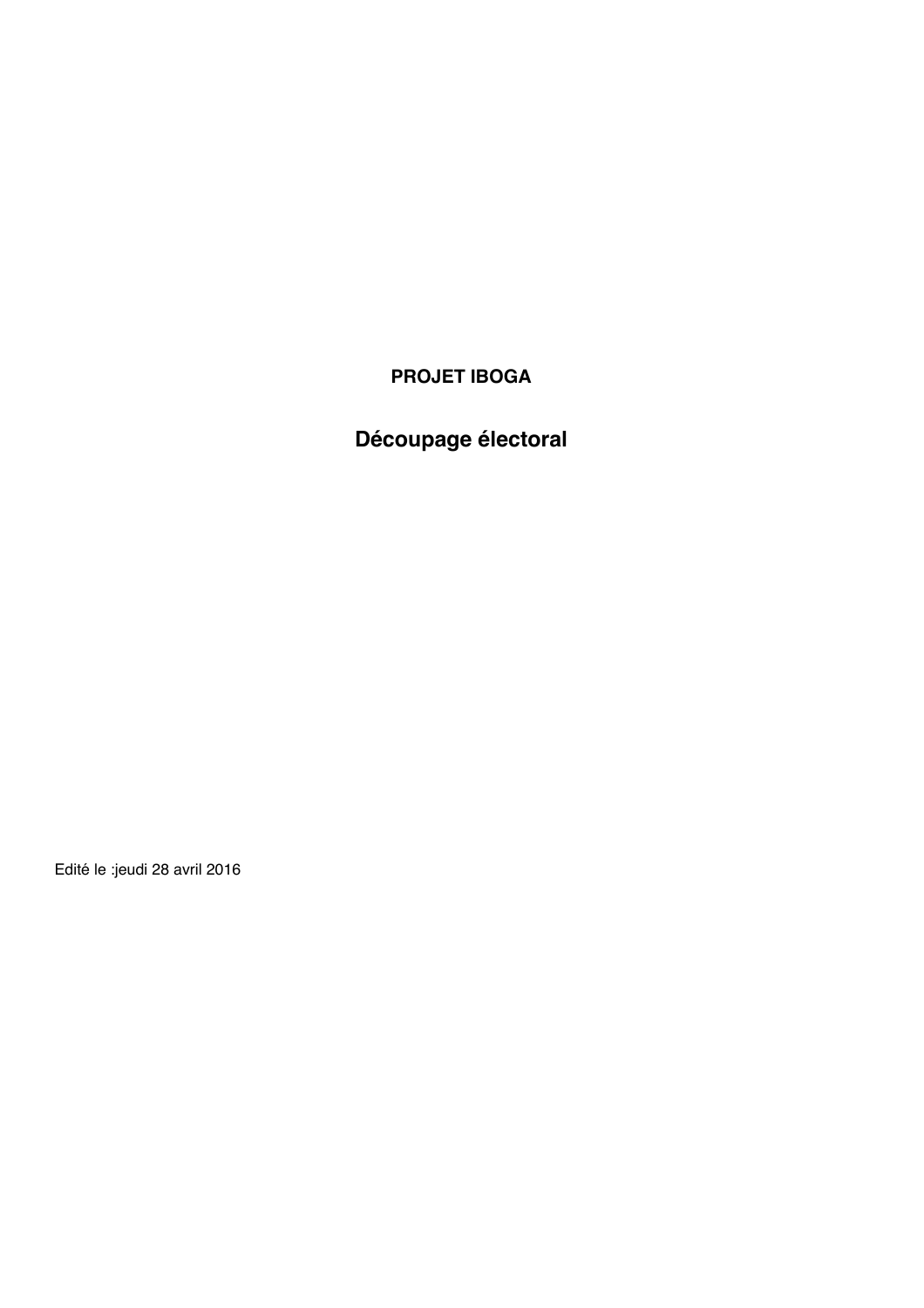**PROJET IBOGA**

# Découpage électoral

Edité le :jeudi 28 avril 2016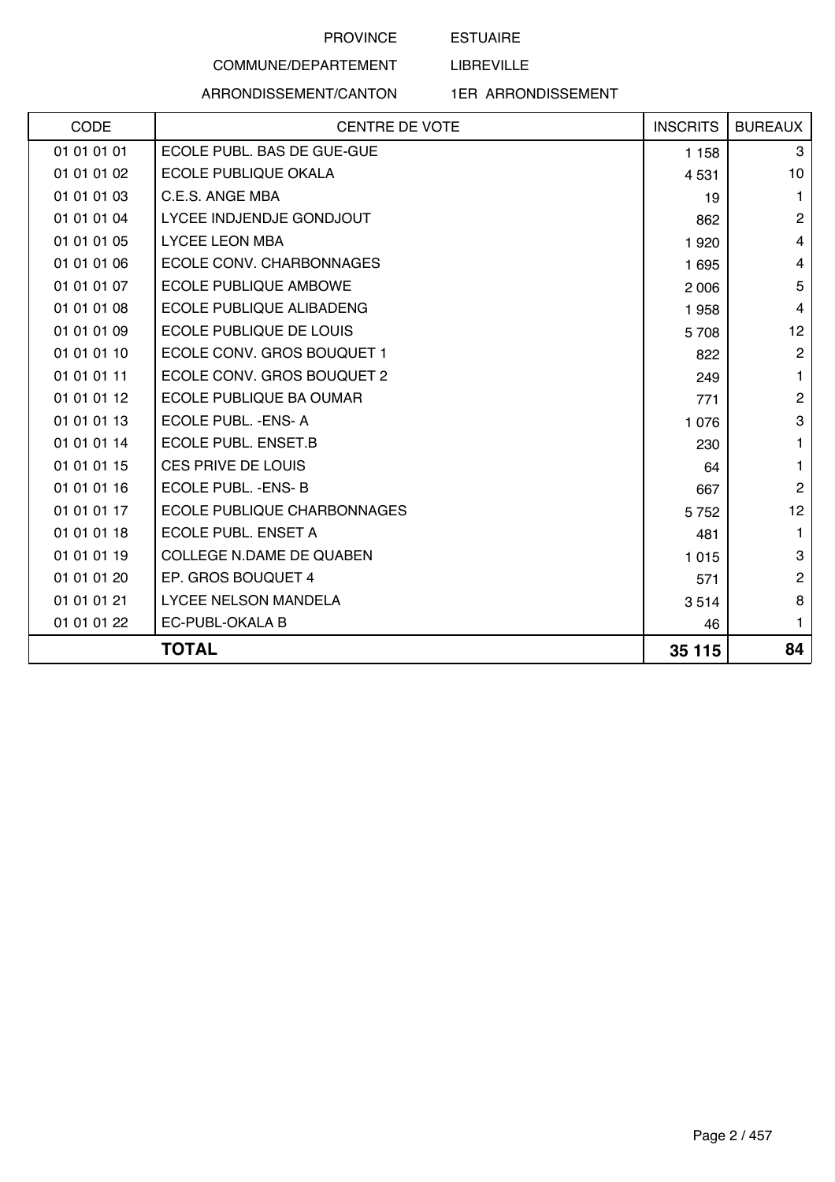PROVINCE ESTUAIRE

COMMUNE/DEPARTEMENT LIBREVILLE

ARRONDISSEMENT/CANTON 1ER ARRONDISSEMENT

| CODE | CENTRE DE VOTE | INSCRITS | BUREAUX |
|---|---|---|---|
| 01 01 01 01 | ECOLE PUBL. BAS DE GUE-GUE | 1 158 | 3 |
| 01 01 01 02 | ECOLE PUBLIQUE OKALA | 4 531 | 10 |
| 01 01 01 03 | C.E.S. ANGE MBA | 19 | 1 |
| 01 01 01 04 | LYCEE INDJENDJE GONDJOUT | 862 | 2 |
| 01 01 01 05 | LYCEE LEON MBA | 1 920 | 4 |
| 01 01 01 06 | ECOLE CONV. CHARBONNAGES | 1 695 | 4 |
| 01 01 01 07 | ECOLE PUBLIQUE AMBOWE | 2 006 | 5 |
| 01 01 01 08 | ECOLE PUBLIQUE ALIBADENG | 1 958 | 4 |
| 01 01 01 09 | ECOLE PUBLIQUE DE LOUIS | 5 708 | 12 |
| 01 01 01 10 | ECOLE CONV. GROS BOUQUET 1 | 822 | 2 |
| 01 01 01 11 | ECOLE CONV. GROS BOUQUET 2 | 249 | 1 |
| 01 01 01 12 | ECOLE PUBLIQUE BA OUMAR | 771 | 2 |
| 01 01 01 13 | ECOLE PUBL. -ENS- A | 1 076 | 3 |
| 01 01 01 14 | ECOLE PUBL. ENSET.B | 230 | 1 |
| 01 01 01 15 | CES PRIVE DE LOUIS | 64 | 1 |
| 01 01 01 16 | ECOLE PUBL. -ENS- B | 667 | 2 |
| 01 01 01 17 | ECOLE PUBLIQUE CHARBONNAGES | 5 752 | 12 |
| 01 01 01 18 | ECOLE PUBL. ENSET A | 481 | 1 |
| 01 01 01 19 | COLLEGE N.DAME DE QUABEN | 1 015 | 3 |
| 01 01 01 20 | EP. GROS BOUQUET 4 | 571 | 2 |
| 01 01 01 21 | LYCEE NELSON MANDELA | 3 514 | 8 |
| 01 01 01 22 | EC-PUBL-OKALA B | 46 | 1 |
| | **TOTAL** | **35 115** | **84** |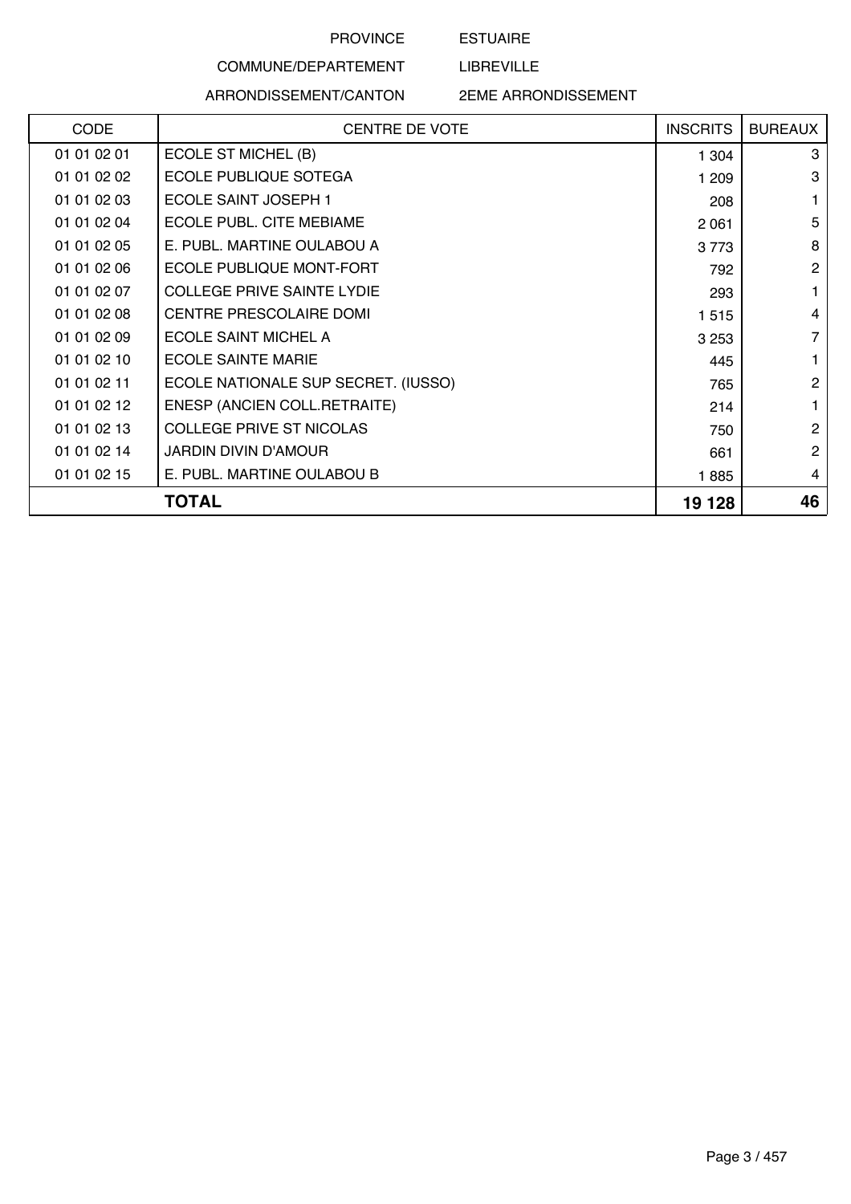PROVINCE ESTUAIRE

COMMUNE/DEPARTEMENT LIBREVILLE

ARRONDISSEMENT/CANTON 2EME ARRONDISSEMENT

| CODE | CENTRE DE VOTE | INSCRITS | BUREAUX |
|---|---|---|---|
| 01 01 02 01 | ECOLE ST MICHEL (B) | 1 304 | 3 |
| 01 01 02 02 | ECOLE PUBLIQUE SOTEGA | 1 209 | 3 |
| 01 01 02 03 | ECOLE SAINT JOSEPH 1 | 208 | 1 |
| 01 01 02 04 | ECOLE PUBL. CITE MEBIAME | 2 061 | 5 |
| 01 01 02 05 | E. PUBL. MARTINE OULABOU A | 3 773 | 8 |
| 01 01 02 06 | ECOLE PUBLIQUE MONT-FORT | 792 | 2 |
| 01 01 02 07 | COLLEGE PRIVE SAINTE LYDIE | 293 | 1 |
| 01 01 02 08 | CENTRE PRESCOLAIRE DOMI | 1 515 | 4 |
| 01 01 02 09 | ECOLE SAINT MICHEL A | 3 253 | 7 |
| 01 01 02 10 | ECOLE SAINTE MARIE | 445 | 1 |
| 01 01 02 11 | ECOLE NATIONALE SUP SECRET. (IUSSO) | 765 | 2 |
| 01 01 02 12 | ENESP (ANCIEN COLL.RETRAITE) | 214 | 1 |
| 01 01 02 13 | COLLEGE PRIVE ST NICOLAS | 750 | 2 |
| 01 01 02 14 | JARDIN DIVIN D'AMOUR | 661 | 2 |
| 01 01 02 15 | E. PUBL. MARTINE OULABOU B | 1 885 | 4 |
| | **TOTAL** | **19 128** | **46** |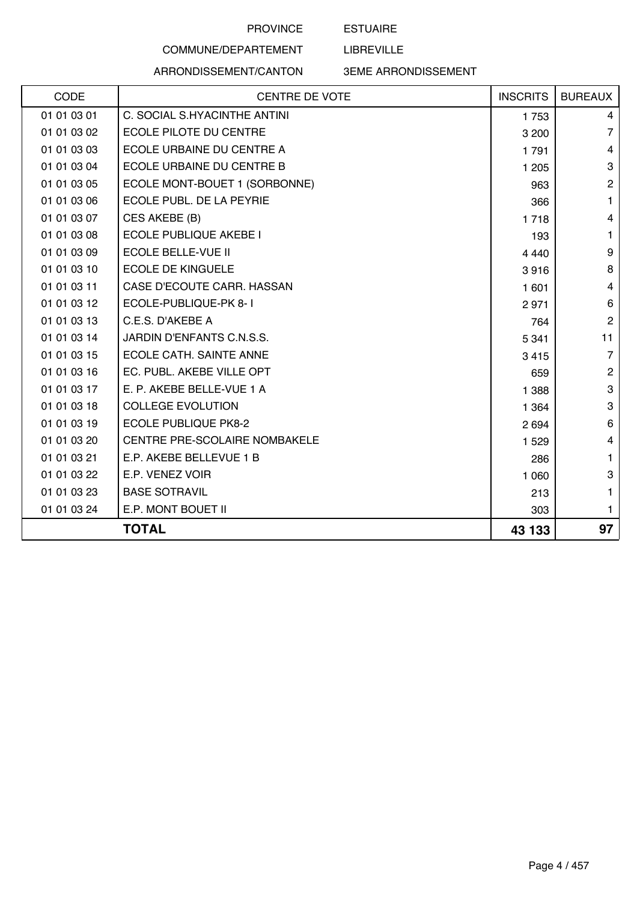PROVINCE ESTUAIRE

COMMUNE/DEPARTEMENT LIBREVILLE

ARRONDISSEMENT/CANTON 3EME ARRONDISSEMENT

| CODE | CENTRE DE VOTE | INSCRITS | BUREAUX |
|---|---|---|---|
| 01 01 03 01 | C. SOCIAL S.HYACINTHE ANTINI | 1 753 | 4 |
| 01 01 03 02 | ECOLE PILOTE DU CENTRE | 3 200 | 7 |
| 01 01 03 03 | ECOLE URBAINE DU CENTRE A | 1 791 | 4 |
| 01 01 03 04 | ECOLE URBAINE DU CENTRE B | 1 205 | 3 |
| 01 01 03 05 | ECOLE MONT-BOUET 1 (SORBONNE) | 963 | 2 |
| 01 01 03 06 | ECOLE PUBL. DE LA PEYRIE | 366 | 1 |
| 01 01 03 07 | CES AKEBE (B) | 1 718 | 4 |
| 01 01 03 08 | ECOLE PUBLIQUE AKEBE I | 193 | 1 |
| 01 01 03 09 | ECOLE BELLE-VUE II | 4 440 | 9 |
| 01 01 03 10 | ECOLE DE KINGUELE | 3 916 | 8 |
| 01 01 03 11 | CASE D'ECOUTE CARR. HASSAN | 1 601 | 4 |
| 01 01 03 12 | ECOLE-PUBLIQUE-PK 8- I | 2 971 | 6 |
| 01 01 03 13 | C.E.S. D'AKEBE A | 764 | 2 |
| 01 01 03 14 | JARDIN D'ENFANTS C.N.S.S. | 5 341 | 11 |
| 01 01 03 15 | ECOLE CATH. SAINTE ANNE | 3 415 | 7 |
| 01 01 03 16 | EC. PUBL. AKEBE VILLE OPT | 659 | 2 |
| 01 01 03 17 | E. P. AKEBE BELLE-VUE 1 A | 1 388 | 3 |
| 01 01 03 18 | COLLEGE EVOLUTION | 1 364 | 3 |
| 01 01 03 19 | ECOLE PUBLIQUE PK8-2 | 2 694 | 6 |
| 01 01 03 20 | CENTRE PRE-SCOLAIRE NOMBAKELE | 1 529 | 4 |
| 01 01 03 21 | E.P. AKEBE BELLEVUE 1 B | 286 | 1 |
| 01 01 03 22 | E.P. VENEZ VOIR | 1 060 | 3 |
| 01 01 03 23 | BASE SOTRAVIL | 213 | 1 |
| 01 01 03 24 | E.P. MONT BOUET II | 303 | 1 |
| | **TOTAL** | **43 133** | **97** |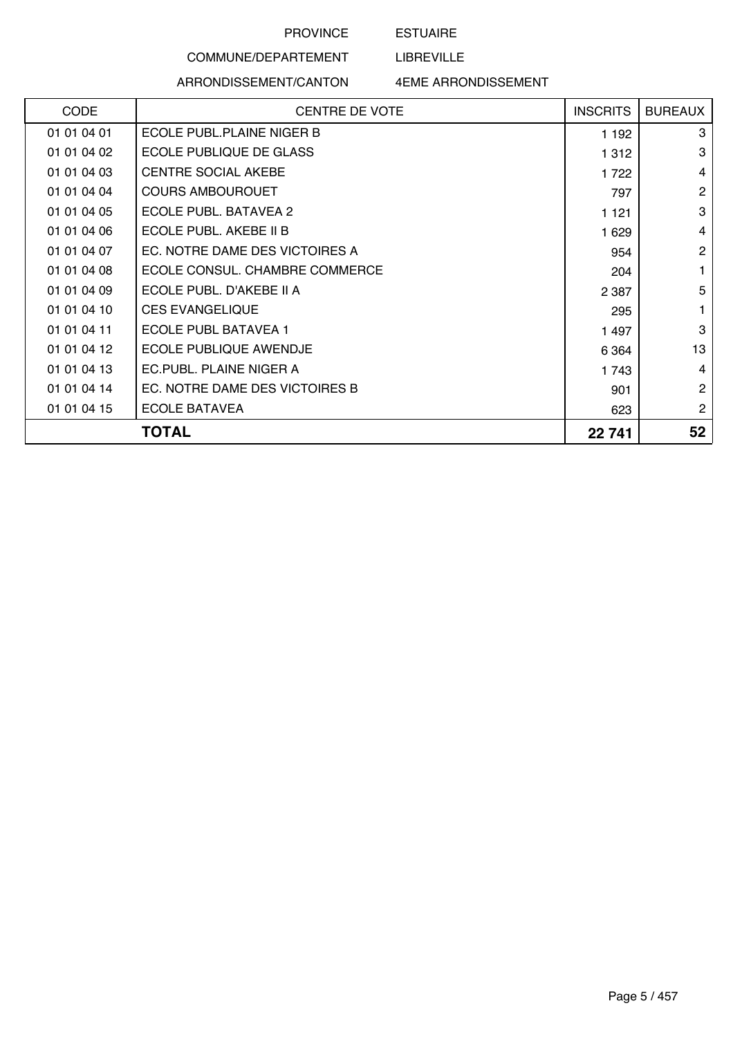PROVINCE ESTUAIRE

COMMUNE/DEPARTEMENT LIBREVILLE

ARRONDISSEMENT/CANTON 4EME ARRONDISSEMENT

| CODE | CENTRE DE VOTE | INSCRITS | BUREAUX |
|---|---|---|---|
| 01 01 04 01 | ECOLE PUBL.PLAINE NIGER B | 1 192 | 3 |
| 01 01 04 02 | ECOLE PUBLIQUE DE GLASS | 1 312 | 3 |
| 01 01 04 03 | CENTRE SOCIAL AKEBE | 1 722 | 4 |
| 01 01 04 04 | COURS AMBOUROUET | 797 | 2 |
| 01 01 04 05 | ECOLE PUBL. BATAVEA 2 | 1 121 | 3 |
| 01 01 04 06 | ECOLE PUBL. AKEBE II B | 1 629 | 4 |
| 01 01 04 07 | EC. NOTRE DAME DES VICTOIRES A | 954 | 2 |
| 01 01 04 08 | ECOLE CONSUL. CHAMBRE COMMERCE | 204 | 1 |
| 01 01 04 09 | ECOLE PUBL. D'AKEBE II A | 2 387 | 5 |
| 01 01 04 10 | CES EVANGELIQUE | 295 | 1 |
| 01 01 04 11 | ECOLE PUBL BATAVEA 1 | 1 497 | 3 |
| 01 01 04 12 | ECOLE PUBLIQUE AWENDJE | 6 364 | 13 |
| 01 01 04 13 | EC.PUBL. PLAINE NIGER A | 1 743 | 4 |
| 01 01 04 14 | EC. NOTRE DAME DES VICTOIRES B | 901 | 2 |
| 01 01 04 15 | ECOLE BATAVEA | 623 | 2 |
| | **TOTAL** | **22 741** | **52** |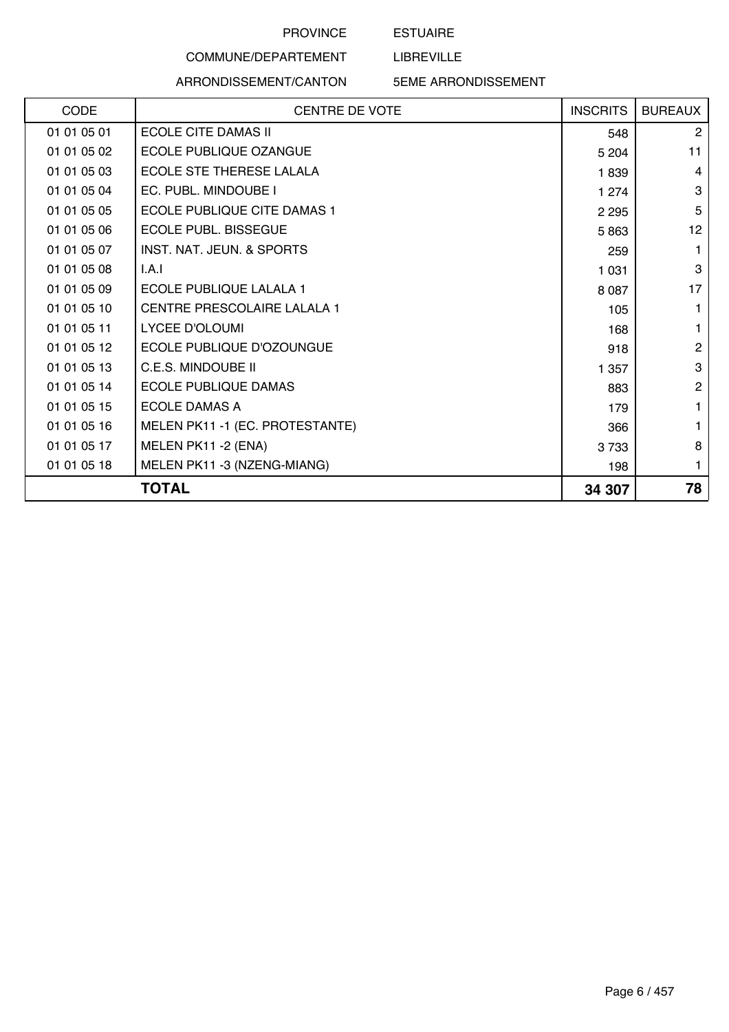PROVINCE ESTUAIRE

COMMUNE/DEPARTEMENT LIBREVILLE

ARRONDISSEMENT/CANTON 5EME ARRONDISSEMENT

| CODE | CENTRE DE VOTE | INSCRITS | BUREAUX |
|---|---|---|---|
| 01 01 05 01 | ECOLE CITE DAMAS II | 548 | 2 |
| 01 01 05 02 | ECOLE PUBLIQUE OZANGUE | 5 204 | 11 |
| 01 01 05 03 | ECOLE STE THERESE LALALA | 1 839 | 4 |
| 01 01 05 04 | EC. PUBL. MINDOUBE I | 1 274 | 3 |
| 01 01 05 05 | ECOLE PUBLIQUE CITE DAMAS 1 | 2 295 | 5 |
| 01 01 05 06 | ECOLE PUBL. BISSEGUE | 5 863 | 12 |
| 01 01 05 07 | INST. NAT. JEUN. & SPORTS | 259 | 1 |
| 01 01 05 08 | I.A.I | 1 031 | 3 |
| 01 01 05 09 | ECOLE PUBLIQUE LALALA 1 | 8 087 | 17 |
| 01 01 05 10 | CENTRE PRESCOLAIRE LALALA 1 | 105 | 1 |
| 01 01 05 11 | LYCEE D'OLOUMI | 168 | 1 |
| 01 01 05 12 | ECOLE PUBLIQUE D'OZOUNGUE | 918 | 2 |
| 01 01 05 13 | C.E.S. MINDOUBE II | 1 357 | 3 |
| 01 01 05 14 | ECOLE PUBLIQUE DAMAS | 883 | 2 |
| 01 01 05 15 | ECOLE DAMAS A | 179 | 1 |
| 01 01 05 16 | MELEN PK11 -1 (EC. PROTESTANTE) | 366 | 1 |
| 01 01 05 17 | MELEN PK11 -2 (ENA) | 3 733 | 8 |
| 01 01 05 18 | MELEN PK11 -3 (NZENG-MIANG) | 198 | 1 |
| | **TOTAL** | **34 307** | **78** |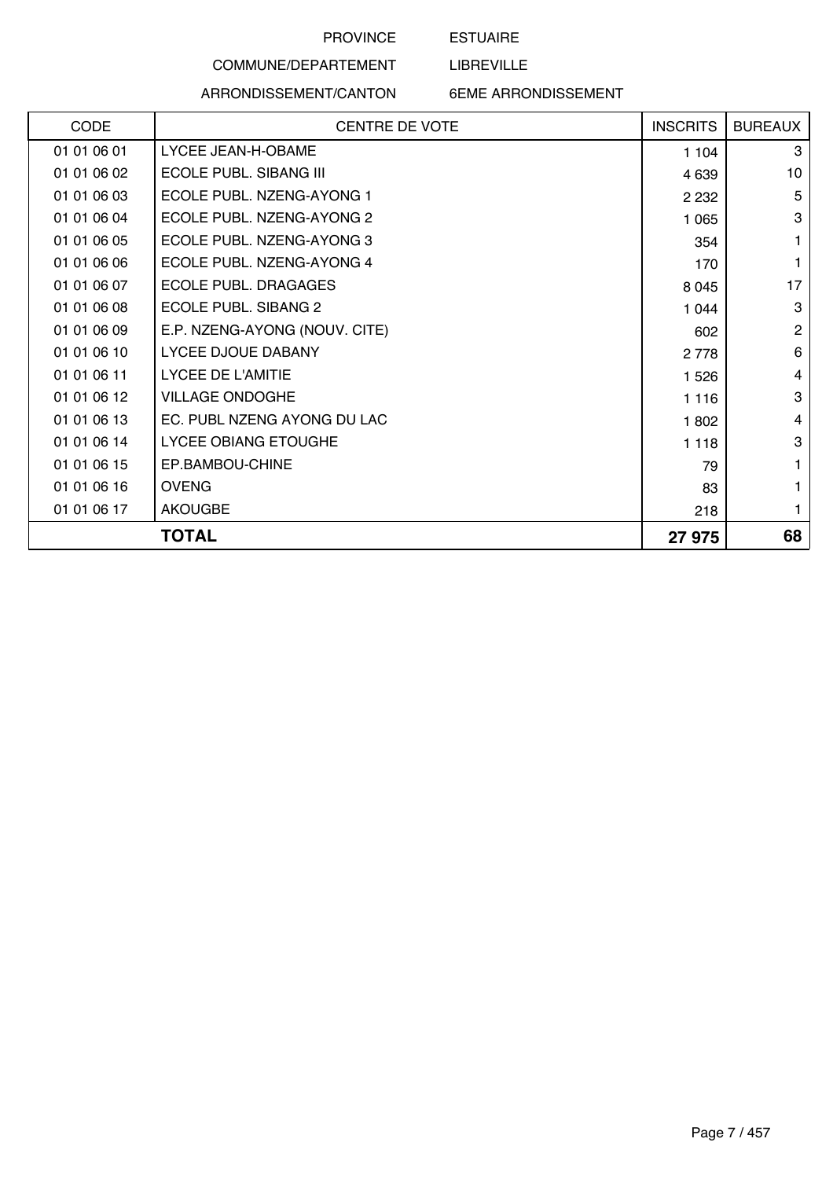PROVINCE ESTUAIRE

COMMUNE/DEPARTEMENT LIBREVILLE

ARRONDISSEMENT/CANTON 6EME ARRONDISSEMENT

| CODE | CENTRE DE VOTE | INSCRITS | BUREAUX |
|---|---|---|---|
| 01 01 06 01 | LYCEE JEAN-H-OBAME | 1 104 | 3 |
| 01 01 06 02 | ECOLE PUBL. SIBANG III | 4 639 | 10 |
| 01 01 06 03 | ECOLE PUBL. NZENG-AYONG 1 | 2 232 | 5 |
| 01 01 06 04 | ECOLE PUBL. NZENG-AYONG 2 | 1 065 | 3 |
| 01 01 06 05 | ECOLE PUBL. NZENG-AYONG 3 | 354 | 1 |
| 01 01 06 06 | ECOLE PUBL. NZENG-AYONG 4 | 170 | 1 |
| 01 01 06 07 | ECOLE PUBL. DRAGAGES | 8 045 | 17 |
| 01 01 06 08 | ECOLE PUBL. SIBANG 2 | 1 044 | 3 |
| 01 01 06 09 | E.P. NZENG-AYONG (NOUV. CITE) | 602 | 2 |
| 01 01 06 10 | LYCEE DJOUE DABANY | 2 778 | 6 |
| 01 01 06 11 | LYCEE DE L'AMITIE | 1 526 | 4 |
| 01 01 06 12 | VILLAGE ONDOGHE | 1 116 | 3 |
| 01 01 06 13 | EC. PUBL NZENG AYONG DU LAC | 1 802 | 4 |
| 01 01 06 14 | LYCEE OBIANG ETOUGHE | 1 118 | 3 |
| 01 01 06 15 | EP.BAMBOU-CHINE | 79 | 1 |
| 01 01 06 16 | OVENG | 83 | 1 |
| 01 01 06 17 | AKOUGBE | 218 | 1 |
| | **TOTAL** | **27 975** | **68** |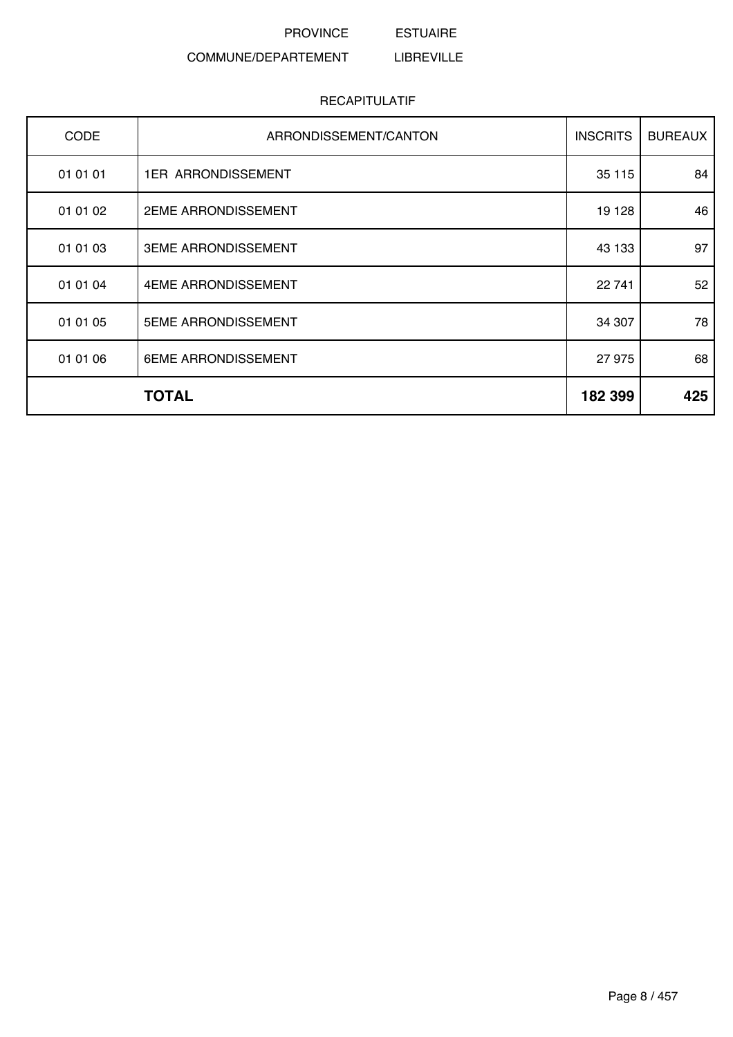PROVINCE ESTUAIRE

COMMUNE/DEPARTEMENT LIBREVILLE

RECAPITULATIF

| CODE | ARRONDISSEMENT/CANTON | INSCRITS | BUREAUX |
|---|---|---|---|
| 01 01 01 | 1ER ARRONDISSEMENT | 35 115 | 84 |
| 01 01 02 | 2EME ARRONDISSEMENT | 19 128 | 46 |
| 01 01 03 | 3EME ARRONDISSEMENT | 43 133 | 97 |
| 01 01 04 | 4EME ARRONDISSEMENT | 22 741 | 52 |
| 01 01 05 | 5EME ARRONDISSEMENT | 34 307 | 78 |
| 01 01 06 | 6EME ARRONDISSEMENT | 27 975 | 68 |
| | **TOTAL** | **182 399** | **425** |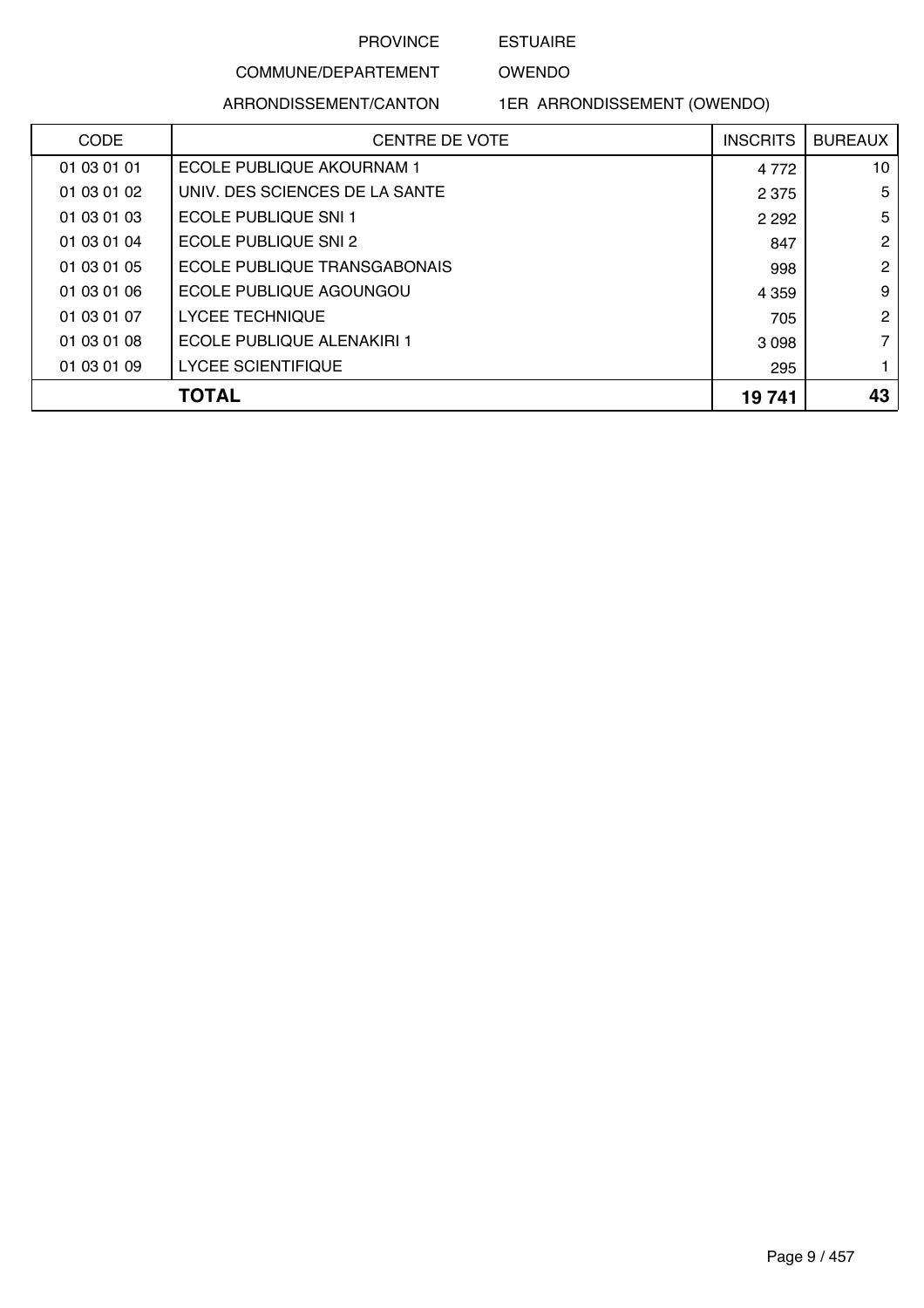PROVINCE ESTUAIRE

COMMUNE/DEPARTEMENT OWENDO

ARRONDISSEMENT/CANTON 1ER ARRONDISSEMENT (OWENDO)

| CODE | CENTRE DE VOTE | INSCRITS | BUREAUX |
|---|---|---|---|
| 01 03 01 01 | ECOLE PUBLIQUE AKOURNAM 1 | 4 772 | 10 |
| 01 03 01 02 | UNIV. DES SCIENCES DE LA SANTE | 2 375 | 5 |
| 01 03 01 03 | ECOLE PUBLIQUE SNI 1 | 2 292 | 5 |
| 01 03 01 04 | ECOLE PUBLIQUE SNI 2 | 847 | 2 |
| 01 03 01 05 | ECOLE PUBLIQUE TRANSGABONAIS | 998 | 2 |
| 01 03 01 06 | ECOLE PUBLIQUE AGOUNGOU | 4 359 | 9 |
| 01 03 01 07 | LYCEE TECHNIQUE | 705 | 2 |
| 01 03 01 08 | ECOLE PUBLIQUE ALENAKIRI 1 | 3 098 | 7 |
| 01 03 01 09 | LYCEE SCIENTIFIQUE | 295 | 1 |
| **TOTAL** | | **19 741** | **43** |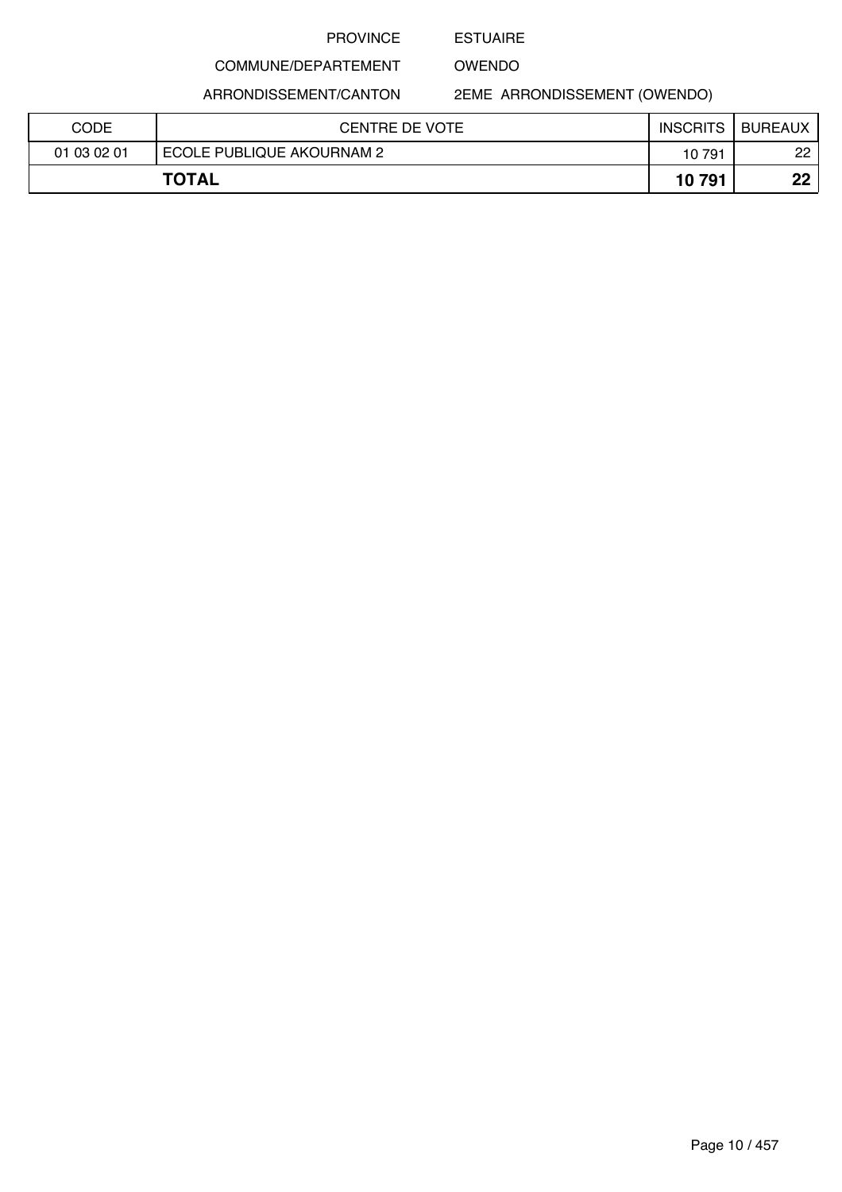PROVINCE ESTUAIRE

COMMUNE/DEPARTEMENT OWENDO

ARRONDISSEMENT/CANTON 2EME ARRONDISSEMENT (OWENDO)

| CODE | CENTRE DE VOTE | INSCRITS | BUREAUX |
|---|---|---|---|
| 01 03 02 01 | ECOLE PUBLIQUE AKOURNAM 2 | 10 791 | 22 |
| **TOTAL** | | **10 791** | **22** |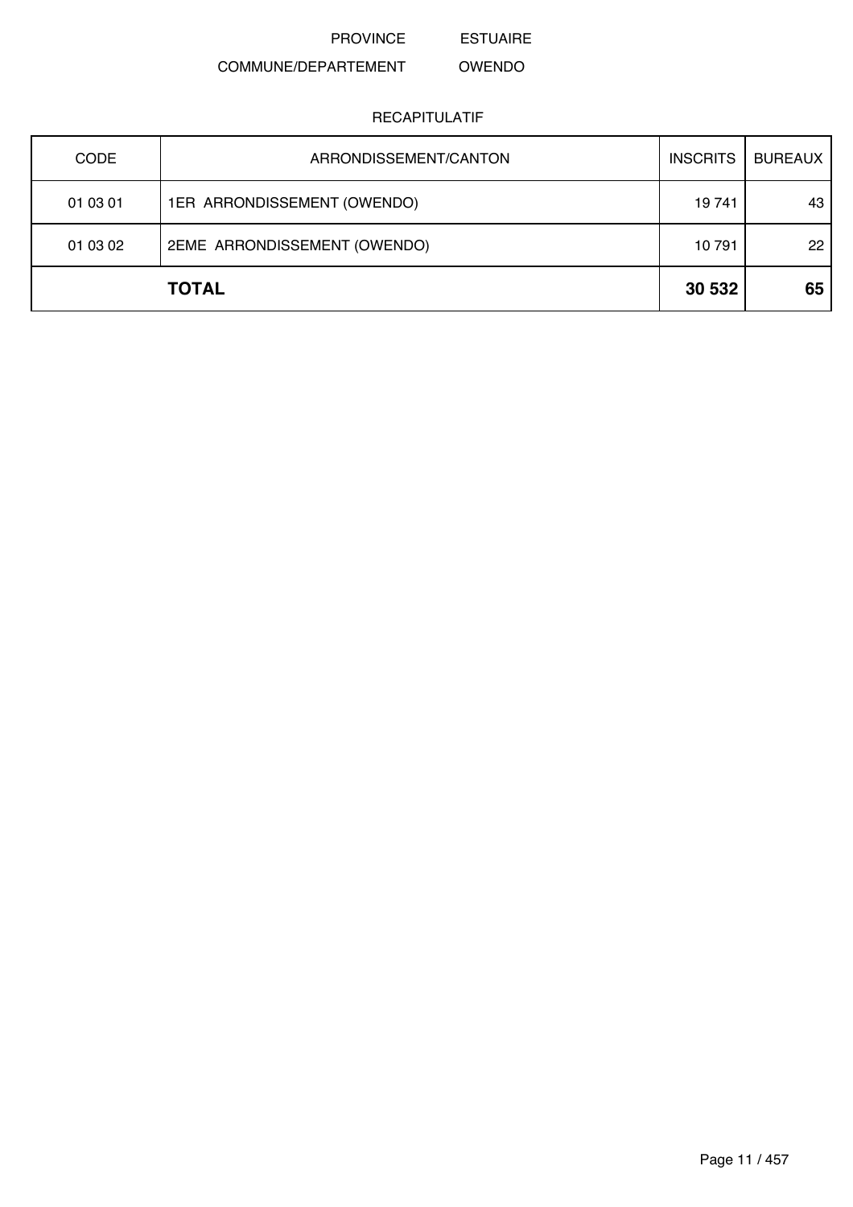PROVINCE ESTUAIRE

COMMUNE/DEPARTEMENT OWENDO

RECAPITULATIF

| CODE | ARRONDISSEMENT/CANTON | INSCRITS | BUREAUX |
|---|---|---|---|
| 01 03 01 | 1ER ARRONDISSEMENT (OWENDO) | 19 741 | 43 |
| 01 03 02 | 2EME ARRONDISSEMENT (OWENDO) | 10 791 | 22 |
| | **TOTAL** | **30 532** | **65** |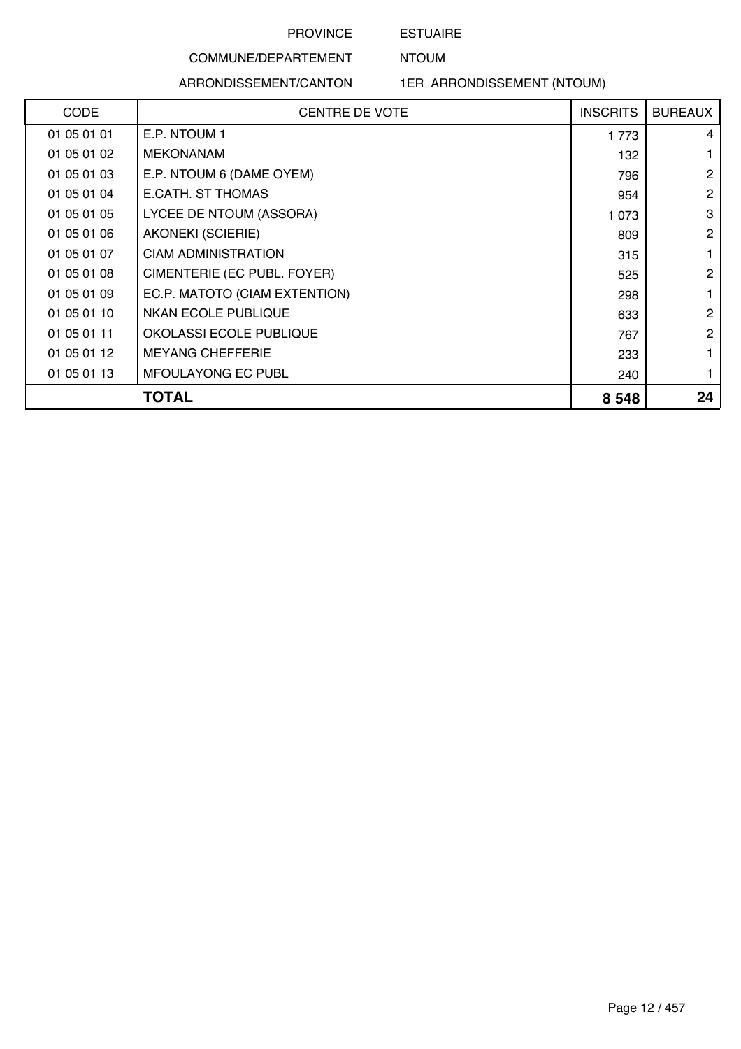PROVINCE ESTUAIRE

COMMUNE/DEPARTEMENT NTOUM

ARRONDISSEMENT/CANTON 1ER ARRONDISSEMENT (NTOUM)

| CODE | CENTRE DE VOTE | INSCRITS | BUREAUX |
|---|---|---|---|
| 01 05 01 01 | E.P. NTOUM 1 | 1 773 | 4 |
| 01 05 01 02 | MEKONANAM | 132 | 1 |
| 01 05 01 03 | E.P. NTOUM 6 (DAME OYEM) | 796 | 2 |
| 01 05 01 04 | E.CATH. ST THOMAS | 954 | 2 |
| 01 05 01 05 | LYCEE DE NTOUM (ASSORA) | 1 073 | 3 |
| 01 05 01 06 | AKONEKI (SCIERIE) | 809 | 2 |
| 01 05 01 07 | CIAM ADMINISTRATION | 315 | 1 |
| 01 05 01 08 | CIMENTERIE (EC PUBL. FOYER) | 525 | 2 |
| 01 05 01 09 | EC.P. MATOTO (CIAM EXTENTION) | 298 | 1 |
| 01 05 01 10 | NKAN ECOLE PUBLIQUE | 633 | 2 |
| 01 05 01 11 | OKOLASSI ECOLE PUBLIQUE | 767 | 2 |
| 01 05 01 12 | MEYANG CHEFFERIE | 233 | 1 |
| 01 05 01 13 | MFOULAYONG EC PUBL | 240 | 1 |
| **TOTAL** | | **8 548** | **24** |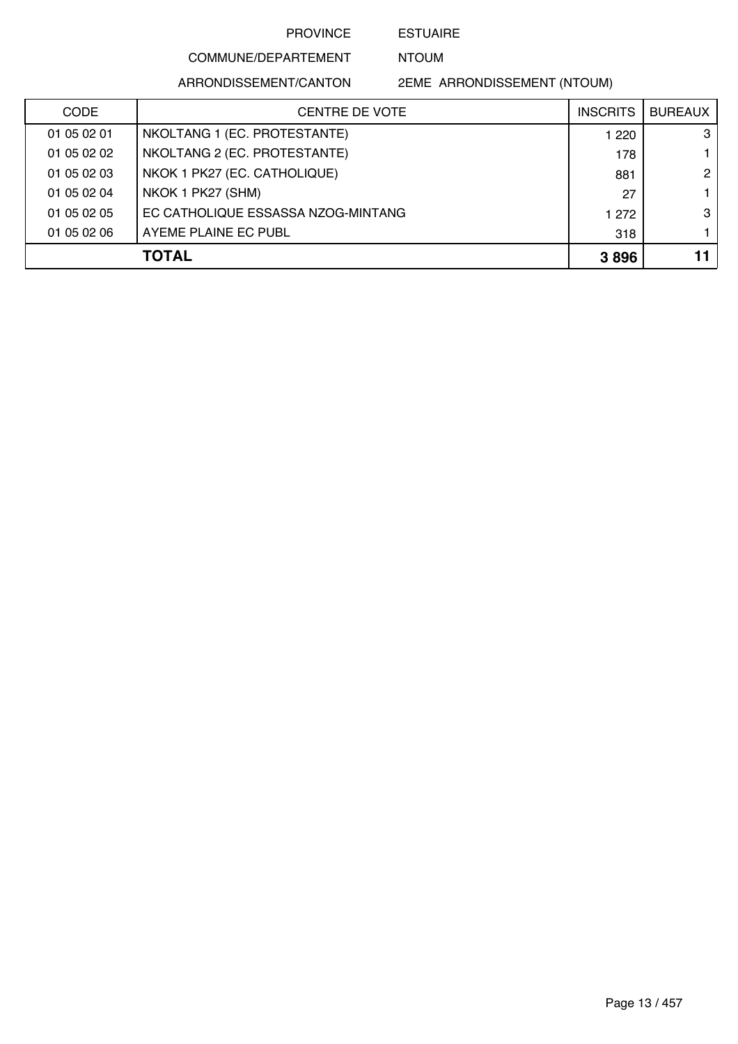PROVINCE ESTUAIRE

COMMUNE/DEPARTEMENT NTOUM

ARRONDISSEMENT/CANTON 2EME ARRONDISSEMENT (NTOUM)

| CODE | CENTRE DE VOTE | INSCRITS | BUREAUX |
|---|---|---|---|
| 01 05 02 01 | NKOLTANG 1 (EC. PROTESTANTE) | 1 220 | 3 |
| 01 05 02 02 | NKOLTANG 2 (EC. PROTESTANTE) | 178 | 1 |
| 01 05 02 03 | NKOK 1 PK27 (EC. CATHOLIQUE) | 881 | 2 |
| 01 05 02 04 | NKOK 1 PK27 (SHM) | 27 | 1 |
| 01 05 02 05 | EC CATHOLIQUE ESSASSA NZOG-MINTANG | 1 272 | 3 |
| 01 05 02 06 | AYEME PLAINE EC PUBL | 318 | 1 |
| | **TOTAL** | **3 896** | **11** |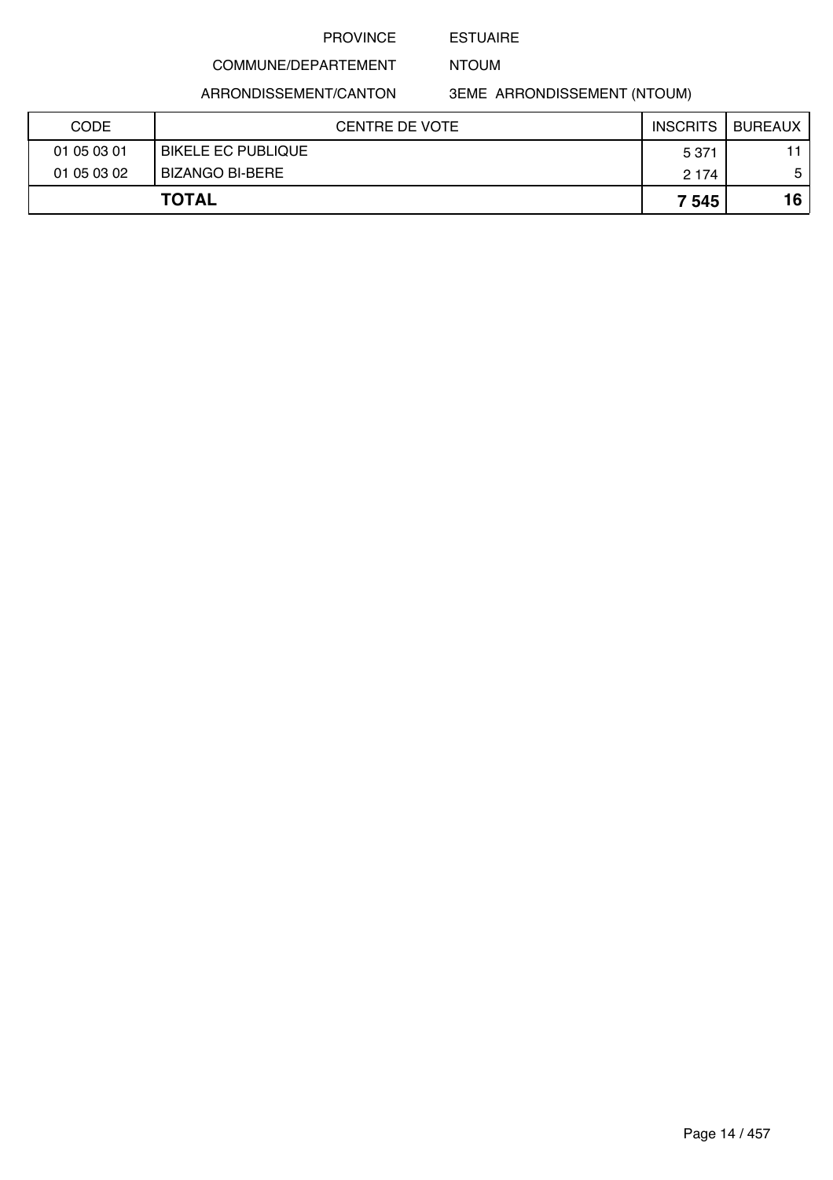PROVINCE ESTUAIRE

COMMUNE/DEPARTEMENT NTOUM

ARRONDISSEMENT/CANTON 3EME ARRONDISSEMENT (NTOUM)

| CODE | CENTRE DE VOTE | INSCRITS | BUREAUX |
|---|---|---|---|
| 01 05 03 01 | BIKELE EC PUBLIQUE | 5 371 | 11 |
| 01 05 03 02 | BIZANGO BI-BERE | 2 174 | 5 |
| **TOTAL** | | **7 545** | **16** |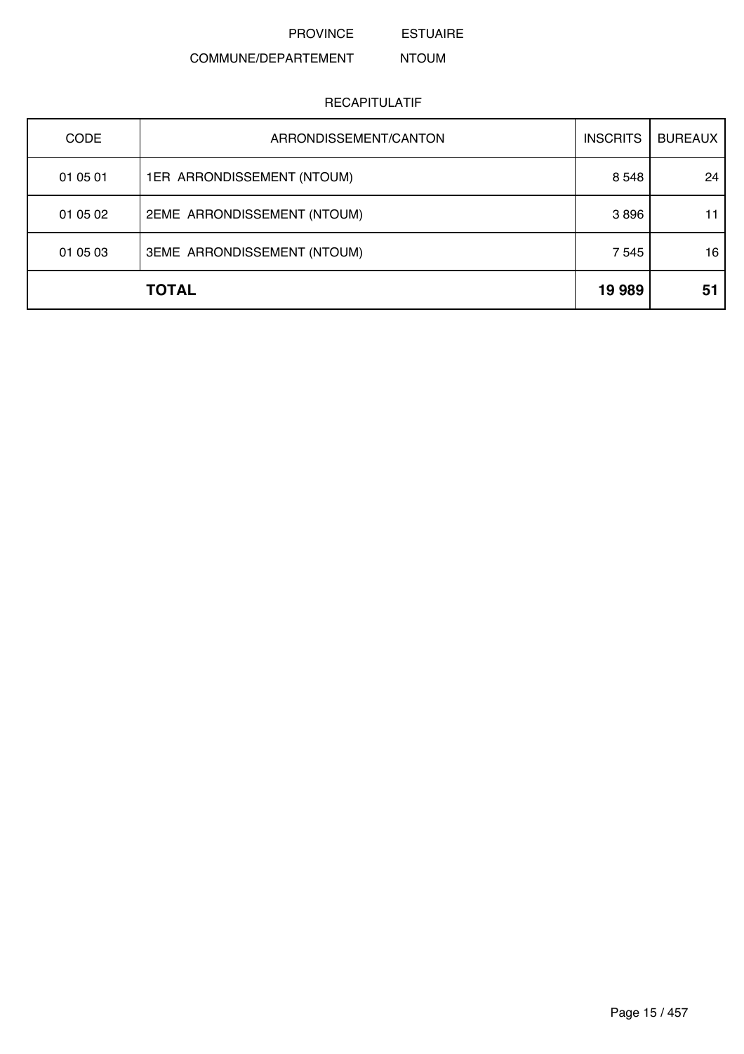PROVINCE ESTUAIRE

COMMUNE/DEPARTEMENT NTOUM

RECAPITULATIF

| CODE | ARRONDISSEMENT/CANTON | INSCRITS | BUREAUX |
|---|---|---|---|
| 01 05 01 | 1ER ARRONDISSEMENT (NTOUM) | 8 548 | 24 |
| 01 05 02 | 2EME ARRONDISSEMENT (NTOUM) | 3 896 | 11 |
| 01 05 03 | 3EME ARRONDISSEMENT (NTOUM) | 7 545 | 16 |
| | **TOTAL** | **19 989** | **51** |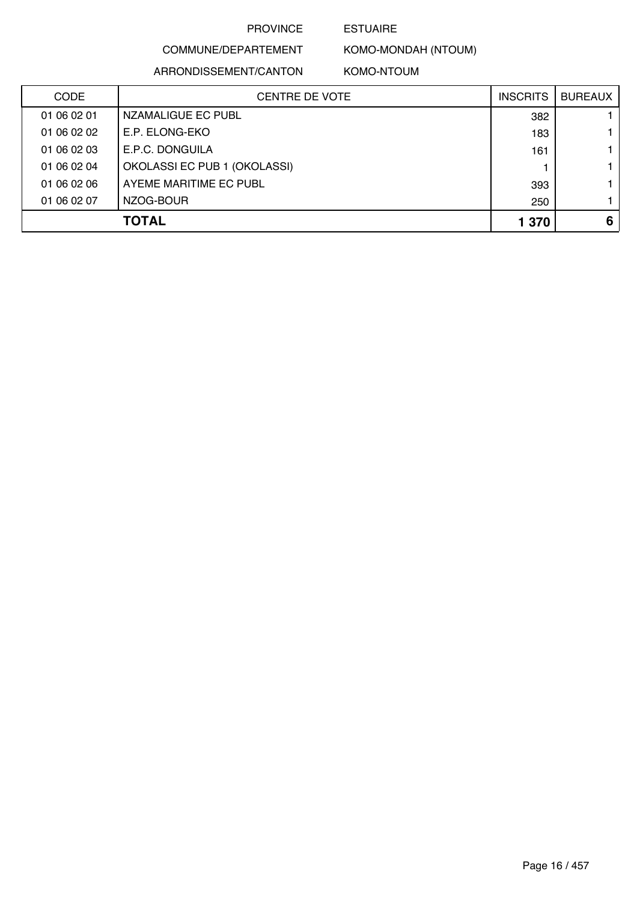PROVINCE ESTUAIRE

COMMUNE/DEPARTEMENT KOMO-MONDAH (NTOUM)

ARRONDISSEMENT/CANTON KOMO-NTOUM

| CODE | CENTRE DE VOTE | INSCRITS | BUREAUX |
|---|---|---|---|
| 01 06 02 01 | NZAMALIGUE EC PUBL | 382 | 1 |
| 01 06 02 02 | E.P. ELONG-EKO | 183 | 1 |
| 01 06 02 03 | E.P.C. DONGUILA | 161 | 1 |
| 01 06 02 04 | OKOLASSI EC PUB 1 (OKOLASSI) | 1 | 1 |
| 01 06 02 06 | AYEME MARITIME EC PUBL | 393 | 1 |
| 01 06 02 07 | NZOG-BOUR | 250 | 1 |
| | **TOTAL** | **1 370** | **6** |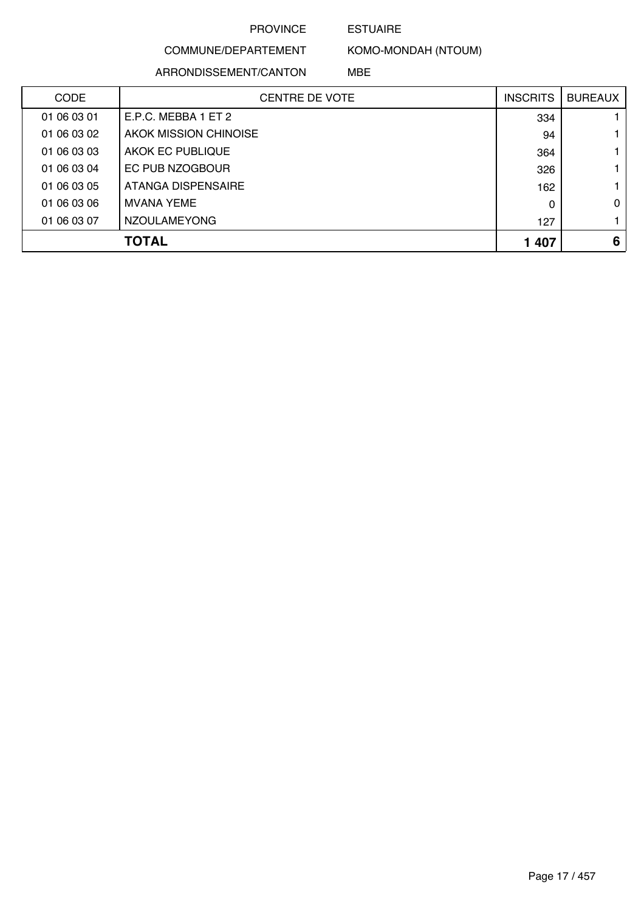PROVINCE ESTUAIRE

COMMUNE/DEPARTEMENT KOMO-MONDAH (NTOUM)

ARRONDISSEMENT/CANTON MBE

| CODE | CENTRE DE VOTE | INSCRITS | BUREAUX |
|---|---|---|---|
| 01 06 03 01 | E.P.C. MEBBA 1 ET 2 | 334 | 1 |
| 01 06 03 02 | AKOK MISSION CHINOISE | 94 | 1 |
| 01 06 03 03 | AKOK EC PUBLIQUE | 364 | 1 |
| 01 06 03 04 | EC PUB NZOGBOUR | 326 | 1 |
| 01 06 03 05 | ATANGA DISPENSAIRE | 162 | 1 |
| 01 06 03 06 | MVANA YEME | 0 | 0 |
| 01 06 03 07 | NZOULAMEYONG | 127 | 1 |
| | **TOTAL** | **1 407** | **6** |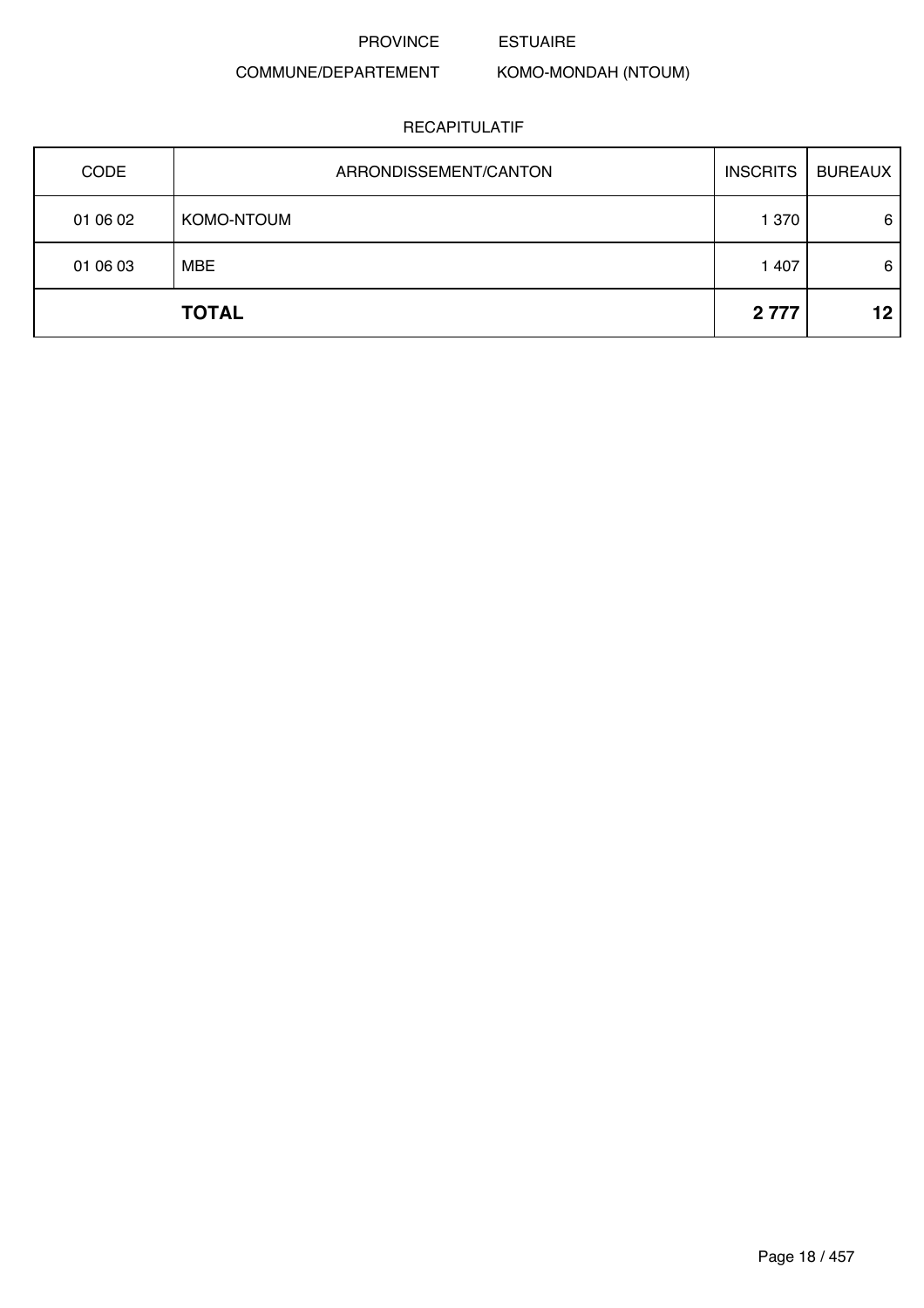PROVINCE ESTUAIRE

COMMUNE/DEPARTEMENT KOMO-MONDAH (NTOUM)

RECAPITULATIF

| CODE | ARRONDISSEMENT/CANTON | INSCRITS | BUREAUX |
| --- | --- | --- | --- |
| 01 06 02 | KOMO-NTOUM | 1 370 | 6 |
| 01 06 03 | MBE | 1 407 | 6 |
| | **TOTAL** | **2 777** | **12** |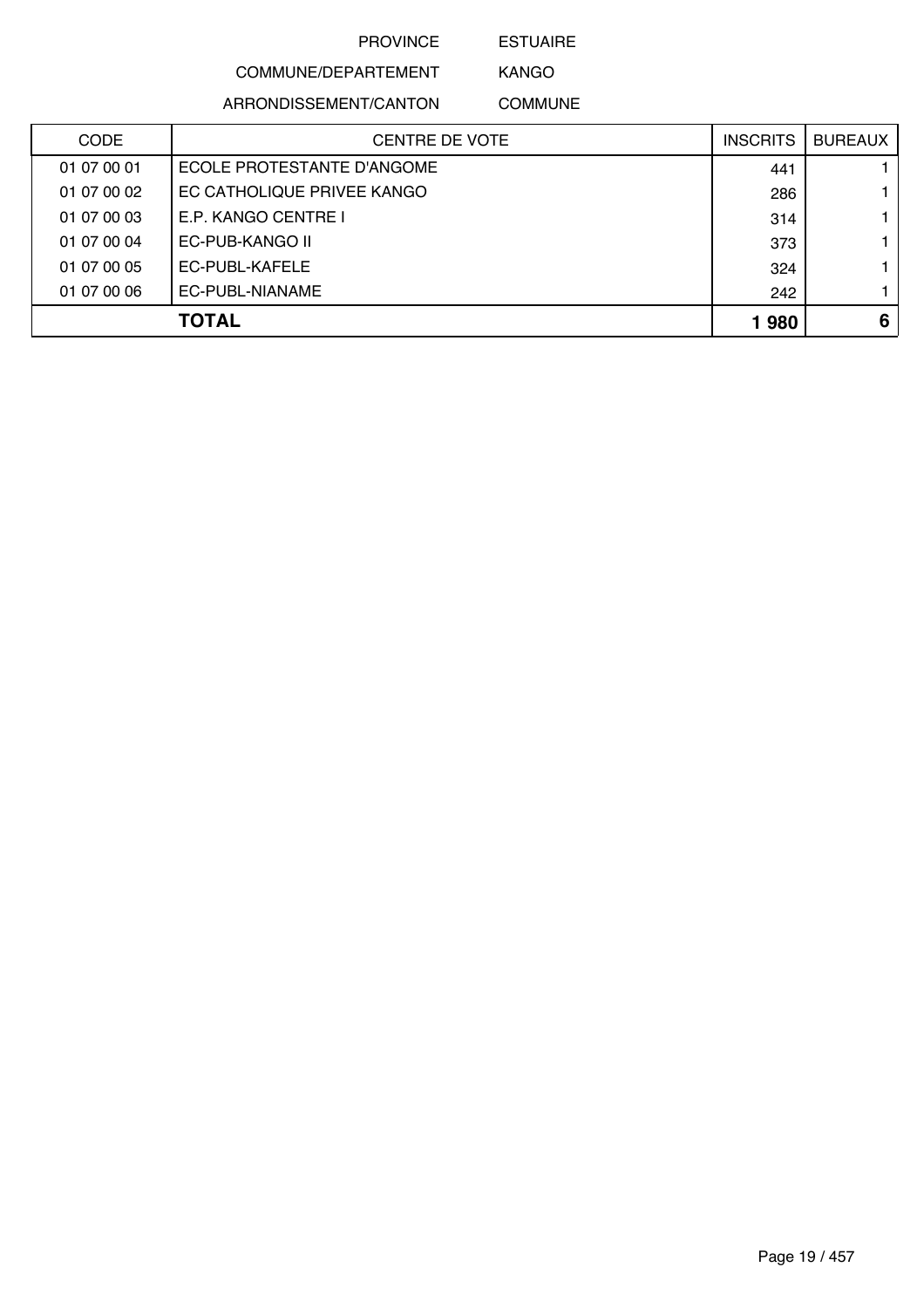PROVINCE ESTUAIRE

COMMUNE/DEPARTEMENT KANGO

ARRONDISSEMENT/CANTON COMMUNE

| CODE | CENTRE DE VOTE | INSCRITS | BUREAUX |
|---|---|---|---|
| 01 07 00 01 | ECOLE PROTESTANTE D'ANGOME | 441 | 1 |
| 01 07 00 02 | EC CATHOLIQUE PRIVEE KANGO | 286 | 1 |
| 01 07 00 03 | E.P. KANGO CENTRE I | 314 | 1 |
| 01 07 00 04 | EC-PUB-KANGO II | 373 | 1 |
| 01 07 00 05 | EC-PUBL-KAFELE | 324 | 1 |
| 01 07 00 06 | EC-PUBL-NIANAME | 242 | 1 |
| | **TOTAL** | **1 980** | **6** |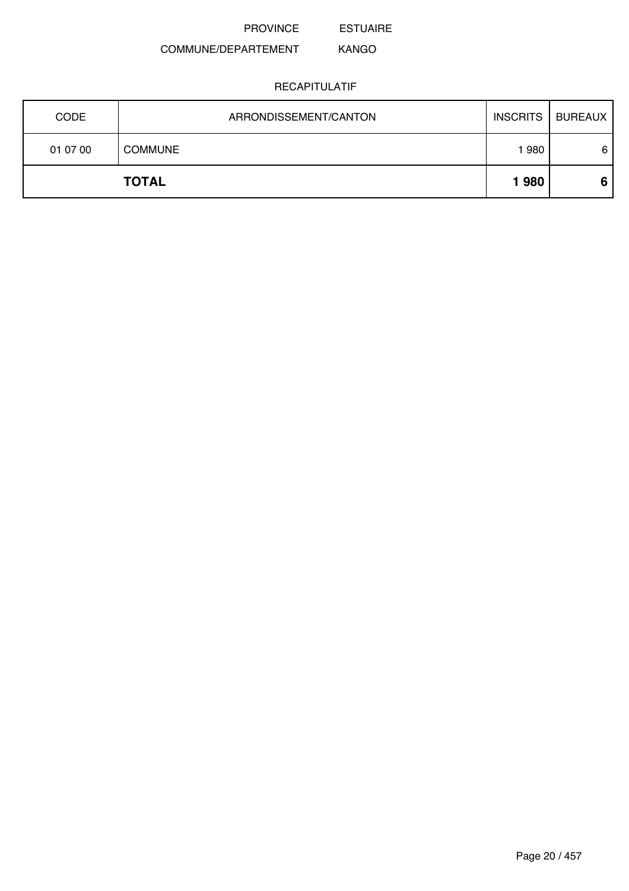PROVINCE ESTUAIRE

COMMUNE/DEPARTEMENT KANGO

RECAPITULATIF

| CODE | ARRONDISSEMENT/CANTON | INSCRITS | BUREAUX |
|---|---|---|---|
| 01 07 00 | COMMUNE | 1 980 | 6 |
| | **TOTAL** | **1 980** | **6** |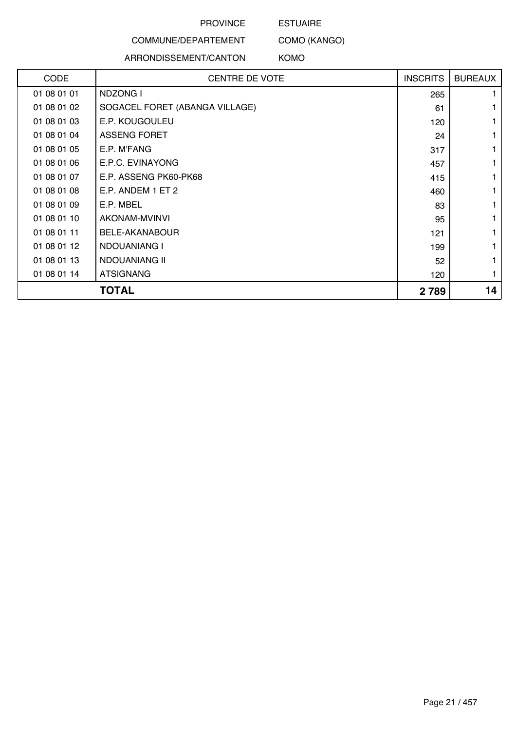PROVINCE ESTUAIRE

COMMUNE/DEPARTEMENT COMO (KANGO)

ARRONDISSEMENT/CANTON KOMO

| CODE | CENTRE DE VOTE | INSCRITS | BUREAUX |
|---|---|---|---|
| 01 08 01 01 | NDZONG I | 265 | 1 |
| 01 08 01 02 | SOGACEL FORET (ABANGA VILLAGE) | 61 | 1 |
| 01 08 01 03 | E.P. KOUGOULEU | 120 | 1 |
| 01 08 01 04 | ASSENG FORET | 24 | 1 |
| 01 08 01 05 | E.P. M'FANG | 317 | 1 |
| 01 08 01 06 | E.P.C. EVINAYONG | 457 | 1 |
| 01 08 01 07 | E.P. ASSENG PK60-PK68 | 415 | 1 |
| 01 08 01 08 | E.P. ANDEM 1 ET 2 | 460 | 1 |
| 01 08 01 09 | E.P. MBEL | 83 | 1 |
| 01 08 01 10 | AKONAM-MVINVI | 95 | 1 |
| 01 08 01 11 | BELE-AKANABOUR | 121 | 1 |
| 01 08 01 12 | NDOUANIANG I | 199 | 1 |
| 01 08 01 13 | NDOUANIANG II | 52 | 1 |
| 01 08 01 14 | ATSIGNANG | 120 | 1 |
| | **TOTAL** | **2 789** | **14** |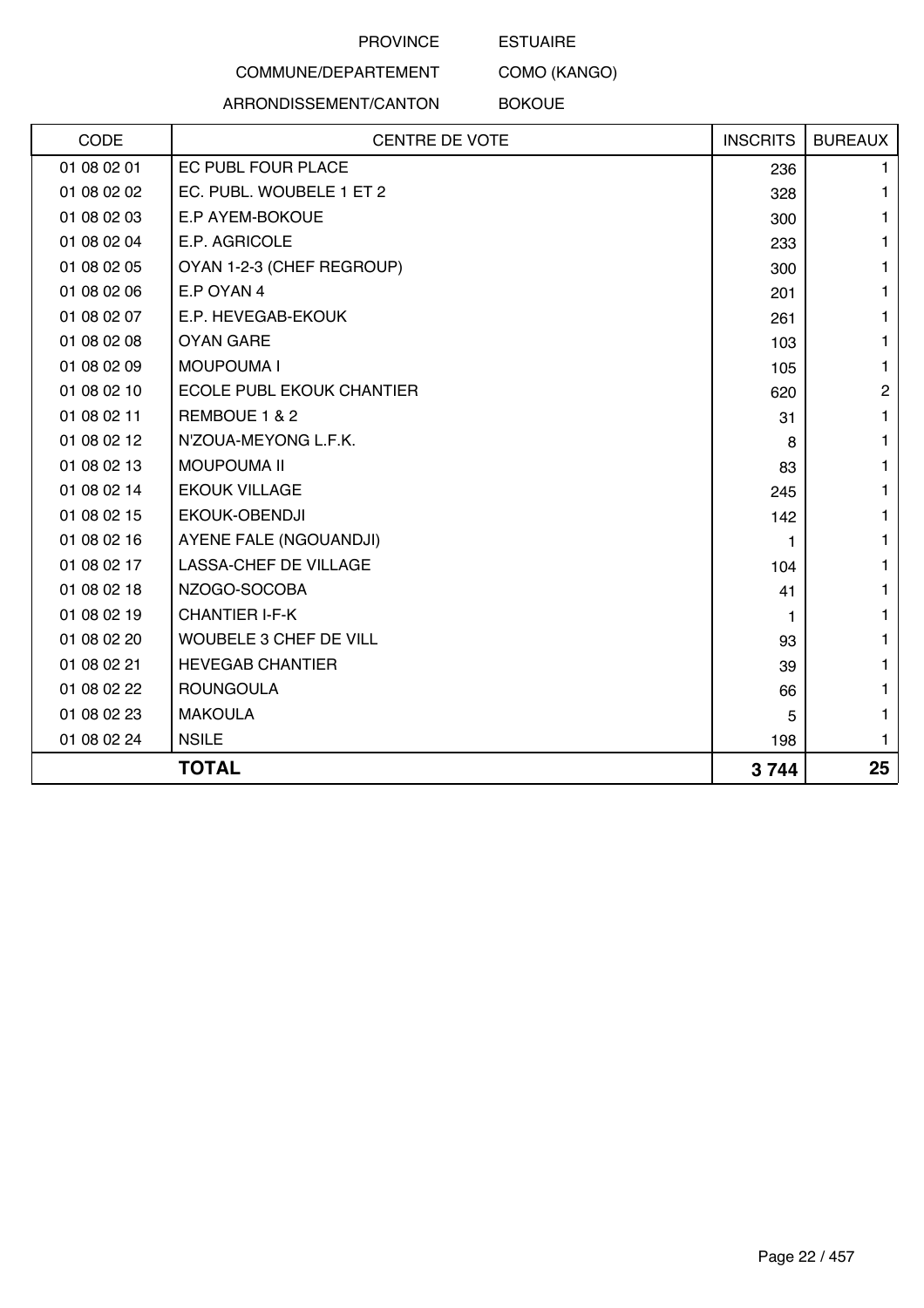PROVINCE ESTUAIRE

COMMUNE/DEPARTEMENT COMO (KANGO)

ARRONDISSEMENT/CANTON BOKOUE

| CODE | CENTRE DE VOTE | INSCRITS | BUREAUX |
|---|---|---|---|
| 01 08 02 01 | EC PUBL FOUR PLACE | 236 | 1 |
| 01 08 02 02 | EC. PUBL. WOUBELE 1 ET 2 | 328 | 1 |
| 01 08 02 03 | E.P AYEM-BOKOUE | 300 | 1 |
| 01 08 02 04 | E.P. AGRICOLE | 233 | 1 |
| 01 08 02 05 | OYAN 1-2-3 (CHEF REGROUP) | 300 | 1 |
| 01 08 02 06 | E.P OYAN 4 | 201 | 1 |
| 01 08 02 07 | E.P. HEVEGAB-EKOUK | 261 | 1 |
| 01 08 02 08 | OYAN GARE | 103 | 1 |
| 01 08 02 09 | MOUPOUMA I | 105 | 1 |
| 01 08 02 10 | ECOLE PUBL EKOUK CHANTIER | 620 | 2 |
| 01 08 02 11 | REMBOUE 1 & 2 | 31 | 1 |
| 01 08 02 12 | N'ZOUA-MEYONG L.F.K. | 8 | 1 |
| 01 08 02 13 | MOUPOUMA II | 83 | 1 |
| 01 08 02 14 | EKOUK VILLAGE | 245 | 1 |
| 01 08 02 15 | EKOUK-OBENDJI | 142 | 1 |
| 01 08 02 16 | AYENE FALE (NGOUANDJI) | 1 | 1 |
| 01 08 02 17 | LASSA-CHEF DE VILLAGE | 104 | 1 |
| 01 08 02 18 | NZOGO-SOCOBA | 41 | 1 |
| 01 08 02 19 | CHANTIER I-F-K | 1 | 1 |
| 01 08 02 20 | WOUBELE 3 CHEF DE VILL | 93 | 1 |
| 01 08 02 21 | HEVEGAB CHANTIER | 39 | 1 |
| 01 08 02 22 | ROUNGOULA | 66 | 1 |
| 01 08 02 23 | MAKOULA | 5 | 1 |
| 01 08 02 24 | NSILE | 198 | 1 |
| | **TOTAL** | **3 744** | **25** |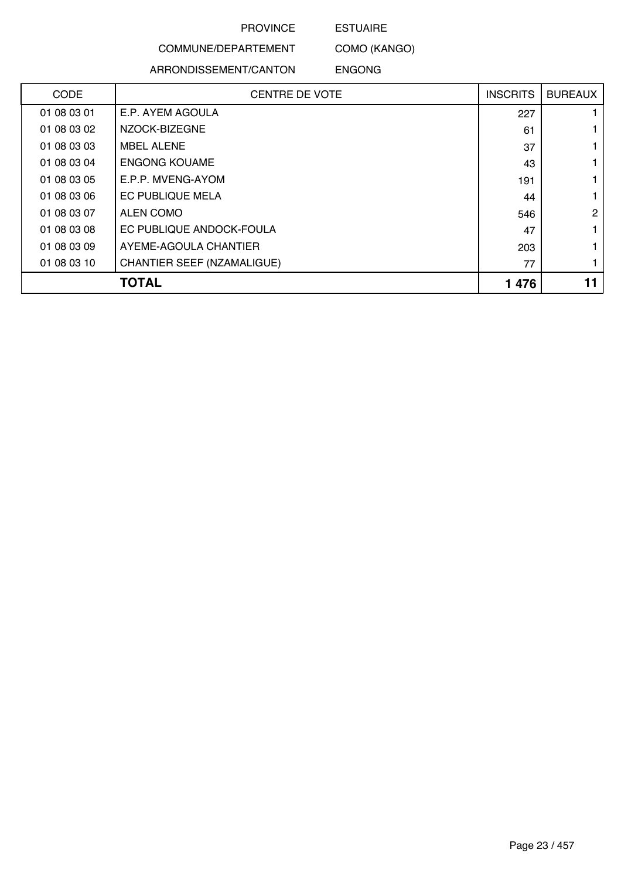PROVINCE ESTUAIRE

COMMUNE/DEPARTEMENT COMO (KANGO)

ARRONDISSEMENT/CANTON ENGONG

| CODE | CENTRE DE VOTE | INSCRITS | BUREAUX |
|---|---|---|---|
| 01 08 03 01 | E.P. AYEM AGOULA | 227 | 1 |
| 01 08 03 02 | NZOCK-BIZEGNE | 61 | 1 |
| 01 08 03 03 | MBEL ALENE | 37 | 1 |
| 01 08 03 04 | ENGONG KOUAME | 43 | 1 |
| 01 08 03 05 | E.P.P. MVENG-AYOM | 191 | 1 |
| 01 08 03 06 | EC PUBLIQUE MELA | 44 | 1 |
| 01 08 03 07 | ALEN COMO | 546 | 2 |
| 01 08 03 08 | EC PUBLIQUE ANDOCK-FOULA | 47 | 1 |
| 01 08 03 09 | AYEME-AGOULA CHANTIER | 203 | 1 |
| 01 08 03 10 | CHANTIER SEEF (NZAMALIGUE) | 77 | 1 |
| | **TOTAL** | **1 476** | **11** |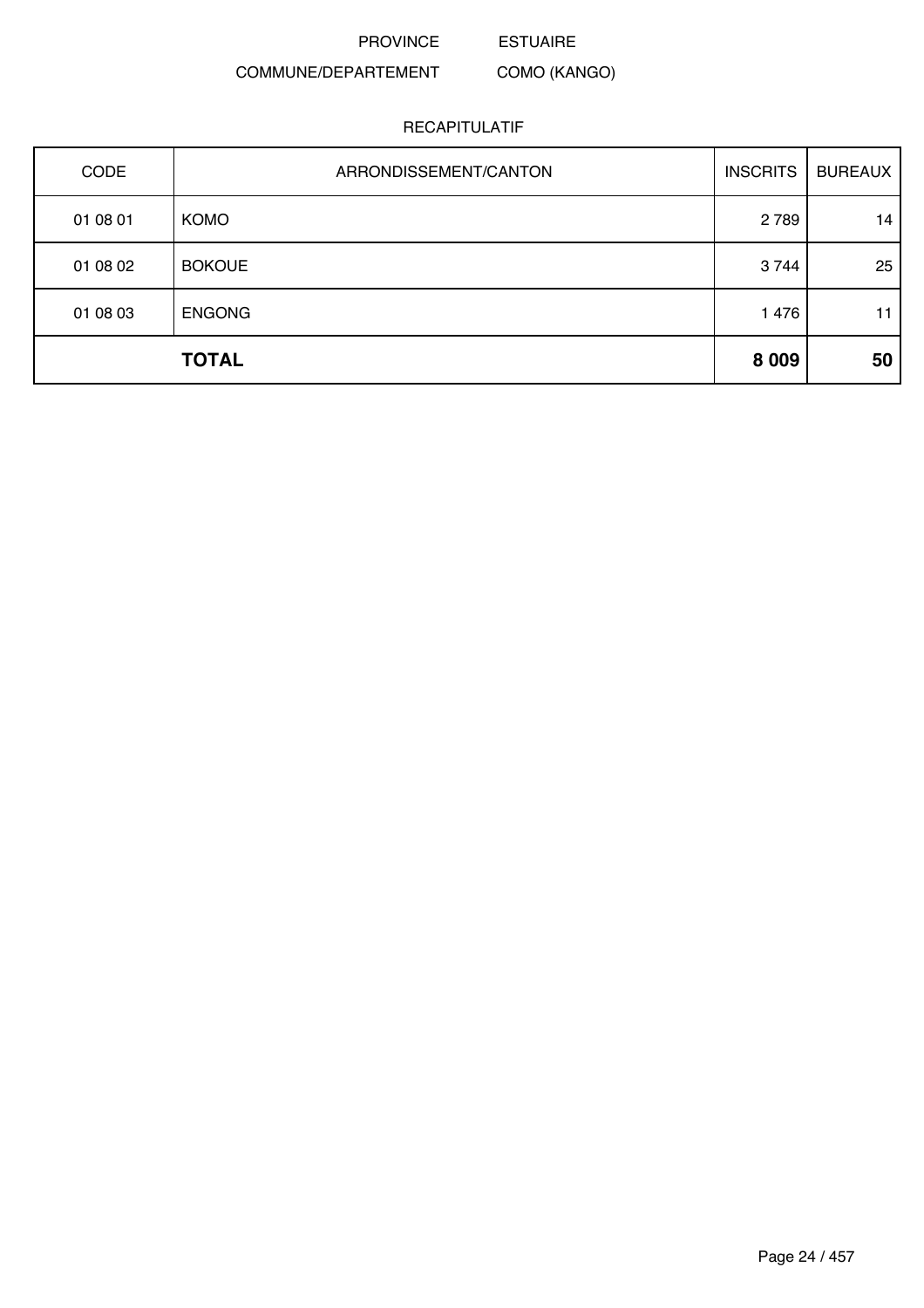PROVINCE ESTUAIRE

COMMUNE/DEPARTEMENT COMO (KANGO)

RECAPITULATIF

| CODE | ARRONDISSEMENT/CANTON | INSCRITS | BUREAUX |
|---|---|---|---|
| 01 08 01 | KOMO | 2 789 | 14 |
| 01 08 02 | BOKOUE | 3 744 | 25 |
| 01 08 03 | ENGONG | 1 476 | 11 |
| | **TOTAL** | **8 009** | **50** |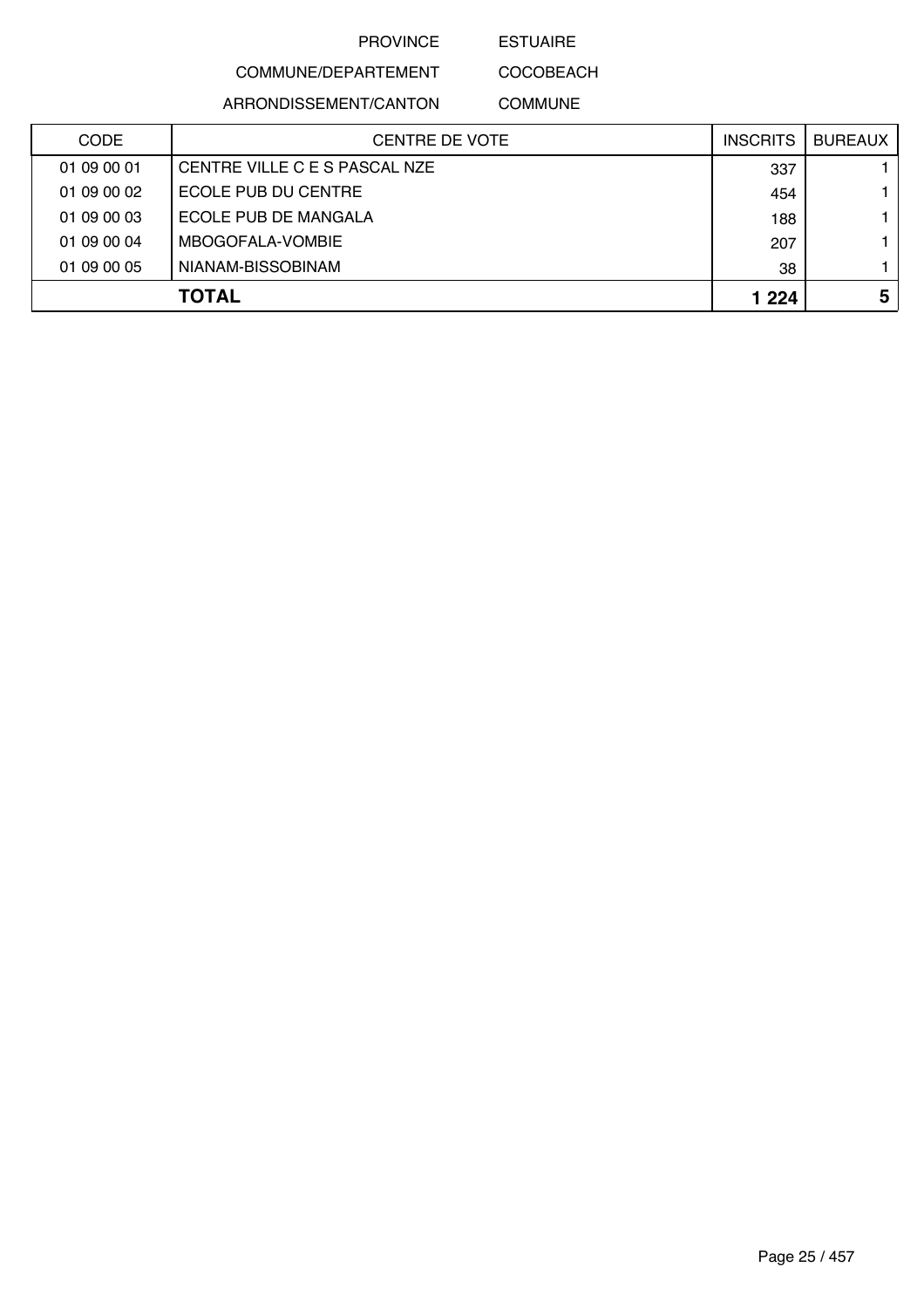PROVINCE ESTUAIRE

COMMUNE/DEPARTEMENT COCOBEACH

ARRONDISSEMENT/CANTON COMMUNE

| CODE | CENTRE DE VOTE | INSCRITS | BUREAUX |
|---|---|---|---|
| 01 09 00 01 | CENTRE VILLE C E S PASCAL NZE | 337 | 1 |
| 01 09 00 02 | ECOLE PUB DU CENTRE | 454 | 1 |
| 01 09 00 03 | ECOLE PUB DE MANGALA | 188 | 1 |
| 01 09 00 04 | MBOGOFALA-VOMBIE | 207 | 1 |
| 01 09 00 05 | NIANAM-BISSOBINAM | 38 | 1 |
| | **TOTAL** | **1 224** | **5** |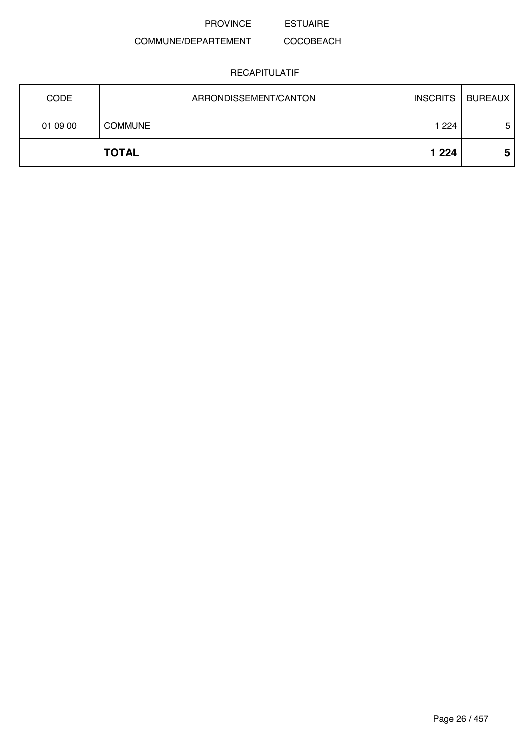PROVINCE ESTUAIRE

COMMUNE/DEPARTEMENT COCOBEACH

RECAPITULATIF

| CODE | ARRONDISSEMENT/CANTON | INSCRITS | BUREAUX |
|---|---|---|---|
| 01 09 00 | COMMUNE | 1 224 | 5 |
| | **TOTAL** | **1 224** | **5** |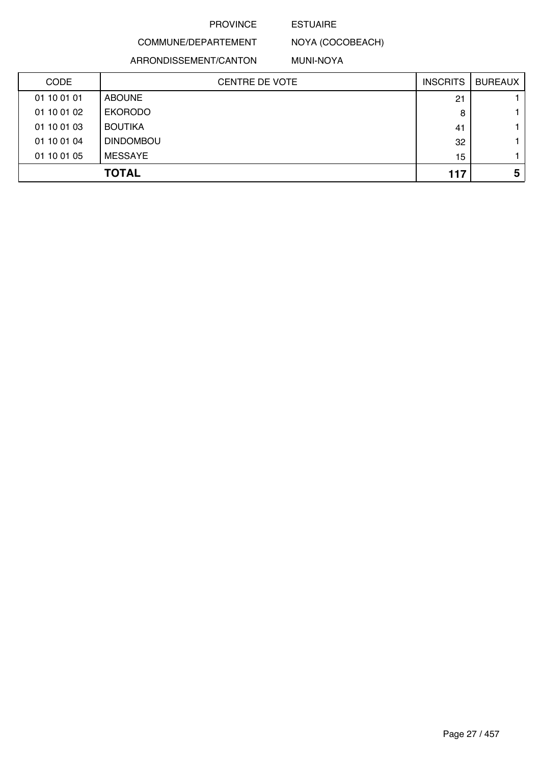PROVINCE ESTUAIRE

COMMUNE/DEPARTEMENT NOYA (COCOBEACH)

ARRONDISSEMENT/CANTON MUNI-NOYA

| CODE | CENTRE DE VOTE | INSCRITS | BUREAUX |
|---|---|---|---|
| 01 10 01 01 | ABOUNE | 21 | 1 |
| 01 10 01 02 | EKORODO | 8 | 1 |
| 01 10 01 03 | BOUTIKA | 41 | 1 |
| 01 10 01 04 | DINDOMBOU | 32 | 1 |
| 01 10 01 05 | MESSAYE | 15 | 1 |
| | **TOTAL** | **117** | **5** |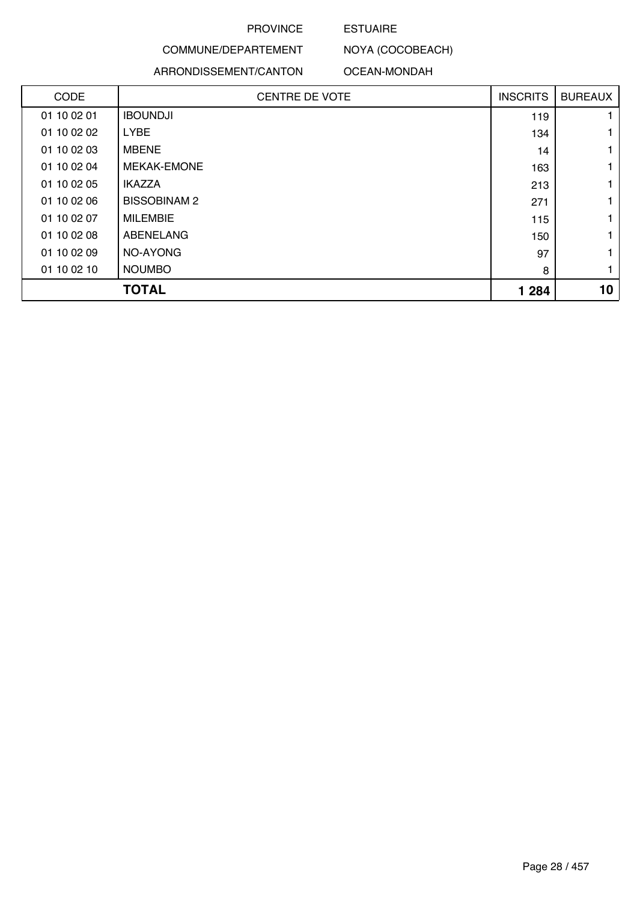PROVINCE ESTUAIRE

COMMUNE/DEPARTEMENT NOYA (COCOBEACH)

ARRONDISSEMENT/CANTON OCEAN-MONDAH

| CODE | CENTRE DE VOTE | INSCRITS | BUREAUX |
|---|---|---|---|
| 01 10 02 01 | IBOUNDJI | 119 | 1 |
| 01 10 02 02 | LYBE | 134 | 1 |
| 01 10 02 03 | MBENE | 14 | 1 |
| 01 10 02 04 | MEKAK-EMONE | 163 | 1 |
| 01 10 02 05 | IKAZZA | 213 | 1 |
| 01 10 02 06 | BISSOBINAM 2 | 271 | 1 |
| 01 10 02 07 | MILEMBIE | 115 | 1 |
| 01 10 02 08 | ABENELANG | 150 | 1 |
| 01 10 02 09 | NO-AYONG | 97 | 1 |
| 01 10 02 10 | NOUMBO | 8 | 1 |
| | **TOTAL** | **1 284** | **10** |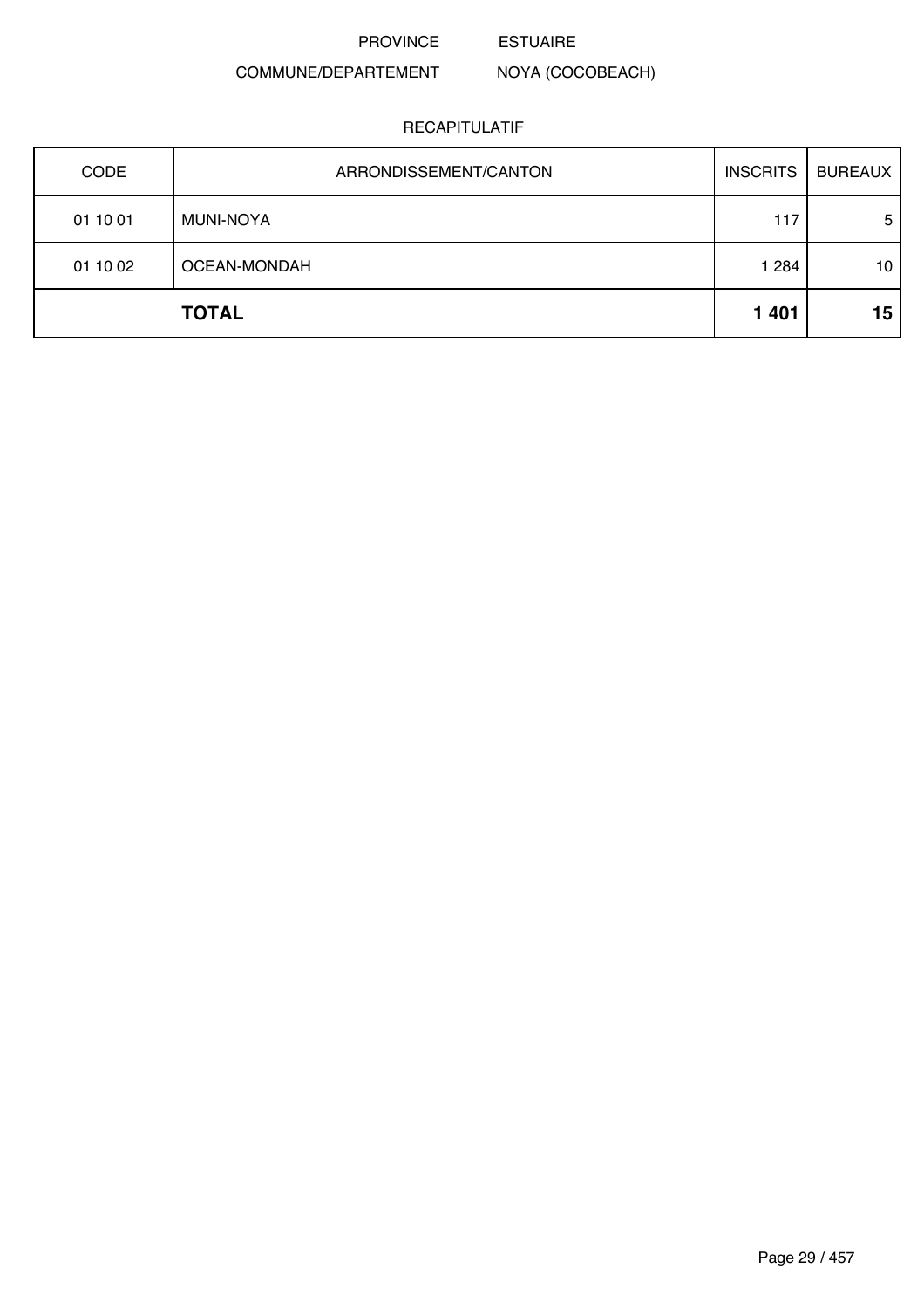PROVINCE ESTUAIRE

COMMUNE/DEPARTEMENT NOYA (COCOBEACH)

RECAPITULATIF

| CODE | ARRONDISSEMENT/CANTON | INSCRITS | BUREAUX |
|---|---|---|---|
| 01 10 01 | MUNI-NOYA | 117 | 5 |
| 01 10 02 | OCEAN-MONDAH | 1 284 | 10 |
| | **TOTAL** | **1 401** | **15** |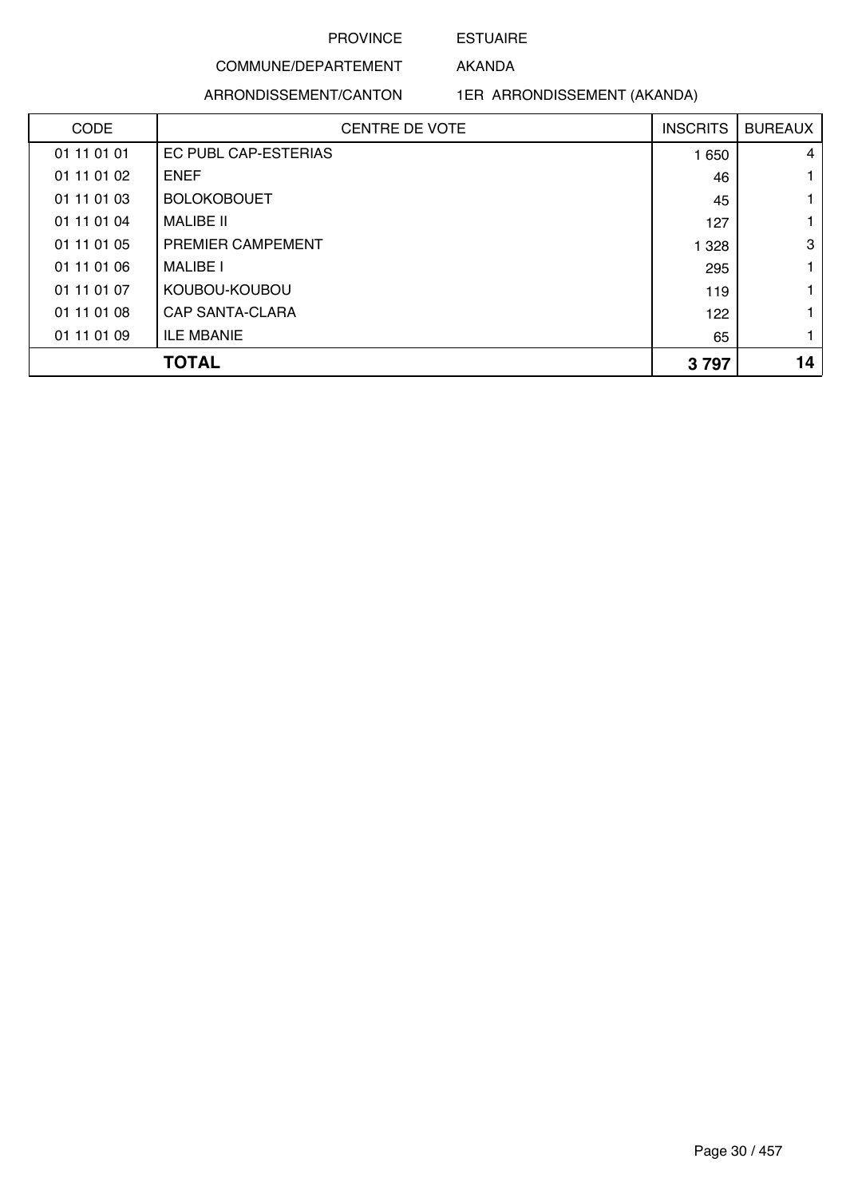PROVINCE ESTUAIRE

COMMUNE/DEPARTEMENT AKANDA

ARRONDISSEMENT/CANTON 1ER ARRONDISSEMENT (AKANDA)

| CODE | CENTRE DE VOTE | INSCRITS | BUREAUX |
|---|---|---|---|
| 01 11 01 01 | EC PUBL CAP-ESTERIAS | 1 650 | 4 |
| 01 11 01 02 | ENEF | 46 | 1 |
| 01 11 01 03 | BOLOKOBOUET | 45 | 1 |
| 01 11 01 04 | MALIBE II | 127 | 1 |
| 01 11 01 05 | PREMIER CAMPEMENT | 1 328 | 3 |
| 01 11 01 06 | MALIBE I | 295 | 1 |
| 01 11 01 07 | KOUBOU-KOUBOU | 119 | 1 |
| 01 11 01 08 | CAP SANTA-CLARA | 122 | 1 |
| 01 11 01 09 | ILE MBANIE | 65 | 1 |
| **TOTAL** | | **3 797** | **14** |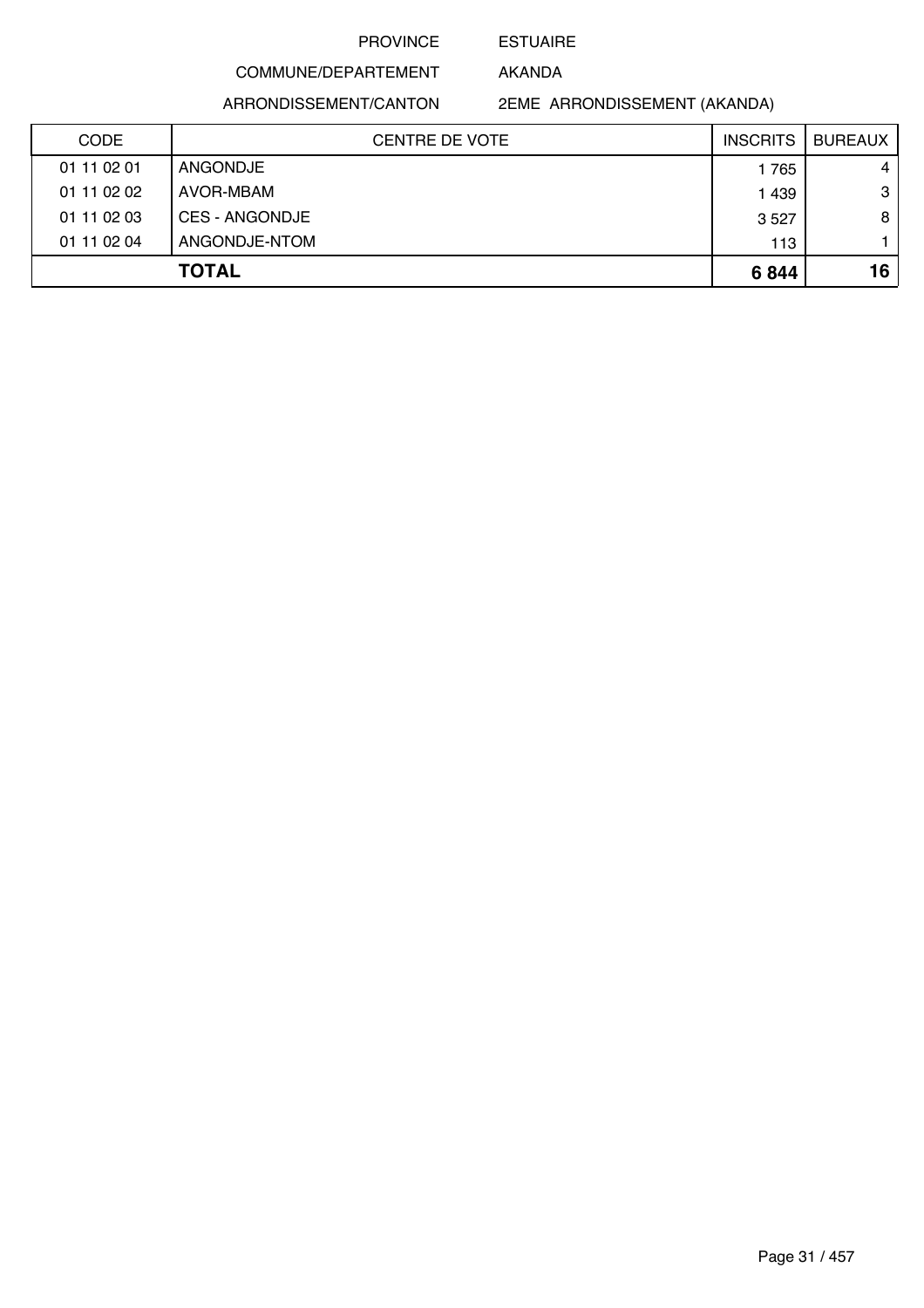PROVINCE ESTUAIRE

COMMUNE/DEPARTEMENT AKANDA

ARRONDISSEMENT/CANTON 2EME ARRONDISSEMENT (AKANDA)

| CODE | CENTRE DE VOTE | INSCRITS | BUREAUX |
|---|---|---|---|
| 01 11 02 01 | ANGONDJE | 1 765 | 4 |
| 01 11 02 02 | AVOR-MBAM | 1 439 | 3 |
| 01 11 02 03 | CES - ANGONDJE | 3 527 | 8 |
| 01 11 02 04 | ANGONDJE-NTOM | 113 | 1 |
| | **TOTAL** | **6 844** | **16** |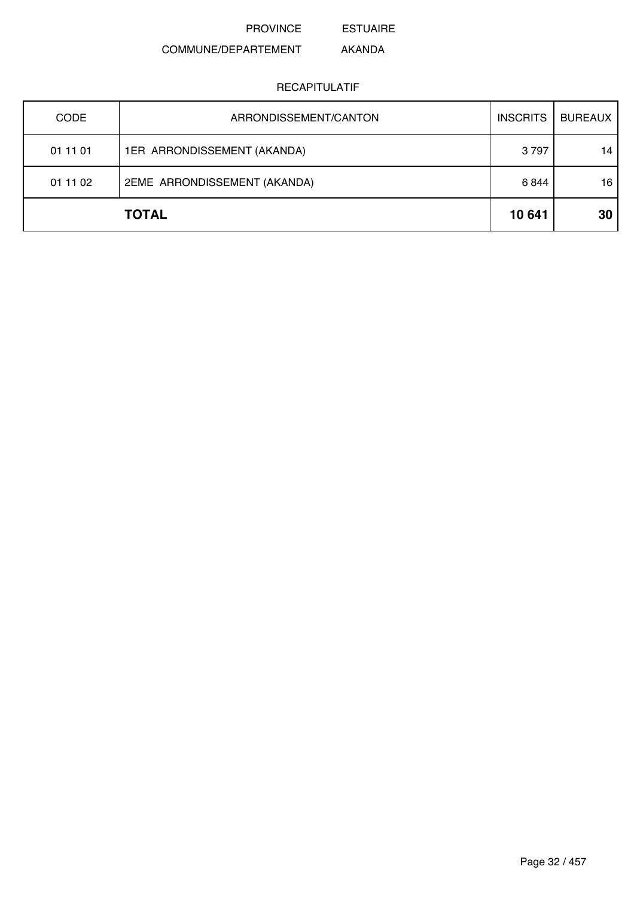PROVINCE ESTUAIRE

COMMUNE/DEPARTEMENT AKANDA

RECAPITULATIF

| CODE | ARRONDISSEMENT/CANTON | INSCRITS | BUREAUX |
|---|---|---|---|
| 01 11 01 | 1ER ARRONDISSEMENT (AKANDA) | 3 797 | 14 |
| 01 11 02 | 2EME ARRONDISSEMENT (AKANDA) | 6 844 | 16 |
| | **TOTAL** | **10 641** | **30** |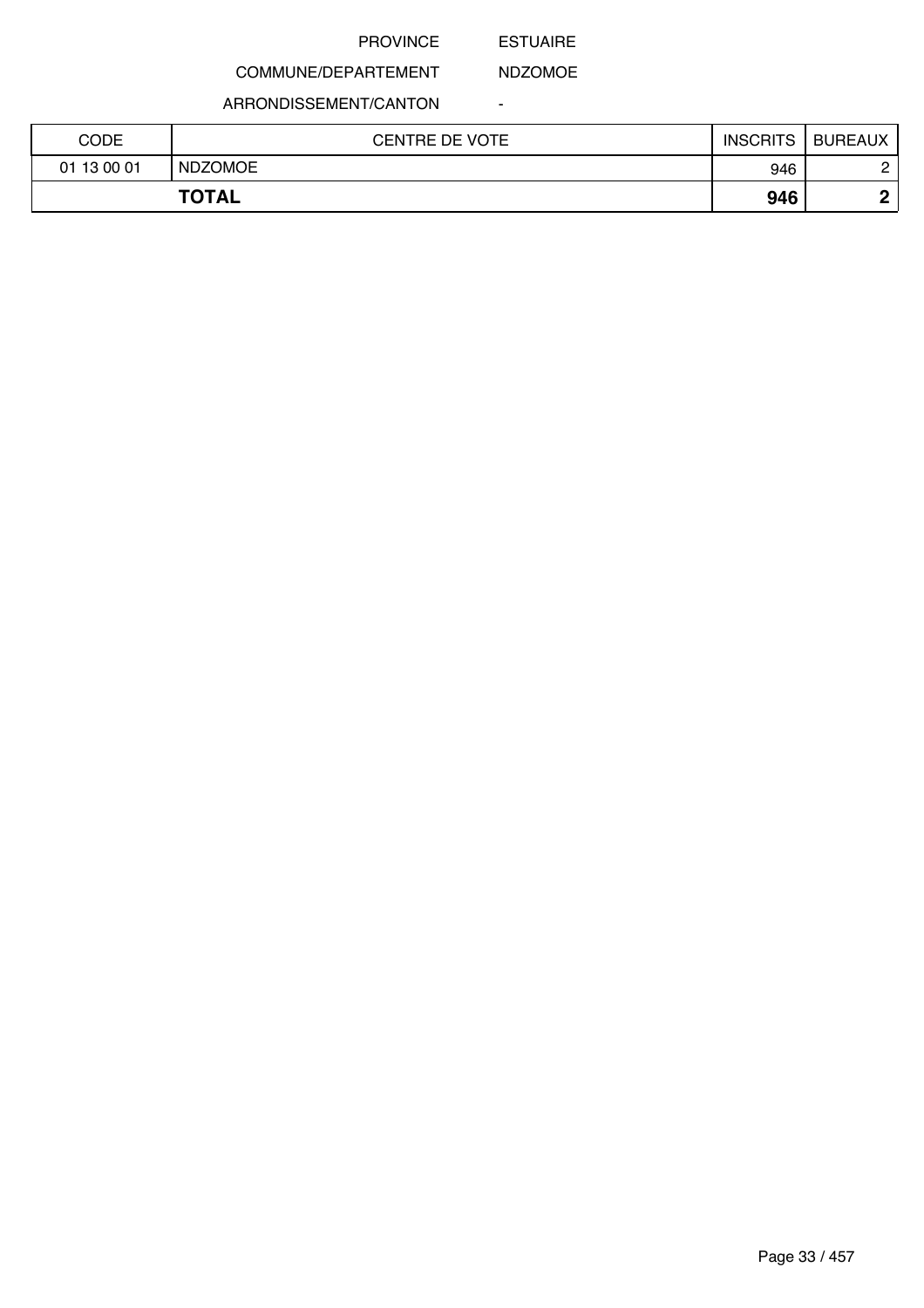PROVINCE ESTUAIRE

COMMUNE/DEPARTEMENT NDZOMOE

ARRONDISSEMENT/CANTON -

| CODE | CENTRE DE VOTE | INSCRITS | BUREAUX |
|---|---|---|---|
| 01 13 00 01 | NDZOMOE | 946 | 2 |
| **TOTAL** | | **946** | **2** |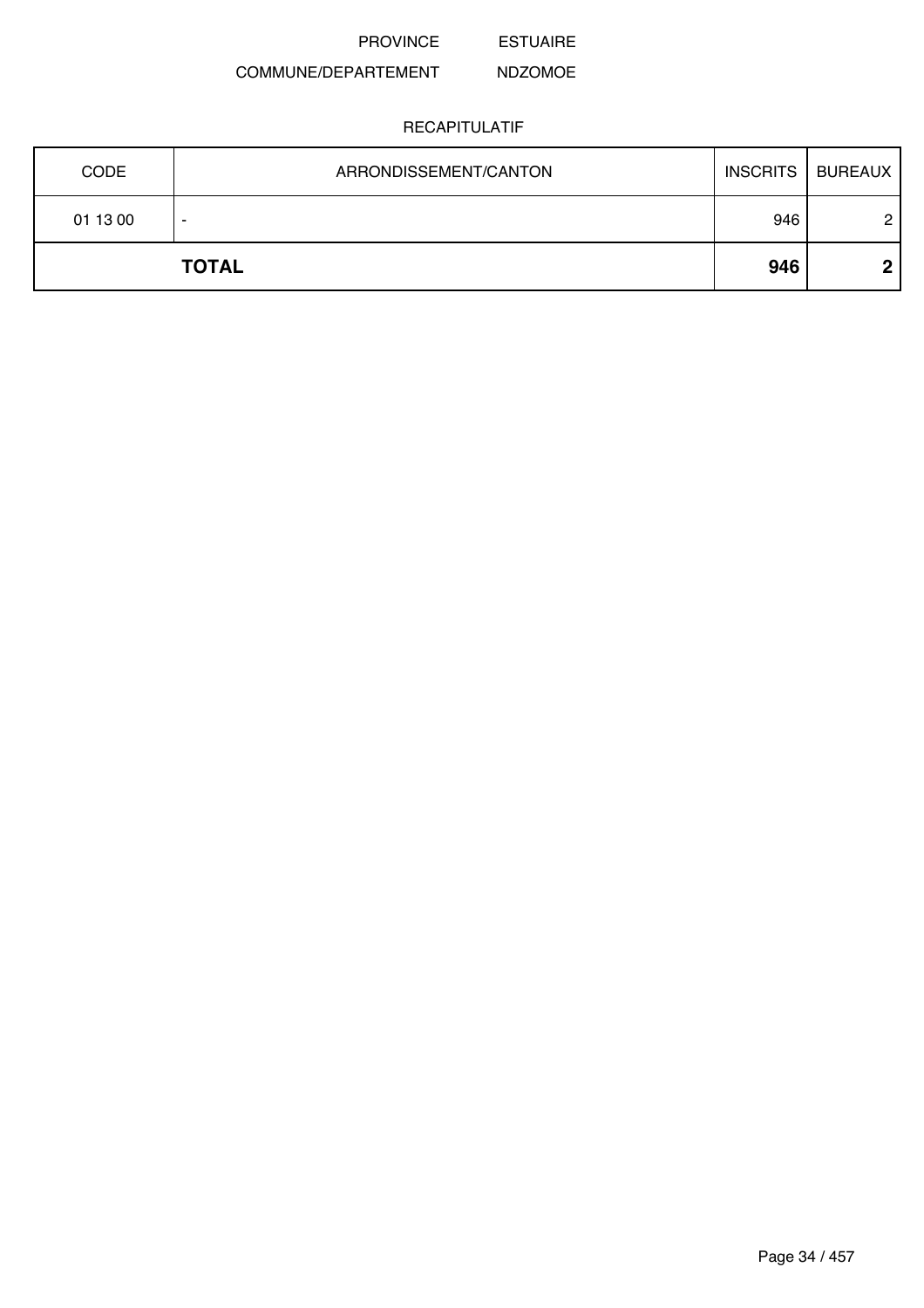PROVINCE ESTUAIRE

COMMUNE/DEPARTEMENT NDZOMOE

RECAPITULATIF

| CODE | ARRONDISSEMENT/CANTON | INSCRITS | BUREAUX |
|---|---|---|---|
| 01 13 00 | - | 946 | 2 |
| **TOTAL** | | **946** | **2** |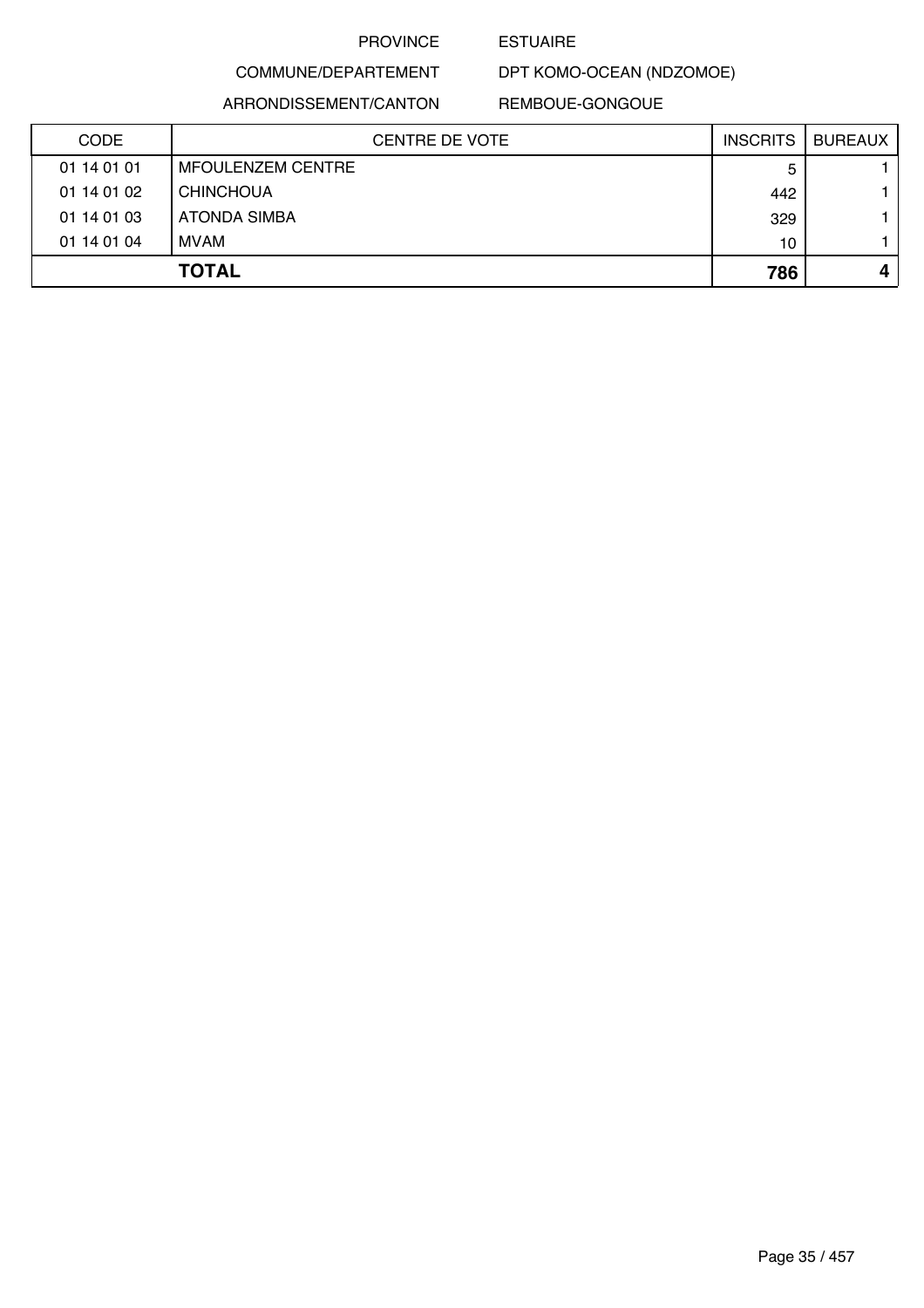PROVINCE ESTUAIRE

COMMUNE/DEPARTEMENT DPT KOMO-OCEAN (NDZOMOE)

ARRONDISSEMENT/CANTON REMBOUE-GONGOUE

| CODE | CENTRE DE VOTE | INSCRITS | BUREAUX |
|---|---|---|---|
| 01 14 01 01 | MFOULENZEM CENTRE | 5 | 1 |
| 01 14 01 02 | CHINCHOUA | 442 | 1 |
| 01 14 01 03 | ATONDA SIMBA | 329 | 1 |
| 01 14 01 04 | MVAM | 10 | 1 |
| | **TOTAL** | **786** | **4** |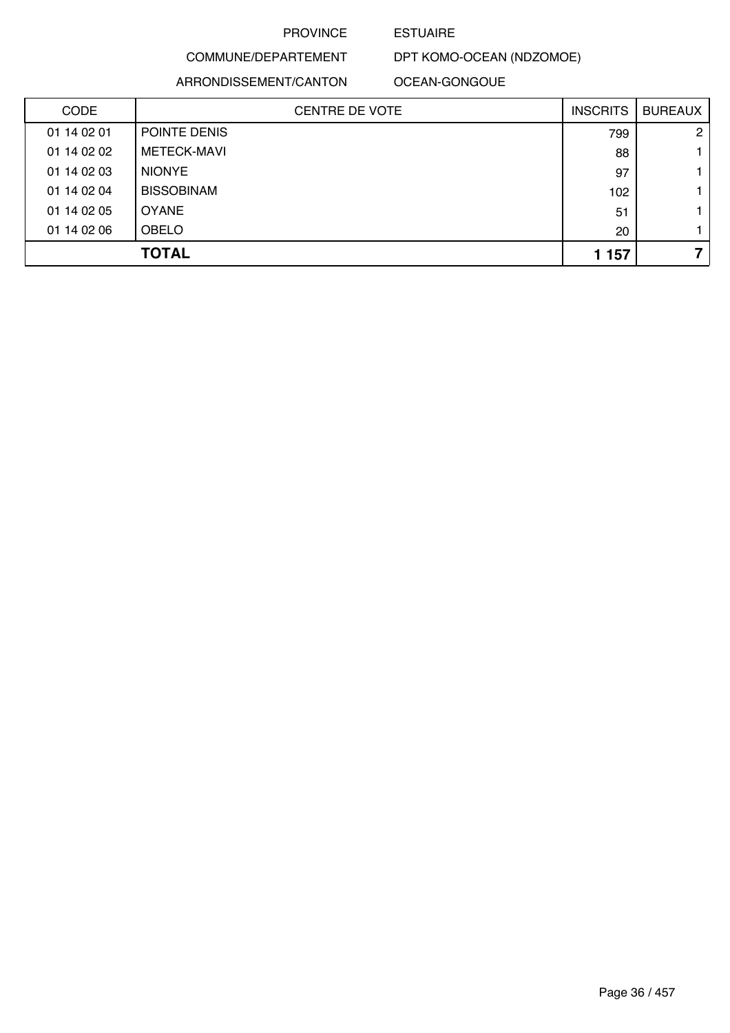PROVINCE ESTUAIRE

COMMUNE/DEPARTEMENT DPT KOMO-OCEAN (NDZOMOE)

ARRONDISSEMENT/CANTON OCEAN-GONGOUE

| CODE | CENTRE DE VOTE | INSCRITS | BUREAUX |
|---|---|---|---|
| 01 14 02 01 | POINTE DENIS | 799 | 2 |
| 01 14 02 02 | METECK-MAVI | 88 | 1 |
| 01 14 02 03 | NIONYE | 97 | 1 |
| 01 14 02 04 | BISSOBINAM | 102 | 1 |
| 01 14 02 05 | OYANE | 51 | 1 |
| 01 14 02 06 | OBELO | 20 | 1 |
| | **TOTAL** | **1 157** | **7** |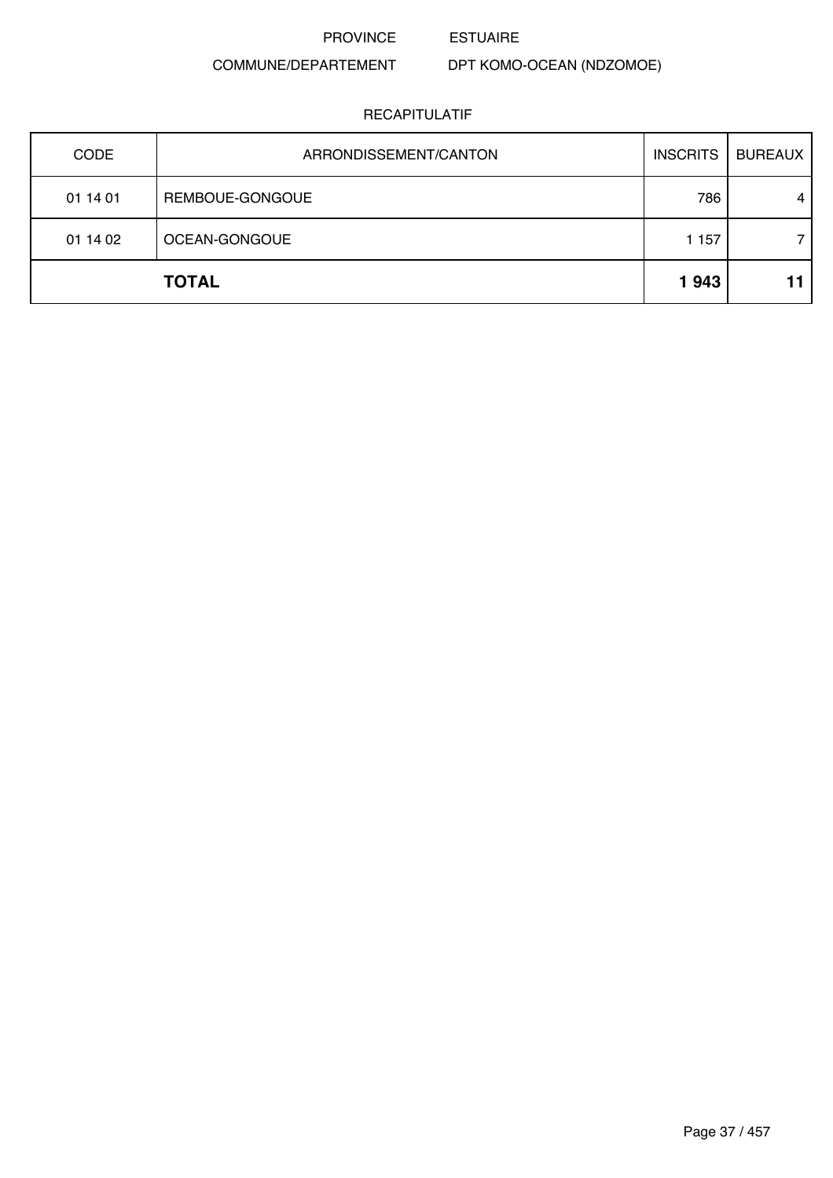PROVINCE ESTUAIRE

COMMUNE/DEPARTEMENT DPT KOMO-OCEAN (NDZOMOE)

RECAPITULATIF

| CODE | ARRONDISSEMENT/CANTON | INSCRITS | BUREAUX |
|---|---|---|---|
| 01 14 01 | REMBOUE-GONGOUE | 786 | 4 |
| 01 14 02 | OCEAN-GONGOUE | 1 157 | 7 |
| | **TOTAL** | **1 943** | **11** |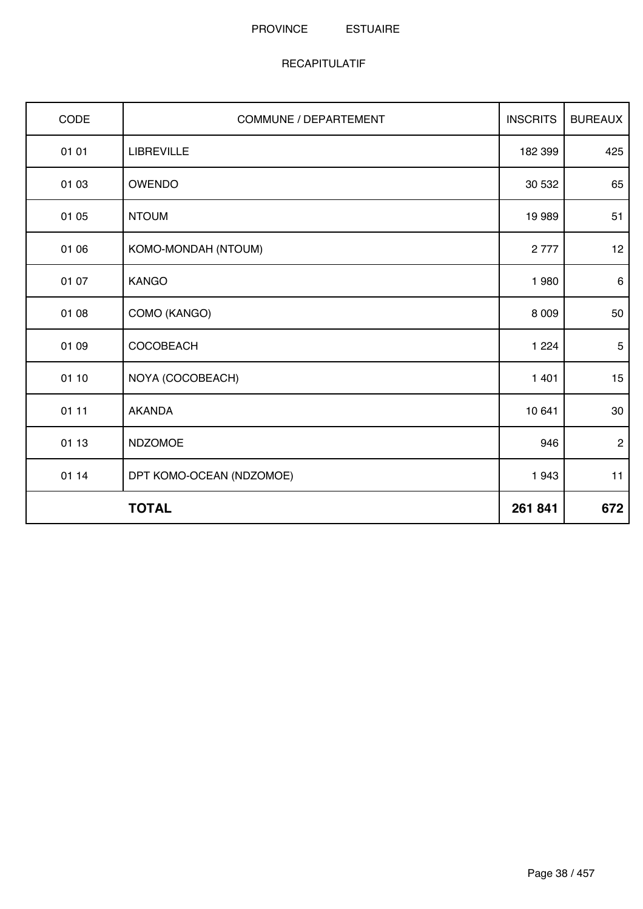PROVINCE ESTUAIRE

RECAPITULATIF

| CODE | COMMUNE / DEPARTEMENT | INSCRITS | BUREAUX |
|---|---|---|---|
| 01 01 | LIBREVILLE | 182 399 | 425 |
| 01 03 | OWENDO | 30 532 | 65 |
| 01 05 | NTOUM | 19 989 | 51 |
| 01 06 | KOMO-MONDAH (NTOUM) | 2 777 | 12 |
| 01 07 | KANGO | 1 980 | 6 |
| 01 08 | COMO (KANGO) | 8 009 | 50 |
| 01 09 | COCOBEACH | 1 224 | 5 |
| 01 10 | NOYA (COCOBEACH) | 1 401 | 15 |
| 01 11 | AKANDA | 10 641 | 30 |
| 01 13 | NDZOMOE | 946 | 2 |
| 01 14 | DPT KOMO-OCEAN (NDZOMOE) | 1 943 | 11 |
| | **TOTAL** | **261 841** | **672** |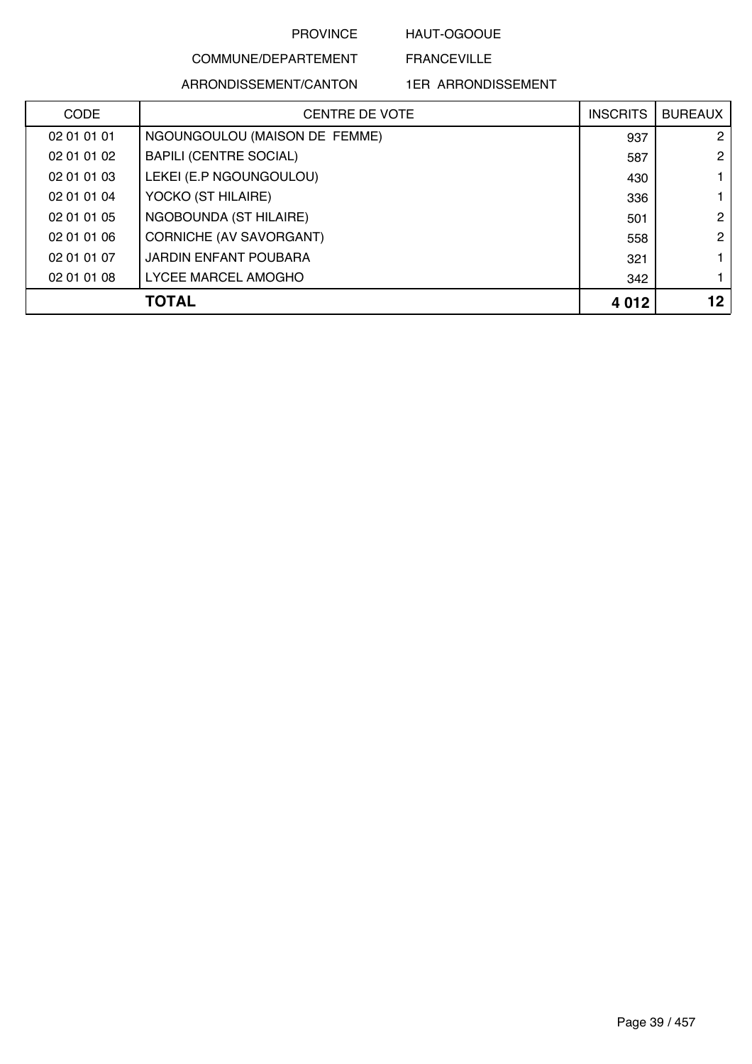PROVINCE HAUT-OGOOUE

COMMUNE/DEPARTEMENT FRANCEVILLE

ARRONDISSEMENT/CANTON 1ER ARRONDISSEMENT

| CODE | CENTRE DE VOTE | INSCRITS | BUREAUX |
|---|---|---|---|
| 02 01 01 01 | NGOUNGOULOU (MAISON DE FEMME) | 937 | 2 |
| 02 01 01 02 | BAPILI (CENTRE SOCIAL) | 587 | 2 |
| 02 01 01 03 | LEKEI (E.P NGOUNGOULOU) | 430 | 1 |
| 02 01 01 04 | YOCKO (ST HILAIRE) | 336 | 1 |
| 02 01 01 05 | NGOBOUNDA (ST HILAIRE) | 501 | 2 |
| 02 01 01 06 | CORNICHE (AV SAVORGANT) | 558 | 2 |
| 02 01 01 07 | JARDIN ENFANT POUBARA | 321 | 1 |
| 02 01 01 08 | LYCEE MARCEL AMOGHO | 342 | 1 |
| | **TOTAL** | **4 012** | **12** |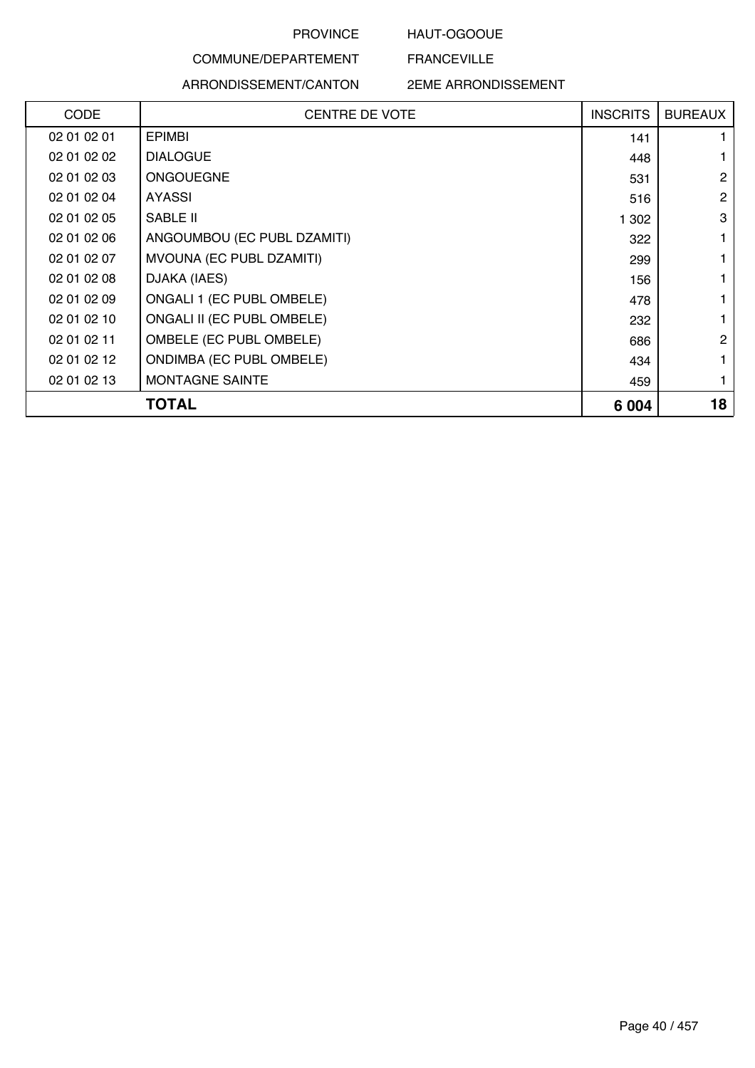PROVINCE HAUT-OGOOUE

COMMUNE/DEPARTEMENT FRANCEVILLE

ARRONDISSEMENT/CANTON 2EME ARRONDISSEMENT

| CODE | CENTRE DE VOTE | INSCRITS | BUREAUX |
|---|---|---|---|
| 02 01 02 01 | EPIMBI | 141 | 1 |
| 02 01 02 02 | DIALOGUE | 448 | 1 |
| 02 01 02 03 | ONGOUEGNE | 531 | 2 |
| 02 01 02 04 | AYASSI | 516 | 2 |
| 02 01 02 05 | SABLE II | 1 302 | 3 |
| 02 01 02 06 | ANGOUMBOU (EC PUBL DZAMITI) | 322 | 1 |
| 02 01 02 07 | MVOUNA (EC PUBL DZAMITI) | 299 | 1 |
| 02 01 02 08 | DJAKA (IAES) | 156 | 1 |
| 02 01 02 09 | ONGALI 1 (EC PUBL OMBELE) | 478 | 1 |
| 02 01 02 10 | ONGALI II (EC PUBL OMBELE) | 232 | 1 |
| 02 01 02 11 | OMBELE (EC PUBL OMBELE) | 686 | 2 |
| 02 01 02 12 | ONDIMBA (EC PUBL OMBELE) | 434 | 1 |
| 02 01 02 13 | MONTAGNE SAINTE | 459 | 1 |
| **TOTAL** | | **6 004** | **18** |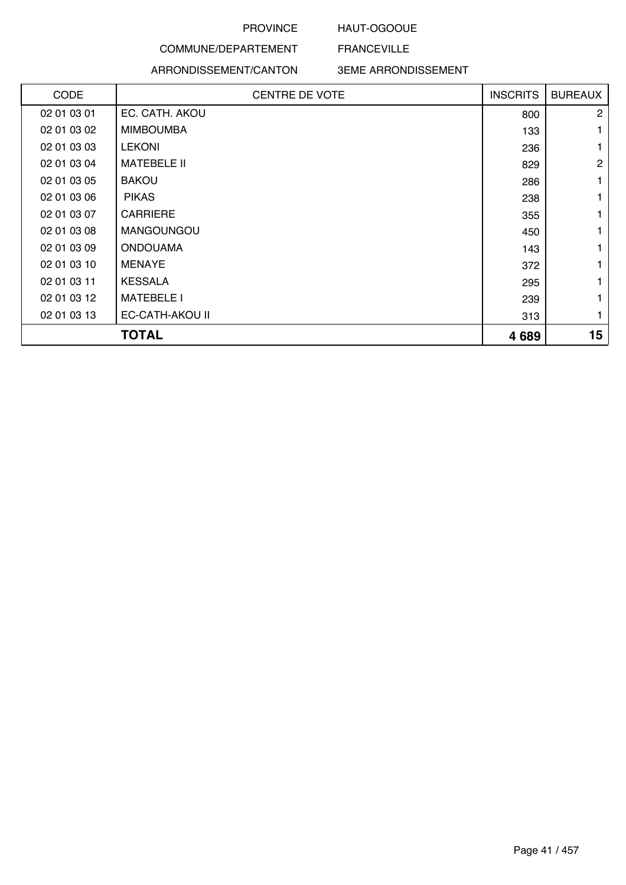PROVINCE HAUT-OGOOUE

COMMUNE/DEPARTEMENT FRANCEVILLE

ARRONDISSEMENT/CANTON 3EME ARRONDISSEMENT

| CODE | CENTRE DE VOTE | INSCRITS | BUREAUX |
|---|---|---|---|
| 02 01 03 01 | EC. CATH. AKOU | 800 | 2 |
| 02 01 03 02 | MIMBOUMBA | 133 | 1 |
| 02 01 03 03 | LEKONI | 236 | 1 |
| 02 01 03 04 | MATEBELE II | 829 | 2 |
| 02 01 03 05 | BAKOU | 286 | 1 |
| 02 01 03 06 | PIKAS | 238 | 1 |
| 02 01 03 07 | CARRIERE | 355 | 1 |
| 02 01 03 08 | MANGOUNGOU | 450 | 1 |
| 02 01 03 09 | ONDOUAMA | 143 | 1 |
| 02 01 03 10 | MENAYE | 372 | 1 |
| 02 01 03 11 | KESSALA | 295 | 1 |
| 02 01 03 12 | MATEBELE I | 239 | 1 |
| 02 01 03 13 | EC-CATH-AKOU II | 313 | 1 |
| **TOTAL** | | **4 689** | **15** |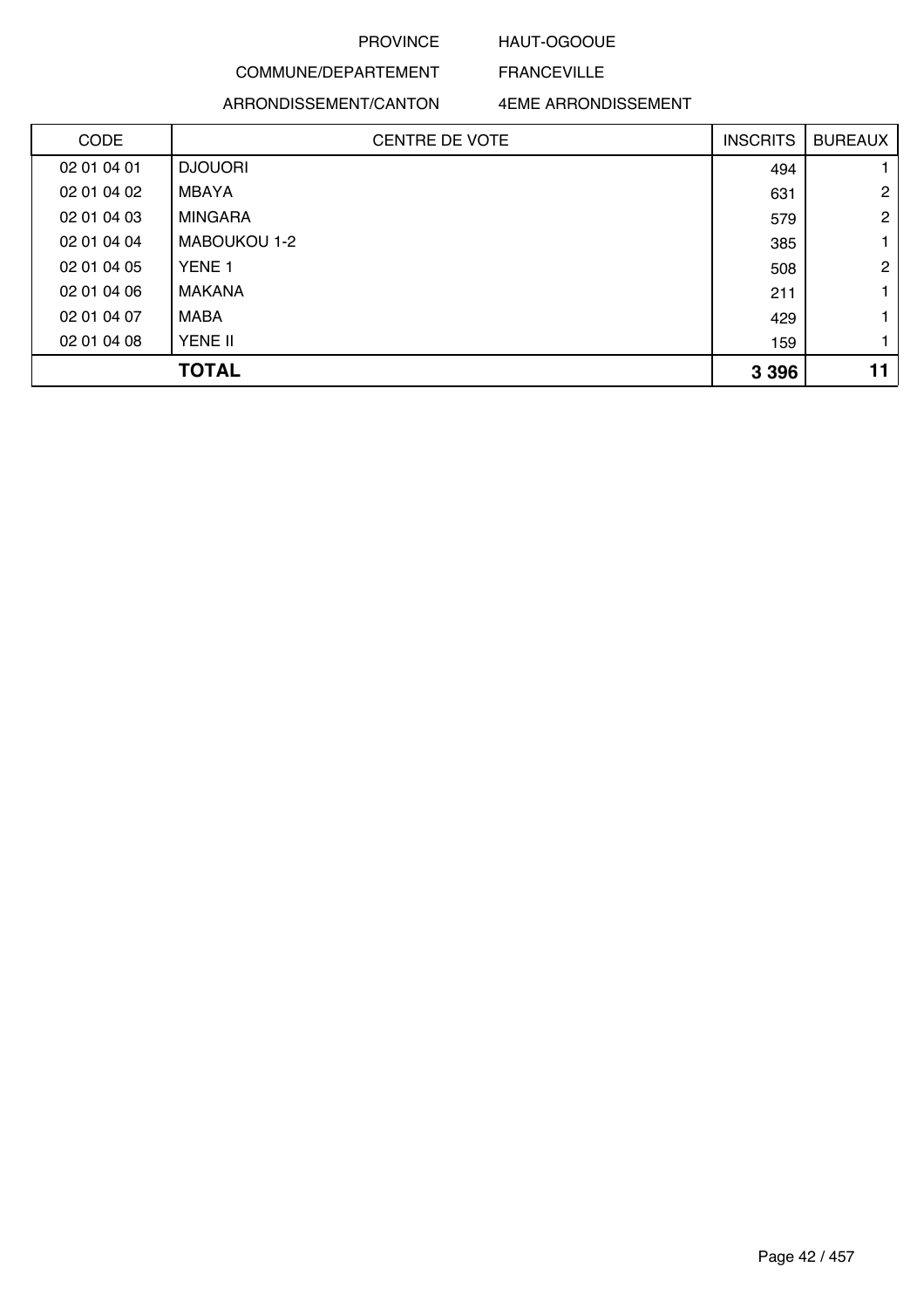PROVINCE HAUT-OGOOUE

COMMUNE/DEPARTEMENT FRANCEVILLE

ARRONDISSEMENT/CANTON 4EME ARRONDISSEMENT

| CODE | CENTRE DE VOTE | INSCRITS | BUREAUX |
|---|---|---|---|
| 02 01 04 01 | DJOUORI | 494 | 1 |
| 02 01 04 02 | MBAYA | 631 | 2 |
| 02 01 04 03 | MINGARA | 579 | 2 |
| 02 01 04 04 | MABOUKOU 1-2 | 385 | 1 |
| 02 01 04 05 | YENE 1 | 508 | 2 |
| 02 01 04 06 | MAKANA | 211 | 1 |
| 02 01 04 07 | MABA | 429 | 1 |
| 02 01 04 08 | YENE II | 159 | 1 |
| | **TOTAL** | **3 396** | **11** |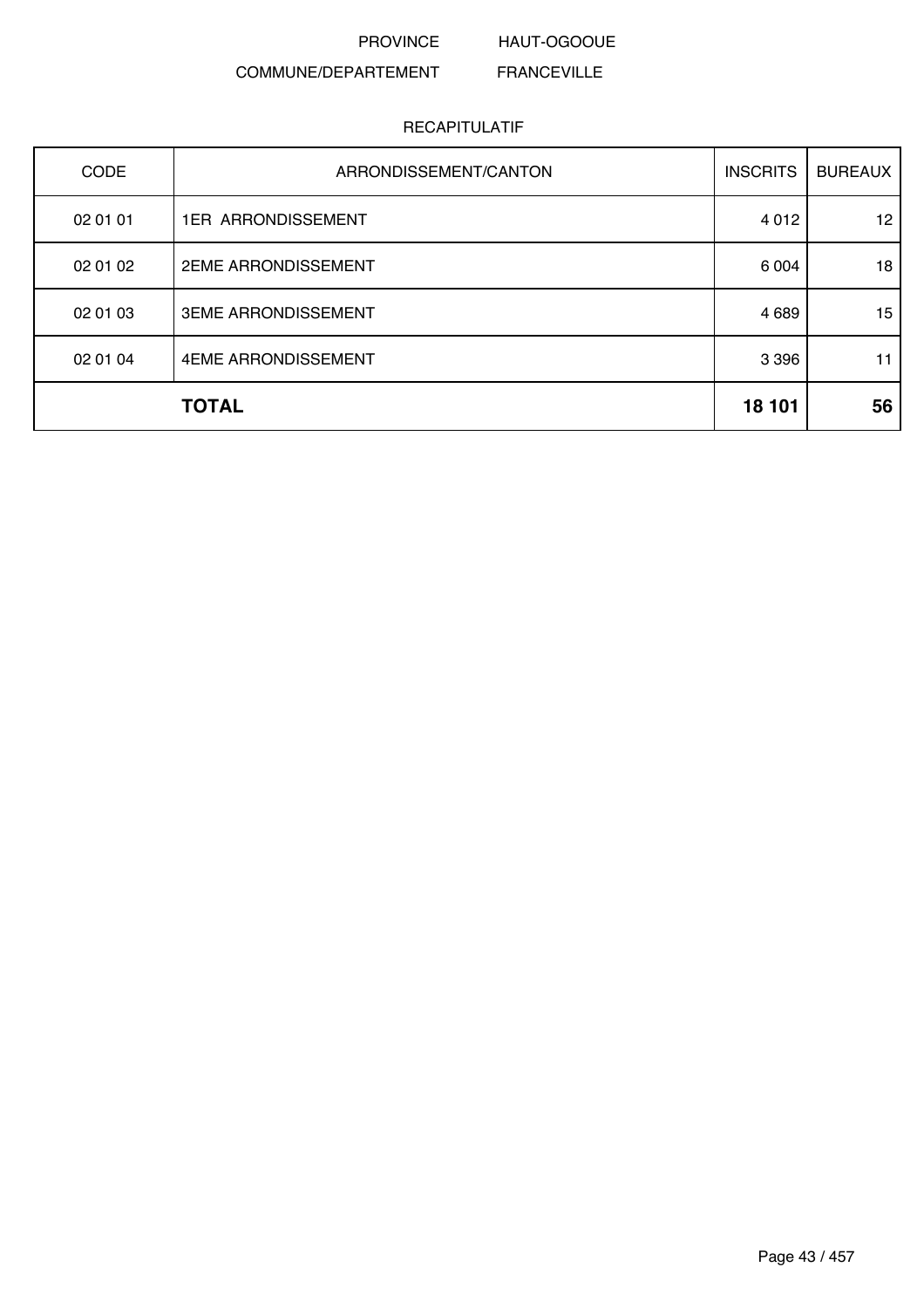PROVINCE HAUT-OGOOUE

COMMUNE/DEPARTEMENT FRANCEVILLE

RECAPITULATIF

| CODE | ARRONDISSEMENT/CANTON | INSCRITS | BUREAUX |
|---|---|---|---|
| 02 01 01 | 1ER ARRONDISSEMENT | 4 012 | 12 |
| 02 01 02 | 2EME ARRONDISSEMENT | 6 004 | 18 |
| 02 01 03 | 3EME ARRONDISSEMENT | 4 689 | 15 |
| 02 01 04 | 4EME ARRONDISSEMENT | 3 396 | 11 |
| | **TOTAL** | **18 101** | **56** |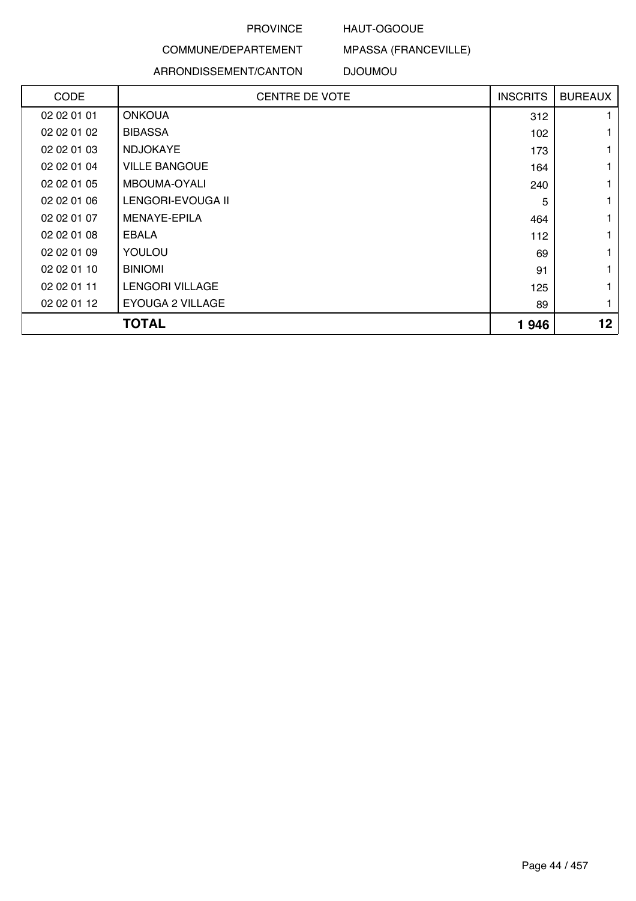PROVINCE HAUT-OGOOUE

COMMUNE/DEPARTEMENT MPASSA (FRANCEVILLE)

ARRONDISSEMENT/CANTON DJOUMOU

| CODE | CENTRE DE VOTE | INSCRITS | BUREAUX |
|---|---|---|---|
| 02 02 01 01 | ONKOUA | 312 | 1 |
| 02 02 01 02 | BIBASSA | 102 | 1 |
| 02 02 01 03 | NDJOKAYE | 173 | 1 |
| 02 02 01 04 | VILLE BANGOUE | 164 | 1 |
| 02 02 01 05 | MBOUMA-OYALI | 240 | 1 |
| 02 02 01 06 | LENGORI-EVOUGA II | 5 | 1 |
| 02 02 01 07 | MENAYE-EPILA | 464 | 1 |
| 02 02 01 08 | EBALA | 112 | 1 |
| 02 02 01 09 | YOULOU | 69 | 1 |
| 02 02 01 10 | BINIOMI | 91 | 1 |
| 02 02 01 11 | LENGORI VILLAGE | 125 | 1 |
| 02 02 01 12 | EYOUGA 2 VILLAGE | 89 | 1 |
| **TOTAL** | | **1 946** | **12** |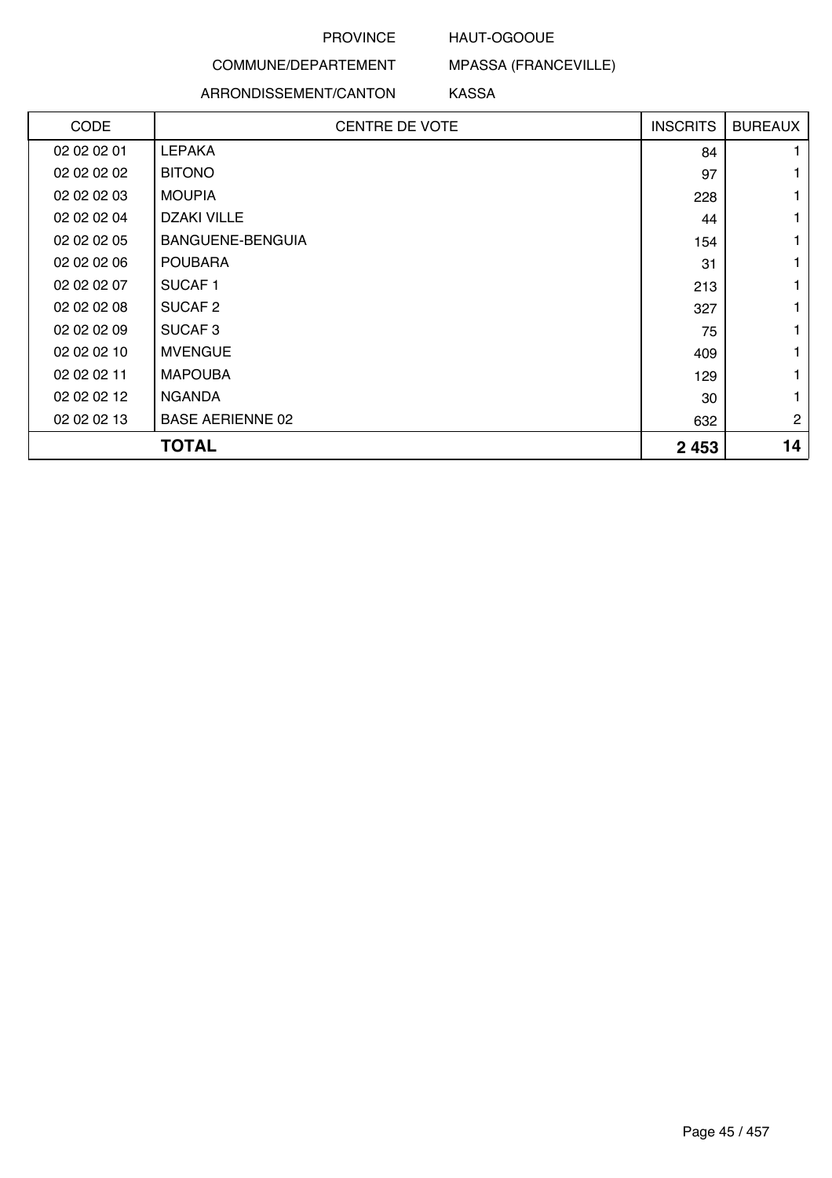PROVINCE HAUT-OGOOUE

COMMUNE/DEPARTEMENT MPASSA (FRANCEVILLE)

ARRONDISSEMENT/CANTON KASSA

| CODE | CENTRE DE VOTE | INSCRITS | BUREAUX |
|---|---|---|---|
| 02 02 02 01 | LEPAKA | 84 | 1 |
| 02 02 02 02 | BITONO | 97 | 1 |
| 02 02 02 03 | MOUPIA | 228 | 1 |
| 02 02 02 04 | DZAKI VILLE | 44 | 1 |
| 02 02 02 05 | BANGUENE-BENGUIA | 154 | 1 |
| 02 02 02 06 | POUBARA | 31 | 1 |
| 02 02 02 07 | SUCAF 1 | 213 | 1 |
| 02 02 02 08 | SUCAF 2 | 327 | 1 |
| 02 02 02 09 | SUCAF 3 | 75 | 1 |
| 02 02 02 10 | MVENGUE | 409 | 1 |
| 02 02 02 11 | MAPOUBA | 129 | 1 |
| 02 02 02 12 | NGANDA | 30 | 1 |
| 02 02 02 13 | BASE AERIENNE 02 | 632 | 2 |
| **TOTAL** | | **2 453** | **14** |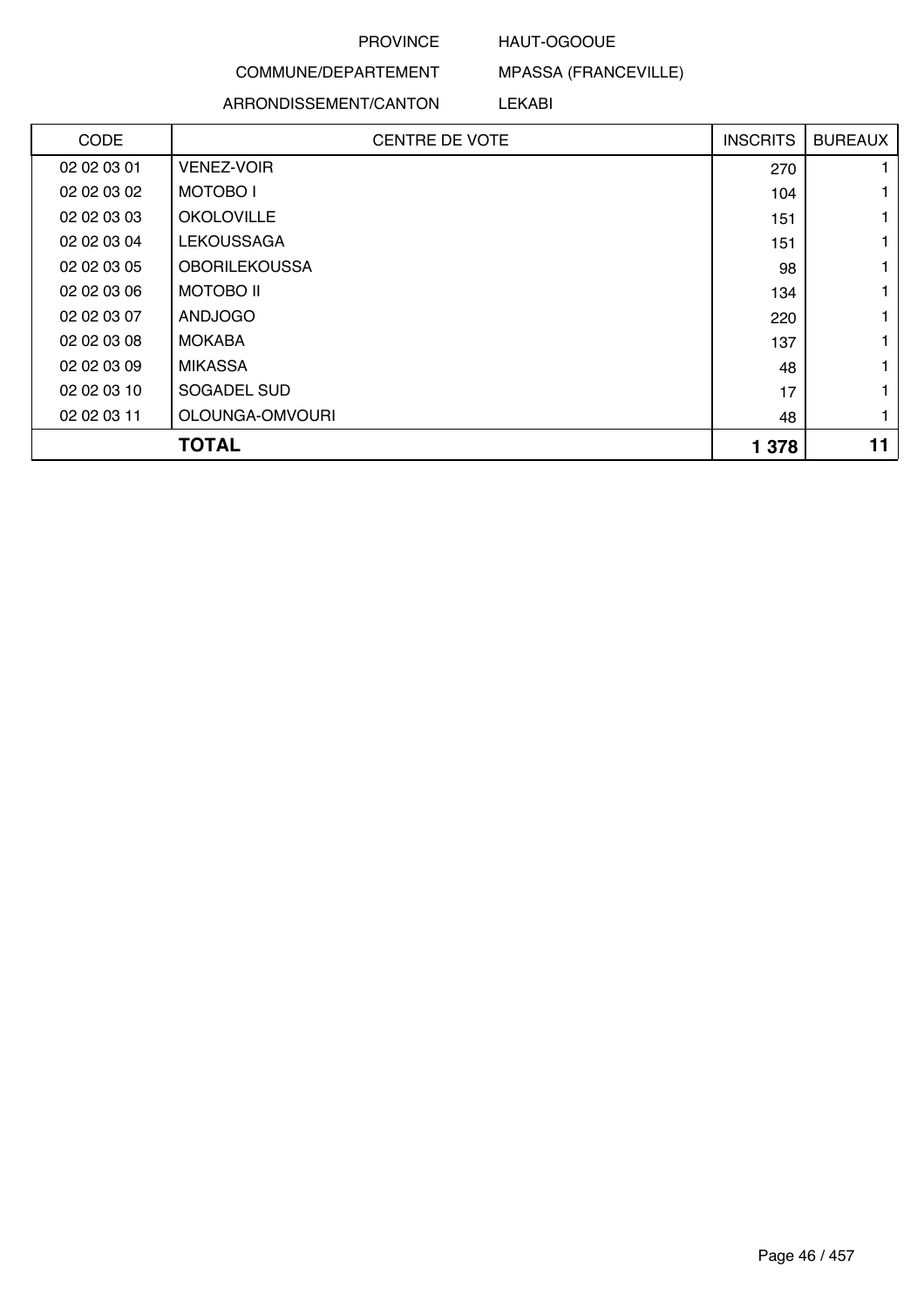PROVINCE HAUT-OGOOUE

COMMUNE/DEPARTEMENT MPASSA (FRANCEVILLE)

ARRONDISSEMENT/CANTON LEKABI

| CODE | CENTRE DE VOTE | INSCRITS | BUREAUX |
|---|---|---|---|
| 02 02 03 01 | VENEZ-VOIR | 270 | 1 |
| 02 02 03 02 | MOTOBO I | 104 | 1 |
| 02 02 03 03 | OKOLOVILLE | 151 | 1 |
| 02 02 03 04 | LEKOUSSAGA | 151 | 1 |
| 02 02 03 05 | OBORILEKOUSSA | 98 | 1 |
| 02 02 03 06 | MOTOBO II | 134 | 1 |
| 02 02 03 07 | ANDJOGO | 220 | 1 |
| 02 02 03 08 | MOKABA | 137 | 1 |
| 02 02 03 09 | MIKASSA | 48 | 1 |
| 02 02 03 10 | SOGADEL SUD | 17 | 1 |
| 02 02 03 11 | OLOUNGA-OMVOURI | 48 | 1 |
| **TOTAL** | | **1 378** | **11** |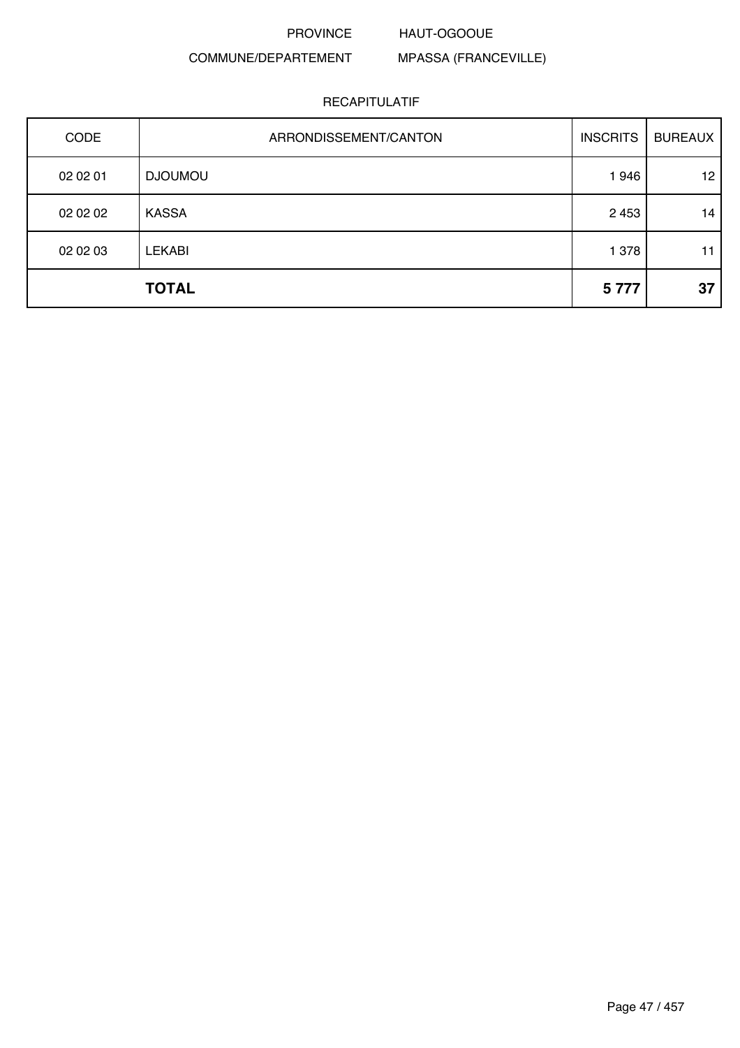PROVINCE HAUT-OGOOUE

COMMUNE/DEPARTEMENT MPASSA (FRANCEVILLE)

RECAPITULATIF

| CODE | ARRONDISSEMENT/CANTON | INSCRITS | BUREAUX |
|---|---|---|---|
| 02 02 01 | DJOUMOU | 1 946 | 12 |
| 02 02 02 | KASSA | 2 453 | 14 |
| 02 02 03 | LEKABI | 1 378 | 11 |
| | **TOTAL** | **5 777** | **37** |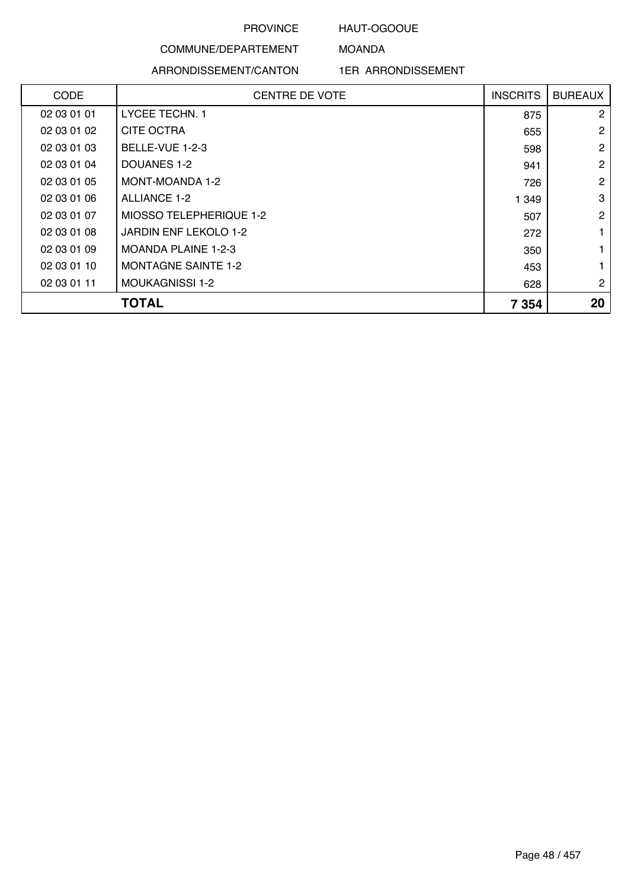PROVINCE HAUT-OGOOUE

COMMUNE/DEPARTEMENT MOANDA

ARRONDISSEMENT/CANTON 1ER ARRONDISSEMENT

| CODE | CENTRE DE VOTE | INSCRITS | BUREAUX |
|---|---|---|---|
| 02 03 01 01 | LYCEE TECHN. 1 | 875 | 2 |
| 02 03 01 02 | CITE OCTRA | 655 | 2 |
| 02 03 01 03 | BELLE-VUE 1-2-3 | 598 | 2 |
| 02 03 01 04 | DOUANES 1-2 | 941 | 2 |
| 02 03 01 05 | MONT-MOANDA 1-2 | 726 | 2 |
| 02 03 01 06 | ALLIANCE 1-2 | 1 349 | 3 |
| 02 03 01 07 | MIOSSO TELEPHERIQUE 1-2 | 507 | 2 |
| 02 03 01 08 | JARDIN ENF LEKOLO 1-2 | 272 | 1 |
| 02 03 01 09 | MOANDA PLAINE 1-2-3 | 350 | 1 |
| 02 03 01 10 | MONTAGNE SAINTE 1-2 | 453 | 1 |
| 02 03 01 11 | MOUKAGNISSI 1-2 | 628 | 2 |
| **TOTAL** | | **7 354** | **20** |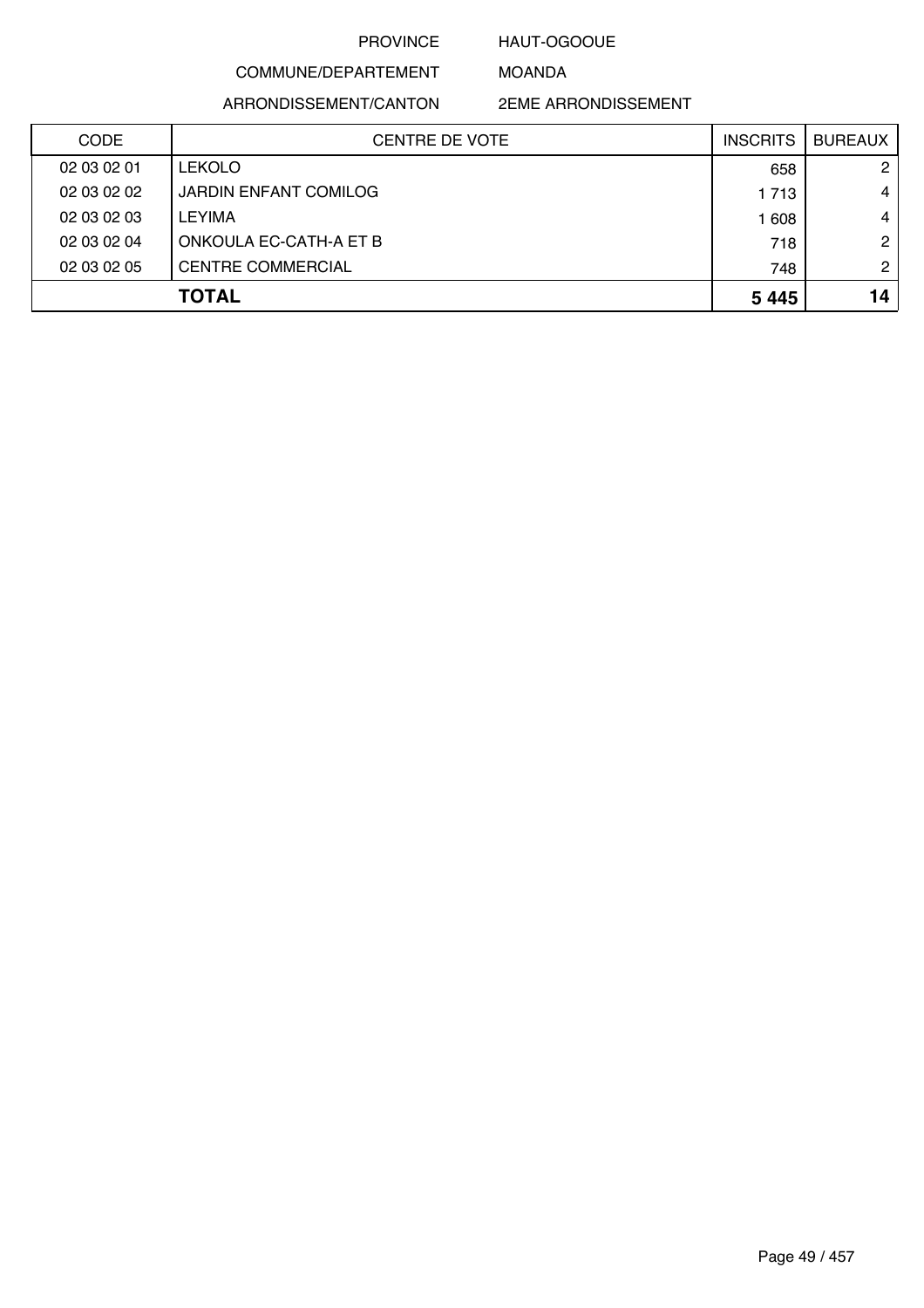PROVINCE HAUT-OGOOUE

COMMUNE/DEPARTEMENT MOANDA

ARRONDISSEMENT/CANTON 2EME ARRONDISSEMENT

| CODE | CENTRE DE VOTE | INSCRITS | BUREAUX |
|---|---|---|---|
| 02 03 02 01 | LEKOLO | 658 | 2 |
| 02 03 02 02 | JARDIN ENFANT COMILOG | 1 713 | 4 |
| 02 03 02 03 | LEYIMA | 1 608 | 4 |
| 02 03 02 04 | ONKOULA EC-CATH-A ET B | 718 | 2 |
| 02 03 02 05 | CENTRE COMMERCIAL | 748 | 2 |
| | **TOTAL** | **5 445** | **14** |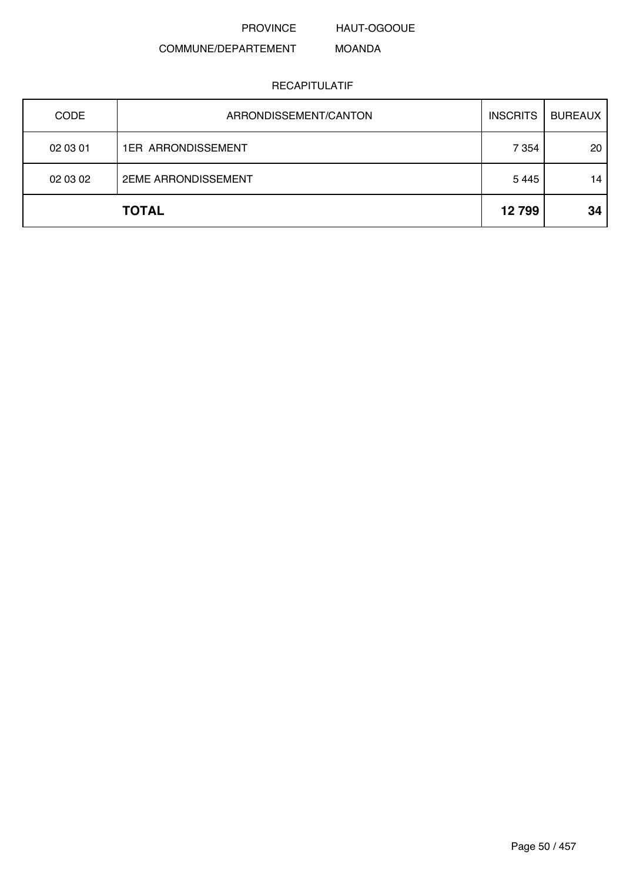PROVINCE HAUT-OGOOUE

COMMUNE/DEPARTEMENT MOANDA

RECAPITULATIF

| CODE | ARRONDISSEMENT/CANTON | INSCRITS | BUREAUX |
|---|---|---|---|
| 02 03 01 | 1ER ARRONDISSEMENT | 7 354 | 20 |
| 02 03 02 | 2EME ARRONDISSEMENT | 5 445 | 14 |
| | **TOTAL** | **12 799** | **34** |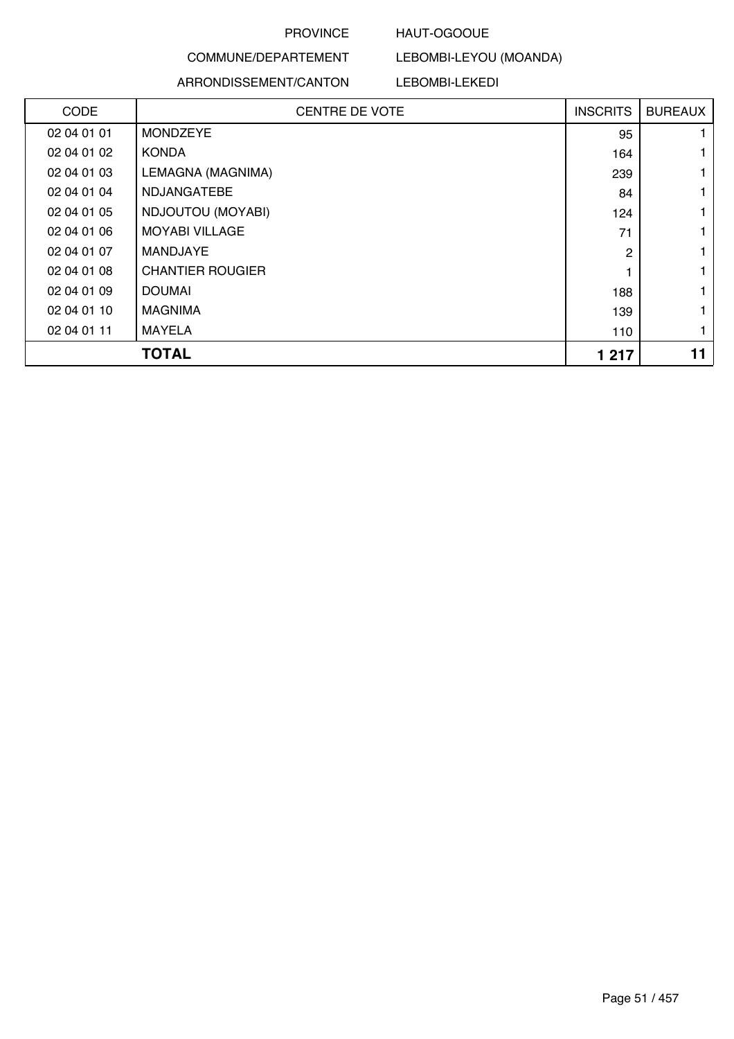PROVINCE HAUT-OGOOUE

COMMUNE/DEPARTEMENT LEBOMBI-LEYOU (MOANDA)

ARRONDISSEMENT/CANTON LEBOMBI-LEKEDI

| CODE | CENTRE DE VOTE | INSCRITS | BUREAUX |
|---|---|---|---|
| 02 04 01 01 | MONDZEYE | 95 | 1 |
| 02 04 01 02 | KONDA | 164 | 1 |
| 02 04 01 03 | LEMAGNA (MAGNIMA) | 239 | 1 |
| 02 04 01 04 | NDJANGATEBE | 84 | 1 |
| 02 04 01 05 | NDJOUTOU (MOYABI) | 124 | 1 |
| 02 04 01 06 | MOYABI VILLAGE | 71 | 1 |
| 02 04 01 07 | MANDJAYE | 2 | 1 |
| 02 04 01 08 | CHANTIER ROUGIER | 1 | 1 |
| 02 04 01 09 | DOUMAI | 188 | 1 |
| 02 04 01 10 | MAGNIMA | 139 | 1 |
| 02 04 01 11 | MAYELA | 110 | 1 |
| **TOTAL** | | **1 217** | **11** |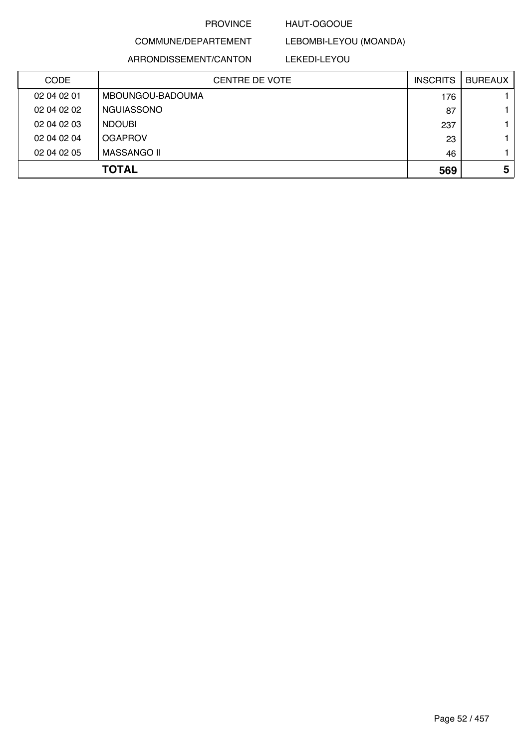PROVINCE HAUT-OGOOUE

COMMUNE/DEPARTEMENT LEBOMBI-LEYOU (MOANDA)

ARRONDISSEMENT/CANTON LEKEDI-LEYOU

| CODE | CENTRE DE VOTE | INSCRITS | BUREAUX |
|---|---|---|---|
| 02 04 02 01 | MBOUNGOU-BADOUMA | 176 | 1 |
| 02 04 02 02 | NGUIASSONO | 87 | 1 |
| 02 04 02 03 | NDOUBI | 237 | 1 |
| 02 04 02 04 | OGAPROV | 23 | 1 |
| 02 04 02 05 | MASSANGO II | 46 | 1 |
| | **TOTAL** | **569** | **5** |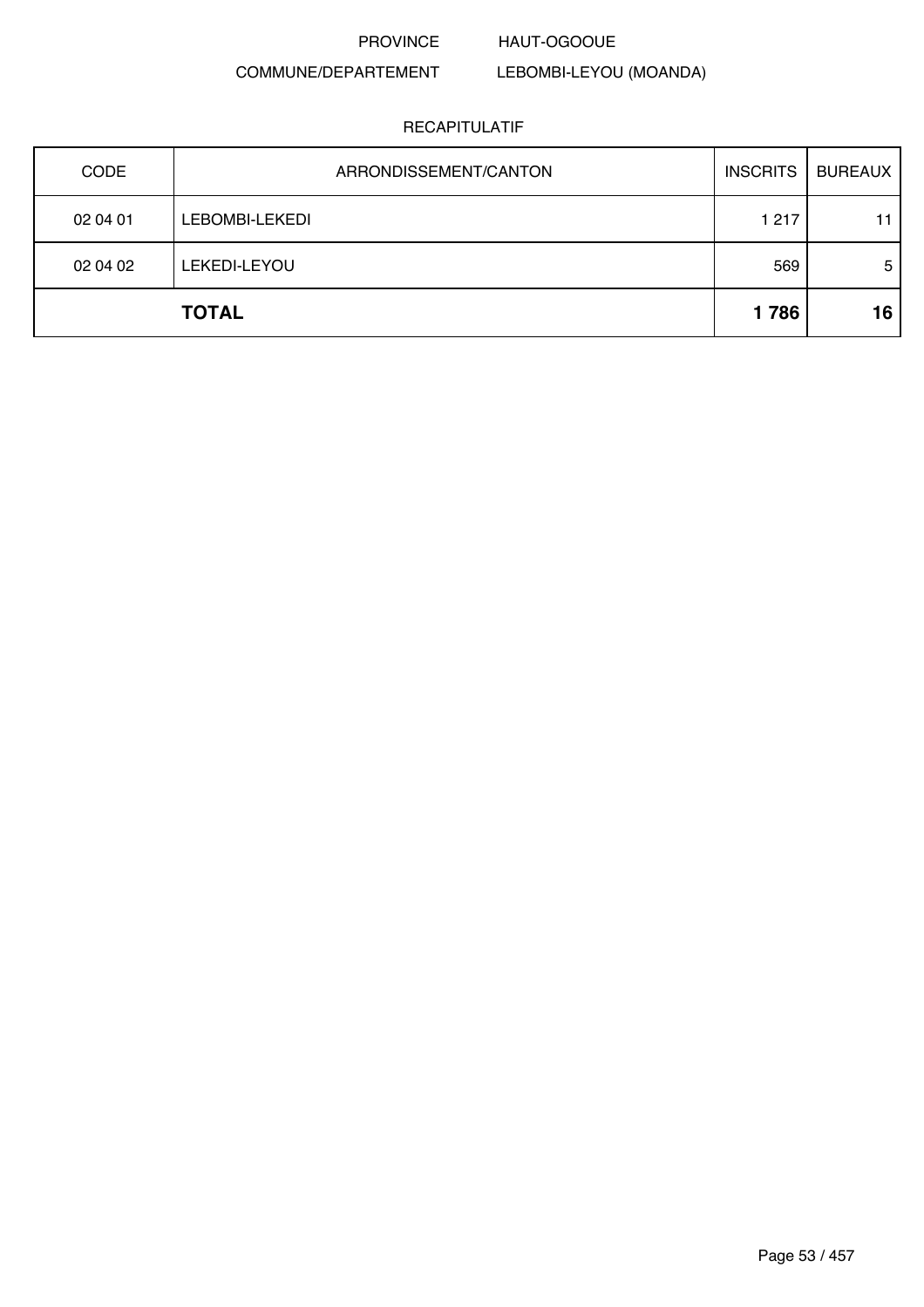PROVINCE HAUT-OGOOUE

COMMUNE/DEPARTEMENT LEBOMBI-LEYOU (MOANDA)

RECAPITULATIF

| CODE | ARRONDISSEMENT/CANTON | INSCRITS | BUREAUX |
|---|---|---|---|
| 02 04 01 | LEBOMBI-LEKEDI | 1 217 | 11 |
| 02 04 02 | LEKEDI-LEYOU | 569 | 5 |
| | **TOTAL** | **1 786** | **16** |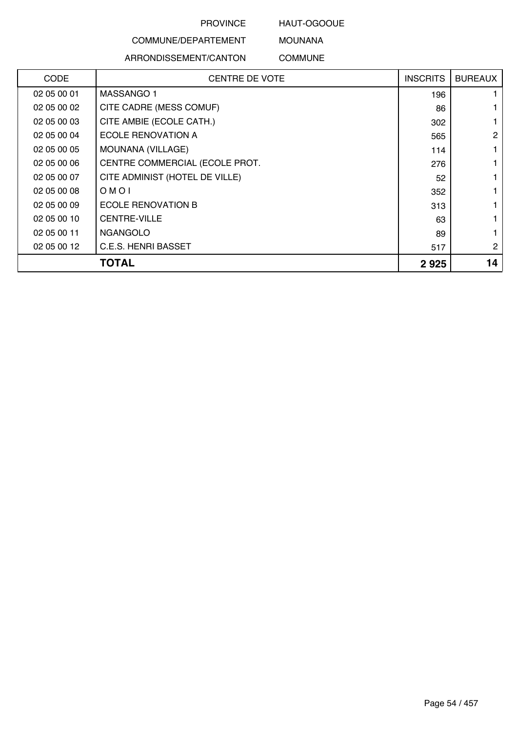PROVINCE HAUT-OGOOUE

COMMUNE/DEPARTEMENT MOUNANA

ARRONDISSEMENT/CANTON COMMUNE

| CODE | CENTRE DE VOTE | INSCRITS | BUREAUX |
|---|---|---|---|
| 02 05 00 01 | MASSANGO 1 | 196 | 1 |
| 02 05 00 02 | CITE CADRE (MESS COMUF) | 86 | 1 |
| 02 05 00 03 | CITE AMBIE (ECOLE CATH.) | 302 | 1 |
| 02 05 00 04 | ECOLE RENOVATION A | 565 | 2 |
| 02 05 00 05 | MOUNANA (VILLAGE) | 114 | 1 |
| 02 05 00 06 | CENTRE COMMERCIAL (ECOLE PROT. | 276 | 1 |
| 02 05 00 07 | CITE ADMINIST (HOTEL DE VILLE) | 52 | 1 |
| 02 05 00 08 | O M O I | 352 | 1 |
| 02 05 00 09 | ECOLE RENOVATION B | 313 | 1 |
| 02 05 00 10 | CENTRE-VILLE | 63 | 1 |
| 02 05 00 11 | NGANGOLO | 89 | 1 |
| 02 05 00 12 | C.E.S. HENRI BASSET | 517 | 2 |
| | **TOTAL** | **2 925** | **14** |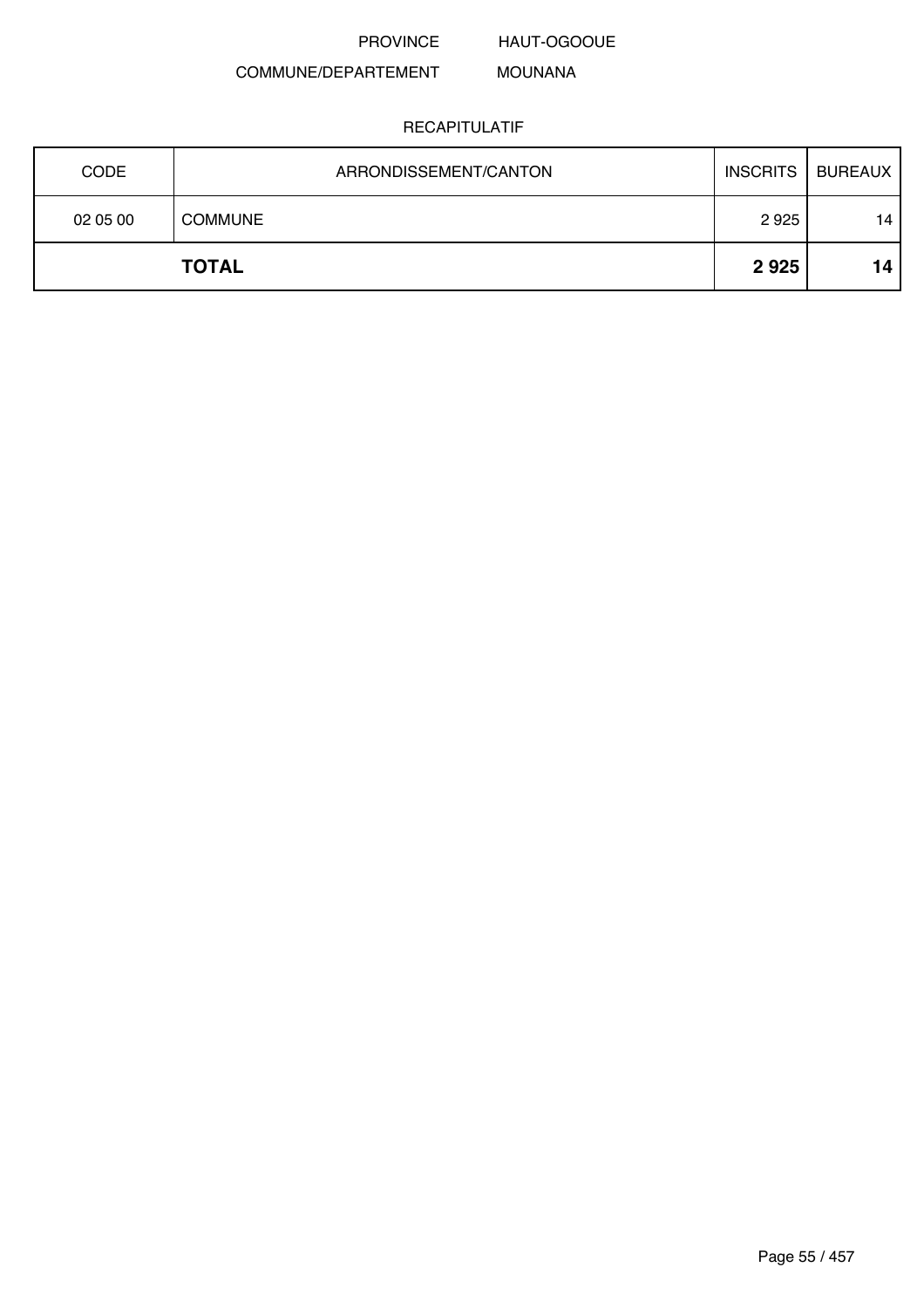PROVINCE HAUT-OGOOUE

COMMUNE/DEPARTEMENT MOUNANA

RECAPITULATIF

| CODE | ARRONDISSEMENT/CANTON | INSCRITS | BUREAUX |
|---|---|---|---|
| 02 05 00 | COMMUNE | 2 925 | 14 |
| **TOTAL** | | **2 925** | **14** |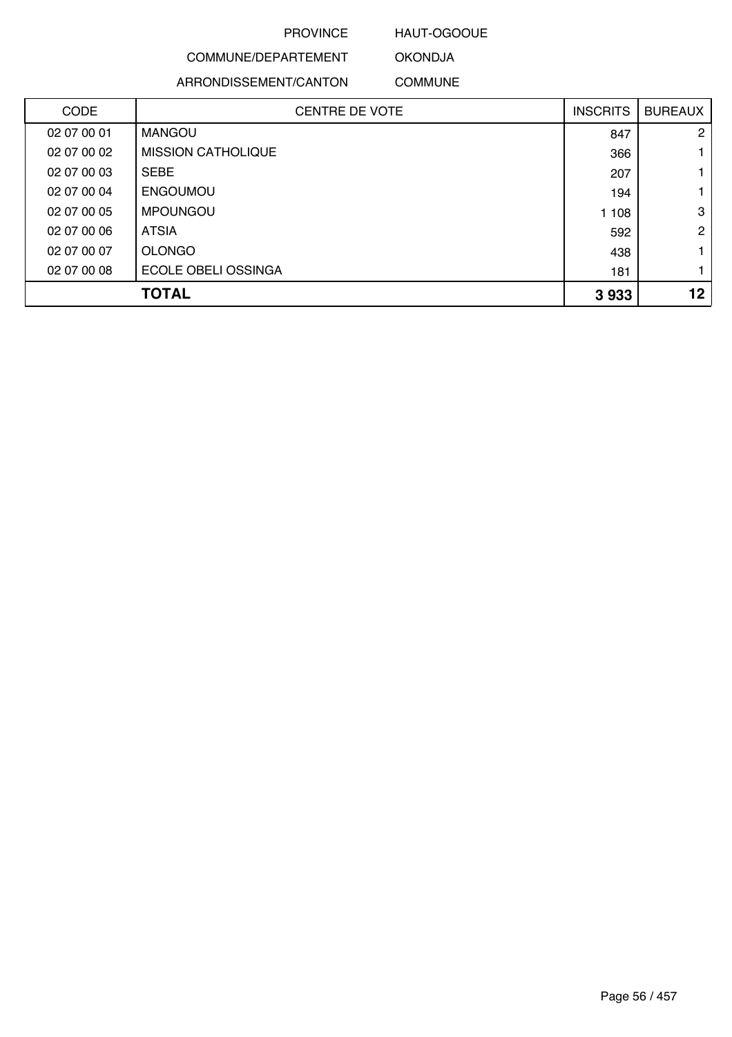PROVINCE HAUT-OGOOUE

COMMUNE/DEPARTEMENT OKONDJA

ARRONDISSEMENT/CANTON COMMUNE

| CODE | CENTRE DE VOTE | INSCRITS | BUREAUX |
|---|---|---|---|
| 02 07 00 01 | MANGOU | 847 | 2 |
| 02 07 00 02 | MISSION CATHOLIQUE | 366 | 1 |
| 02 07 00 03 | SEBE | 207 | 1 |
| 02 07 00 04 | ENGOUMOU | 194 | 1 |
| 02 07 00 05 | MPOUNGOU | 1 108 | 3 |
| 02 07 00 06 | ATSIA | 592 | 2 |
| 02 07 00 07 | OLONGO | 438 | 1 |
| 02 07 00 08 | ECOLE OBELI OSSINGA | 181 | 1 |
| | **TOTAL** | **3 933** | **12** |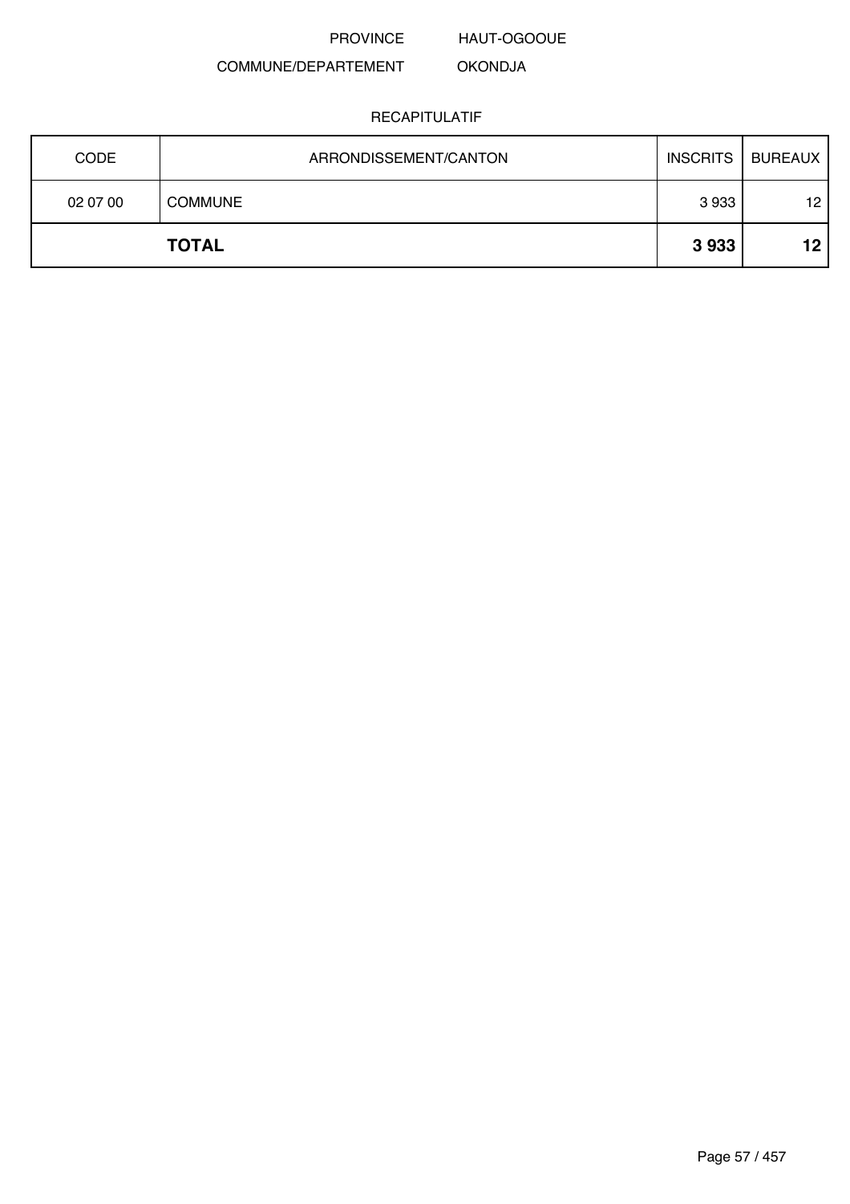PROVINCE HAUT-OGOOUE

COMMUNE/DEPARTEMENT OKONDJA

RECAPITULATIF

| CODE | ARRONDISSEMENT/CANTON | INSCRITS | BUREAUX |
|---|---|---|---|
| 02 07 00 | COMMUNE | 3 933 | 12 |
| | **TOTAL** | **3 933** | **12** |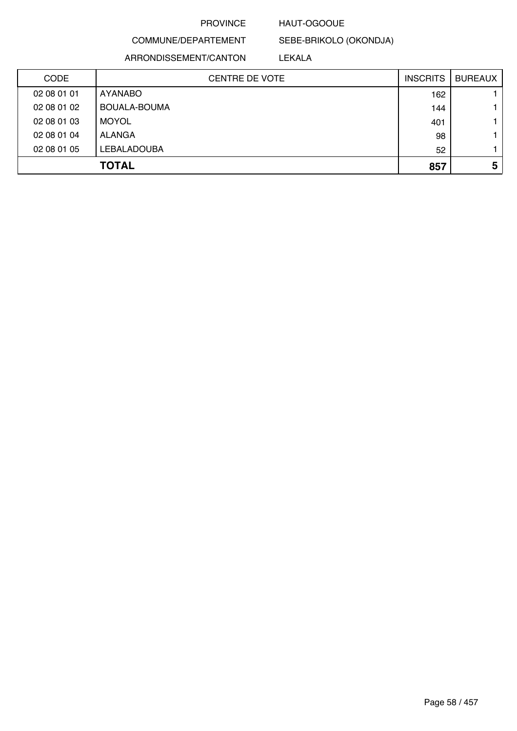PROVINCE HAUT-OGOOUE

COMMUNE/DEPARTEMENT SEBE-BRIKOLO (OKONDJA)

ARRONDISSEMENT/CANTON LEKALA

| CODE | CENTRE DE VOTE | INSCRITS | BUREAUX |
|---|---|---|---|
| 02 08 01 01 | AYANABO | 162 | 1 |
| 02 08 01 02 | BOUALA-BOUMA | 144 | 1 |
| 02 08 01 03 | MOYOL | 401 | 1 |
| 02 08 01 04 | ALANGA | 98 | 1 |
| 02 08 01 05 | LEBALADOUBA | 52 | 1 |
| | **TOTAL** | **857** | **5** |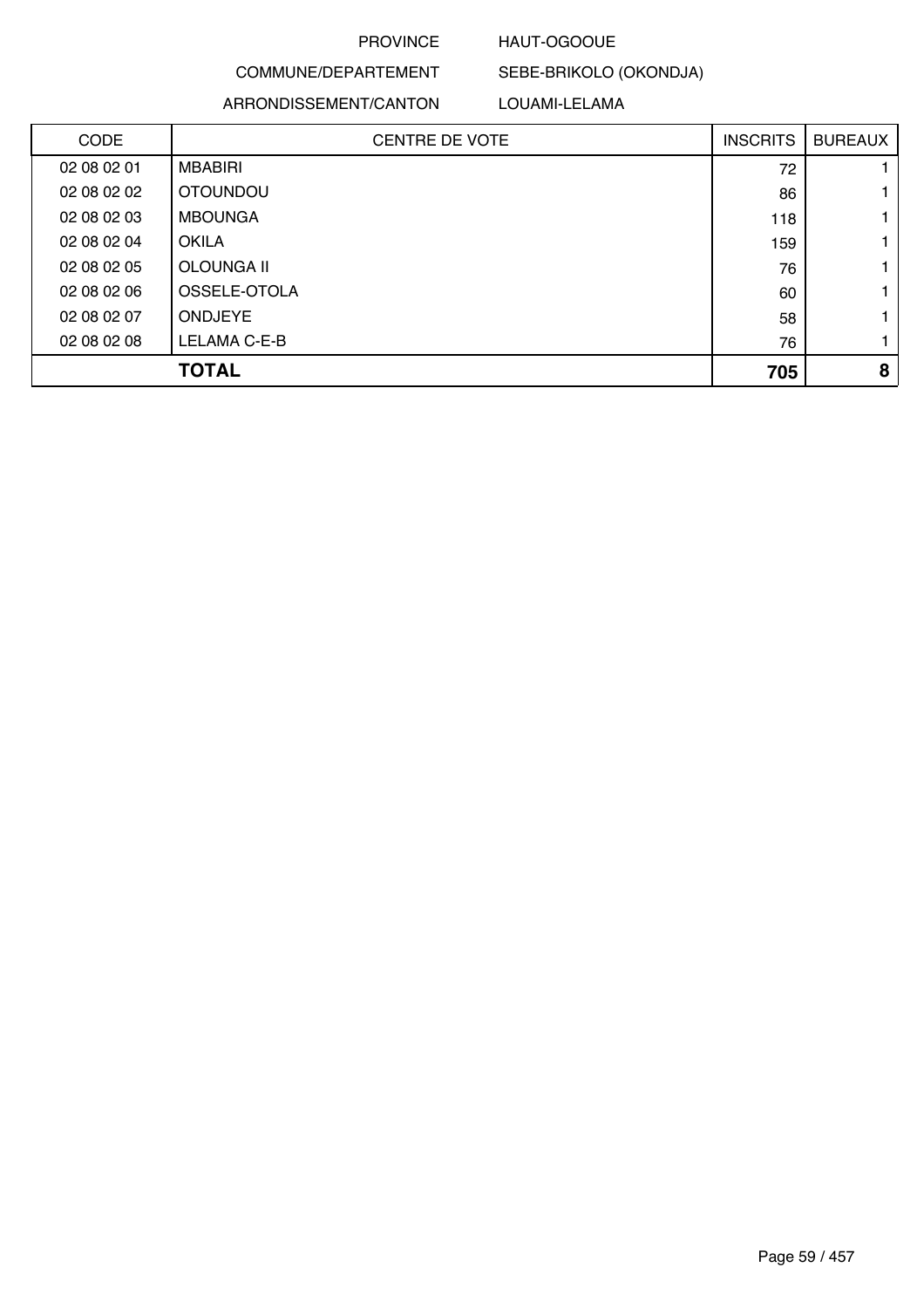PROVINCE HAUT-OGOOUE

COMMUNE/DEPARTEMENT SEBE-BRIKOLO (OKONDJA)

ARRONDISSEMENT/CANTON LOUAMI-LELAMA

| CODE | CENTRE DE VOTE | INSCRITS | BUREAUX |
|---|---|---|---|
| 02 08 02 01 | MBABIRI | 72 | 1 |
| 02 08 02 02 | OTOUNDOU | 86 | 1 |
| 02 08 02 03 | MBOUNGA | 118 | 1 |
| 02 08 02 04 | OKILA | 159 | 1 |
| 02 08 02 05 | OLOUNGA II | 76 | 1 |
| 02 08 02 06 | OSSELE-OTOLA | 60 | 1 |
| 02 08 02 07 | ONDJEYE | 58 | 1 |
| 02 08 02 08 | LELAMA C-E-B | 76 | 1 |
| | **TOTAL** | **705** | **8** |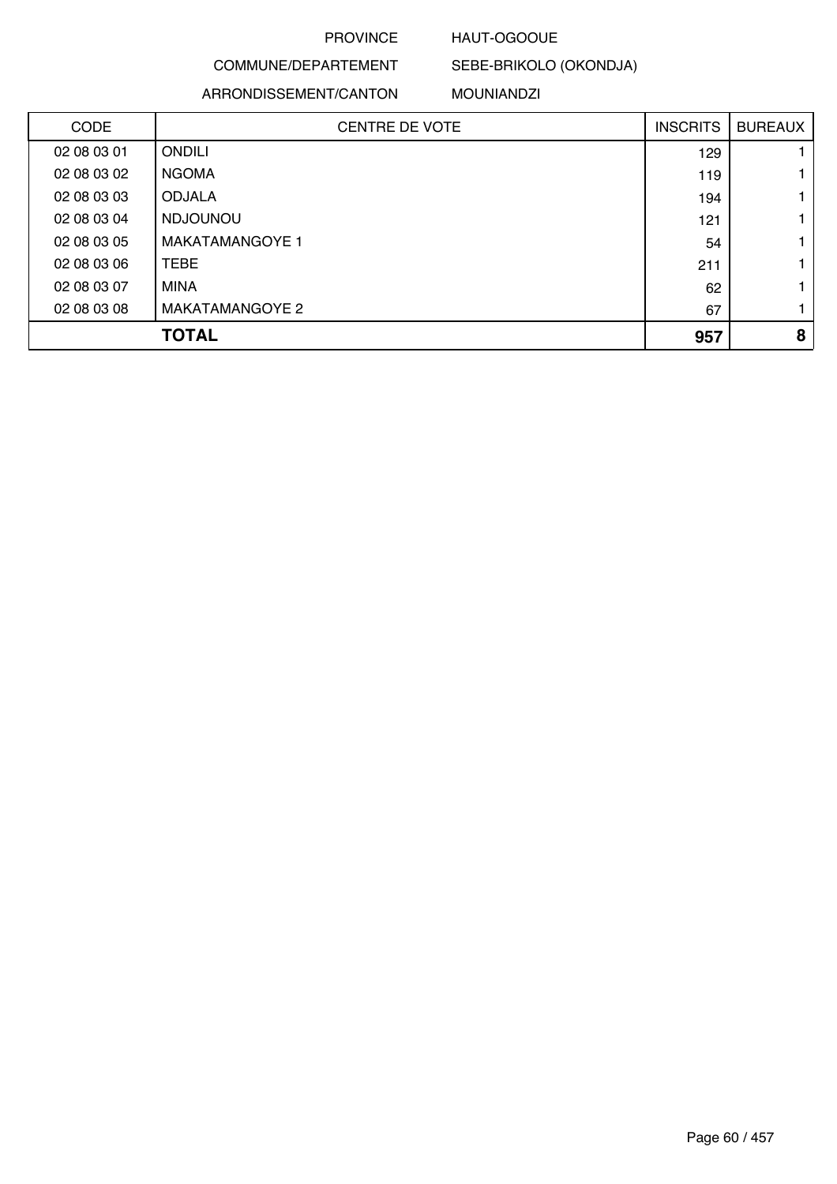PROVINCE HAUT-OGOOUE

COMMUNE/DEPARTEMENT SEBE-BRIKOLO (OKONDJA)

ARRONDISSEMENT/CANTON MOUNIANDZI

| CODE | CENTRE DE VOTE | INSCRITS | BUREAUX |
|---|---|---|---|
| 02 08 03 01 | ONDILI | 129 | 1 |
| 02 08 03 02 | NGOMA | 119 | 1 |
| 02 08 03 03 | ODJALA | 194 | 1 |
| 02 08 03 04 | NDJOUNOU | 121 | 1 |
| 02 08 03 05 | MAKATAMANGOYE 1 | 54 | 1 |
| 02 08 03 06 | TEBE | 211 | 1 |
| 02 08 03 07 | MINA | 62 | 1 |
| 02 08 03 08 | MAKATAMANGOYE 2 | 67 | 1 |
| | **TOTAL** | **957** | **8** |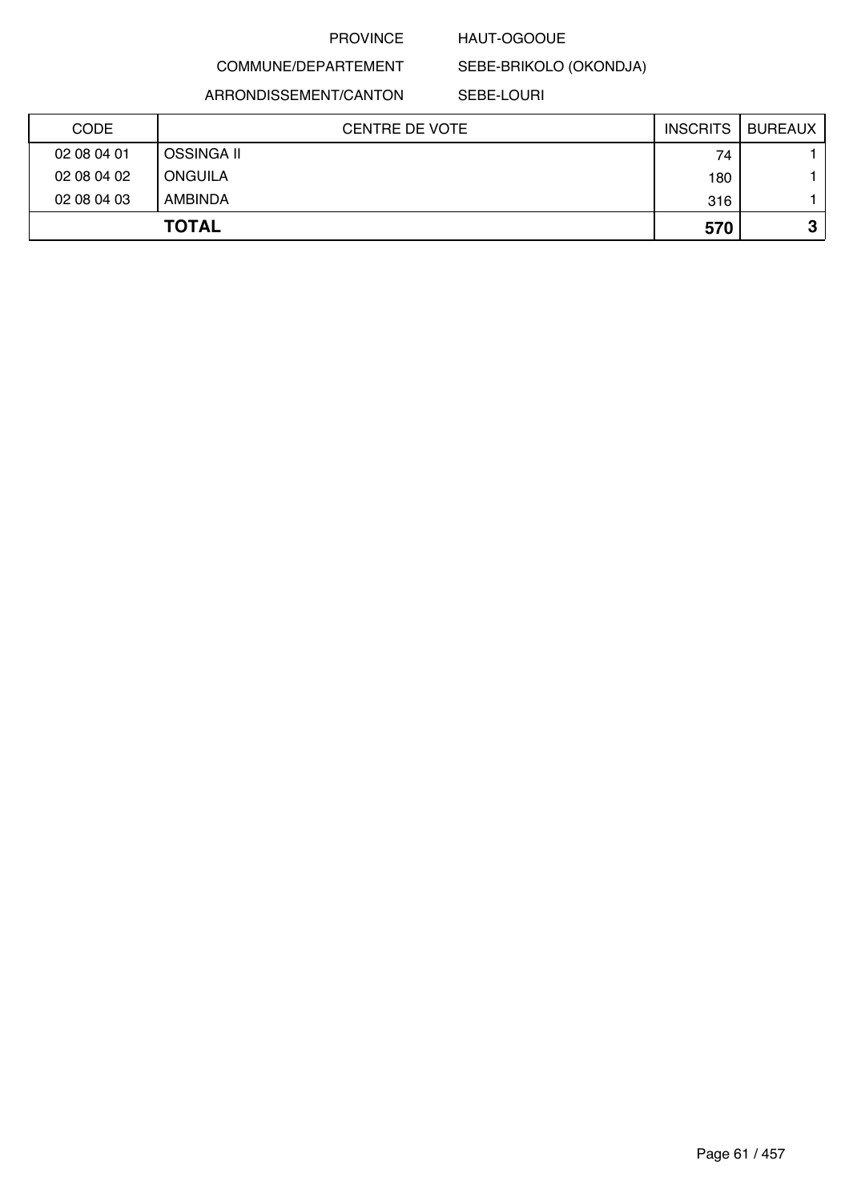PROVINCE HAUT-OGOOUE

COMMUNE/DEPARTEMENT SEBE-BRIKOLO (OKONDJA)

ARRONDISSEMENT/CANTON SEBE-LOURI

| CODE | CENTRE DE VOTE | INSCRITS | BUREAUX |
|---|---|---|---|
| 02 08 04 01 | OSSINGA II | 74 | 1 |
| 02 08 04 02 | ONGUILA | 180 | 1 |
| 02 08 04 03 | AMBINDA | 316 | 1 |
| **TOTAL** | | **570** | **3** |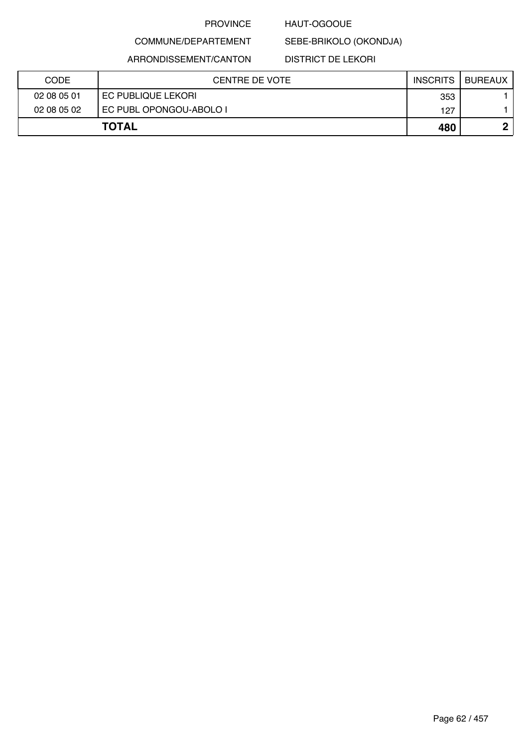PROVINCE HAUT-OGOOUE

COMMUNE/DEPARTEMENT SEBE-BRIKOLO (OKONDJA)

ARRONDISSEMENT/CANTON DISTRICT DE LEKORI

| CODE | CENTRE DE VOTE | INSCRITS | BUREAUX |
|---|---|---|---|
| 02 08 05 01 | EC PUBLIQUE LEKORI | 353 | 1 |
| 02 08 05 02 | EC PUBL OPONGOU-ABOLO I | 127 | 1 |
| **TOTAL** | | **480** | **2** |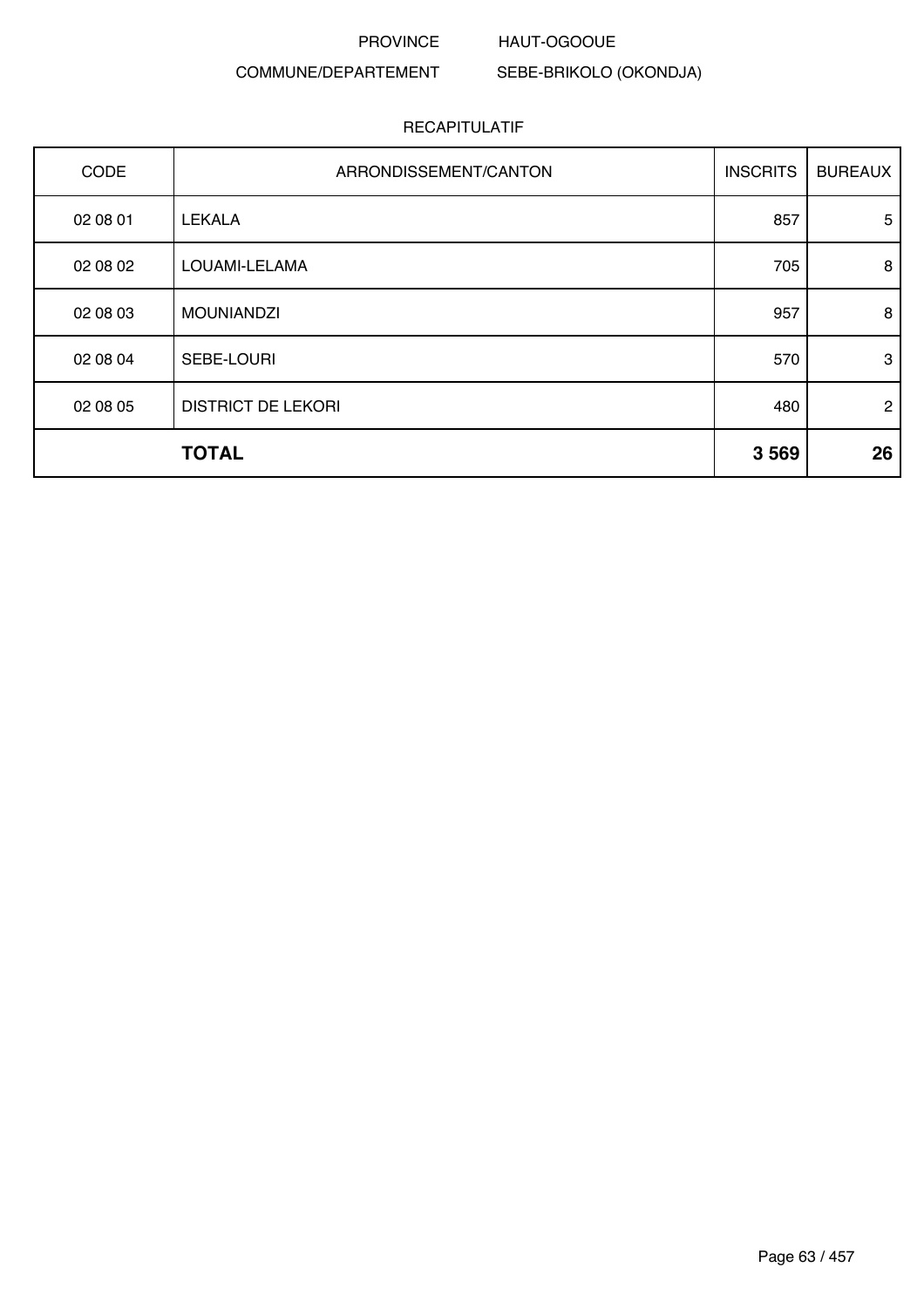PROVINCE HAUT-OGOOUE

COMMUNE/DEPARTEMENT SEBE-BRIKOLO (OKONDJA)

RECAPITULATIF

| CODE | ARRONDISSEMENT/CANTON | INSCRITS | BUREAUX |
|---|---|---|---|
| 02 08 01 | LEKALA | 857 | 5 |
| 02 08 02 | LOUAMI-LELAMA | 705 | 8 |
| 02 08 03 | MOUNIANDZI | 957 | 8 |
| 02 08 04 | SEBE-LOURI | 570 | 3 |
| 02 08 05 | DISTRICT DE LEKORI | 480 | 2 |
| | **TOTAL** | **3 569** | **26** |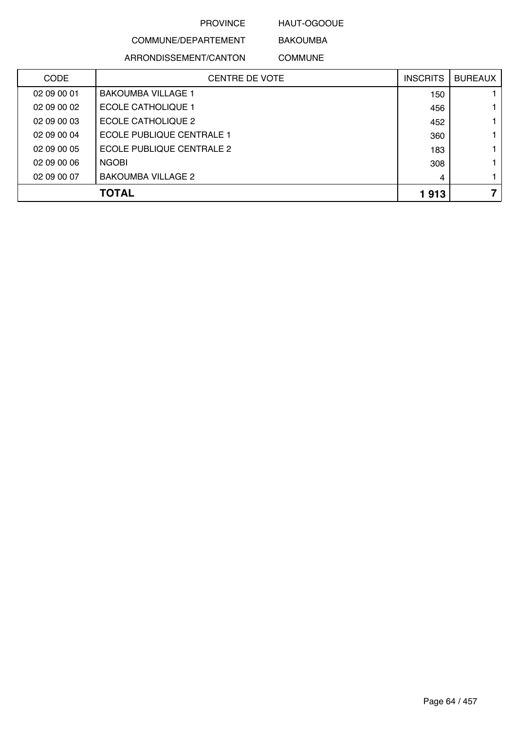PROVINCE HAUT-OGOOUE

COMMUNE/DEPARTEMENT BAKOUMBA

ARRONDISSEMENT/CANTON COMMUNE

| CODE | CENTRE DE VOTE | INSCRITS | BUREAUX |
|---|---|---|---|
| 02 09 00 01 | BAKOUMBA VILLAGE 1 | 150 | 1 |
| 02 09 00 02 | ECOLE CATHOLIQUE 1 | 456 | 1 |
| 02 09 00 03 | ECOLE CATHOLIQUE 2 | 452 | 1 |
| 02 09 00 04 | ECOLE PUBLIQUE CENTRALE 1 | 360 | 1 |
| 02 09 00 05 | ECOLE PUBLIQUE CENTRALE 2 | 183 | 1 |
| 02 09 00 06 | NGOBI | 308 | 1 |
| 02 09 00 07 | BAKOUMBA VILLAGE 2 | 4 | 1 |
| | **TOTAL** | **1 913** | **7** |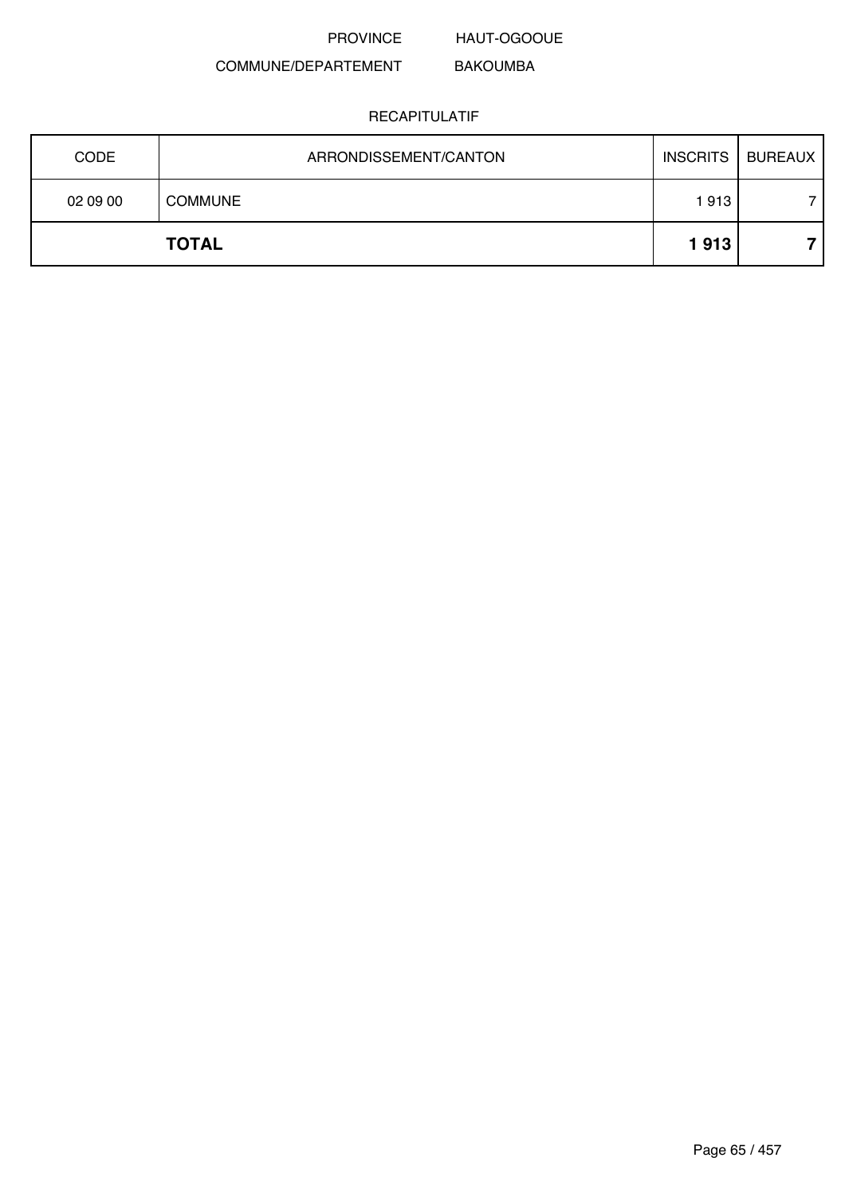PROVINCE HAUT-OGOOUE

COMMUNE/DEPARTEMENT BAKOUMBA

RECAPITULATIF

| CODE | ARRONDISSEMENT/CANTON | INSCRITS | BUREAUX |
|---|---|---|---|
| 02 09 00 | COMMUNE | 1 913 | 7 |
| | **TOTAL** | **1 913** | **7** |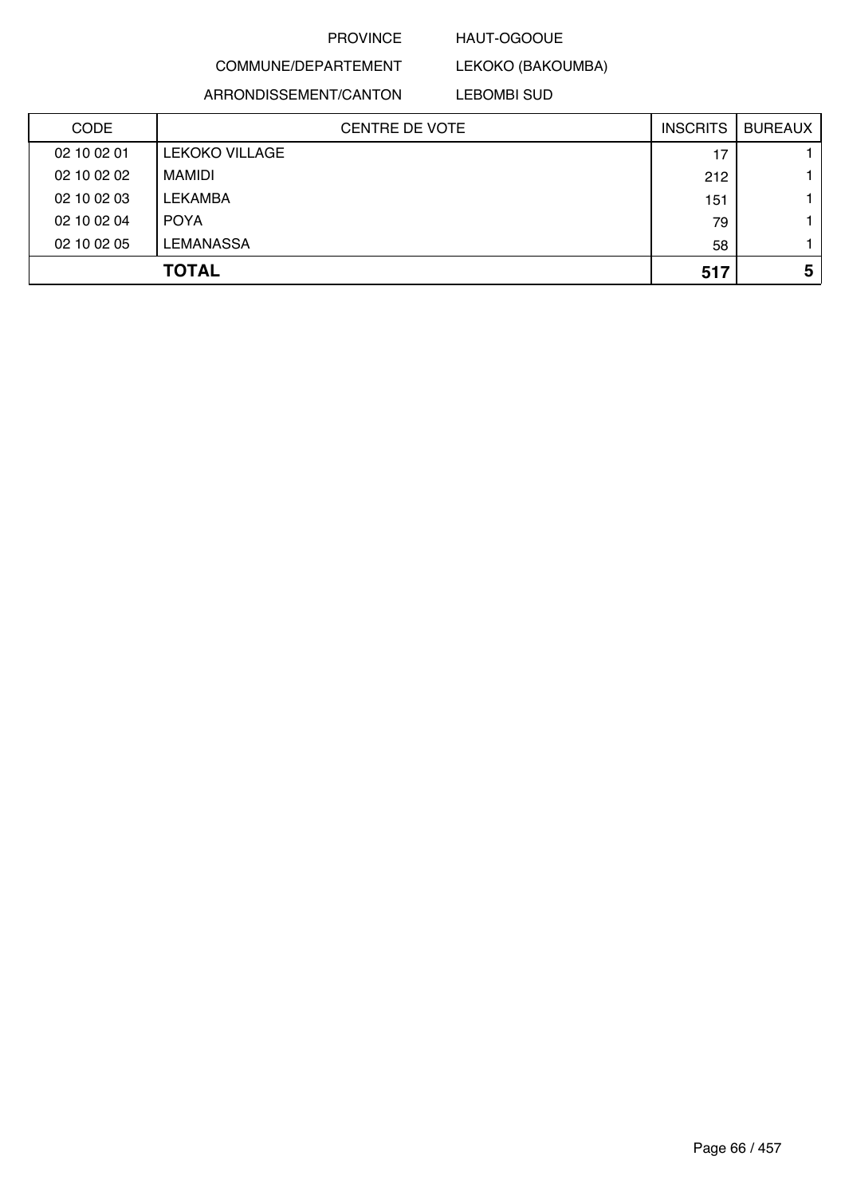PROVINCE HAUT-OGOOUE

COMMUNE/DEPARTEMENT LEKOKO (BAKOUMBA)

ARRONDISSEMENT/CANTON LEBOMBI SUD

| CODE | CENTRE DE VOTE | INSCRITS | BUREAUX |
|---|---|---|---|
| 02 10 02 01 | LEKOKO VILLAGE | 17 | 1 |
| 02 10 02 02 | MAMIDI | 212 | 1 |
| 02 10 02 03 | LEKAMBA | 151 | 1 |
| 02 10 02 04 | POYA | 79 | 1 |
| 02 10 02 05 | LEMANASSA | 58 | 1 |
| | **TOTAL** | **517** | **5** |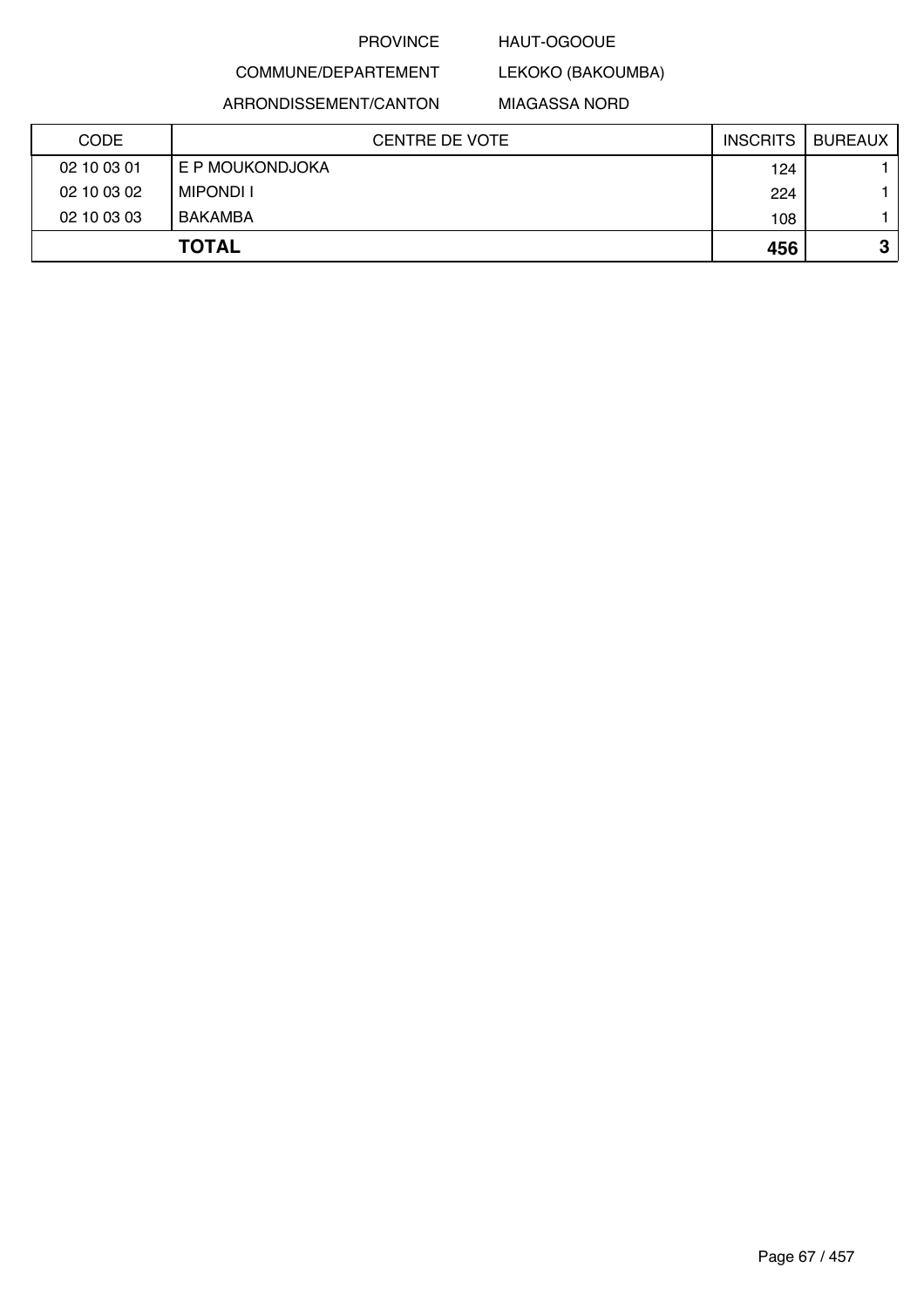PROVINCE HAUT-OGOOUE

COMMUNE/DEPARTEMENT LEKOKO (BAKOUMBA)

ARRONDISSEMENT/CANTON MIAGASSA NORD

| CODE | CENTRE DE VOTE | INSCRITS | BUREAUX |
|---|---|---|---|
| 02 10 03 01 | E P MOUKONDJOKA | 124 | 1 |
| 02 10 03 02 | MIPONDI I | 224 | 1 |
| 02 10 03 03 | BAKAMBA | 108 | 1 |
| | **TOTAL** | **456** | **3** |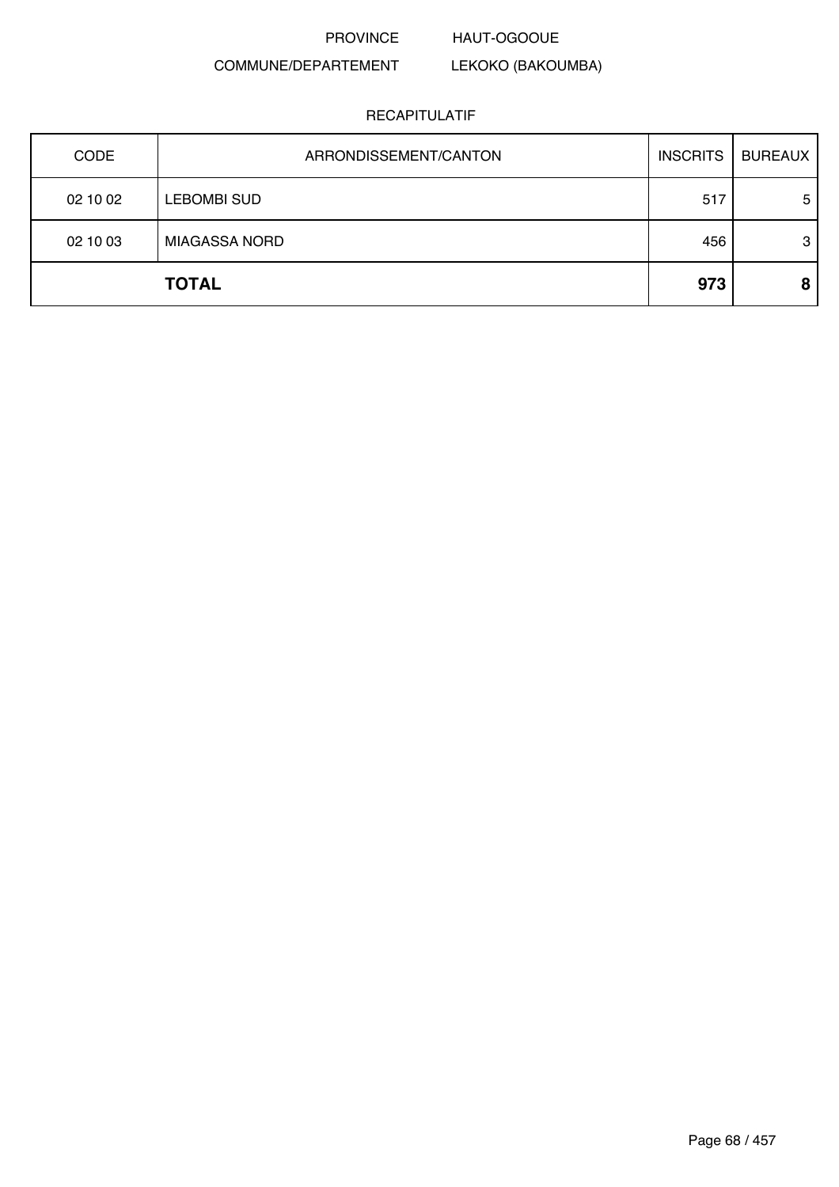PROVINCE HAUT-OGOOUE

COMMUNE/DEPARTEMENT LEKOKO (BAKOUMBA)

RECAPITULATIF

| CODE | ARRONDISSEMENT/CANTON | INSCRITS | BUREAUX |
|---|---|---|---|
| 02 10 02 | LEBOMBI SUD | 517 | 5 |
| 02 10 03 | MIAGASSA NORD | 456 | 3 |
| | **TOTAL** | **973** | **8** |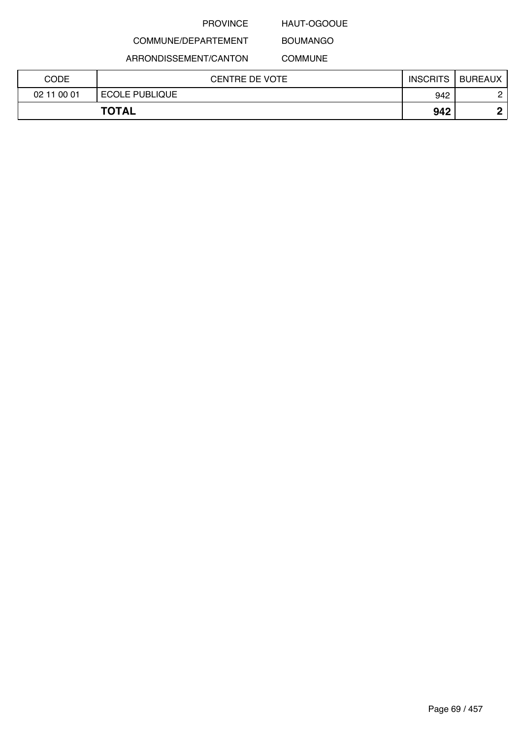PROVINCE HAUT-OGOOUE

COMMUNE/DEPARTEMENT BOUMANGO

ARRONDISSEMENT/CANTON COMMUNE

| CODE | CENTRE DE VOTE | INSCRITS | BUREAUX |
|---|---|---|---|
| 02 11 00 01 | ECOLE PUBLIQUE | 942 | 2 |
| **TOTAL** | | **942** | **2** |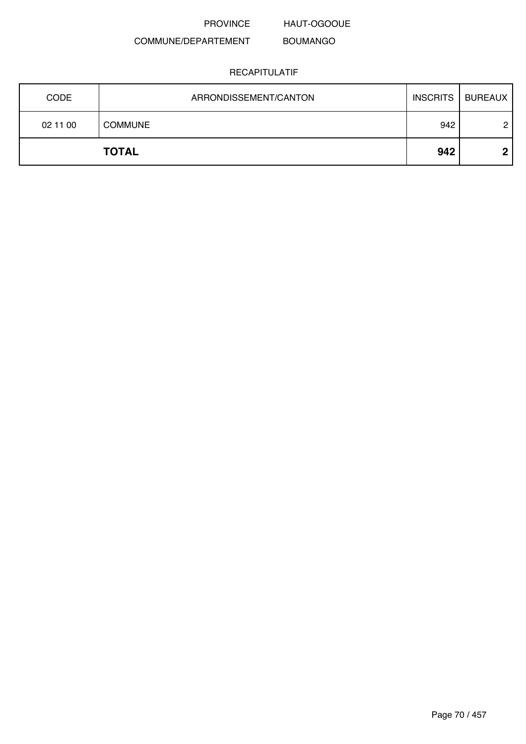PROVINCE HAUT-OGOOUE

COMMUNE/DEPARTEMENT BOUMANGO

RECAPITULATIF

| CODE | ARRONDISSEMENT/CANTON | INSCRITS | BUREAUX |
|---|---|---|---|
| 02 11 00 | COMMUNE | 942 | 2 |
| | **TOTAL** | **942** | **2** |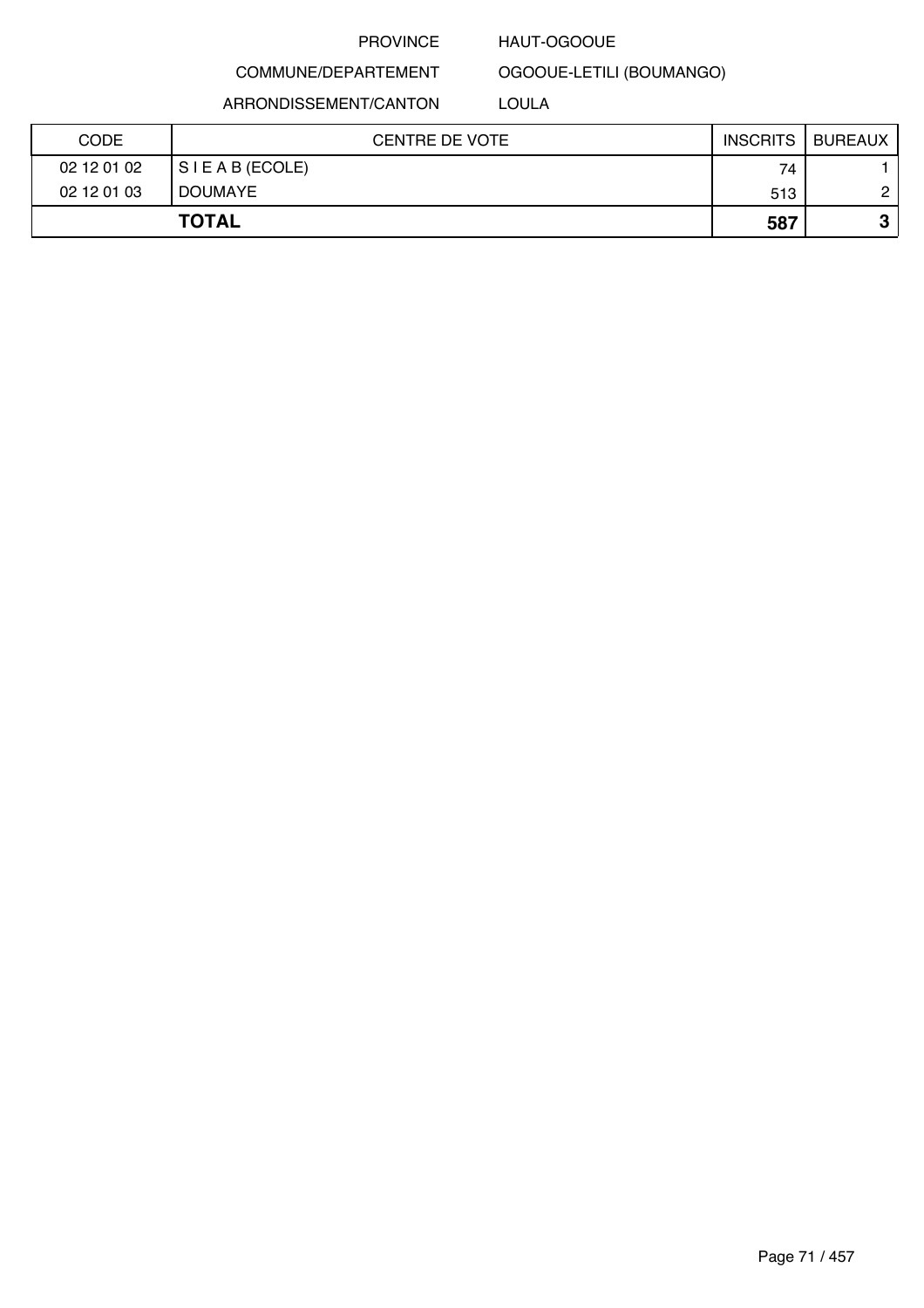PROVINCE HAUT-OGOOUE

COMMUNE/DEPARTEMENT OGOOUE-LETILI (BOUMANGO)

ARRONDISSEMENT/CANTON LOULA

| CODE | CENTRE DE VOTE | INSCRITS | BUREAUX |
|---|---|---|---|
| 02 12 01 02 | S I E A B (ECOLE) | 74 | 1 |
| 02 12 01 03 | DOUMAYE | 513 | 2 |
| **TOTAL** | | **587** | **3** |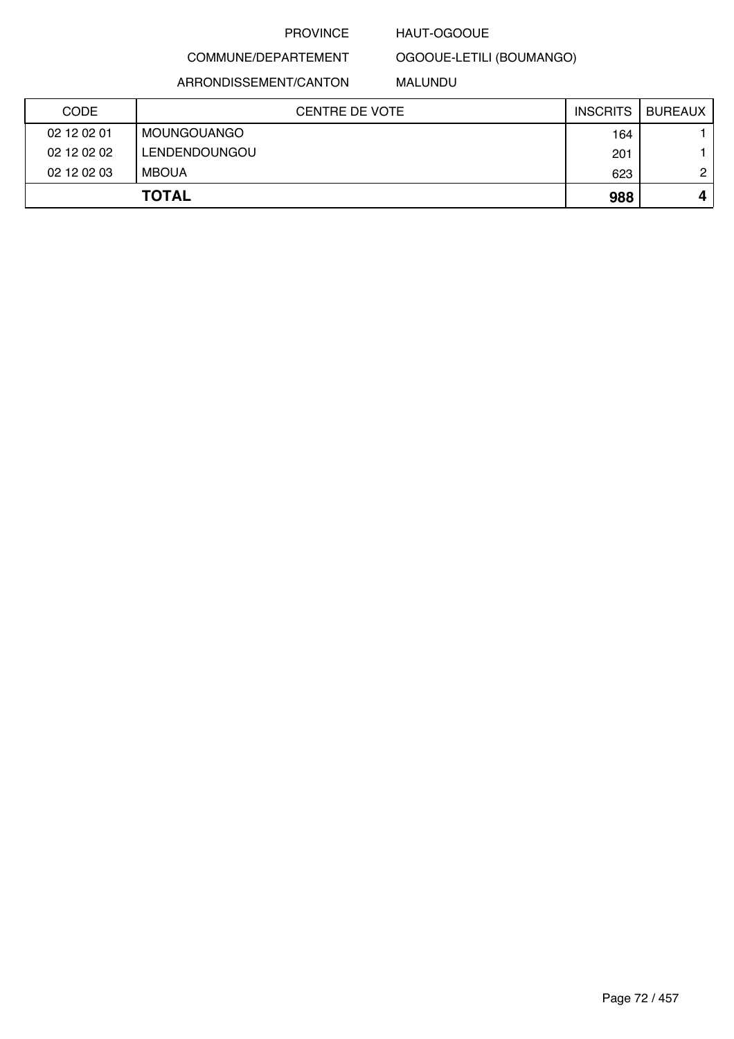PROVINCE HAUT-OGOOUE

COMMUNE/DEPARTEMENT OGOOUE-LETILI (BOUMANGO)

ARRONDISSEMENT/CANTON MALUNDU

| CODE | CENTRE DE VOTE | INSCRITS | BUREAUX |
|---|---|---|---|
| 02 12 02 01 | MOUNGOUANGO | 164 | 1 |
| 02 12 02 02 | LENDENDOUNGOU | 201 | 1 |
| 02 12 02 03 | MBOUA | 623 | 2 |
| | **TOTAL** | **988** | **4** |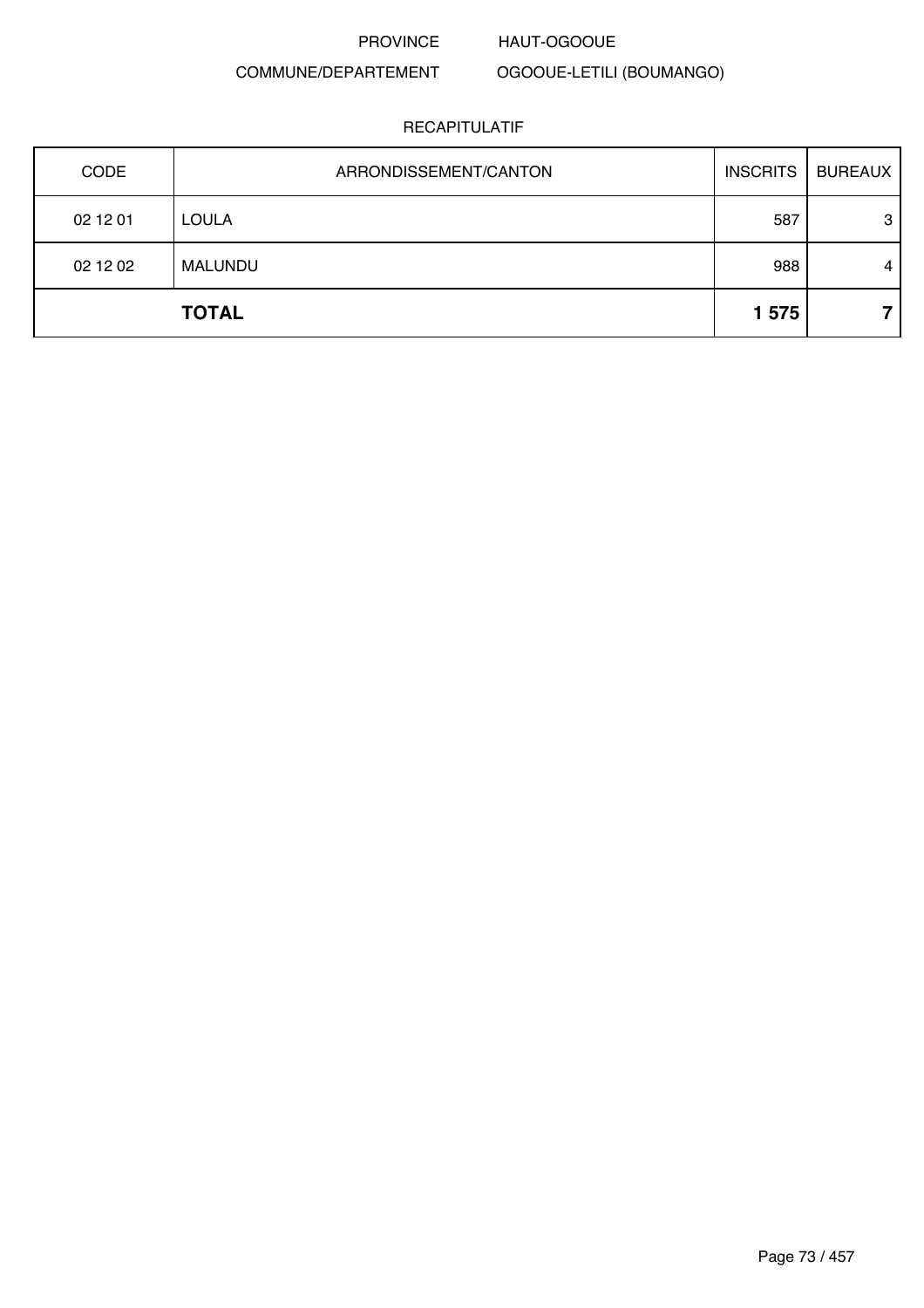PROVINCE HAUT-OGOOUE

COMMUNE/DEPARTEMENT OGOOUE-LETILI (BOUMANGO)

RECAPITULATIF

| CODE | ARRONDISSEMENT/CANTON | INSCRITS | BUREAUX |
|---|---|---|---|
| 02 12 01 | LOULA | 587 | 3 |
| 02 12 02 | MALUNDU | 988 | 4 |
| | **TOTAL** | **1 575** | **7** |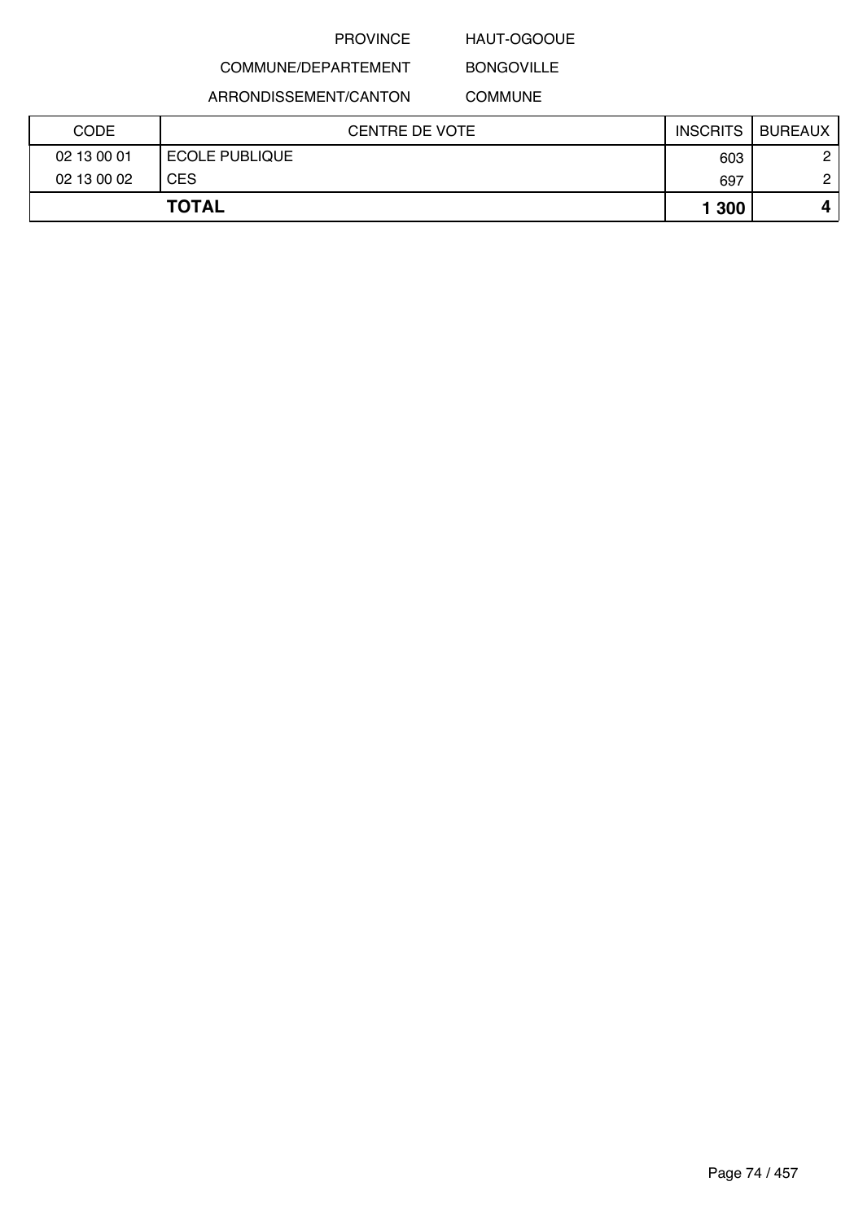PROVINCE HAUT-OGOOUE

COMMUNE/DEPARTEMENT BONGOVILLE

ARRONDISSEMENT/CANTON COMMUNE

| CODE | CENTRE DE VOTE | INSCRITS | BUREAUX |
|---|---|---|---|
| 02 13 00 01 | ECOLE PUBLIQUE | 603 | 2 |
| 02 13 00 02 | CES | 697 | 2 |
| **TOTAL** | | **1 300** | **4** |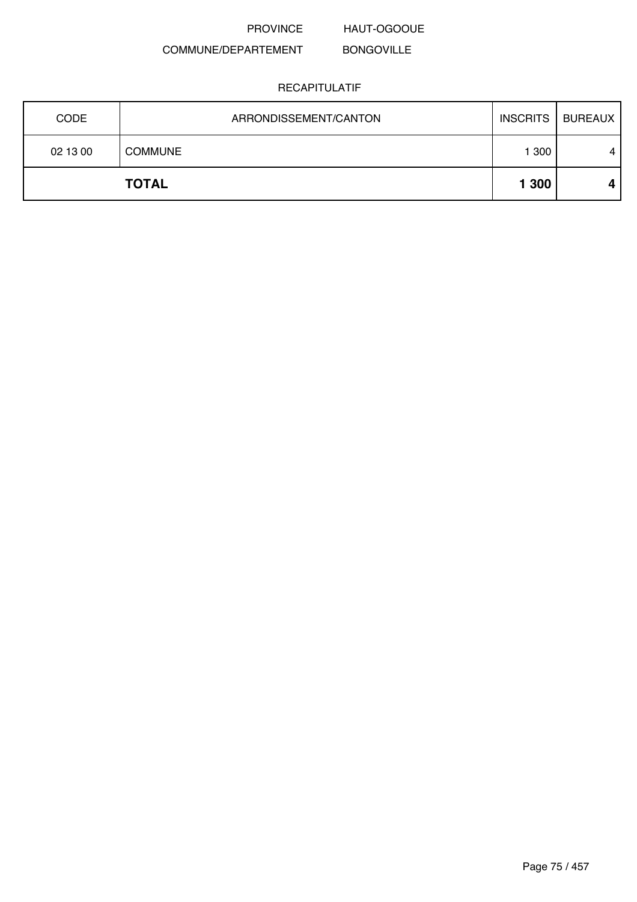PROVINCE HAUT-OGOOUE

COMMUNE/DEPARTEMENT BONGOVILLE

RECAPITULATIF

| CODE | ARRONDISSEMENT/CANTON | INSCRITS | BUREAUX |
|---|---|---|---|
| 02 13 00 | COMMUNE | 1 300 | 4 |
| | **TOTAL** | **1 300** | **4** |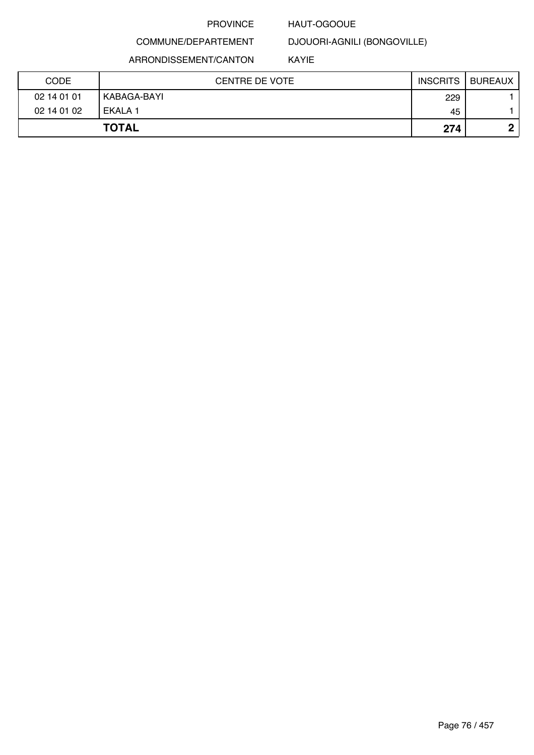PROVINCE HAUT-OGOOUE

COMMUNE/DEPARTEMENT DJOUORI-AGNILI (BONGOVILLE)

ARRONDISSEMENT/CANTON KAYIE

| CODE | CENTRE DE VOTE | INSCRITS | BUREAUX |
|---|---|---|---|
| 02 14 01 01 | KABAGA-BAYI | 229 | 1 |
| 02 14 01 02 | EKALA 1 | 45 | 1 |
| **TOTAL** | | **274** | **2** |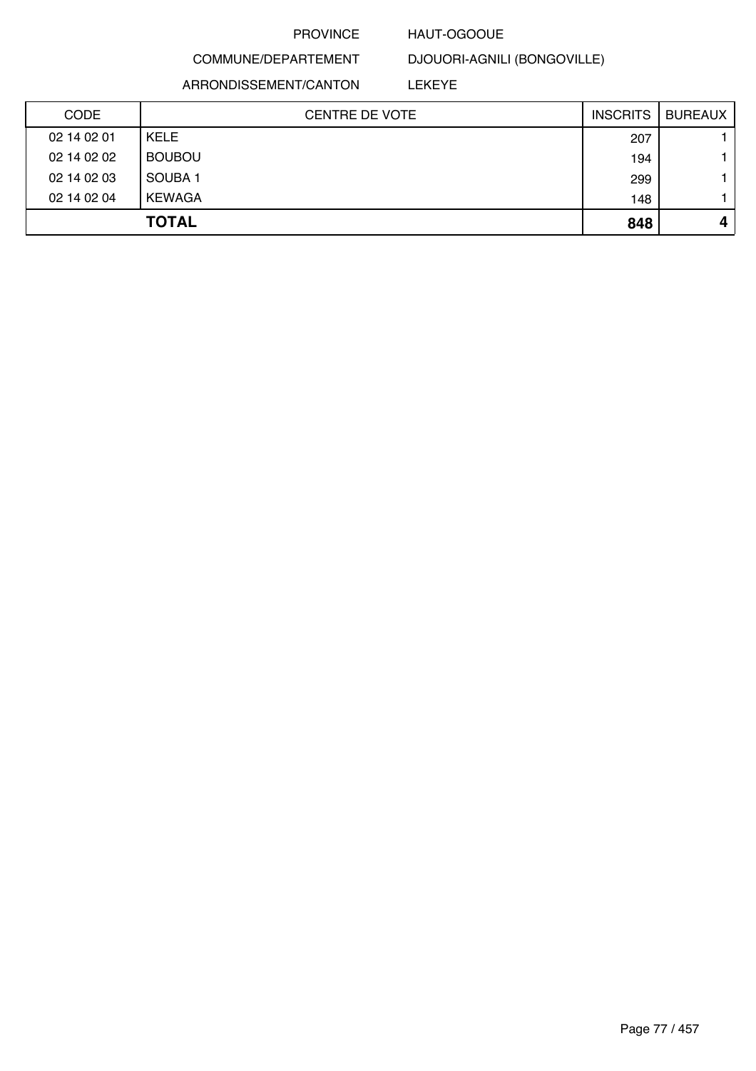PROVINCE HAUT-OGOOUE

COMMUNE/DEPARTEMENT DJOUORI-AGNILI (BONGOVILLE)

ARRONDISSEMENT/CANTON LEKEYE

| CODE | CENTRE DE VOTE | INSCRITS | BUREAUX |
|---|---|---|---|
| 02 14 02 01 | KELE | 207 | 1 |
| 02 14 02 02 | BOUBOU | 194 | 1 |
| 02 14 02 03 | SOUBA 1 | 299 | 1 |
| 02 14 02 04 | KEWAGA | 148 | 1 |
| | **TOTAL** | **848** | **4** |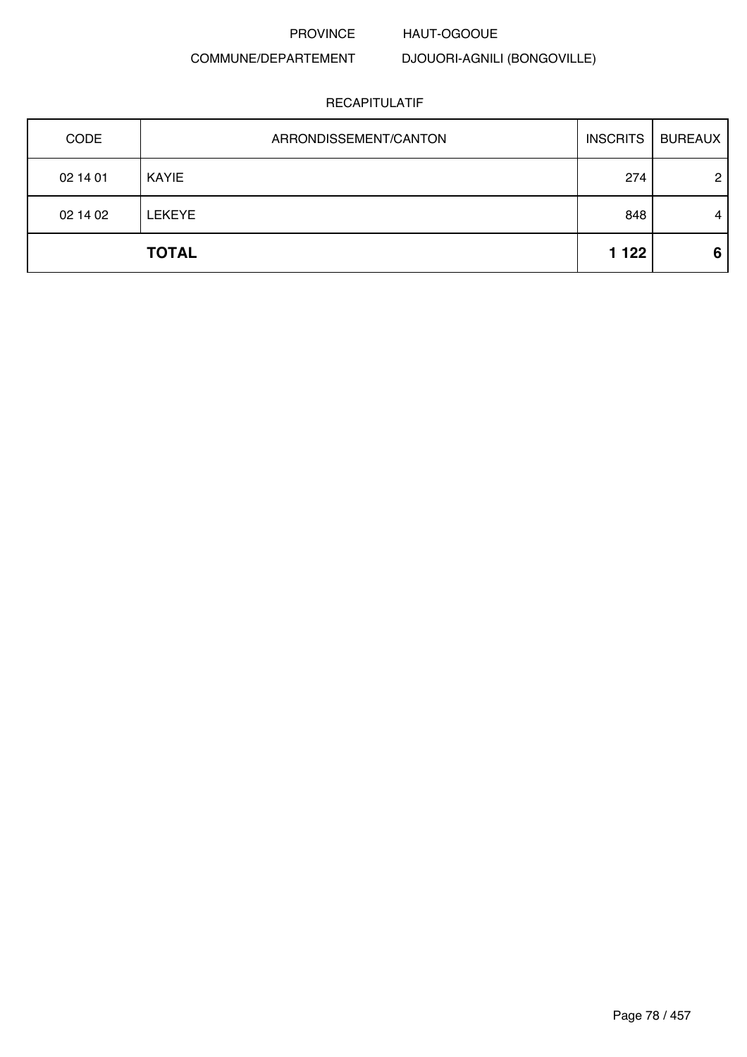PROVINCE HAUT-OGOOUE

COMMUNE/DEPARTEMENT DJOUORI-AGNILI (BONGOVILLE)

RECAPITULATIF

| CODE | ARRONDISSEMENT/CANTON | INSCRITS | BUREAUX |
|---|---|---|---|
| 02 14 01 | KAYIE | 274 | 2 |
| 02 14 02 | LEKEYE | 848 | 4 |
| | **TOTAL** | **1 122** | **6** |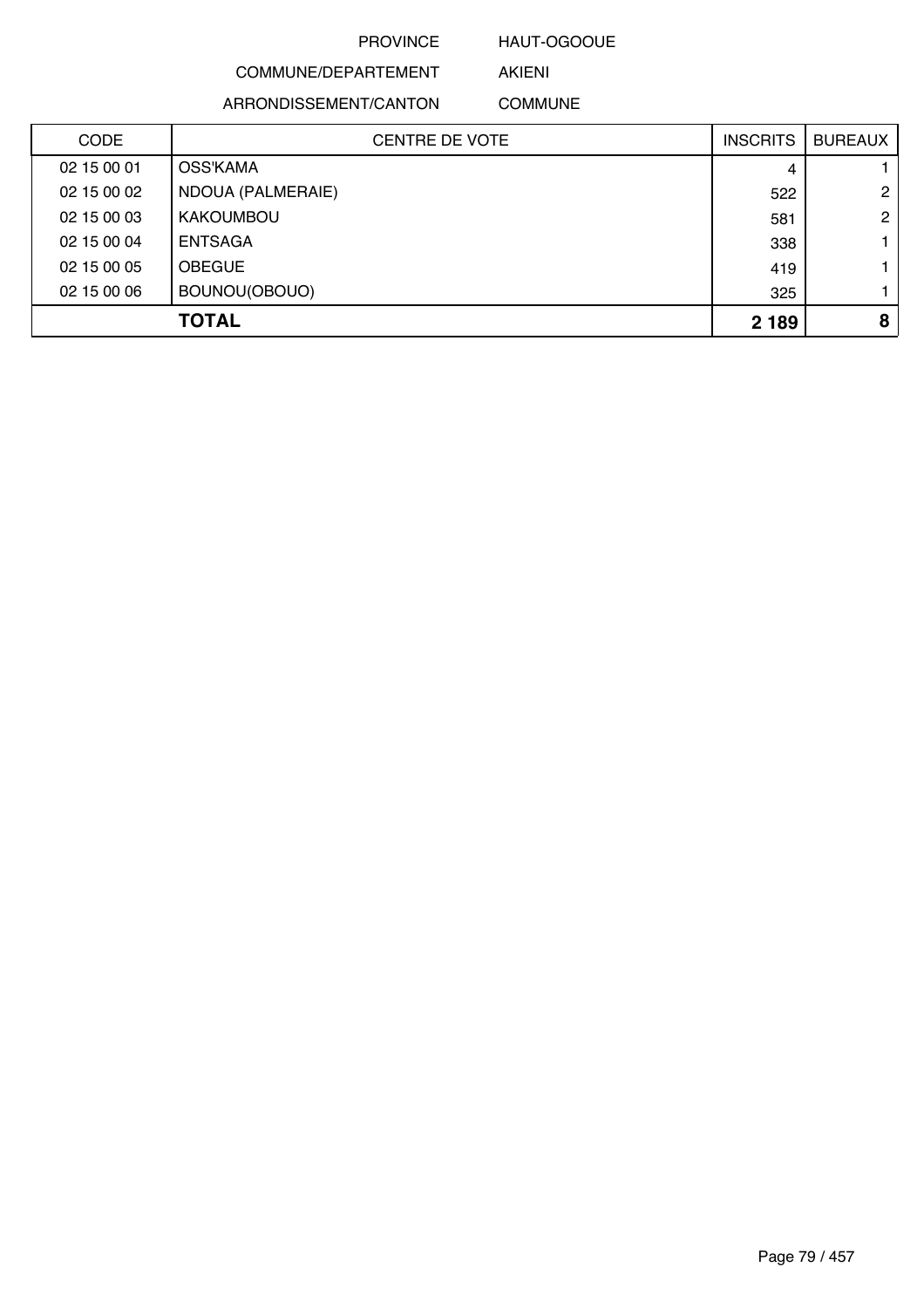PROVINCE HAUT-OGOOUE

COMMUNE/DEPARTEMENT AKIENI

ARRONDISSEMENT/CANTON COMMUNE

| CODE | CENTRE DE VOTE | INSCRITS | BUREAUX |
|---|---|---|---|
| 02 15 00 01 | OSS'KAMA | 4 | 1 |
| 02 15 00 02 | NDOUA (PALMERAIE) | 522 | 2 |
| 02 15 00 03 | KAKOUMBOU | 581 | 2 |
| 02 15 00 04 | ENTSAGA | 338 | 1 |
| 02 15 00 05 | OBEGUE | 419 | 1 |
| 02 15 00 06 | BOUNOU(OBOUO) | 325 | 1 |
| | **TOTAL** | **2 189** | **8** |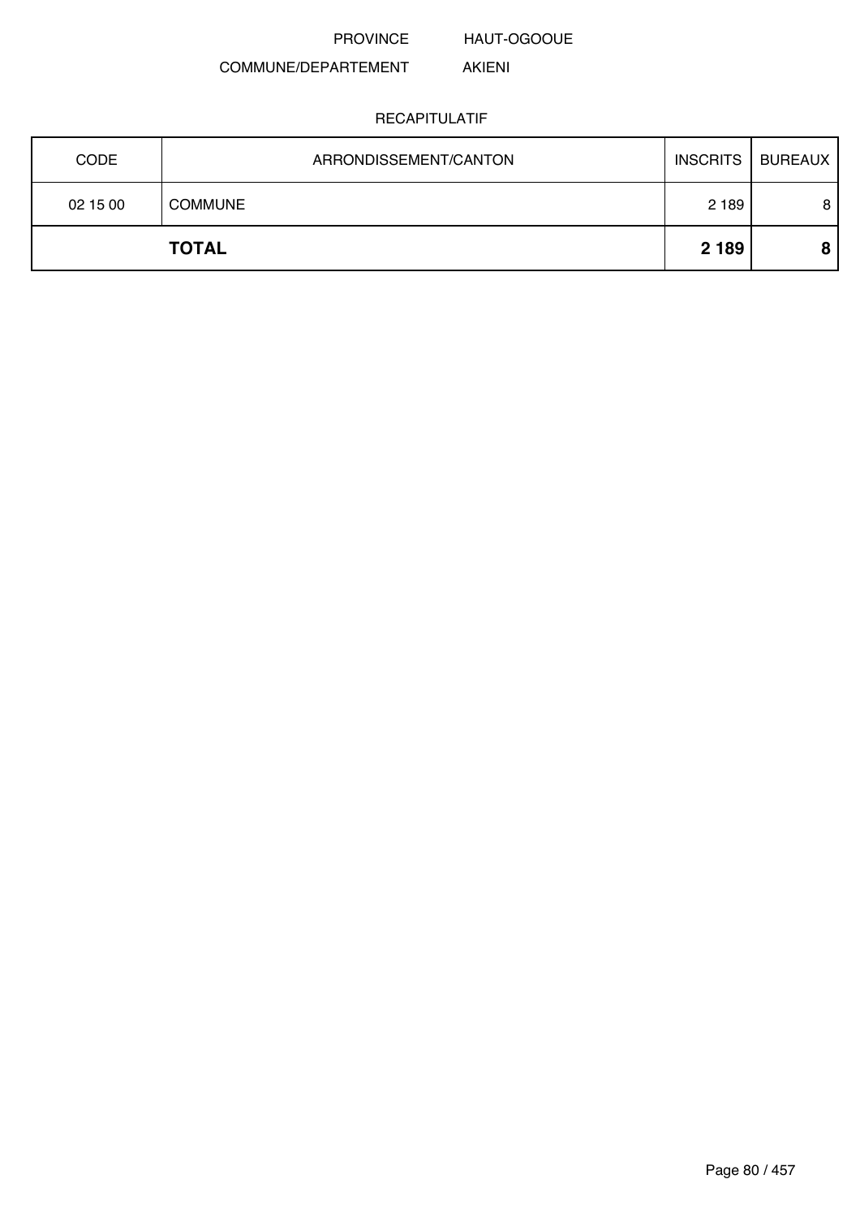PROVINCE HAUT-OGOOUE

COMMUNE/DEPARTEMENT AKIENI

RECAPITULATIF

| CODE | ARRONDISSEMENT/CANTON | INSCRITS | BUREAUX |
|---|---|---|---|
| 02 15 00 | COMMUNE | 2 189 | 8 |
| | **TOTAL** | **2 189** | **8** |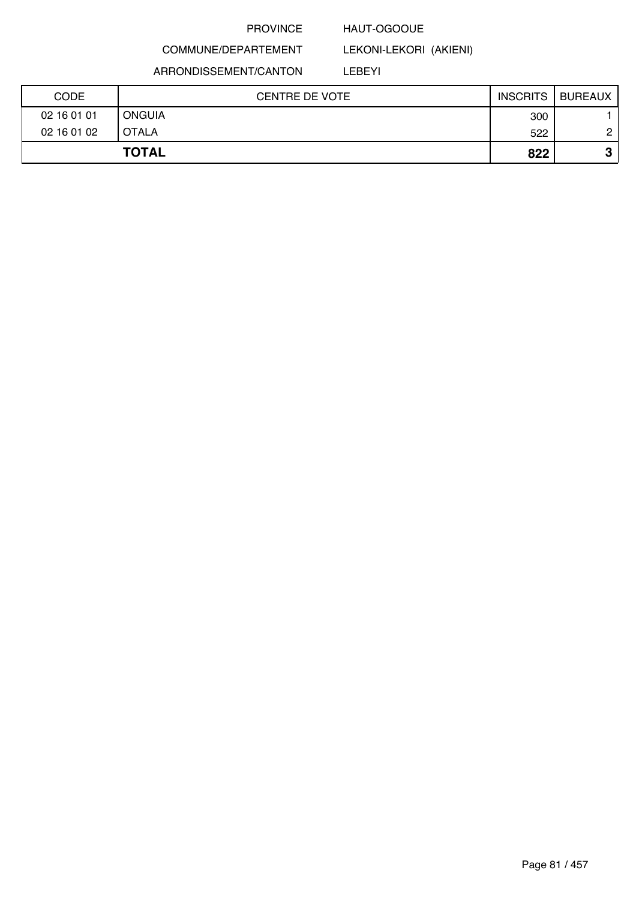PROVINCE HAUT-OGOOUE

COMMUNE/DEPARTEMENT LEKONI-LEKORI (AKIENI)

ARRONDISSEMENT/CANTON LEBEYI

| CODE | CENTRE DE VOTE | INSCRITS | BUREAUX |
|---|---|---|---|
| 02 16 01 01 | ONGUIA | 300 | 1 |
| 02 16 01 02 | OTALA | 522 | 2 |
| **TOTAL** | | **822** | **3** |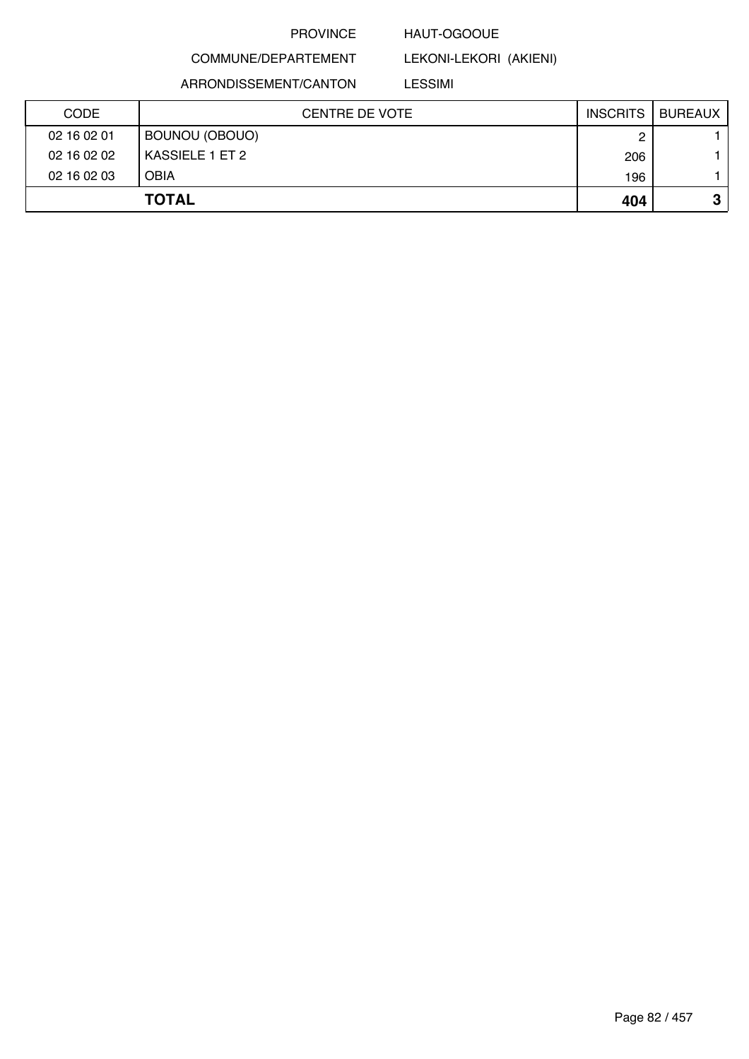PROVINCE HAUT-OGOOUE

COMMUNE/DEPARTEMENT LEKONI-LEKORI (AKIENI)

ARRONDISSEMENT/CANTON LESSIMI

| CODE | CENTRE DE VOTE | INSCRITS | BUREAUX |
|---|---|---|---|
| 02 16 02 01 | BOUNOU (OBOUO) | 2 | 1 |
| 02 16 02 02 | KASSIELE 1 ET 2 | 206 | 1 |
| 02 16 02 03 | OBIA | 196 | 1 |
| **TOTAL** | | **404** | **3** |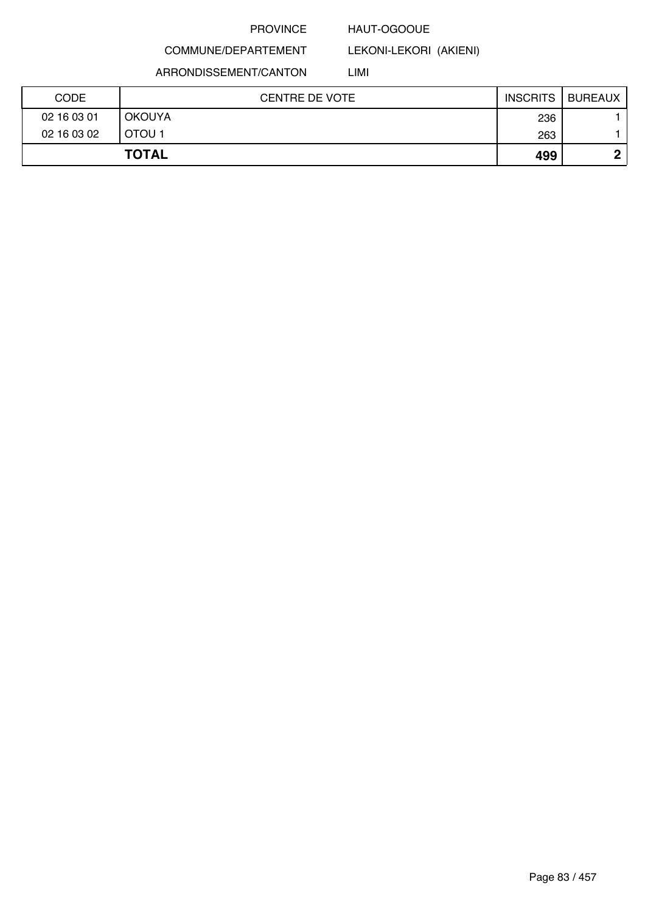PROVINCE HAUT-OGOOUE

COMMUNE/DEPARTEMENT LEKONI-LEKORI (AKIENI)

ARRONDISSEMENT/CANTON LIMI

| CODE | CENTRE DE VOTE | INSCRITS | BUREAUX |
|---|---|---|---|
| 02 16 03 01 | OKOUYA | 236 | 1 |
| 02 16 03 02 | OTOU 1 | 263 | 1 |
| **TOTAL** | | **499** | **2** |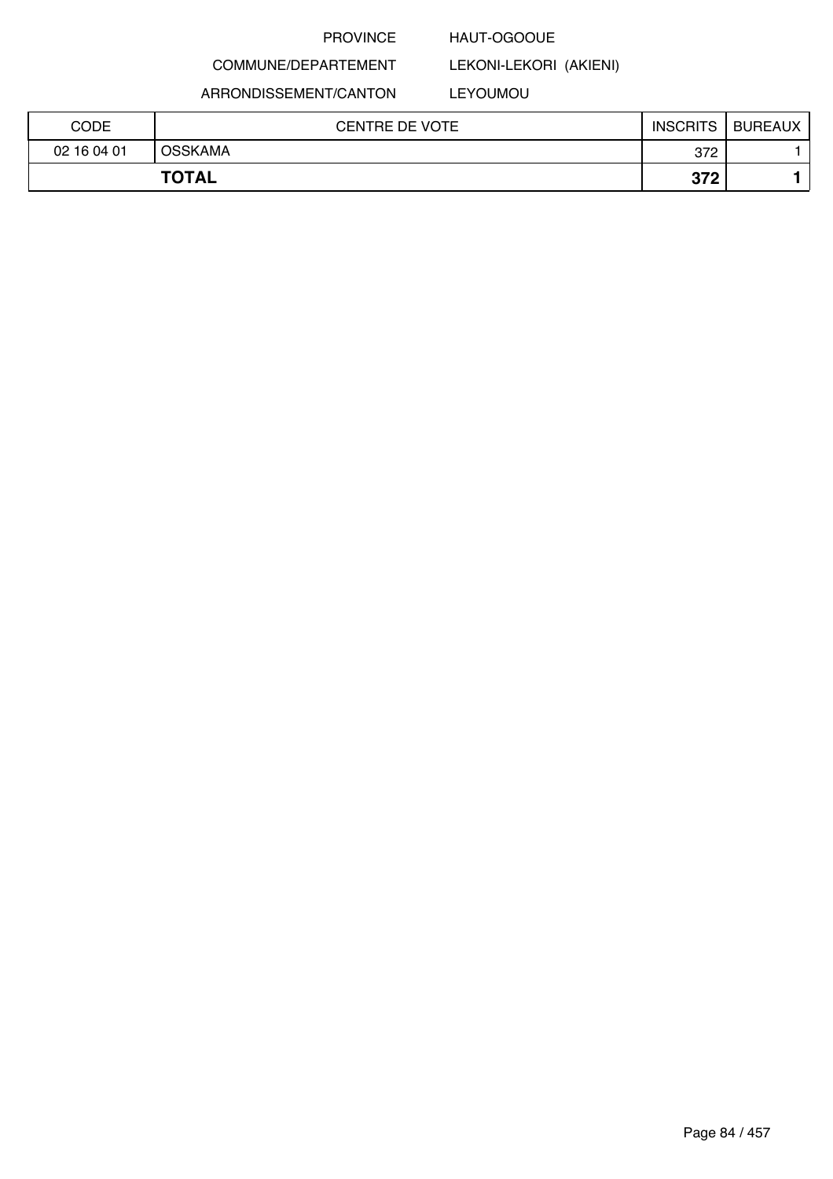PROVINCE HAUT-OGOOUE

COMMUNE/DEPARTEMENT LEKONI-LEKORI (AKIENI)

ARRONDISSEMENT/CANTON LEYOUMOU

| CODE | CENTRE DE VOTE | INSCRITS | BUREAUX |
|---|---|---|---|
| 02 16 04 01 | OSSKAMA | 372 | 1 |
| **TOTAL** | | **372** | **1** |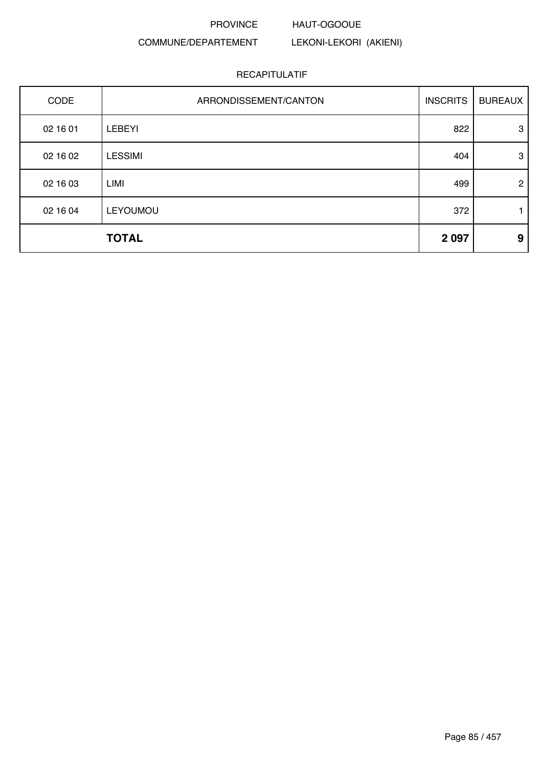PROVINCE HAUT-OGOOUE

COMMUNE/DEPARTEMENT LEKONI-LEKORI (AKIENI)

RECAPITULATIF

| CODE | ARRONDISSEMENT/CANTON | INSCRITS | BUREAUX |
|---|---|---|---|
| 02 16 01 | LEBEYI | 822 | 3 |
| 02 16 02 | LESSIMI | 404 | 3 |
| 02 16 03 | LIMI | 499 | 2 |
| 02 16 04 | LEYOUMOU | 372 | 1 |
| | **TOTAL** | **2 097** | **9** |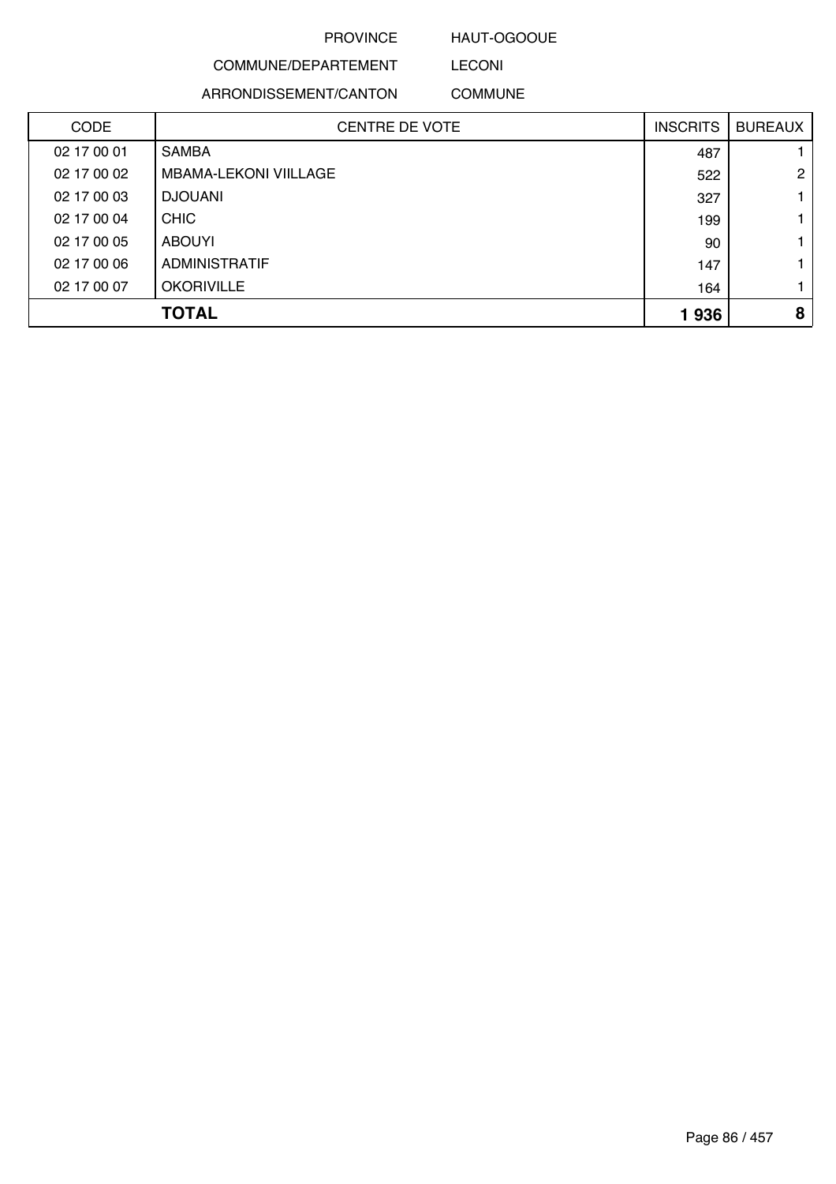PROVINCE HAUT-OGOOUE

COMMUNE/DEPARTEMENT LECONI

ARRONDISSEMENT/CANTON COMMUNE

| CODE | CENTRE DE VOTE | INSCRITS | BUREAUX |
|---|---|---|---|
| 02 17 00 01 | SAMBA | 487 | 1 |
| 02 17 00 02 | MBAMA-LEKONI VIILLAGE | 522 | 2 |
| 02 17 00 03 | DJOUANI | 327 | 1 |
| 02 17 00 04 | CHIC | 199 | 1 |
| 02 17 00 05 | ABOUYI | 90 | 1 |
| 02 17 00 06 | ADMINISTRATIF | 147 | 1 |
| 02 17 00 07 | OKORIVILLE | 164 | 1 |
| | **TOTAL** | **1 936** | **8** |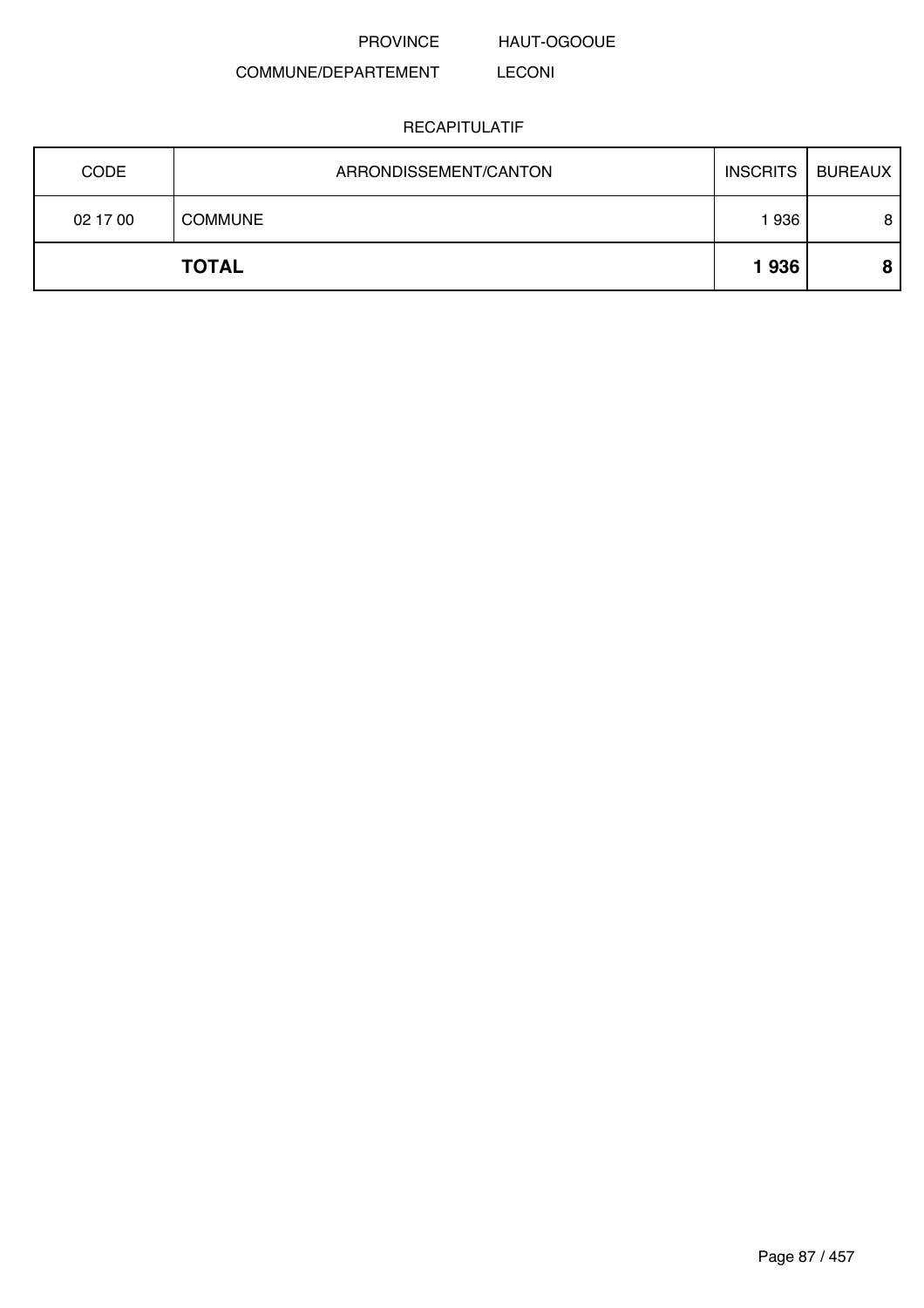PROVINCE HAUT-OGOOUE

COMMUNE/DEPARTEMENT LECONI

RECAPITULATIF

| CODE | ARRONDISSEMENT/CANTON | INSCRITS | BUREAUX |
|---|---|---|---|
| 02 17 00 | COMMUNE | 1 936 | 8 |
| | **TOTAL** | **1 936** | **8** |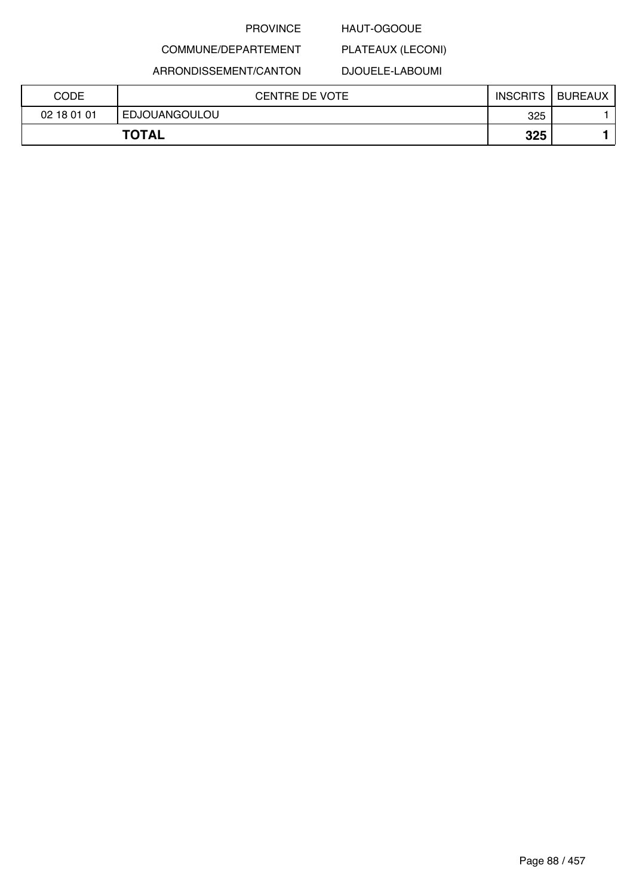PROVINCE HAUT-OGOOUE

COMMUNE/DEPARTEMENT PLATEAUX (LECONI)

ARRONDISSEMENT/CANTON DJOUELE-LABOUMI

| CODE | CENTRE DE VOTE | INSCRITS | BUREAUX |
|---|---|---|---|
| 02 18 01 01 | EDJOUANGOULOU | 325 | 1 |
| **TOTAL** | | **325** | **1** |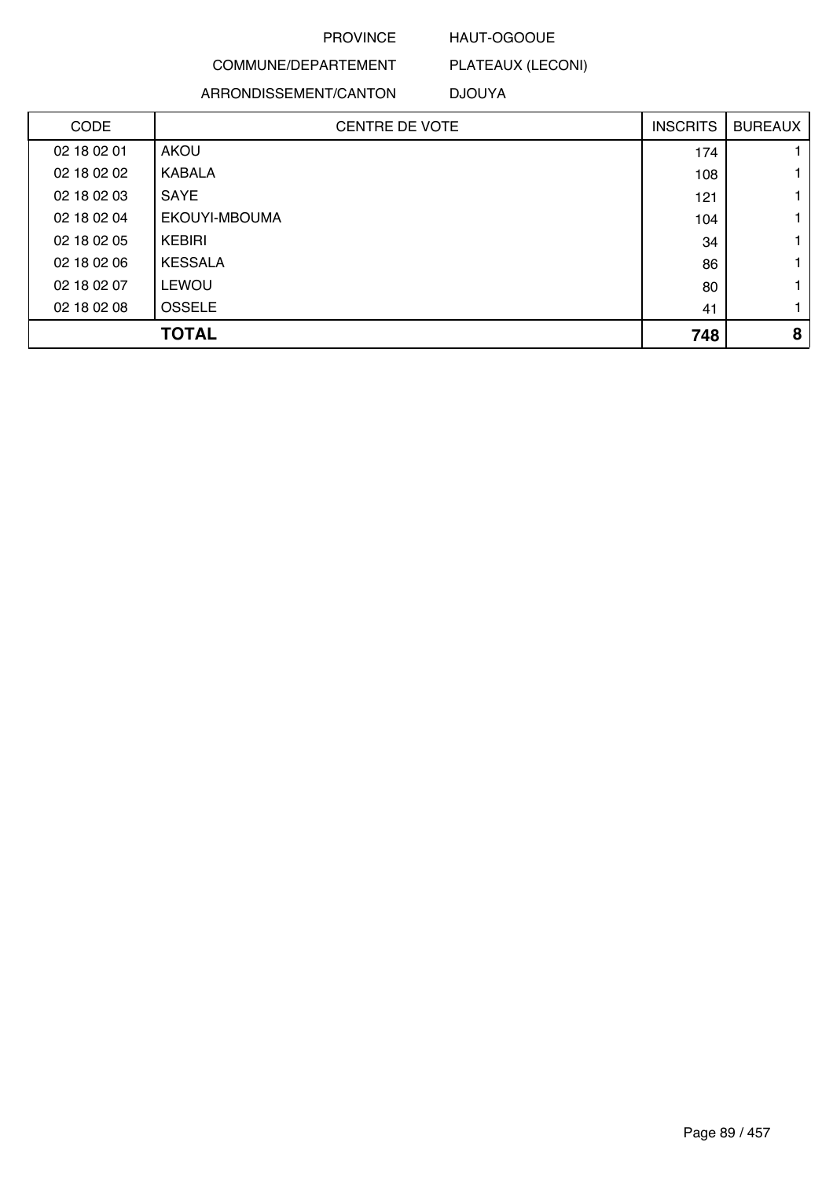PROVINCE HAUT-OGOOUE

COMMUNE/DEPARTEMENT PLATEAUX (LECONI)

ARRONDISSEMENT/CANTON DJOUYA

| CODE | CENTRE DE VOTE | INSCRITS | BUREAUX |
|---|---|---|---|
| 02 18 02 01 | AKOU | 174 | 1 |
| 02 18 02 02 | KABALA | 108 | 1 |
| 02 18 02 03 | SAYE | 121 | 1 |
| 02 18 02 04 | EKOUYI-MBOUMA | 104 | 1 |
| 02 18 02 05 | KEBIRI | 34 | 1 |
| 02 18 02 06 | KESSALA | 86 | 1 |
| 02 18 02 07 | LEWOU | 80 | 1 |
| 02 18 02 08 | OSSELE | 41 | 1 |
| | **TOTAL** | **748** | **8** |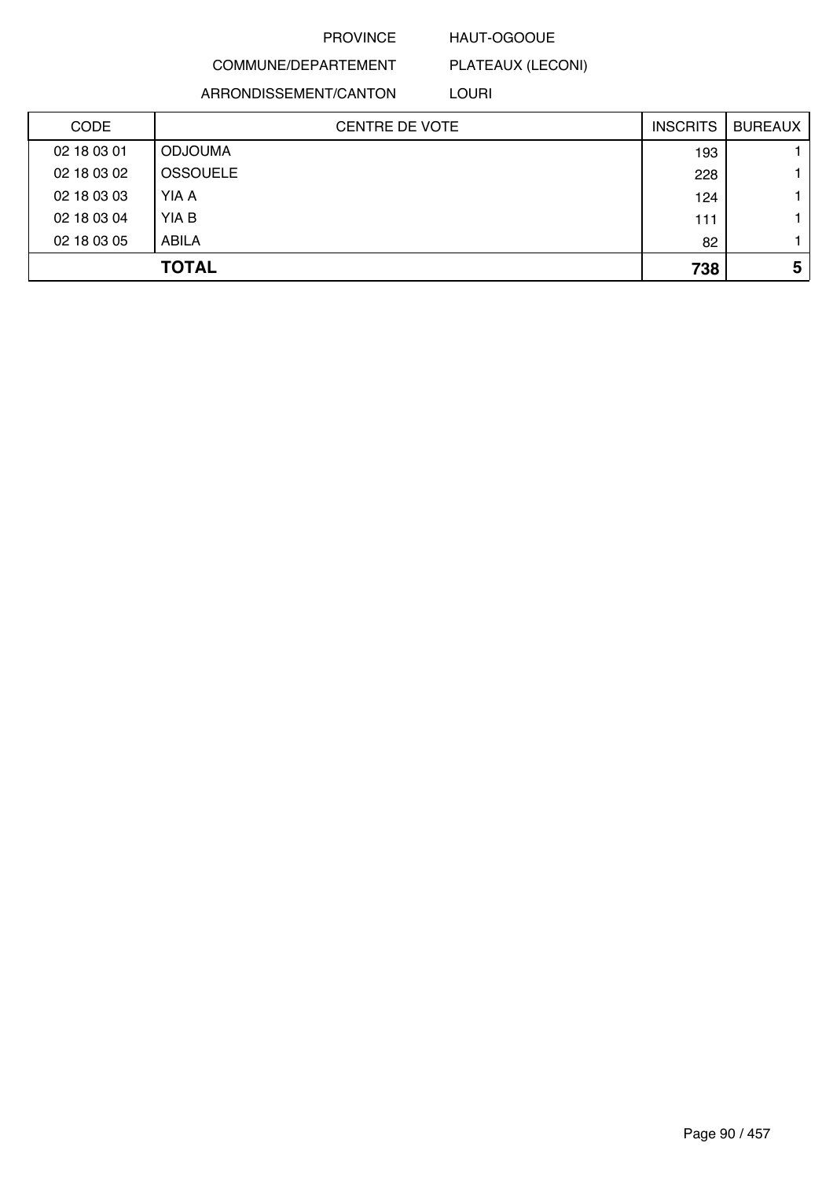PROVINCE HAUT-OGOOUE

COMMUNE/DEPARTEMENT PLATEAUX (LECONI)

ARRONDISSEMENT/CANTON LOURI

| CODE | CENTRE DE VOTE | INSCRITS | BUREAUX |
|---|---|---|---|
| 02 18 03 01 | ODJOUMA | 193 | 1 |
| 02 18 03 02 | OSSOUELE | 228 | 1 |
| 02 18 03 03 | YIA A | 124 | 1 |
| 02 18 03 04 | YIA B | 111 | 1 |
| 02 18 03 05 | ABILA | 82 | 1 |
| | **TOTAL** | **738** | **5** |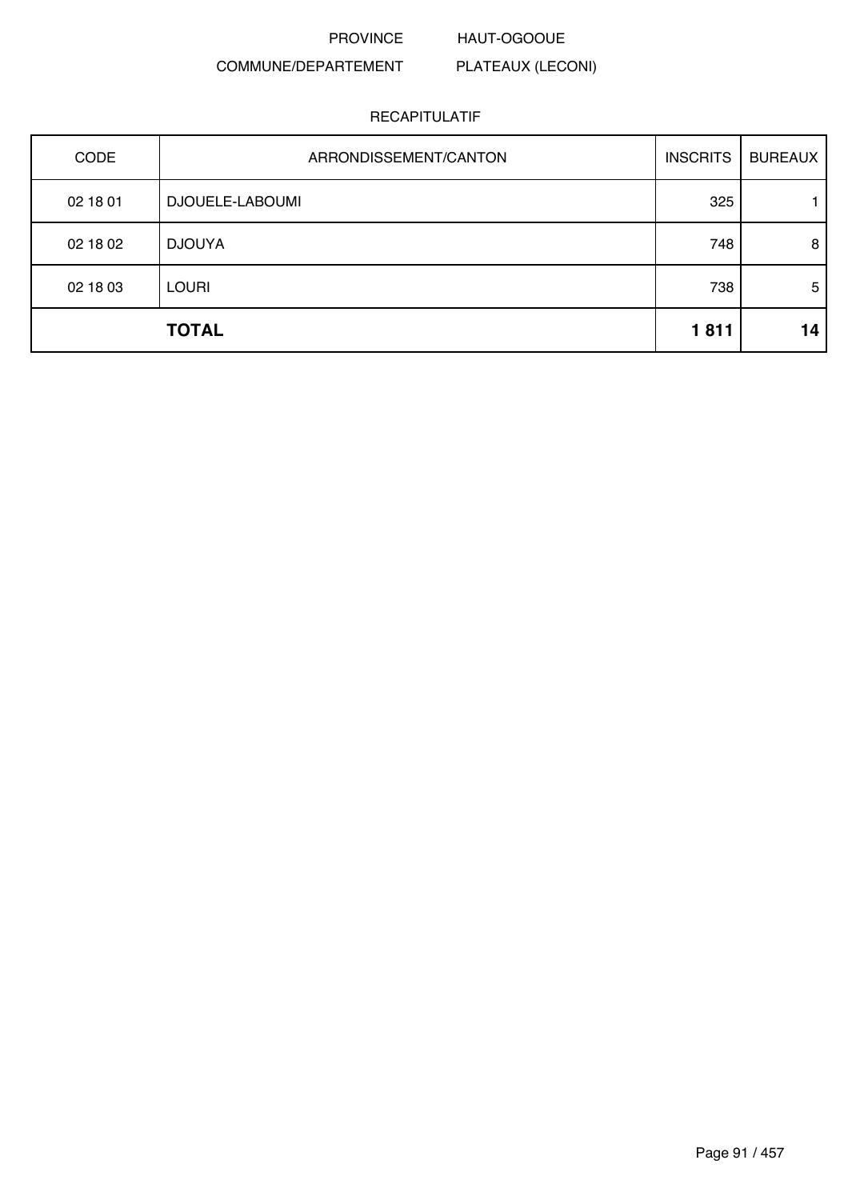PROVINCE HAUT-OGOOUE

COMMUNE/DEPARTEMENT PLATEAUX (LECONI)

RECAPITULATIF

| CODE | ARRONDISSEMENT/CANTON | INSCRITS | BUREAUX |
|---|---|---|---|
| 02 18 01 | DJOUELE-LABOUMI | 325 | 1 |
| 02 18 02 | DJOUYA | 748 | 8 |
| 02 18 03 | LOURI | 738 | 5 |
| | **TOTAL** | **1 811** | **14** |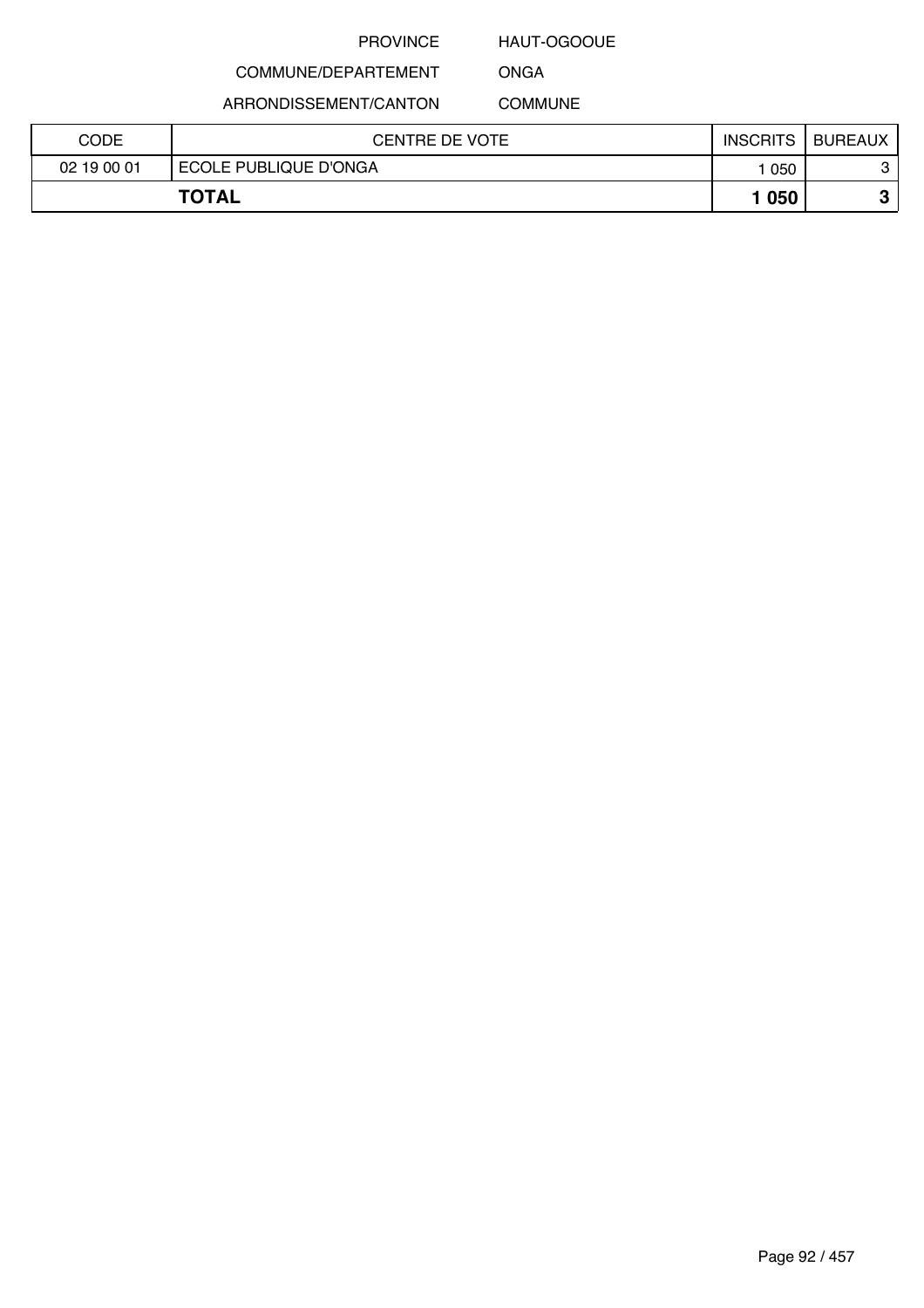PROVINCE HAUT-OGOOUE

COMMUNE/DEPARTEMENT ONGA

ARRONDISSEMENT/CANTON COMMUNE

| CODE | CENTRE DE VOTE | INSCRITS | BUREAUX |
|---|---|---|---|
| 02 19 00 01 | ECOLE PUBLIQUE D'ONGA | 1 050 | 3 |
| **TOTAL** | | **1 050** | **3** |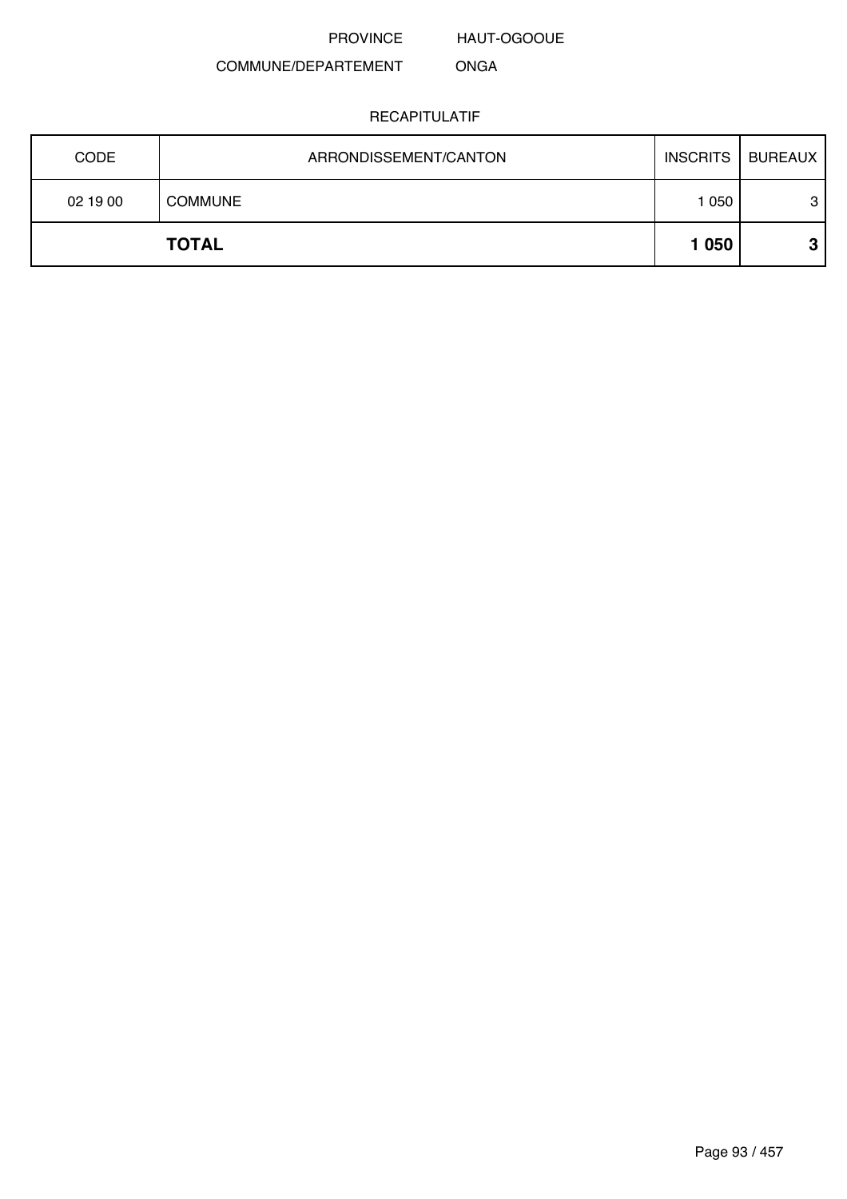PROVINCE HAUT-OGOOUE

COMMUNE/DEPARTEMENT ONGA

RECAPITULATIF

| CODE | ARRONDISSEMENT/CANTON | INSCRITS | BUREAUX |
|---|---|---|---|
| 02 19 00 | COMMUNE | 1 050 | 3 |
| | **TOTAL** | **1 050** | **3** |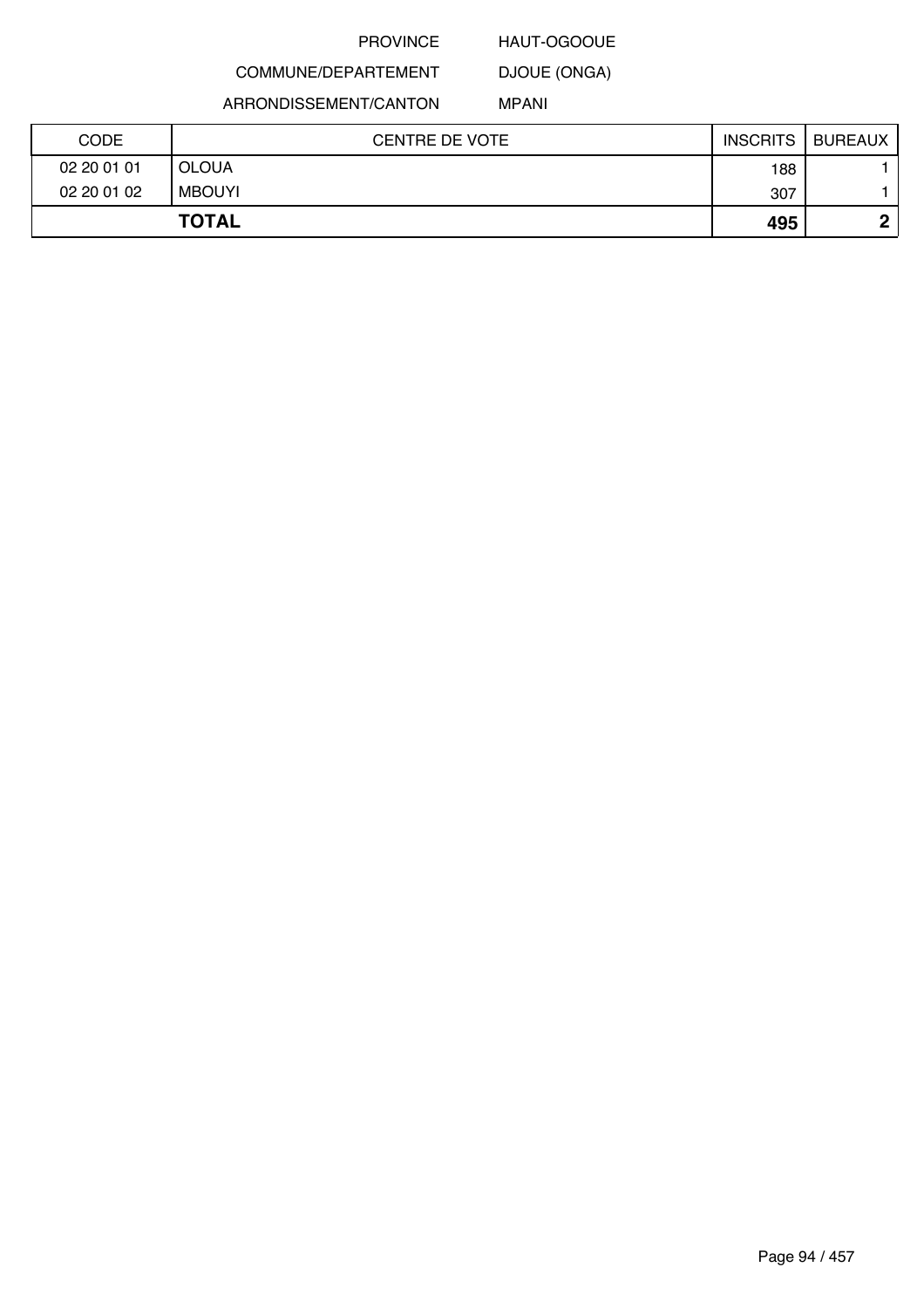PROVINCE HAUT-OGOOUE

COMMUNE/DEPARTEMENT DJOUE (ONGA)

ARRONDISSEMENT/CANTON MPANI

| CODE | CENTRE DE VOTE | INSCRITS | BUREAUX |
|---|---|---|---|
| 02 20 01 01 | OLOUA | 188 | 1 |
| 02 20 01 02 | MBOUYI | 307 | 1 |
| **TOTAL** | | **495** | **2** |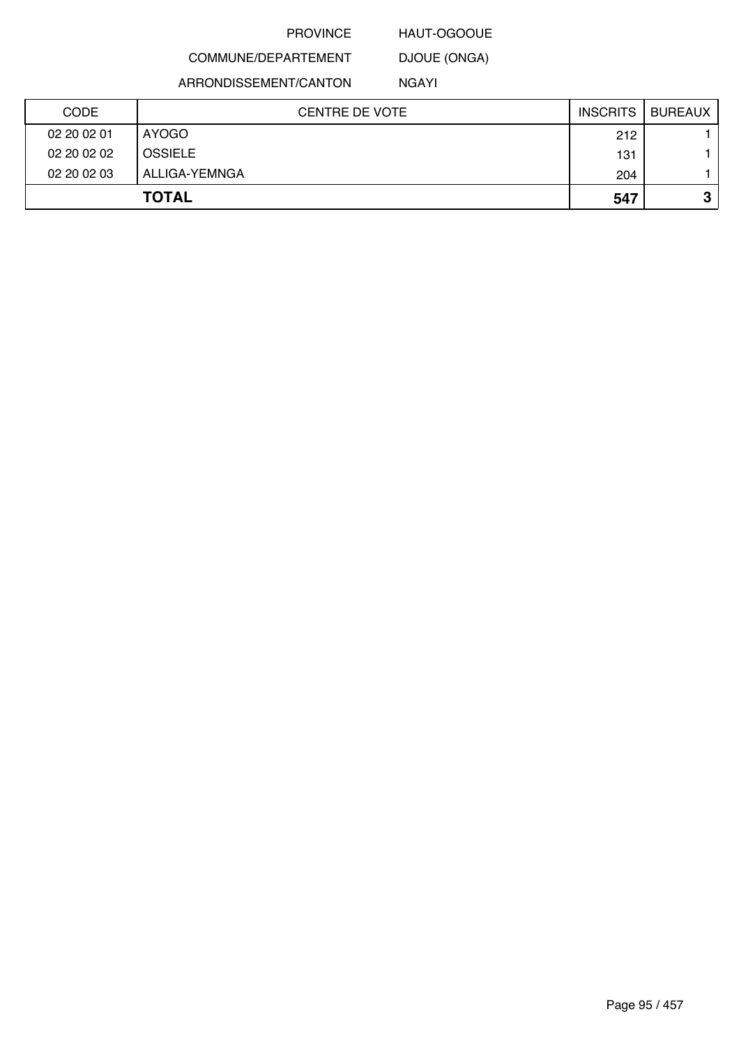PROVINCE HAUT-OGOOUE

COMMUNE/DEPARTEMENT DJOUE (ONGA)

ARRONDISSEMENT/CANTON NGAYI

| CODE | CENTRE DE VOTE | INSCRITS | BUREAUX |
|---|---|---|---|
| 02 20 02 01 | AYOGO | 212 | 1 |
| 02 20 02 02 | OSSIELE | 131 | 1 |
| 02 20 02 03 | ALLIGA-YEMNGA | 204 | 1 |
| | **TOTAL** | **547** | **3** |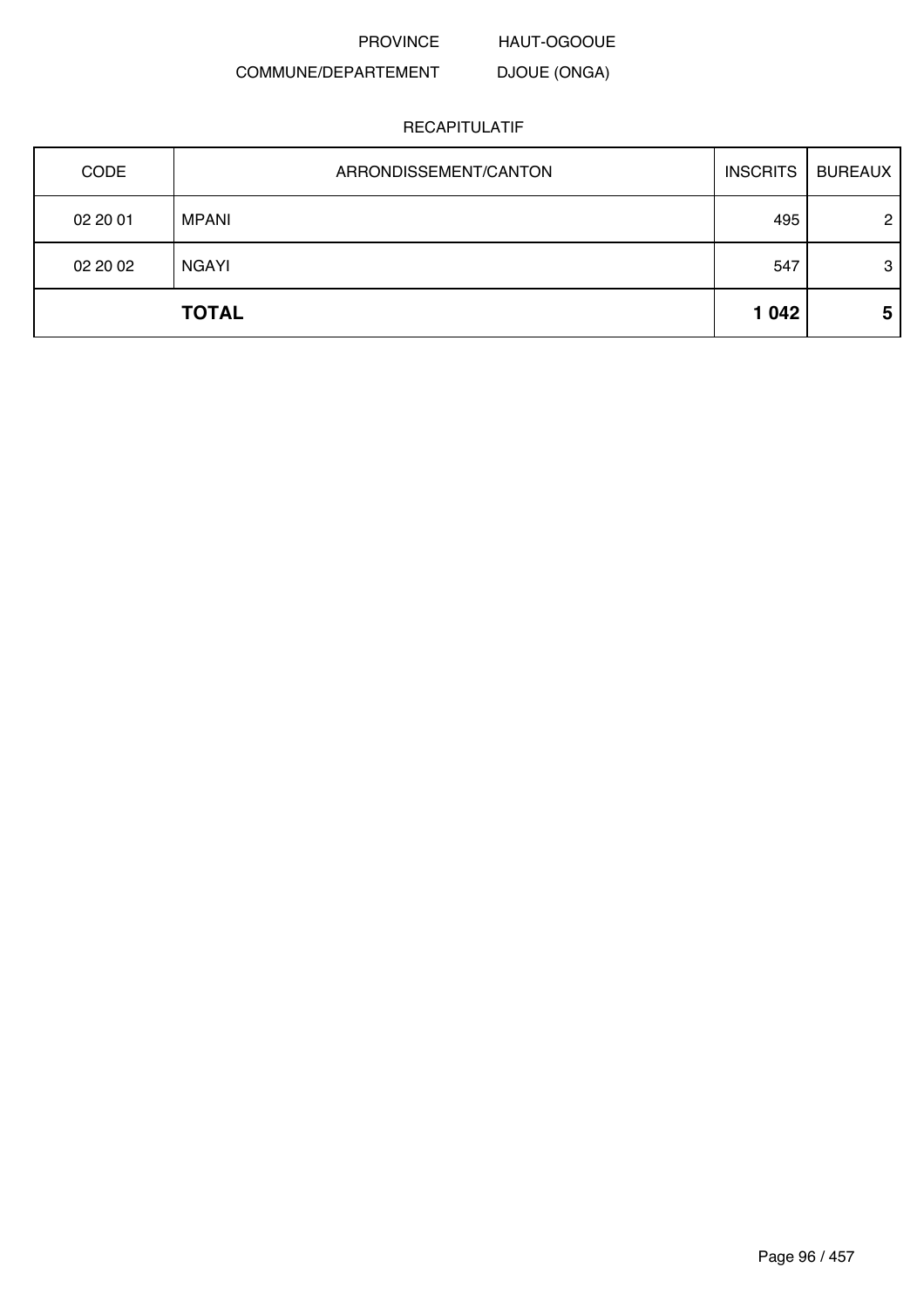PROVINCE HAUT-OGOOUE

COMMUNE/DEPARTEMENT DJOUE (ONGA)

RECAPITULATIF

| CODE | ARRONDISSEMENT/CANTON | INSCRITS | BUREAUX |
|---|---|---|---|
| 02 20 01 | MPANI | 495 | 2 |
| 02 20 02 | NGAYI | 547 | 3 |
| | **TOTAL** | **1 042** | **5** |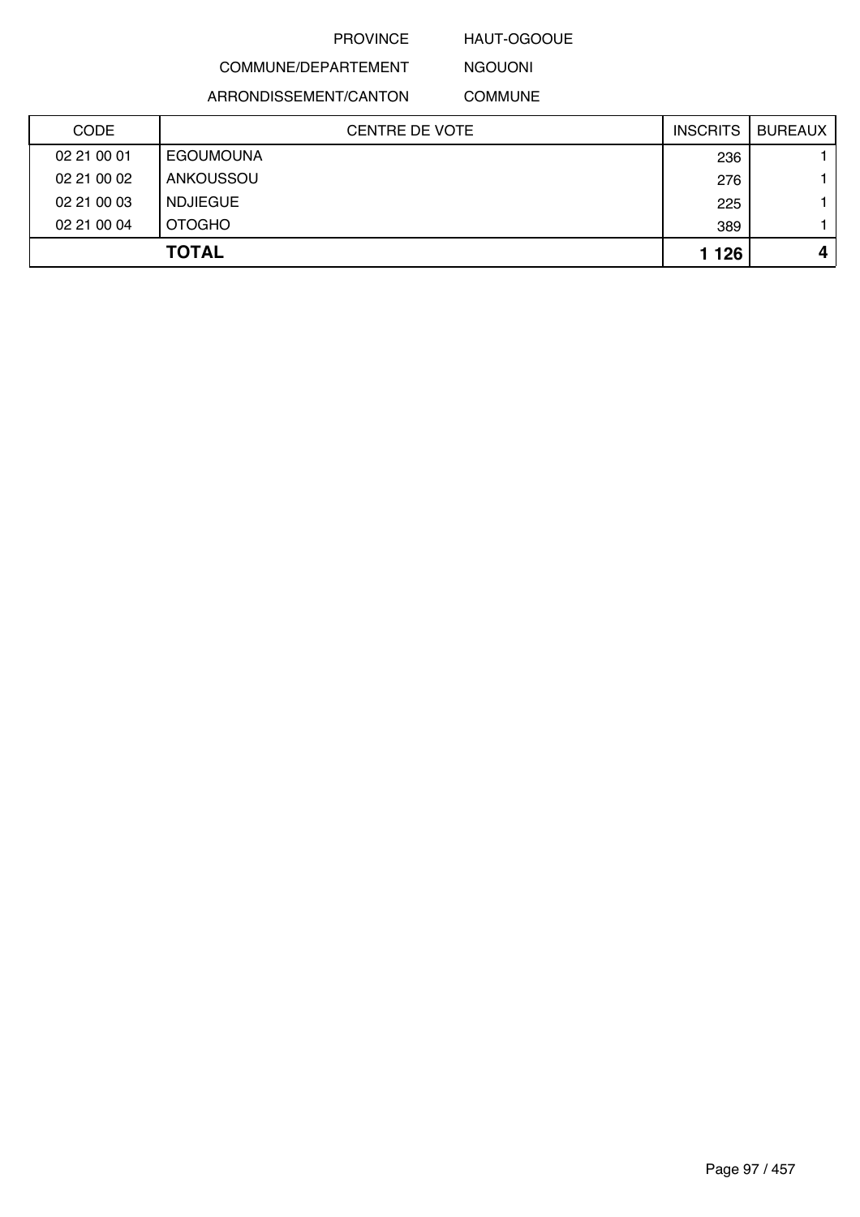PROVINCE HAUT-OGOOUE

COMMUNE/DEPARTEMENT NGOUONI

ARRONDISSEMENT/CANTON COMMUNE

| CODE | CENTRE DE VOTE | INSCRITS | BUREAUX |
|---|---|---|---|
| 02 21 00 01 | EGOUMOUNA | 236 | 1 |
| 02 21 00 02 | ANKOUSSOU | 276 | 1 |
| 02 21 00 03 | NDJIEGUE | 225 | 1 |
| 02 21 00 04 | OTOGHO | 389 | 1 |
| | **TOTAL** | **1 126** | **4** |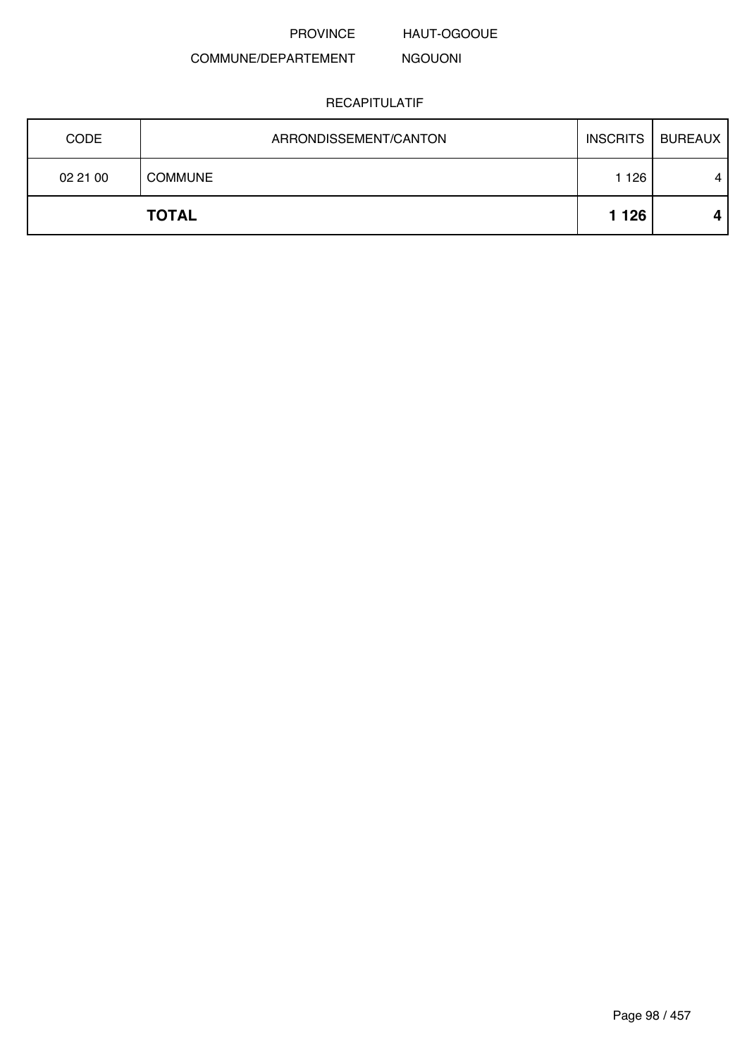PROVINCE HAUT-OGOOUE

COMMUNE/DEPARTEMENT NGOUONI

RECAPITULATIF

| CODE | ARRONDISSEMENT/CANTON | INSCRITS | BUREAUX |
|---|---|---|---|
| 02 21 00 | COMMUNE | 1 126 | 4 |
| | **TOTAL** | **1 126** | **4** |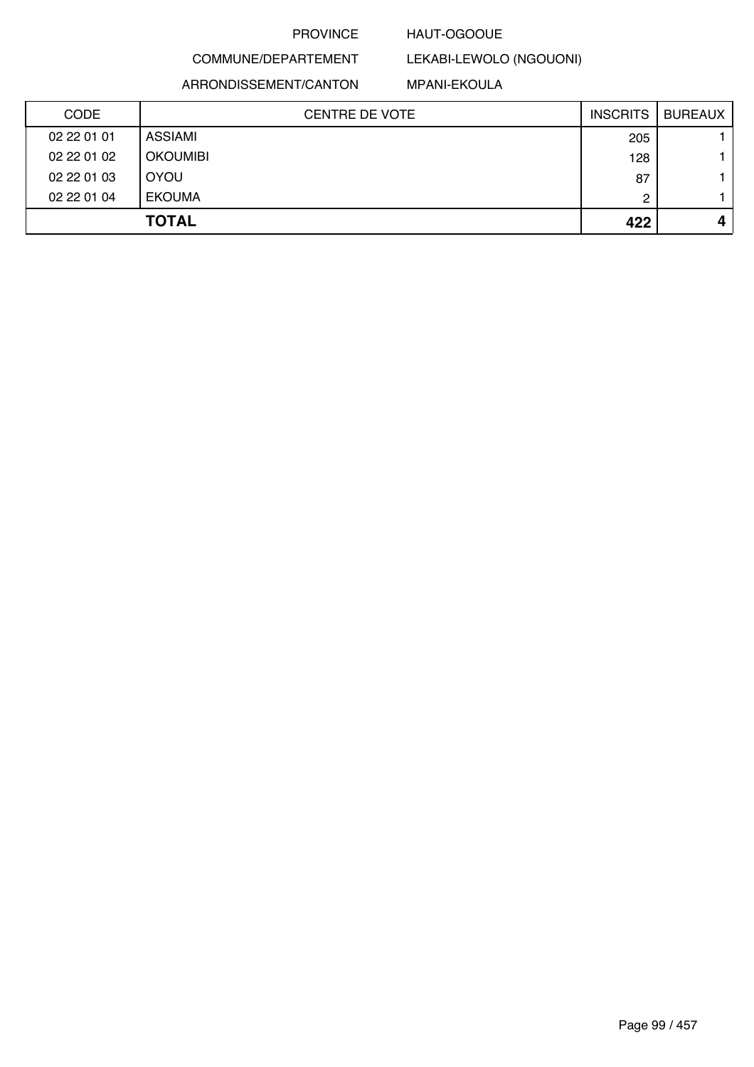PROVINCE HAUT-OGOOUE

COMMUNE/DEPARTEMENT LEKABI-LEWOLO (NGOUONI)

ARRONDISSEMENT/CANTON MPANI-EKOULA

| CODE | CENTRE DE VOTE | INSCRITS | BUREAUX |
|---|---|---|---|
| 02 22 01 01 | ASSIAMI | 205 | 1 |
| 02 22 01 02 | OKOUMIBI | 128 | 1 |
| 02 22 01 03 | OYOU | 87 | 1 |
| 02 22 01 04 | EKOUMA | 2 | 1 |
| | **TOTAL** | **422** | **4** |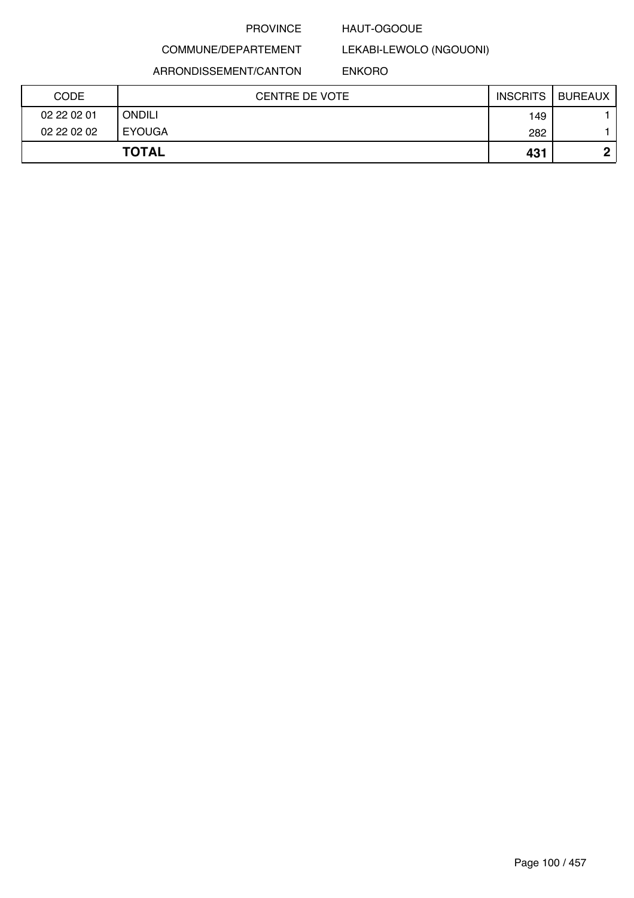PROVINCE HAUT-OGOOUE

COMMUNE/DEPARTEMENT LEKABI-LEWOLO (NGOUONI)

ARRONDISSEMENT/CANTON ENKORO

| CODE | CENTRE DE VOTE | INSCRITS | BUREAUX |
|---|---|---|---|
| 02 22 02 01 | ONDILI | 149 | 1 |
| 02 22 02 02 | EYOUGA | 282 | 1 |
| **TOTAL** | | **431** | **2** |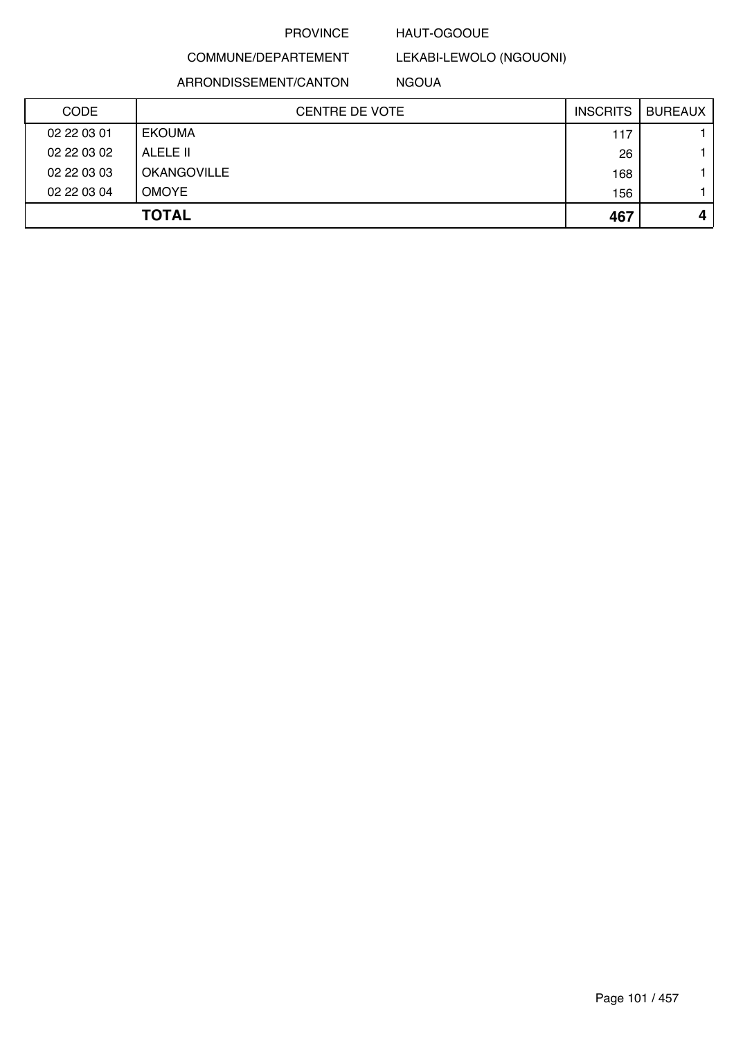PROVINCE HAUT-OGOOUE

COMMUNE/DEPARTEMENT LEKABI-LEWOLO (NGOUONI)

ARRONDISSEMENT/CANTON NGOUA

| CODE | CENTRE DE VOTE | INSCRITS | BUREAUX |
|---|---|---|---|
| 02 22 03 01 | EKOUMA | 117 | 1 |
| 02 22 03 02 | ALELE II | 26 | 1 |
| 02 22 03 03 | OKANGOVILLE | 168 | 1 |
| 02 22 03 04 | OMOYE | 156 | 1 |
| | **TOTAL** | **467** | **4** |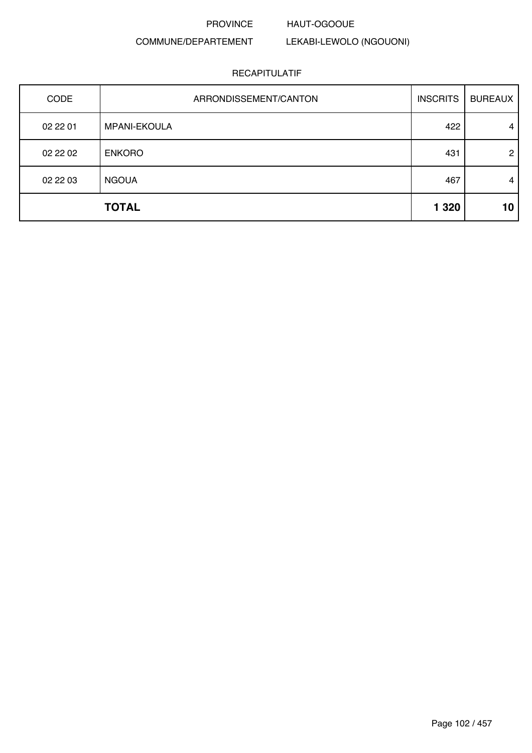PROVINCE HAUT-OGOOUE

COMMUNE/DEPARTEMENT LEKABI-LEWOLO (NGOUONI)

RECAPITULATIF

| CODE | ARRONDISSEMENT/CANTON | INSCRITS | BUREAUX |
|---|---|---|---|
| 02 22 01 | MPANI-EKOULA | 422 | 4 |
| 02 22 02 | ENKORO | 431 | 2 |
| 02 22 03 | NGOUA | 467 | 4 |
| | **TOTAL** | **1 320** | **10** |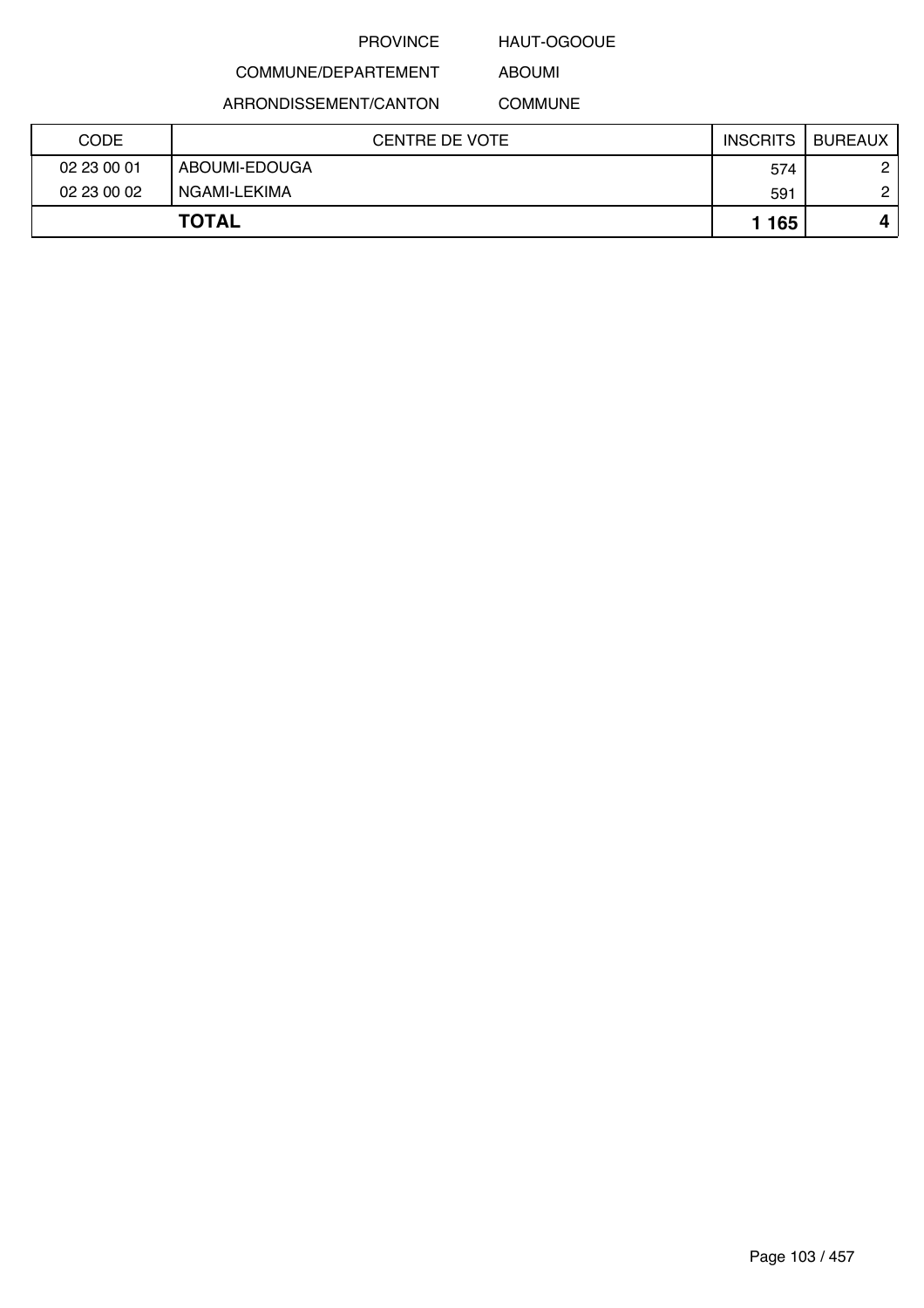PROVINCE HAUT-OGOOUE

COMMUNE/DEPARTEMENT ABOUMI

ARRONDISSEMENT/CANTON COMMUNE

| CODE | CENTRE DE VOTE | INSCRITS | BUREAUX |
|---|---|---|---|
| 02 23 00 01 | ABOUMI-EDOUGA | 574 | 2 |
| 02 23 00 02 | NGAMI-LEKIMA | 591 | 2 |
| **TOTAL** | | **1 165** | **4** |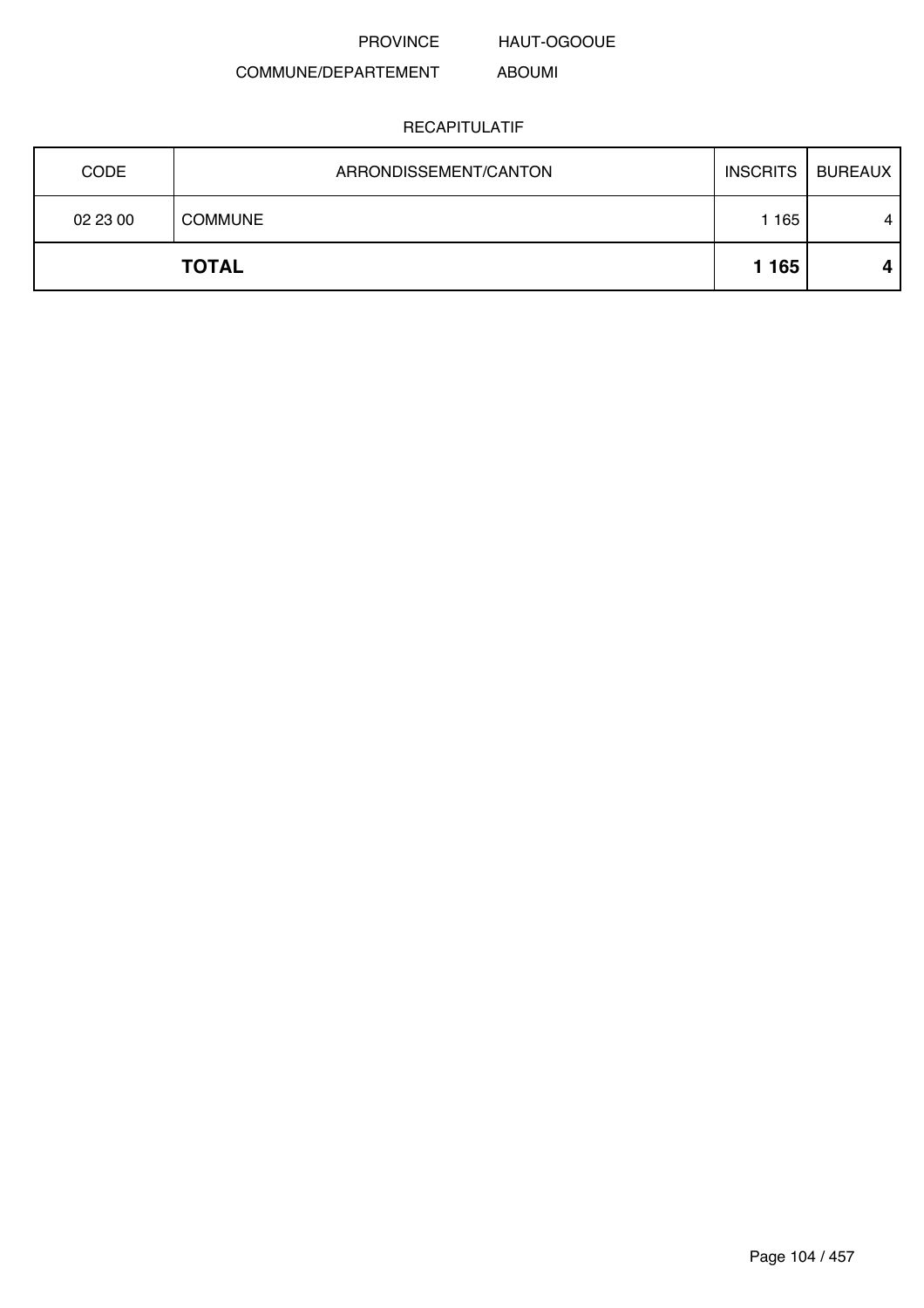PROVINCE HAUT-OGOOUE

COMMUNE/DEPARTEMENT ABOUMI

RECAPITULATIF

| CODE | ARRONDISSEMENT/CANTON | INSCRITS | BUREAUX |
|---|---|---|---|
| 02 23 00 | COMMUNE | 1 165 | 4 |
| | **TOTAL** | **1 165** | **4** |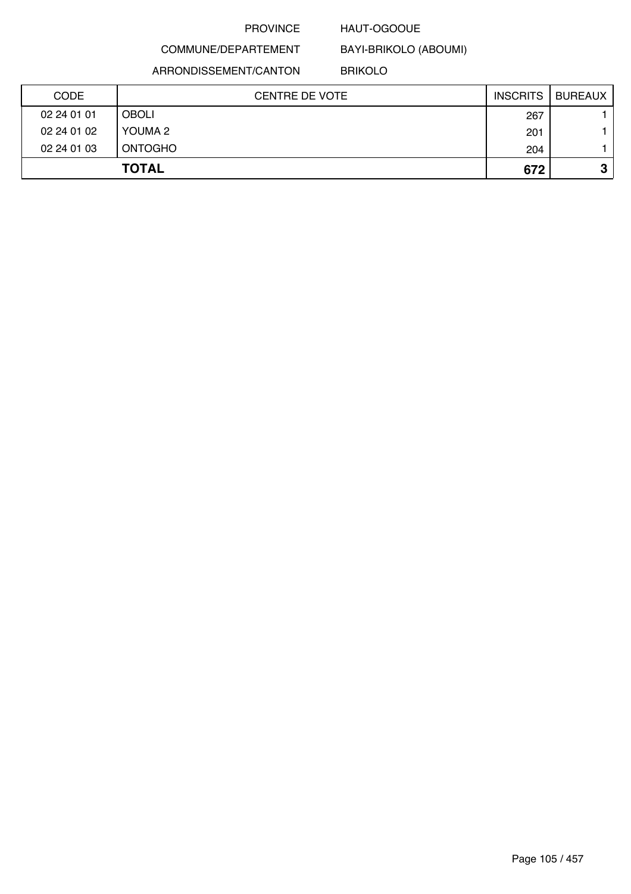PROVINCE HAUT-OGOOUE

COMMUNE/DEPARTEMENT BAYI-BRIKOLO (ABOUMI)

ARRONDISSEMENT/CANTON BRIKOLO

| CODE | CENTRE DE VOTE | INSCRITS | BUREAUX |
|---|---|---|---|
| 02 24 01 01 | OBOLI | 267 | 1 |
| 02 24 01 02 | YOUMA 2 | 201 | 1 |
| 02 24 01 03 | ONTOGHO | 204 | 1 |
| | **TOTAL** | **672** | **3** |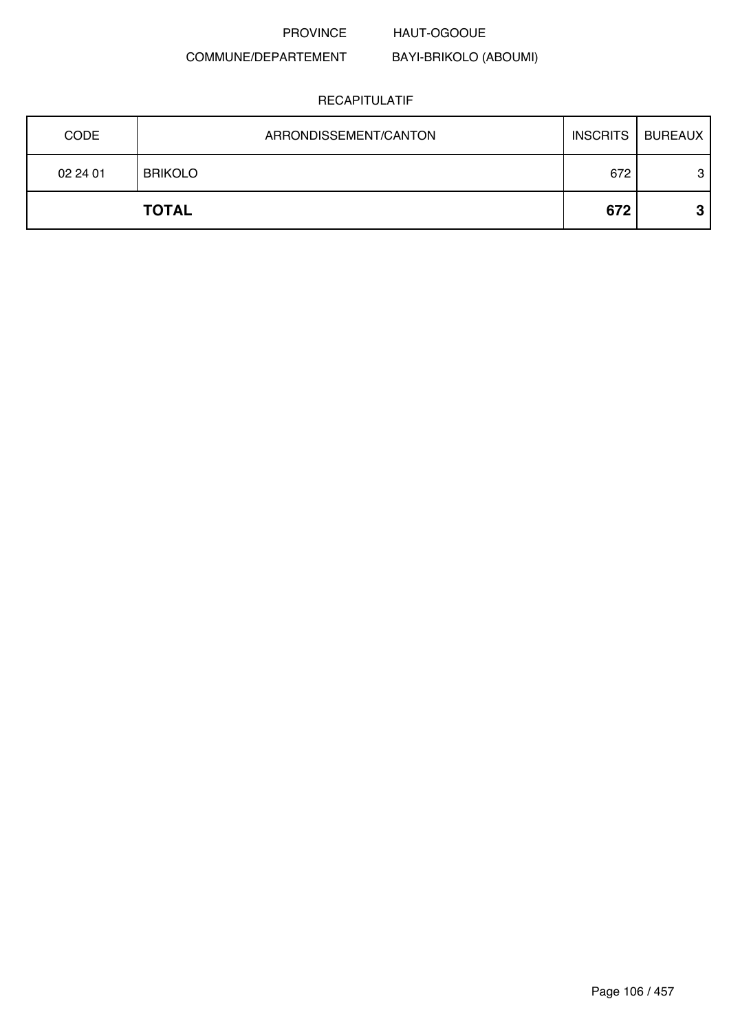PROVINCE HAUT-OGOOUE

COMMUNE/DEPARTEMENT BAYI-BRIKOLO (ABOUMI)

RECAPITULATIF

| CODE | ARRONDISSEMENT/CANTON | INSCRITS | BUREAUX |
|---|---|---|---|
| 02 24 01 | BRIKOLO | 672 | 3 |
| | **TOTAL** | **672** | **3** |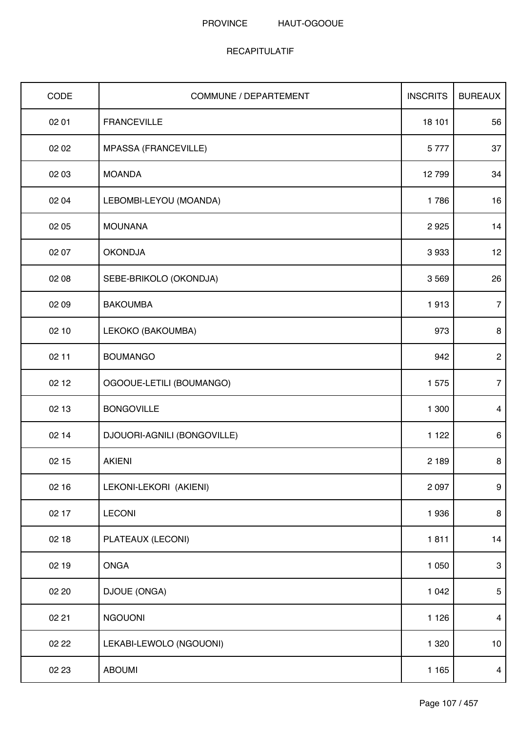PROVINCE HAUT-OGOOUE

RECAPITULATIF

| CODE | COMMUNE / DEPARTEMENT | INSCRITS | BUREAUX |
|---|---|---|---|
| 02 01 | FRANCEVILLE | 18 101 | 56 |
| 02 02 | MPASSA (FRANCEVILLE) | 5 777 | 37 |
| 02 03 | MOANDA | 12 799 | 34 |
| 02 04 | LEBOMBI-LEYOU (MOANDA) | 1 786 | 16 |
| 02 05 | MOUNANA | 2 925 | 14 |
| 02 07 | OKONDJA | 3 933 | 12 |
| 02 08 | SEBE-BRIKOLO (OKONDJA) | 3 569 | 26 |
| 02 09 | BAKOUMBA | 1 913 | 7 |
| 02 10 | LEKOKO (BAKOUMBA) | 973 | 8 |
| 02 11 | BOUMANGO | 942 | 2 |
| 02 12 | OGOOUE-LETILI (BOUMANGO) | 1 575 | 7 |
| 02 13 | BONGOVILLE | 1 300 | 4 |
| 02 14 | DJOUORI-AGNILI (BONGOVILLE) | 1 122 | 6 |
| 02 15 | AKIENI | 2 189 | 8 |
| 02 16 | LEKONI-LEKORI (AKIENI) | 2 097 | 9 |
| 02 17 | LECONI | 1 936 | 8 |
| 02 18 | PLATEAUX (LECONI) | 1 811 | 14 |
| 02 19 | ONGA | 1 050 | 3 |
| 02 20 | DJOUE (ONGA) | 1 042 | 5 |
| 02 21 | NGOUONI | 1 126 | 4 |
| 02 22 | LEKABI-LEWOLO (NGOUONI) | 1 320 | 10 |
| 02 23 | ABOUMI | 1 165 | 4 |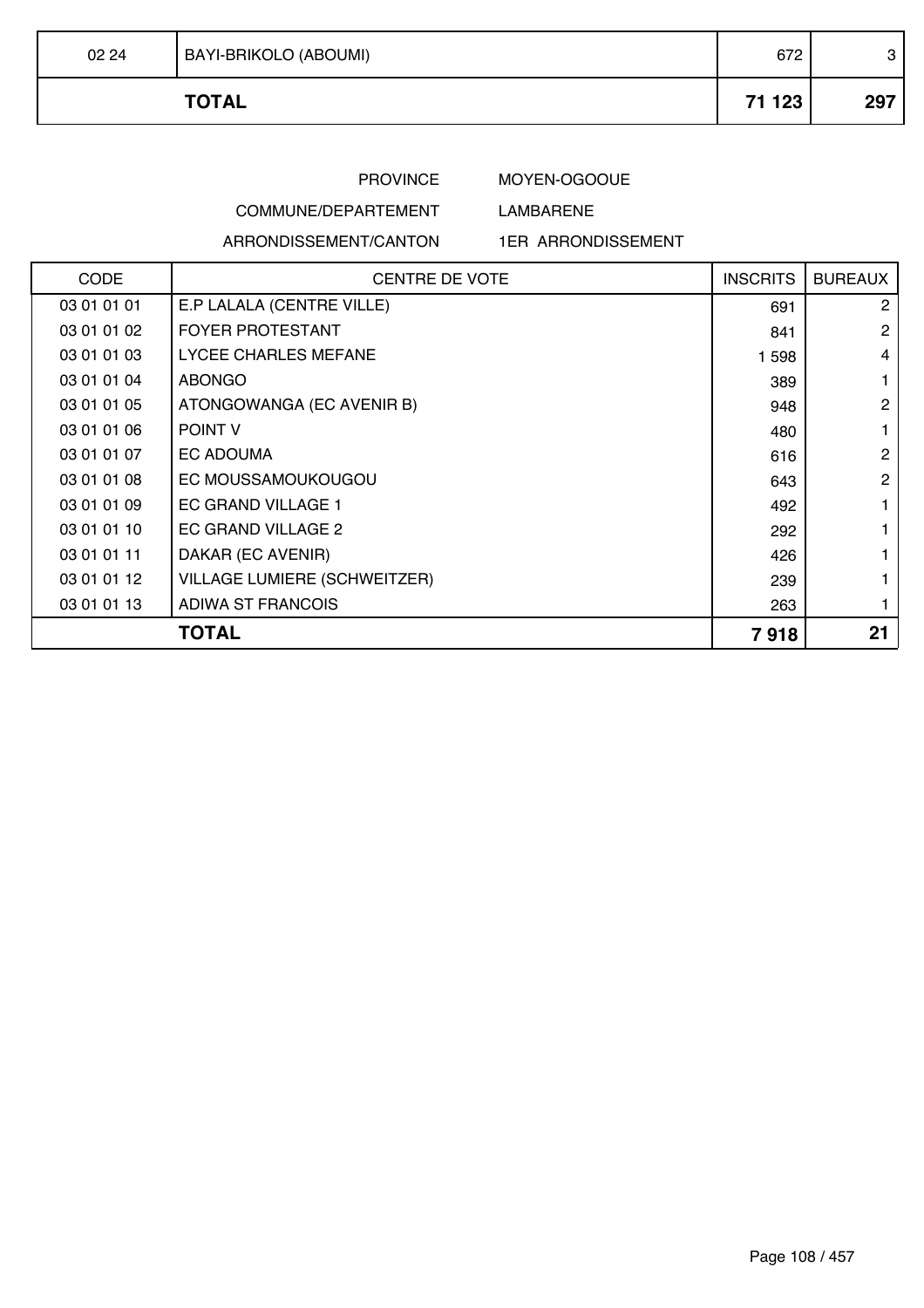| 02 24 | BAYI-BRIKOLO (ABOUMI) | 672 | 3 |
|---|---|---|---|
| | **TOTAL** | **71 123** | **297** |

PROVINCE MOYEN-OGOOUE

COMMUNE/DEPARTEMENT LAMBARENE

ARRONDISSEMENT/CANTON 1ER ARRONDISSEMENT

| CODE | CENTRE DE VOTE | INSCRITS | BUREAUX |
|---|---|---|---|
| 03 01 01 01 | E.P LALALA (CENTRE VILLE) | 691 | 2 |
| 03 01 01 02 | FOYER PROTESTANT | 841 | 2 |
| 03 01 01 03 | LYCEE CHARLES MEFANE | 1 598 | 4 |
| 03 01 01 04 | ABONGO | 389 | 1 |
| 03 01 01 05 | ATONGOWANGA (EC AVENIR B) | 948 | 2 |
| 03 01 01 06 | POINT V | 480 | 1 |
| 03 01 01 07 | EC ADOUMA | 616 | 2 |
| 03 01 01 08 | EC MOUSSAMOUKOUGOU | 643 | 2 |
| 03 01 01 09 | EC GRAND VILLAGE 1 | 492 | 1 |
| 03 01 01 10 | EC GRAND VILLAGE 2 | 292 | 1 |
| 03 01 01 11 | DAKAR (EC AVENIR) | 426 | 1 |
| 03 01 01 12 | VILLAGE LUMIERE (SCHWEITZER) | 239 | 1 |
| 03 01 01 13 | ADIWA ST FRANCOIS | 263 | 1 |
| | **TOTAL** | **7 918** | **21** |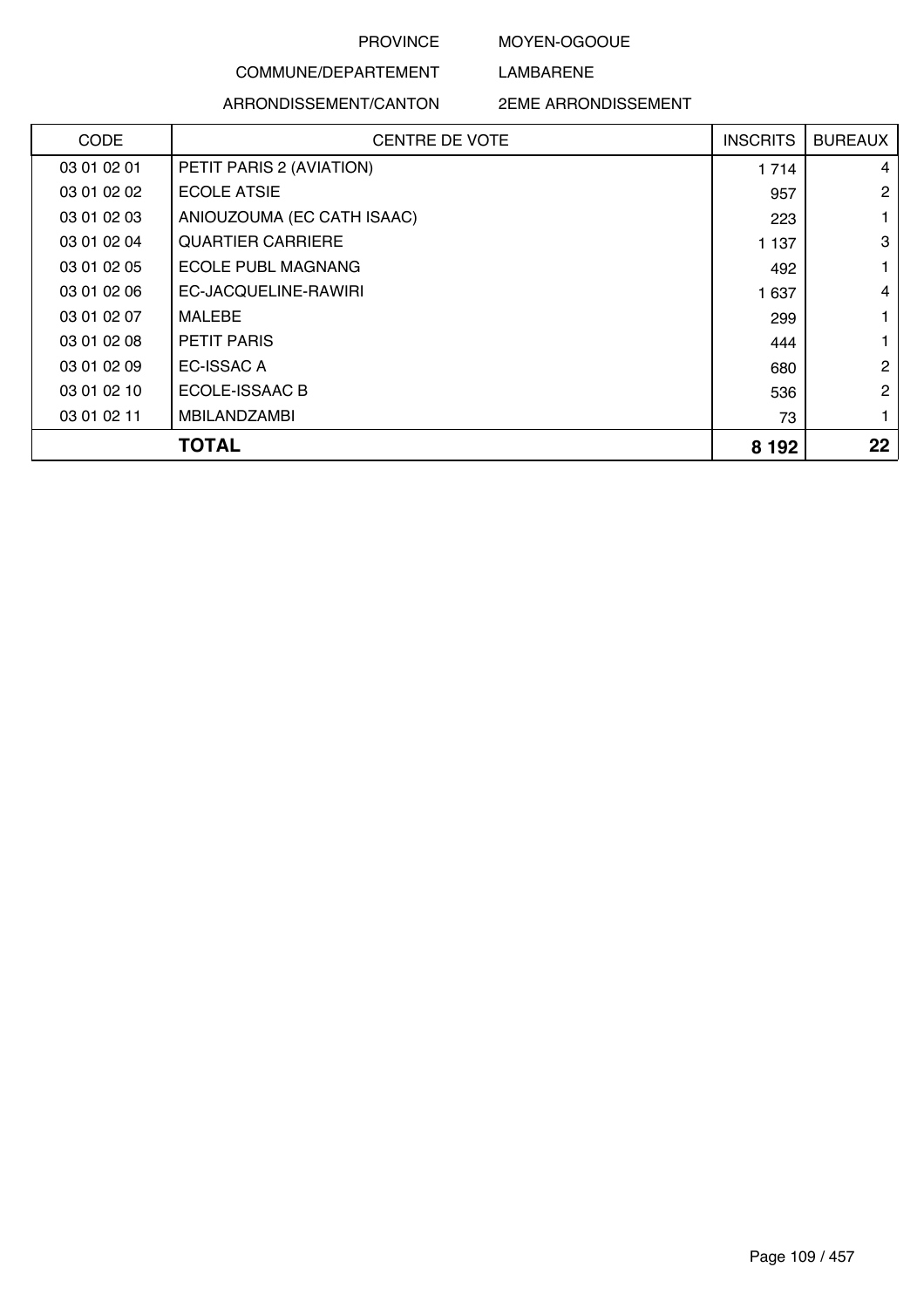PROVINCE MOYEN-OGOOUE

COMMUNE/DEPARTEMENT LAMBARENE

ARRONDISSEMENT/CANTON 2EME ARRONDISSEMENT

| CODE | CENTRE DE VOTE | INSCRITS | BUREAUX |
|---|---|---|---|
| 03 01 02 01 | PETIT PARIS 2 (AVIATION) | 1 714 | 4 |
| 03 01 02 02 | ECOLE ATSIE | 957 | 2 |
| 03 01 02 03 | ANIOUZOUMA (EC CATH ISAAC) | 223 | 1 |
| 03 01 02 04 | QUARTIER CARRIERE | 1 137 | 3 |
| 03 01 02 05 | ECOLE PUBL MAGNANG | 492 | 1 |
| 03 01 02 06 | EC-JACQUELINE-RAWIRI | 1 637 | 4 |
| 03 01 02 07 | MALEBE | 299 | 1 |
| 03 01 02 08 | PETIT PARIS | 444 | 1 |
| 03 01 02 09 | EC-ISSAC A | 680 | 2 |
| 03 01 02 10 | ECOLE-ISSAAC B | 536 | 2 |
| 03 01 02 11 | MBILANDZAMBI | 73 | 1 |
| **TOTAL** | | **8 192** | **22** |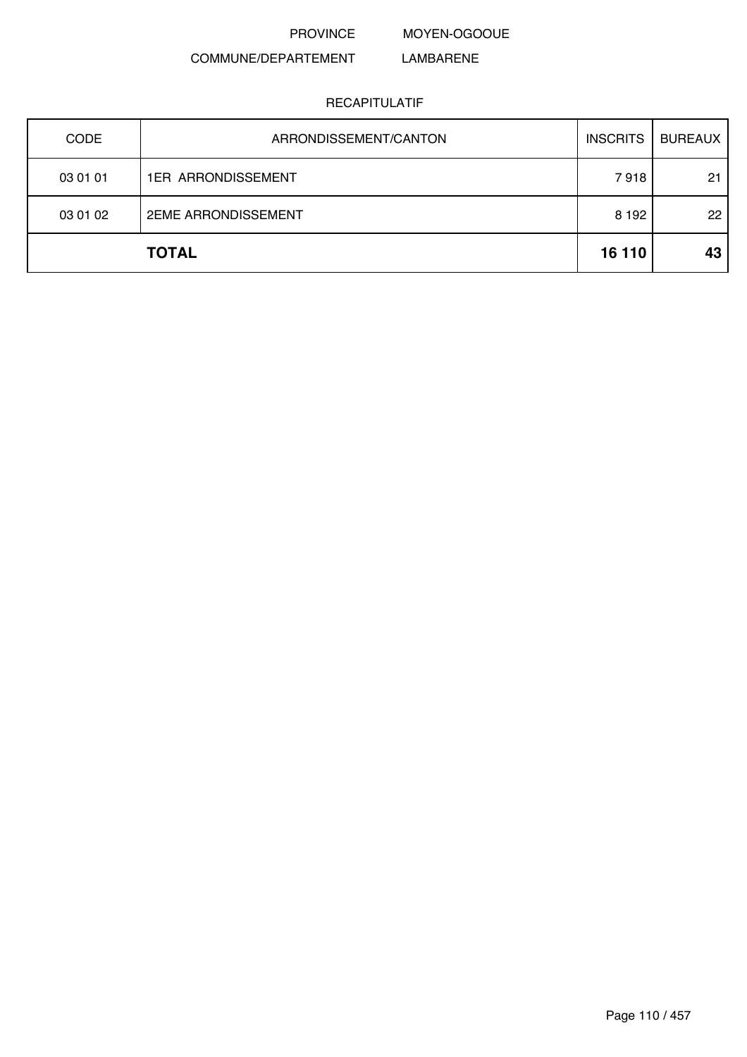PROVINCE MOYEN-OGOOUE

COMMUNE/DEPARTEMENT LAMBARENE

RECAPITULATIF

| CODE | ARRONDISSEMENT/CANTON | INSCRITS | BUREAUX |
|---|---|---|---|
| 03 01 01 | 1ER ARRONDISSEMENT | 7 918 | 21 |
| 03 01 02 | 2EME ARRONDISSEMENT | 8 192 | 22 |
| | **TOTAL** | **16 110** | **43** |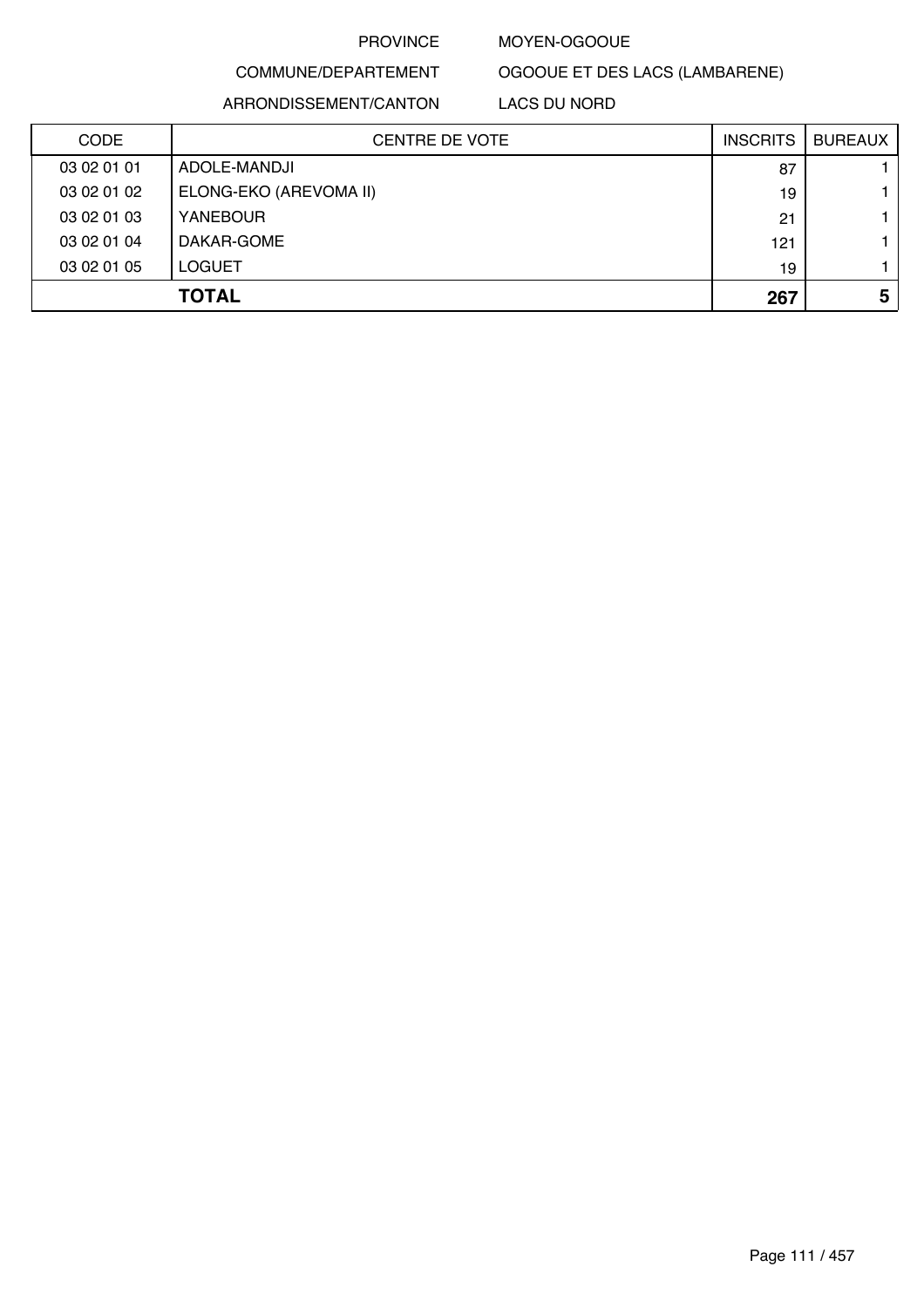PROVINCE MOYEN-OGOOUE

COMMUNE/DEPARTEMENT OGOOUE ET DES LACS (LAMBARENE)

ARRONDISSEMENT/CANTON LACS DU NORD

| CODE | CENTRE DE VOTE | INSCRITS | BUREAUX |
|---|---|---|---|
| 03 02 01 01 | ADOLE-MANDJI | 87 | 1 |
| 03 02 01 02 | ELONG-EKO (AREVOMA II) | 19 | 1 |
| 03 02 01 03 | YANEBOUR | 21 | 1 |
| 03 02 01 04 | DAKAR-GOME | 121 | 1 |
| 03 02 01 05 | LOGUET | 19 | 1 |
| | **TOTAL** | **267** | **5** |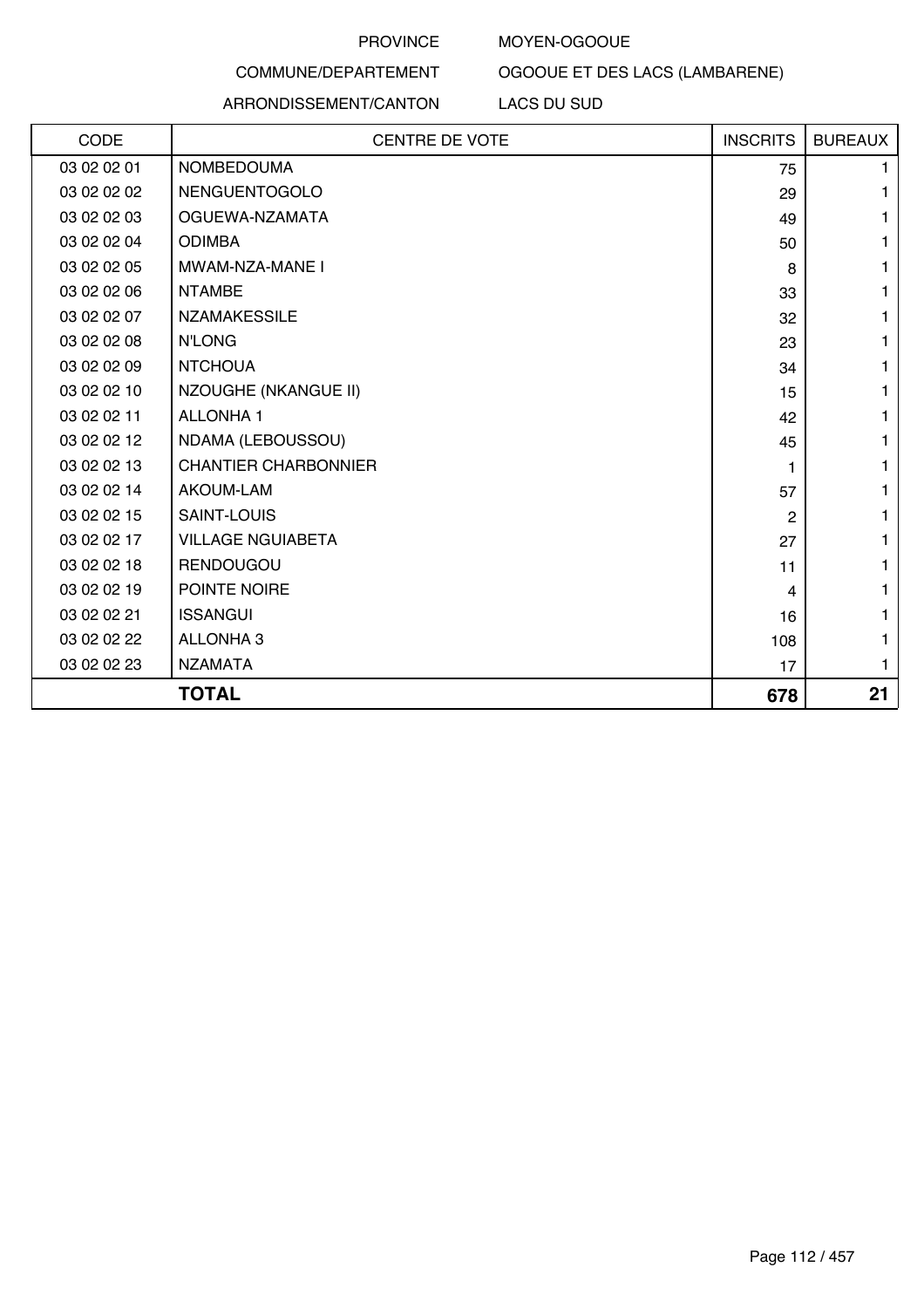PROVINCE MOYEN-OGOOUE

COMMUNE/DEPARTEMENT OGOOUE ET DES LACS (LAMBARENE)

ARRONDISSEMENT/CANTON LACS DU SUD

| CODE | CENTRE DE VOTE | INSCRITS | BUREAUX |
|---|---|---|---|
| 03 02 02 01 | NOMBEDOUMA | 75 | 1 |
| 03 02 02 02 | NENGUENTOGOLO | 29 | 1 |
| 03 02 02 03 | OGUEWA-NZAMATA | 49 | 1 |
| 03 02 02 04 | ODIMBA | 50 | 1 |
| 03 02 02 05 | MWAM-NZA-MANE I | 8 | 1 |
| 03 02 02 06 | NTAMBE | 33 | 1 |
| 03 02 02 07 | NZAMAKESSILE | 32 | 1 |
| 03 02 02 08 | N'LONG | 23 | 1 |
| 03 02 02 09 | NTCHOUA | 34 | 1 |
| 03 02 02 10 | NZOUGHE (NKANGUE II) | 15 | 1 |
| 03 02 02 11 | ALLONHA 1 | 42 | 1 |
| 03 02 02 12 | NDAMA (LEBOUSSOU) | 45 | 1 |
| 03 02 02 13 | CHANTIER CHARBONNIER | 1 | 1 |
| 03 02 02 14 | AKOUM-LAM | 57 | 1 |
| 03 02 02 15 | SAINT-LOUIS | 2 | 1 |
| 03 02 02 17 | VILLAGE NGUIABETA | 27 | 1 |
| 03 02 02 18 | RENDOUGOU | 11 | 1 |
| 03 02 02 19 | POINTE NOIRE | 4 | 1 |
| 03 02 02 21 | ISSANGUI | 16 | 1 |
| 03 02 02 22 | ALLONHA 3 | 108 | 1 |
| 03 02 02 23 | NZAMATA | 17 | 1 |
| | **TOTAL** | **678** | **21** |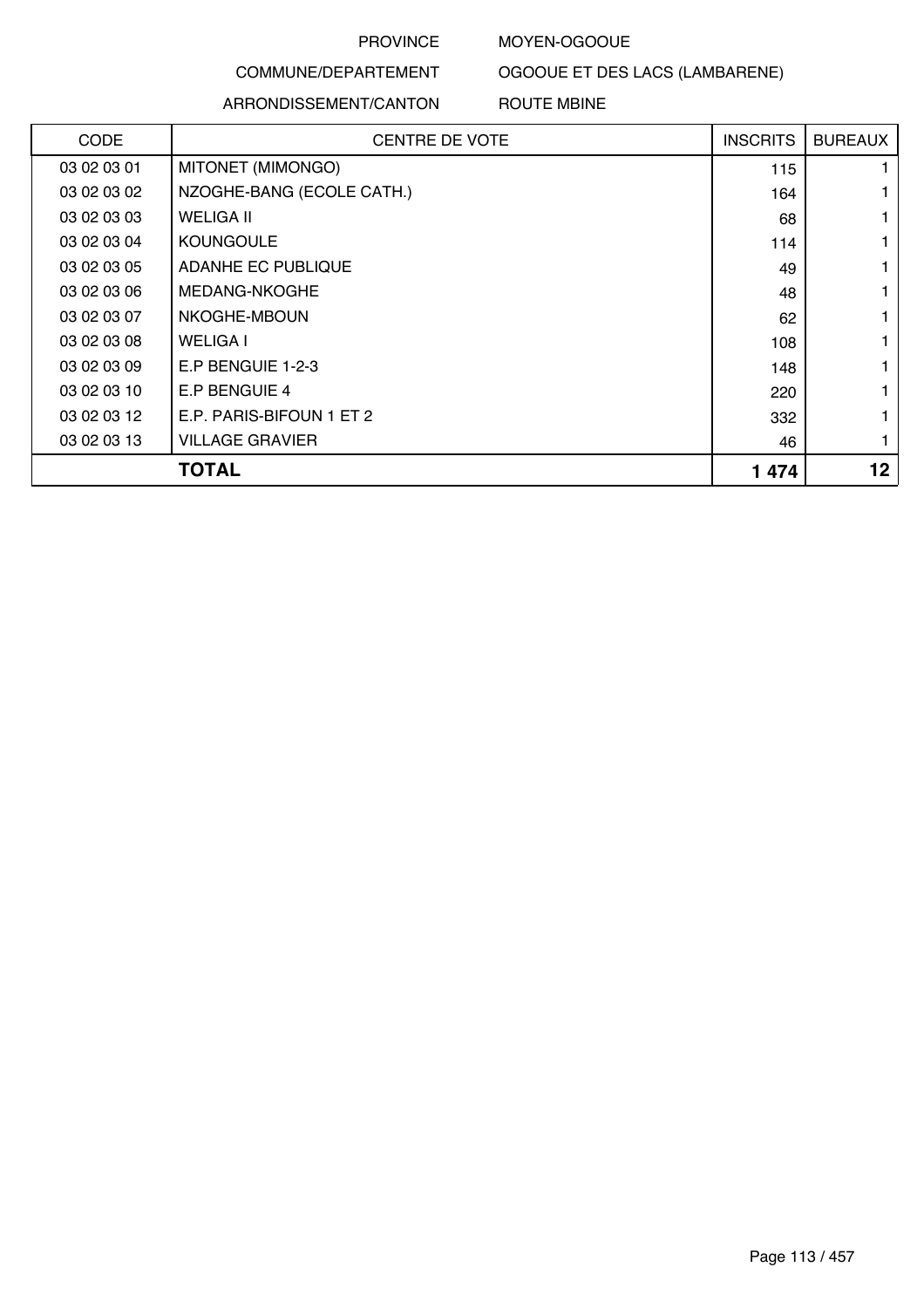PROVINCE MOYEN-OGOOUE

COMMUNE/DEPARTEMENT OGOOUE ET DES LACS (LAMBARENE)

ARRONDISSEMENT/CANTON ROUTE MBINE

| CODE | CENTRE DE VOTE | INSCRITS | BUREAUX |
|---|---|---|---|
| 03 02 03 01 | MITONET (MIMONGO) | 115 | 1 |
| 03 02 03 02 | NZOGHE-BANG (ECOLE CATH.) | 164 | 1 |
| 03 02 03 03 | WELIGA II | 68 | 1 |
| 03 02 03 04 | KOUNGOULE | 114 | 1 |
| 03 02 03 05 | ADANHE EC PUBLIQUE | 49 | 1 |
| 03 02 03 06 | MEDANG-NKOGHE | 48 | 1 |
| 03 02 03 07 | NKOGHE-MBOUN | 62 | 1 |
| 03 02 03 08 | WELIGA I | 108 | 1 |
| 03 02 03 09 | E.P BENGUIE 1-2-3 | 148 | 1 |
| 03 02 03 10 | E.P BENGUIE 4 | 220 | 1 |
| 03 02 03 12 | E.P. PARIS-BIFOUN 1 ET 2 | 332 | 1 |
| 03 02 03 13 | VILLAGE GRAVIER | 46 | 1 |
| **TOTAL** | | **1 474** | **12** |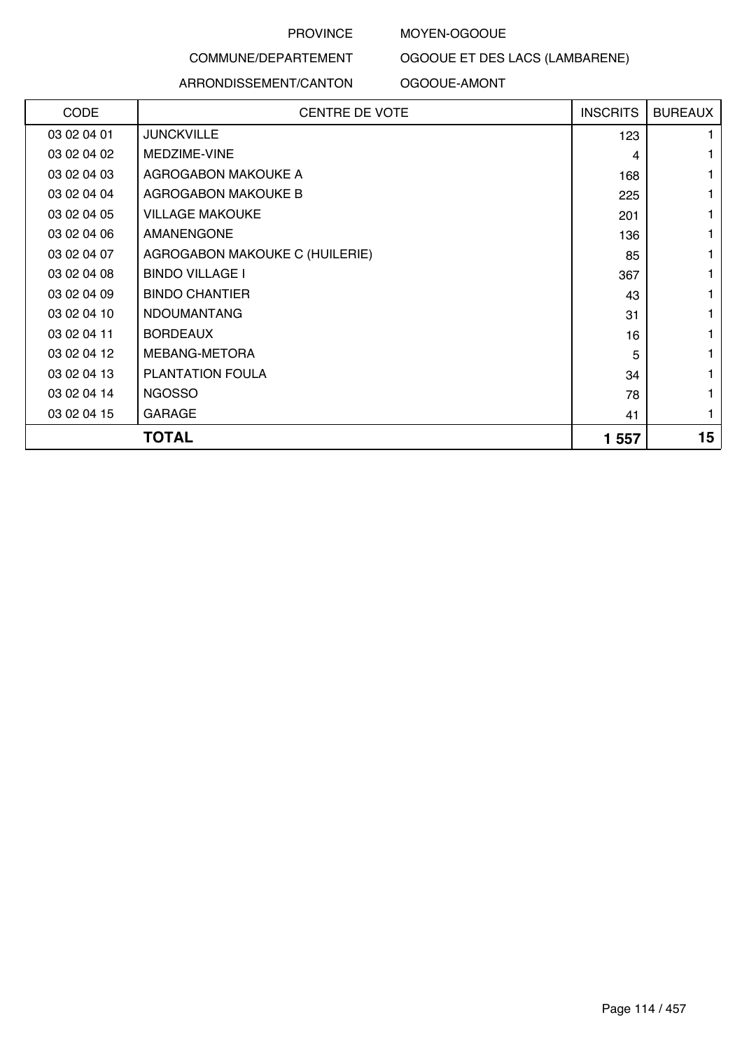PROVINCE MOYEN-OGOOUE

COMMUNE/DEPARTEMENT OGOOUE ET DES LACS (LAMBARENE)

ARRONDISSEMENT/CANTON OGOOUE-AMONT

| CODE | CENTRE DE VOTE | INSCRITS | BUREAUX |
|---|---|---|---|
| 03 02 04 01 | JUNCKVILLE | 123 | 1 |
| 03 02 04 02 | MEDZIME-VINE | 4 | 1 |
| 03 02 04 03 | AGROGABON MAKOUKE A | 168 | 1 |
| 03 02 04 04 | AGROGABON MAKOUKE B | 225 | 1 |
| 03 02 04 05 | VILLAGE MAKOUKE | 201 | 1 |
| 03 02 04 06 | AMANENGONE | 136 | 1 |
| 03 02 04 07 | AGROGABON MAKOUKE C (HUILERIE) | 85 | 1 |
| 03 02 04 08 | BINDO VILLAGE I | 367 | 1 |
| 03 02 04 09 | BINDO CHANTIER | 43 | 1 |
| 03 02 04 10 | NDOUMANTANG | 31 | 1 |
| 03 02 04 11 | BORDEAUX | 16 | 1 |
| 03 02 04 12 | MEBANG-METORA | 5 | 1 |
| 03 02 04 13 | PLANTATION FOULA | 34 | 1 |
| 03 02 04 14 | NGOSSO | 78 | 1 |
| 03 02 04 15 | GARAGE | 41 | 1 |
| | **TOTAL** | **1 557** | **15** |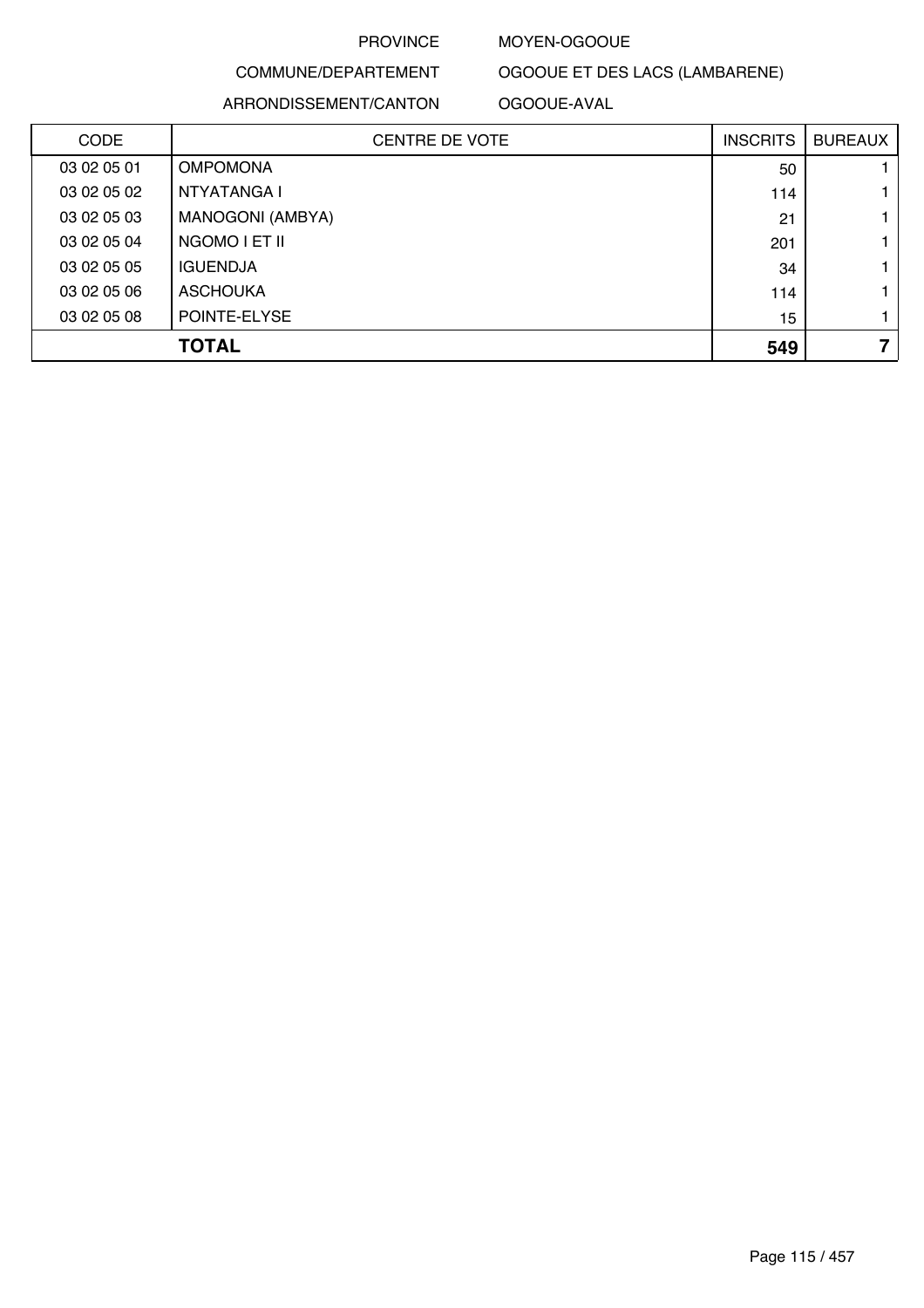PROVINCE MOYEN-OGOOUE

COMMUNE/DEPARTEMENT OGOOUE ET DES LACS (LAMBARENE)

ARRONDISSEMENT/CANTON OGOOUE-AVAL

| CODE | CENTRE DE VOTE | INSCRITS | BUREAUX |
|---|---|---|---|
| 03 02 05 01 | OMPOMONA | 50 | 1 |
| 03 02 05 02 | NTYATANGA I | 114 | 1 |
| 03 02 05 03 | MANOGONI (AMBYA) | 21 | 1 |
| 03 02 05 04 | NGOMO I ET II | 201 | 1 |
| 03 02 05 05 | IGUENDJA | 34 | 1 |
| 03 02 05 06 | ASCHOUKA | 114 | 1 |
| 03 02 05 08 | POINTE-ELYSE | 15 | 1 |
| | **TOTAL** | **549** | **7** |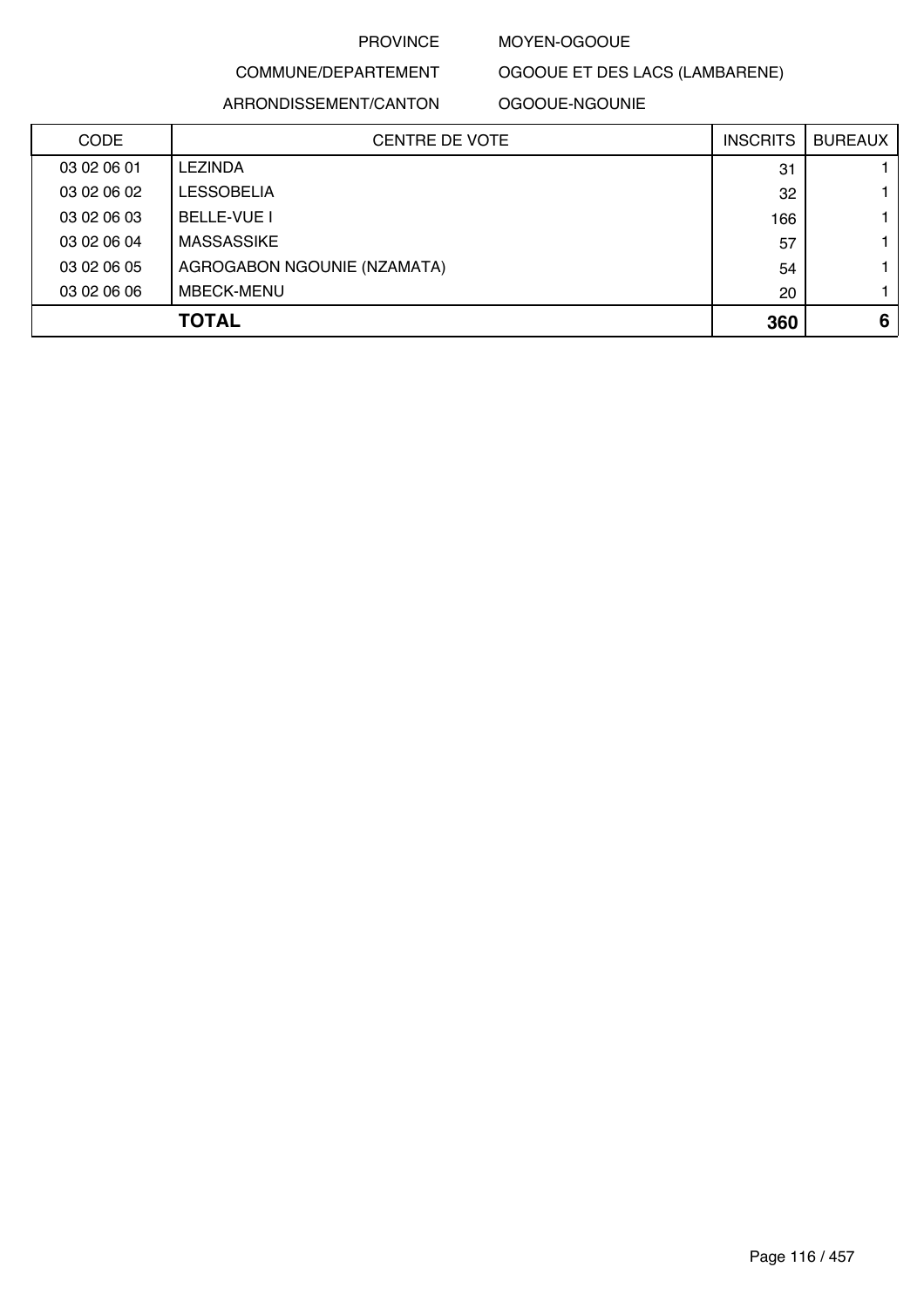PROVINCE MOYEN-OGOOUE

COMMUNE/DEPARTEMENT OGOOUE ET DES LACS (LAMBARENE)

ARRONDISSEMENT/CANTON OGOOUE-NGOUNIE

| CODE | CENTRE DE VOTE | INSCRITS | BUREAUX |
|---|---|---|---|
| 03 02 06 01 | LEZINDA | 31 | 1 |
| 03 02 06 02 | LESSOBELIA | 32 | 1 |
| 03 02 06 03 | BELLE-VUE I | 166 | 1 |
| 03 02 06 04 | MASSASSIKE | 57 | 1 |
| 03 02 06 05 | AGROGABON NGOUNIE (NZAMATA) | 54 | 1 |
| 03 02 06 06 | MBECK-MENU | 20 | 1 |
| | **TOTAL** | **360** | **6** |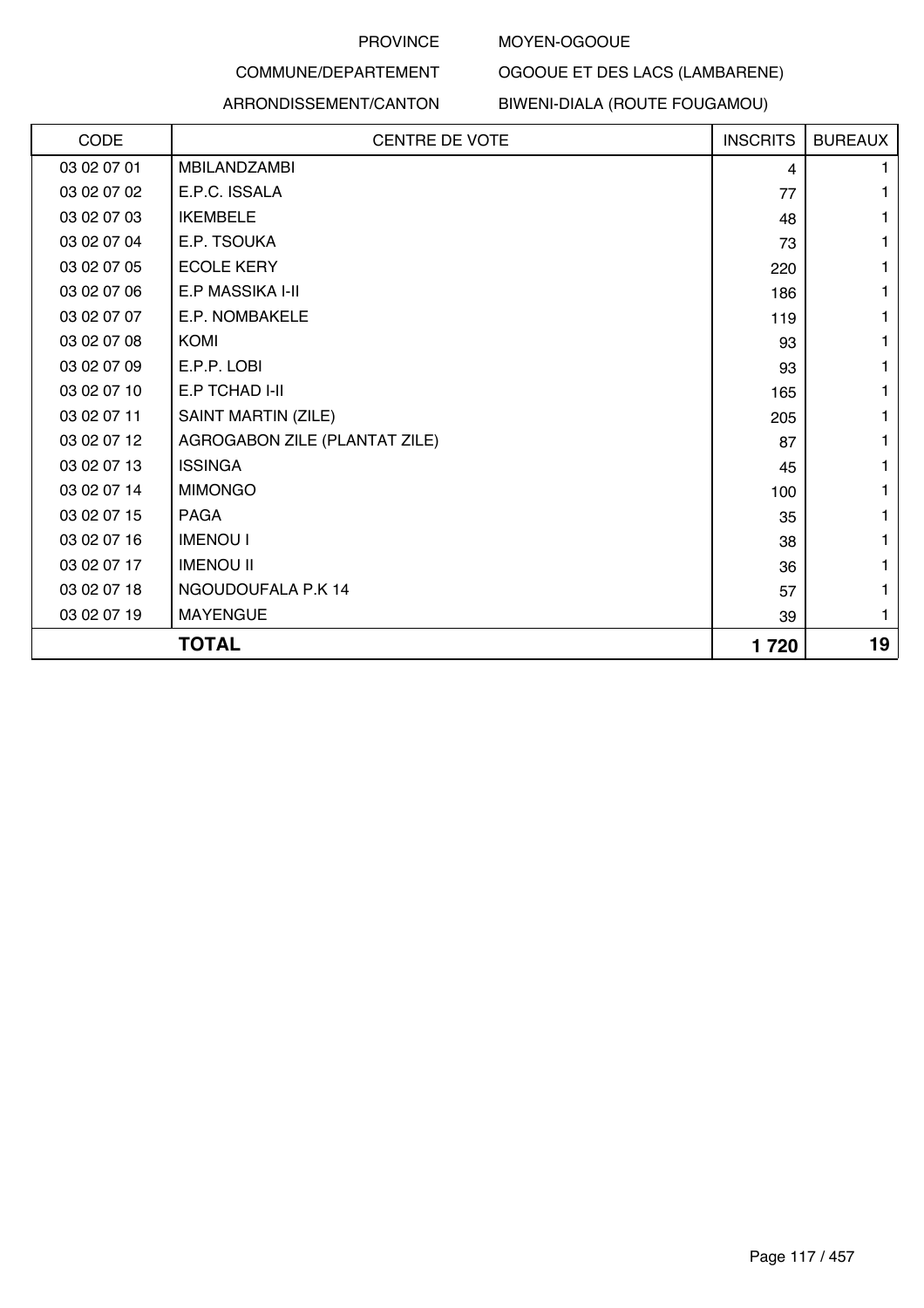PROVINCE MOYEN-OGOOUE

COMMUNE/DEPARTEMENT OGOOUE ET DES LACS (LAMBARENE)

ARRONDISSEMENT/CANTON BIWENI-DIALA (ROUTE FOUGAMOU)

| CODE | CENTRE DE VOTE | INSCRITS | BUREAUX |
|---|---|---|---|
| 03 02 07 01 | MBILANDZAMBI | 4 | 1 |
| 03 02 07 02 | E.P.C. ISSALA | 77 | 1 |
| 03 02 07 03 | IKEMBELE | 48 | 1 |
| 03 02 07 04 | E.P. TSOUKA | 73 | 1 |
| 03 02 07 05 | ECOLE KERY | 220 | 1 |
| 03 02 07 06 | E.P MASSIKA I-II | 186 | 1 |
| 03 02 07 07 | E.P. NOMBAKELE | 119 | 1 |
| 03 02 07 08 | KOMI | 93 | 1 |
| 03 02 07 09 | E.P.P. LOBI | 93 | 1 |
| 03 02 07 10 | E.P TCHAD I-II | 165 | 1 |
| 03 02 07 11 | SAINT MARTIN (ZILE) | 205 | 1 |
| 03 02 07 12 | AGROGABON ZILE (PLANTAT ZILE) | 87 | 1 |
| 03 02 07 13 | ISSINGA | 45 | 1 |
| 03 02 07 14 | MIMONGO | 100 | 1 |
| 03 02 07 15 | PAGA | 35 | 1 |
| 03 02 07 16 | IMENOU I | 38 | 1 |
| 03 02 07 17 | IMENOU II | 36 | 1 |
| 03 02 07 18 | NGOUDOUFALA P.K 14 | 57 | 1 |
| 03 02 07 19 | MAYENGUE | 39 | 1 |
| | **TOTAL** | **1 720** | **19** |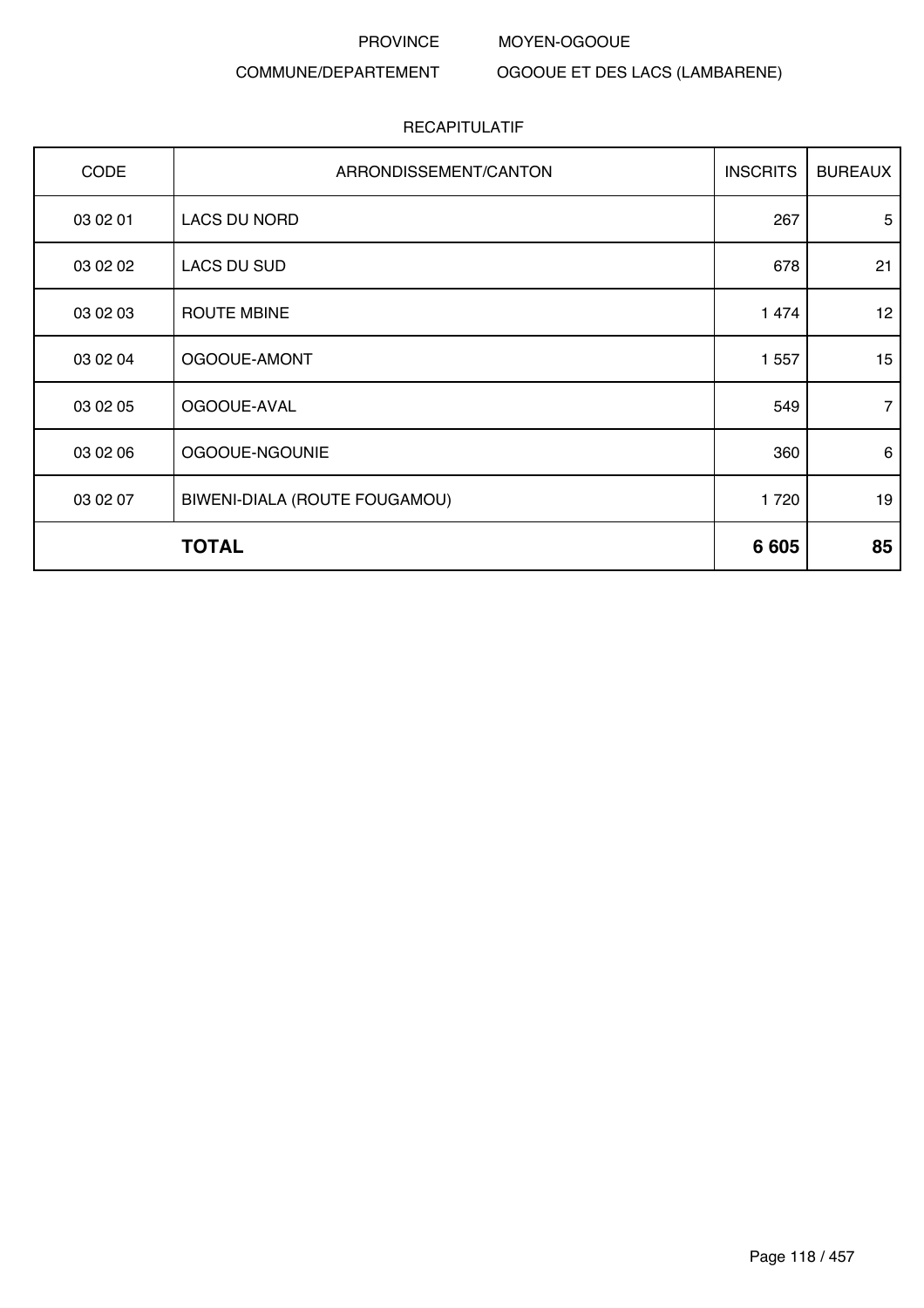PROVINCE MOYEN-OGOOUE

COMMUNE/DEPARTEMENT OGOOUE ET DES LACS (LAMBARENE)

RECAPITULATIF

| CODE | ARRONDISSEMENT/CANTON | INSCRITS | BUREAUX |
|---|---|---|---|
| 03 02 01 | LACS DU NORD | 267 | 5 |
| 03 02 02 | LACS DU SUD | 678 | 21 |
| 03 02 03 | ROUTE MBINE | 1 474 | 12 |
| 03 02 04 | OGOOUE-AMONT | 1 557 | 15 |
| 03 02 05 | OGOOUE-AVAL | 549 | 7 |
| 03 02 06 | OGOOUE-NGOUNIE | 360 | 6 |
| 03 02 07 | BIWENI-DIALA (ROUTE FOUGAMOU) | 1 720 | 19 |
| | **TOTAL** | **6 605** | **85** |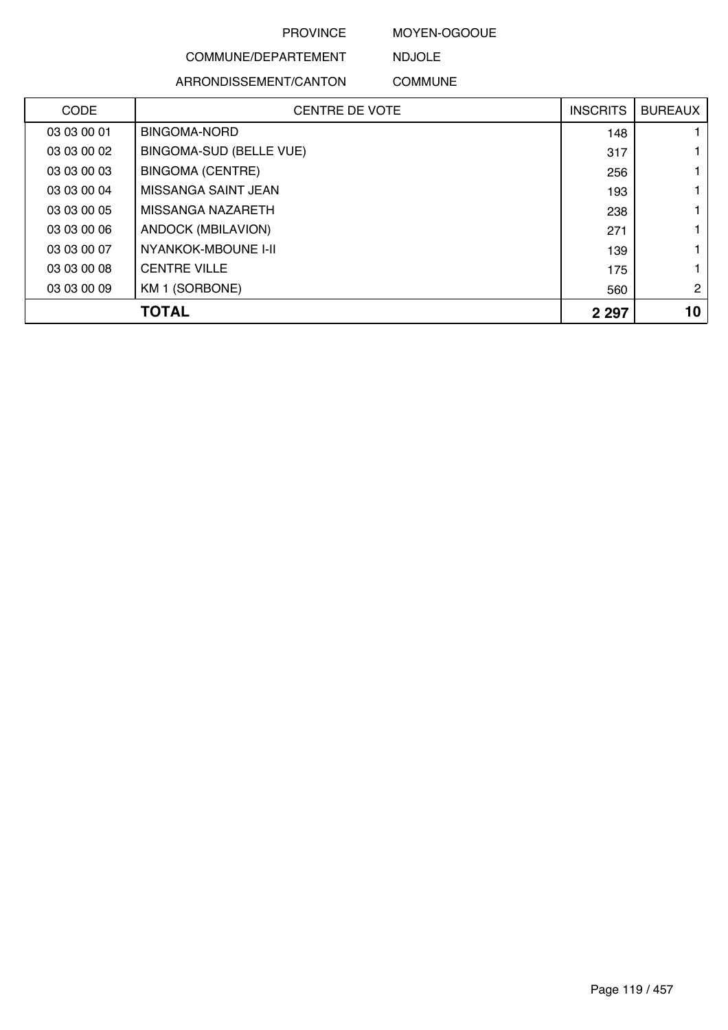PROVINCE MOYEN-OGOOUE

COMMUNE/DEPARTEMENT NDJOLE

ARRONDISSEMENT/CANTON COMMUNE

| CODE | CENTRE DE VOTE | INSCRITS | BUREAUX |
|---|---|---|---|
| 03 03 00 01 | BINGOMA-NORD | 148 | 1 |
| 03 03 00 02 | BINGOMA-SUD (BELLE VUE) | 317 | 1 |
| 03 03 00 03 | BINGOMA (CENTRE) | 256 | 1 |
| 03 03 00 04 | MISSANGA SAINT JEAN | 193 | 1 |
| 03 03 00 05 | MISSANGA NAZARETH | 238 | 1 |
| 03 03 00 06 | ANDOCK (MBILAVION) | 271 | 1 |
| 03 03 00 07 | NYANKOK-MBOUNE I-II | 139 | 1 |
| 03 03 00 08 | CENTRE VILLE | 175 | 1 |
| 03 03 00 09 | KM 1 (SORBONE) | 560 | 2 |
| | **TOTAL** | **2 297** | **10** |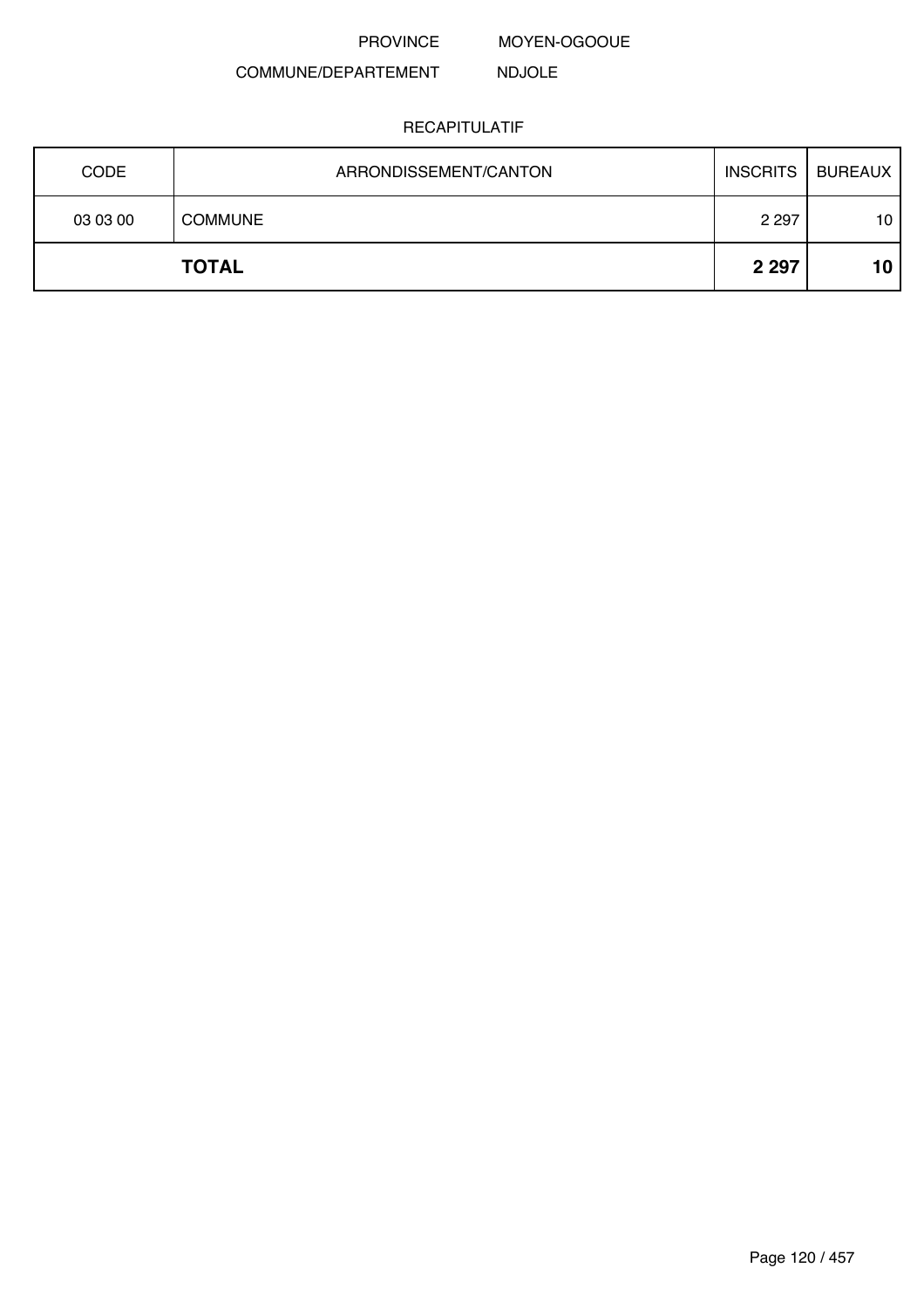PROVINCE MOYEN-OGOOUE

COMMUNE/DEPARTEMENT NDJOLE

RECAPITULATIF

| CODE | ARRONDISSEMENT/CANTON | INSCRITS | BUREAUX |
|---|---|---|---|
| 03 03 00 | COMMUNE | 2 297 | 10 |
| **TOTAL** | | **2 297** | **10** |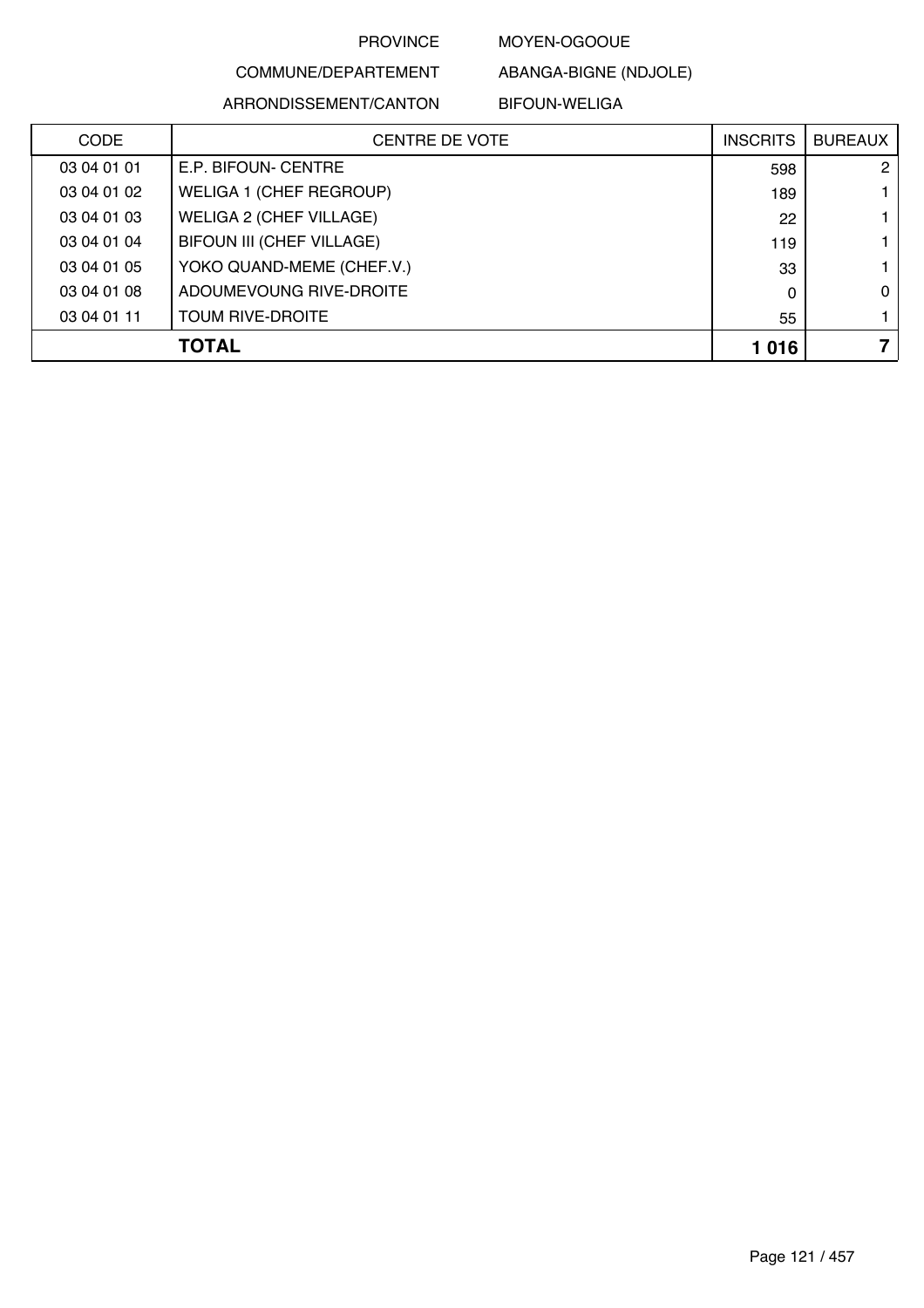| PROVINCE | MOYEN-OGOOUE |
|---|---|
| COMMUNE/DEPARTEMENT | ABANGA-BIGNE (NDJOLE) |
| ARRONDISSEMENT/CANTON | BIFOUN-WELIGA |

| CODE | CENTRE DE VOTE | INSCRITS | BUREAUX |
|---|---|---|---|
| 03 04 01 01 | E.P. BIFOUN- CENTRE | 598 | 2 |
| 03 04 01 02 | WELIGA 1 (CHEF REGROUP) | 189 | 1 |
| 03 04 01 03 | WELIGA 2 (CHEF VILLAGE) | 22 | 1 |
| 03 04 01 04 | BIFOUN III (CHEF VILLAGE) | 119 | 1 |
| 03 04 01 05 | YOKO QUAND-MEME (CHEF.V.) | 33 | 1 |
| 03 04 01 08 | ADOUMEVOUNG RIVE-DROITE | 0 | 0 |
| 03 04 01 11 | TOUM RIVE-DROITE | 55 | 1 |
| | **TOTAL** | **1 016** | **7** |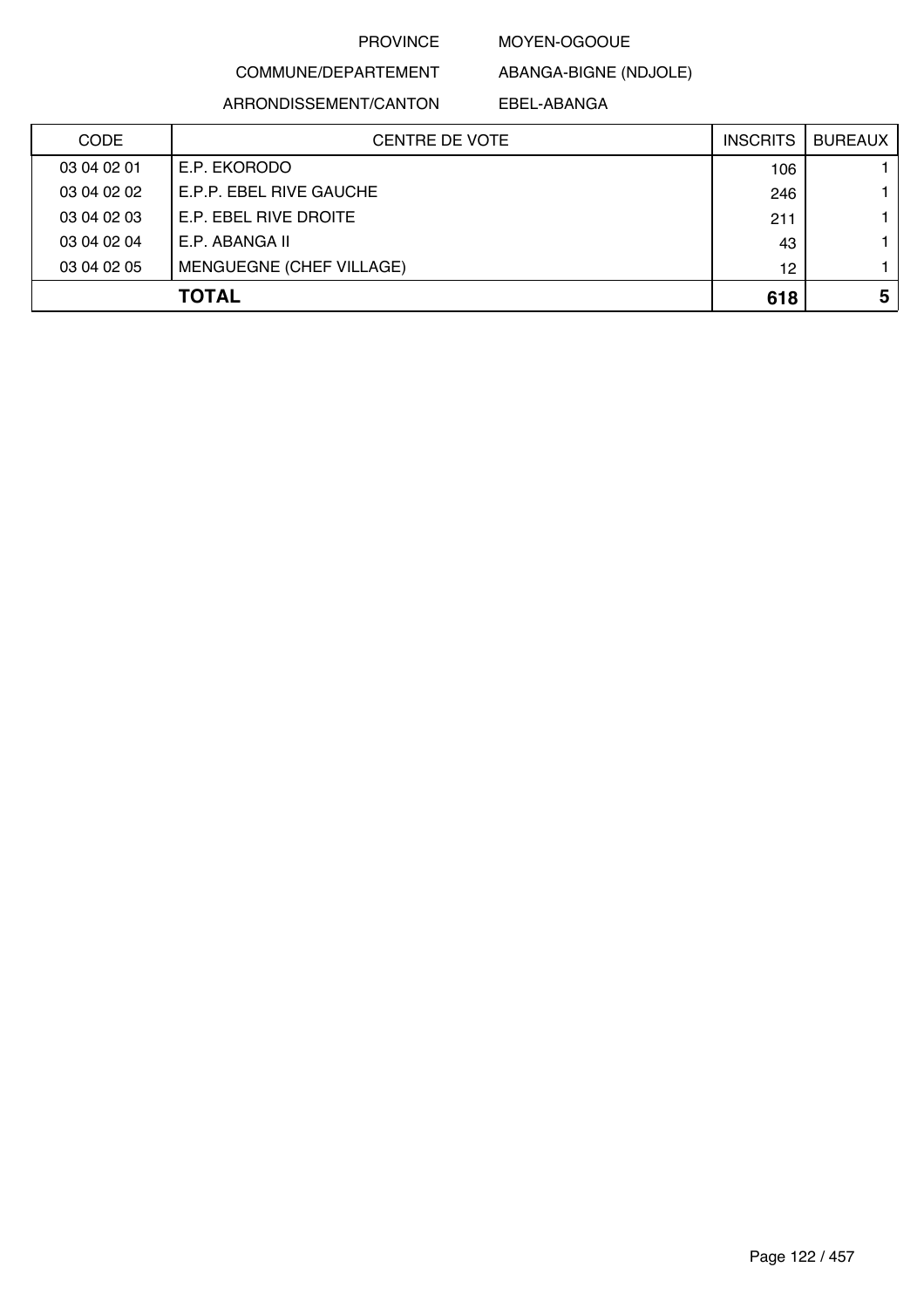PROVINCE MOYEN-OGOOUE

COMMUNE/DEPARTEMENT ABANGA-BIGNE (NDJOLE)

ARRONDISSEMENT/CANTON EBEL-ABANGA

| CODE | CENTRE DE VOTE | INSCRITS | BUREAUX |
|---|---|---|---|
| 03 04 02 01 | E.P. EKORODO | 106 | 1 |
| 03 04 02 02 | E.P.P. EBEL RIVE GAUCHE | 246 | 1 |
| 03 04 02 03 | E.P. EBEL RIVE DROITE | 211 | 1 |
| 03 04 02 04 | E.P. ABANGA II | 43 | 1 |
| 03 04 02 05 | MENGUEGNE (CHEF VILLAGE) | 12 | 1 |
| | **TOTAL** | **618** | **5** |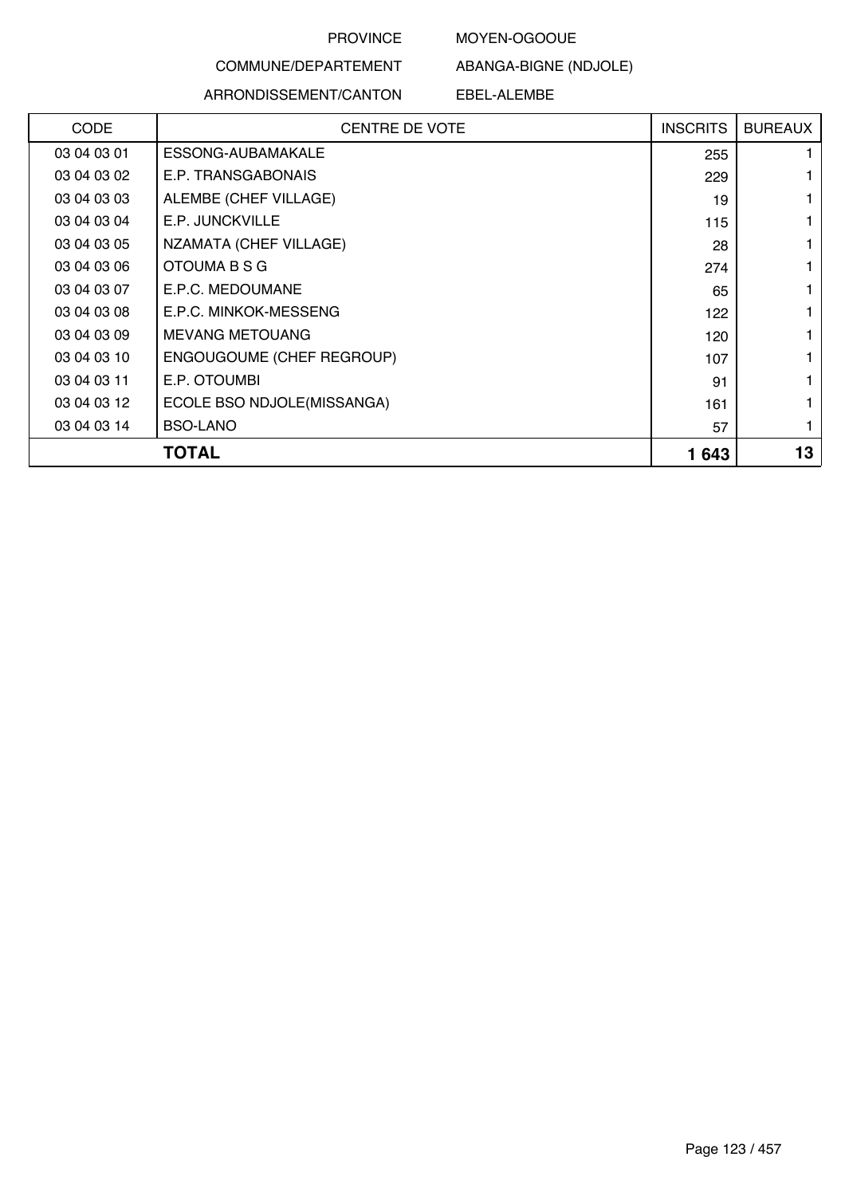PROVINCE MOYEN-OGOOUE

COMMUNE/DEPARTEMENT ABANGA-BIGNE (NDJOLE)

ARRONDISSEMENT/CANTON EBEL-ALEMBE

| CODE | CENTRE DE VOTE | INSCRITS | BUREAUX |
|---|---|---|---|
| 03 04 03 01 | ESSONG-AUBAMAKALE | 255 | 1 |
| 03 04 03 02 | E.P. TRANSGABONAIS | 229 | 1 |
| 03 04 03 03 | ALEMBE (CHEF VILLAGE) | 19 | 1 |
| 03 04 03 04 | E.P. JUNCKVILLE | 115 | 1 |
| 03 04 03 05 | NZAMATA (CHEF VILLAGE) | 28 | 1 |
| 03 04 03 06 | OTOUMA B S G | 274 | 1 |
| 03 04 03 07 | E.P.C. MEDOUMANE | 65 | 1 |
| 03 04 03 08 | E.P.C. MINKOK-MESSENG | 122 | 1 |
| 03 04 03 09 | MEVANG METOUANG | 120 | 1 |
| 03 04 03 10 | ENGOUGOUME (CHEF REGROUP) | 107 | 1 |
| 03 04 03 11 | E.P. OTOUMBI | 91 | 1 |
| 03 04 03 12 | ECOLE BSO NDJOLE(MISSANGA) | 161 | 1 |
| 03 04 03 14 | BSO-LANO | 57 | 1 |
| **TOTAL** | | **1 643** | **13** |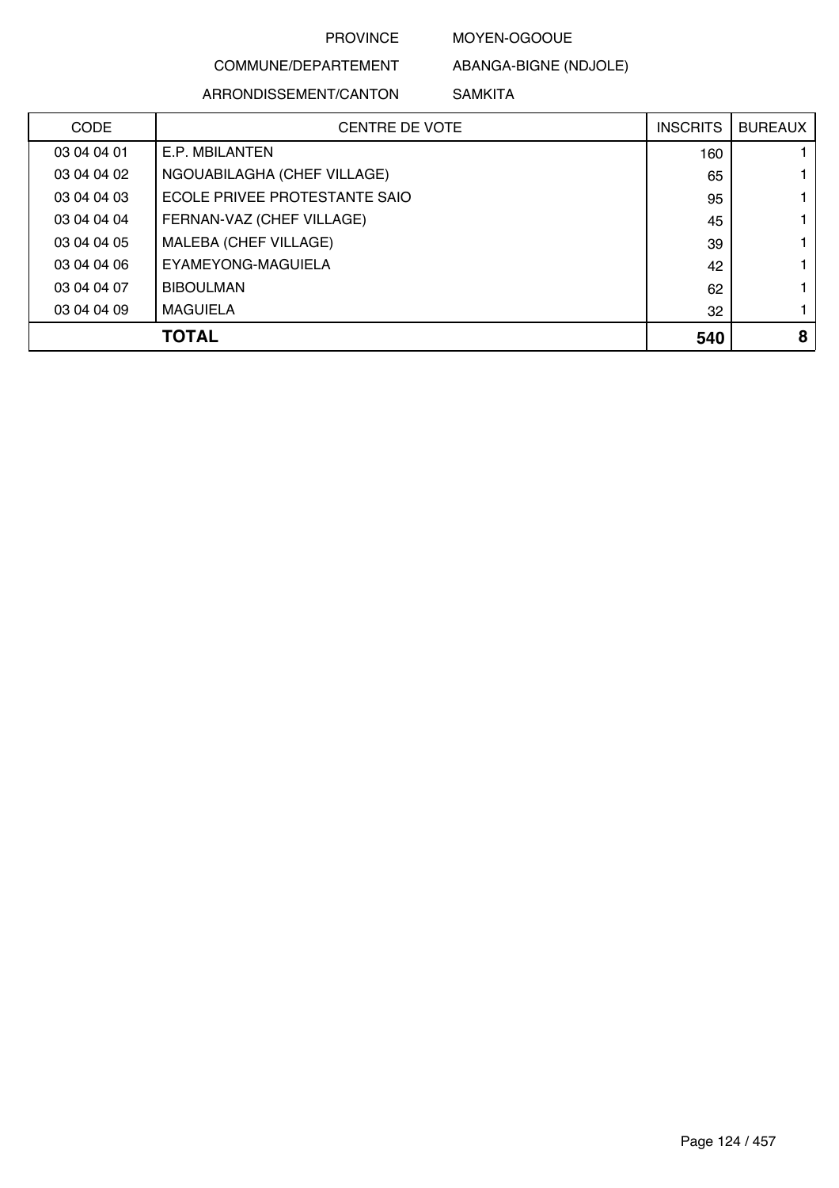PROVINCE MOYEN-OGOOUE

COMMUNE/DEPARTEMENT ABANGA-BIGNE (NDJOLE)

ARRONDISSEMENT/CANTON SAMKITA

| CODE | CENTRE DE VOTE | INSCRITS | BUREAUX |
|---|---|---|---|
| 03 04 04 01 | E.P. MBILANTEN | 160 | 1 |
| 03 04 04 02 | NGOUABILAGHA (CHEF VILLAGE) | 65 | 1 |
| 03 04 04 03 | ECOLE PRIVEE PROTESTANTE SAIO | 95 | 1 |
| 03 04 04 04 | FERNAN-VAZ (CHEF VILLAGE) | 45 | 1 |
| 03 04 04 05 | MALEBA (CHEF VILLAGE) | 39 | 1 |
| 03 04 04 06 | EYAMEYONG-MAGUIELA | 42 | 1 |
| 03 04 04 07 | BIBOULMAN | 62 | 1 |
| 03 04 04 09 | MAGUIELA | 32 | 1 |
| | **TOTAL** | **540** | **8** |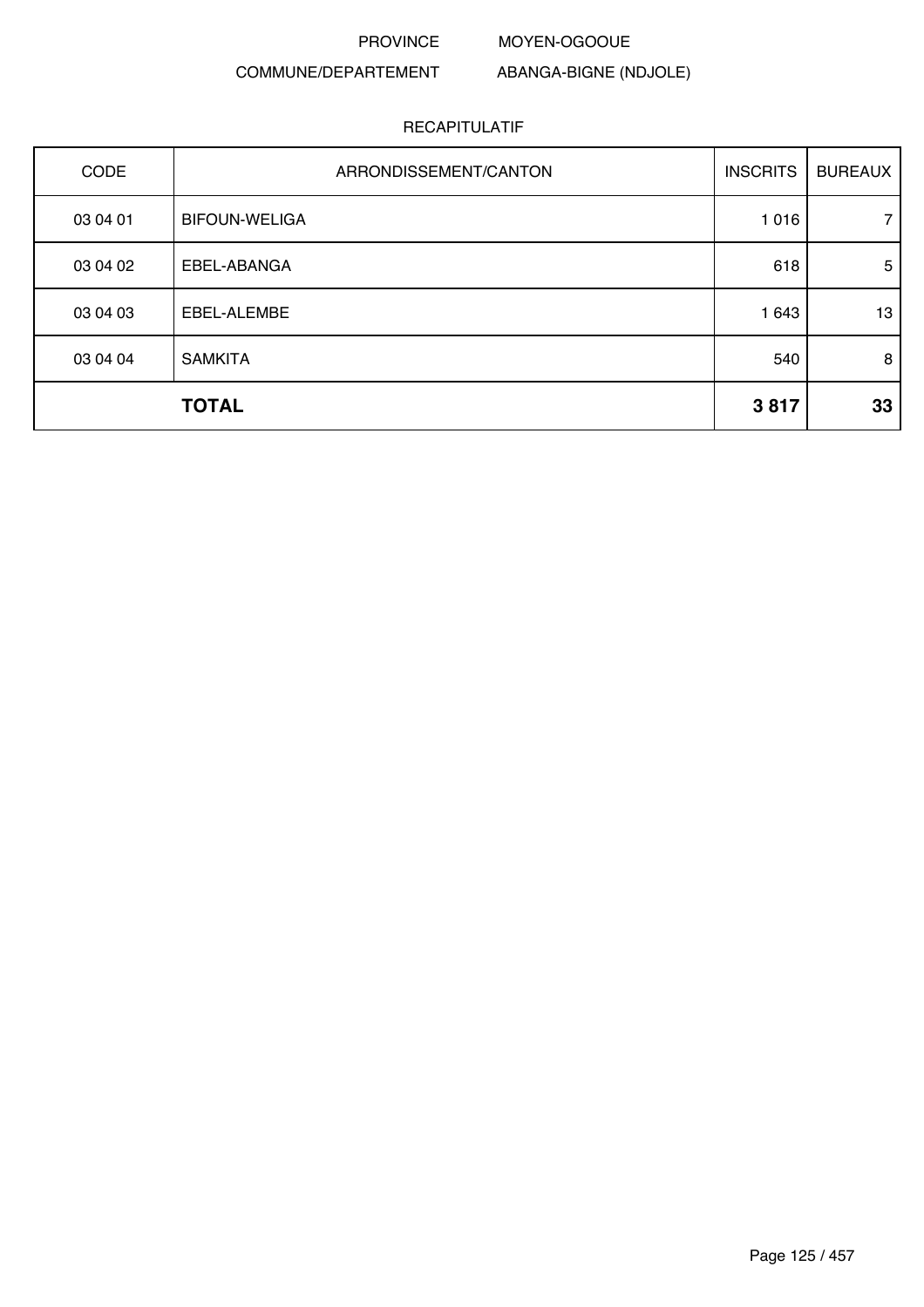PROVINCE MOYEN-OGOOUE

COMMUNE/DEPARTEMENT ABANGA-BIGNE (NDJOLE)

RECAPITULATIF

| CODE | ARRONDISSEMENT/CANTON | INSCRITS | BUREAUX |
|---|---|---|---|
| 03 04 01 | BIFOUN-WELIGA | 1 016 | 7 |
| 03 04 02 | EBEL-ABANGA | 618 | 5 |
| 03 04 03 | EBEL-ALEMBE | 1 643 | 13 |
| 03 04 04 | SAMKITA | 540 | 8 |
| | **TOTAL** | **3 817** | **33** |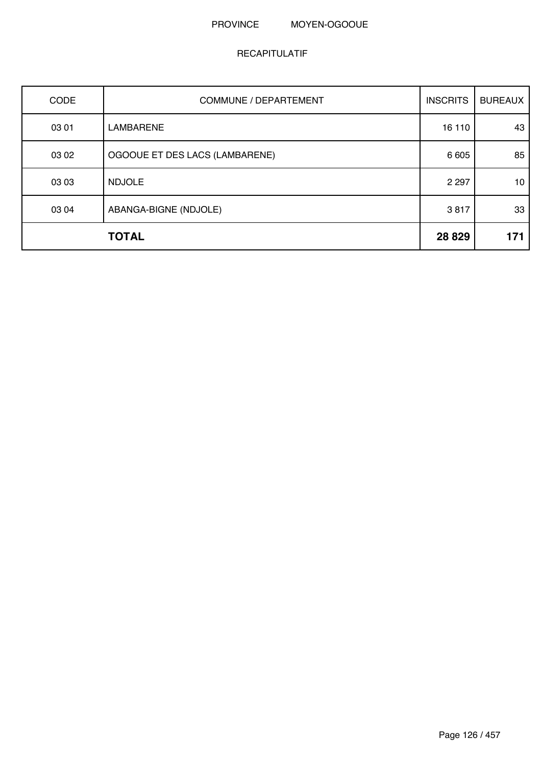PROVINCE MOYEN-OGOOUE

RECAPITULATIF

| CODE | COMMUNE / DEPARTEMENT | INSCRITS | BUREAUX |
| --- | --- | --- | --- |
| 03 01 | LAMBARENE | 16 110 | 43 |
| 03 02 | OGOOUE ET DES LACS (LAMBARENE) | 6 605 | 85 |
| 03 03 | NDJOLE | 2 297 | 10 |
| 03 04 | ABANGA-BIGNE (NDJOLE) | 3 817 | 33 |
| | **TOTAL** | **28 829** | **171** |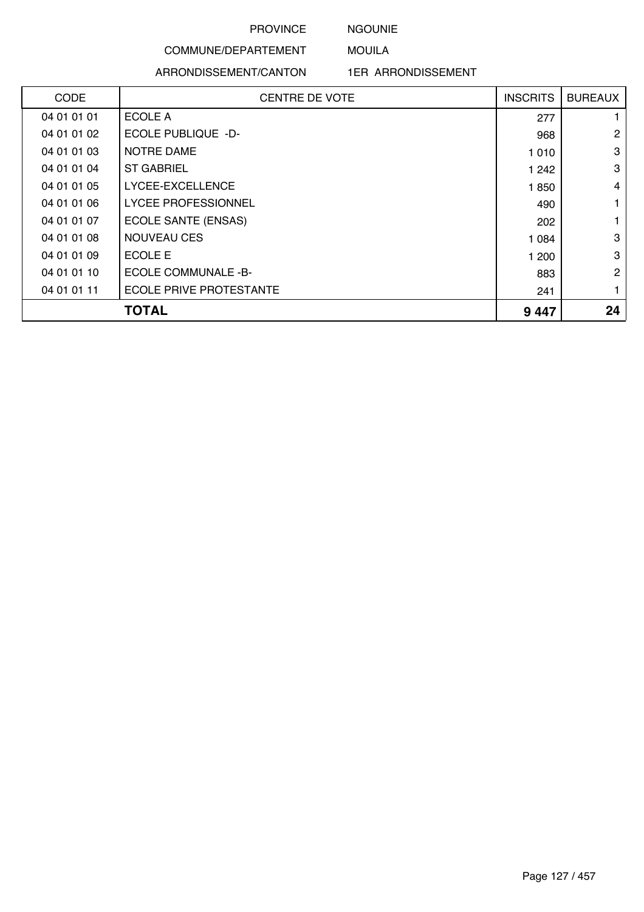PROVINCE NGOUNIE

COMMUNE/DEPARTEMENT MOUILA

ARRONDISSEMENT/CANTON 1ER ARRONDISSEMENT

| CODE | CENTRE DE VOTE | INSCRITS | BUREAUX |
|---|---|---|---|
| 04 01 01 01 | ECOLE A | 277 | 1 |
| 04 01 01 02 | ECOLE PUBLIQUE -D- | 968 | 2 |
| 04 01 01 03 | NOTRE DAME | 1 010 | 3 |
| 04 01 01 04 | ST GABRIEL | 1 242 | 3 |
| 04 01 01 05 | LYCEE-EXCELLENCE | 1 850 | 4 |
| 04 01 01 06 | LYCEE PROFESSIONNEL | 490 | 1 |
| 04 01 01 07 | ECOLE SANTE (ENSAS) | 202 | 1 |
| 04 01 01 08 | NOUVEAU CES | 1 084 | 3 |
| 04 01 01 09 | ECOLE E | 1 200 | 3 |
| 04 01 01 10 | ECOLE COMMUNALE -B- | 883 | 2 |
| 04 01 01 11 | ECOLE PRIVE PROTESTANTE | 241 | 1 |
| **TOTAL** | | **9 447** | **24** |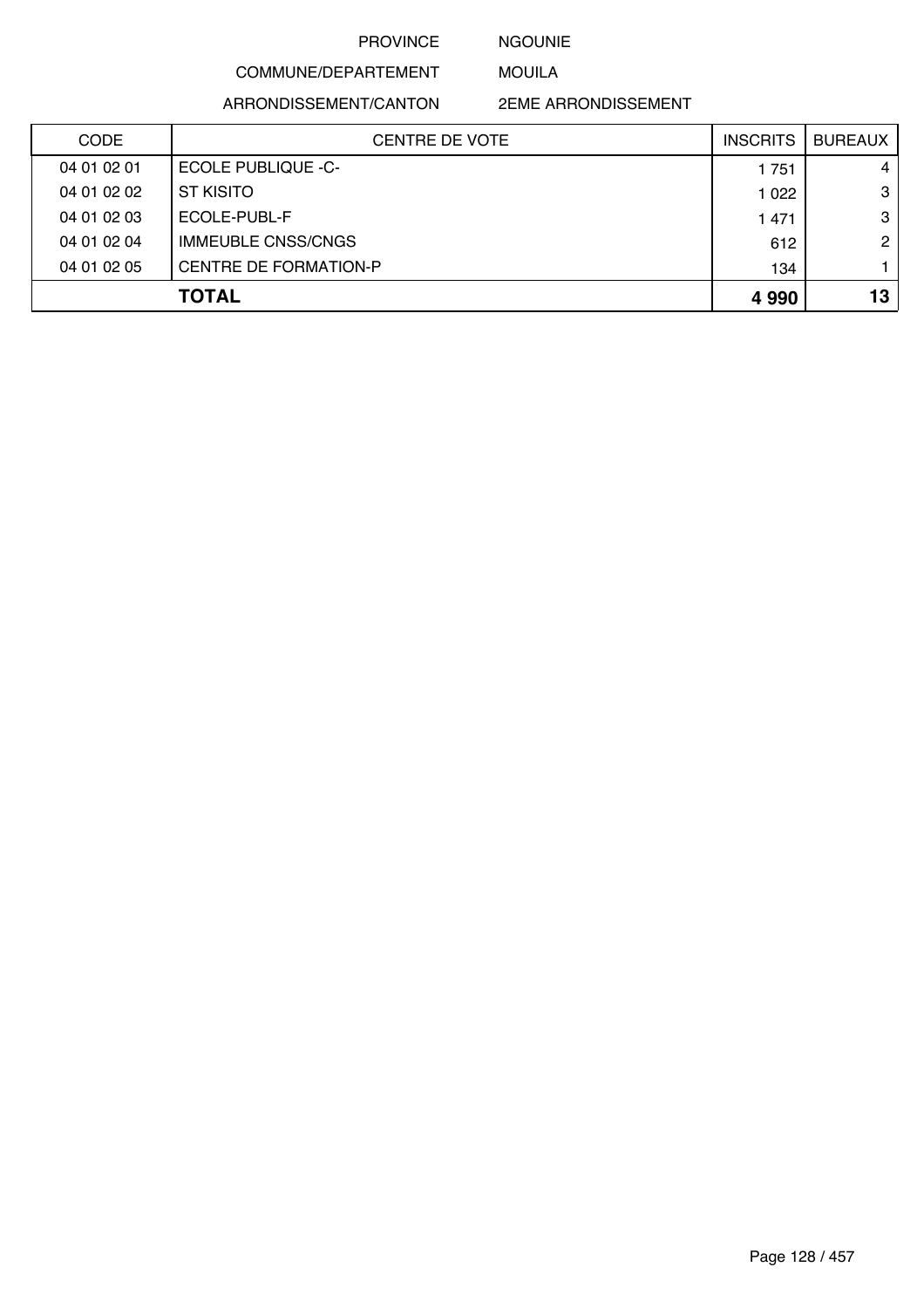PROVINCE NGOUNIE

COMMUNE/DEPARTEMENT MOUILA

ARRONDISSEMENT/CANTON 2EME ARRONDISSEMENT

| CODE | CENTRE DE VOTE | INSCRITS | BUREAUX |
|---|---|---|---|
| 04 01 02 01 | ECOLE PUBLIQUE -C- | 1 751 | 4 |
| 04 01 02 02 | ST KISITO | 1 022 | 3 |
| 04 01 02 03 | ECOLE-PUBL-F | 1 471 | 3 |
| 04 01 02 04 | IMMEUBLE CNSS/CNGS | 612 | 2 |
| 04 01 02 05 | CENTRE DE FORMATION-P | 134 | 1 |
| | **TOTAL** | **4 990** | **13** |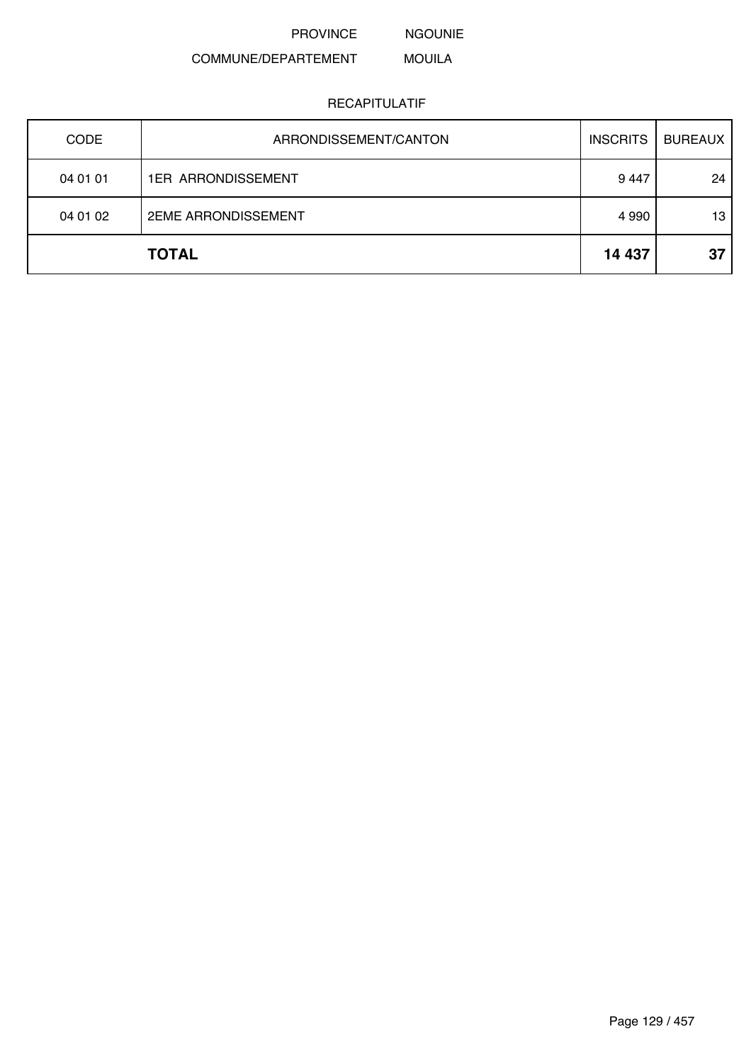PROVINCE NGOUNIE

COMMUNE/DEPARTEMENT MOUILA

RECAPITULATIF

| CODE | ARRONDISSEMENT/CANTON | INSCRITS | BUREAUX |
|---|---|---|---|
| 04 01 01 | 1ER ARRONDISSEMENT | 9 447 | 24 |
| 04 01 02 | 2EME ARRONDISSEMENT | 4 990 | 13 |
| | **TOTAL** | **14 437** | **37** |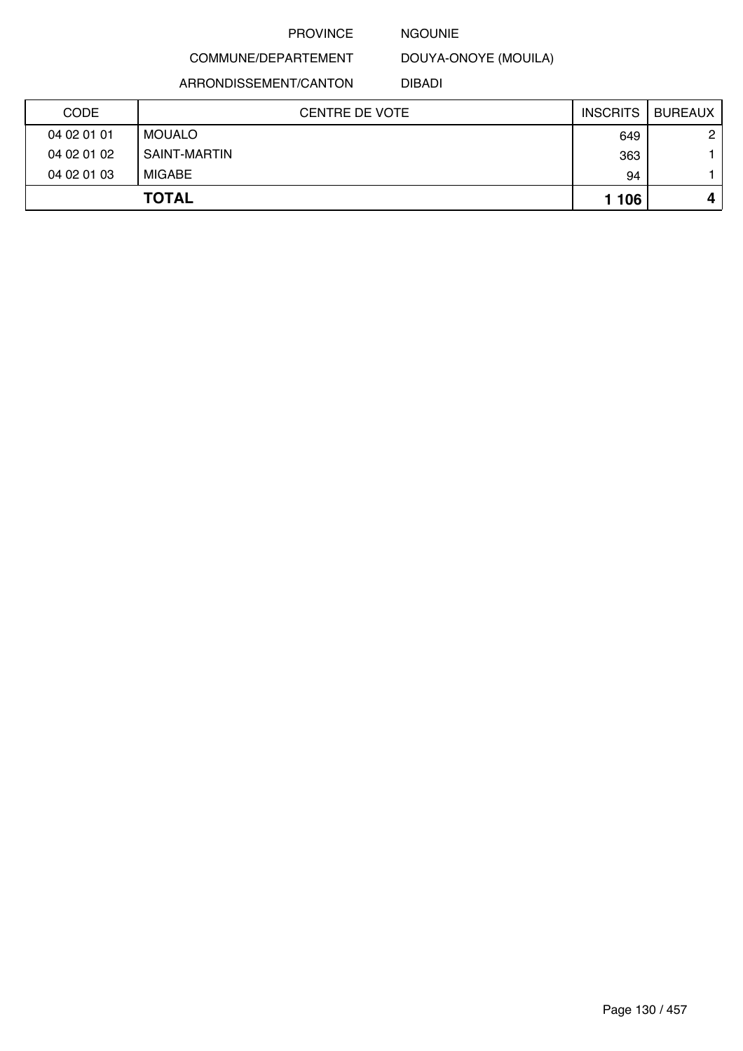PROVINCE NGOUNIE

COMMUNE/DEPARTEMENT DOUYA-ONOYE (MOUILA)

ARRONDISSEMENT/CANTON DIBADI

| CODE | CENTRE DE VOTE | INSCRITS | BUREAUX |
|---|---|---|---|
| 04 02 01 01 | MOUALO | 649 | 2 |
| 04 02 01 02 | SAINT-MARTIN | 363 | 1 |
| 04 02 01 03 | MIGABE | 94 | 1 |
| | **TOTAL** | **1 106** | **4** |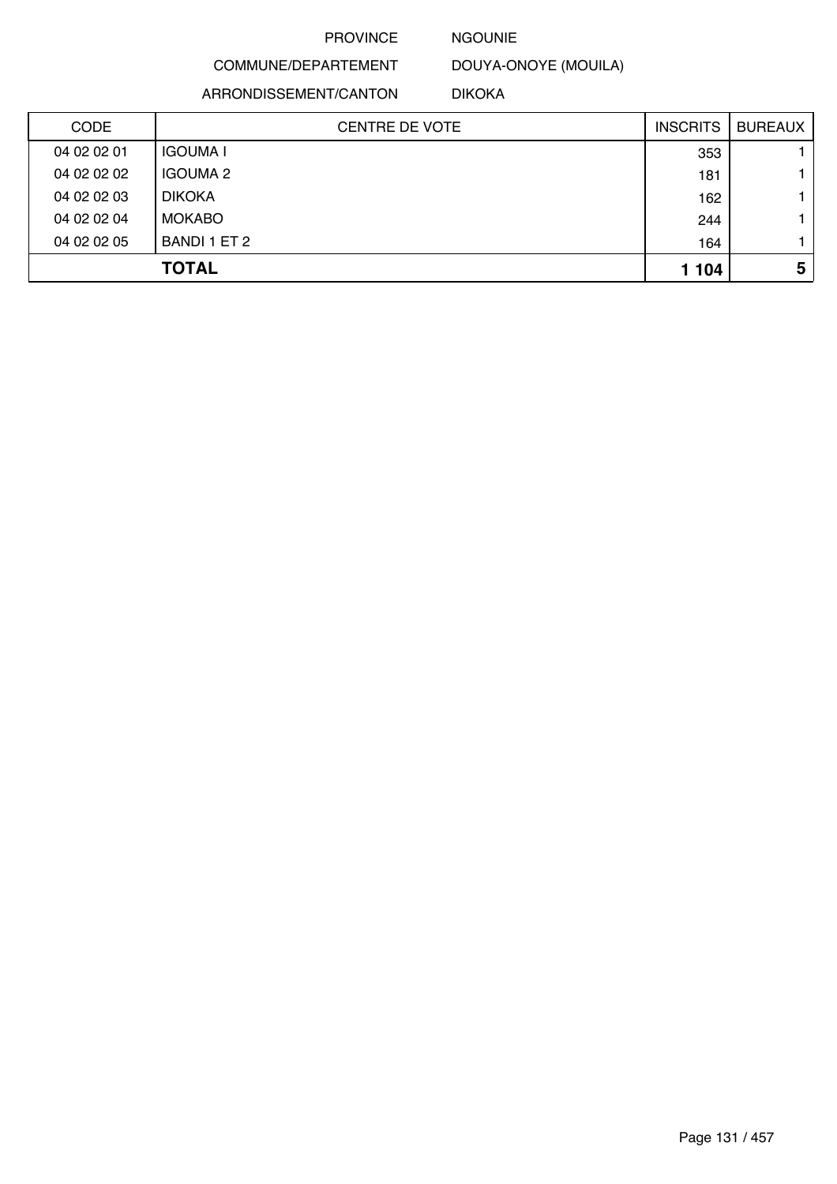PROVINCE NGOUNIE

COMMUNE/DEPARTEMENT DOUYA-ONOYE (MOUILA)

ARRONDISSEMENT/CANTON DIKOKA

| CODE | CENTRE DE VOTE | INSCRITS | BUREAUX |
|---|---|---|---|
| 04 02 02 01 | IGOUMA I | 353 | 1 |
| 04 02 02 02 | IGOUMA 2 | 181 | 1 |
| 04 02 02 03 | DIKOKA | 162 | 1 |
| 04 02 02 04 | MOKABO | 244 | 1 |
| 04 02 02 05 | BANDI 1 ET 2 | 164 | 1 |
| | **TOTAL** | **1 104** | **5** |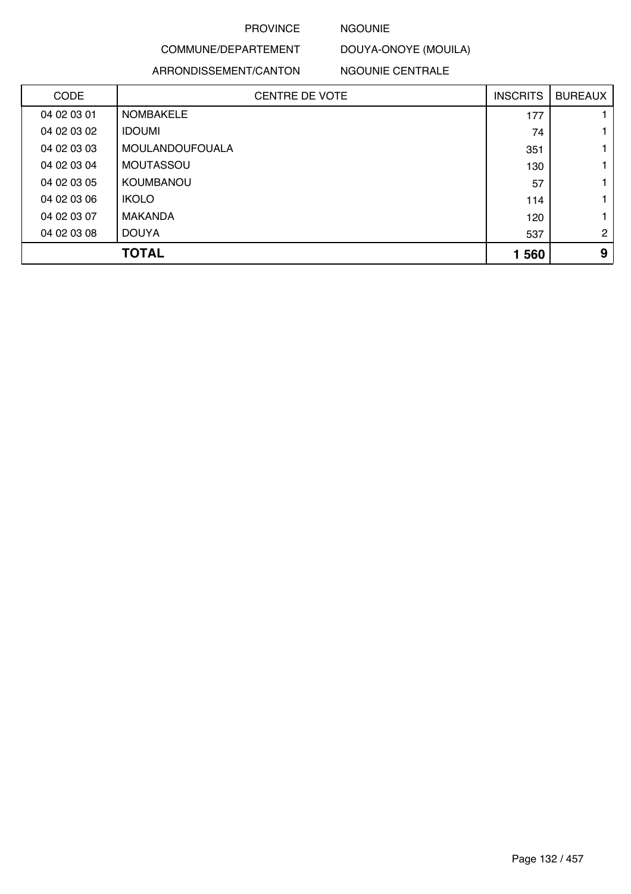PROVINCE NGOUNIE

COMMUNE/DEPARTEMENT DOUYA-ONOYE (MOUILA)

ARRONDISSEMENT/CANTON NGOUNIE CENTRALE

| CODE | CENTRE DE VOTE | INSCRITS | BUREAUX |
|---|---|---|---|
| 04 02 03 01 | NOMBAKELE | 177 | 1 |
| 04 02 03 02 | IDOUMI | 74 | 1 |
| 04 02 03 03 | MOULANDOUFOUALA | 351 | 1 |
| 04 02 03 04 | MOUTASSOU | 130 | 1 |
| 04 02 03 05 | KOUMBANOU | 57 | 1 |
| 04 02 03 06 | IKOLO | 114 | 1 |
| 04 02 03 07 | MAKANDA | 120 | 1 |
| 04 02 03 08 | DOUYA | 537 | 2 |
| | **TOTAL** | **1 560** | **9** |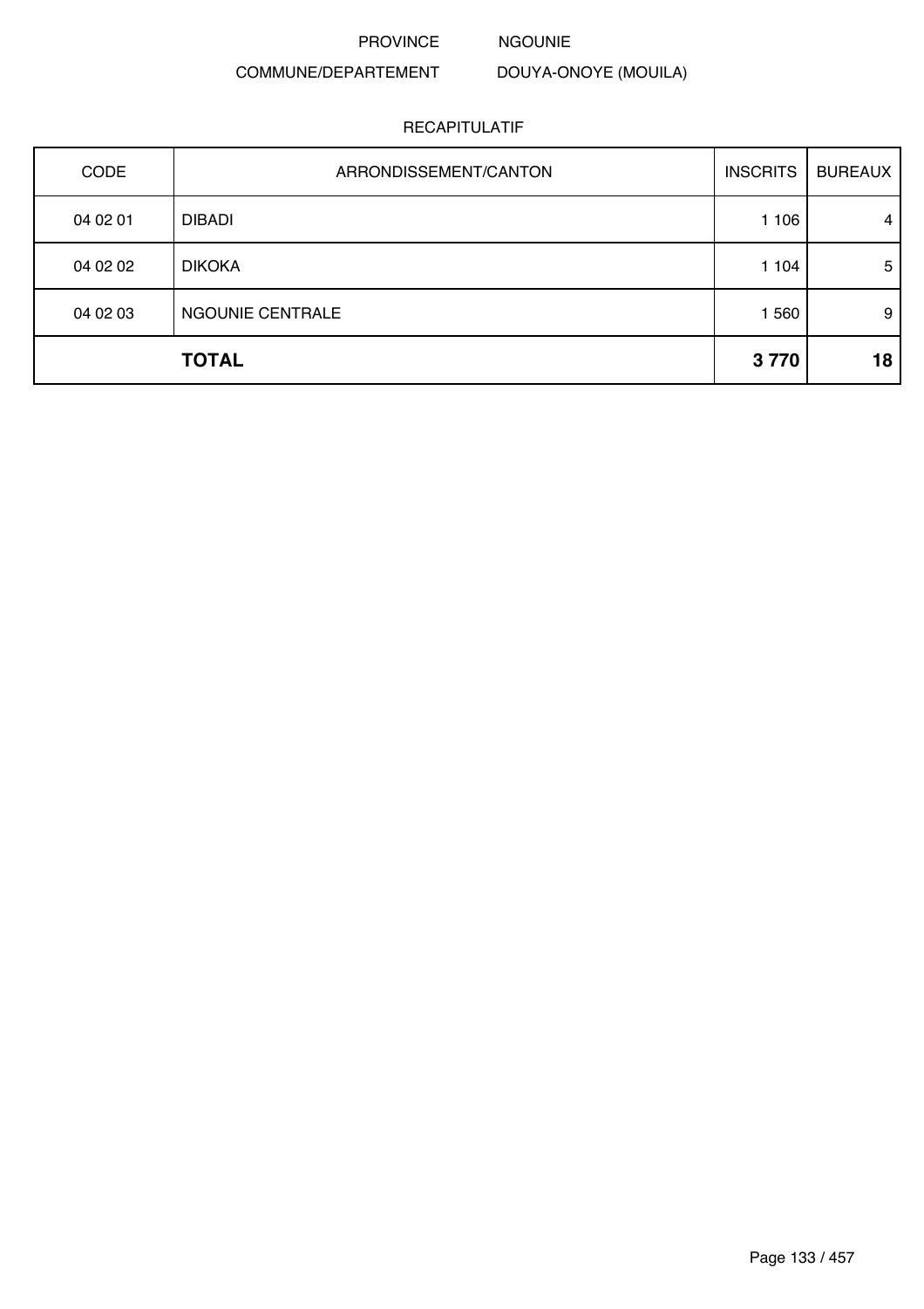PROVINCE NGOUNIE

COMMUNE/DEPARTEMENT DOUYA-ONOYE (MOUILA)

RECAPITULATIF

| CODE | ARRONDISSEMENT/CANTON | INSCRITS | BUREAUX |
|---|---|---|---|
| 04 02 01 | DIBADI | 1 106 | 4 |
| 04 02 02 | DIKOKA | 1 104 | 5 |
| 04 02 03 | NGOUNIE CENTRALE | 1 560 | 9 |
| | **TOTAL** | **3 770** | **18** |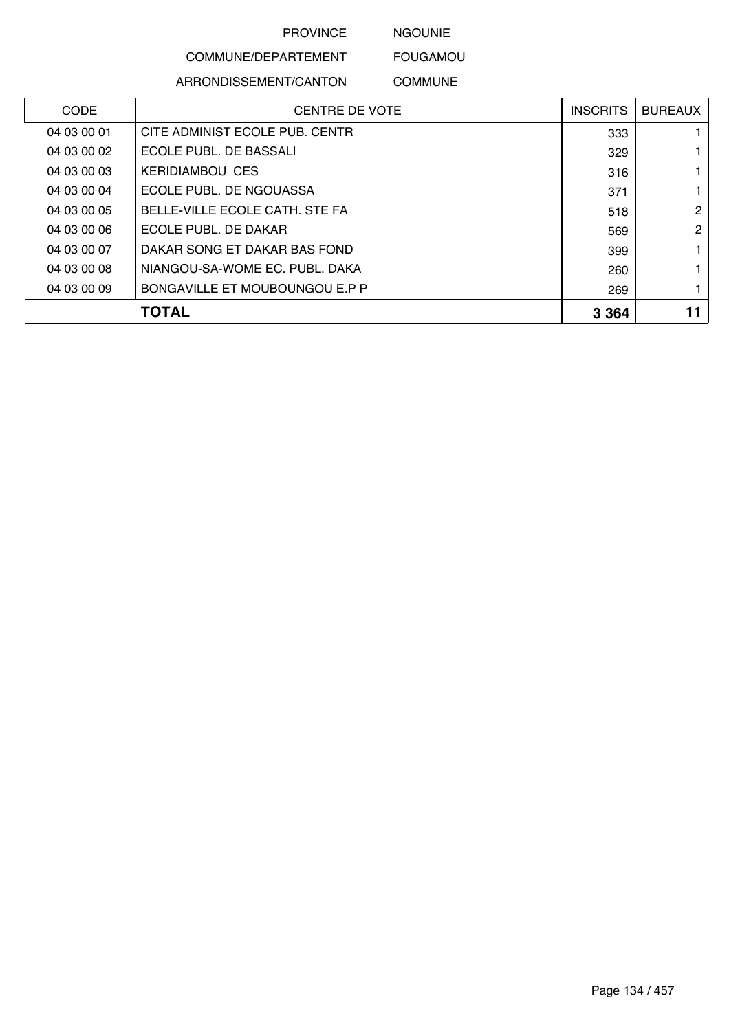PROVINCE NGOUNIE

COMMUNE/DEPARTEMENT FOUGAMOU

ARRONDISSEMENT/CANTON COMMUNE

| CODE | CENTRE DE VOTE | INSCRITS | BUREAUX |
|---|---|---|---|
| 04 03 00 01 | CITE ADMINIST ECOLE PUB. CENTR | 333 | 1 |
| 04 03 00 02 | ECOLE PUBL. DE BASSALI | 329 | 1 |
| 04 03 00 03 | KERIDIAMBOU CES | 316 | 1 |
| 04 03 00 04 | ECOLE PUBL. DE NGOUASSA | 371 | 1 |
| 04 03 00 05 | BELLE-VILLE ECOLE CATH. STE FA | 518 | 2 |
| 04 03 00 06 | ECOLE PUBL. DE DAKAR | 569 | 2 |
| 04 03 00 07 | DAKAR SONG ET DAKAR BAS FOND | 399 | 1 |
| 04 03 00 08 | NIANGOU-SA-WOME EC. PUBL. DAKA | 260 | 1 |
| 04 03 00 09 | BONGAVILLE ET MOUBOUNGOU E.P P | 269 | 1 |
| **TOTAL** | | **3 364** | **11** |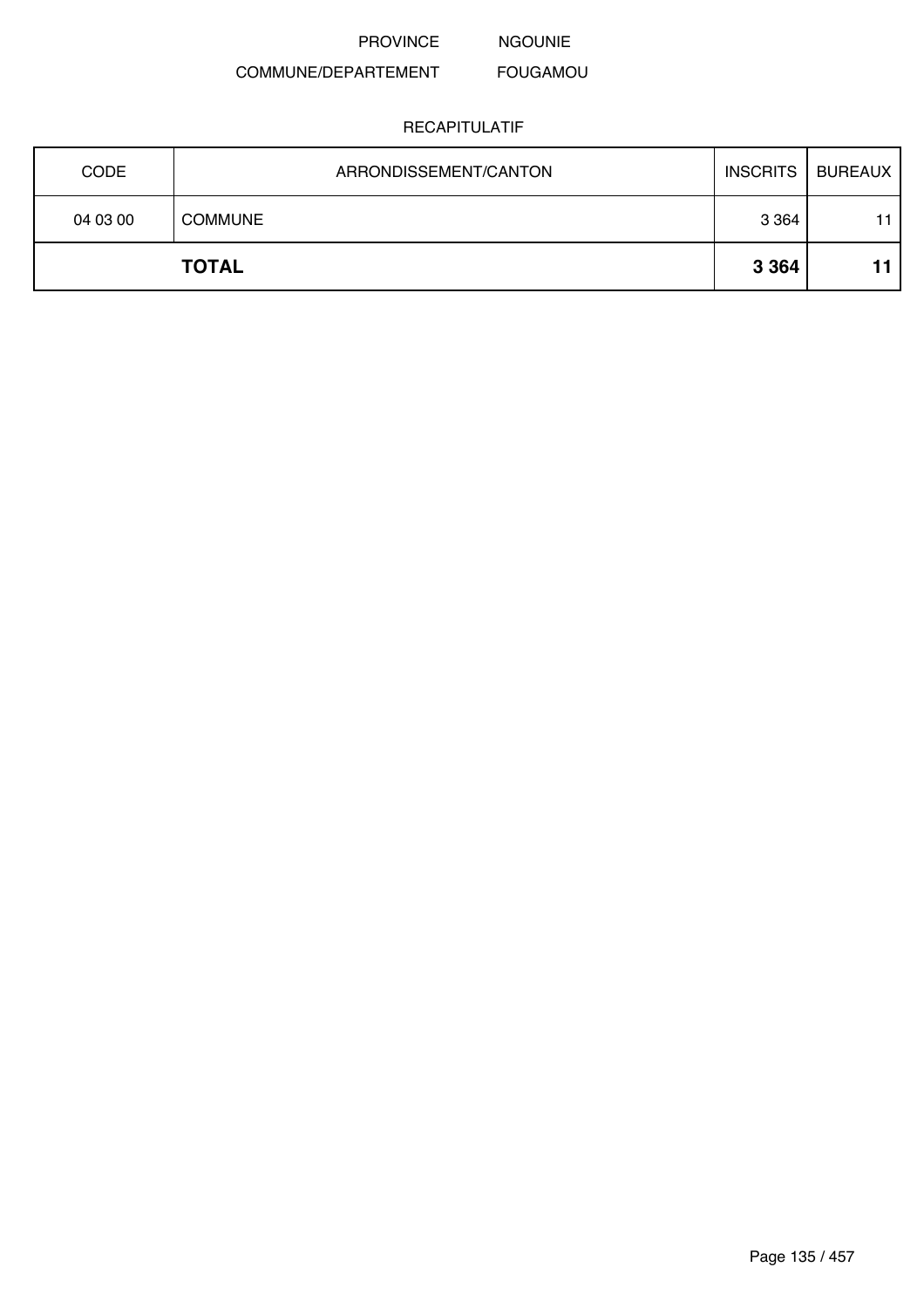PROVINCE NGOUNIE

COMMUNE/DEPARTEMENT FOUGAMOU

RECAPITULATIF

| CODE | ARRONDISSEMENT/CANTON | INSCRITS | BUREAUX |
|---|---|---|---|
| 04 03 00 | COMMUNE | 3 364 | 11 |
| | **TOTAL** | **3 364** | **11** |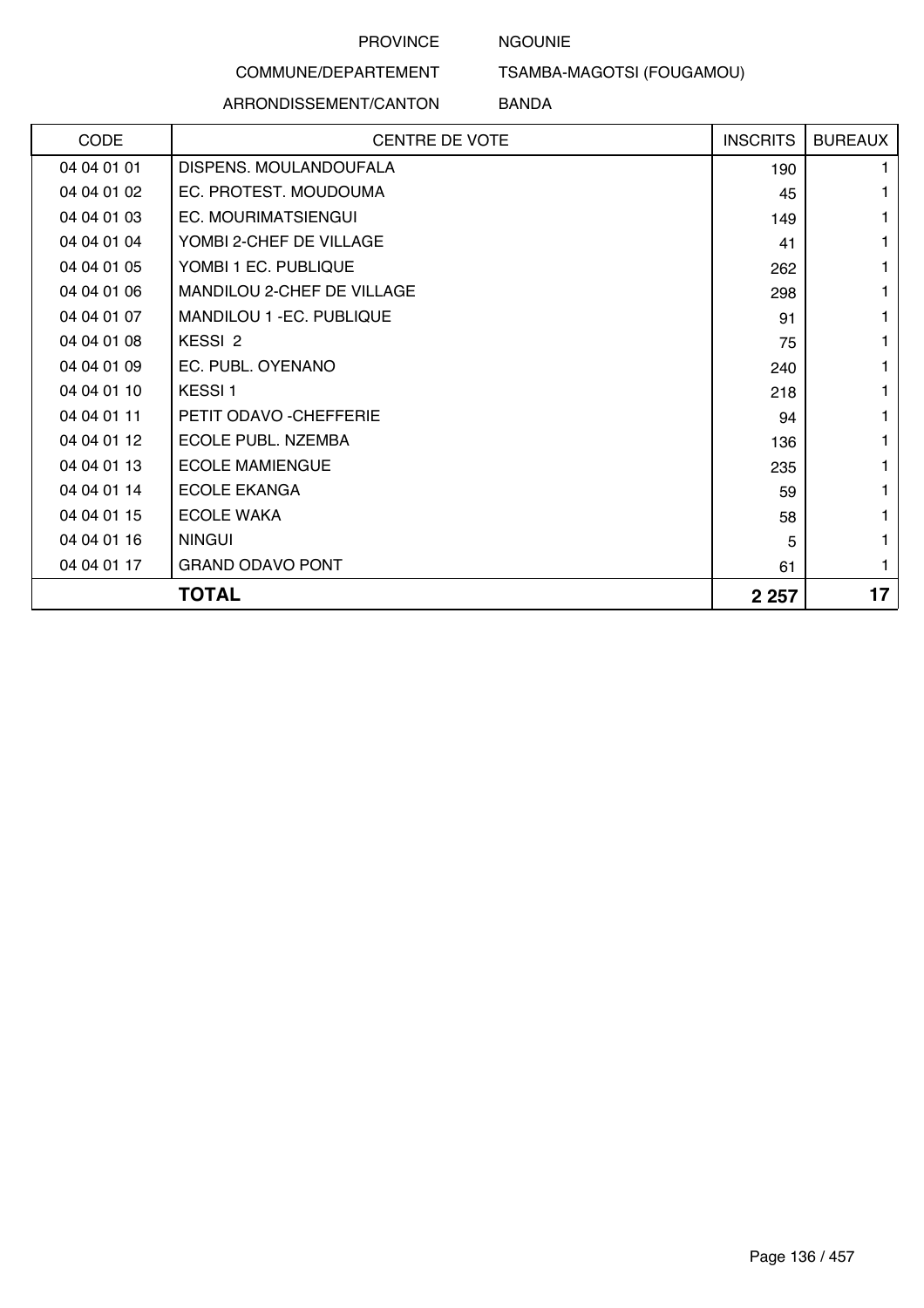PROVINCE NGOUNIE

COMMUNE/DEPARTEMENT TSAMBA-MAGOTSI (FOUGAMOU)

ARRONDISSEMENT/CANTON BANDA

| CODE | CENTRE DE VOTE | INSCRITS | BUREAUX |
|---|---|---|---|
| 04 04 01 01 | DISPENS. MOULANDOUFALA | 190 | 1 |
| 04 04 01 02 | EC. PROTEST. MOUDOUMA | 45 | 1 |
| 04 04 01 03 | EC. MOURIMATSIENGUI | 149 | 1 |
| 04 04 01 04 | YOMBI 2-CHEF DE VILLAGE | 41 | 1 |
| 04 04 01 05 | YOMBI 1 EC. PUBLIQUE | 262 | 1 |
| 04 04 01 06 | MANDILOU 2-CHEF DE VILLAGE | 298 | 1 |
| 04 04 01 07 | MANDILOU 1 -EC. PUBLIQUE | 91 | 1 |
| 04 04 01 08 | KESSI 2 | 75 | 1 |
| 04 04 01 09 | EC. PUBL. OYENANO | 240 | 1 |
| 04 04 01 10 | KESSI 1 | 218 | 1 |
| 04 04 01 11 | PETIT ODAVO -CHEFFERIE | 94 | 1 |
| 04 04 01 12 | ECOLE PUBL. NZEMBA | 136 | 1 |
| 04 04 01 13 | ECOLE MAMIENGUE | 235 | 1 |
| 04 04 01 14 | ECOLE EKANGA | 59 | 1 |
| 04 04 01 15 | ECOLE WAKA | 58 | 1 |
| 04 04 01 16 | NINGUI | 5 | 1 |
| 04 04 01 17 | GRAND ODAVO PONT | 61 | 1 |
| | **TOTAL** | **2 257** | **17** |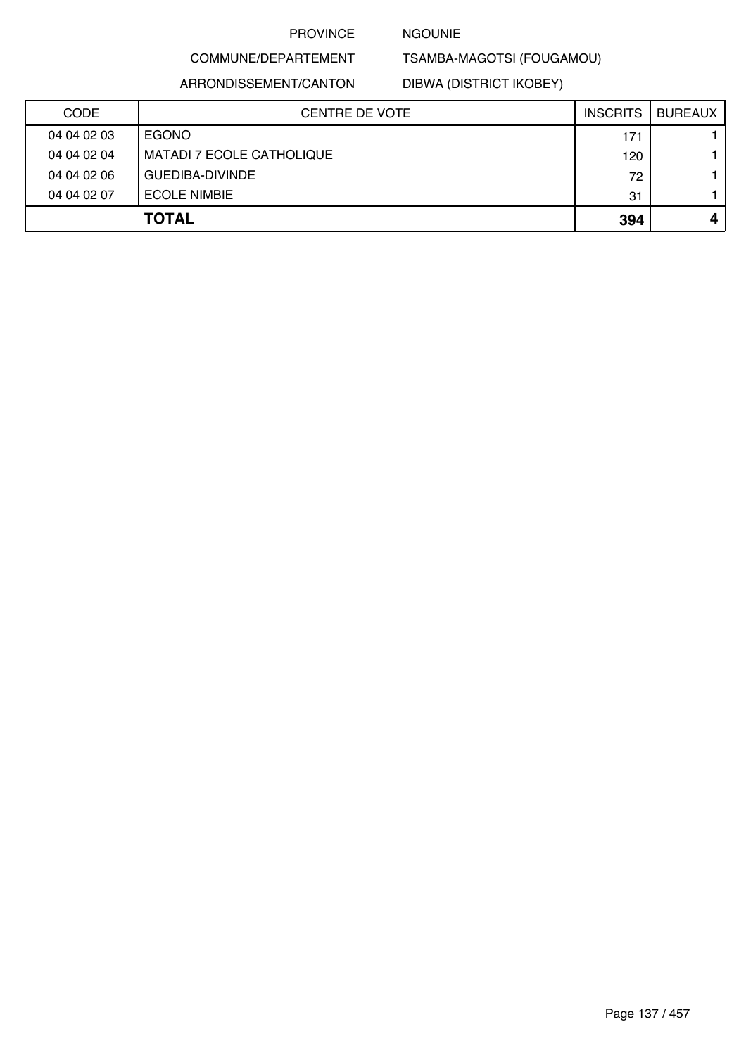PROVINCE NGOUNIE

COMMUNE/DEPARTEMENT TSAMBA-MAGOTSI (FOUGAMOU)

ARRONDISSEMENT/CANTON DIBWA (DISTRICT IKOBEY)

| CODE | CENTRE DE VOTE | INSCRITS | BUREAUX |
|---|---|---|---|
| 04 04 02 03 | EGONO | 171 | 1 |
| 04 04 02 04 | MATADI 7 ECOLE CATHOLIQUE | 120 | 1 |
| 04 04 02 06 | GUEDIBA-DIVINDE | 72 | 1 |
| 04 04 02 07 | ECOLE NIMBIE | 31 | 1 |
| | **TOTAL** | **394** | **4** |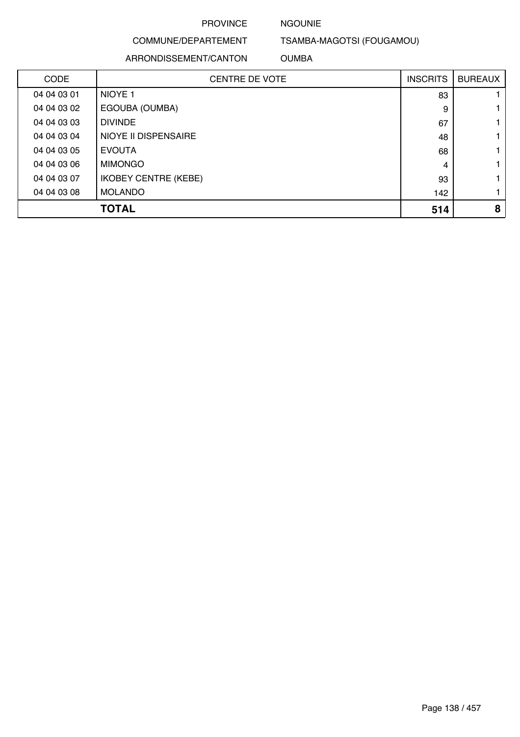PROVINCE NGOUNIE

COMMUNE/DEPARTEMENT TSAMBA-MAGOTSI (FOUGAMOU)

ARRONDISSEMENT/CANTON OUMBA

| CODE | CENTRE DE VOTE | INSCRITS | BUREAUX |
|---|---|---|---|
| 04 04 03 01 | NIOYE 1 | 83 | 1 |
| 04 04 03 02 | EGOUBA (OUMBA) | 9 | 1 |
| 04 04 03 03 | DIVINDE | 67 | 1 |
| 04 04 03 04 | NIOYE II DISPENSAIRE | 48 | 1 |
| 04 04 03 05 | EVOUTA | 68 | 1 |
| 04 04 03 06 | MIMONGO | 4 | 1 |
| 04 04 03 07 | IKOBEY CENTRE (KEBE) | 93 | 1 |
| 04 04 03 08 | MOLANDO | 142 | 1 |
| | **TOTAL** | **514** | **8** |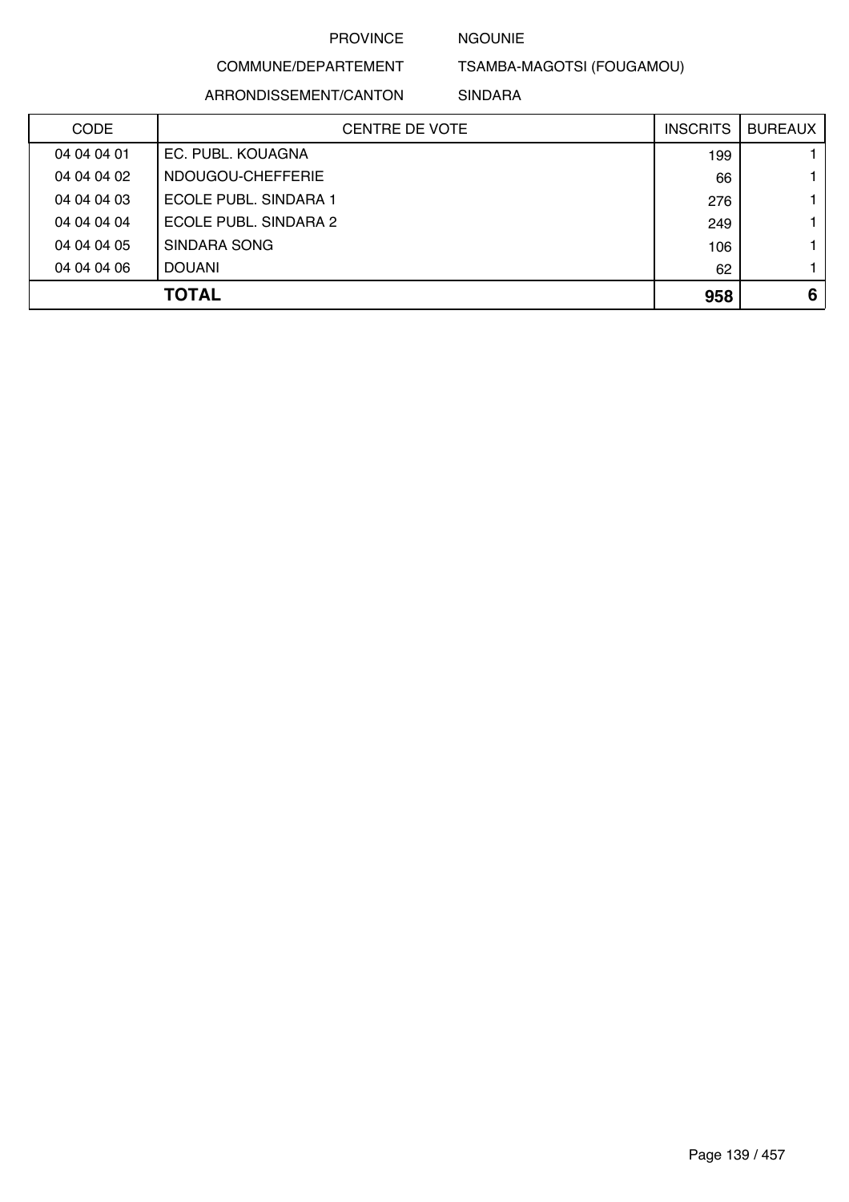PROVINCE NGOUNIE

COMMUNE/DEPARTEMENT TSAMBA-MAGOTSI (FOUGAMOU)

ARRONDISSEMENT/CANTON SINDARA

| CODE | CENTRE DE VOTE | INSCRITS | BUREAUX |
|---|---|---|---|
| 04 04 04 01 | EC. PUBL. KOUAGNA | 199 | 1 |
| 04 04 04 02 | NDOUGOU-CHEFFERIE | 66 | 1 |
| 04 04 04 03 | ECOLE PUBL. SINDARA 1 | 276 | 1 |
| 04 04 04 04 | ECOLE PUBL. SINDARA 2 | 249 | 1 |
| 04 04 04 05 | SINDARA SONG | 106 | 1 |
| 04 04 04 06 | DOUANI | 62 | 1 |
| | **TOTAL** | **958** | **6** |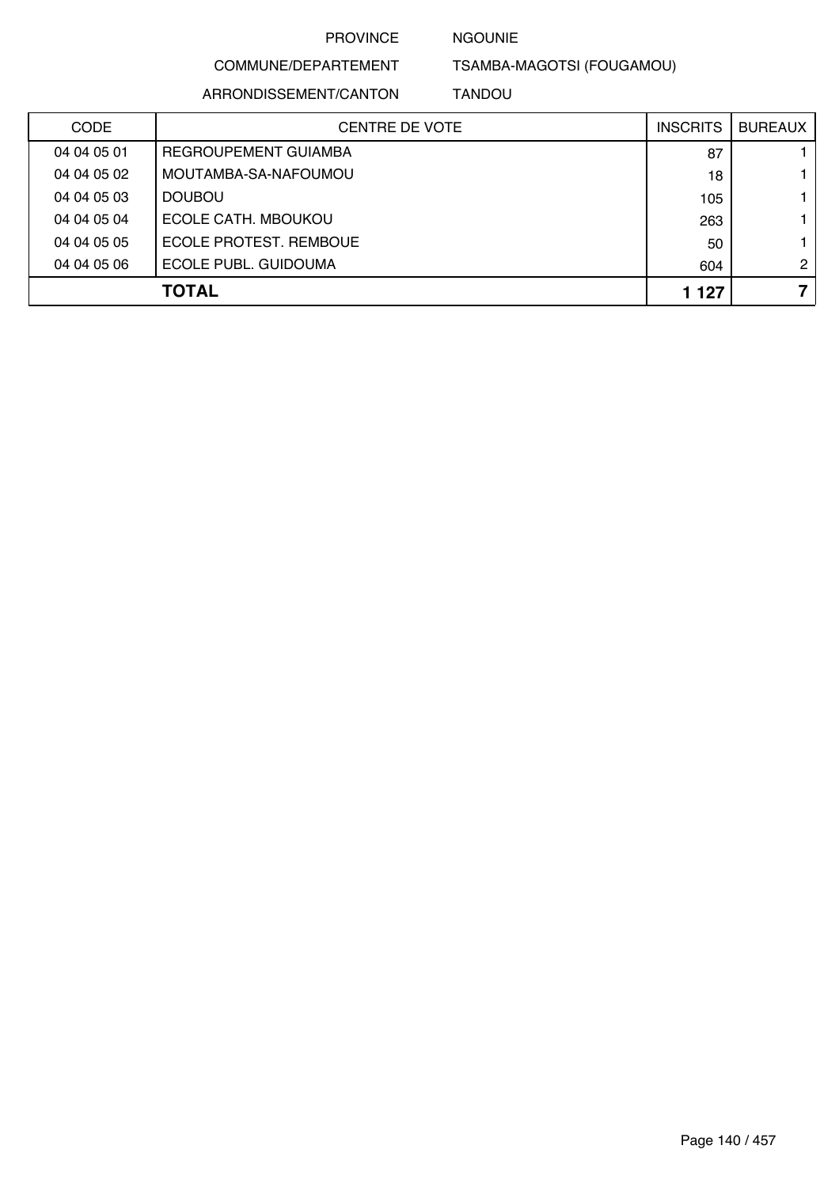PROVINCE NGOUNIE

COMMUNE/DEPARTEMENT TSAMBA-MAGOTSI (FOUGAMOU)

ARRONDISSEMENT/CANTON TANDOU

| CODE | CENTRE DE VOTE | INSCRITS | BUREAUX |
|---|---|---|---|
| 04 04 05 01 | REGROUPEMENT GUIAMBA | 87 | 1 |
| 04 04 05 02 | MOUTAMBA-SA-NAFOUMOU | 18 | 1 |
| 04 04 05 03 | DOUBOU | 105 | 1 |
| 04 04 05 04 | ECOLE CATH. MBOUKOU | 263 | 1 |
| 04 04 05 05 | ECOLE PROTEST. REMBOUE | 50 | 1 |
| 04 04 05 06 | ECOLE PUBL. GUIDOUMA | 604 | 2 |
| | **TOTAL** | **1 127** | **7** |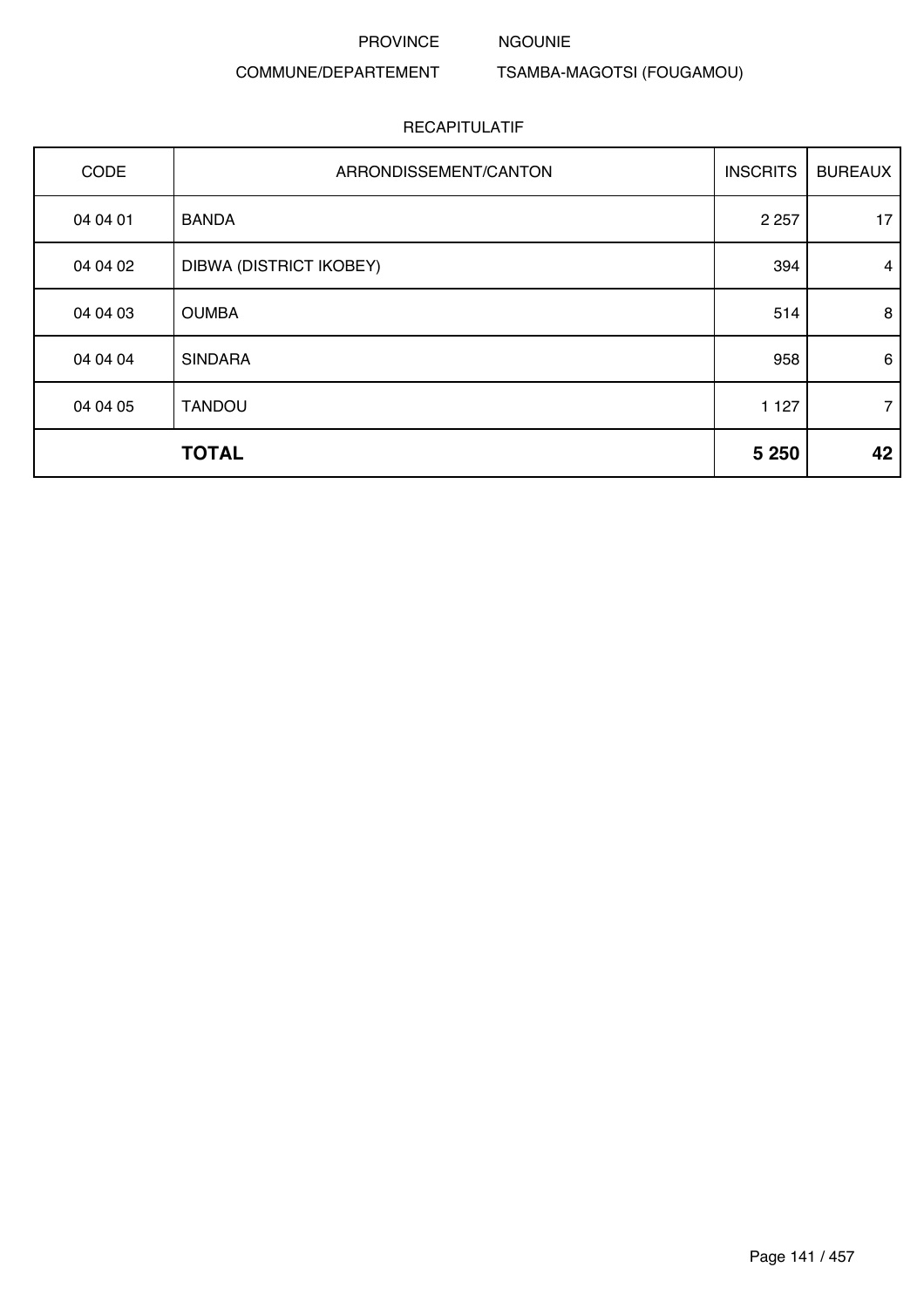PROVINCE NGOUNIE

COMMUNE/DEPARTEMENT TSAMBA-MAGOTSI (FOUGAMOU)

RECAPITULATIF

| CODE | ARRONDISSEMENT/CANTON | INSCRITS | BUREAUX |
|---|---|---|---|
| 04 04 01 | BANDA | 2 257 | 17 |
| 04 04 02 | DIBWA (DISTRICT IKOBEY) | 394 | 4 |
| 04 04 03 | OUMBA | 514 | 8 |
| 04 04 04 | SINDARA | 958 | 6 |
| 04 04 05 | TANDOU | 1 127 | 7 |
| | **TOTAL** | **5 250** | **42** |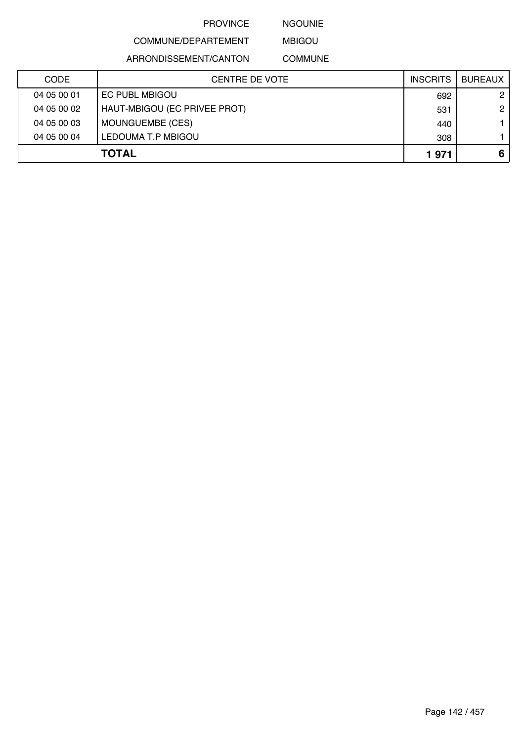PROVINCE NGOUNIE

COMMUNE/DEPARTEMENT MBIGOU

ARRONDISSEMENT/CANTON COMMUNE

| CODE | CENTRE DE VOTE | INSCRITS | BUREAUX |
|---|---|---|---|
| 04 05 00 01 | EC PUBL MBIGOU | 692 | 2 |
| 04 05 00 02 | HAUT-MBIGOU (EC PRIVEE PROT) | 531 | 2 |
| 04 05 00 03 | MOUNGUEMBE (CES) | 440 | 1 |
| 04 05 00 04 | LEDOUMA T.P MBIGOU | 308 | 1 |
| | **TOTAL** | **1 971** | **6** |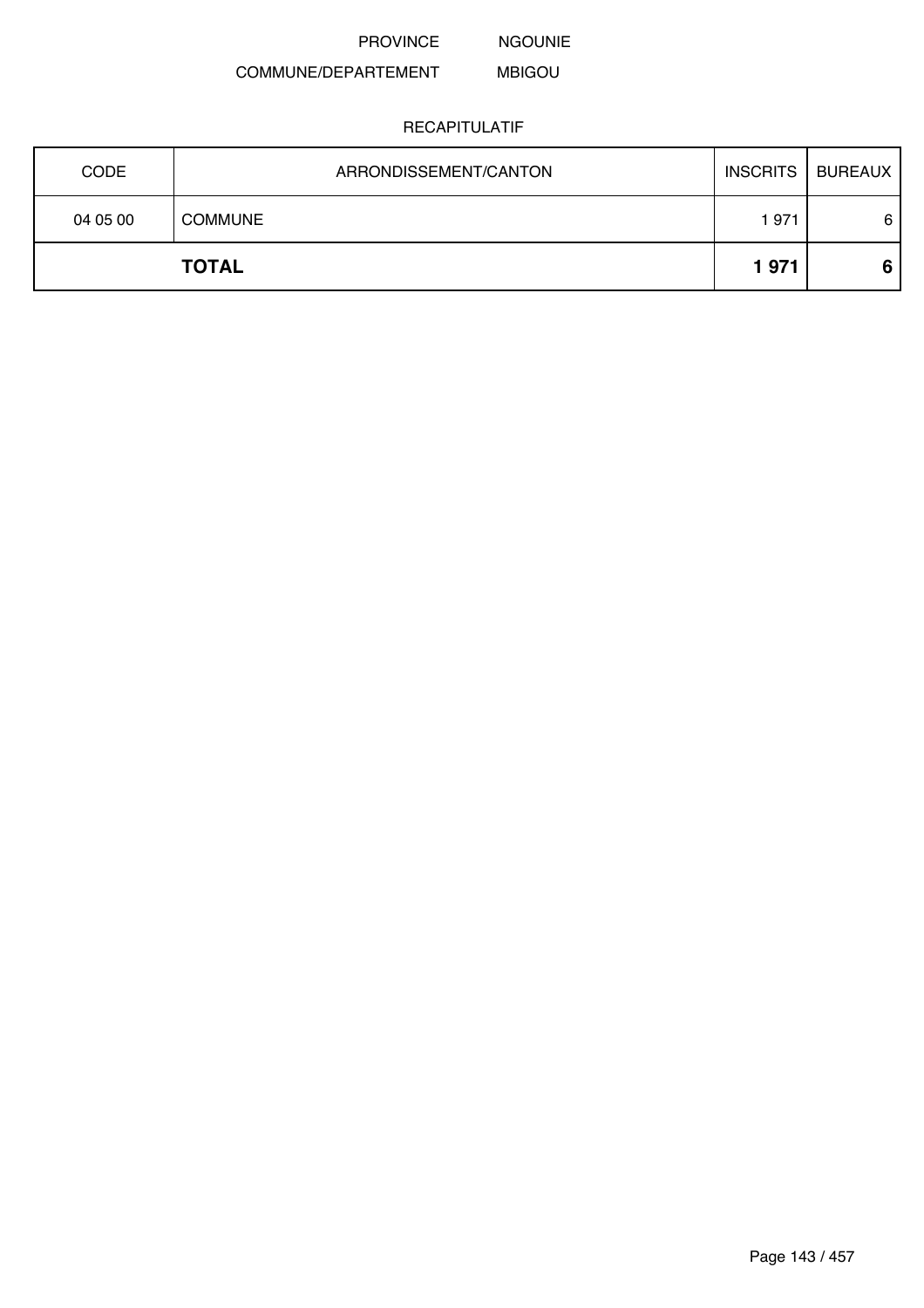PROVINCE NGOUNIE

COMMUNE/DEPARTEMENT MBIGOU

RECAPITULATIF

| CODE | ARRONDISSEMENT/CANTON | INSCRITS | BUREAUX |
|---|---|---|---|
| 04 05 00 | COMMUNE | 1 971 | 6 |
| | **TOTAL** | **1 971** | **6** |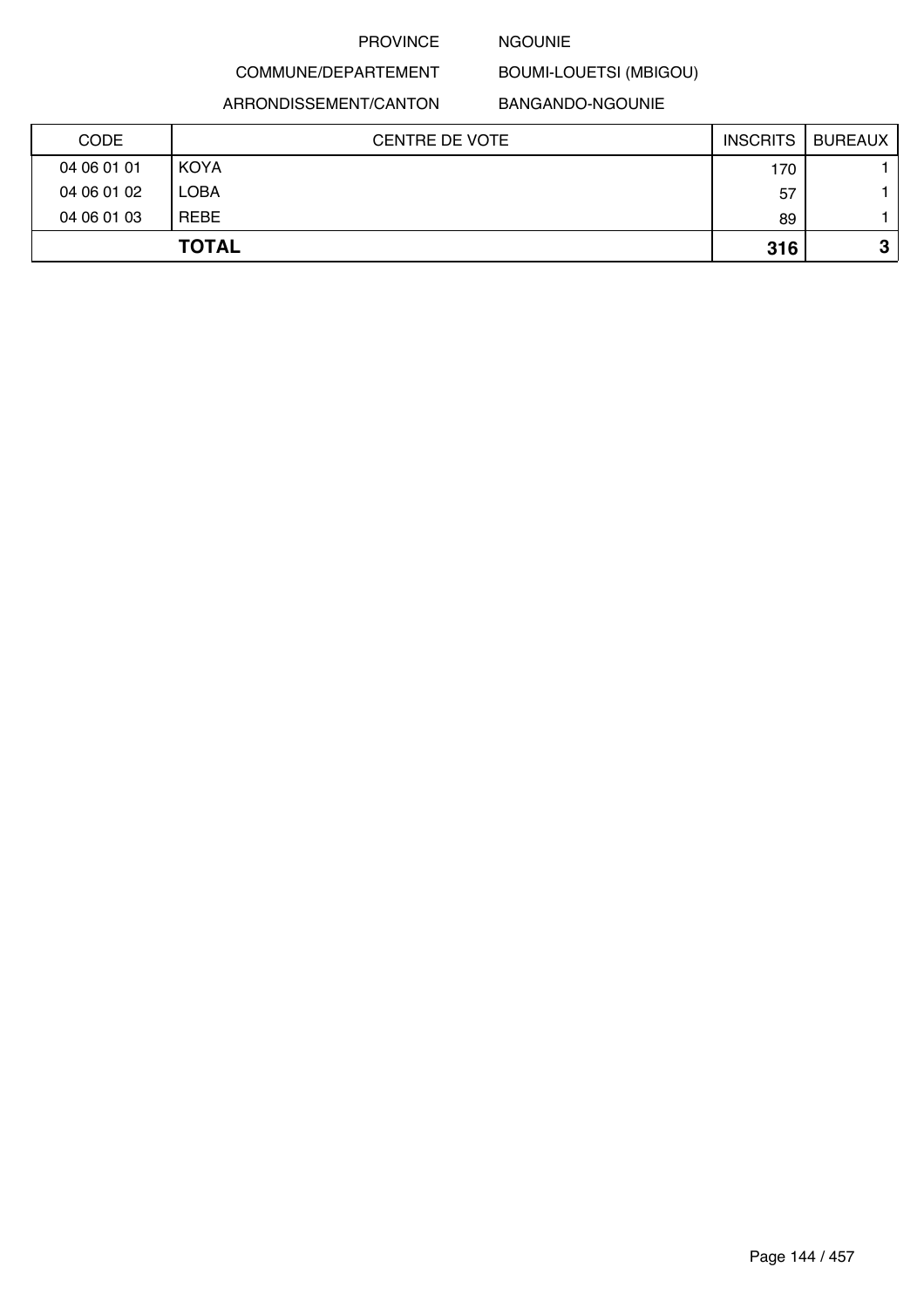PROVINCE NGOUNIE

COMMUNE/DEPARTEMENT BOUMI-LOUETSI (MBIGOU)

ARRONDISSEMENT/CANTON BANGANDO-NGOUNIE

| CODE | CENTRE DE VOTE | INSCRITS | BUREAUX |
|---|---|---|---|
| 04 06 01 01 | KOYA | 170 | 1 |
| 04 06 01 02 | LOBA | 57 | 1 |
| 04 06 01 03 | REBE | 89 | 1 |
| **TOTAL** | | **316** | **3** |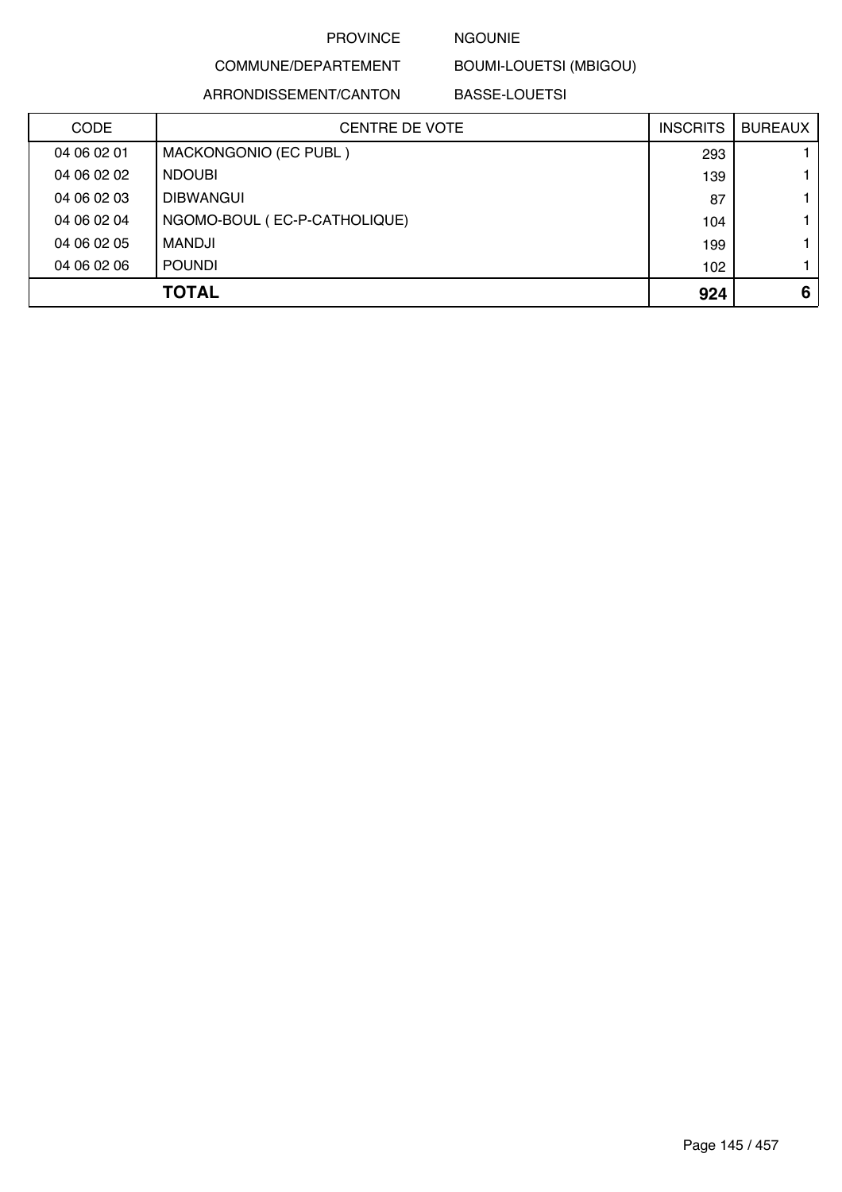PROVINCE NGOUNIE

COMMUNE/DEPARTEMENT BOUMI-LOUETSI (MBIGOU)

ARRONDISSEMENT/CANTON BASSE-LOUETSI

| CODE | CENTRE DE VOTE | INSCRITS | BUREAUX |
|---|---|---|---|
| 04 06 02 01 | MACKONGONIO (EC PUBL ) | 293 | 1 |
| 04 06 02 02 | NDOUBI | 139 | 1 |
| 04 06 02 03 | DIBWANGUI | 87 | 1 |
| 04 06 02 04 | NGOMO-BOUL ( EC-P-CATHOLIQUE) | 104 | 1 |
| 04 06 02 05 | MANDJI | 199 | 1 |
| 04 06 02 06 | POUNDI | 102 | 1 |
| | **TOTAL** | **924** | **6** |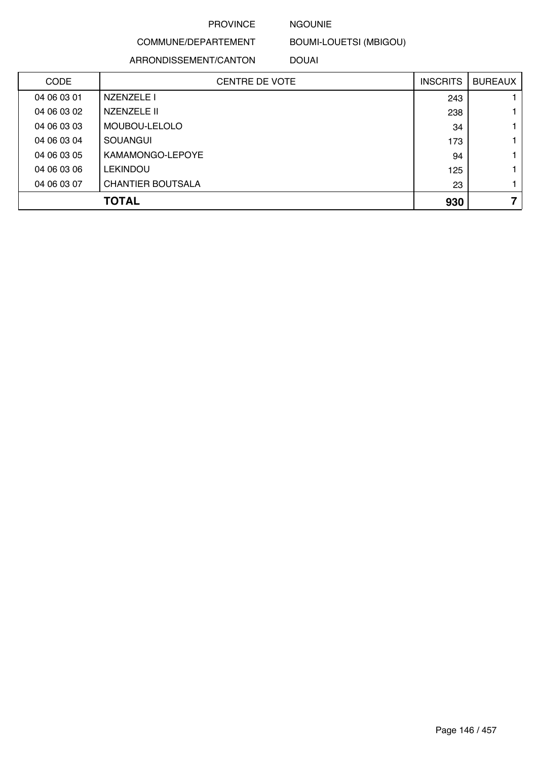PROVINCE NGOUNIE

COMMUNE/DEPARTEMENT BOUMI-LOUETSI (MBIGOU)

ARRONDISSEMENT/CANTON DOUAI

| CODE | CENTRE DE VOTE | INSCRITS | BUREAUX |
|---|---|---|---|
| 04 06 03 01 | NZENZELE I | 243 | 1 |
| 04 06 03 02 | NZENZELE II | 238 | 1 |
| 04 06 03 03 | MOUBOU-LELOLO | 34 | 1 |
| 04 06 03 04 | SOUANGUI | 173 | 1 |
| 04 06 03 05 | KAMAMONGO-LEPOYE | 94 | 1 |
| 04 06 03 06 | LEKINDOU | 125 | 1 |
| 04 06 03 07 | CHANTIER BOUTSALA | 23 | 1 |
| | **TOTAL** | **930** | **7** |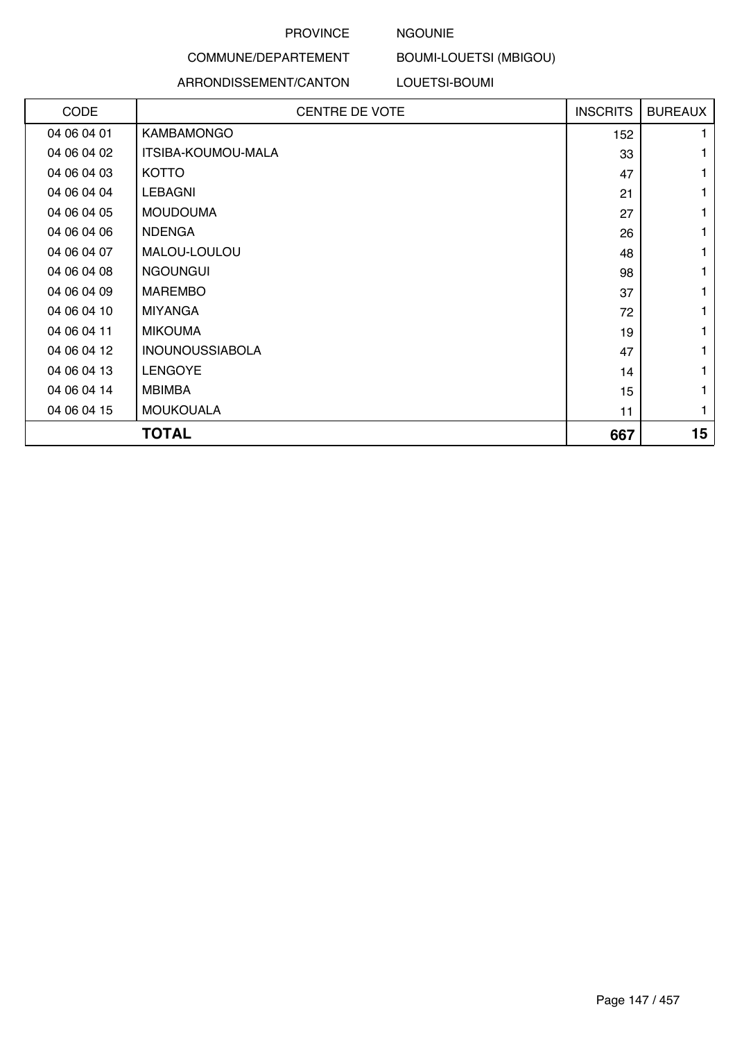PROVINCE NGOUNIE

COMMUNE/DEPARTEMENT BOUMI-LOUETSI (MBIGOU)

ARRONDISSEMENT/CANTON LOUETSI-BOUMI

| CODE | CENTRE DE VOTE | INSCRITS | BUREAUX |
|---|---|---|---|
| 04 06 04 01 | KAMBAMONGO | 152 | 1 |
| 04 06 04 02 | ITSIBA-KOUMOU-MALA | 33 | 1 |
| 04 06 04 03 | KOTTO | 47 | 1 |
| 04 06 04 04 | LEBAGNI | 21 | 1 |
| 04 06 04 05 | MOUDOUMA | 27 | 1 |
| 04 06 04 06 | NDENGA | 26 | 1 |
| 04 06 04 07 | MALOU-LOULOU | 48 | 1 |
| 04 06 04 08 | NGOUNGUI | 98 | 1 |
| 04 06 04 09 | MAREMBO | 37 | 1 |
| 04 06 04 10 | MIYANGA | 72 | 1 |
| 04 06 04 11 | MIKOUMA | 19 | 1 |
| 04 06 04 12 | INOUNOUSSIABOLA | 47 | 1 |
| 04 06 04 13 | LENGOYE | 14 | 1 |
| 04 06 04 14 | MBIMBA | 15 | 1 |
| 04 06 04 15 | MOUKOUALA | 11 | 1 |
| | **TOTAL** | **667** | **15** |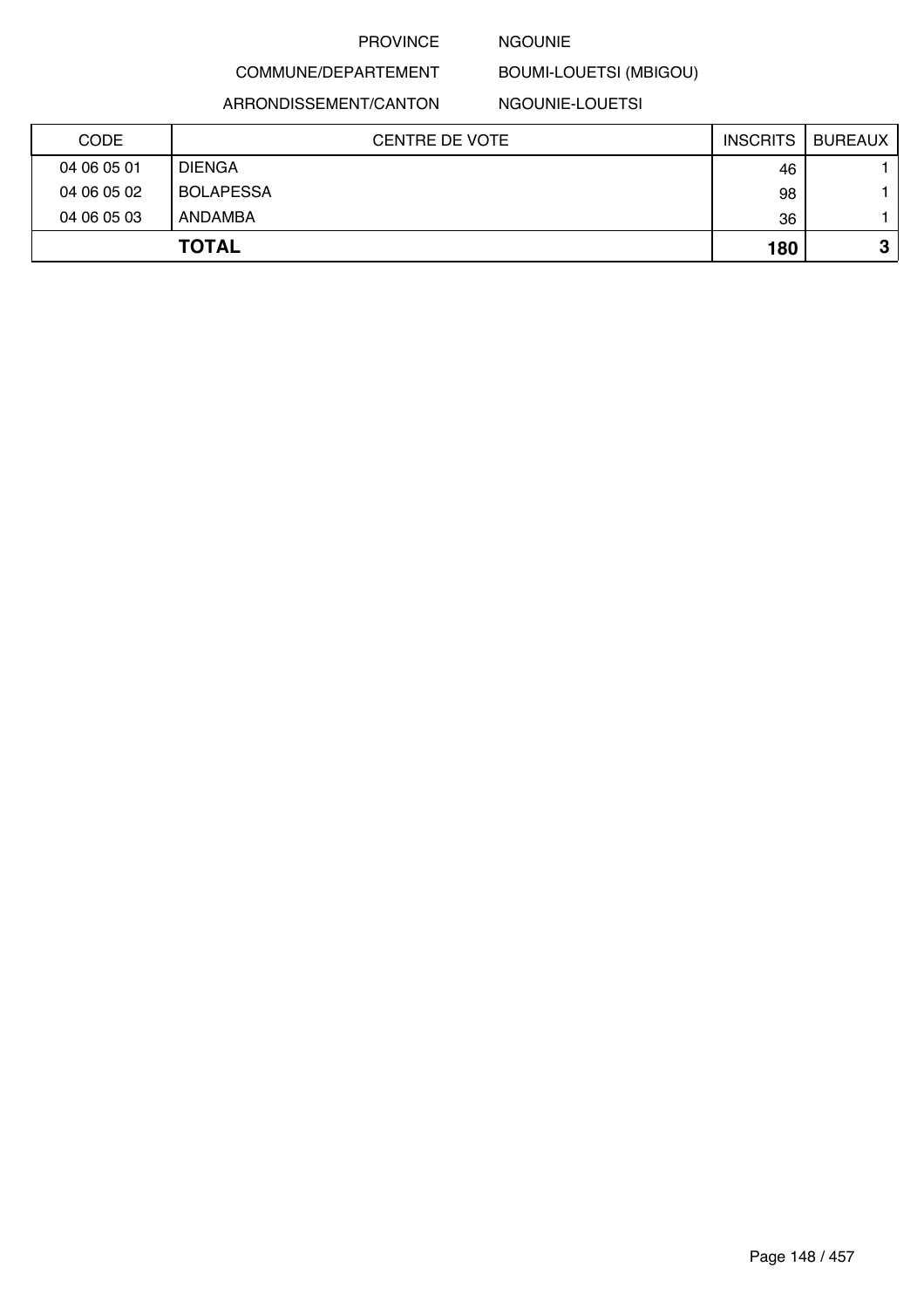PROVINCE NGOUNIE

COMMUNE/DEPARTEMENT BOUMI-LOUETSI (MBIGOU)

ARRONDISSEMENT/CANTON NGOUNIE-LOUETSI

| CODE | CENTRE DE VOTE | INSCRITS | BUREAUX |
|---|---|---|---|
| 04 06 05 01 | DIENGA | 46 | 1 |
| 04 06 05 02 | BOLAPESSA | 98 | 1 |
| 04 06 05 03 | ANDAMBA | 36 | 1 |
| | **TOTAL** | **180** | **3** |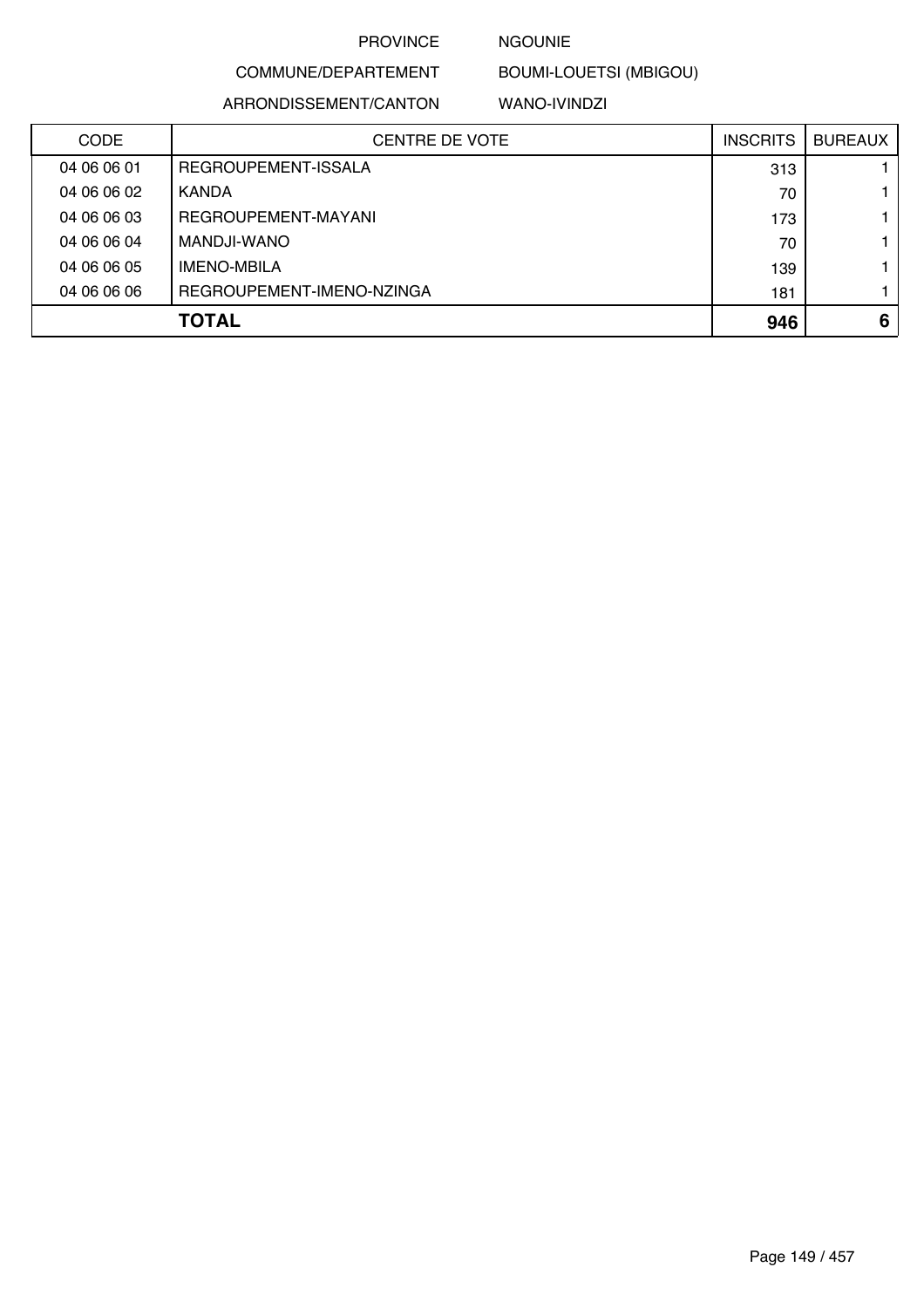PROVINCE NGOUNIE

COMMUNE/DEPARTEMENT BOUMI-LOUETSI (MBIGOU)

ARRONDISSEMENT/CANTON WANO-IVINDZI

| CODE | CENTRE DE VOTE | INSCRITS | BUREAUX |
|---|---|---|---|
| 04 06 06 01 | REGROUPEMENT-ISSALA | 313 | 1 |
| 04 06 06 02 | KANDA | 70 | 1 |
| 04 06 06 03 | REGROUPEMENT-MAYANI | 173 | 1 |
| 04 06 06 04 | MANDJI-WANO | 70 | 1 |
| 04 06 06 05 | IMENO-MBILA | 139 | 1 |
| 04 06 06 06 | REGROUPEMENT-IMENO-NZINGA | 181 | 1 |
| | **TOTAL** | **946** | **6** |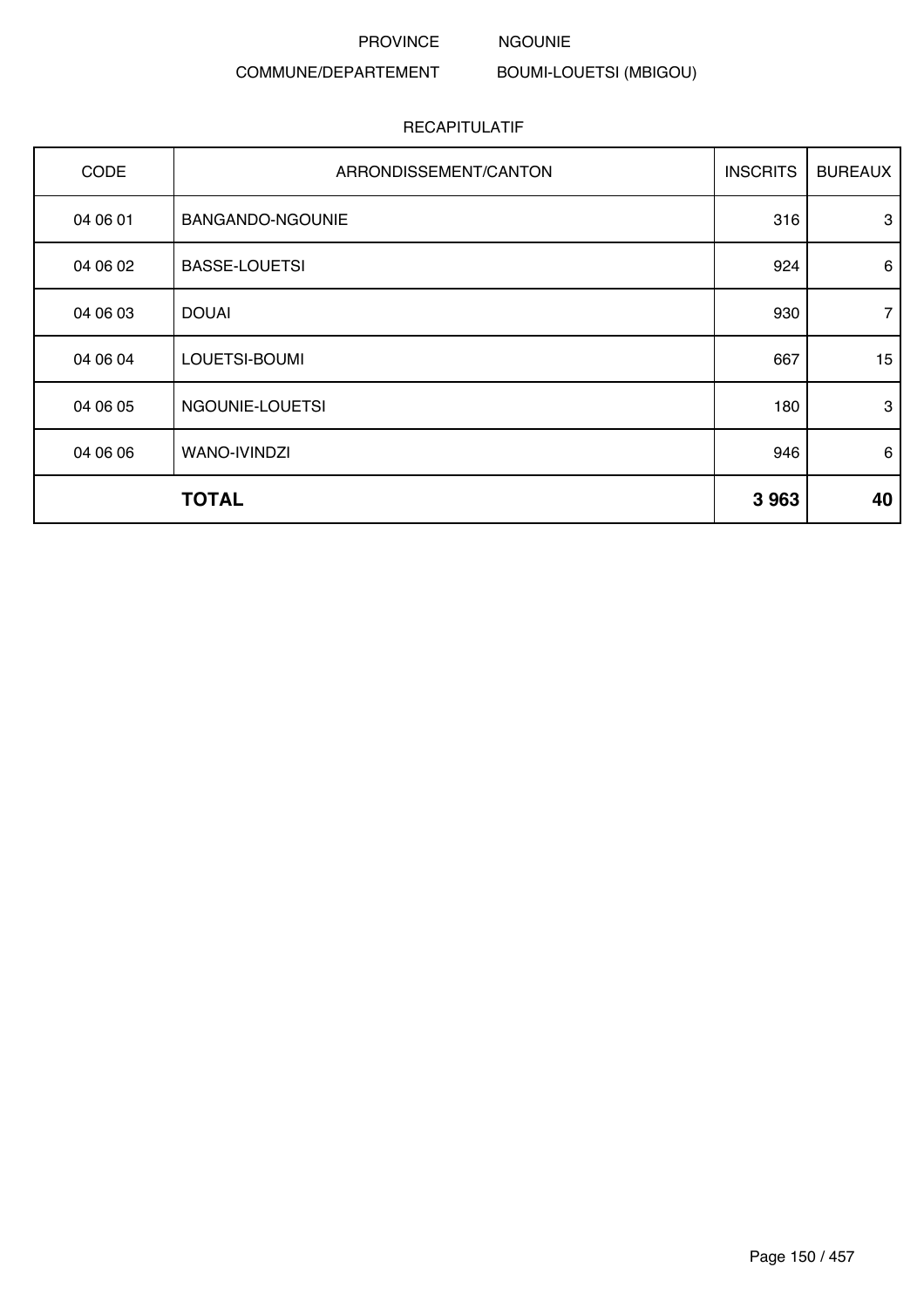PROVINCE NGOUNIE

COMMUNE/DEPARTEMENT BOUMI-LOUETSI (MBIGOU)

RECAPITULATIF

| CODE | ARRONDISSEMENT/CANTON | INSCRITS | BUREAUX |
|---|---|---|---|
| 04 06 01 | BANGANDO-NGOUNIE | 316 | 3 |
| 04 06 02 | BASSE-LOUETSI | 924 | 6 |
| 04 06 03 | DOUAI | 930 | 7 |
| 04 06 04 | LOUETSI-BOUMI | 667 | 15 |
| 04 06 05 | NGOUNIE-LOUETSI | 180 | 3 |
| 04 06 06 | WANO-IVINDZI | 946 | 6 |
| | **TOTAL** | **3 963** | **40** |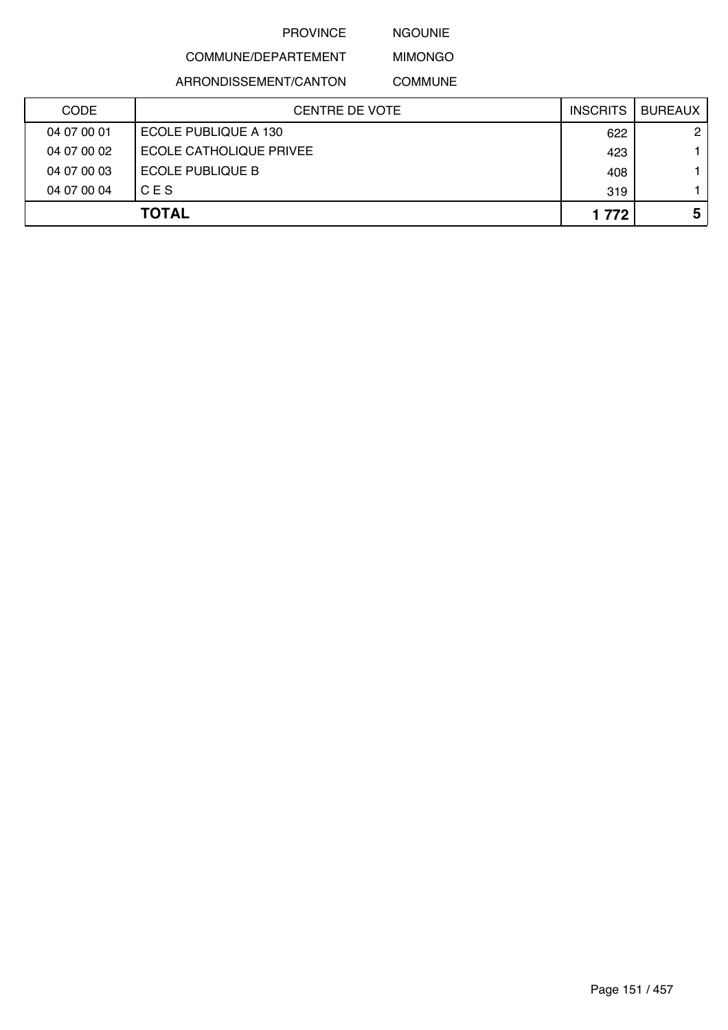PROVINCE NGOUNIE

COMMUNE/DEPARTEMENT MIMONGO

ARRONDISSEMENT/CANTON COMMUNE

| CODE | CENTRE DE VOTE | INSCRITS | BUREAUX |
|---|---|---|---|
| 04 07 00 01 | ECOLE PUBLIQUE A 130 | 622 | 2 |
| 04 07 00 02 | ECOLE CATHOLIQUE PRIVEE | 423 | 1 |
| 04 07 00 03 | ECOLE PUBLIQUE B | 408 | 1 |
| 04 07 00 04 | C E S | 319 | 1 |
| | **TOTAL** | **1 772** | **5** |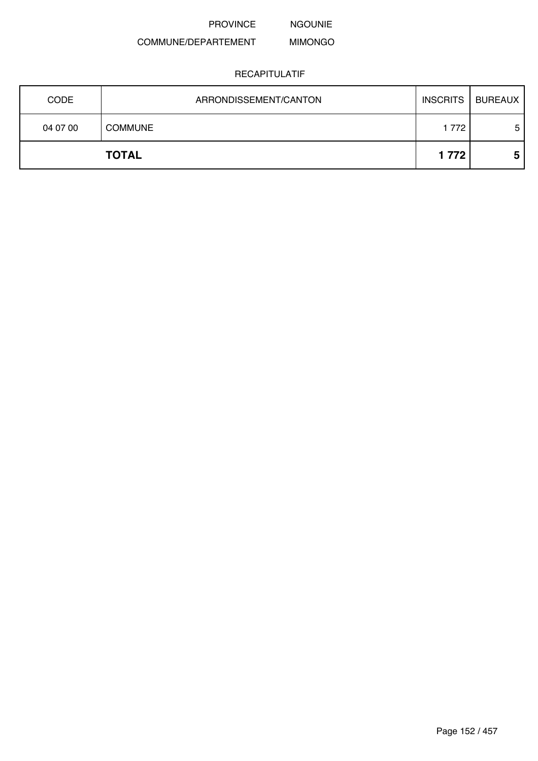PROVINCE NGOUNIE

COMMUNE/DEPARTEMENT MIMONGO

RECAPITULATIF

| CODE | ARRONDISSEMENT/CANTON | INSCRITS | BUREAUX |
|---|---|---|---|
| 04 07 00 | COMMUNE | 1 772 | 5 |
| **TOTAL** | | **1 772** | **5** |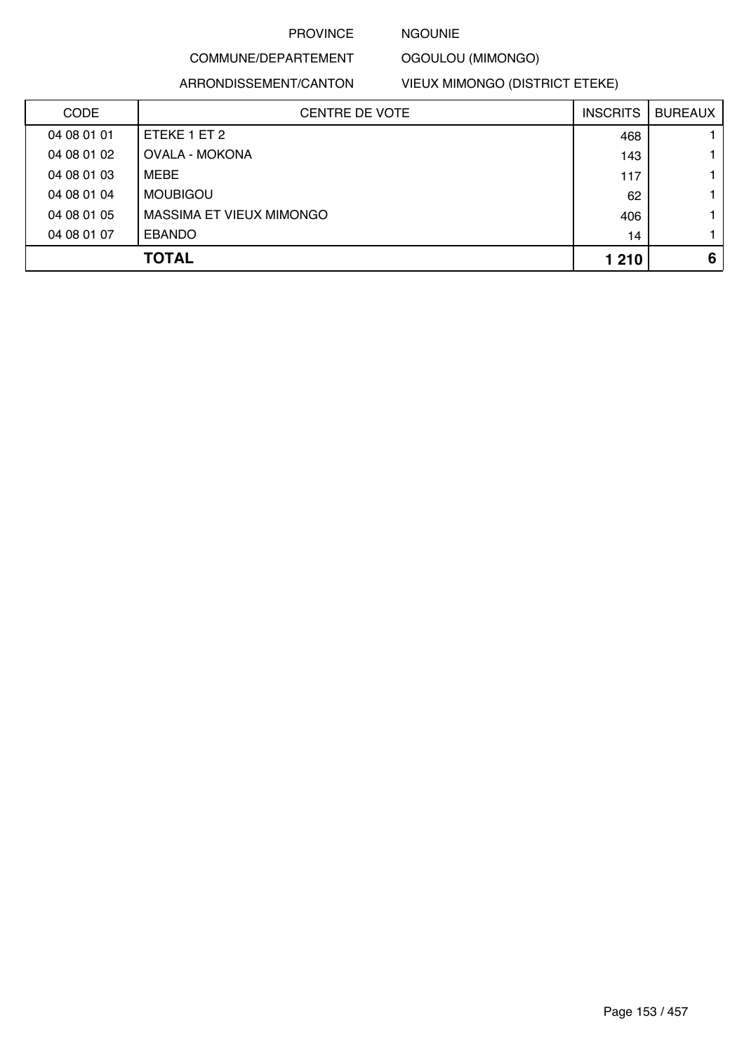PROVINCE NGOUNIE

COMMUNE/DEPARTEMENT OGOULOU (MIMONGO)

ARRONDISSEMENT/CANTON VIEUX MIMONGO (DISTRICT ETEKE)

| CODE | CENTRE DE VOTE | INSCRITS | BUREAUX |
|---|---|---|---|
| 04 08 01 01 | ETEKE 1 ET 2 | 468 | 1 |
| 04 08 01 02 | OVALA - MOKONA | 143 | 1 |
| 04 08 01 03 | MEBE | 117 | 1 |
| 04 08 01 04 | MOUBIGOU | 62 | 1 |
| 04 08 01 05 | MASSIMA ET VIEUX MIMONGO | 406 | 1 |
| 04 08 01 07 | EBANDO | 14 | 1 |
| | **TOTAL** | **1 210** | **6** |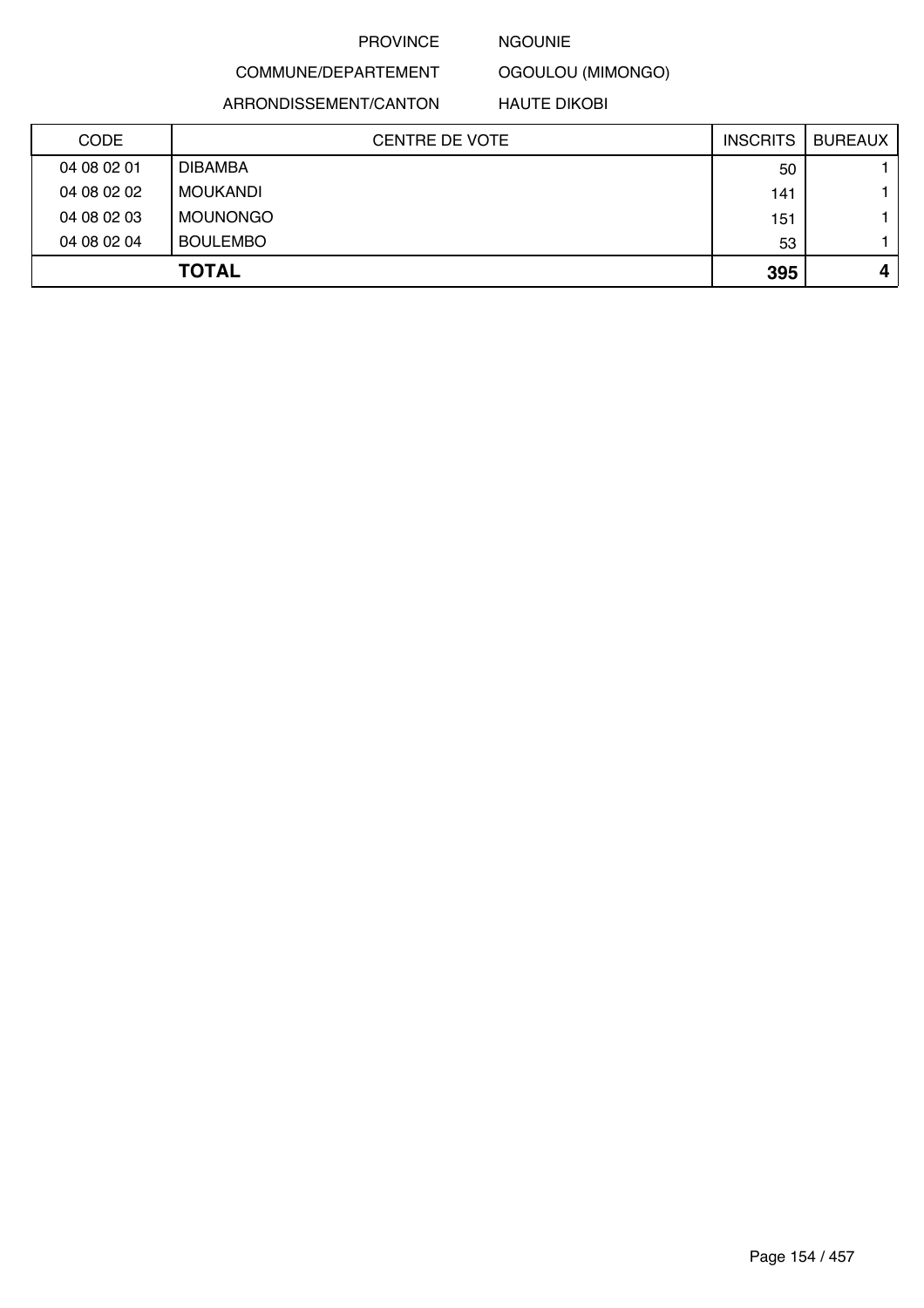PROVINCE NGOUNIE

COMMUNE/DEPARTEMENT OGOULOU (MIMONGO)

ARRONDISSEMENT/CANTON HAUTE DIKOBI

| CODE | CENTRE DE VOTE | INSCRITS | BUREAUX |
|---|---|---|---|
| 04 08 02 01 | DIBAMBA | 50 | 1 |
| 04 08 02 02 | MOUKANDI | 141 | 1 |
| 04 08 02 03 | MOUNONGO | 151 | 1 |
| 04 08 02 04 | BOULEMBO | 53 | 1 |
| | **TOTAL** | **395** | **4** |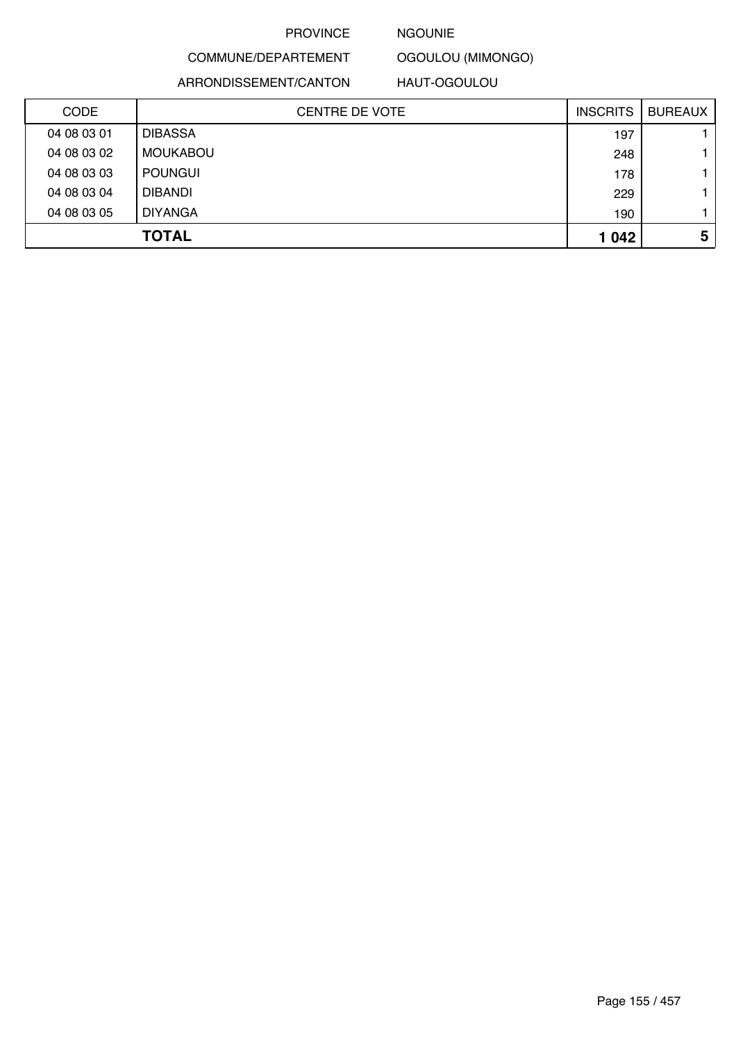PROVINCE NGOUNIE

COMMUNE/DEPARTEMENT OGOULOU (MIMONGO)

ARRONDISSEMENT/CANTON HAUT-OGOULOU

| CODE | CENTRE DE VOTE | INSCRITS | BUREAUX |
|---|---|---|---|
| 04 08 03 01 | DIBASSA | 197 | 1 |
| 04 08 03 02 | MOUKABOU | 248 | 1 |
| 04 08 03 03 | POUNGUI | 178 | 1 |
| 04 08 03 04 | DIBANDI | 229 | 1 |
| 04 08 03 05 | DIYANGA | 190 | 1 |
| | **TOTAL** | **1 042** | **5** |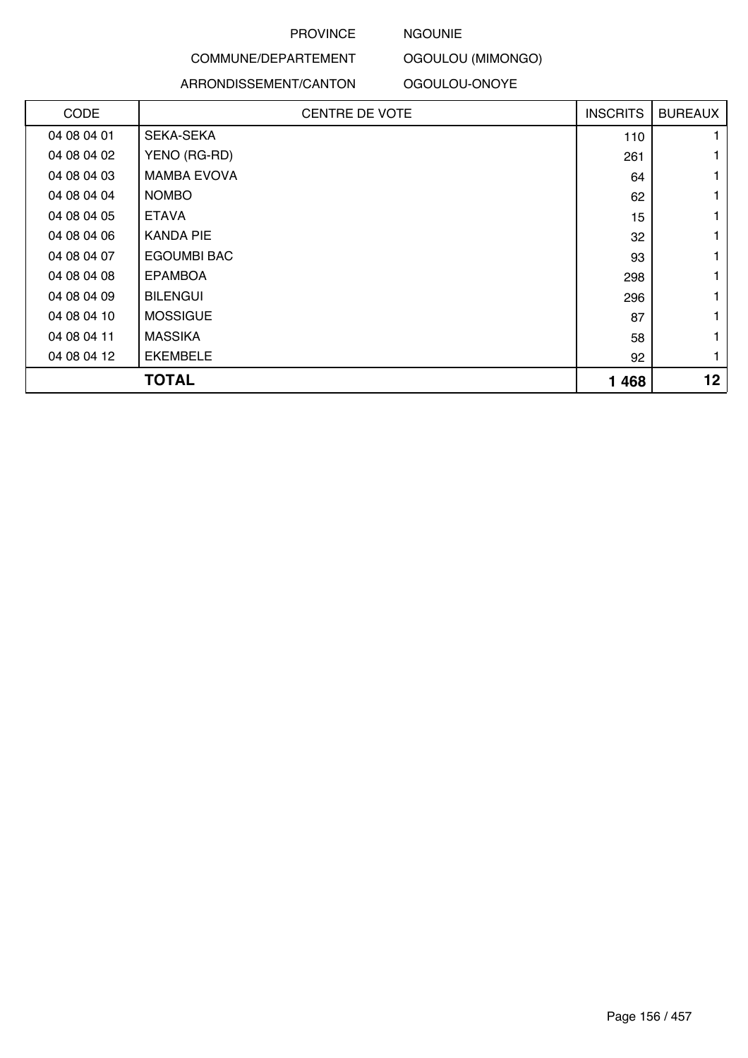PROVINCE NGOUNIE

COMMUNE/DEPARTEMENT OGOULOU (MIMONGO)

ARRONDISSEMENT/CANTON OGOULOU-ONOYE

| CODE | CENTRE DE VOTE | INSCRITS | BUREAUX |
|---|---|---|---|
| 04 08 04 01 | SEKA-SEKA | 110 | 1 |
| 04 08 04 02 | YENO (RG-RD) | 261 | 1 |
| 04 08 04 03 | MAMBA EVOVA | 64 | 1 |
| 04 08 04 04 | NOMBO | 62 | 1 |
| 04 08 04 05 | ETAVA | 15 | 1 |
| 04 08 04 06 | KANDA PIE | 32 | 1 |
| 04 08 04 07 | EGOUMBI BAC | 93 | 1 |
| 04 08 04 08 | EPAMBOA | 298 | 1 |
| 04 08 04 09 | BILENGUI | 296 | 1 |
| 04 08 04 10 | MOSSIGUE | 87 | 1 |
| 04 08 04 11 | MASSIKA | 58 | 1 |
| 04 08 04 12 | EKEMBELE | 92 | 1 |
| **TOTAL** | | **1 468** | **12** |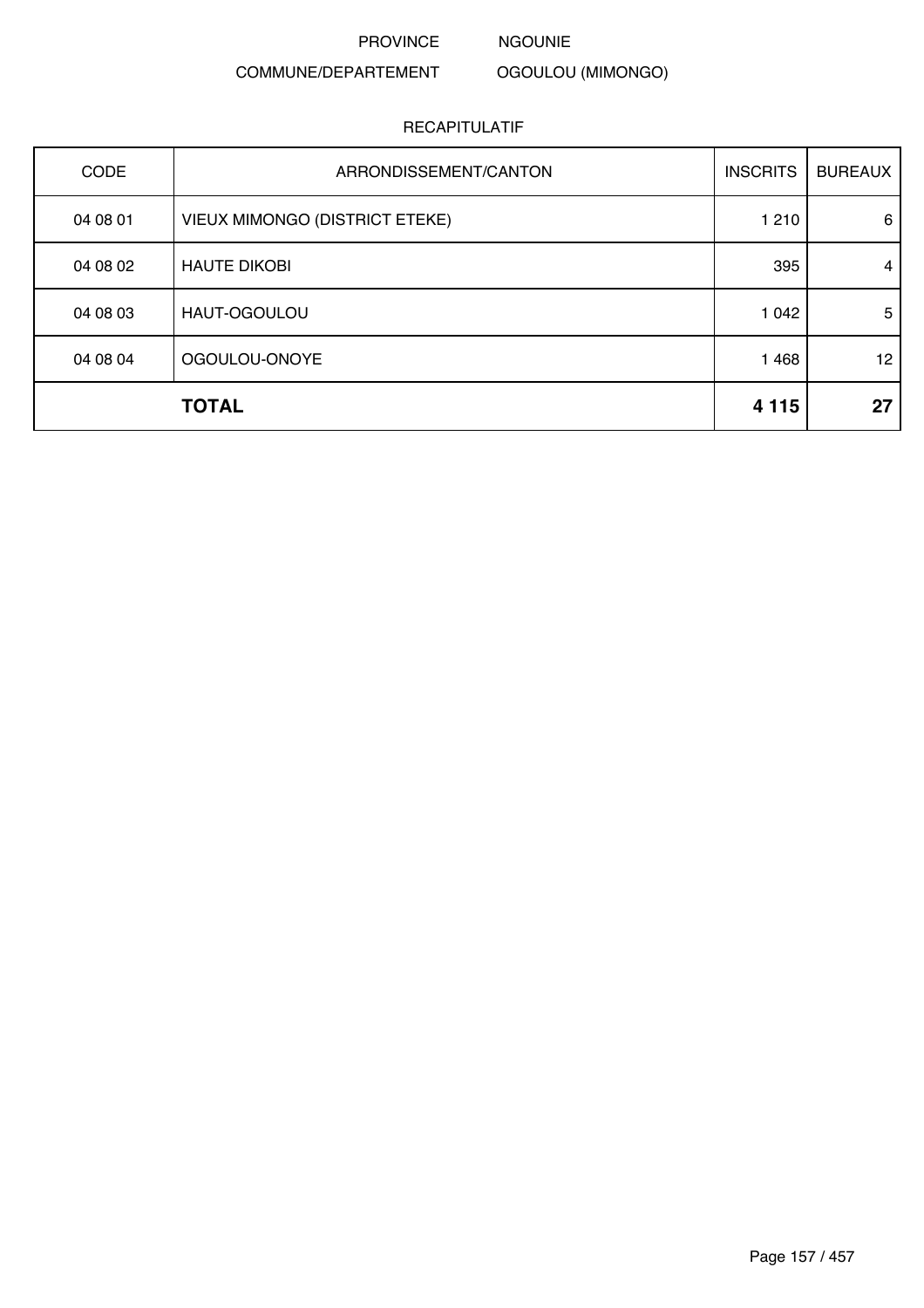PROVINCE NGOUNIE

COMMUNE/DEPARTEMENT OGOULOU (MIMONGO)

RECAPITULATIF

| CODE | ARRONDISSEMENT/CANTON | INSCRITS | BUREAUX |
|---|---|---|---|
| 04 08 01 | VIEUX MIMONGO (DISTRICT ETEKE) | 1 210 | 6 |
| 04 08 02 | HAUTE DIKOBI | 395 | 4 |
| 04 08 03 | HAUT-OGOULOU | 1 042 | 5 |
| 04 08 04 | OGOULOU-ONOYE | 1 468 | 12 |
| | **TOTAL** | **4 115** | **27** |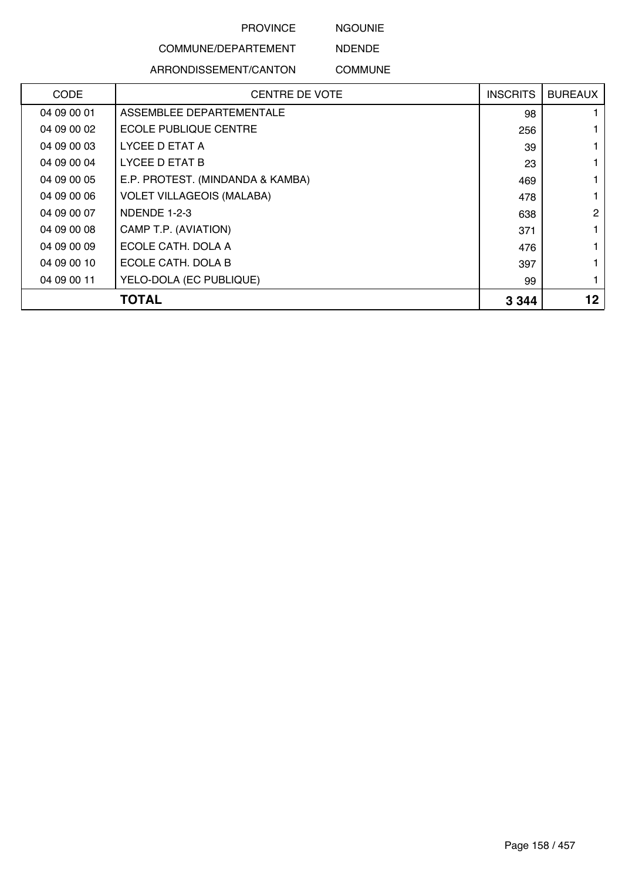PROVINCE NGOUNIE

COMMUNE/DEPARTEMENT NDENDE

ARRONDISSEMENT/CANTON COMMUNE

| CODE | CENTRE DE VOTE | INSCRITS | BUREAUX |
|---|---|---|---|
| 04 09 00 01 | ASSEMBLEE DEPARTEMENTALE | 98 | 1 |
| 04 09 00 02 | ECOLE PUBLIQUE CENTRE | 256 | 1 |
| 04 09 00 03 | LYCEE D ETAT A | 39 | 1 |
| 04 09 00 04 | LYCEE D ETAT B | 23 | 1 |
| 04 09 00 05 | E.P. PROTEST. (MINDANDA & KAMBA) | 469 | 1 |
| 04 09 00 06 | VOLET VILLAGEOIS (MALABA) | 478 | 1 |
| 04 09 00 07 | NDENDE 1-2-3 | 638 | 2 |
| 04 09 00 08 | CAMP T.P. (AVIATION) | 371 | 1 |
| 04 09 00 09 | ECOLE CATH. DOLA A | 476 | 1 |
| 04 09 00 10 | ECOLE CATH. DOLA B | 397 | 1 |
| 04 09 00 11 | YELO-DOLA (EC PUBLIQUE) | 99 | 1 |
| **TOTAL** | | **3 344** | **12** |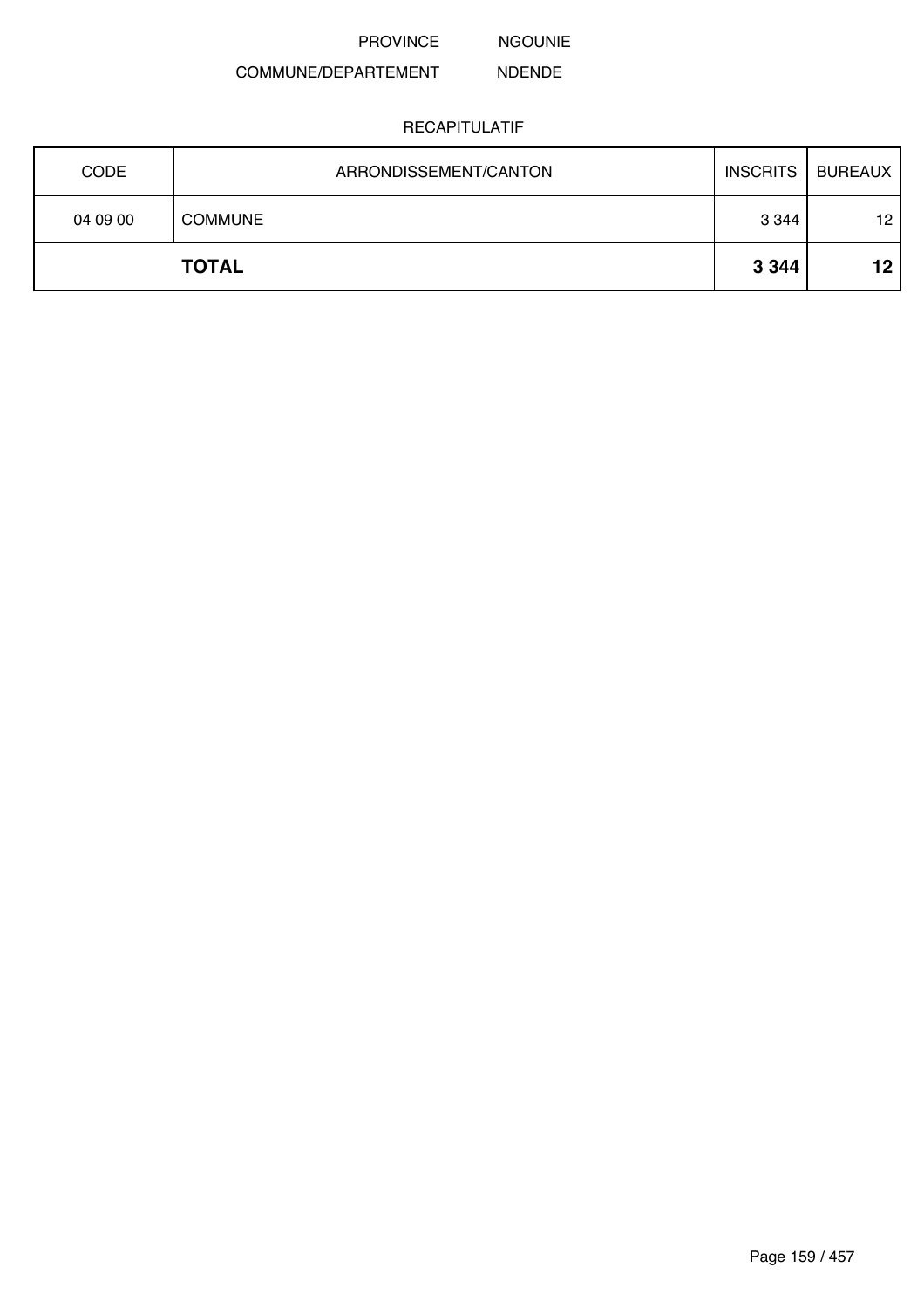PROVINCE NGOUNIE

COMMUNE/DEPARTEMENT NDENDE

RECAPITULATIF

| CODE | ARRONDISSEMENT/CANTON | INSCRITS | BUREAUX |
|---|---|---|---|
| 04 09 00 | COMMUNE | 3 344 | 12 |
| | **TOTAL** | **3 344** | **12** |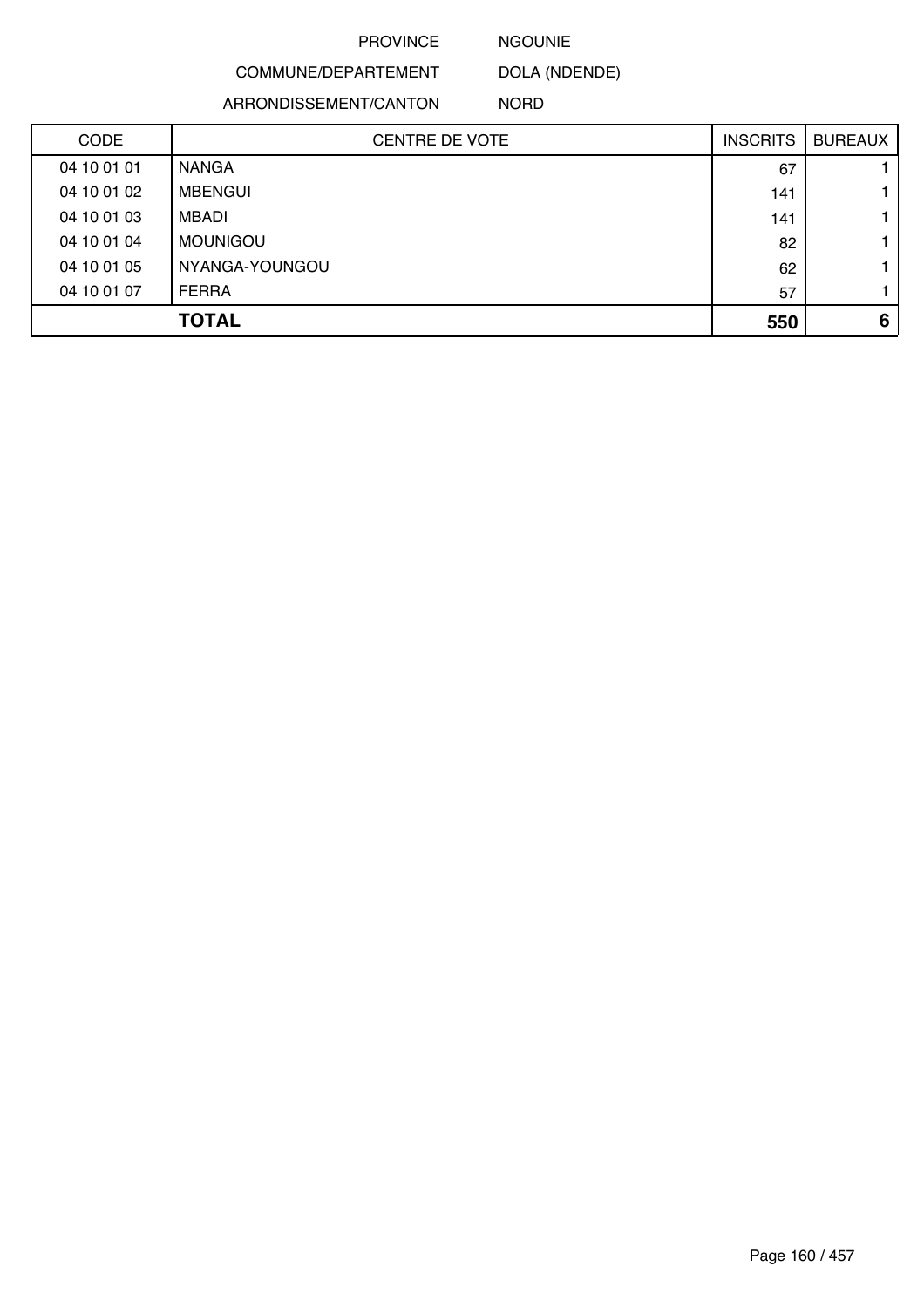PROVINCE NGOUNIE

COMMUNE/DEPARTEMENT DOLA (NDENDE)

ARRONDISSEMENT/CANTON NORD

| CODE | CENTRE DE VOTE | INSCRITS | BUREAUX |
|---|---|---|---|
| 04 10 01 01 | NANGA | 67 | 1 |
| 04 10 01 02 | MBENGUI | 141 | 1 |
| 04 10 01 03 | MBADI | 141 | 1 |
| 04 10 01 04 | MOUNIGOU | 82 | 1 |
| 04 10 01 05 | NYANGA-YOUNGOU | 62 | 1 |
| 04 10 01 07 | FERRA | 57 | 1 |
| | **TOTAL** | **550** | **6** |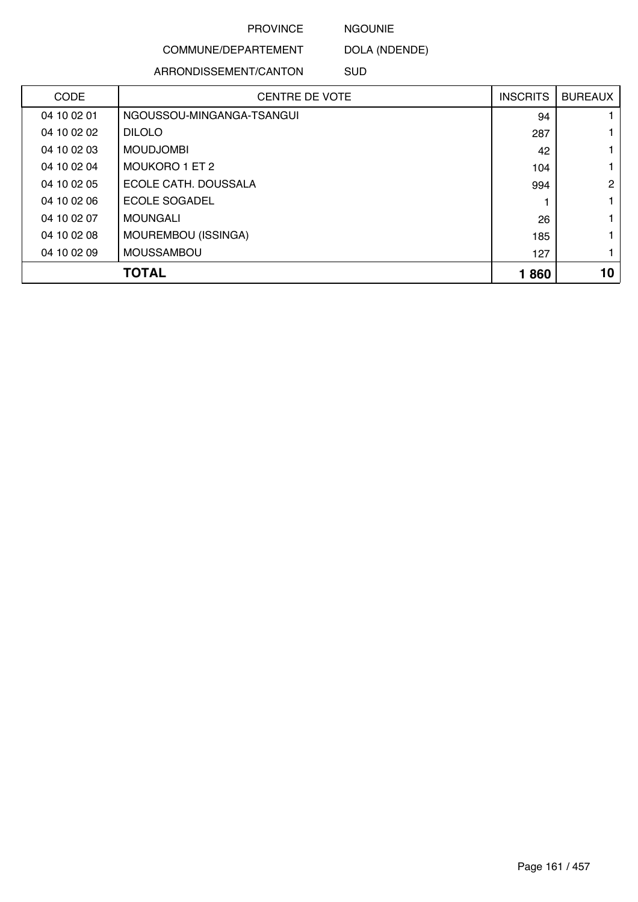PROVINCE NGOUNIE

COMMUNE/DEPARTEMENT DOLA (NDENDE)

ARRONDISSEMENT/CANTON SUD

| CODE | CENTRE DE VOTE | INSCRITS | BUREAUX |
|---|---|---|---|
| 04 10 02 01 | NGOUSSOU-MINGANGA-TSANGUI | 94 | 1 |
| 04 10 02 02 | DILOLO | 287 | 1 |
| 04 10 02 03 | MOUDJOMBI | 42 | 1 |
| 04 10 02 04 | MOUKORO 1 ET 2 | 104 | 1 |
| 04 10 02 05 | ECOLE CATH. DOUSSALA | 994 | 2 |
| 04 10 02 06 | ECOLE SOGADEL | 1 | 1 |
| 04 10 02 07 | MOUNGALI | 26 | 1 |
| 04 10 02 08 | MOUREMBOU (ISSINGA) | 185 | 1 |
| 04 10 02 09 | MOUSSAMBOU | 127 | 1 |
| | **TOTAL** | **1 860** | **10** |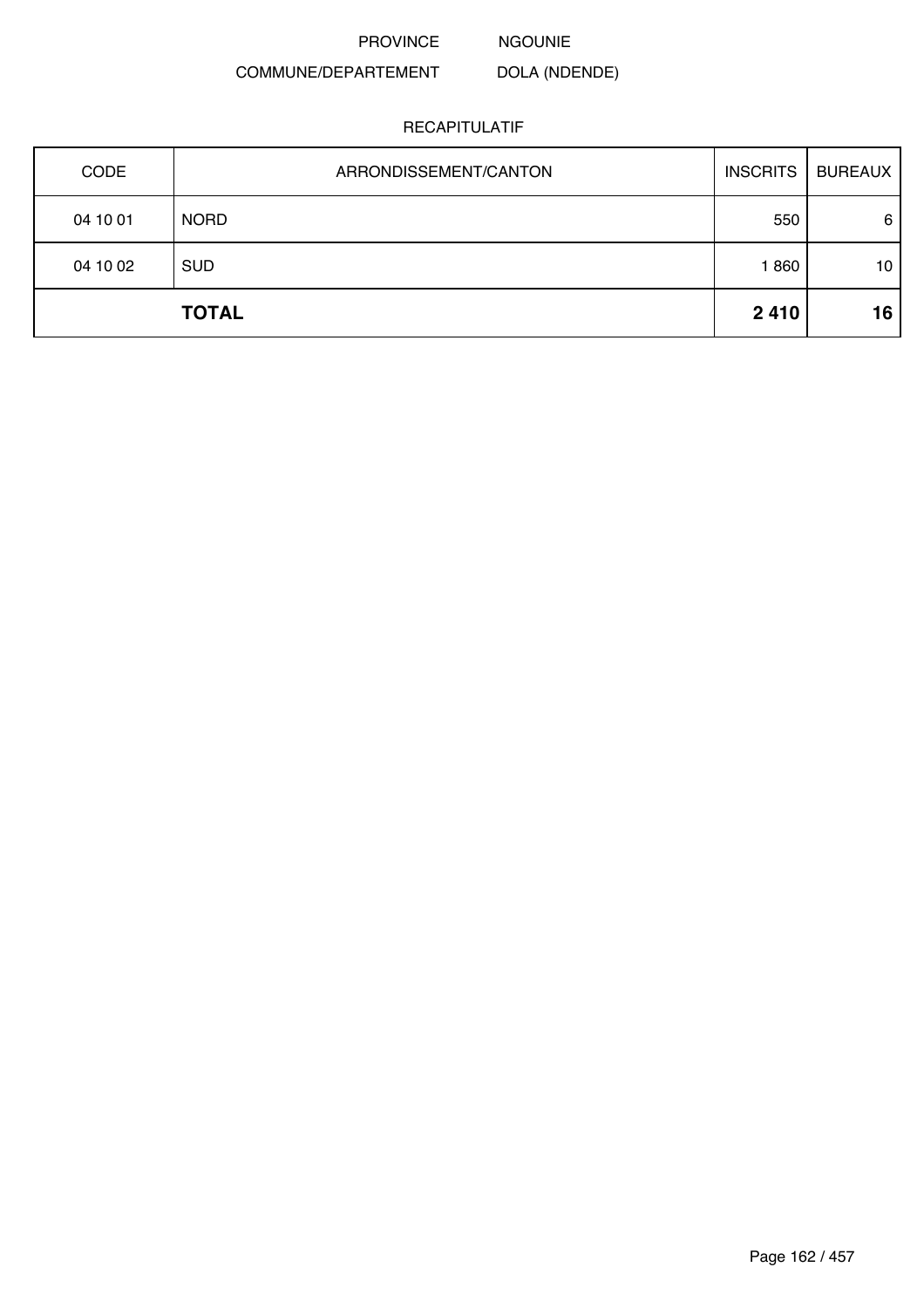PROVINCE NGOUNIE

COMMUNE/DEPARTEMENT DOLA (NDENDE)

RECAPITULATIF

| CODE | ARRONDISSEMENT/CANTON | INSCRITS | BUREAUX |
|---|---|---|---|
| 04 10 01 | NORD | 550 | 6 |
| 04 10 02 | SUD | 1 860 | 10 |
| | **TOTAL** | **2 410** | **16** |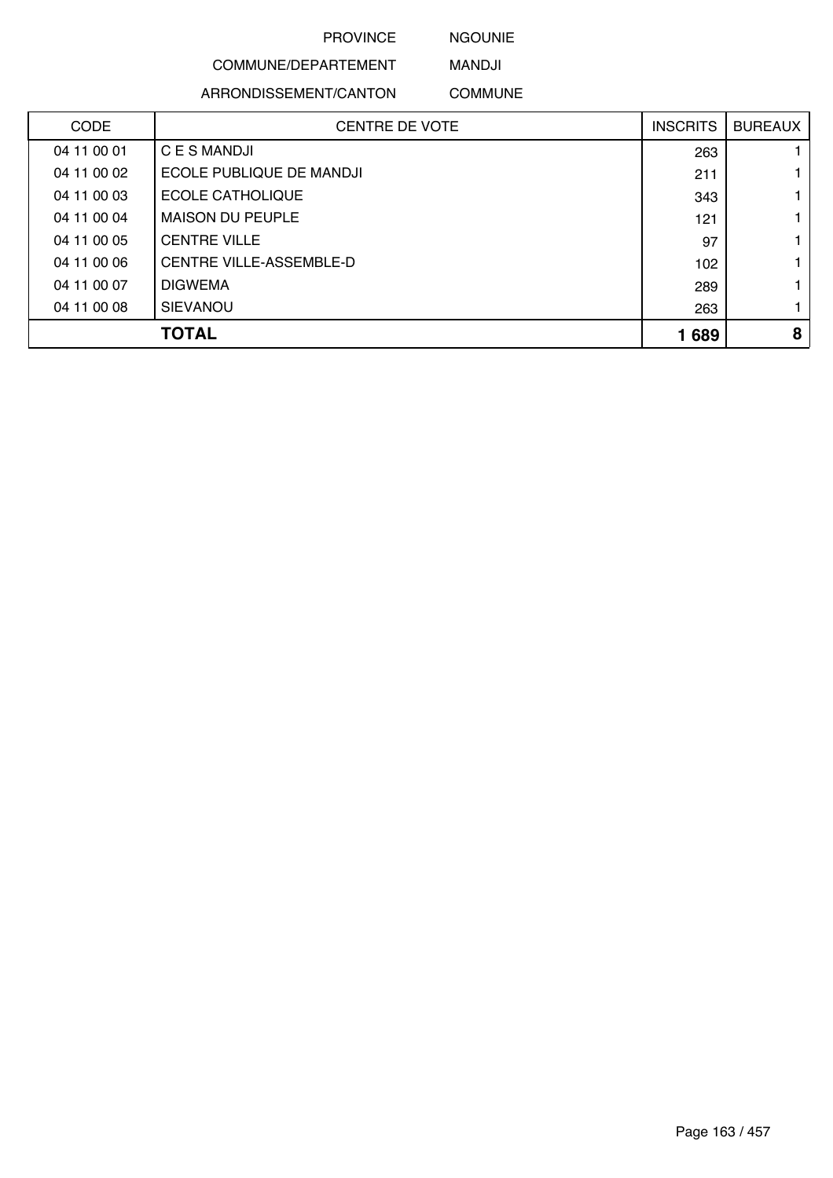PROVINCE NGOUNIE

COMMUNE/DEPARTEMENT MANDJI

ARRONDISSEMENT/CANTON COMMUNE

| CODE | CENTRE DE VOTE | INSCRITS | BUREAUX |
|---|---|---|---|
| 04 11 00 01 | C E S MANDJI | 263 | 1 |
| 04 11 00 02 | ECOLE PUBLIQUE DE MANDJI | 211 | 1 |
| 04 11 00 03 | ECOLE CATHOLIQUE | 343 | 1 |
| 04 11 00 04 | MAISON DU PEUPLE | 121 | 1 |
| 04 11 00 05 | CENTRE VILLE | 97 | 1 |
| 04 11 00 06 | CENTRE VILLE-ASSEMBLE-D | 102 | 1 |
| 04 11 00 07 | DIGWEMA | 289 | 1 |
| 04 11 00 08 | SIEVANOU | 263 | 1 |
| | **TOTAL** | **1 689** | **8** |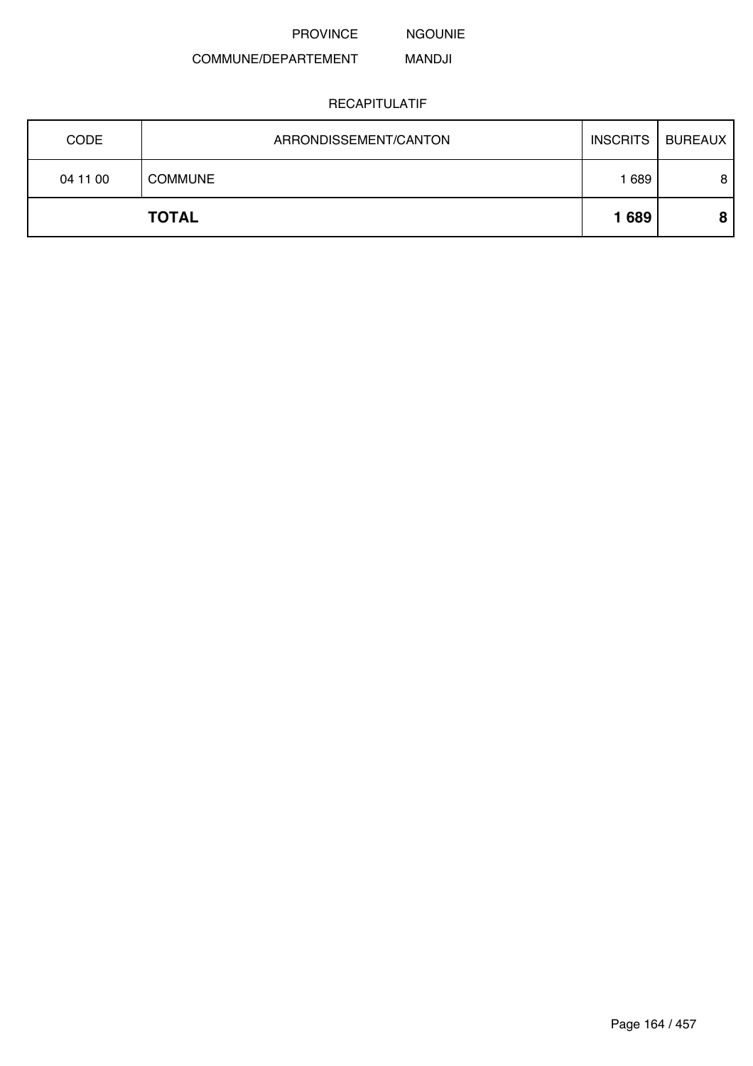PROVINCE NGOUNIE

COMMUNE/DEPARTEMENT MANDJI

RECAPITULATIF

| CODE | ARRONDISSEMENT/CANTON | INSCRITS | BUREAUX |
|---|---|---|---|
| 04 11 00 | COMMUNE | 1 689 | 8 |
| | **TOTAL** | **1 689** | **8** |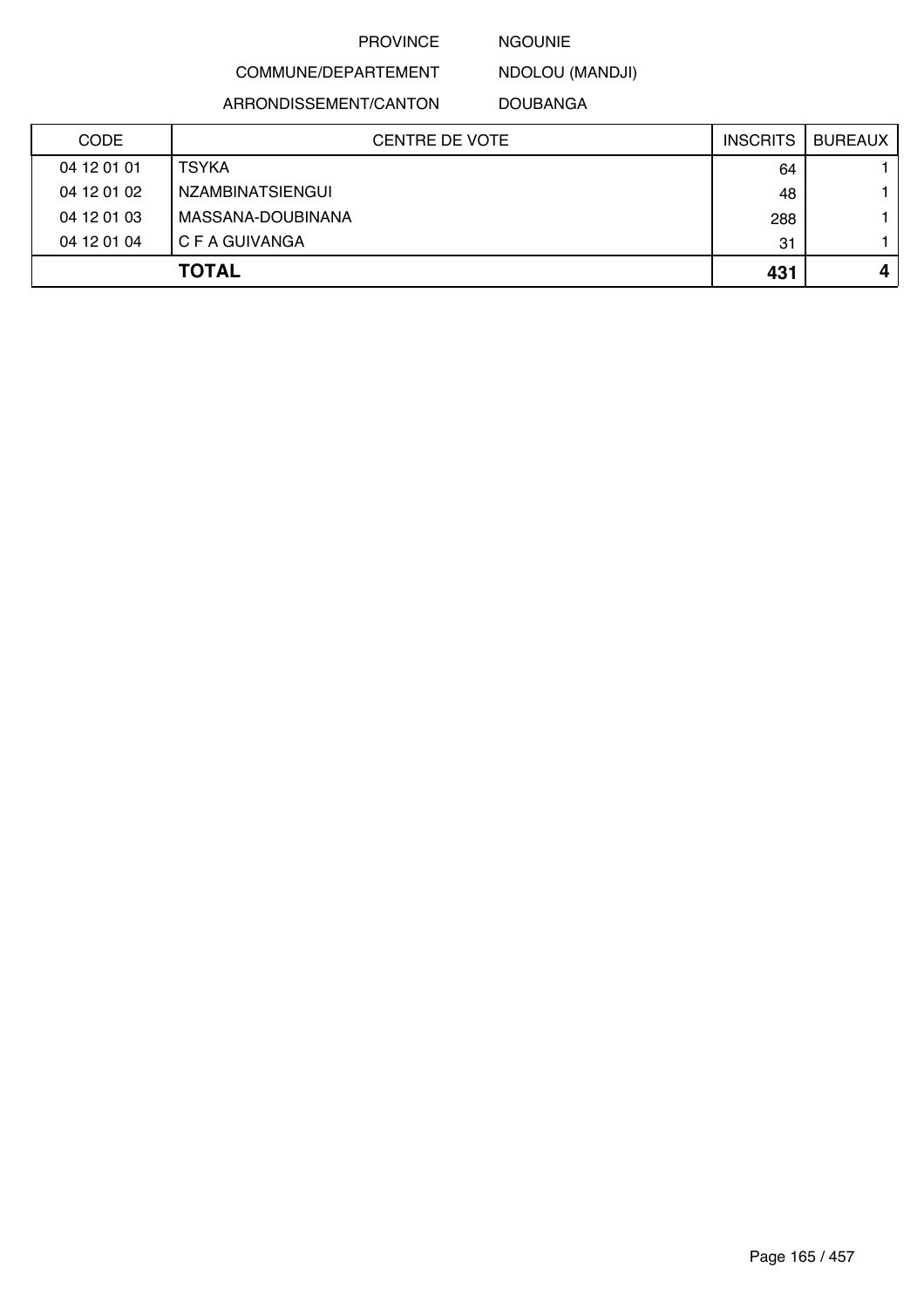PROVINCE NGOUNIE

COMMUNE/DEPARTEMENT NDOLOU (MANDJI)

ARRONDISSEMENT/CANTON DOUBANGA

| CODE | CENTRE DE VOTE | INSCRITS | BUREAUX |
|---|---|---|---|
| 04 12 01 01 | TSYKA | 64 | 1 |
| 04 12 01 02 | NZAMBINATSIENGUI | 48 | 1 |
| 04 12 01 03 | MASSANA-DOUBINANA | 288 | 1 |
| 04 12 01 04 | C F A GUIVANGA | 31 | 1 |
| | **TOTAL** | **431** | **4** |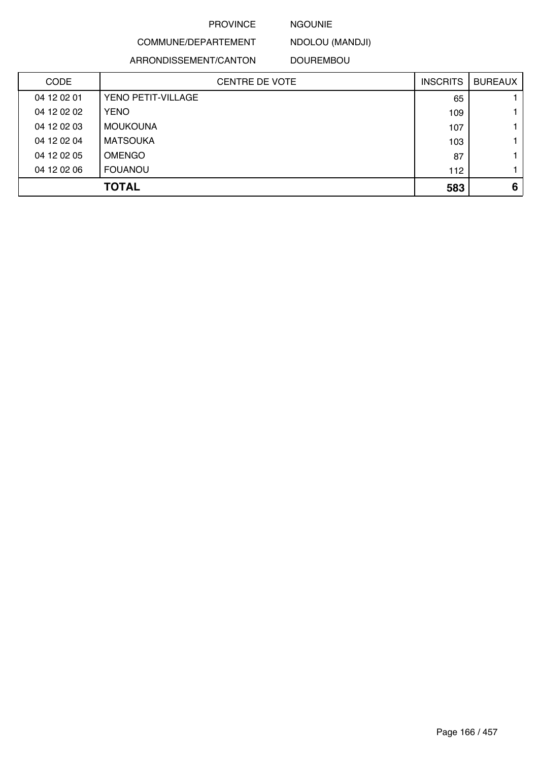PROVINCE NGOUNIE

COMMUNE/DEPARTEMENT NDOLOU (MANDJI)

ARRONDISSEMENT/CANTON DOUREMBOU

| CODE | CENTRE DE VOTE | INSCRITS | BUREAUX |
|---|---|---|---|
| 04 12 02 01 | YENO PETIT-VILLAGE | 65 | 1 |
| 04 12 02 02 | YENO | 109 | 1 |
| 04 12 02 03 | MOUKOUNA | 107 | 1 |
| 04 12 02 04 | MATSOUKA | 103 | 1 |
| 04 12 02 05 | OMENGO | 87 | 1 |
| 04 12 02 06 | FOUANOU | 112 | 1 |
| | **TOTAL** | **583** | **6** |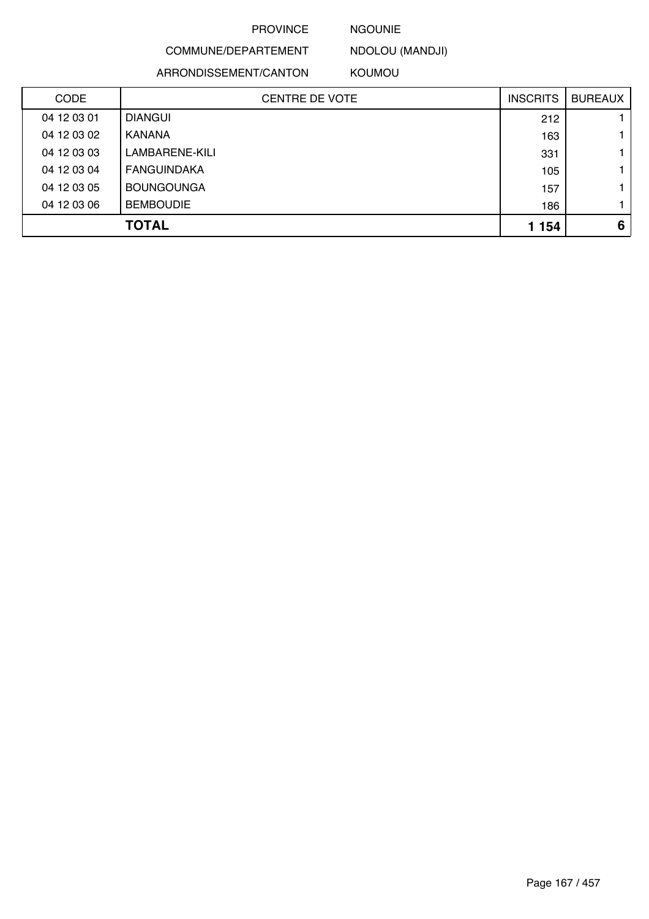PROVINCE NGOUNIE

COMMUNE/DEPARTEMENT NDOLOU (MANDJI)

ARRONDISSEMENT/CANTON KOUMOU

| CODE | CENTRE DE VOTE | INSCRITS | BUREAUX |
| --- | --- | --- | --- |
| 04 12 03 01 | DIANGUI | 212 | 1 |
| 04 12 03 02 | KANANA | 163 | 1 |
| 04 12 03 03 | LAMBARENE-KILI | 331 | 1 |
| 04 12 03 04 | FANGUINDAKA | 105 | 1 |
| 04 12 03 05 | BOUNGOUNGA | 157 | 1 |
| 04 12 03 06 | BEMBOUDIE | 186 | 1 |
| | **TOTAL** | **1 154** | **6** |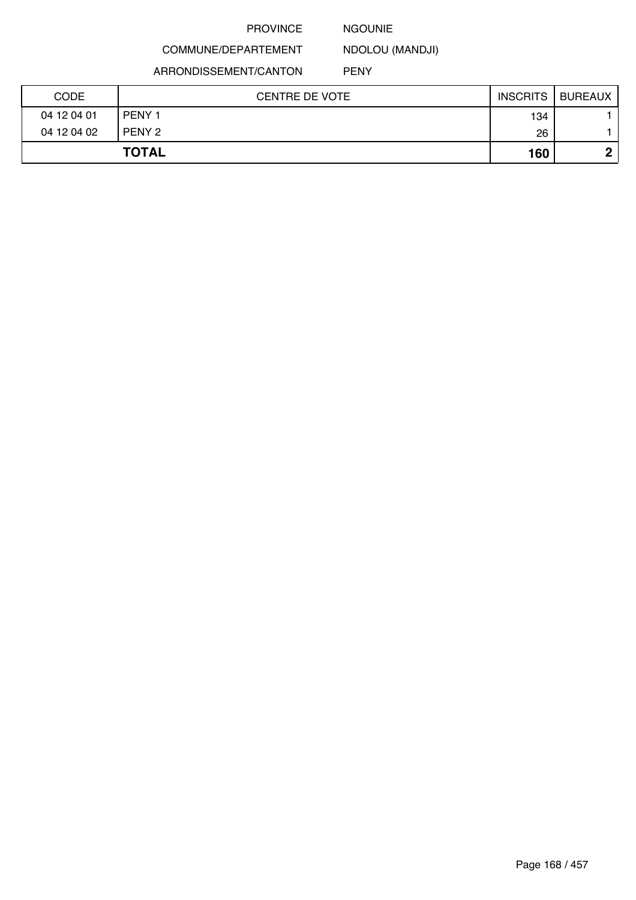PROVINCE NGOUNIE

COMMUNE/DEPARTEMENT NDOLOU (MANDJI)

ARRONDISSEMENT/CANTON PENY

| CODE | CENTRE DE VOTE | INSCRITS | BUREAUX |
|---|---|---|---|
| 04 12 04 01 | PENY 1 | 134 | 1 |
| 04 12 04 02 | PENY 2 | 26 | 1 |
| **TOTAL** | | **160** | **2** |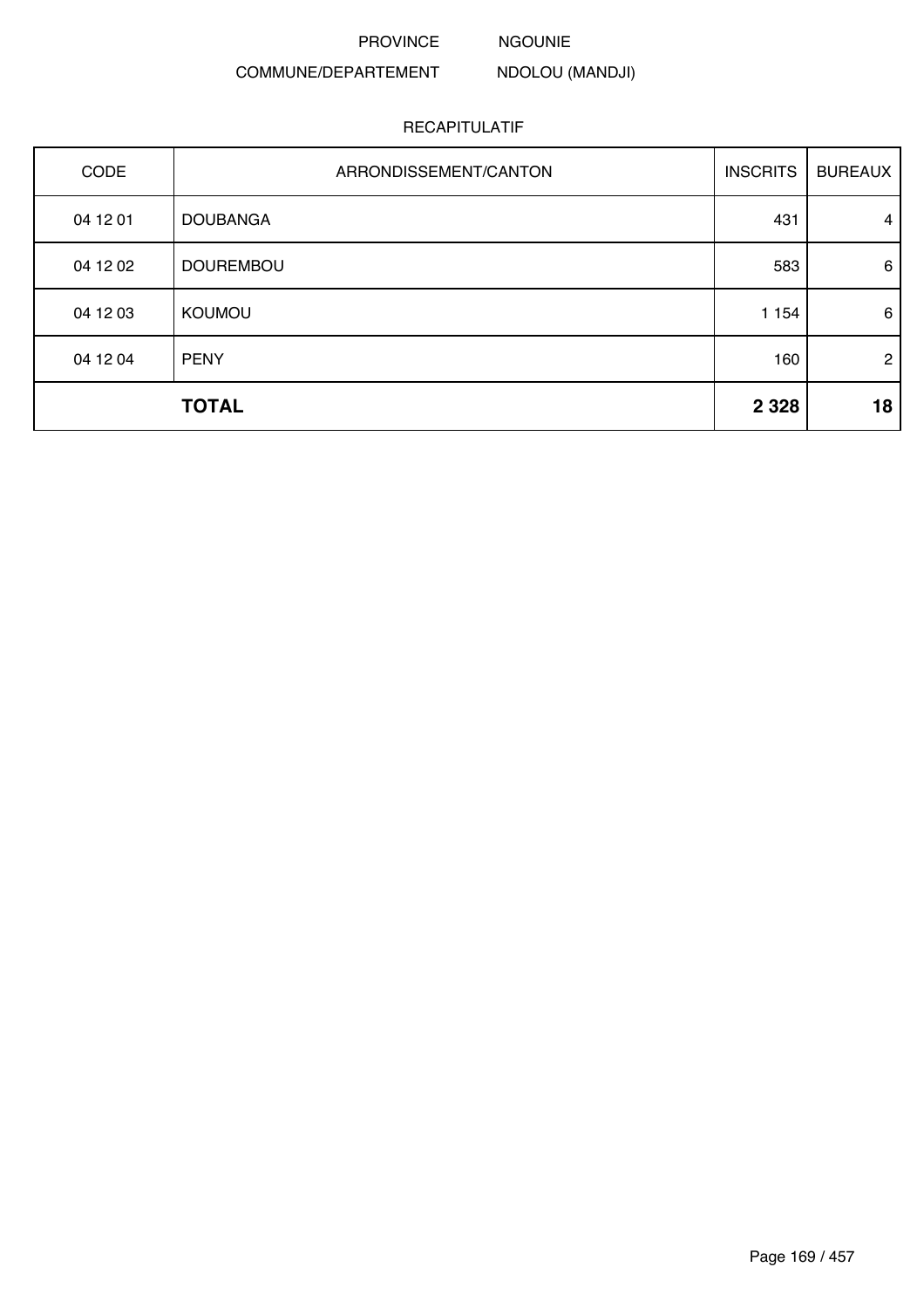PROVINCE NGOUNIE

COMMUNE/DEPARTEMENT NDOLOU (MANDJI)

RECAPITULATIF

| CODE | ARRONDISSEMENT/CANTON | INSCRITS | BUREAUX |
|---|---|---|---|
| 04 12 01 | DOUBANGA | 431 | 4 |
| 04 12 02 | DOUREMBOU | 583 | 6 |
| 04 12 03 | KOUMOU | 1 154 | 6 |
| 04 12 04 | PENY | 160 | 2 |
| | **TOTAL** | **2 328** | **18** |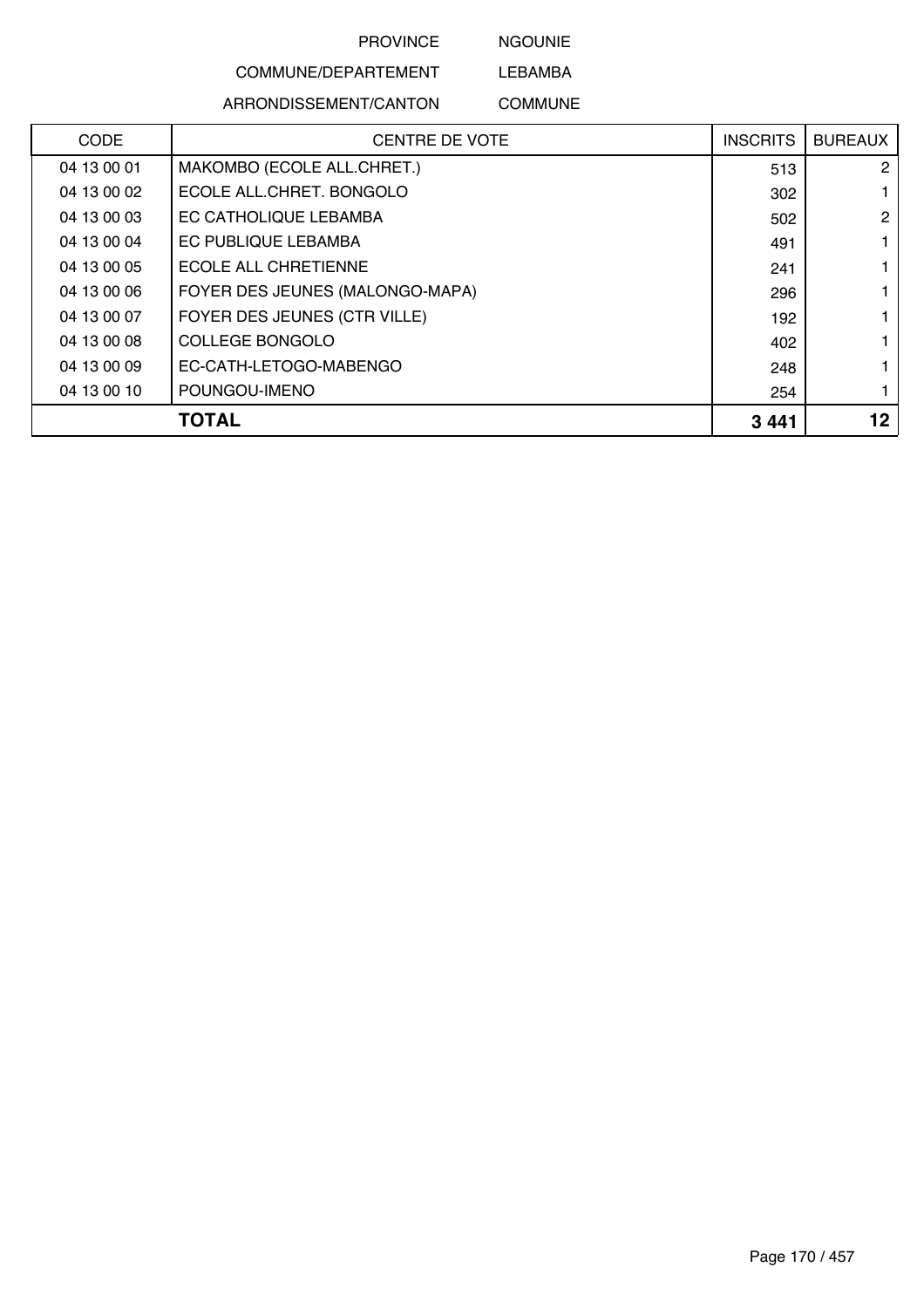PROVINCE NGOUNIE

COMMUNE/DEPARTEMENT LEBAMBA

ARRONDISSEMENT/CANTON COMMUNE

| CODE | CENTRE DE VOTE | INSCRITS | BUREAUX |
|---|---|---|---|
| 04 13 00 01 | MAKOMBO (ECOLE ALL.CHRET.) | 513 | 2 |
| 04 13 00 02 | ECOLE ALL.CHRET. BONGOLO | 302 | 1 |
| 04 13 00 03 | EC CATHOLIQUE LEBAMBA | 502 | 2 |
| 04 13 00 04 | EC PUBLIQUE LEBAMBA | 491 | 1 |
| 04 13 00 05 | ECOLE ALL CHRETIENNE | 241 | 1 |
| 04 13 00 06 | FOYER DES JEUNES (MALONGO-MAPA) | 296 | 1 |
| 04 13 00 07 | FOYER DES JEUNES (CTR VILLE) | 192 | 1 |
| 04 13 00 08 | COLLEGE BONGOLO | 402 | 1 |
| 04 13 00 09 | EC-CATH-LETOGO-MABENGO | 248 | 1 |
| 04 13 00 10 | POUNGOU-IMENO | 254 | 1 |
| | **TOTAL** | **3 441** | **12** |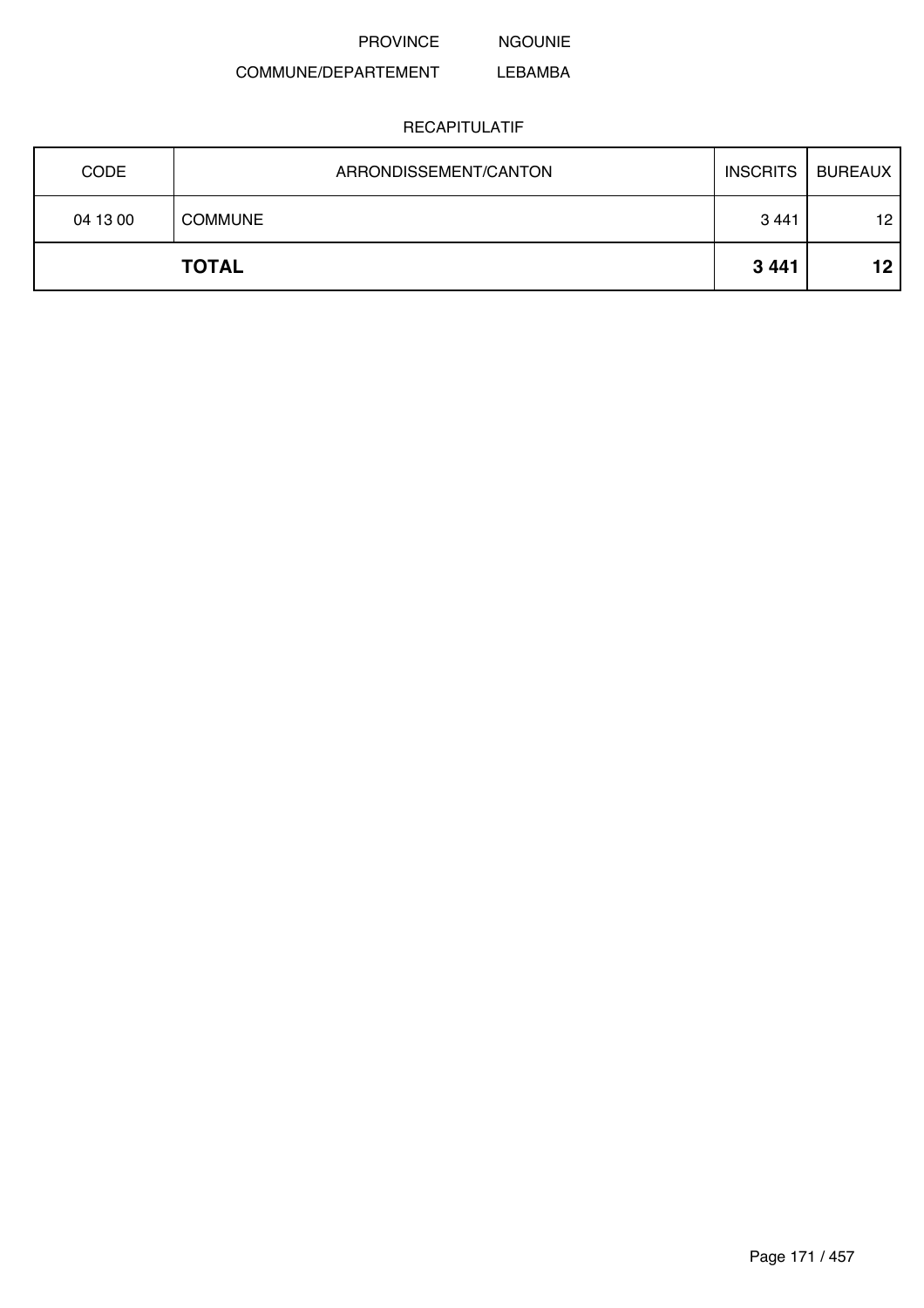PROVINCE NGOUNIE

COMMUNE/DEPARTEMENT LEBAMBA

RECAPITULATIF

| CODE | ARRONDISSEMENT/CANTON | INSCRITS | BUREAUX |
|---|---|---|---|
| 04 13 00 | COMMUNE | 3 441 | 12 |
| | **TOTAL** | **3 441** | **12** |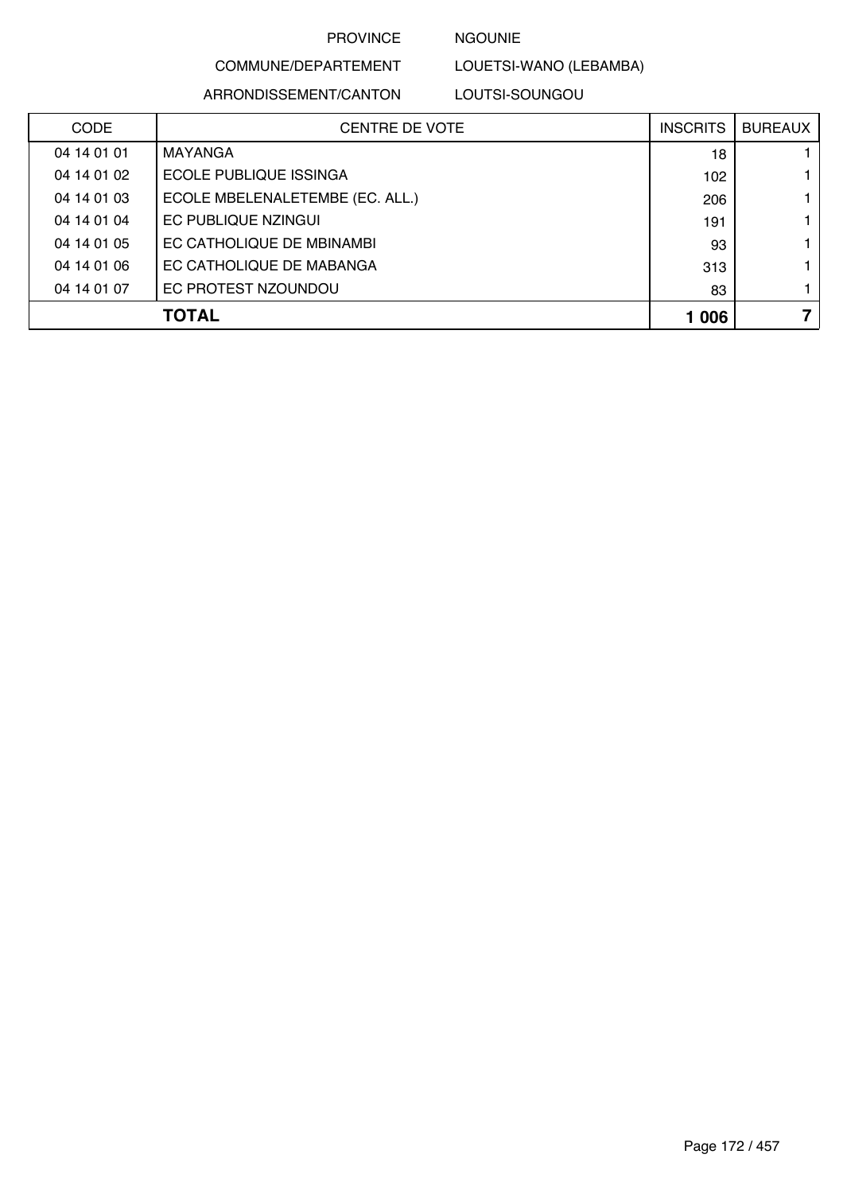PROVINCE NGOUNIE

COMMUNE/DEPARTEMENT LOUETSI-WANO (LEBAMBA)

ARRONDISSEMENT/CANTON LOUTSI-SOUNGOU

| CODE | CENTRE DE VOTE | INSCRITS | BUREAUX |
|---|---|---|---|
| 04 14 01 01 | MAYANGA | 18 | 1 |
| 04 14 01 02 | ECOLE PUBLIQUE ISSINGA | 102 | 1 |
| 04 14 01 03 | ECOLE MBELENALETEMBE (EC. ALL.) | 206 | 1 |
| 04 14 01 04 | EC PUBLIQUE NZINGUI | 191 | 1 |
| 04 14 01 05 | EC CATHOLIQUE DE MBINAMBI | 93 | 1 |
| 04 14 01 06 | EC CATHOLIQUE DE MABANGA | 313 | 1 |
| 04 14 01 07 | EC PROTEST NZOUNDOU | 83 | 1 |
| | **TOTAL** | **1 006** | **7** |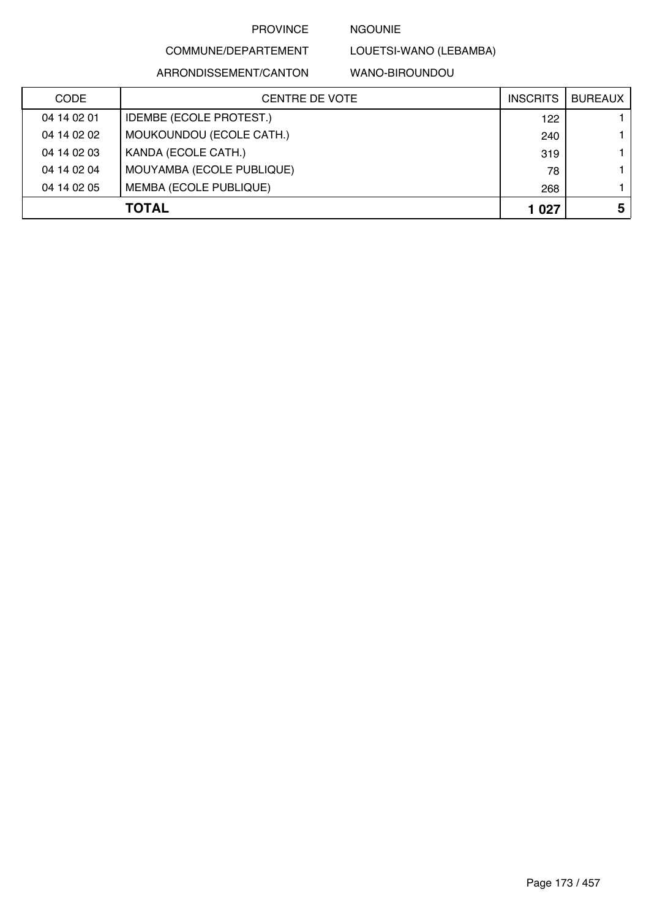PROVINCE NGOUNIE

COMMUNE/DEPARTEMENT LOUETSI-WANO (LEBAMBA)

ARRONDISSEMENT/CANTON WANO-BIROUNDOU

| CODE | CENTRE DE VOTE | INSCRITS | BUREAUX |
|---|---|---|---|
| 04 14 02 01 | IDEMBE (ECOLE PROTEST.) | 122 | 1 |
| 04 14 02 02 | MOUKOUNDOU (ECOLE CATH.) | 240 | 1 |
| 04 14 02 03 | KANDA (ECOLE CATH.) | 319 | 1 |
| 04 14 02 04 | MOUYAMBA (ECOLE PUBLIQUE) | 78 | 1 |
| 04 14 02 05 | MEMBA (ECOLE PUBLIQUE) | 268 | 1 |
| | **TOTAL** | **1 027** | **5** |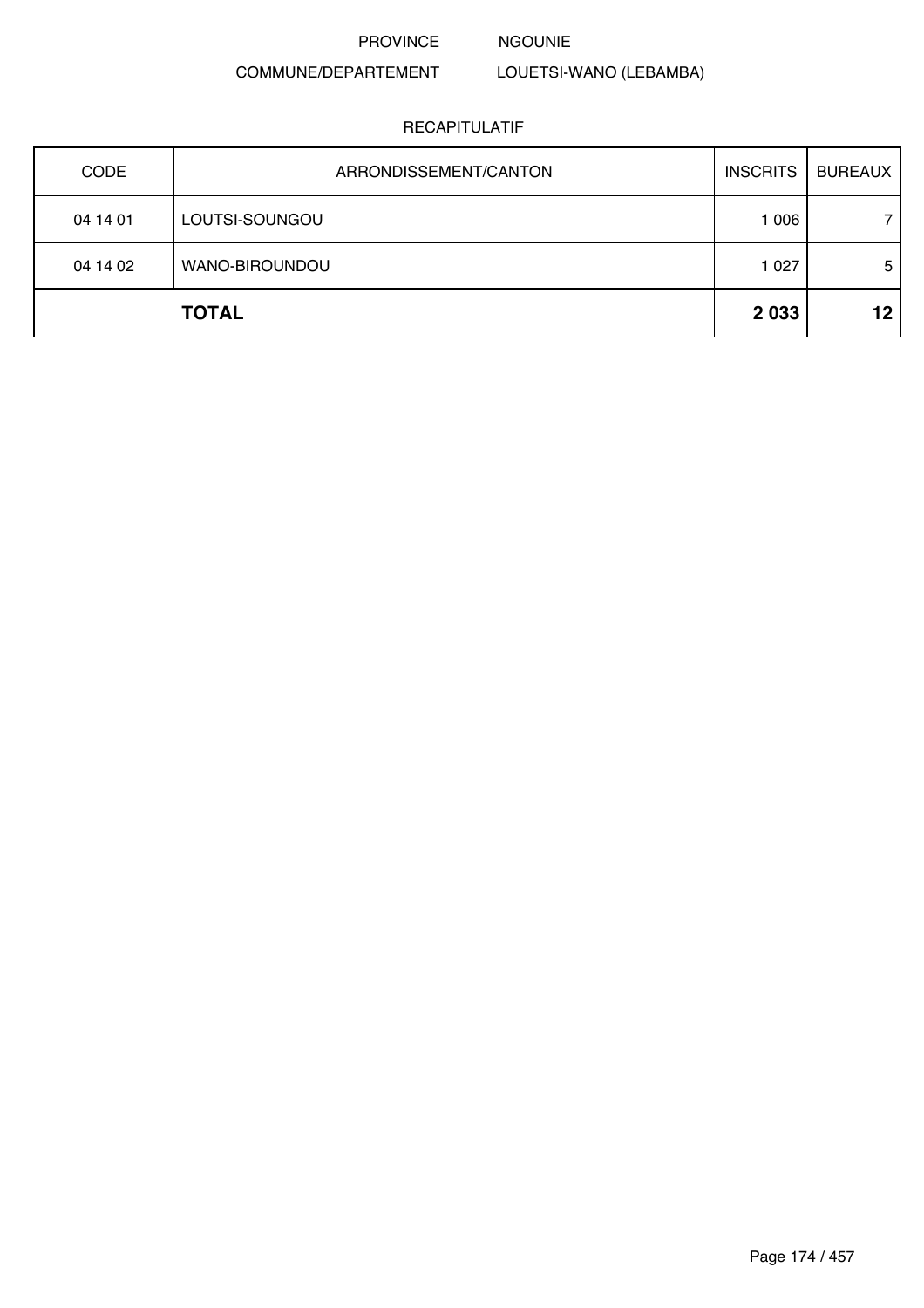PROVINCE NGOUNIE

COMMUNE/DEPARTEMENT LOUETSI-WANO (LEBAMBA)

RECAPITULATIF

| CODE | ARRONDISSEMENT/CANTON | INSCRITS | BUREAUX |
|---|---|---|---|
| 04 14 01 | LOUTSI-SOUNGOU | 1 006 | 7 |
| 04 14 02 | WANO-BIROUNDOU | 1 027 | 5 |
| | **TOTAL** | **2 033** | **12** |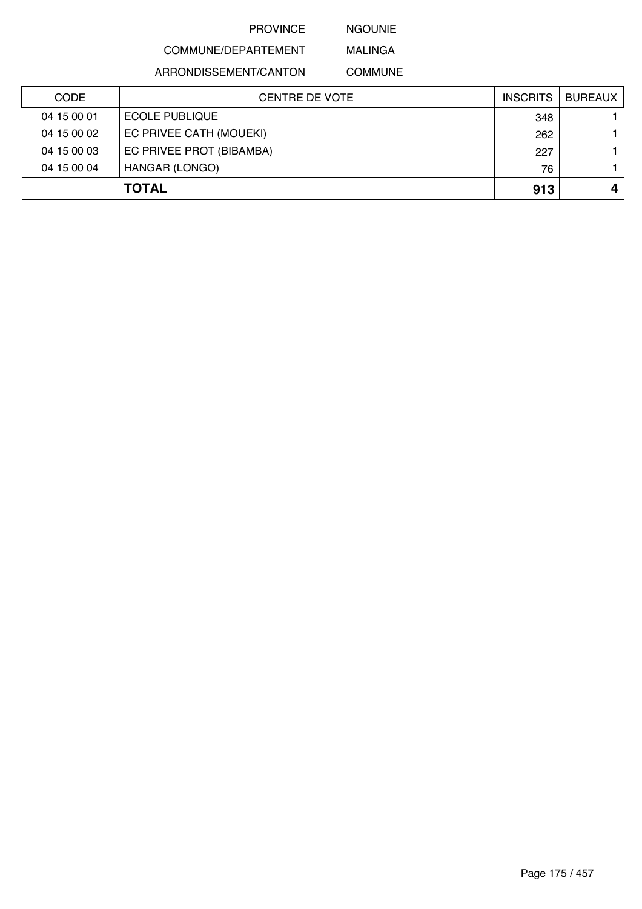PROVINCE NGOUNIE

COMMUNE/DEPARTEMENT MALINGA

ARRONDISSEMENT/CANTON COMMUNE

| CODE | CENTRE DE VOTE | INSCRITS | BUREAUX |
|---|---|---|---|
| 04 15 00 01 | ECOLE PUBLIQUE | 348 | 1 |
| 04 15 00 02 | EC PRIVEE CATH (MOUEKI) | 262 | 1 |
| 04 15 00 03 | EC PRIVEE PROT (BIBAMBA) | 227 | 1 |
| 04 15 00 04 | HANGAR (LONGO) | 76 | 1 |
| | **TOTAL** | **913** | **4** |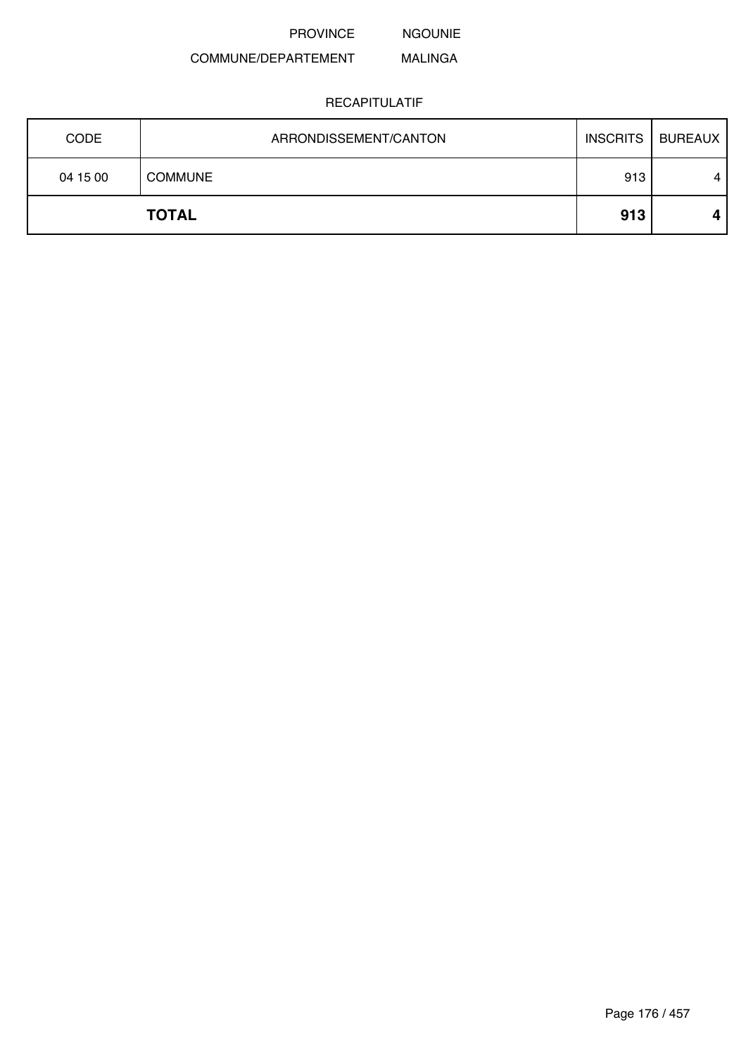PROVINCE NGOUNIE

COMMUNE/DEPARTEMENT MALINGA

RECAPITULATIF

| CODE | ARRONDISSEMENT/CANTON | INSCRITS | BUREAUX |
|---|---|---|---|
| 04 15 00 | COMMUNE | 913 | 4 |
| | **TOTAL** | **913** | **4** |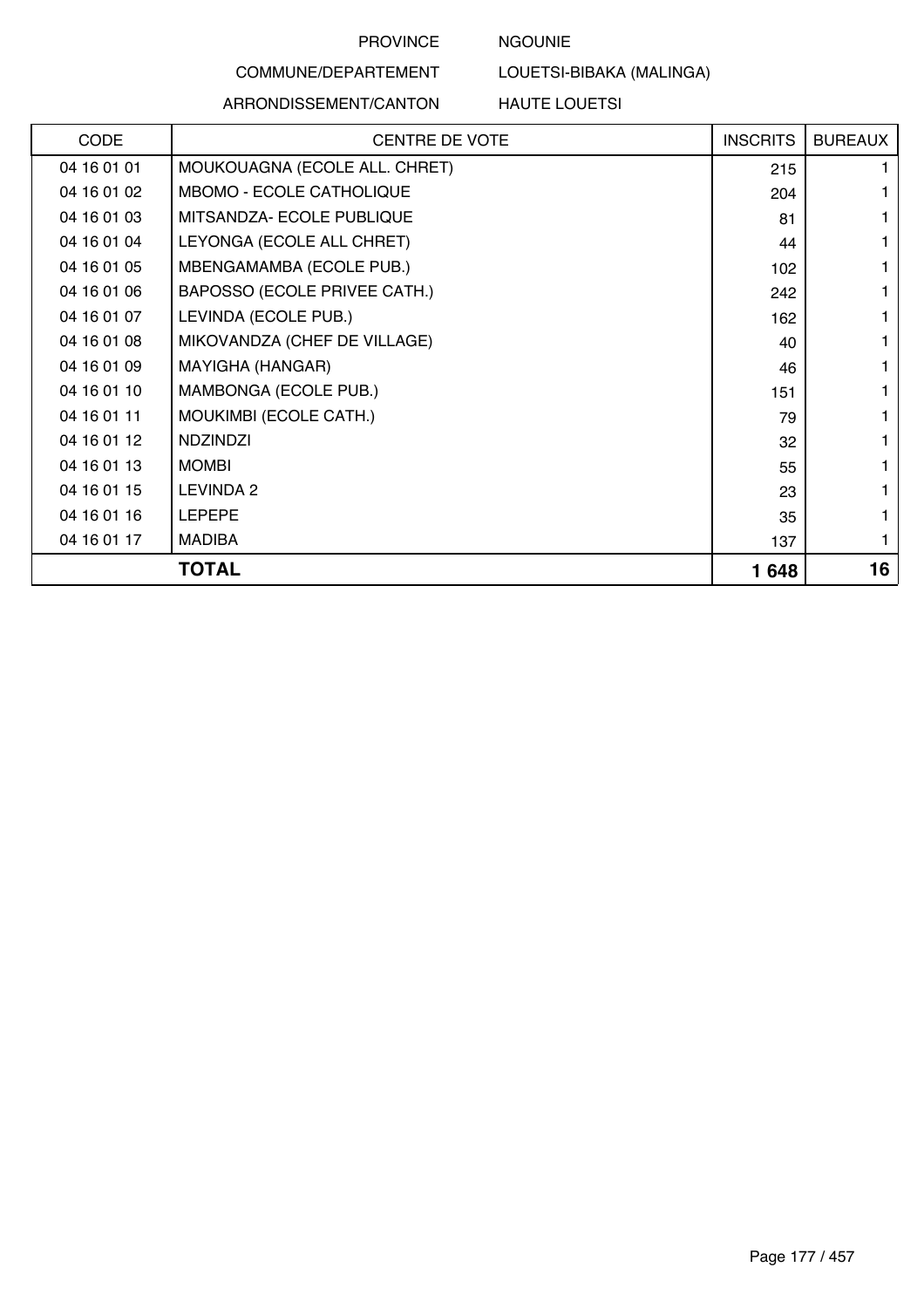PROVINCE NGOUNIE

COMMUNE/DEPARTEMENT LOUETSI-BIBAKA (MALINGA)

ARRONDISSEMENT/CANTON HAUTE LOUETSI

| CODE | CENTRE DE VOTE | INSCRITS | BUREAUX |
|---|---|---|---|
| 04 16 01 01 | MOUKOUAGNA (ECOLE ALL. CHRET) | 215 | 1 |
| 04 16 01 02 | MBOMO - ECOLE CATHOLIQUE | 204 | 1 |
| 04 16 01 03 | MITSANDZA- ECOLE PUBLIQUE | 81 | 1 |
| 04 16 01 04 | LEYONGA (ECOLE ALL CHRET) | 44 | 1 |
| 04 16 01 05 | MBENGAMAMBA (ECOLE PUB.) | 102 | 1 |
| 04 16 01 06 | BAPOSSO (ECOLE PRIVEE CATH.) | 242 | 1 |
| 04 16 01 07 | LEVINDA (ECOLE PUB.) | 162 | 1 |
| 04 16 01 08 | MIKOVANDZA (CHEF DE VILLAGE) | 40 | 1 |
| 04 16 01 09 | MAYIGHA (HANGAR) | 46 | 1 |
| 04 16 01 10 | MAMBONGA (ECOLE PUB.) | 151 | 1 |
| 04 16 01 11 | MOUKIMBI (ECOLE CATH.) | 79 | 1 |
| 04 16 01 12 | NDZINDZI | 32 | 1 |
| 04 16 01 13 | MOMBI | 55 | 1 |
| 04 16 01 15 | LEVINDA 2 | 23 | 1 |
| 04 16 01 16 | LEPEPE | 35 | 1 |
| 04 16 01 17 | MADIBA | 137 | 1 |
| | **TOTAL** | **1 648** | **16** |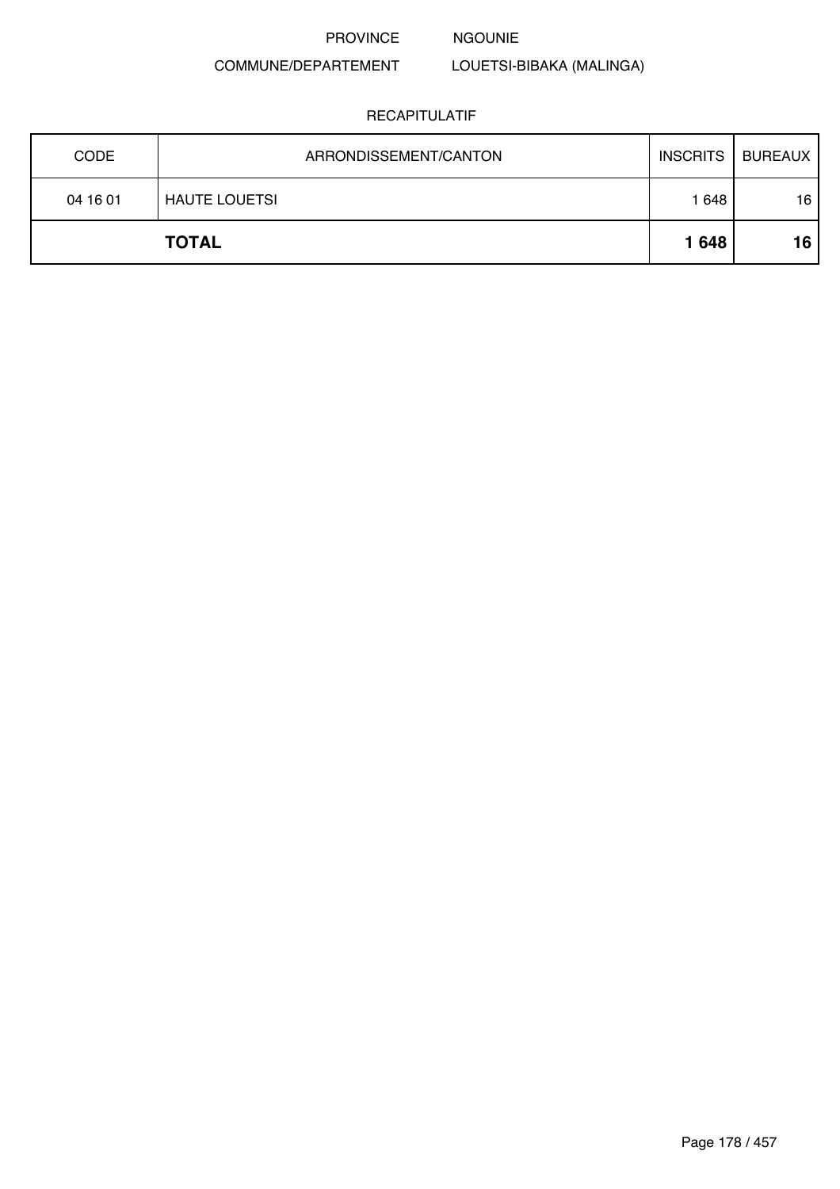PROVINCE NGOUNIE

COMMUNE/DEPARTEMENT LOUETSI-BIBAKA (MALINGA)

RECAPITULATIF

| CODE | ARRONDISSEMENT/CANTON | INSCRITS | BUREAUX |
|---|---|---|---|
| 04 16 01 | HAUTE LOUETSI | 1 648 | 16 |
| | **TOTAL** | **1 648** | **16** |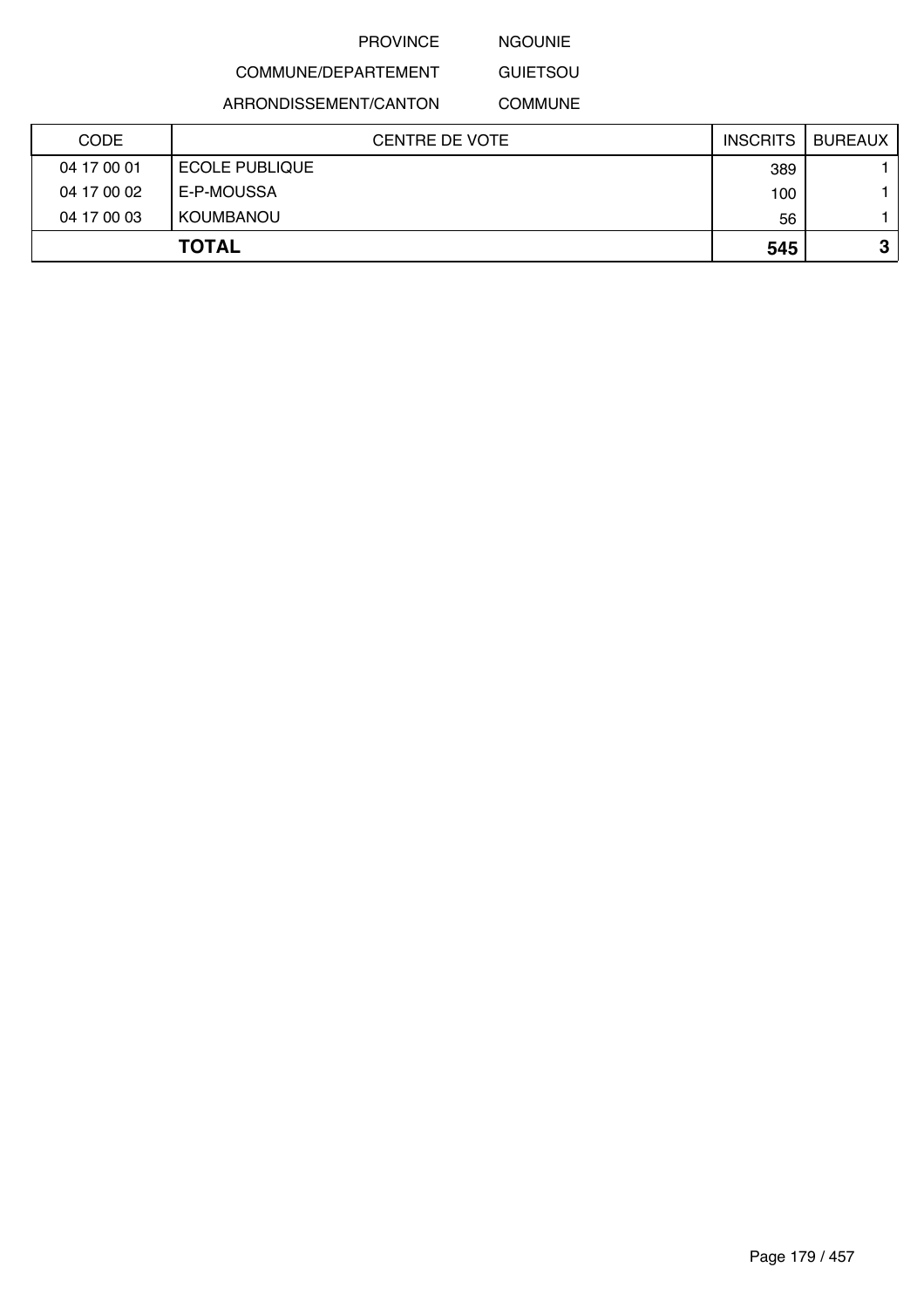PROVINCE NGOUNIE

COMMUNE/DEPARTEMENT GUIETSOU

ARRONDISSEMENT/CANTON COMMUNE

| CODE | CENTRE DE VOTE | INSCRITS | BUREAUX |
|---|---|---|---|
| 04 17 00 01 | ECOLE PUBLIQUE | 389 | 1 |
| 04 17 00 02 | E-P-MOUSSA | 100 | 1 |
| 04 17 00 03 | KOUMBANOU | 56 | 1 |
| **TOTAL** | | **545** | **3** |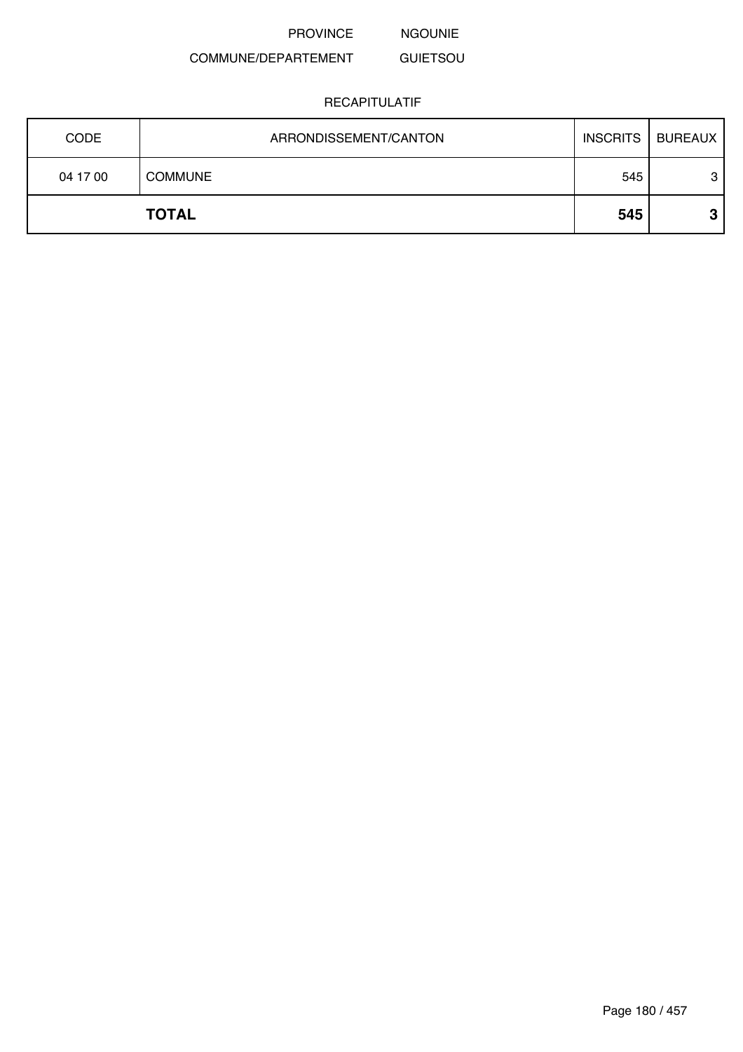PROVINCE NGOUNIE

COMMUNE/DEPARTEMENT GUIETSOU

RECAPITULATIF

| CODE | ARRONDISSEMENT/CANTON | INSCRITS | BUREAUX |
|---|---|---|---|
| 04 17 00 | COMMUNE | 545 | 3 |
| | **TOTAL** | **545** | **3** |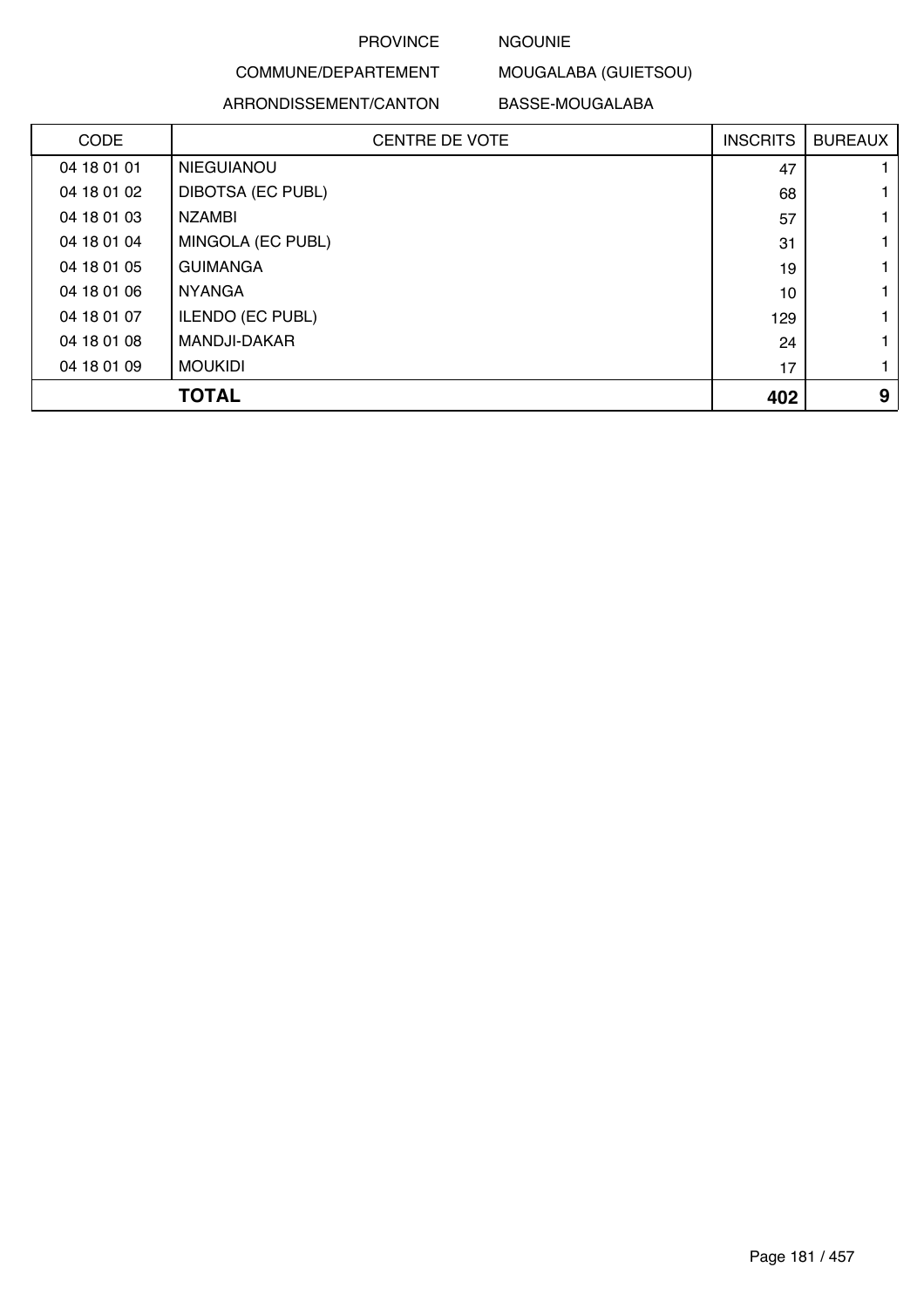PROVINCE NGOUNIE

COMMUNE/DEPARTEMENT MOUGALABA (GUIETSOU)

ARRONDISSEMENT/CANTON BASSE-MOUGALABA

| CODE | CENTRE DE VOTE | INSCRITS | BUREAUX |
|---|---|---|---|
| 04 18 01 01 | NIEGUIANOU | 47 | 1 |
| 04 18 01 02 | DIBOTSA (EC PUBL) | 68 | 1 |
| 04 18 01 03 | NZAMBI | 57 | 1 |
| 04 18 01 04 | MINGOLA (EC PUBL) | 31 | 1 |
| 04 18 01 05 | GUIMANGA | 19 | 1 |
| 04 18 01 06 | NYANGA | 10 | 1 |
| 04 18 01 07 | ILENDO (EC PUBL) | 129 | 1 |
| 04 18 01 08 | MANDJI-DAKAR | 24 | 1 |
| 04 18 01 09 | MOUKIDI | 17 | 1 |
| **TOTAL** | | **402** | **9** |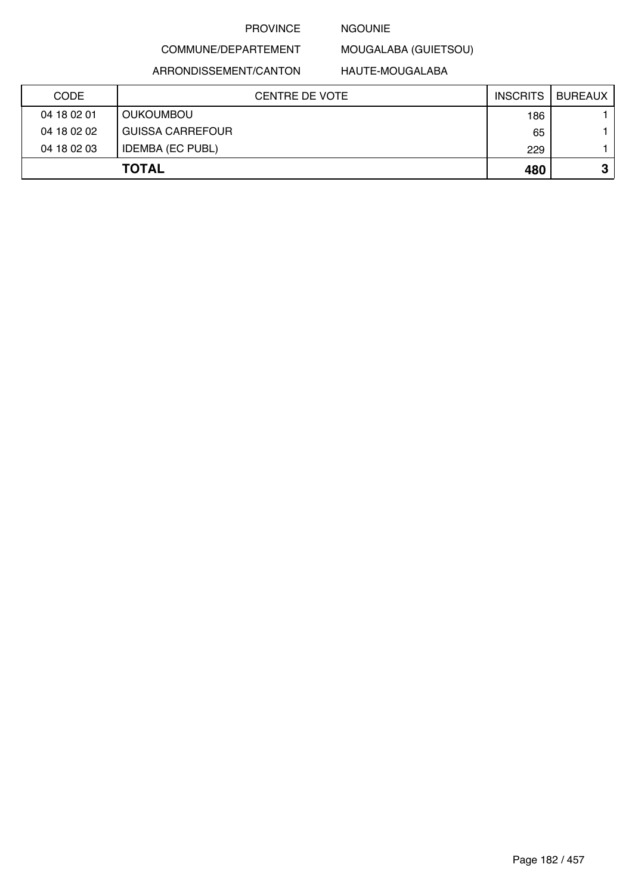PROVINCE NGOUNIE

COMMUNE/DEPARTEMENT MOUGALABA (GUIETSOU)

ARRONDISSEMENT/CANTON HAUTE-MOUGALABA

| CODE | CENTRE DE VOTE | INSCRITS | BUREAUX |
|---|---|---|---|
| 04 18 02 01 | OUKOUMBOU | 186 | 1 |
| 04 18 02 02 | GUISSA CARREFOUR | 65 | 1 |
| 04 18 02 03 | IDEMBA (EC PUBL) | 229 | 1 |
| | **TOTAL** | **480** | **3** |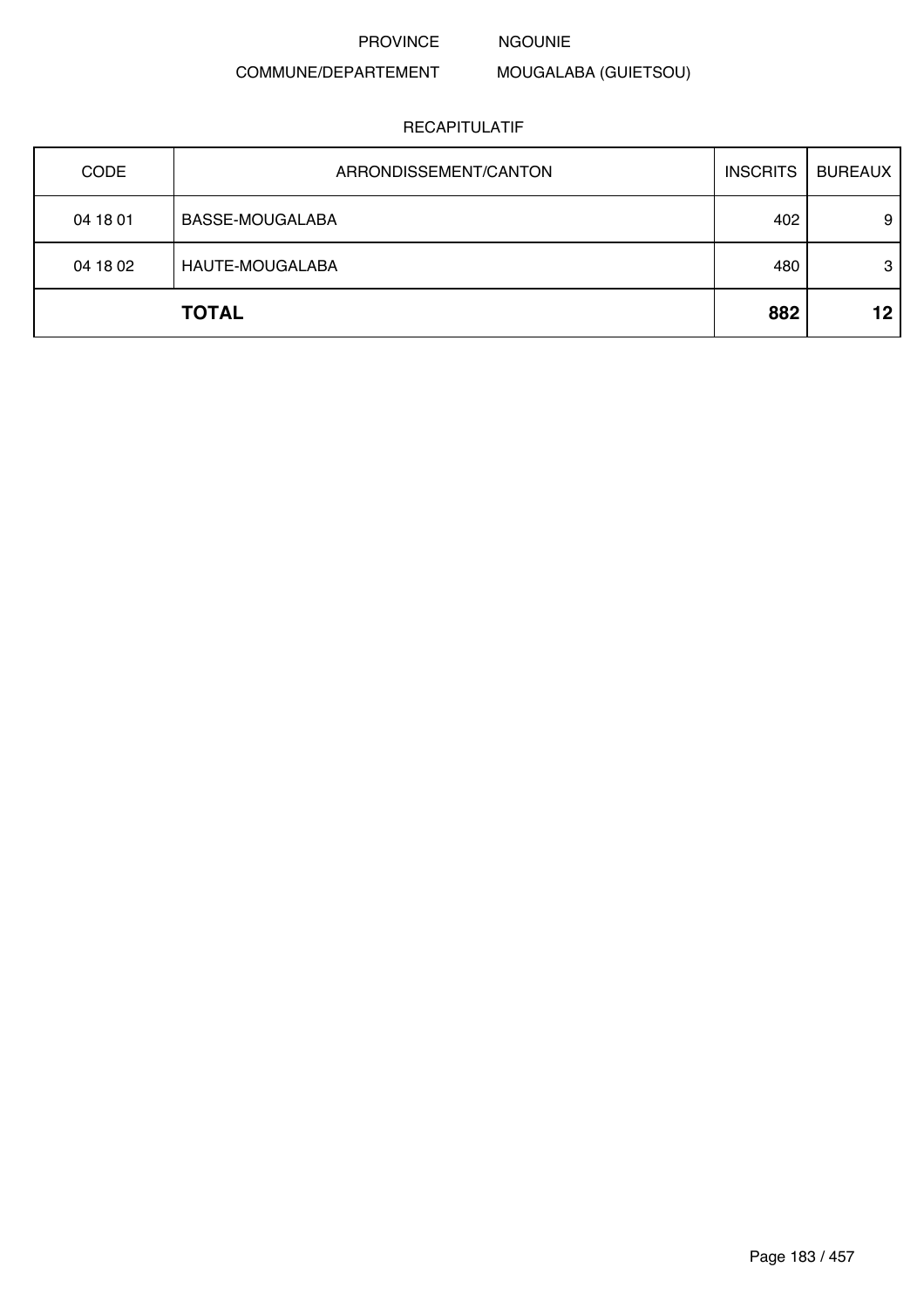PROVINCE NGOUNIE

COMMUNE/DEPARTEMENT MOUGALABA (GUIETSOU)

RECAPITULATIF

| CODE | ARRONDISSEMENT/CANTON | INSCRITS | BUREAUX |
|---|---|---|---|
| 04 18 01 | BASSE-MOUGALABA | 402 | 9 |
| 04 18 02 | HAUTE-MOUGALABA | 480 | 3 |
| | **TOTAL** | **882** | **12** |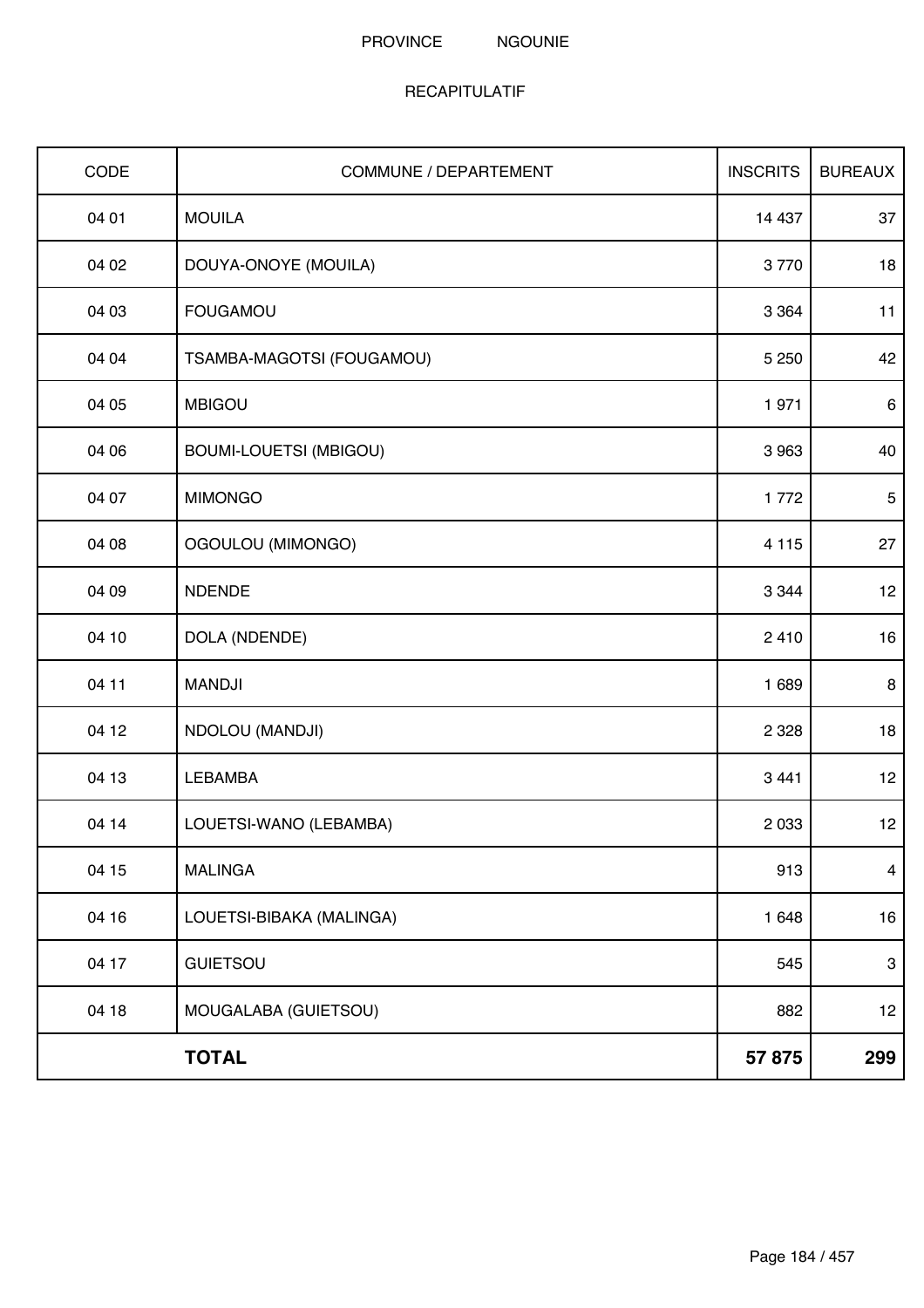PROVINCE NGOUNIE

RECAPITULATIF

| CODE | COMMUNE / DEPARTEMENT | INSCRITS | BUREAUX |
|---|---|---|---|
| 04 01 | MOUILA | 14 437 | 37 |
| 04 02 | DOUYA-ONOYE (MOUILA) | 3 770 | 18 |
| 04 03 | FOUGAMOU | 3 364 | 11 |
| 04 04 | TSAMBA-MAGOTSI (FOUGAMOU) | 5 250 | 42 |
| 04 05 | MBIGOU | 1 971 | 6 |
| 04 06 | BOUMI-LOUETSI (MBIGOU) | 3 963 | 40 |
| 04 07 | MIMONGO | 1 772 | 5 |
| 04 08 | OGOULOU (MIMONGO) | 4 115 | 27 |
| 04 09 | NDENDE | 3 344 | 12 |
| 04 10 | DOLA (NDENDE) | 2 410 | 16 |
| 04 11 | MANDJI | 1 689 | 8 |
| 04 12 | NDOLOU (MANDJI) | 2 328 | 18 |
| 04 13 | LEBAMBA | 3 441 | 12 |
| 04 14 | LOUETSI-WANO (LEBAMBA) | 2 033 | 12 |
| 04 15 | MALINGA | 913 | 4 |
| 04 16 | LOUETSI-BIBAKA (MALINGA) | 1 648 | 16 |
| 04 17 | GUIETSOU | 545 | 3 |
| 04 18 | MOUGALABA (GUIETSOU) | 882 | 12 |
| | **TOTAL** | **57 875** | **299** |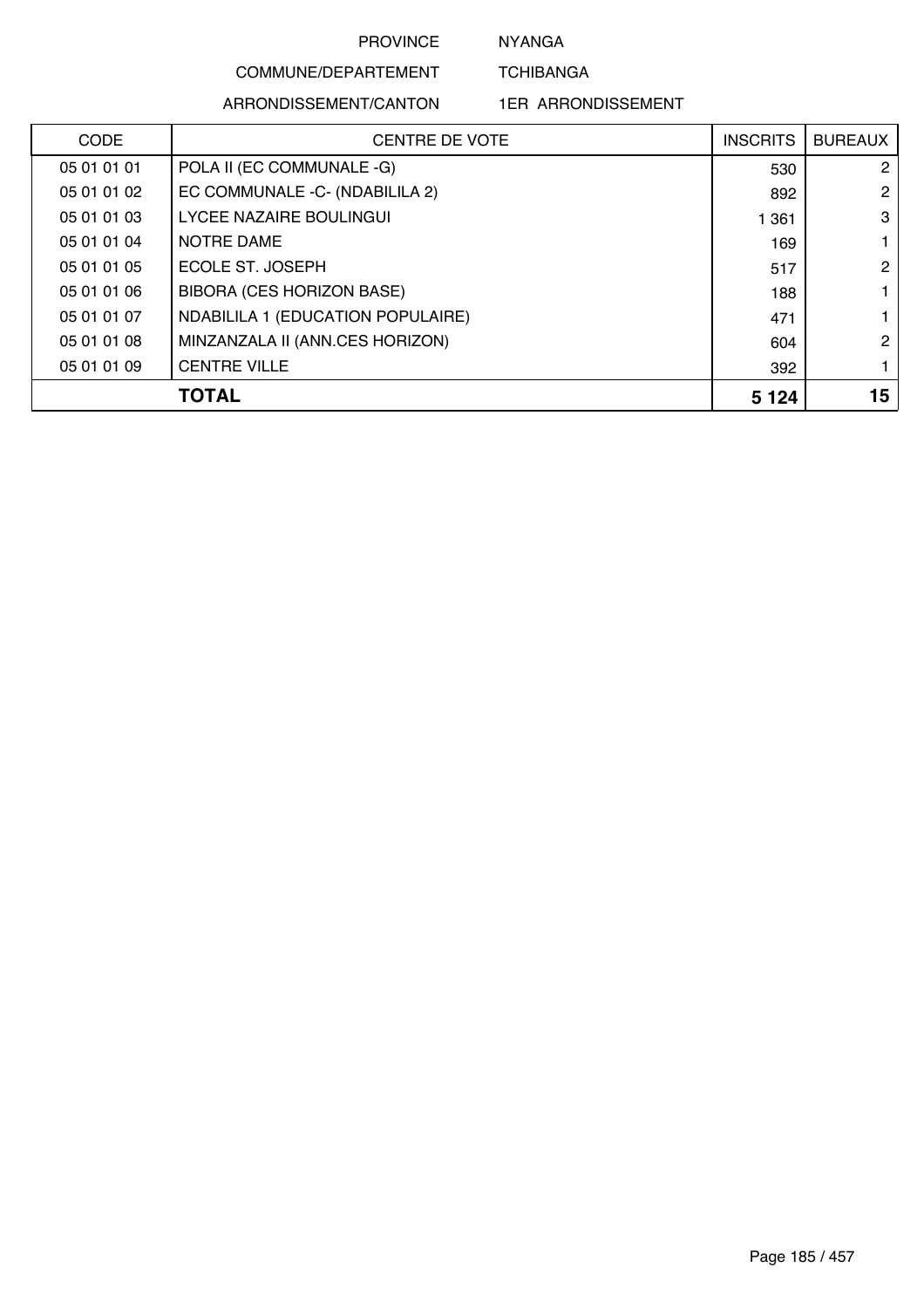PROVINCE NYANGA

COMMUNE/DEPARTEMENT TCHIBANGA

ARRONDISSEMENT/CANTON 1ER ARRONDISSEMENT

| CODE | CENTRE DE VOTE | INSCRITS | BUREAUX |
|---|---|---|---|
| 05 01 01 01 | POLA II (EC COMMUNALE -G) | 530 | 2 |
| 05 01 01 02 | EC COMMUNALE -C- (NDABILILA 2) | 892 | 2 |
| 05 01 01 03 | LYCEE NAZAIRE BOULINGUI | 1 361 | 3 |
| 05 01 01 04 | NOTRE DAME | 169 | 1 |
| 05 01 01 05 | ECOLE ST. JOSEPH | 517 | 2 |
| 05 01 01 06 | BIBORA (CES HORIZON BASE) | 188 | 1 |
| 05 01 01 07 | NDABILILA 1 (EDUCATION POPULAIRE) | 471 | 1 |
| 05 01 01 08 | MINZANZALA II (ANN.CES HORIZON) | 604 | 2 |
| 05 01 01 09 | CENTRE VILLE | 392 | 1 |
| | **TOTAL** | **5 124** | **15** |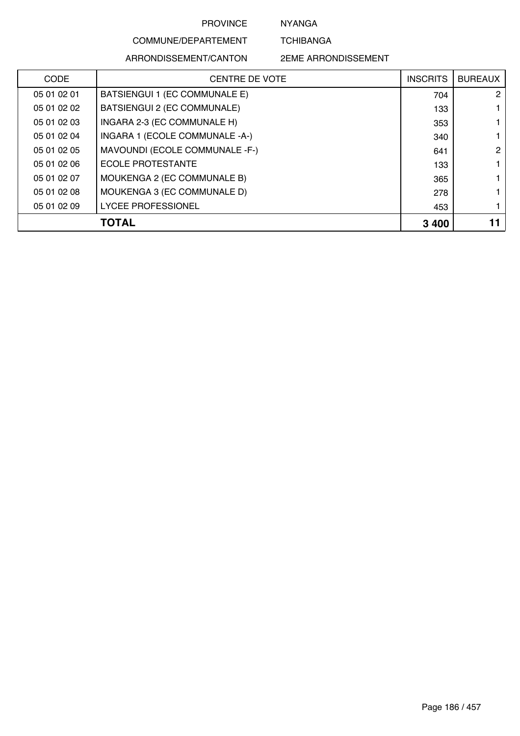PROVINCE NYANGA

COMMUNE/DEPARTEMENT TCHIBANGA

ARRONDISSEMENT/CANTON 2EME ARRONDISSEMENT

| CODE | CENTRE DE VOTE | INSCRITS | BUREAUX |
|---|---|---|---|
| 05 01 02 01 | BATSIENGUI 1 (EC COMMUNALE E) | 704 | 2 |
| 05 01 02 02 | BATSIENGUI 2 (EC COMMUNALE) | 133 | 1 |
| 05 01 02 03 | INGARA 2-3 (EC COMMUNALE H) | 353 | 1 |
| 05 01 02 04 | INGARA 1 (ECOLE COMMUNALE -A-) | 340 | 1 |
| 05 01 02 05 | MAVOUNDI (ECOLE COMMUNALE -F-) | 641 | 2 |
| 05 01 02 06 | ECOLE PROTESTANTE | 133 | 1 |
| 05 01 02 07 | MOUKENGA 2 (EC COMMUNALE B) | 365 | 1 |
| 05 01 02 08 | MOUKENGA 3 (EC COMMUNALE D) | 278 | 1 |
| 05 01 02 09 | LYCEE PROFESSIONEL | 453 | 1 |
| **TOTAL** | | **3 400** | **11** |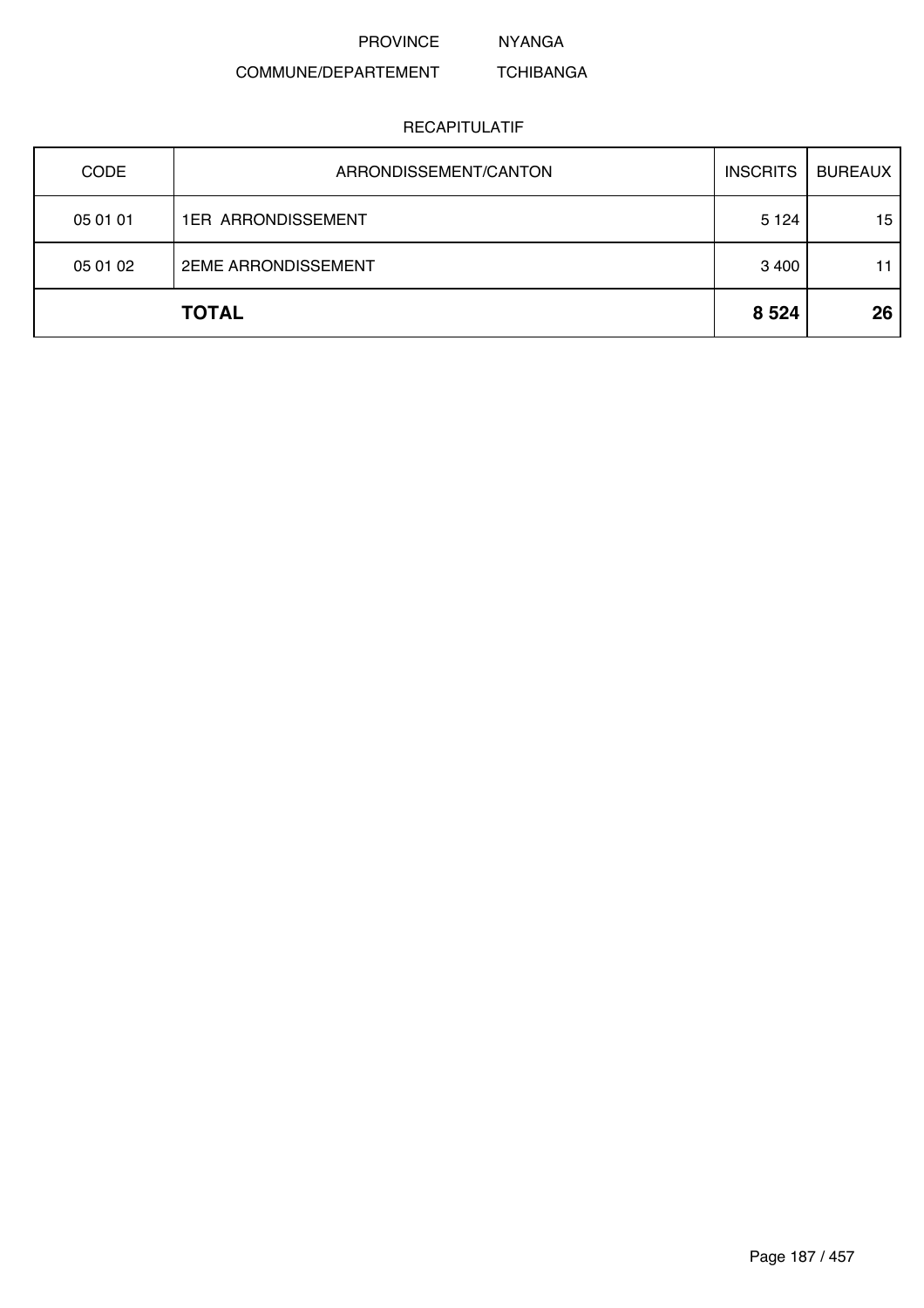PROVINCE NYANGA

COMMUNE/DEPARTEMENT TCHIBANGA

RECAPITULATIF

| CODE | ARRONDISSEMENT/CANTON | INSCRITS | BUREAUX |
|---|---|---|---|
| 05 01 01 | 1ER ARRONDISSEMENT | 5 124 | 15 |
| 05 01 02 | 2EME ARRONDISSEMENT | 3 400 | 11 |
| | **TOTAL** | **8 524** | **26** |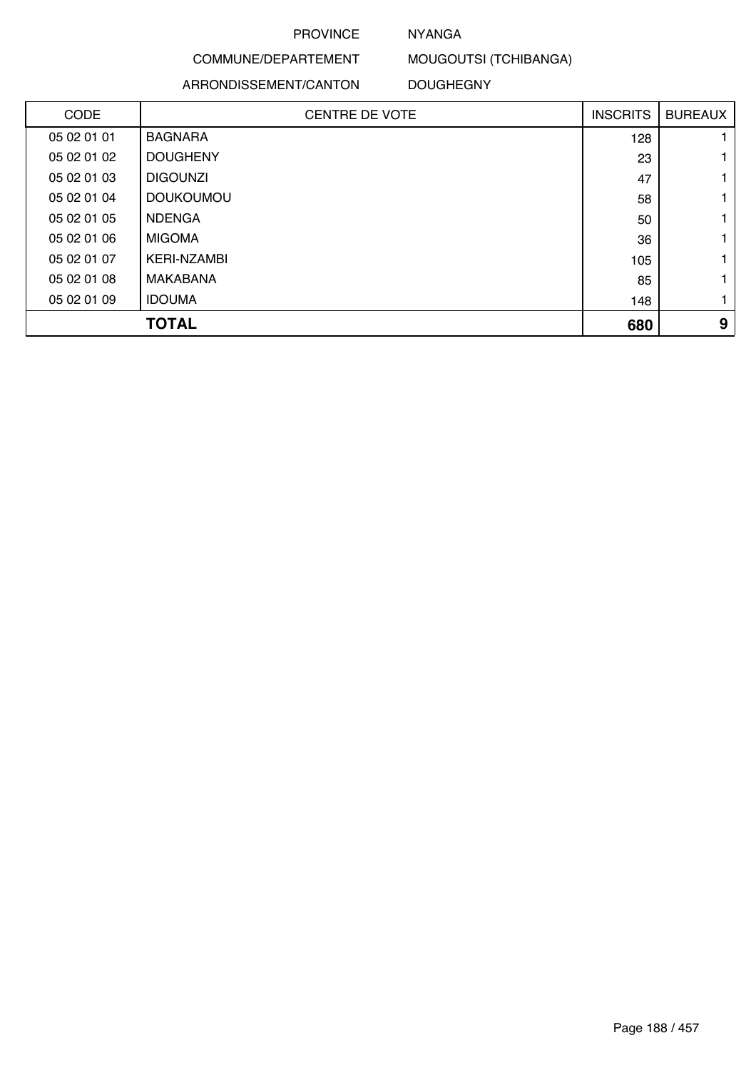PROVINCE NYANGA

COMMUNE/DEPARTEMENT MOUGOUTSI (TCHIBANGA)

ARRONDISSEMENT/CANTON DOUGHEGNY

| CODE | CENTRE DE VOTE | INSCRITS | BUREAUX |
|---|---|---|---|
| 05 02 01 01 | BAGNARA | 128 | 1 |
| 05 02 01 02 | DOUGHENY | 23 | 1 |
| 05 02 01 03 | DIGOUNZI | 47 | 1 |
| 05 02 01 04 | DOUKOUMOU | 58 | 1 |
| 05 02 01 05 | NDENGA | 50 | 1 |
| 05 02 01 06 | MIGOMA | 36 | 1 |
| 05 02 01 07 | KERI-NZAMBI | 105 | 1 |
| 05 02 01 08 | MAKABANA | 85 | 1 |
| 05 02 01 09 | IDOUMA | 148 | 1 |
| **TOTAL** | | **680** | **9** |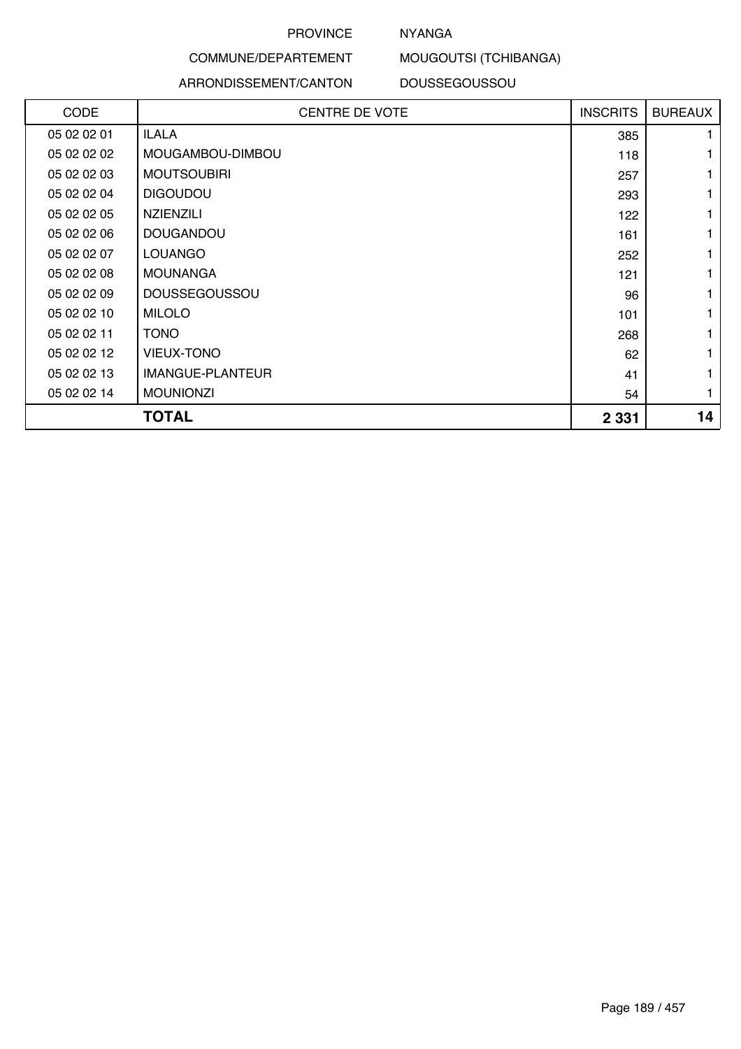PROVINCE NYANGA

COMMUNE/DEPARTEMENT MOUGOUTSI (TCHIBANGA)

ARRONDISSEMENT/CANTON DOUSSEGOUSSOU

| CODE | CENTRE DE VOTE | INSCRITS | BUREAUX |
|---|---|---|---|
| 05 02 02 01 | ILALA | 385 | 1 |
| 05 02 02 02 | MOUGAMBOU-DIMBOU | 118 | 1 |
| 05 02 02 03 | MOUTSOUBIRI | 257 | 1 |
| 05 02 02 04 | DIGOUDOU | 293 | 1 |
| 05 02 02 05 | NZIENZILI | 122 | 1 |
| 05 02 02 06 | DOUGANDOU | 161 | 1 |
| 05 02 02 07 | LOUANGO | 252 | 1 |
| 05 02 02 08 | MOUNANGA | 121 | 1 |
| 05 02 02 09 | DOUSSEGOUSSOU | 96 | 1 |
| 05 02 02 10 | MILOLO | 101 | 1 |
| 05 02 02 11 | TONO | 268 | 1 |
| 05 02 02 12 | VIEUX-TONO | 62 | 1 |
| 05 02 02 13 | IMANGUE-PLANTEUR | 41 | 1 |
| 05 02 02 14 | MOUNIONZI | 54 | 1 |
| | **TOTAL** | **2 331** | **14** |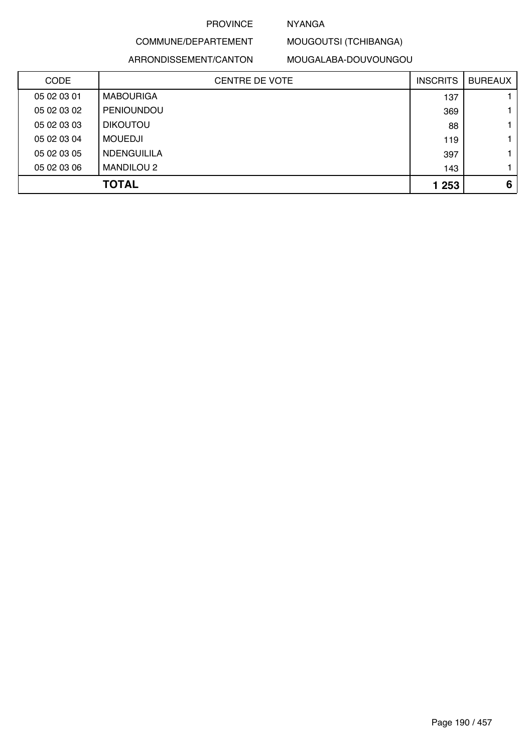PROVINCE NYANGA

COMMUNE/DEPARTEMENT MOUGOUTSI (TCHIBANGA)

ARRONDISSEMENT/CANTON MOUGALABA-DOUVOUNGOU

| CODE | CENTRE DE VOTE | INSCRITS | BUREAUX |
|---|---|---|---|
| 05 02 03 01 | MABOURIGA | 137 | 1 |
| 05 02 03 02 | PENIOUNDOU | 369 | 1 |
| 05 02 03 03 | DIKOUTOU | 88 | 1 |
| 05 02 03 04 | MOUEDJI | 119 | 1 |
| 05 02 03 05 | NDENGUILILA | 397 | 1 |
| 05 02 03 06 | MANDILOU 2 | 143 | 1 |
| | **TOTAL** | **1 253** | **6** |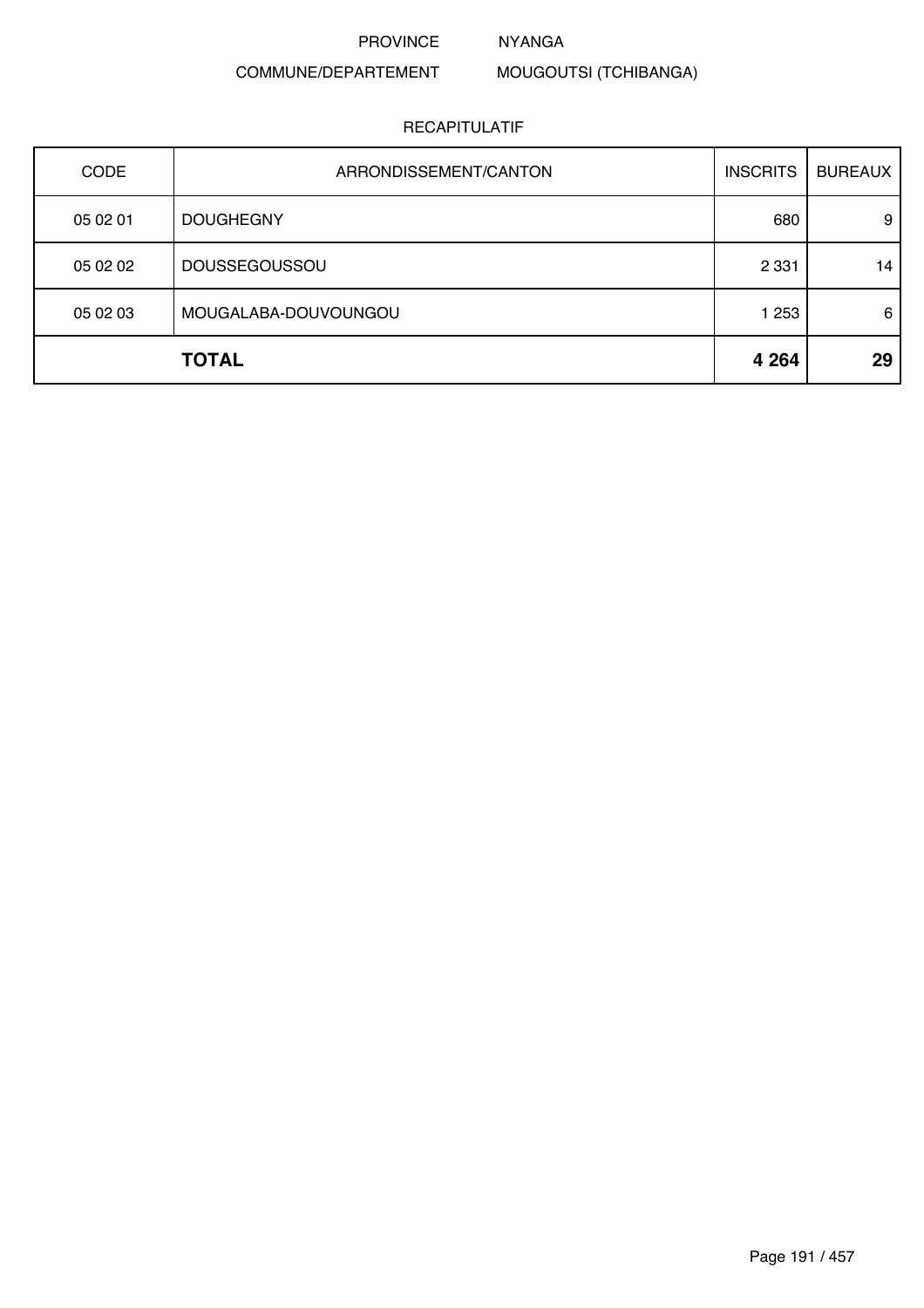PROVINCE NYANGA

COMMUNE/DEPARTEMENT MOUGOUTSI (TCHIBANGA)

RECAPITULATIF

| CODE | ARRONDISSEMENT/CANTON | INSCRITS | BUREAUX |
|---|---|---|---|
| 05 02 01 | DOUGHEGNY | 680 | 9 |
| 05 02 02 | DOUSSEGOUSSOU | 2 331 | 14 |
| 05 02 03 | MOUGALABA-DOUVOUNGOU | 1 253 | 6 |
| | **TOTAL** | **4 264** | **29** |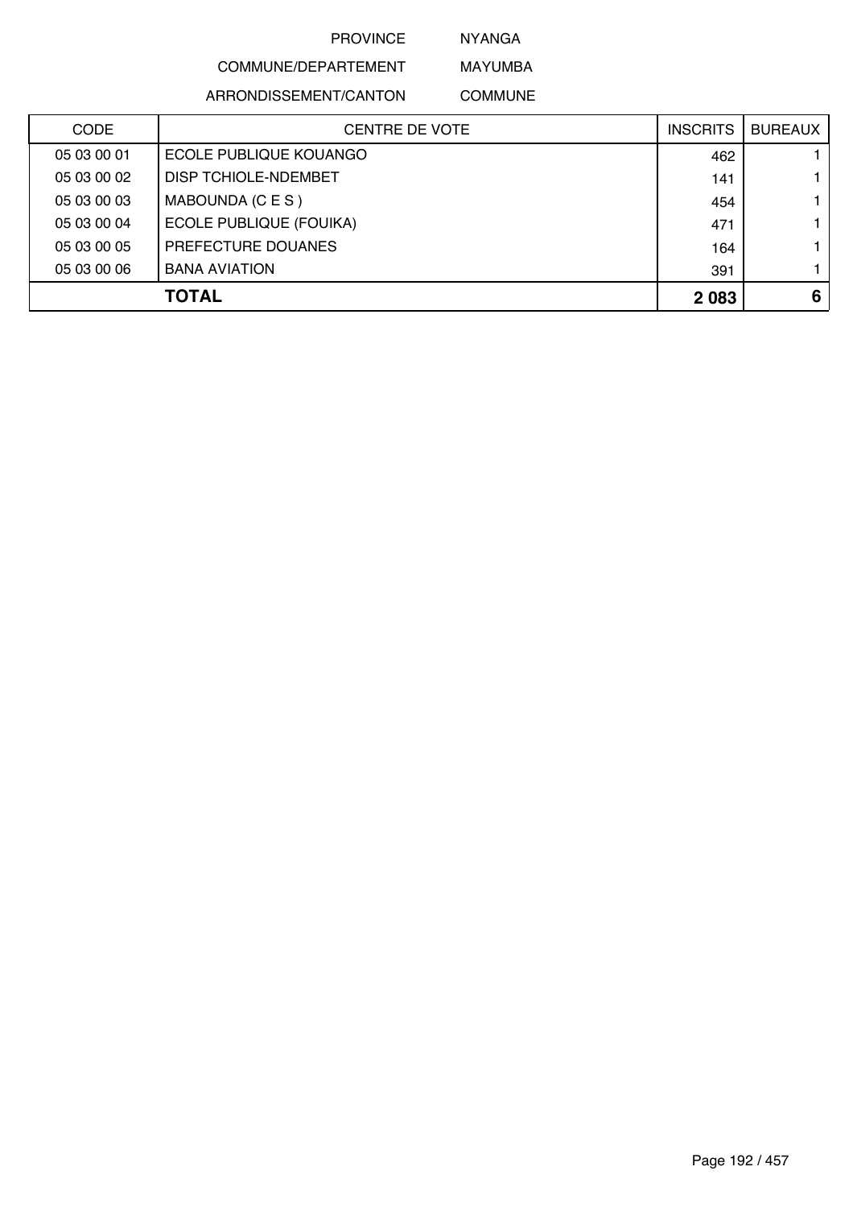PROVINCE NYANGA

COMMUNE/DEPARTEMENT MAYUMBA

ARRONDISSEMENT/CANTON COMMUNE

| CODE | CENTRE DE VOTE | INSCRITS | BUREAUX |
|---|---|---|---|
| 05 03 00 01 | ECOLE PUBLIQUE KOUANGO | 462 | 1 |
| 05 03 00 02 | DISP TCHIOLE-NDEMBET | 141 | 1 |
| 05 03 00 03 | MABOUNDA (C E S ) | 454 | 1 |
| 05 03 00 04 | ECOLE PUBLIQUE (FOUIKA) | 471 | 1 |
| 05 03 00 05 | PREFECTURE DOUANES | 164 | 1 |
| 05 03 00 06 | BANA AVIATION | 391 | 1 |
| | **TOTAL** | **2 083** | **6** |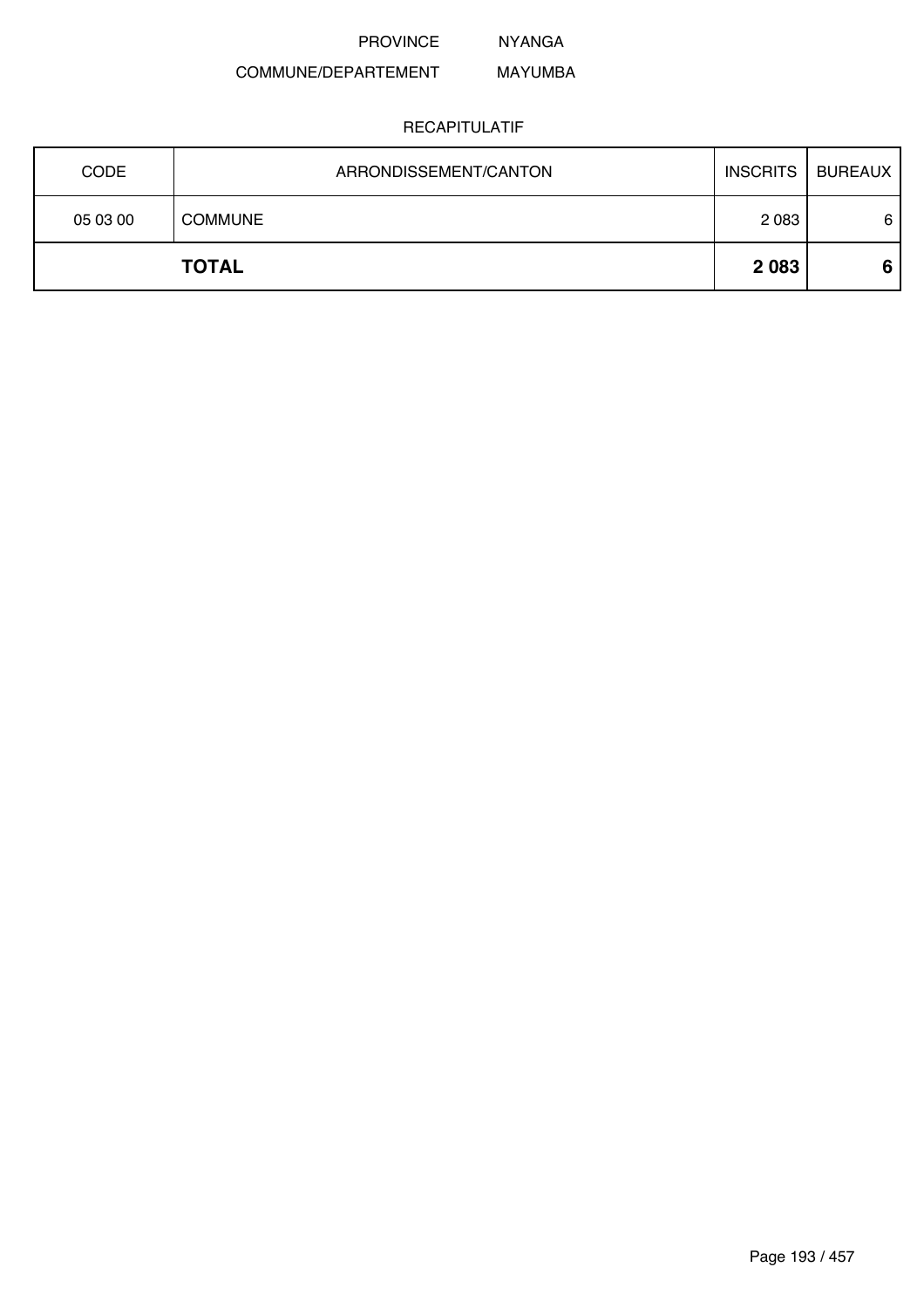PROVINCE NYANGA

COMMUNE/DEPARTEMENT MAYUMBA

RECAPITULATIF

| CODE | ARRONDISSEMENT/CANTON | INSCRITS | BUREAUX |
|---|---|---|---|
| 05 03 00 | COMMUNE | 2 083 | 6 |
| | **TOTAL** | **2 083** | **6** |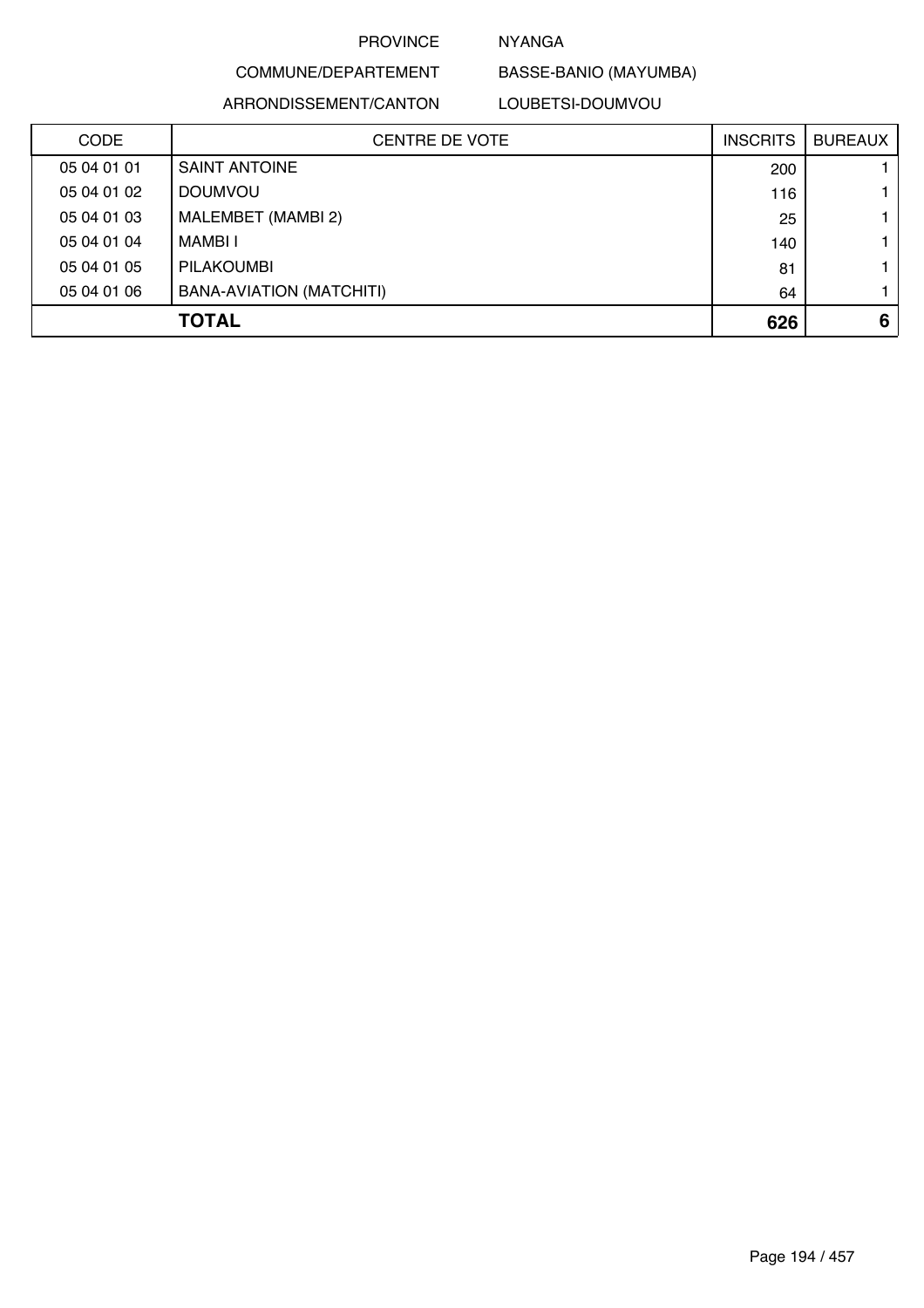PROVINCE NYANGA

COMMUNE/DEPARTEMENT BASSE-BANIO (MAYUMBA)

ARRONDISSEMENT/CANTON LOUBETSI-DOUMVOU

| CODE | CENTRE DE VOTE | INSCRITS | BUREAUX |
|---|---|---|---|
| 05 04 01 01 | SAINT ANTOINE | 200 | 1 |
| 05 04 01 02 | DOUMVOU | 116 | 1 |
| 05 04 01 03 | MALEMBET (MAMBI 2) | 25 | 1 |
| 05 04 01 04 | MAMBI I | 140 | 1 |
| 05 04 01 05 | PILAKOUMBI | 81 | 1 |
| 05 04 01 06 | BANA-AVIATION (MATCHITI) | 64 | 1 |
| | **TOTAL** | **626** | **6** |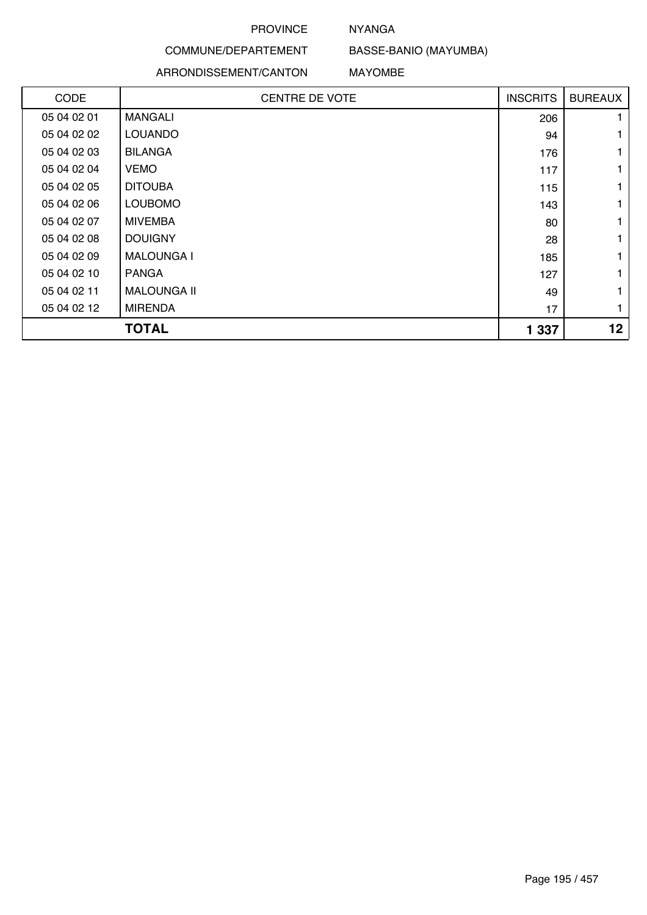PROVINCE NYANGA

COMMUNE/DEPARTEMENT BASSE-BANIO (MAYUMBA)

ARRONDISSEMENT/CANTON MAYOMBE

| CODE | CENTRE DE VOTE | INSCRITS | BUREAUX |
|---|---|---|---|
| 05 04 02 01 | MANGALI | 206 | 1 |
| 05 04 02 02 | LOUANDO | 94 | 1 |
| 05 04 02 03 | BILANGA | 176 | 1 |
| 05 04 02 04 | VEMO | 117 | 1 |
| 05 04 02 05 | DITOUBA | 115 | 1 |
| 05 04 02 06 | LOUBOMO | 143 | 1 |
| 05 04 02 07 | MIVEMBA | 80 | 1 |
| 05 04 02 08 | DOUIGNY | 28 | 1 |
| 05 04 02 09 | MALOUNGA I | 185 | 1 |
| 05 04 02 10 | PANGA | 127 | 1 |
| 05 04 02 11 | MALOUNGA II | 49 | 1 |
| 05 04 02 12 | MIRENDA | 17 | 1 |
| | **TOTAL** | **1 337** | **12** |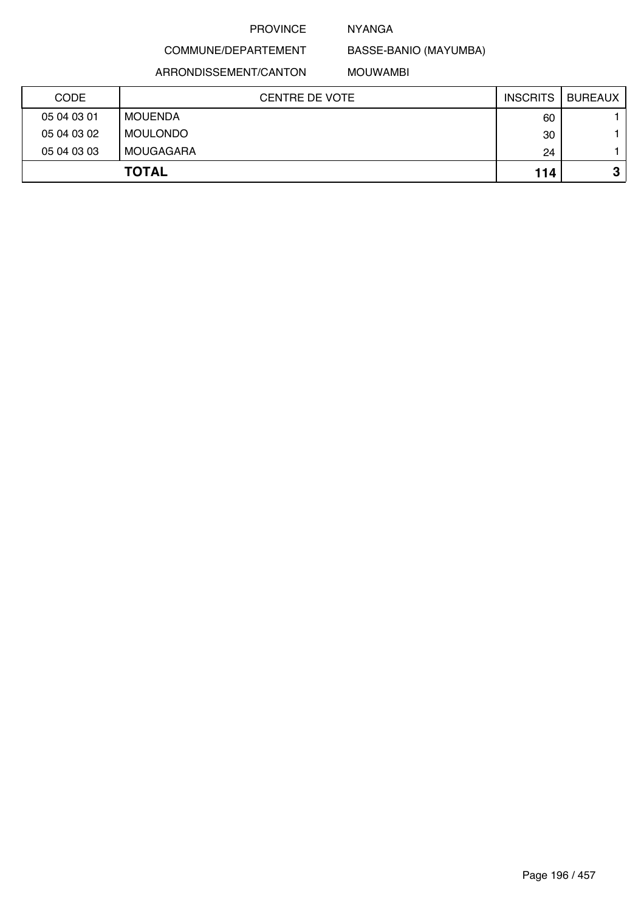PROVINCE NYANGA

COMMUNE/DEPARTEMENT BASSE-BANIO (MAYUMBA)

ARRONDISSEMENT/CANTON MOUWAMBI

| CODE | CENTRE DE VOTE | INSCRITS | BUREAUX |
|---|---|---|---|
| 05 04 03 01 | MOUENDA | 60 | 1 |
| 05 04 03 02 | MOULONDO | 30 | 1 |
| 05 04 03 03 | MOUGAGARA | 24 | 1 |
| | **TOTAL** | **114** | **3** |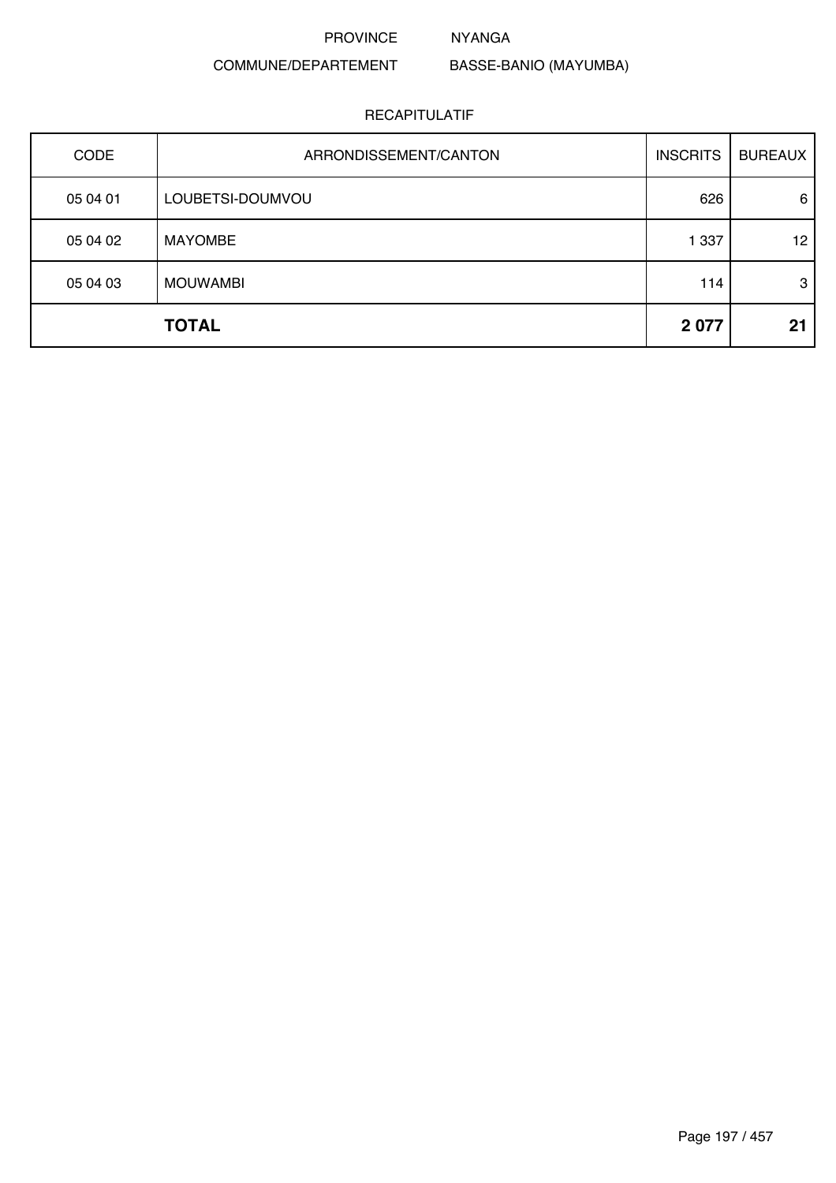PROVINCE NYANGA

COMMUNE/DEPARTEMENT BASSE-BANIO (MAYUMBA)

RECAPITULATIF

| CODE | ARRONDISSEMENT/CANTON | INSCRITS | BUREAUX |
|---|---|---|---|
| 05 04 01 | LOUBETSI-DOUMVOU | 626 | 6 |
| 05 04 02 | MAYOMBE | 1 337 | 12 |
| 05 04 03 | MOUWAMBI | 114 | 3 |
| | **TOTAL** | **2 077** | **21** |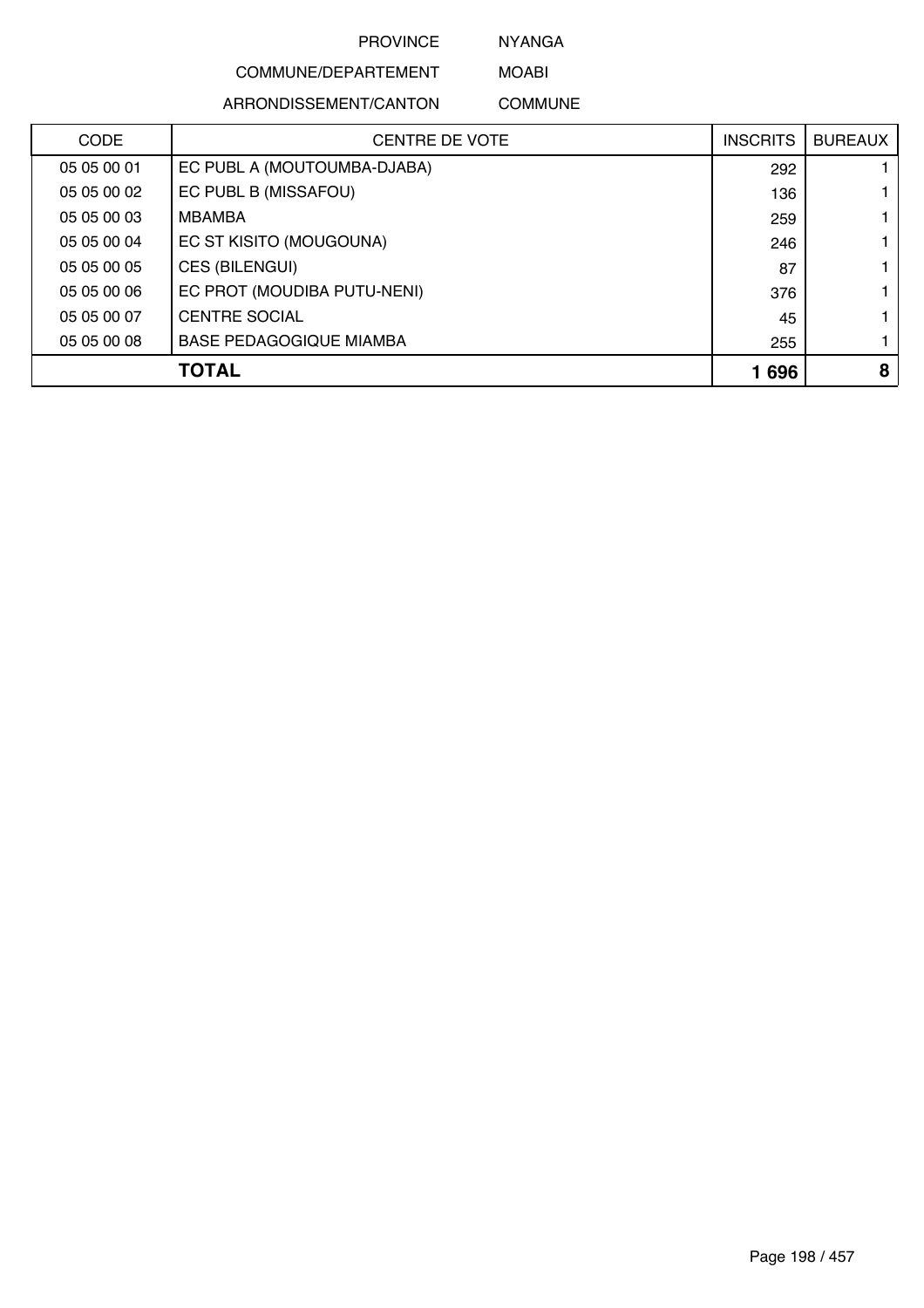PROVINCE NYANGA

COMMUNE/DEPARTEMENT MOABI

ARRONDISSEMENT/CANTON COMMUNE

| CODE | CENTRE DE VOTE | INSCRITS | BUREAUX |
|---|---|---|---|
| 05 05 00 01 | EC PUBL A (MOUTOUMBA-DJABA) | 292 | 1 |
| 05 05 00 02 | EC PUBL B (MISSAFOU) | 136 | 1 |
| 05 05 00 03 | MBAMBA | 259 | 1 |
| 05 05 00 04 | EC ST KISITO (MOUGOUNA) | 246 | 1 |
| 05 05 00 05 | CES (BILENGUI) | 87 | 1 |
| 05 05 00 06 | EC PROT (MOUDIBA PUTU-NENI) | 376 | 1 |
| 05 05 00 07 | CENTRE SOCIAL | 45 | 1 |
| 05 05 00 08 | BASE PEDAGOGIQUE MIAMBA | 255 | 1 |
| | **TOTAL** | **1 696** | **8** |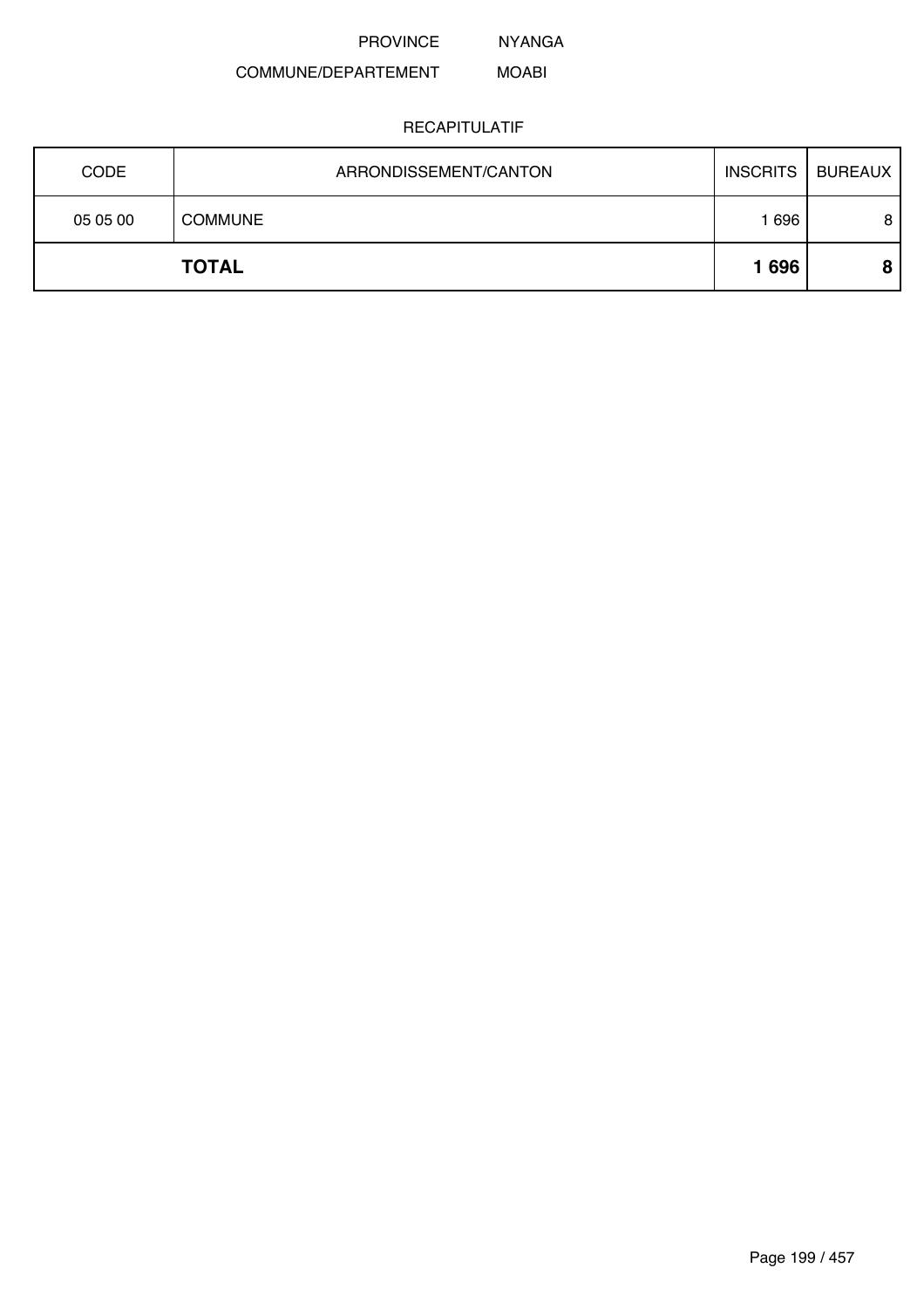PROVINCE NYANGA

COMMUNE/DEPARTEMENT MOABI

RECAPITULATIF

| CODE | ARRONDISSEMENT/CANTON | INSCRITS | BUREAUX |
|---|---|---|---|
| 05 05 00 | COMMUNE | 1 696 | 8 |
| | **TOTAL** | **1 696** | **8** |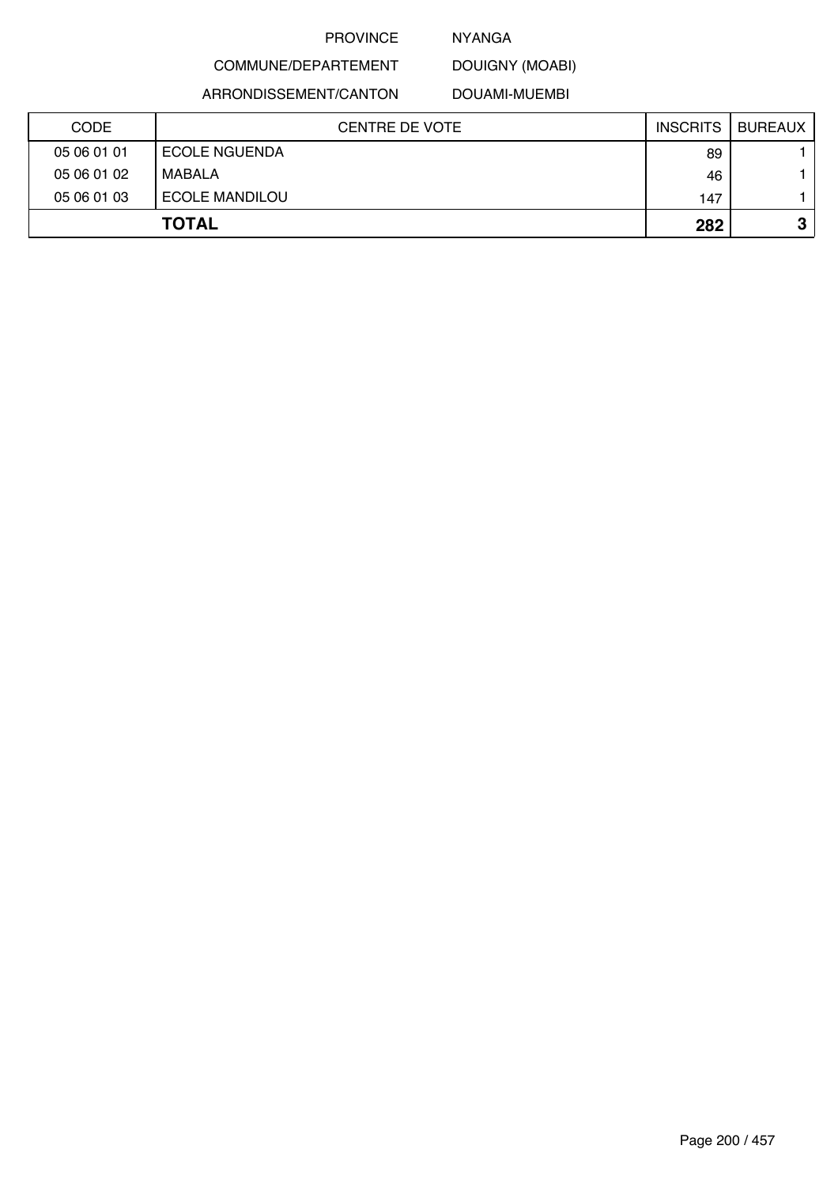PROVINCE NYANGA

COMMUNE/DEPARTEMENT DOUIGNY (MOABI)

ARRONDISSEMENT/CANTON DOUAMI-MUEMBI

| CODE | CENTRE DE VOTE | INSCRITS | BUREAUX |
|---|---|---|---|
| 05 06 01 01 | ECOLE NGUENDA | 89 | 1 |
| 05 06 01 02 | MABALA | 46 | 1 |
| 05 06 01 03 | ECOLE MANDILOU | 147 | 1 |
| **TOTAL** | | **282** | **3** |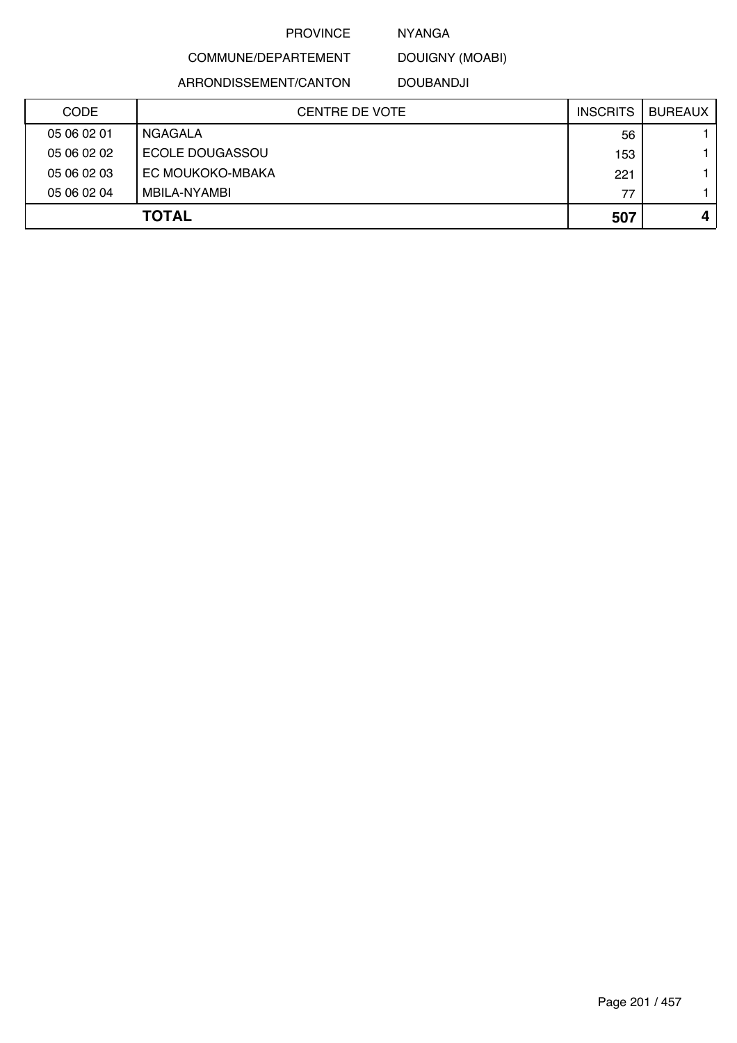PROVINCE NYANGA

COMMUNE/DEPARTEMENT DOUIGNY (MOABI)

ARRONDISSEMENT/CANTON DOUBANDJI

| CODE | CENTRE DE VOTE | INSCRITS | BUREAUX |
|---|---|---|---|
| 05 06 02 01 | NGAGALA | 56 | 1 |
| 05 06 02 02 | ECOLE DOUGASSOU | 153 | 1 |
| 05 06 02 03 | EC MOUKOKO-MBAKA | 221 | 1 |
| 05 06 02 04 | MBILA-NYAMBI | 77 | 1 |
| | **TOTAL** | **507** | **4** |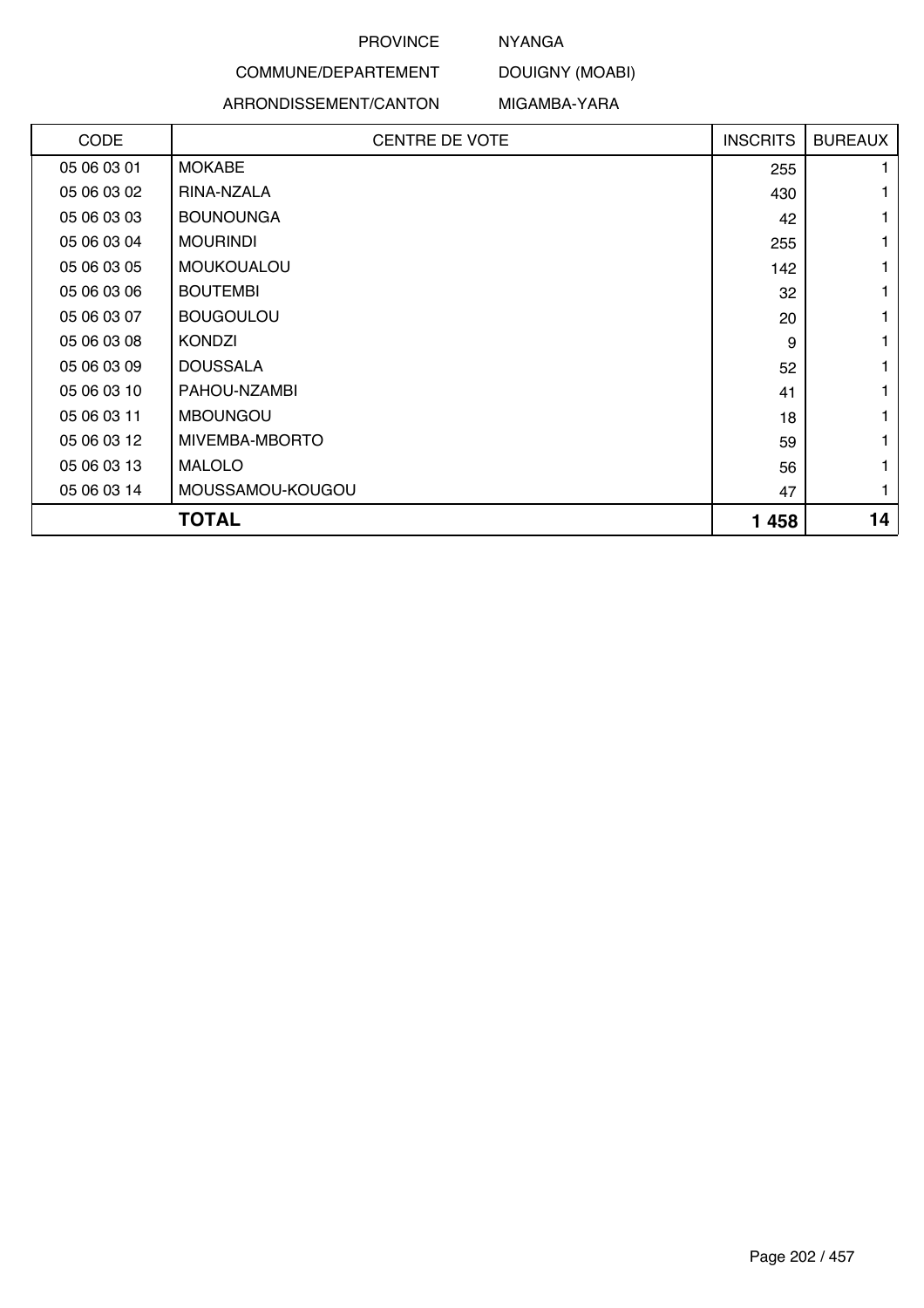PROVINCE NYANGA

COMMUNE/DEPARTEMENT DOUIGNY (MOABI)

ARRONDISSEMENT/CANTON MIGAMBA-YARA

| CODE | CENTRE DE VOTE | INSCRITS | BUREAUX |
|---|---|---|---|
| 05 06 03 01 | MOKABE | 255 | 1 |
| 05 06 03 02 | RINA-NZALA | 430 | 1 |
| 05 06 03 03 | BOUNOUNGA | 42 | 1 |
| 05 06 03 04 | MOURINDI | 255 | 1 |
| 05 06 03 05 | MOUKOUALOU | 142 | 1 |
| 05 06 03 06 | BOUTEMBI | 32 | 1 |
| 05 06 03 07 | BOUGOULOU | 20 | 1 |
| 05 06 03 08 | KONDZI | 9 | 1 |
| 05 06 03 09 | DOUSSALA | 52 | 1 |
| 05 06 03 10 | PAHOU-NZAMBI | 41 | 1 |
| 05 06 03 11 | MBOUNGOU | 18 | 1 |
| 05 06 03 12 | MIVEMBA-MBORTO | 59 | 1 |
| 05 06 03 13 | MALOLO | 56 | 1 |
| 05 06 03 14 | MOUSSAMOU-KOUGOU | 47 | 1 |
| **TOTAL** | | **1 458** | **14** |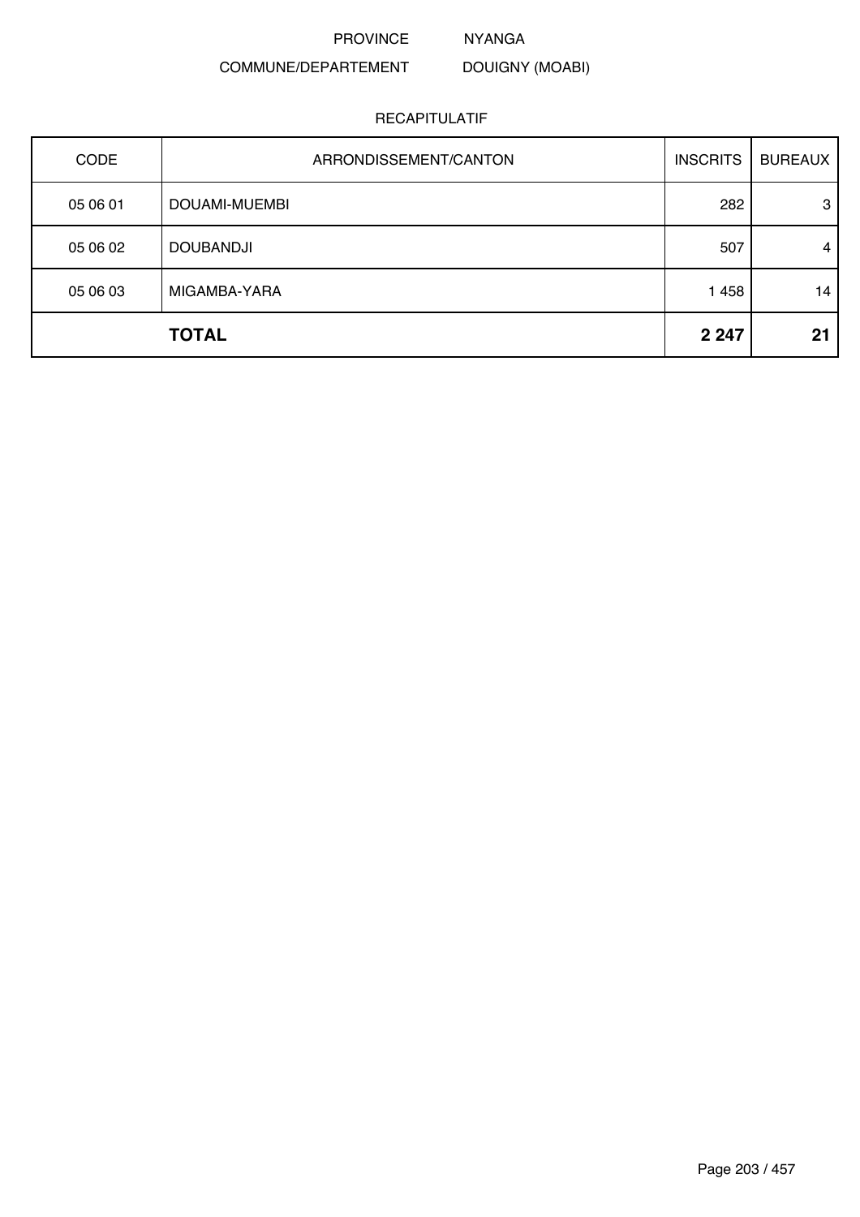PROVINCE NYANGA

COMMUNE/DEPARTEMENT DOUIGNY (MOABI)

RECAPITULATIF

| CODE | ARRONDISSEMENT/CANTON | INSCRITS | BUREAUX |
|---|---|---|---|
| 05 06 01 | DOUAMI-MUEMBI | 282 | 3 |
| 05 06 02 | DOUBANDJI | 507 | 4 |
| 05 06 03 | MIGAMBA-YARA | 1 458 | 14 |
| | **TOTAL** | **2 247** | **21** |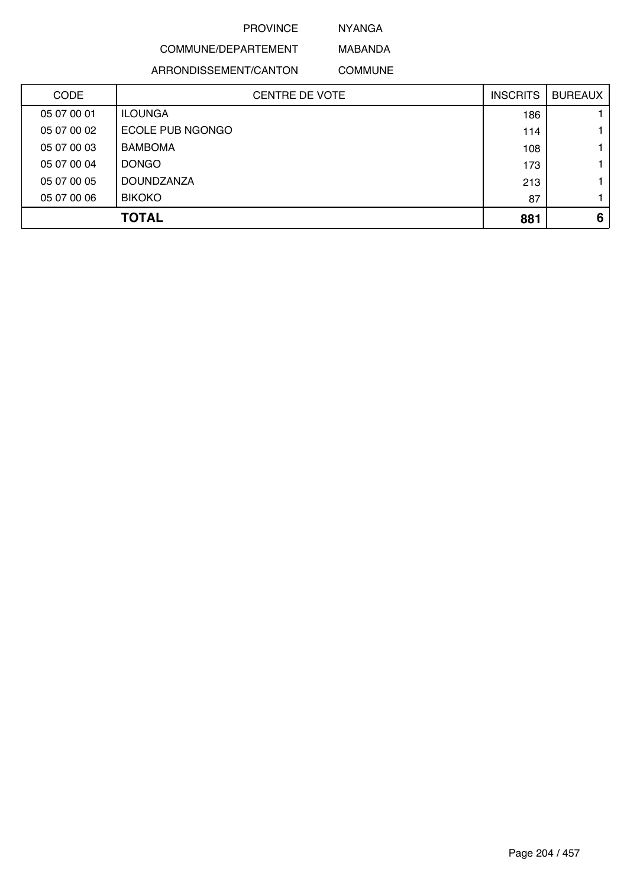PROVINCE NYANGA

COMMUNE/DEPARTEMENT MABANDA

ARRONDISSEMENT/CANTON COMMUNE

| CODE | CENTRE DE VOTE | INSCRITS | BUREAUX |
|---|---|---|---|
| 05 07 00 01 | ILOUNGA | 186 | 1 |
| 05 07 00 02 | ECOLE PUB NGONGO | 114 | 1 |
| 05 07 00 03 | BAMBOMA | 108 | 1 |
| 05 07 00 04 | DONGO | 173 | 1 |
| 05 07 00 05 | DOUNDZANZA | 213 | 1 |
| 05 07 00 06 | BIKOKO | 87 | 1 |
| | **TOTAL** | **881** | **6** |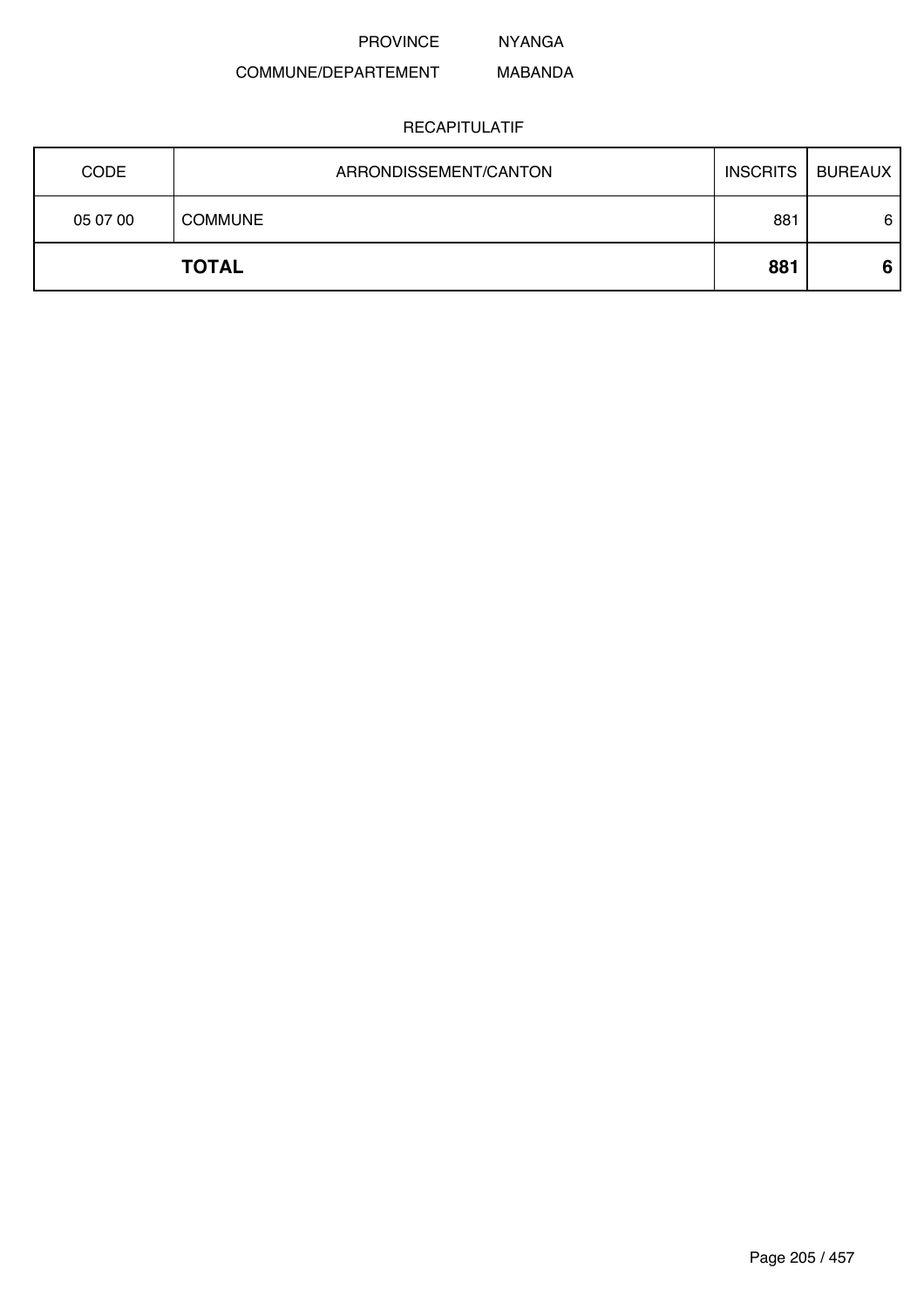PROVINCE NYANGA

COMMUNE/DEPARTEMENT MABANDA

RECAPITULATIF

| CODE | ARRONDISSEMENT/CANTON | INSCRITS | BUREAUX |
|---|---|---|---|
| 05 07 00 | COMMUNE | 881 | 6 |
| | **TOTAL** | **881** | **6** |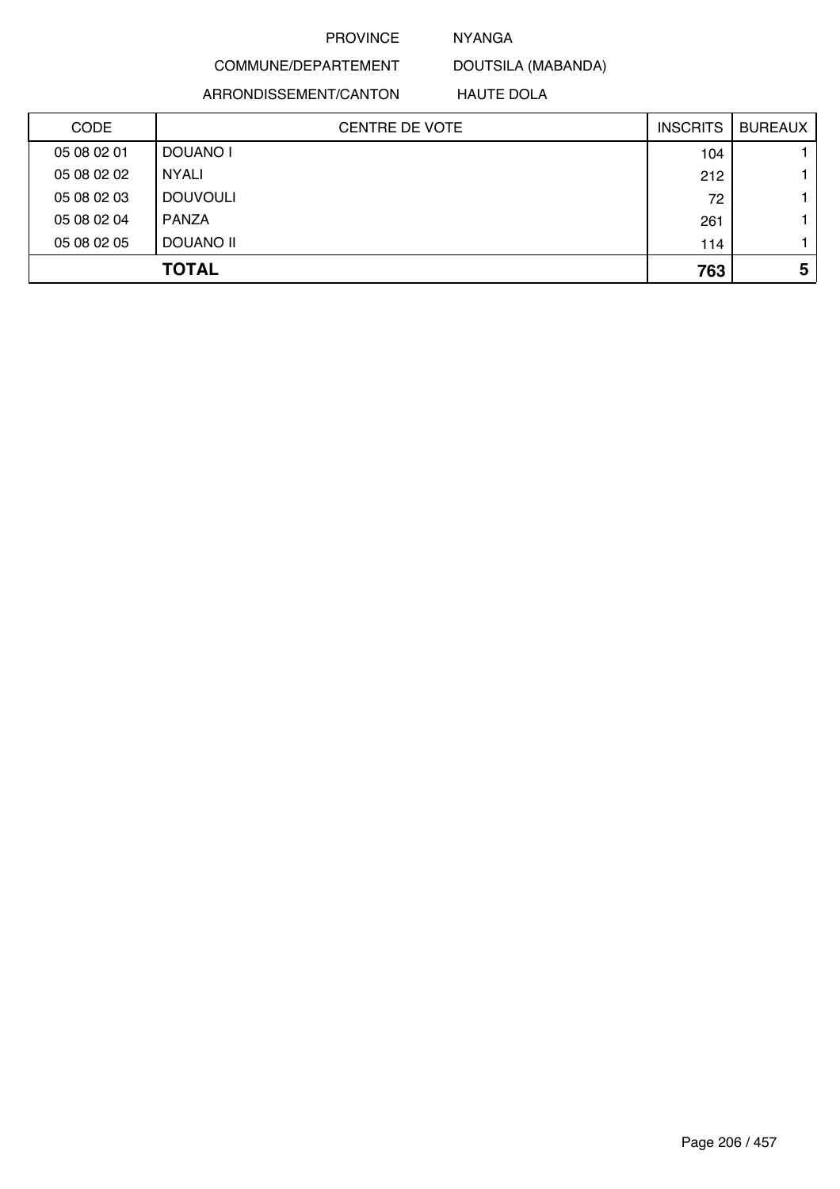PROVINCE NYANGA

COMMUNE/DEPARTEMENT DOUTSILA (MABANDA)

ARRONDISSEMENT/CANTON HAUTE DOLA

| CODE | CENTRE DE VOTE | INSCRITS | BUREAUX |
|---|---|---|---|
| 05 08 02 01 | DOUANO I | 104 | 1 |
| 05 08 02 02 | NYALI | 212 | 1 |
| 05 08 02 03 | DOUVOULI | 72 | 1 |
| 05 08 02 04 | PANZA | 261 | 1 |
| 05 08 02 05 | DOUANO II | 114 | 1 |
| | **TOTAL** | **763** | **5** |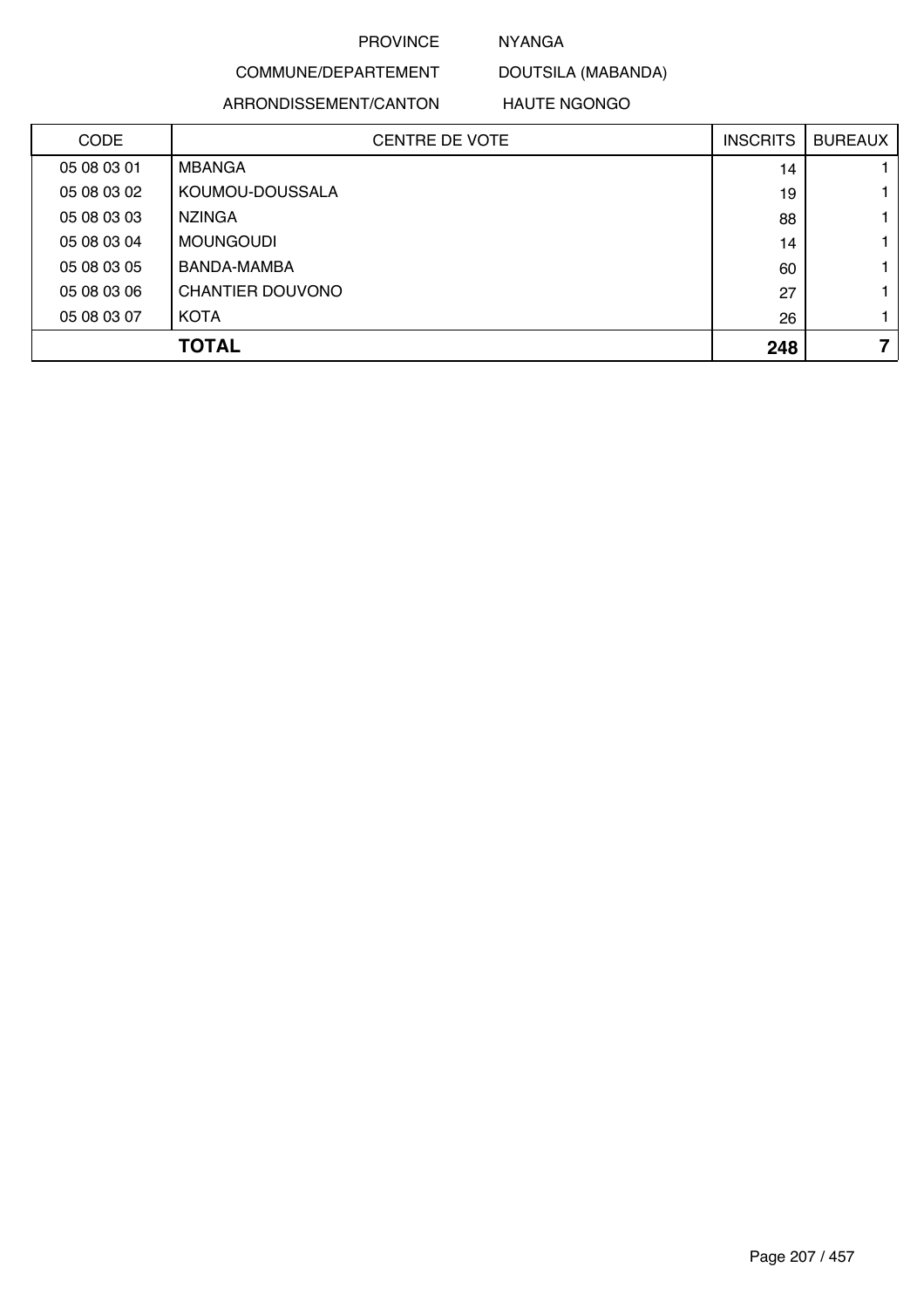PROVINCE NYANGA

COMMUNE/DEPARTEMENT DOUTSILA (MABANDA)

ARRONDISSEMENT/CANTON HAUTE NGONGO

| CODE | CENTRE DE VOTE | INSCRITS | BUREAUX |
|---|---|---|---|
| 05 08 03 01 | MBANGA | 14 | 1 |
| 05 08 03 02 | KOUMOU-DOUSSALA | 19 | 1 |
| 05 08 03 03 | NZINGA | 88 | 1 |
| 05 08 03 04 | MOUNGOUDI | 14 | 1 |
| 05 08 03 05 | BANDA-MAMBA | 60 | 1 |
| 05 08 03 06 | CHANTIER DOUVONO | 27 | 1 |
| 05 08 03 07 | KOTA | 26 | 1 |
| | **TOTAL** | **248** | **7** |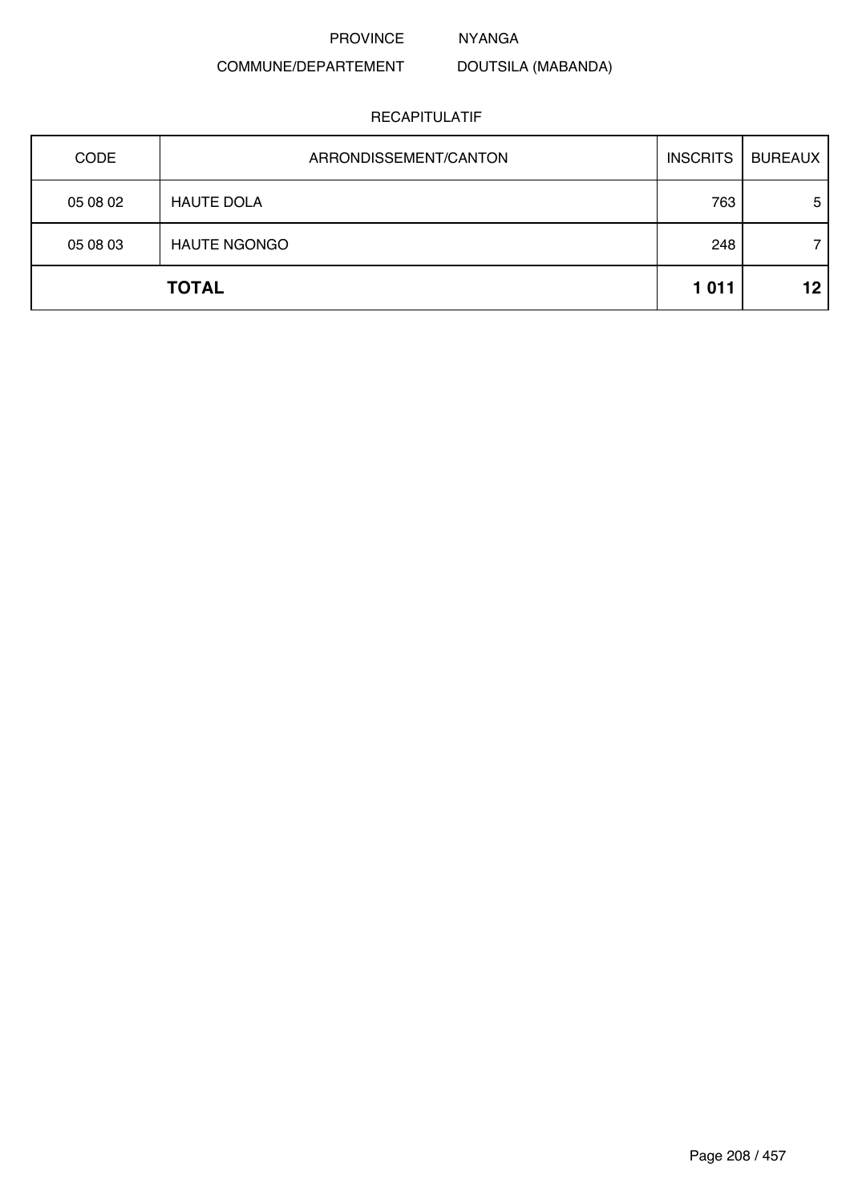PROVINCE NYANGA

COMMUNE/DEPARTEMENT DOUTSILA (MABANDA)

RECAPITULATIF

| CODE | ARRONDISSEMENT/CANTON | INSCRITS | BUREAUX |
|---|---|---|---|
| 05 08 02 | HAUTE DOLA | 763 | 5 |
| 05 08 03 | HAUTE NGONGO | 248 | 7 |
| **TOTAL** | | **1 011** | **12** |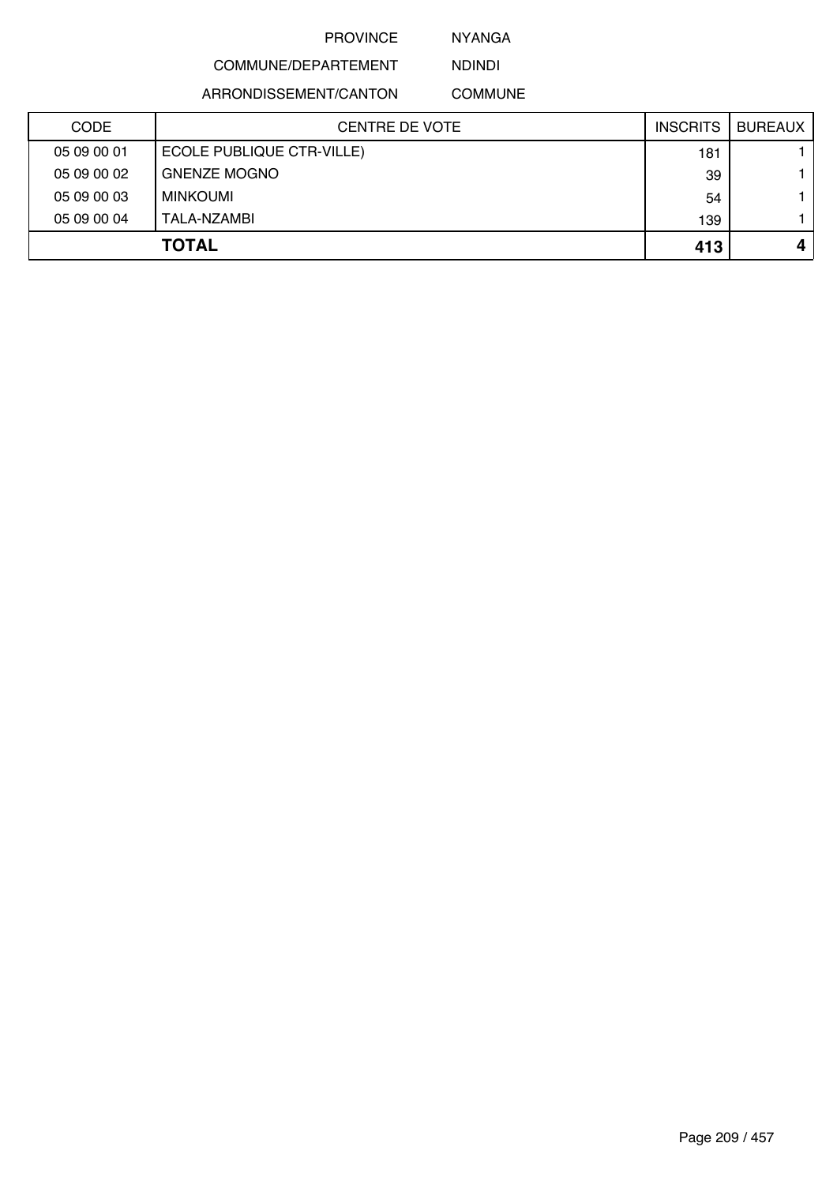PROVINCE NYANGA

COMMUNE/DEPARTEMENT NDINDI

ARRONDISSEMENT/CANTON COMMUNE

| CODE | CENTRE DE VOTE | INSCRITS | BUREAUX |
|---|---|---|---|
| 05 09 00 01 | ECOLE PUBLIQUE CTR-VILLE) | 181 | 1 |
| 05 09 00 02 | GNENZE MOGNO | 39 | 1 |
| 05 09 00 03 | MINKOUMI | 54 | 1 |
| 05 09 00 04 | TALA-NZAMBI | 139 | 1 |
| | **TOTAL** | **413** | **4** |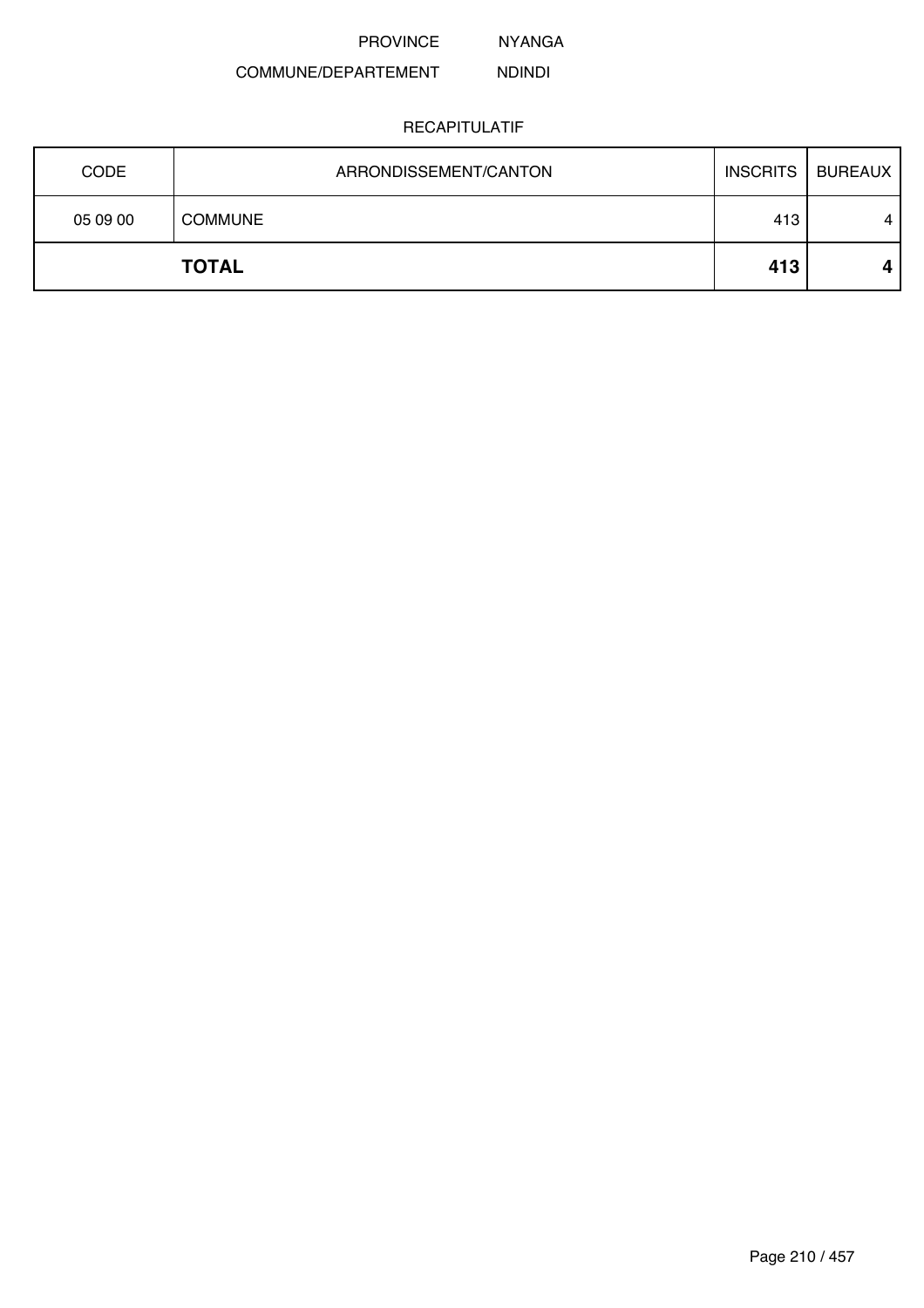PROVINCE NYANGA

COMMUNE/DEPARTEMENT NDINDI

RECAPITULATIF

| CODE | ARRONDISSEMENT/CANTON | INSCRITS | BUREAUX |
|---|---|---|---|
| 05 09 00 | COMMUNE | 413 | 4 |
| | **TOTAL** | **413** | **4** |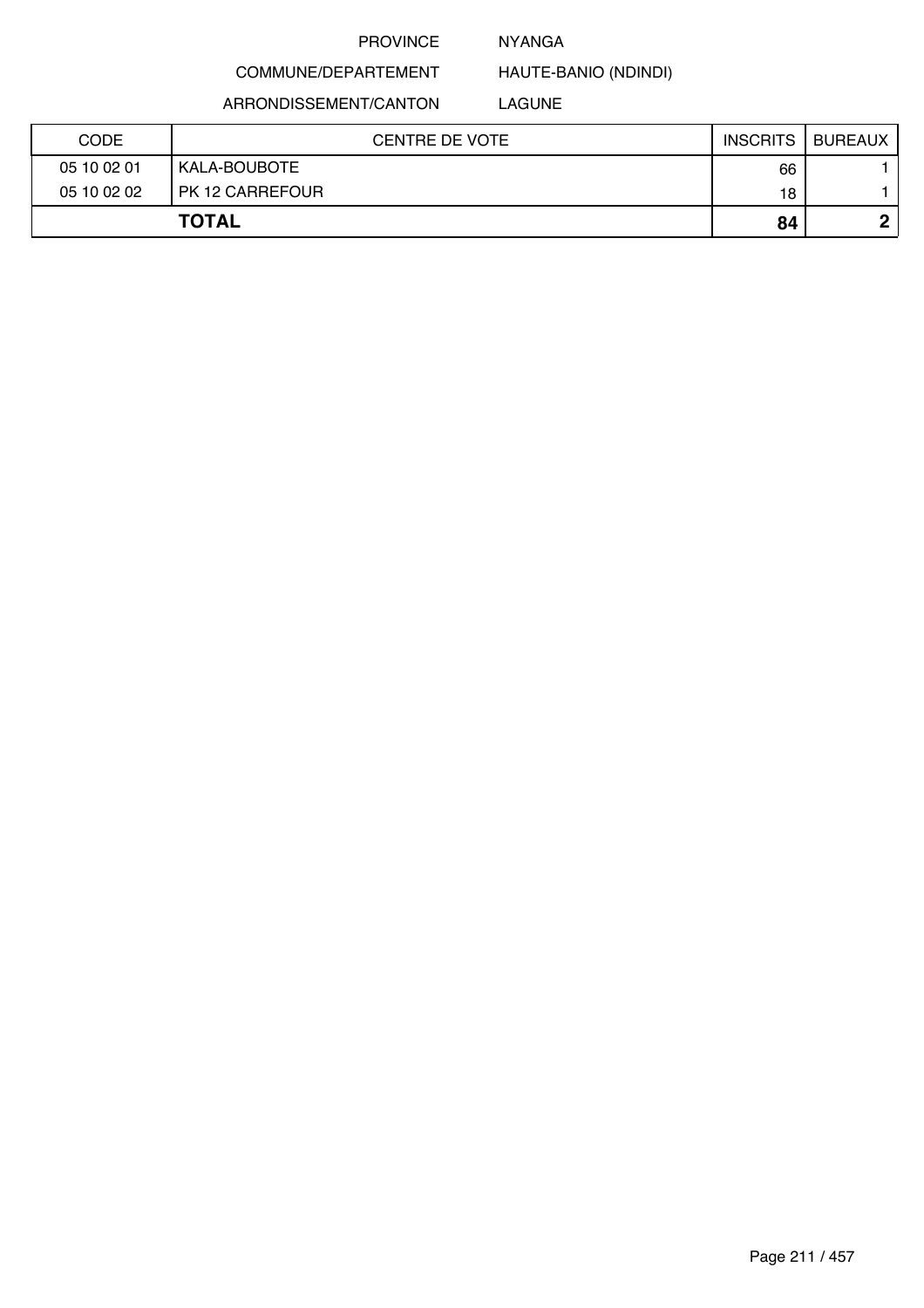PROVINCE NYANGA

COMMUNE/DEPARTEMENT HAUTE-BANIO (NDINDI)

ARRONDISSEMENT/CANTON LAGUNE

| CODE | CENTRE DE VOTE | INSCRITS | BUREAUX |
|---|---|---|---|
| 05 10 02 01 | KALA-BOUBOTE | 66 | 1 |
| 05 10 02 02 | PK 12 CARREFOUR | 18 | 1 |
| **TOTAL** | | **84** | **2** |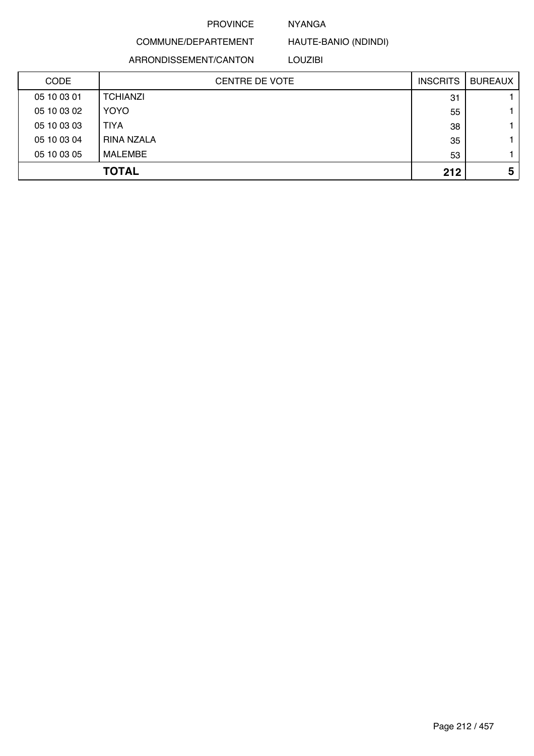PROVINCE NYANGA

COMMUNE/DEPARTEMENT HAUTE-BANIO (NDINDI)

ARRONDISSEMENT/CANTON LOUZIBI

| CODE | CENTRE DE VOTE | INSCRITS | BUREAUX |
|---|---|---|---|
| 05 10 03 01 | TCHIANZI | 31 | 1 |
| 05 10 03 02 | YOYO | 55 | 1 |
| 05 10 03 03 | TIYA | 38 | 1 |
| 05 10 03 04 | RINA NZALA | 35 | 1 |
| 05 10 03 05 | MALEMBE | 53 | 1 |
| | **TOTAL** | **212** | **5** |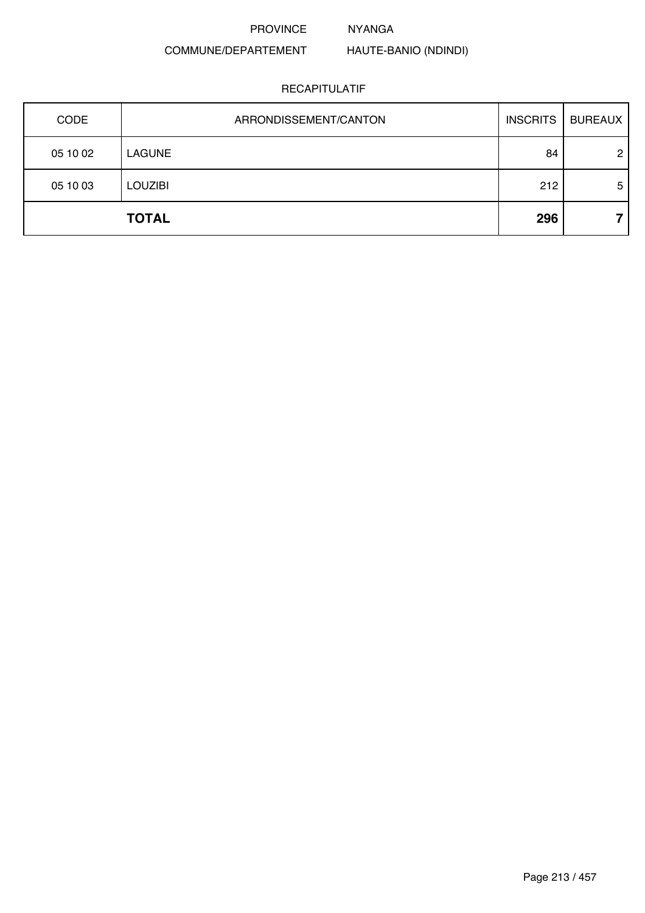PROVINCE NYANGA

COMMUNE/DEPARTEMENT HAUTE-BANIO (NDINDI)

RECAPITULATIF

| CODE | ARRONDISSEMENT/CANTON | INSCRITS | BUREAUX |
|---|---|---|---|
| 05 10 02 | LAGUNE | 84 | 2 |
| 05 10 03 | LOUZIBI | 212 | 5 |
| | **TOTAL** | **296** | **7** |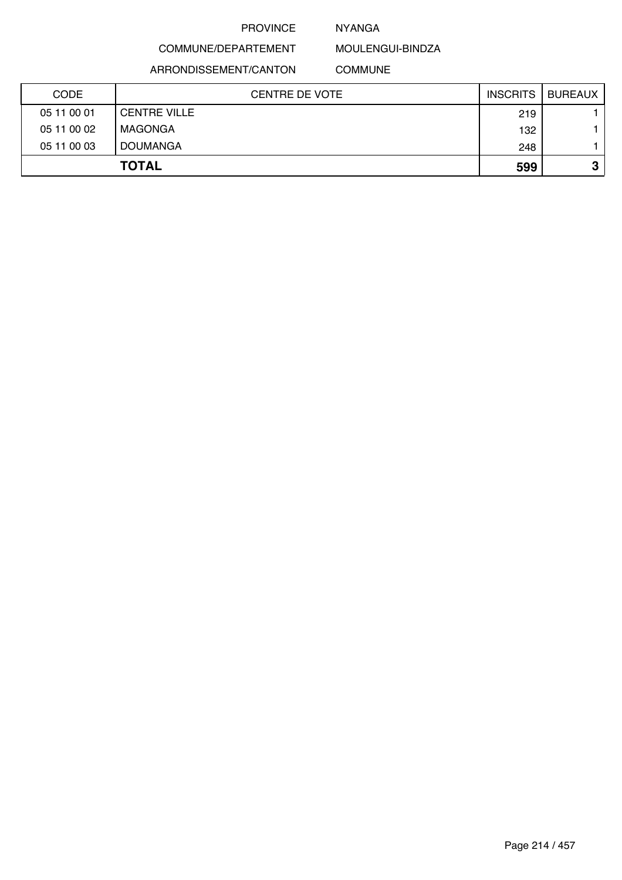PROVINCE NYANGA

COMMUNE/DEPARTEMENT MOULENGUI-BINDZA

ARRONDISSEMENT/CANTON COMMUNE

| CODE | CENTRE DE VOTE | INSCRITS | BUREAUX |
|---|---|---|---|
| 05 11 00 01 | CENTRE VILLE | 219 | 1 |
| 05 11 00 02 | MAGONGA | 132 | 1 |
| 05 11 00 03 | DOUMANGA | 248 | 1 |
| **TOTAL** | | **599** | **3** |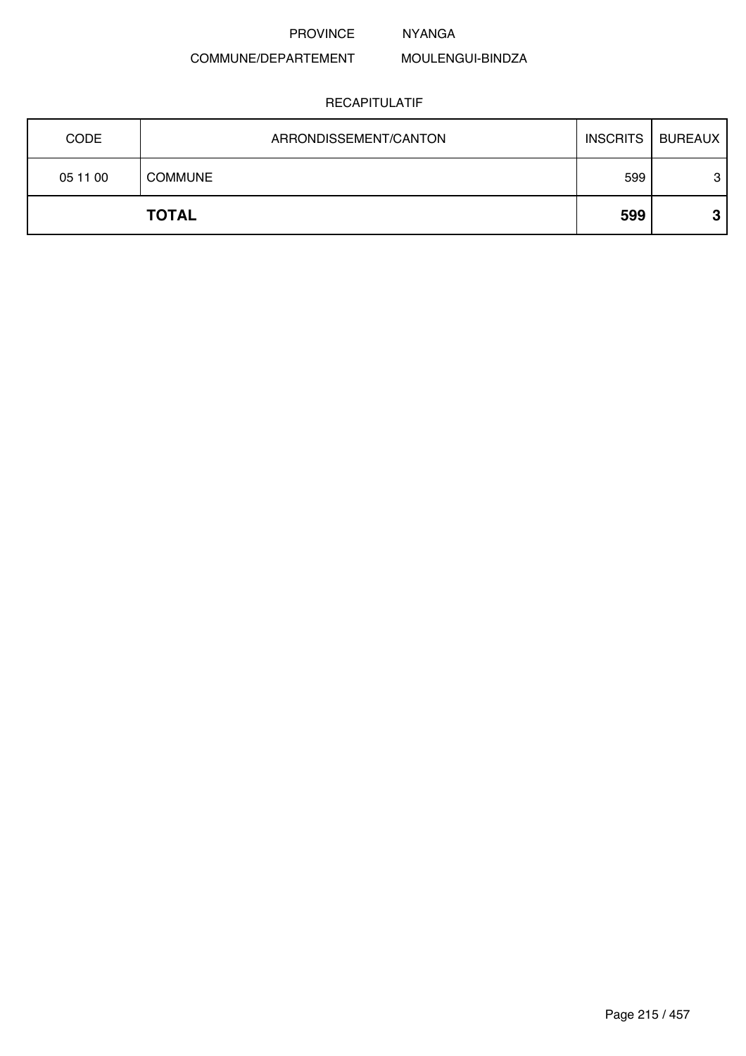PROVINCE NYANGA

COMMUNE/DEPARTEMENT MOULENGUI-BINDZA

RECAPITULATIF

| CODE | ARRONDISSEMENT/CANTON | INSCRITS | BUREAUX |
|---|---|---|---|
| 05 11 00 | COMMUNE | 599 | 3 |
| | **TOTAL** | **599** | **3** |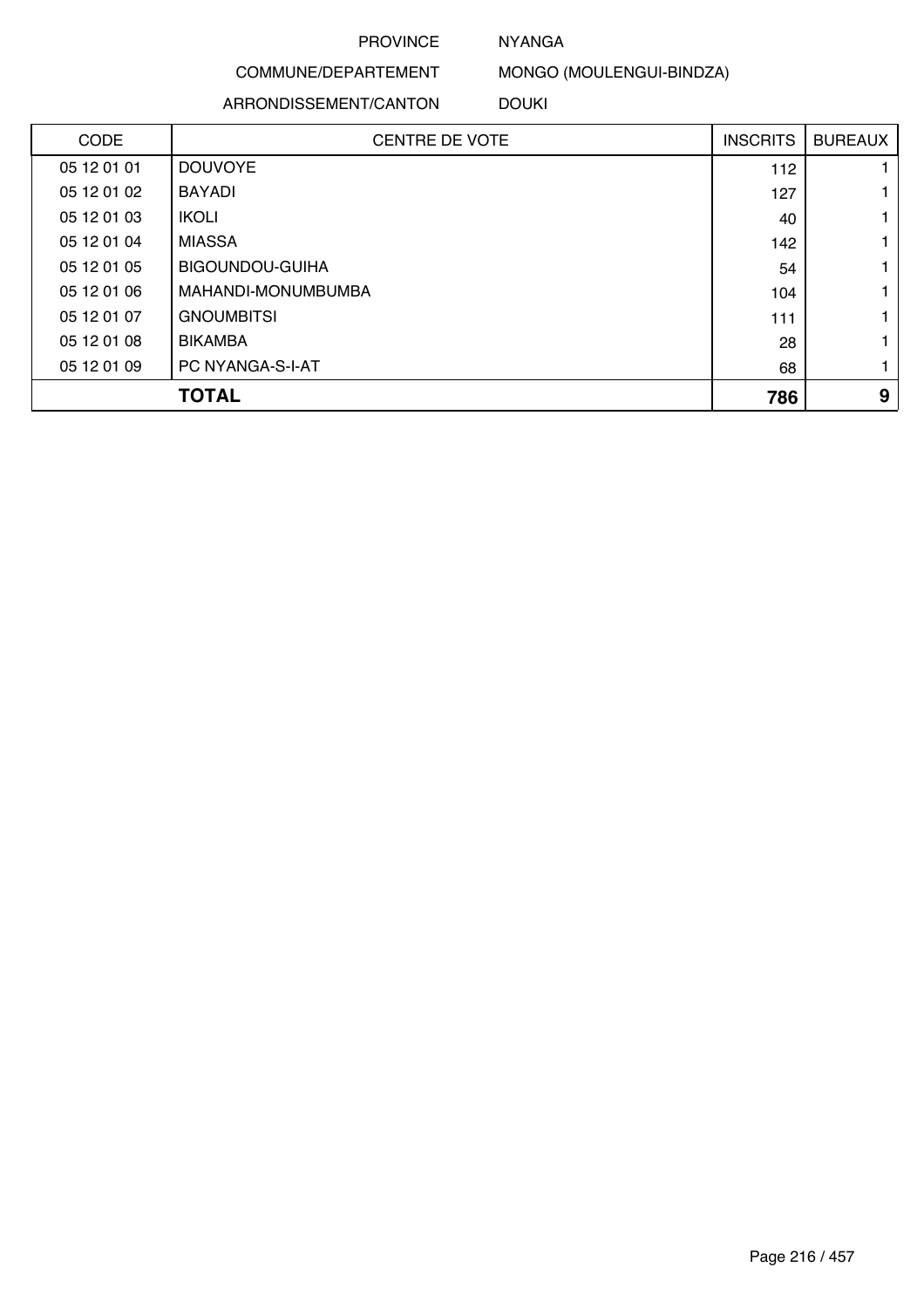PROVINCE NYANGA

COMMUNE/DEPARTEMENT MONGO (MOULENGUI-BINDZA)

ARRONDISSEMENT/CANTON DOUKI

| CODE | CENTRE DE VOTE | INSCRITS | BUREAUX |
|---|---|---|---|
| 05 12 01 01 | DOUVOYE | 112 | 1 |
| 05 12 01 02 | BAYADI | 127 | 1 |
| 05 12 01 03 | IKOLI | 40 | 1 |
| 05 12 01 04 | MIASSA | 142 | 1 |
| 05 12 01 05 | BIGOUNDOU-GUIHA | 54 | 1 |
| 05 12 01 06 | MAHANDI-MONUMBUMBA | 104 | 1 |
| 05 12 01 07 | GNOUMBITSI | 111 | 1 |
| 05 12 01 08 | BIKAMBA | 28 | 1 |
| 05 12 01 09 | PC NYANGA-S-I-AT | 68 | 1 |
| | **TOTAL** | **786** | **9** |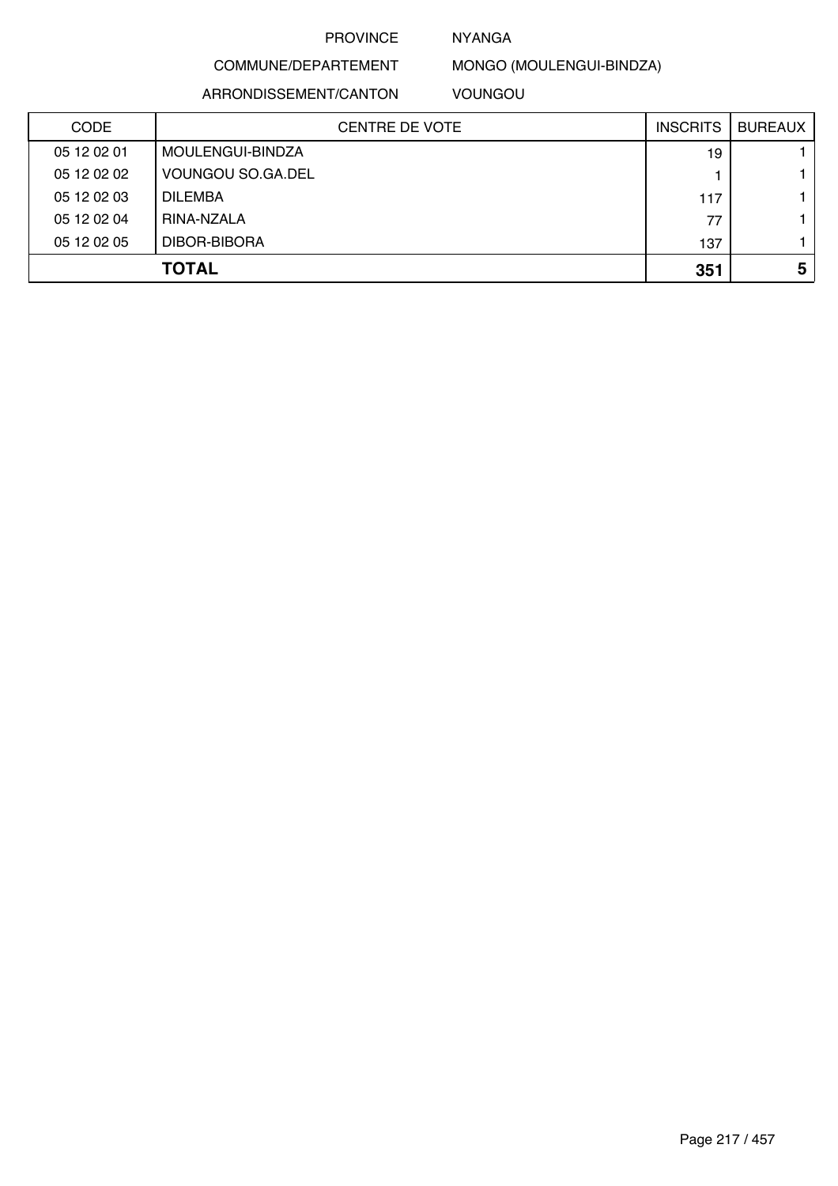PROVINCE NYANGA

COMMUNE/DEPARTEMENT MONGO (MOULENGUI-BINDZA)

ARRONDISSEMENT/CANTON VOUNGOU

| CODE | CENTRE DE VOTE | INSCRITS | BUREAUX |
|---|---|---|---|
| 05 12 02 01 | MOULENGUI-BINDZA | 19 | 1 |
| 05 12 02 02 | VOUNGOU SO.GA.DEL | 1 | 1 |
| 05 12 02 03 | DILEMBA | 117 | 1 |
| 05 12 02 04 | RINA-NZALA | 77 | 1 |
| 05 12 02 05 | DIBOR-BIBORA | 137 | 1 |
| | **TOTAL** | **351** | **5** |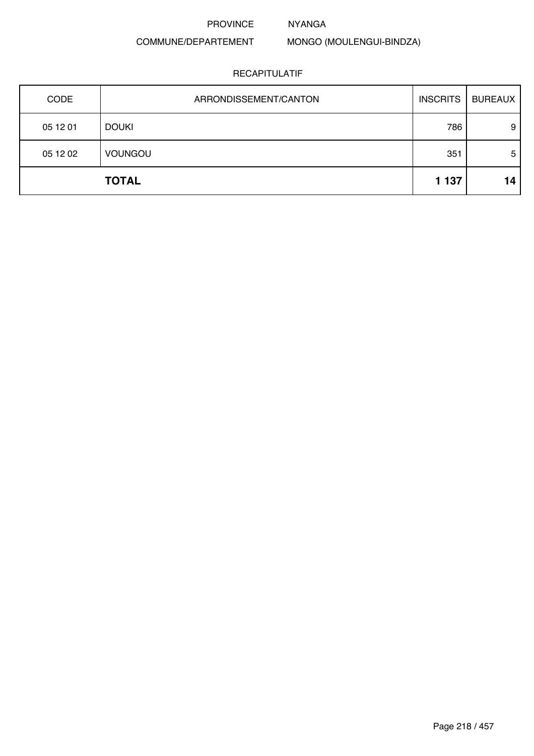PROVINCE NYANGA

COMMUNE/DEPARTEMENT MONGO (MOULENGUI-BINDZA)

RECAPITULATIF

| CODE | ARRONDISSEMENT/CANTON | INSCRITS | BUREAUX |
|---|---|---|---|
| 05 12 01 | DOUKI | 786 | 9 |
| 05 12 02 | VOUNGOU | 351 | 5 |
| | **TOTAL** | **1 137** | **14** |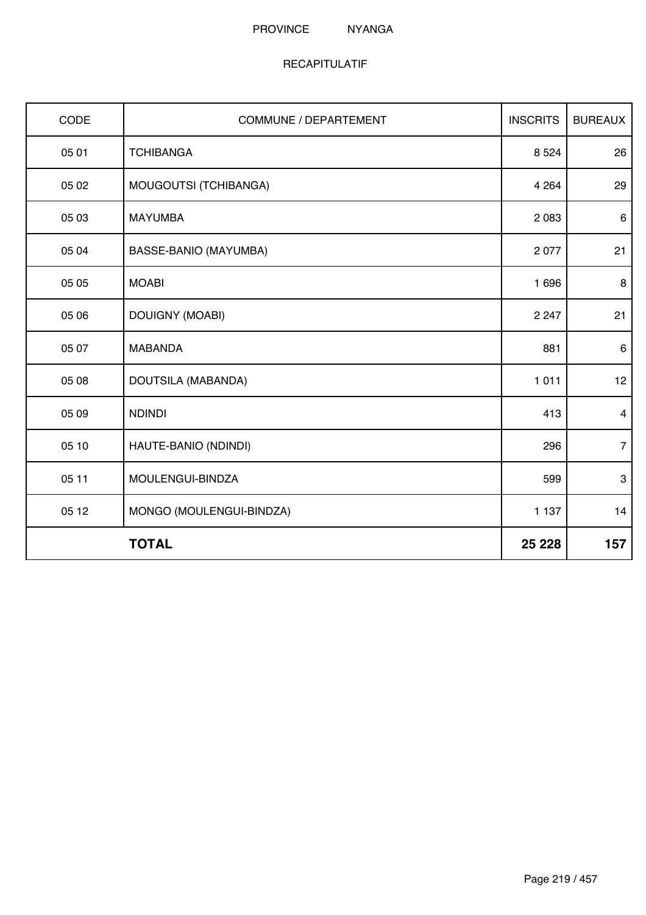PROVINCE NYANGA

RECAPITULATIF

| CODE | COMMUNE / DEPARTEMENT | INSCRITS | BUREAUX |
|---|---|---|---|
| 05 01 | TCHIBANGA | 8 524 | 26 |
| 05 02 | MOUGOUTSI (TCHIBANGA) | 4 264 | 29 |
| 05 03 | MAYUMBA | 2 083 | 6 |
| 05 04 | BASSE-BANIO (MAYUMBA) | 2 077 | 21 |
| 05 05 | MOABI | 1 696 | 8 |
| 05 06 | DOUIGNY (MOABI) | 2 247 | 21 |
| 05 07 | MABANDA | 881 | 6 |
| 05 08 | DOUTSILA (MABANDA) | 1 011 | 12 |
| 05 09 | NDINDI | 413 | 4 |
| 05 10 | HAUTE-BANIO (NDINDI) | 296 | 7 |
| 05 11 | MOULENGUI-BINDZA | 599 | 3 |
| 05 12 | MONGO (MOULENGUI-BINDZA) | 1 137 | 14 |
| | **TOTAL** | **25 228** | **157** |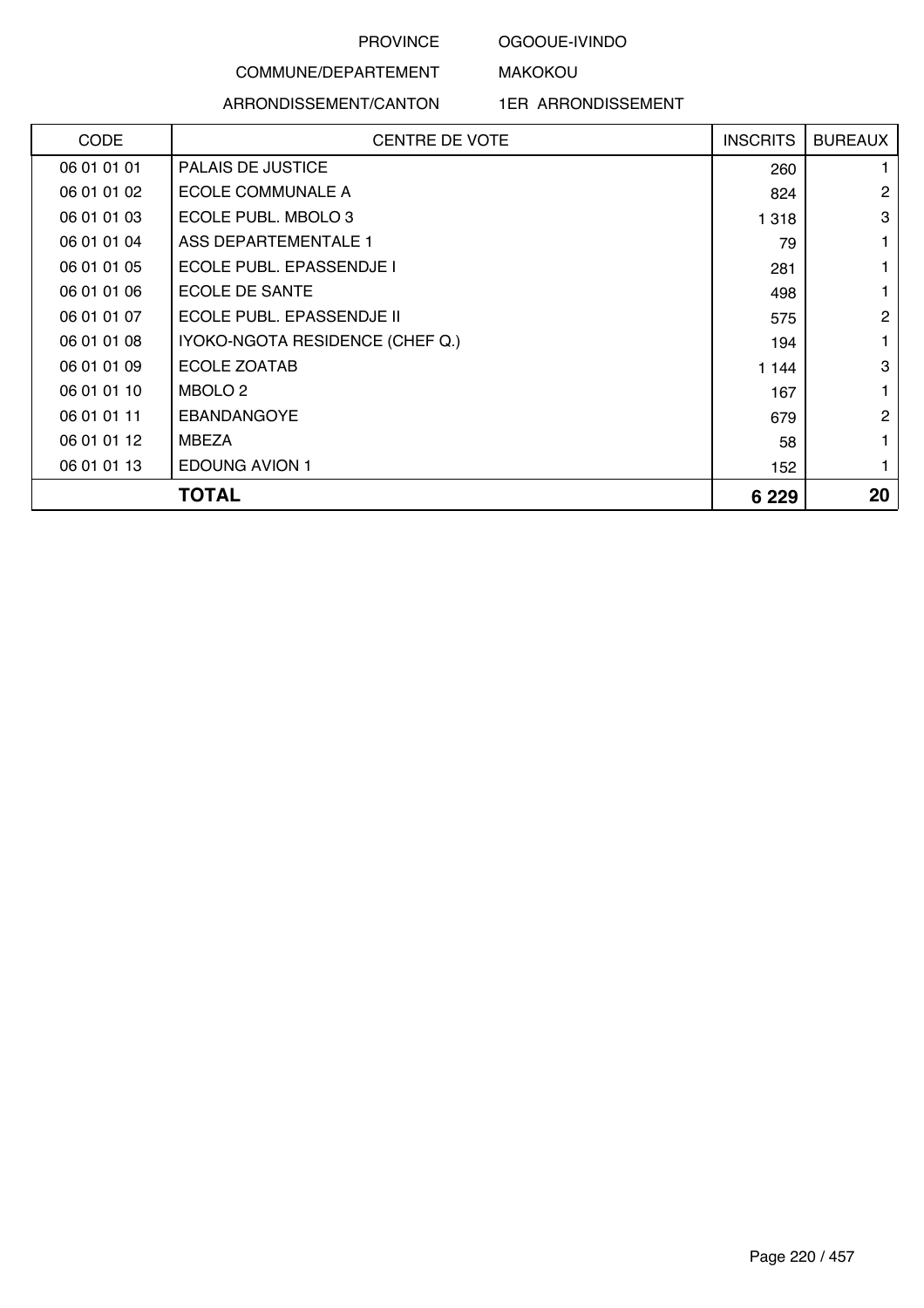PROVINCE OGOOUE-IVINDO

COMMUNE/DEPARTEMENT MAKOKOU

ARRONDISSEMENT/CANTON 1ER ARRONDISSEMENT

| CODE | CENTRE DE VOTE | INSCRITS | BUREAUX |
|---|---|---|---|
| 06 01 01 01 | PALAIS DE JUSTICE | 260 | 1 |
| 06 01 01 02 | ECOLE COMMUNALE A | 824 | 2 |
| 06 01 01 03 | ECOLE PUBL. MBOLO 3 | 1 318 | 3 |
| 06 01 01 04 | ASS DEPARTEMENTALE 1 | 79 | 1 |
| 06 01 01 05 | ECOLE PUBL. EPASSENDJE I | 281 | 1 |
| 06 01 01 06 | ECOLE DE SANTE | 498 | 1 |
| 06 01 01 07 | ECOLE PUBL. EPASSENDJE II | 575 | 2 |
| 06 01 01 08 | IYOKO-NGOTA RESIDENCE (CHEF Q.) | 194 | 1 |
| 06 01 01 09 | ECOLE ZOATAB | 1 144 | 3 |
| 06 01 01 10 | MBOLO 2 | 167 | 1 |
| 06 01 01 11 | EBANDANGOYE | 679 | 2 |
| 06 01 01 12 | MBEZA | 58 | 1 |
| 06 01 01 13 | EDOUNG AVION 1 | 152 | 1 |
| **TOTAL** | | **6 229** | **20** |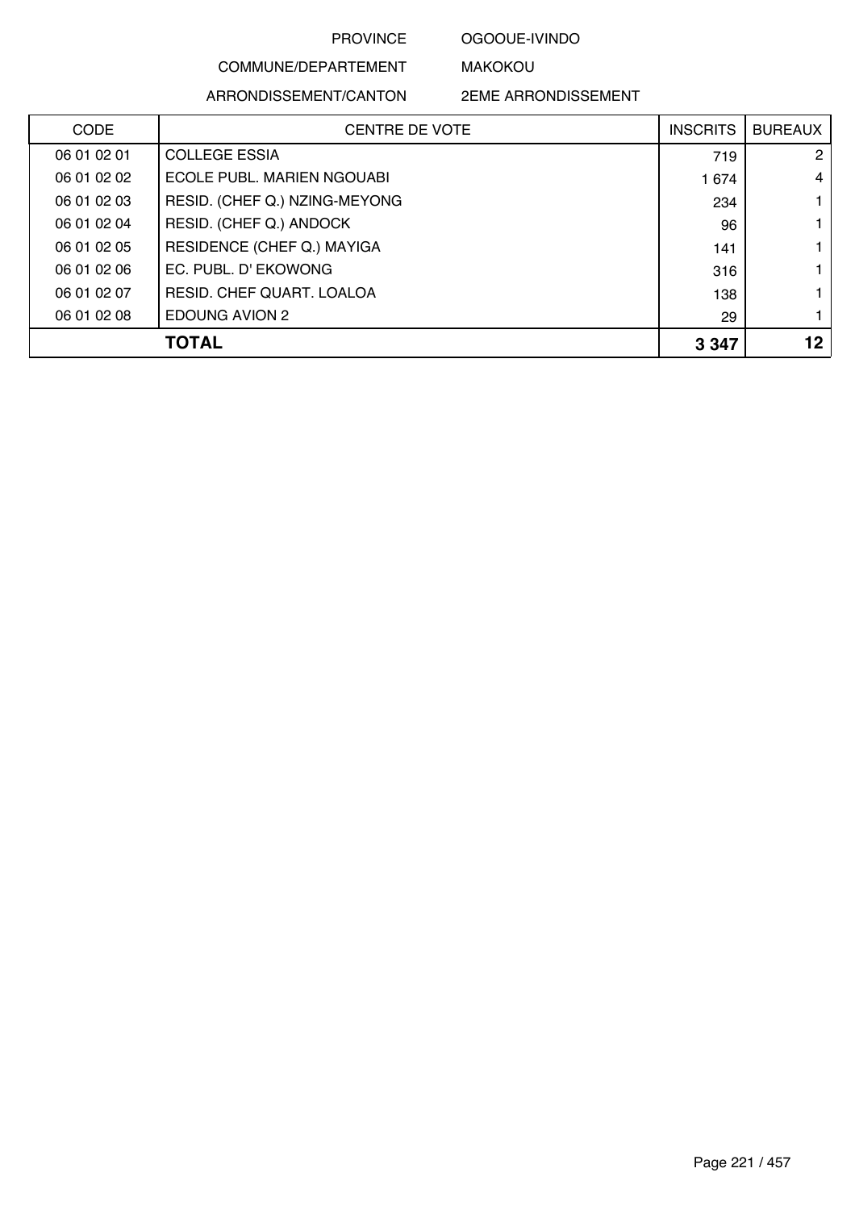PROVINCE OGOOUE-IVINDO

COMMUNE/DEPARTEMENT MAKOKOU

ARRONDISSEMENT/CANTON 2EME ARRONDISSEMENT

| CODE | CENTRE DE VOTE | INSCRITS | BUREAUX |
|---|---|---|---|
| 06 01 02 01 | COLLEGE ESSIA | 719 | 2 |
| 06 01 02 02 | ECOLE PUBL. MARIEN NGOUABI | 1 674 | 4 |
| 06 01 02 03 | RESID. (CHEF Q.) NZING-MEYONG | 234 | 1 |
| 06 01 02 04 | RESID. (CHEF Q.) ANDOCK | 96 | 1 |
| 06 01 02 05 | RESIDENCE (CHEF Q.) MAYIGA | 141 | 1 |
| 06 01 02 06 | EC. PUBL. D' EKOWONG | 316 | 1 |
| 06 01 02 07 | RESID. CHEF QUART. LOALOA | 138 | 1 |
| 06 01 02 08 | EDOUNG AVION 2 | 29 | 1 |
| | **TOTAL** | **3 347** | **12** |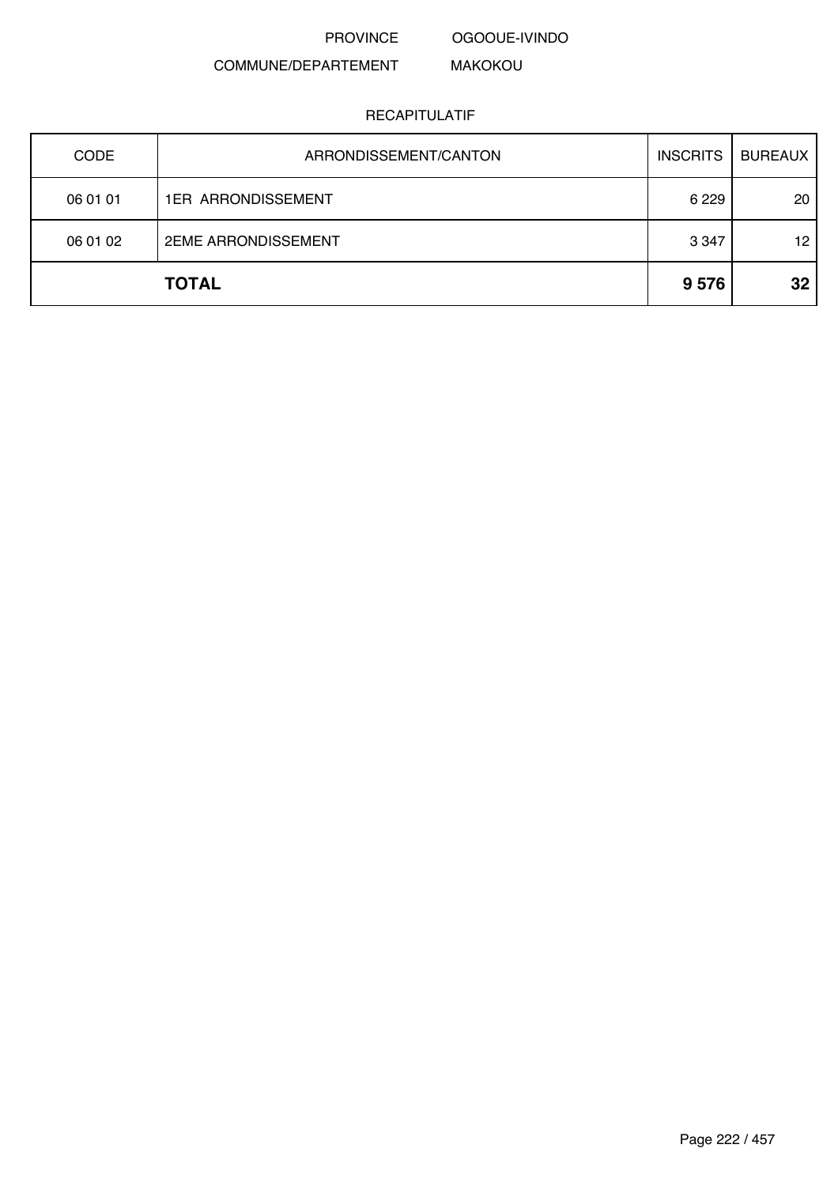PROVINCE OGOOUE-IVINDO

COMMUNE/DEPARTEMENT MAKOKOU

RECAPITULATIF

| CODE | ARRONDISSEMENT/CANTON | INSCRITS | BUREAUX |
|---|---|---|---|
| 06 01 01 | 1ER ARRONDISSEMENT | 6 229 | 20 |
| 06 01 02 | 2EME ARRONDISSEMENT | 3 347 | 12 |
| | **TOTAL** | **9 576** | **32** |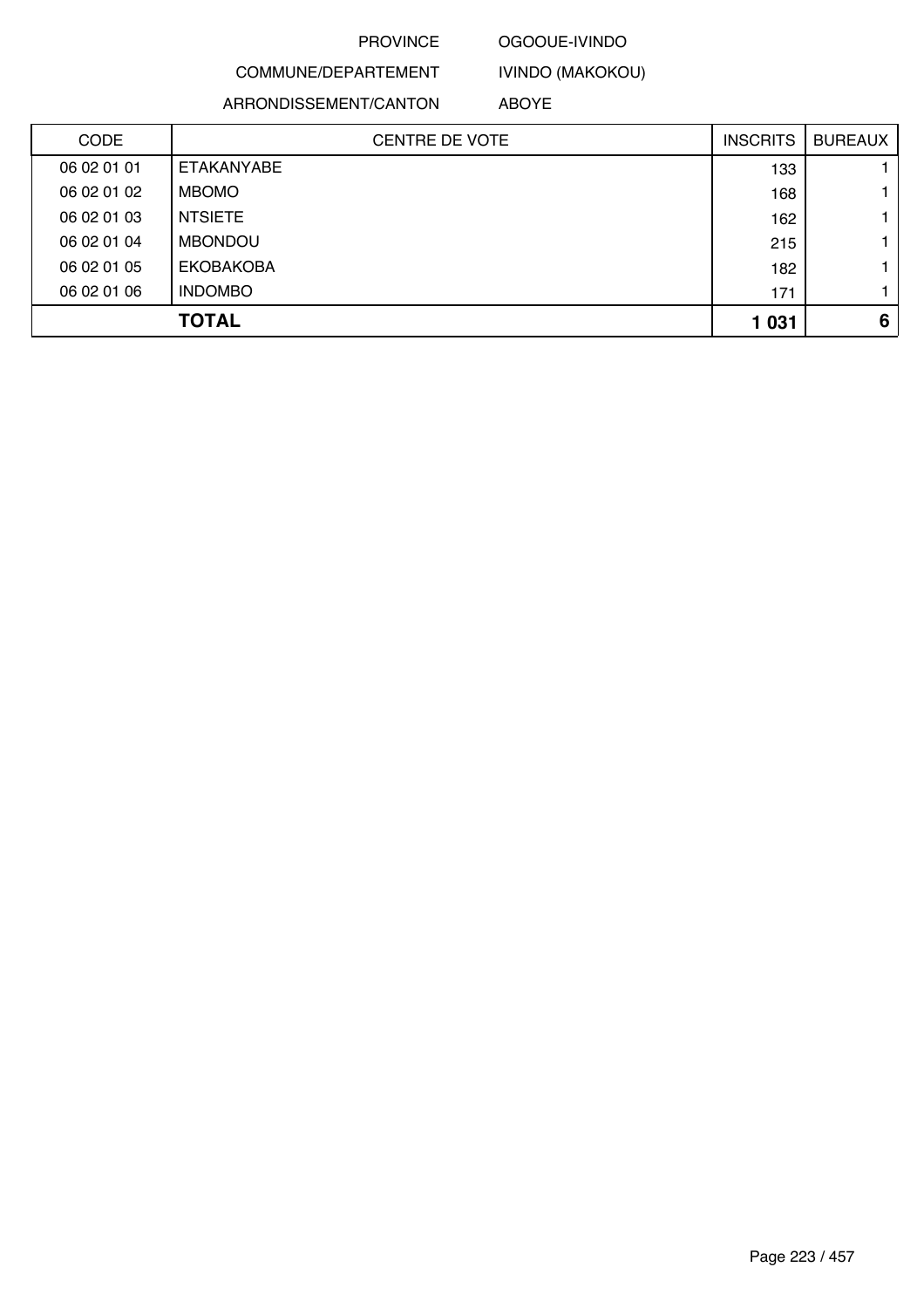PROVINCE OGOOUE-IVINDO

COMMUNE/DEPARTEMENT IVINDO (MAKOKOU)

ARRONDISSEMENT/CANTON ABOYE

| CODE | CENTRE DE VOTE | INSCRITS | BUREAUX |
|---|---|---|---|
| 06 02 01 01 | ETAKANYABE | 133 | 1 |
| 06 02 01 02 | MBOMO | 168 | 1 |
| 06 02 01 03 | NTSIETE | 162 | 1 |
| 06 02 01 04 | MBONDOU | 215 | 1 |
| 06 02 01 05 | EKOBAKOBA | 182 | 1 |
| 06 02 01 06 | INDOMBO | 171 | 1 |
| | **TOTAL** | **1 031** | **6** |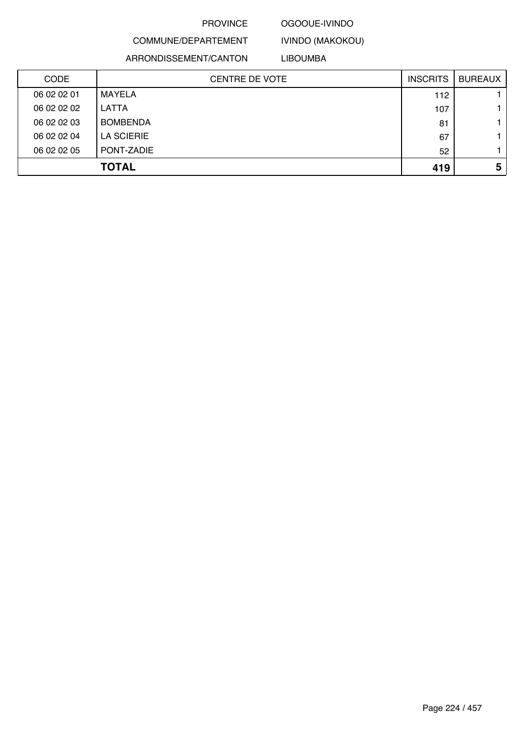PROVINCE OGOOUE-IVINDO

COMMUNE/DEPARTEMENT IVINDO (MAKOKOU)

ARRONDISSEMENT/CANTON LIBOUMBA

| CODE | CENTRE DE VOTE | INSCRITS | BUREAUX |
|---|---|---|---|
| 06 02 02 01 | MAYELA | 112 | 1 |
| 06 02 02 02 | LATTA | 107 | 1 |
| 06 02 02 03 | BOMBENDA | 81 | 1 |
| 06 02 02 04 | LA SCIERIE | 67 | 1 |
| 06 02 02 05 | PONT-ZADIE | 52 | 1 |
| | **TOTAL** | **419** | **5** |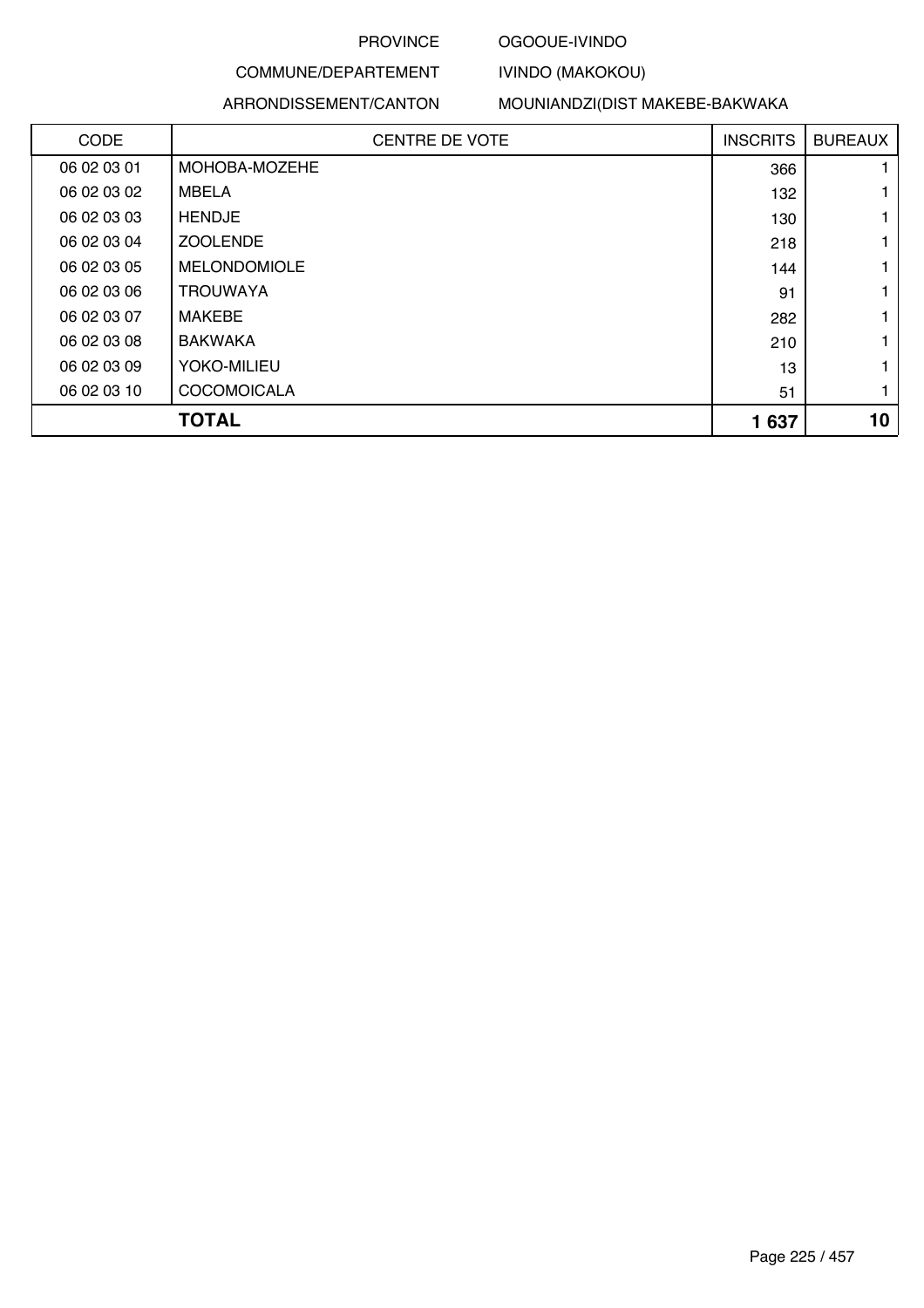PROVINCE OGOOUE-IVINDO

COMMUNE/DEPARTEMENT IVINDO (MAKOKOU)

ARRONDISSEMENT/CANTON MOUNIANDZI(DIST MAKEBE-BAKWAKA

| CODE | CENTRE DE VOTE | INSCRITS | BUREAUX |
|---|---|---|---|
| 06 02 03 01 | MOHOBA-MOZEHE | 366 | 1 |
| 06 02 03 02 | MBELA | 132 | 1 |
| 06 02 03 03 | HENDJE | 130 | 1 |
| 06 02 03 04 | ZOOLENDE | 218 | 1 |
| 06 02 03 05 | MELONDOMIOLE | 144 | 1 |
| 06 02 03 06 | TROUWAYA | 91 | 1 |
| 06 02 03 07 | MAKEBE | 282 | 1 |
| 06 02 03 08 | BAKWAKA | 210 | 1 |
| 06 02 03 09 | YOKO-MILIEU | 13 | 1 |
| 06 02 03 10 | COCOMOICALA | 51 | 1 |
| | **TOTAL** | **1 637** | **10** |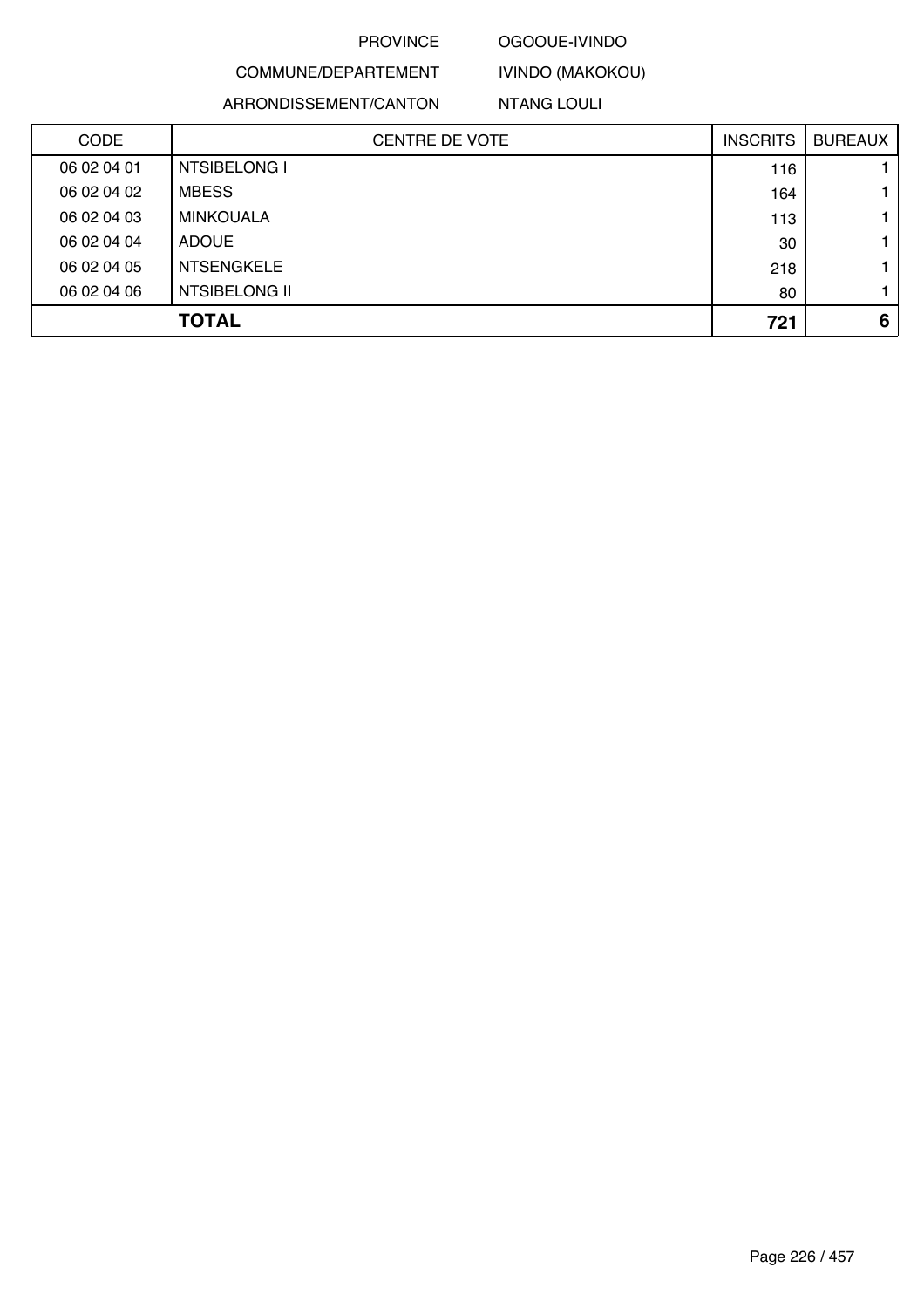PROVINCE OGOOUE-IVINDO

COMMUNE/DEPARTEMENT IVINDO (MAKOKOU)

ARRONDISSEMENT/CANTON NTANG LOULI

| CODE | CENTRE DE VOTE | INSCRITS | BUREAUX |
|---|---|---|---|
| 06 02 04 01 | NTSIBELONG I | 116 | 1 |
| 06 02 04 02 | MBESS | 164 | 1 |
| 06 02 04 03 | MINKOUALA | 113 | 1 |
| 06 02 04 04 | ADOUE | 30 | 1 |
| 06 02 04 05 | NTSENGKELE | 218 | 1 |
| 06 02 04 06 | NTSIBELONG II | 80 | 1 |
| | **TOTAL** | **721** | **6** |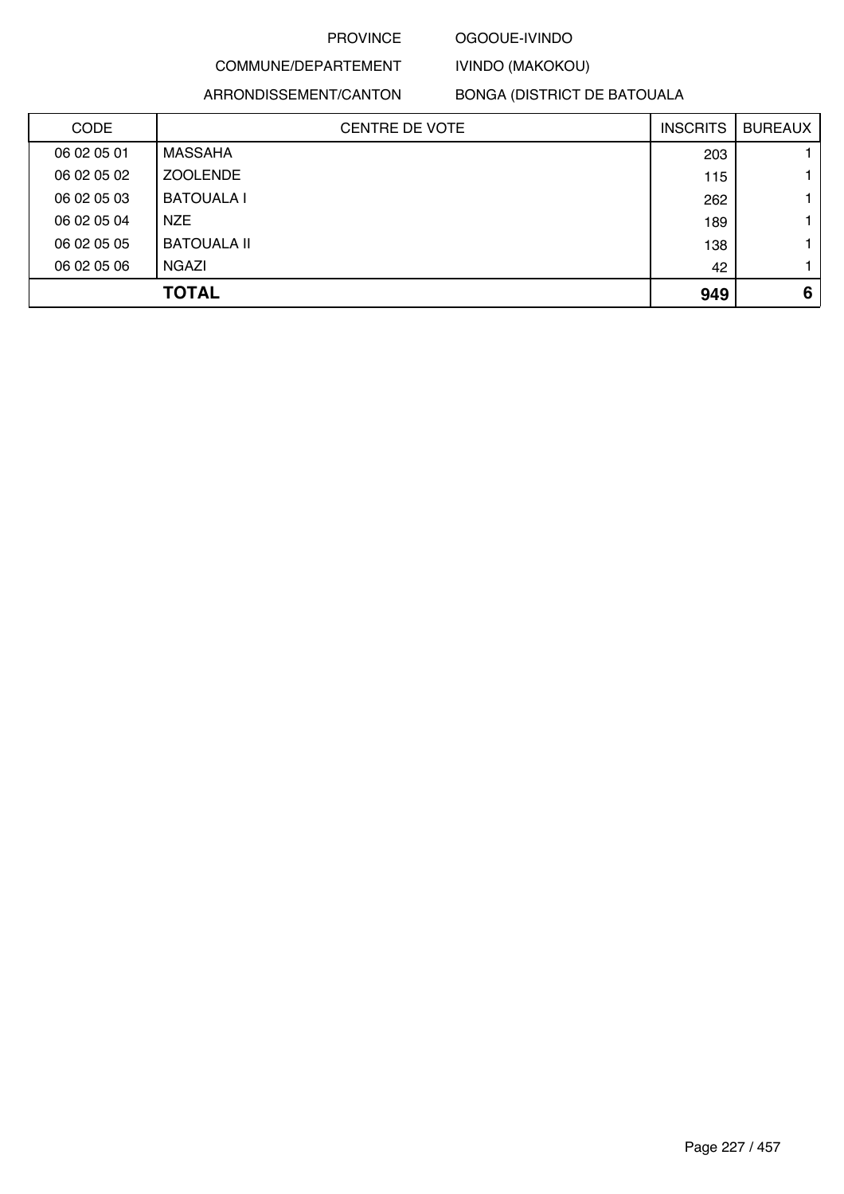PROVINCE OGOOUE-IVINDO

COMMUNE/DEPARTEMENT IVINDO (MAKOKOU)

ARRONDISSEMENT/CANTON BONGA (DISTRICT DE BATOUALA

| CODE | CENTRE DE VOTE | INSCRITS | BUREAUX |
|---|---|---|---|
| 06 02 05 01 | MASSAHA | 203 | 1 |
| 06 02 05 02 | ZOOLENDE | 115 | 1 |
| 06 02 05 03 | BATOUALA I | 262 | 1 |
| 06 02 05 04 | NZE | 189 | 1 |
| 06 02 05 05 | BATOUALA II | 138 | 1 |
| 06 02 05 06 | NGAZI | 42 | 1 |
| | **TOTAL** | **949** | **6** |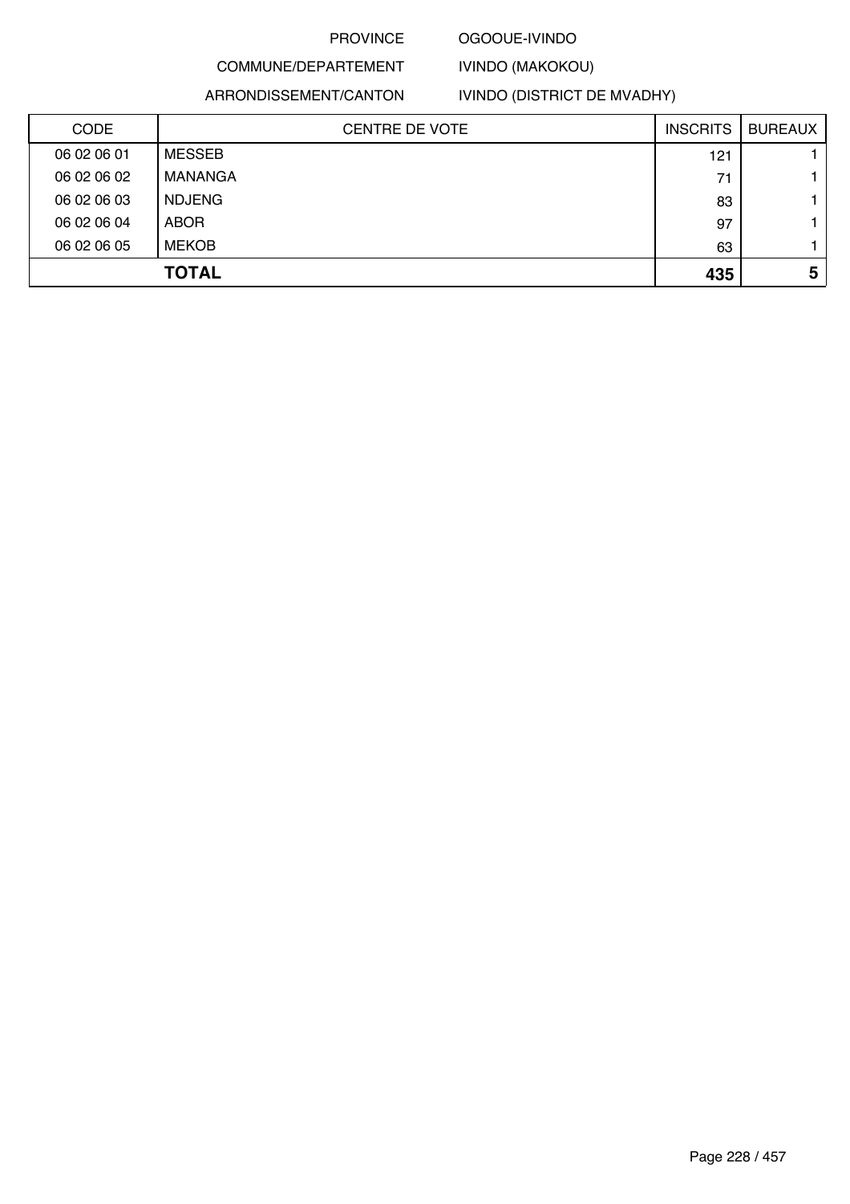PROVINCE OGOOUE-IVINDO

COMMUNE/DEPARTEMENT IVINDO (MAKOKOU)

ARRONDISSEMENT/CANTON IVINDO (DISTRICT DE MVADHY)

| CODE | CENTRE DE VOTE | INSCRITS | BUREAUX |
|---|---|---|---|
| 06 02 06 01 | MESSEB | 121 | 1 |
| 06 02 06 02 | MANANGA | 71 | 1 |
| 06 02 06 03 | NDJENG | 83 | 1 |
| 06 02 06 04 | ABOR | 97 | 1 |
| 06 02 06 05 | MEKOB | 63 | 1 |
| | **TOTAL** | **435** | **5** |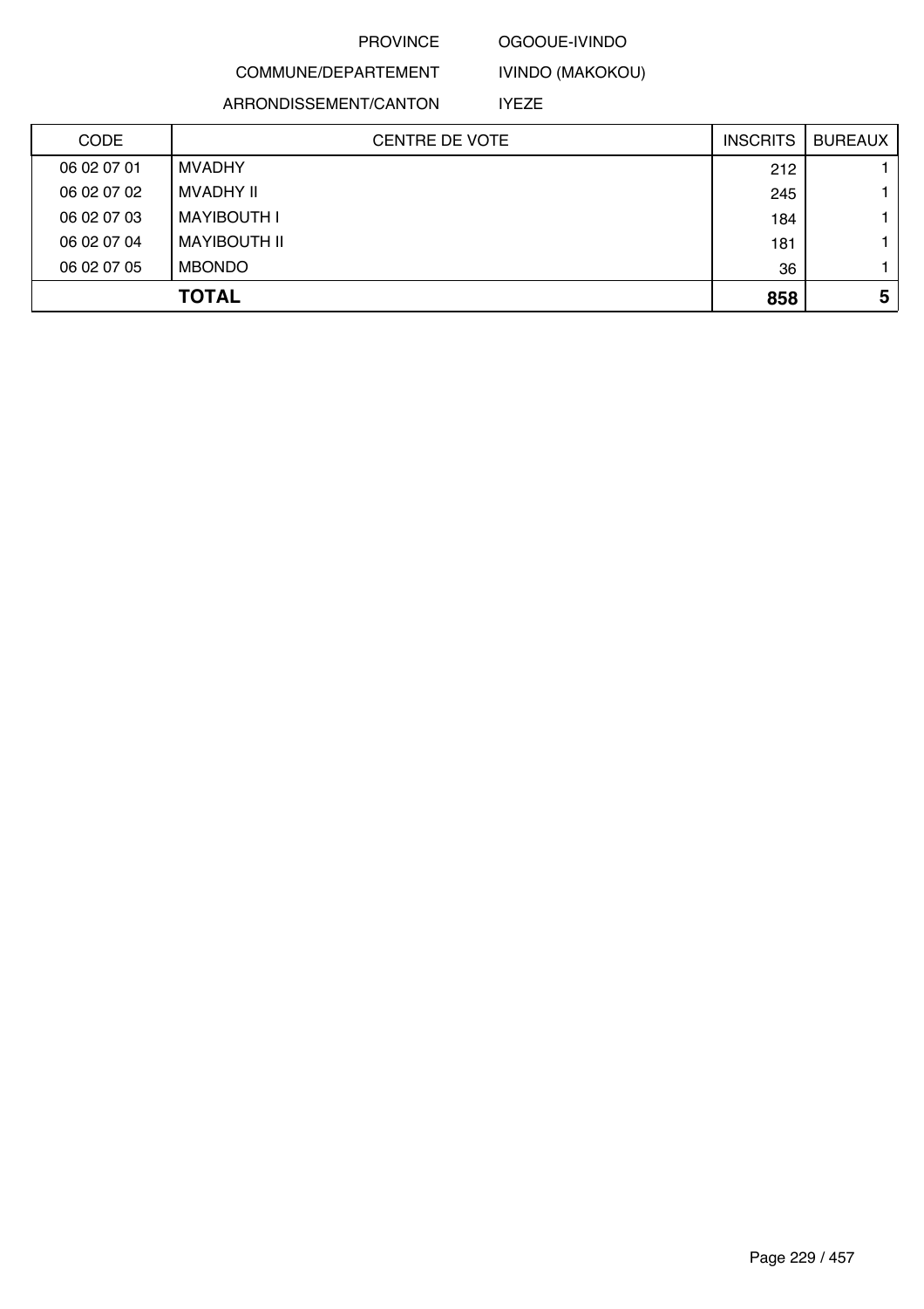PROVINCE OGOOUE-IVINDO

COMMUNE/DEPARTEMENT IVINDO (MAKOKOU)

ARRONDISSEMENT/CANTON IYEZE

| CODE | CENTRE DE VOTE | INSCRITS | BUREAUX |
|---|---|---|---|
| 06 02 07 01 | MVADHY | 212 | 1 |
| 06 02 07 02 | MVADHY II | 245 | 1 |
| 06 02 07 03 | MAYIBOUTH I | 184 | 1 |
| 06 02 07 04 | MAYIBOUTH II | 181 | 1 |
| 06 02 07 05 | MBONDO | 36 | 1 |
| | **TOTAL** | **858** | **5** |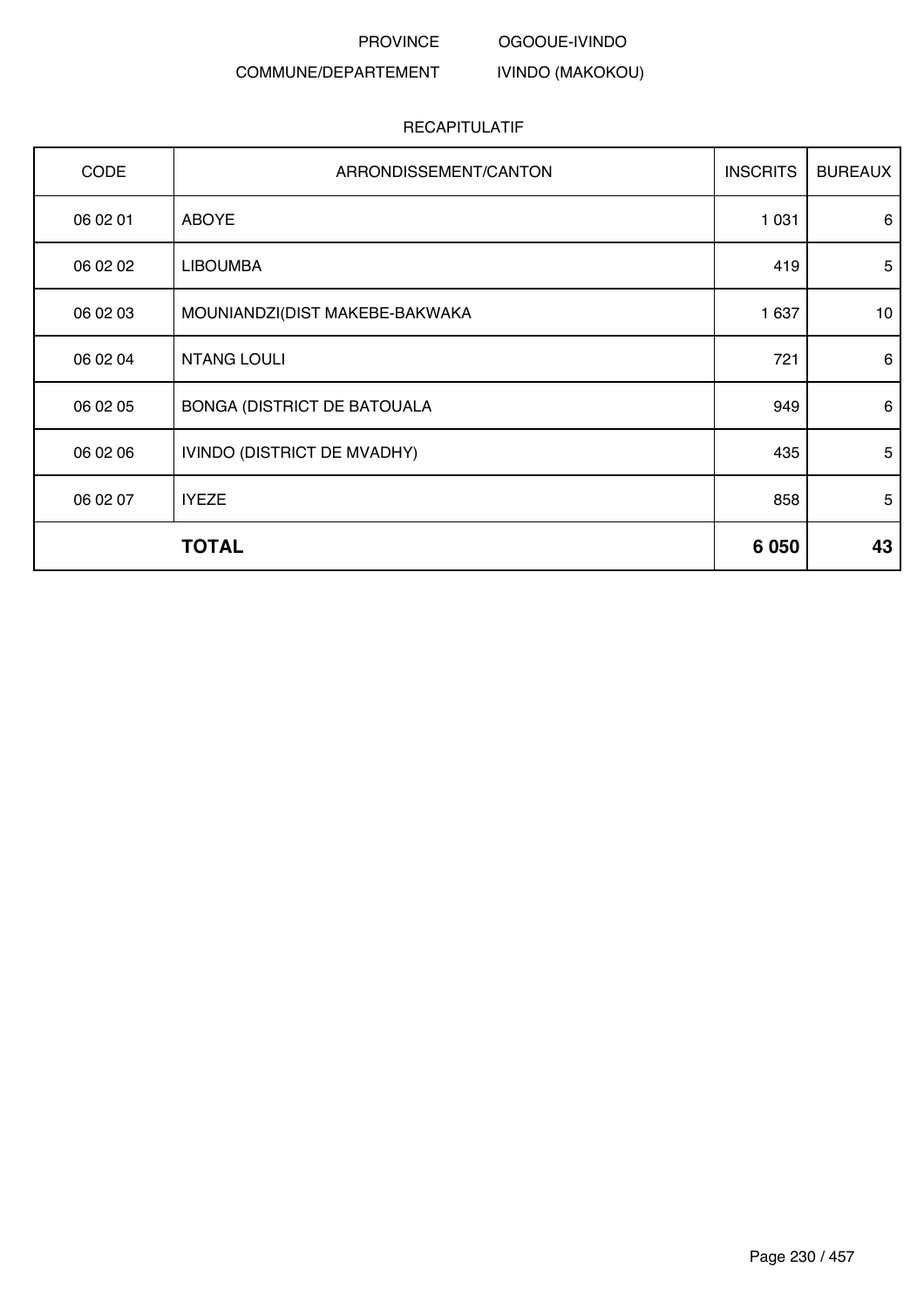PROVINCE OGOOUE-IVINDO

COMMUNE/DEPARTEMENT IVINDO (MAKOKOU)

RECAPITULATIF

| CODE | ARRONDISSEMENT/CANTON | INSCRITS | BUREAUX |
|---|---|---|---|
| 06 02 01 | ABOYE | 1 031 | 6 |
| 06 02 02 | LIBOUMBA | 419 | 5 |
| 06 02 03 | MOUNIANDZI(DIST MAKEBE-BAKWAKA | 1 637 | 10 |
| 06 02 04 | NTANG LOULI | 721 | 6 |
| 06 02 05 | BONGA (DISTRICT DE BATOUALA | 949 | 6 |
| 06 02 06 | IVINDO (DISTRICT DE MVADHY) | 435 | 5 |
| 06 02 07 | IYEZE | 858 | 5 |
| | **TOTAL** | **6 050** | **43** |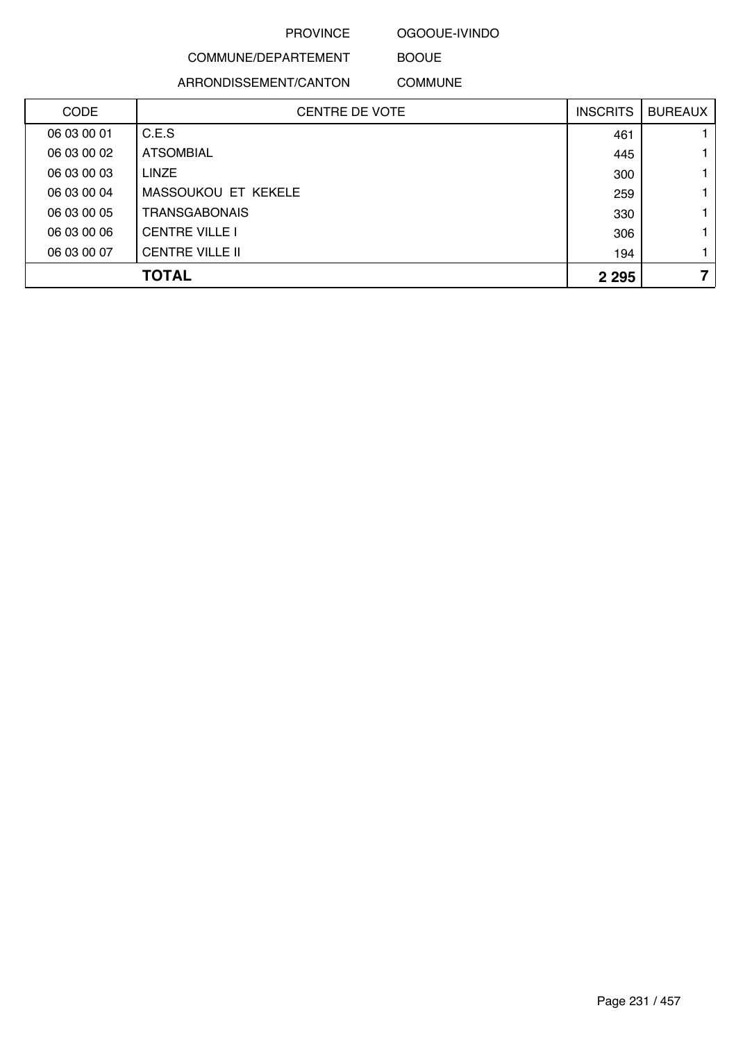PROVINCE OGOOUE-IVINDO

COMMUNE/DEPARTEMENT BOOUE

ARRONDISSEMENT/CANTON COMMUNE

| CODE | CENTRE DE VOTE | INSCRITS | BUREAUX |
|---|---|---|---|
| 06 03 00 01 | C.E.S | 461 | 1 |
| 06 03 00 02 | ATSOMBIAL | 445 | 1 |
| 06 03 00 03 | LINZE | 300 | 1 |
| 06 03 00 04 | MASSOUKOU ET KEKELE | 259 | 1 |
| 06 03 00 05 | TRANSGABONAIS | 330 | 1 |
| 06 03 00 06 | CENTRE VILLE I | 306 | 1 |
| 06 03 00 07 | CENTRE VILLE II | 194 | 1 |
| | **TOTAL** | **2 295** | **7** |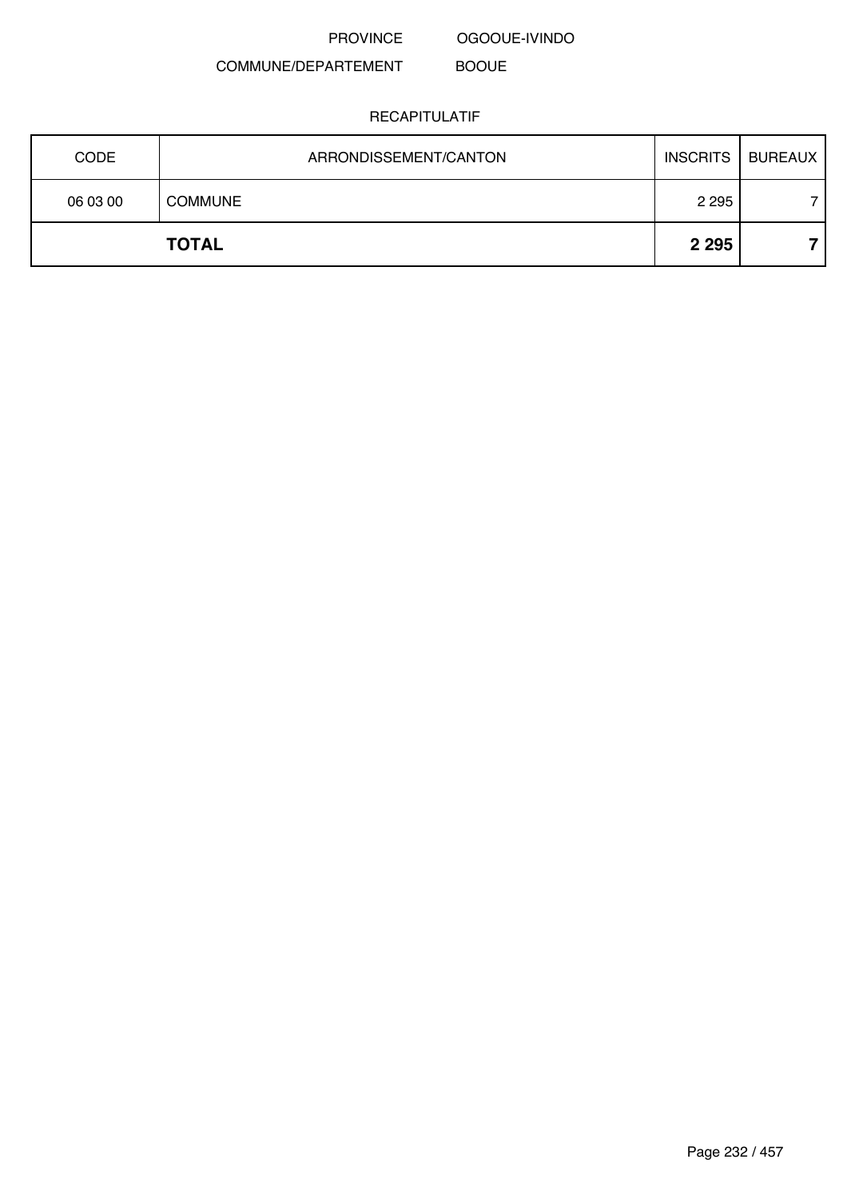PROVINCE OGOOUE-IVINDO

COMMUNE/DEPARTEMENT BOOUE

RECAPITULATIF

| CODE | ARRONDISSEMENT/CANTON | INSCRITS | BUREAUX |
|---|---|---|---|
| 06 03 00 | COMMUNE | 2 295 | 7 |
| | **TOTAL** | **2 295** | **7** |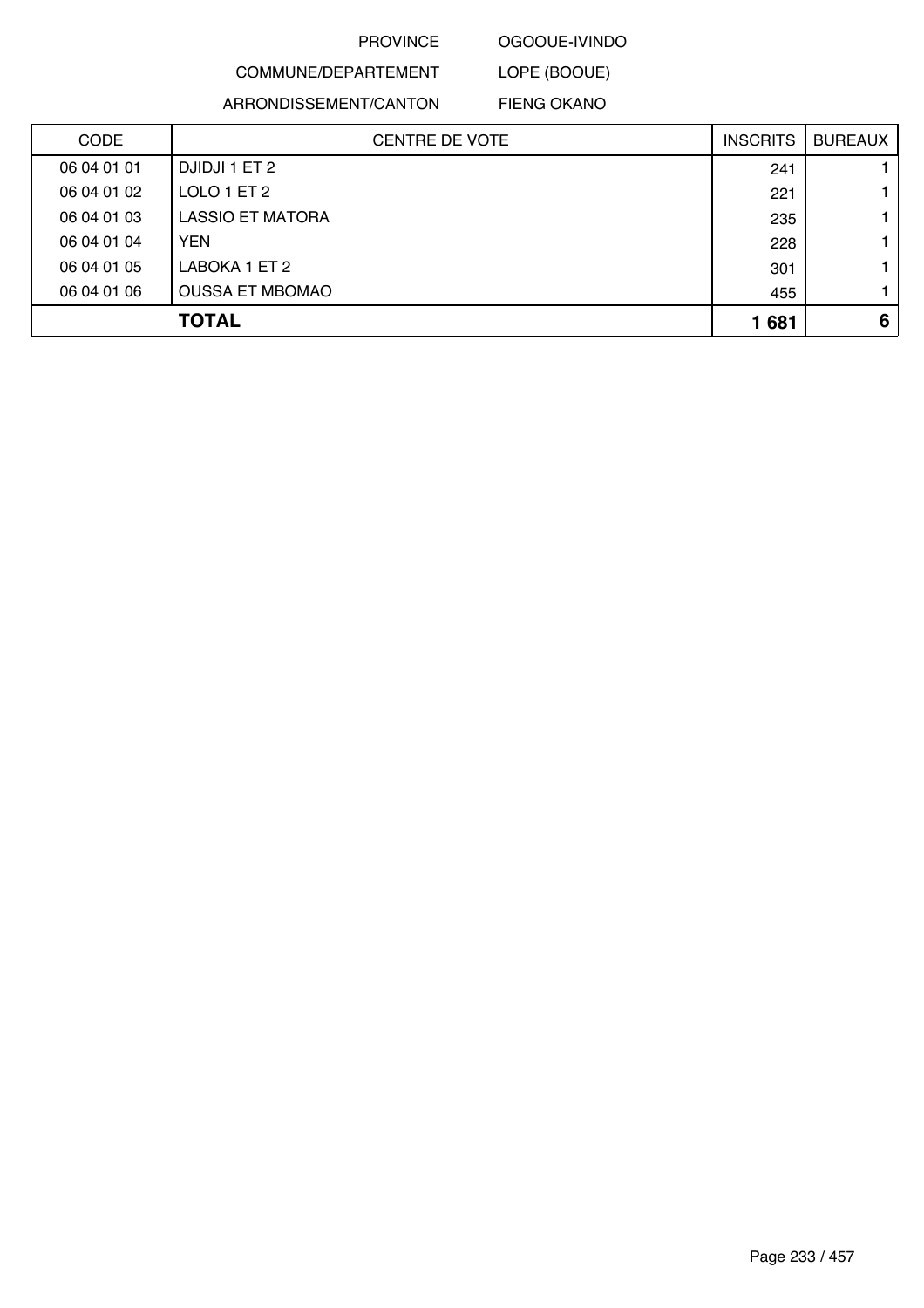PROVINCE OGOOUE-IVINDO

COMMUNE/DEPARTEMENT LOPE (BOOUE)

ARRONDISSEMENT/CANTON FIENG OKANO

| CODE | CENTRE DE VOTE | INSCRITS | BUREAUX |
|---|---|---|---|
| 06 04 01 01 | DJIDJI 1 ET 2 | 241 | 1 |
| 06 04 01 02 | LOLO 1 ET 2 | 221 | 1 |
| 06 04 01 03 | LASSIO ET MATORA | 235 | 1 |
| 06 04 01 04 | YEN | 228 | 1 |
| 06 04 01 05 | LABOKA 1 ET 2 | 301 | 1 |
| 06 04 01 06 | OUSSA ET MBOMAO | 455 | 1 |
| | **TOTAL** | **1 681** | **6** |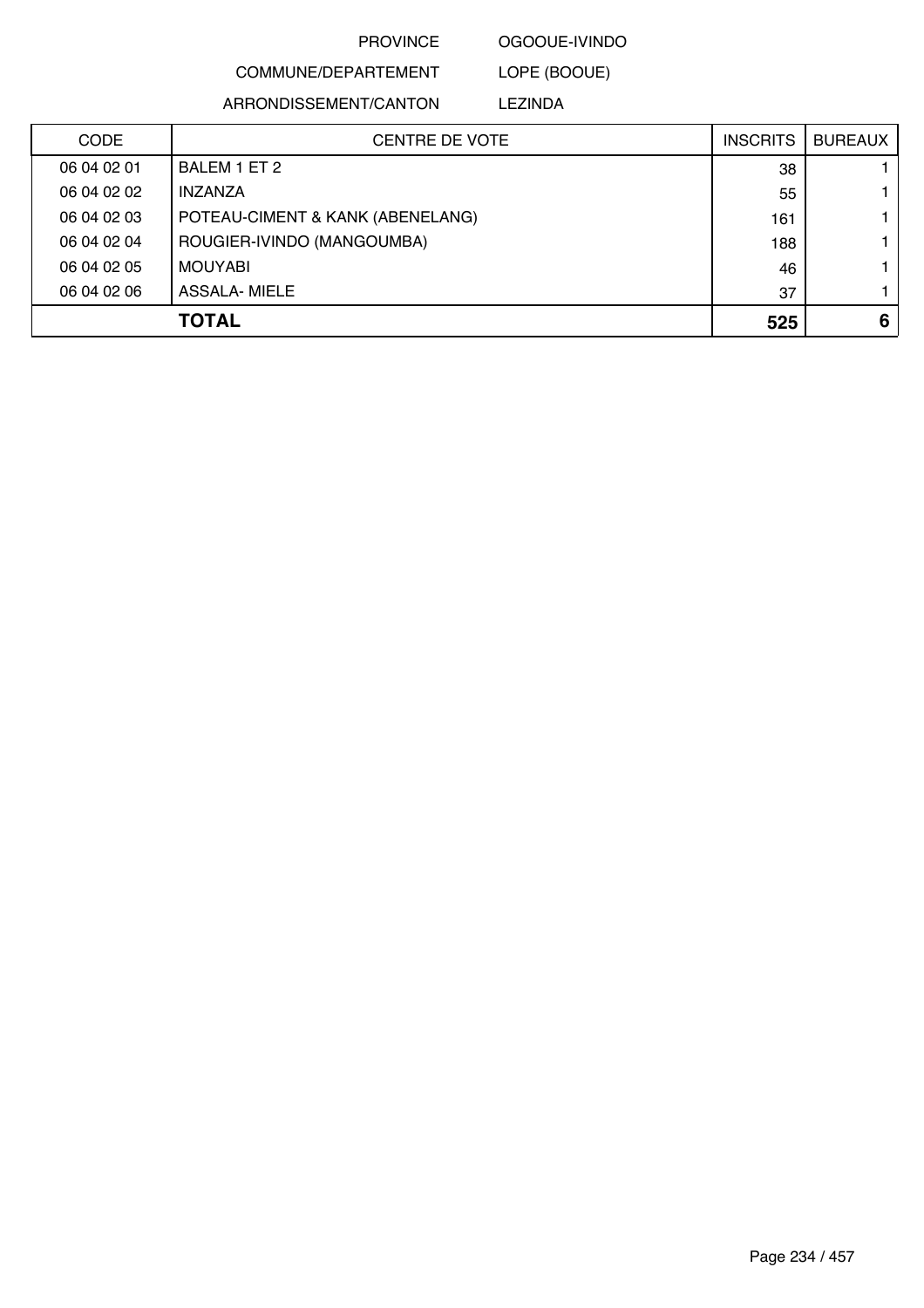PROVINCE OGOOUE-IVINDO

COMMUNE/DEPARTEMENT LOPE (BOOUE)

ARRONDISSEMENT/CANTON LEZINDA

| CODE | CENTRE DE VOTE | INSCRITS | BUREAUX |
|---|---|---|---|
| 06 04 02 01 | BALEM 1 ET 2 | 38 | 1 |
| 06 04 02 02 | INZANZA | 55 | 1 |
| 06 04 02 03 | POTEAU-CIMENT & KANK (ABENELANG) | 161 | 1 |
| 06 04 02 04 | ROUGIER-IVINDO (MANGOUMBA) | 188 | 1 |
| 06 04 02 05 | MOUYABI | 46 | 1 |
| 06 04 02 06 | ASSALA- MIELE | 37 | 1 |
| | **TOTAL** | **525** | **6** |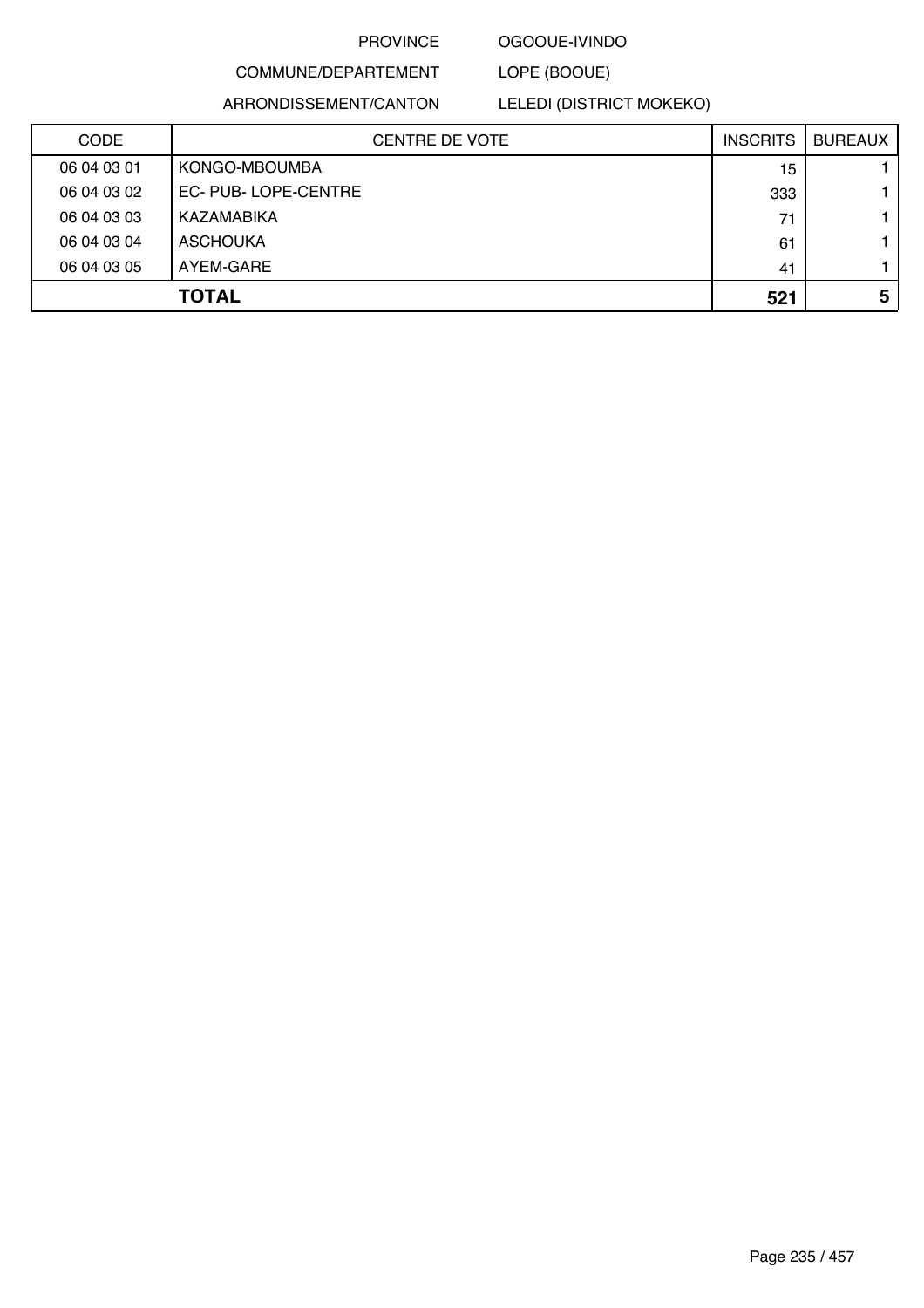PROVINCE OGOOUE-IVINDO

COMMUNE/DEPARTEMENT LOPE (BOOUE)

ARRONDISSEMENT/CANTON LELEDI (DISTRICT MOKEKO)

| CODE | CENTRE DE VOTE | INSCRITS | BUREAUX |
|---|---|---|---|
| 06 04 03 01 | KONGO-MBOUMBA | 15 | 1 |
| 06 04 03 02 | EC- PUB- LOPE-CENTRE | 333 | 1 |
| 06 04 03 03 | KAZAMABIKA | 71 | 1 |
| 06 04 03 04 | ASCHOUKA | 61 | 1 |
| 06 04 03 05 | AYEM-GARE | 41 | 1 |
| | **TOTAL** | **521** | **5** |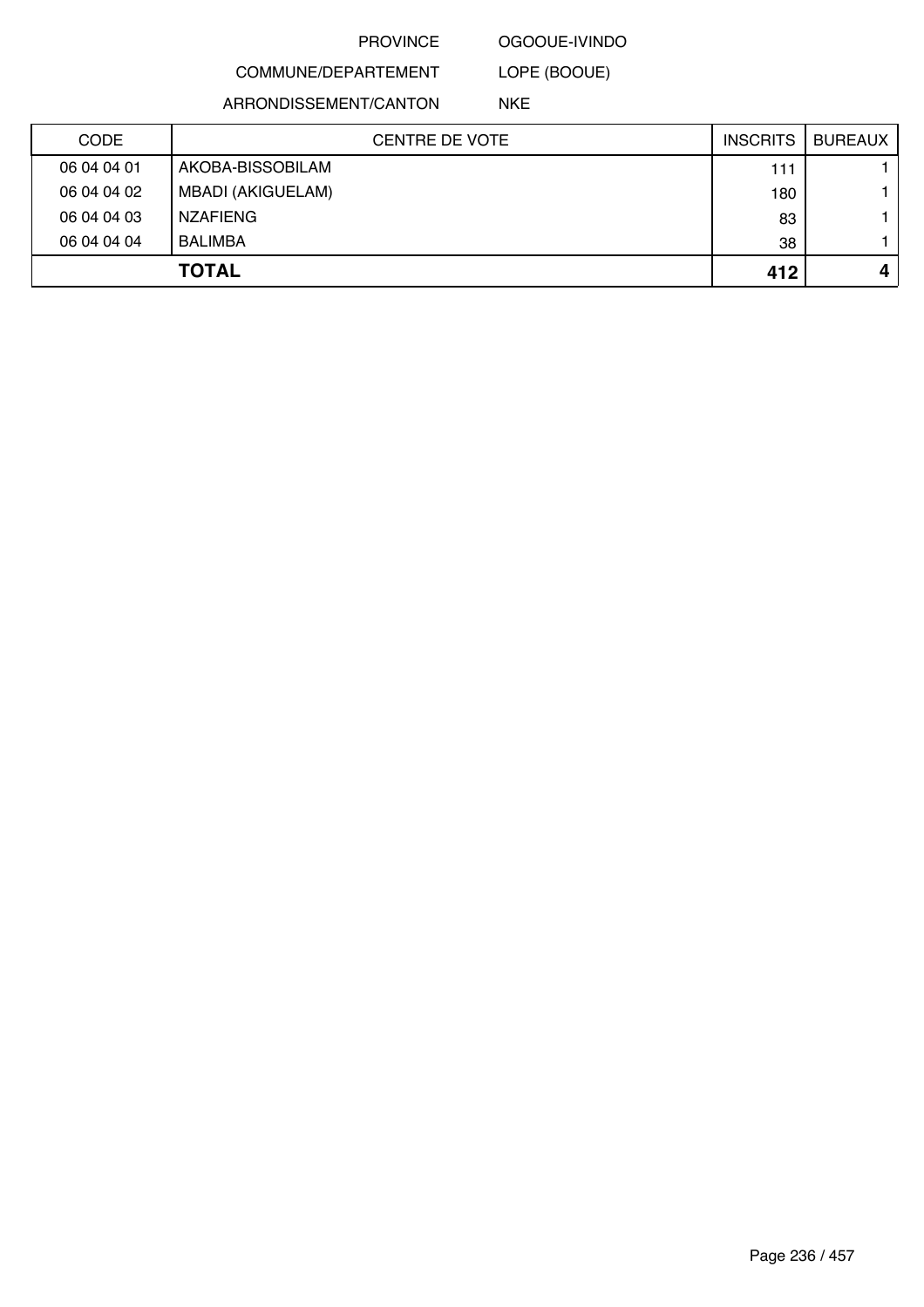PROVINCE OGOOUE-IVINDO

COMMUNE/DEPARTEMENT LOPE (BOOUE)

ARRONDISSEMENT/CANTON NKE

| CODE | CENTRE DE VOTE | INSCRITS | BUREAUX |
|---|---|---|---|
| 06 04 04 01 | AKOBA-BISSOBILAM | 111 | 1 |
| 06 04 04 02 | MBADI (AKIGUELAM) | 180 | 1 |
| 06 04 04 03 | NZAFIENG | 83 | 1 |
| 06 04 04 04 | BALIMBA | 38 | 1 |
| | **TOTAL** | **412** | **4** |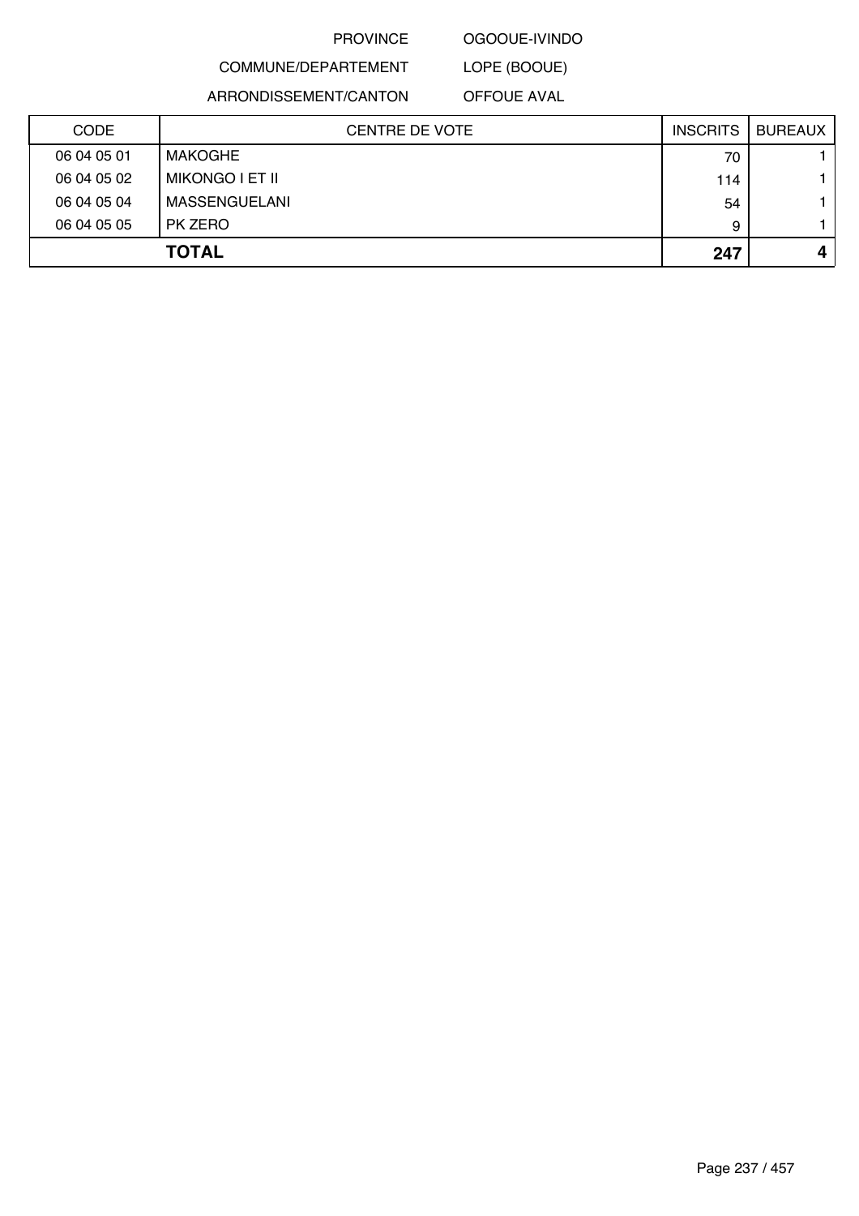PROVINCE OGOOUE-IVINDO

COMMUNE/DEPARTEMENT LOPE (BOOUE)

ARRONDISSEMENT/CANTON OFFOUE AVAL

| CODE | CENTRE DE VOTE | INSCRITS | BUREAUX |
|---|---|---|---|
| 06 04 05 01 | MAKOGHE | 70 | 1 |
| 06 04 05 02 | MIKONGO I ET II | 114 | 1 |
| 06 04 05 04 | MASSENGUELANI | 54 | 1 |
| 06 04 05 05 | PK ZERO | 9 | 1 |
| | **TOTAL** | **247** | **4** |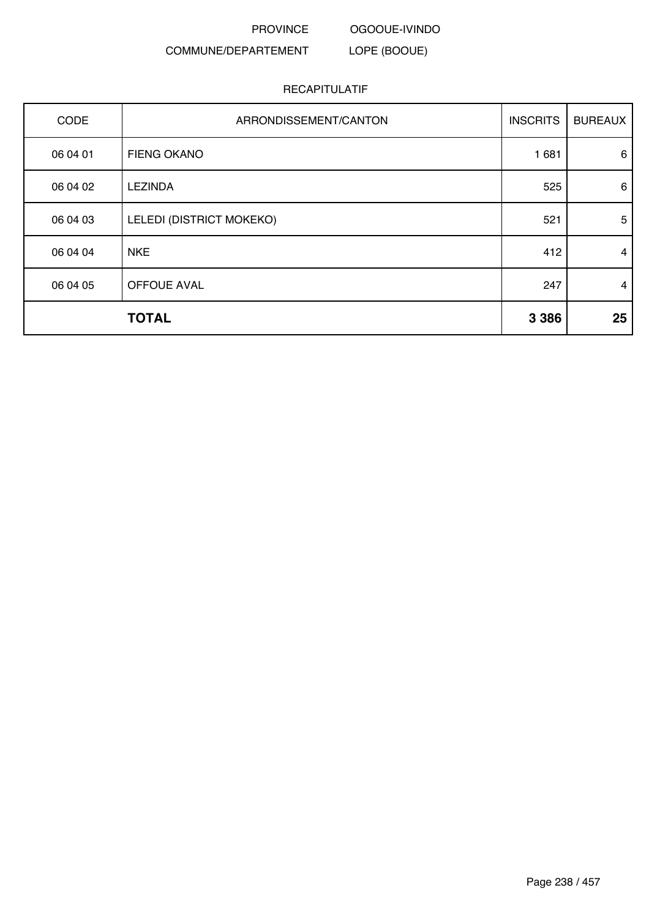PROVINCE OGOOUE-IVINDO

COMMUNE/DEPARTEMENT LOPE (BOOUE)

RECAPITULATIF

| CODE | ARRONDISSEMENT/CANTON | INSCRITS | BUREAUX |
|---|---|---|---|
| 06 04 01 | FIENG OKANO | 1 681 | 6 |
| 06 04 02 | LEZINDA | 525 | 6 |
| 06 04 03 | LELEDI (DISTRICT MOKEKO) | 521 | 5 |
| 06 04 04 | NKE | 412 | 4 |
| 06 04 05 | OFFOUE AVAL | 247 | 4 |
| | **TOTAL** | **3 386** | **25** |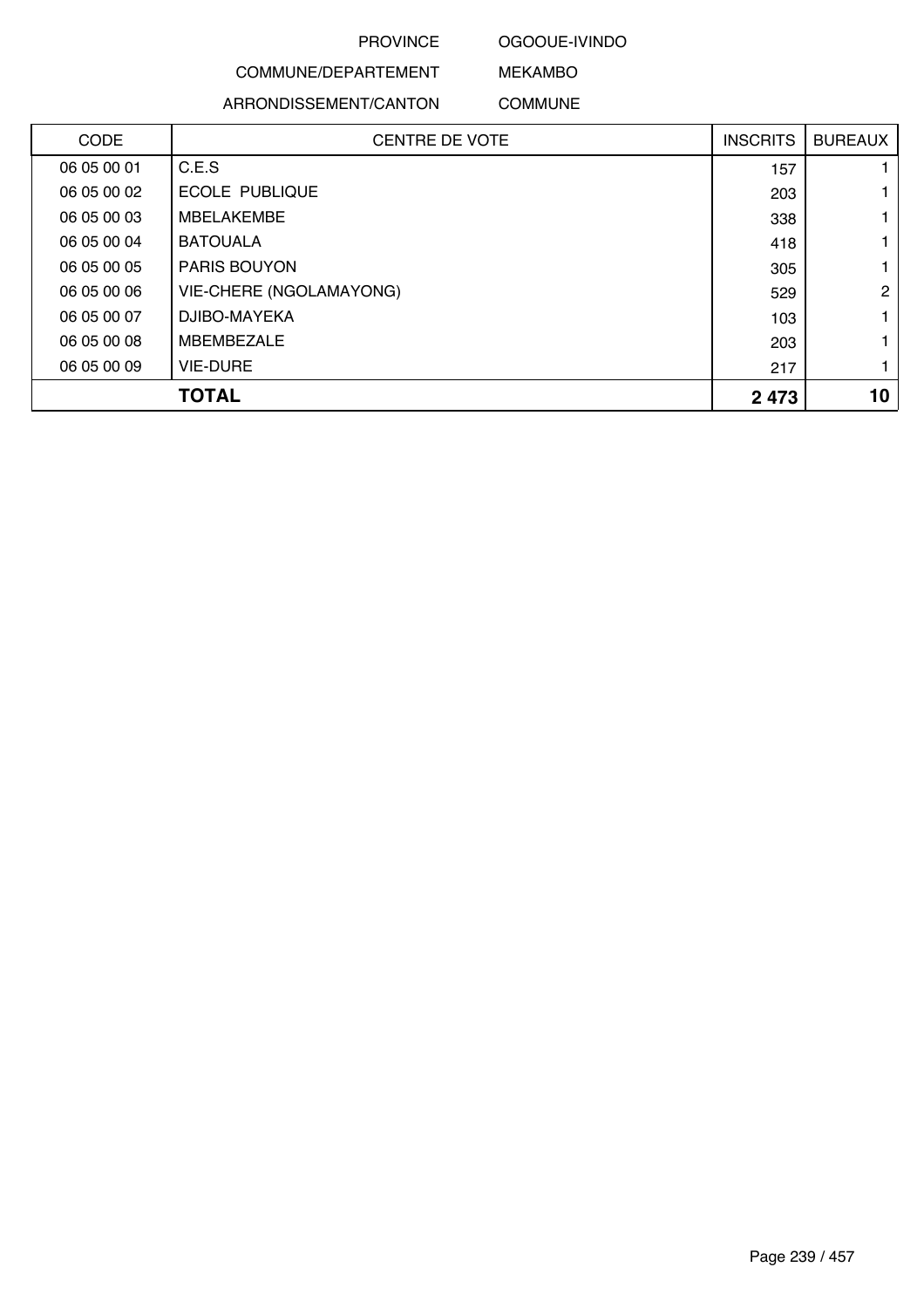PROVINCE OGOOUE-IVINDO

COMMUNE/DEPARTEMENT MEKAMBO

ARRONDISSEMENT/CANTON COMMUNE

| CODE | CENTRE DE VOTE | INSCRITS | BUREAUX |
|---|---|---|---|
| 06 05 00 01 | C.E.S | 157 | 1 |
| 06 05 00 02 | ECOLE PUBLIQUE | 203 | 1 |
| 06 05 00 03 | MBELAKEMBE | 338 | 1 |
| 06 05 00 04 | BATOUALA | 418 | 1 |
| 06 05 00 05 | PARIS BOUYON | 305 | 1 |
| 06 05 00 06 | VIE-CHERE (NGOLAMAYONG) | 529 | 2 |
| 06 05 00 07 | DJIBO-MAYEKA | 103 | 1 |
| 06 05 00 08 | MBEMBEZALE | 203 | 1 |
| 06 05 00 09 | VIE-DURE | 217 | 1 |
| | **TOTAL** | **2 473** | **10** |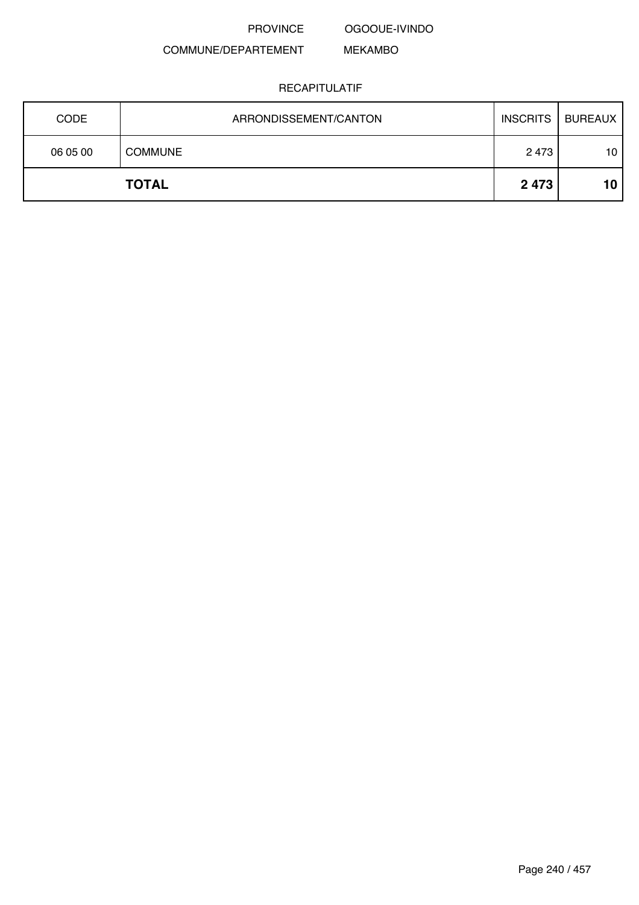PROVINCE OGOOUE-IVINDO

COMMUNE/DEPARTEMENT MEKAMBO

RECAPITULATIF

| CODE | ARRONDISSEMENT/CANTON | INSCRITS | BUREAUX |
|---|---|---|---|
| 06 05 00 | COMMUNE | 2 473 | 10 |
| | **TOTAL** | **2 473** | **10** |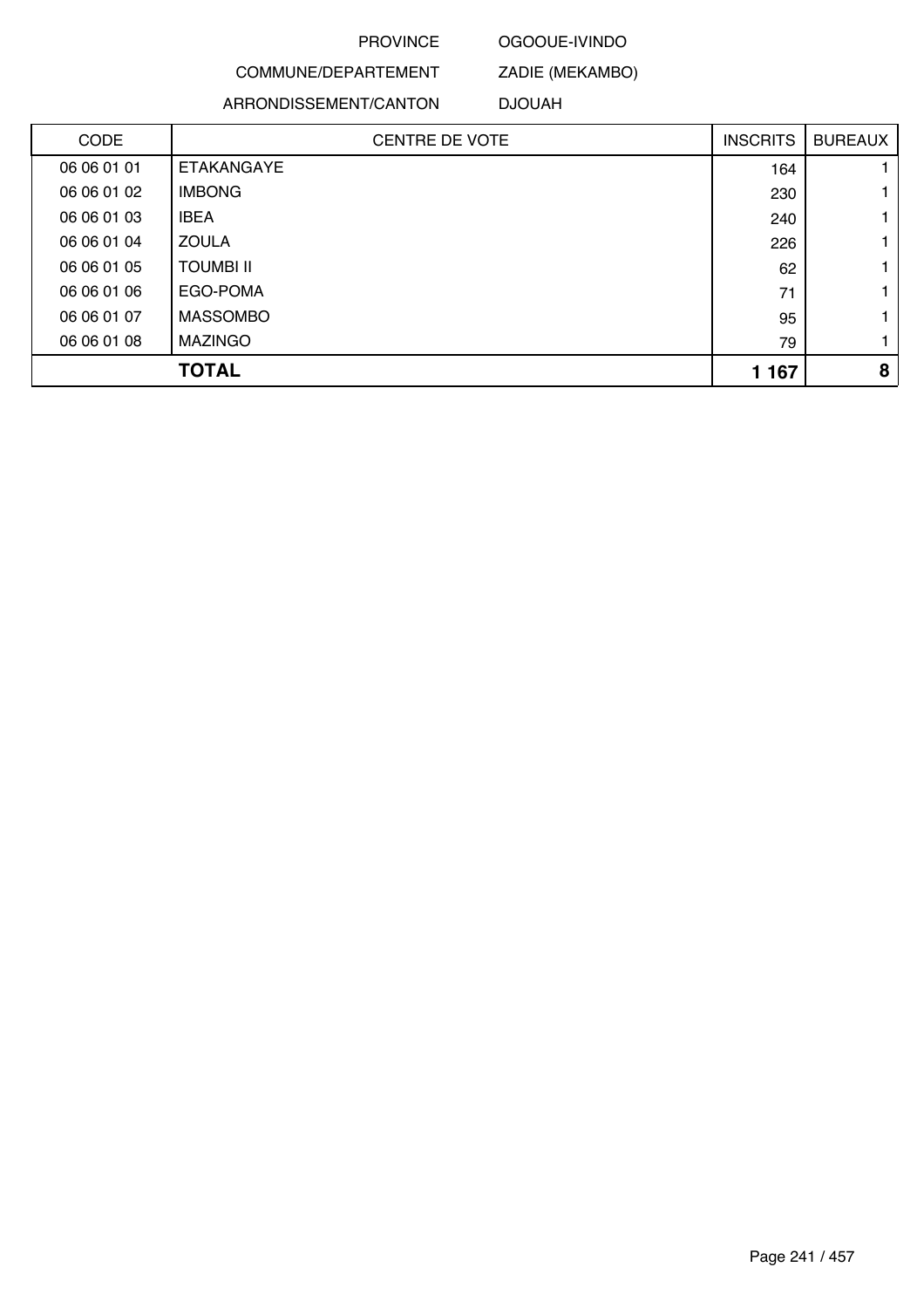PROVINCE OGOOUE-IVINDO

COMMUNE/DEPARTEMENT ZADIE (MEKAMBO)

ARRONDISSEMENT/CANTON DJOUAH

| CODE | CENTRE DE VOTE | INSCRITS | BUREAUX |
|---|---|---|---|
| 06 06 01 01 | ETAKANGAYE | 164 | 1 |
| 06 06 01 02 | IMBONG | 230 | 1 |
| 06 06 01 03 | IBEA | 240 | 1 |
| 06 06 01 04 | ZOULA | 226 | 1 |
| 06 06 01 05 | TOUMBI II | 62 | 1 |
| 06 06 01 06 | EGO-POMA | 71 | 1 |
| 06 06 01 07 | MASSOMBO | 95 | 1 |
| 06 06 01 08 | MAZINGO | 79 | 1 |
| | **TOTAL** | **1 167** | **8** |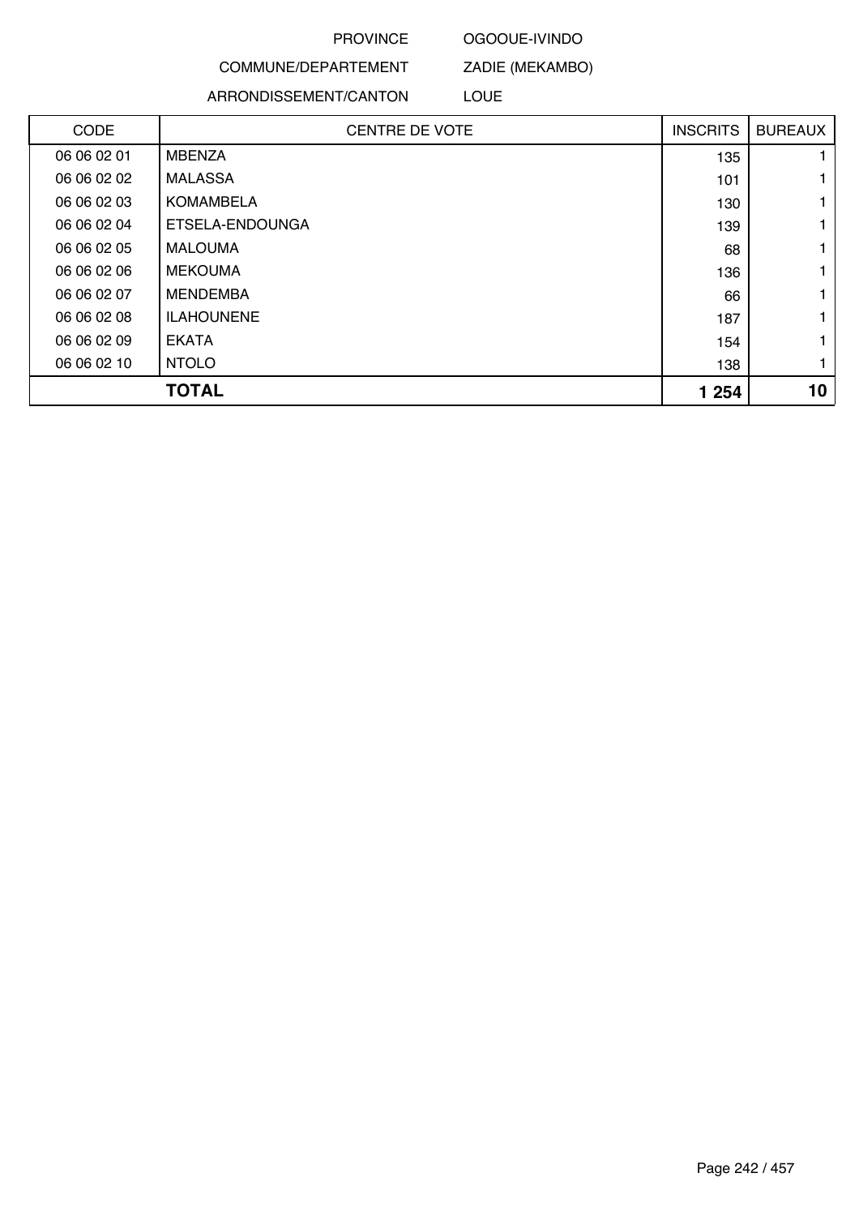PROVINCE OGOOUE-IVINDO

COMMUNE/DEPARTEMENT ZADIE (MEKAMBO)

ARRONDISSEMENT/CANTON LOUE

| CODE | CENTRE DE VOTE | INSCRITS | BUREAUX |
|---|---|---|---|
| 06 06 02 01 | MBENZA | 135 | 1 |
| 06 06 02 02 | MALASSA | 101 | 1 |
| 06 06 02 03 | KOMAMBELA | 130 | 1 |
| 06 06 02 04 | ETSELA-ENDOUNGA | 139 | 1 |
| 06 06 02 05 | MALOUMA | 68 | 1 |
| 06 06 02 06 | MEKOUMA | 136 | 1 |
| 06 06 02 07 | MENDEMBA | 66 | 1 |
| 06 06 02 08 | ILAHOUNENE | 187 | 1 |
| 06 06 02 09 | EKATA | 154 | 1 |
| 06 06 02 10 | NTOLO | 138 | 1 |
| | **TOTAL** | **1 254** | **10** |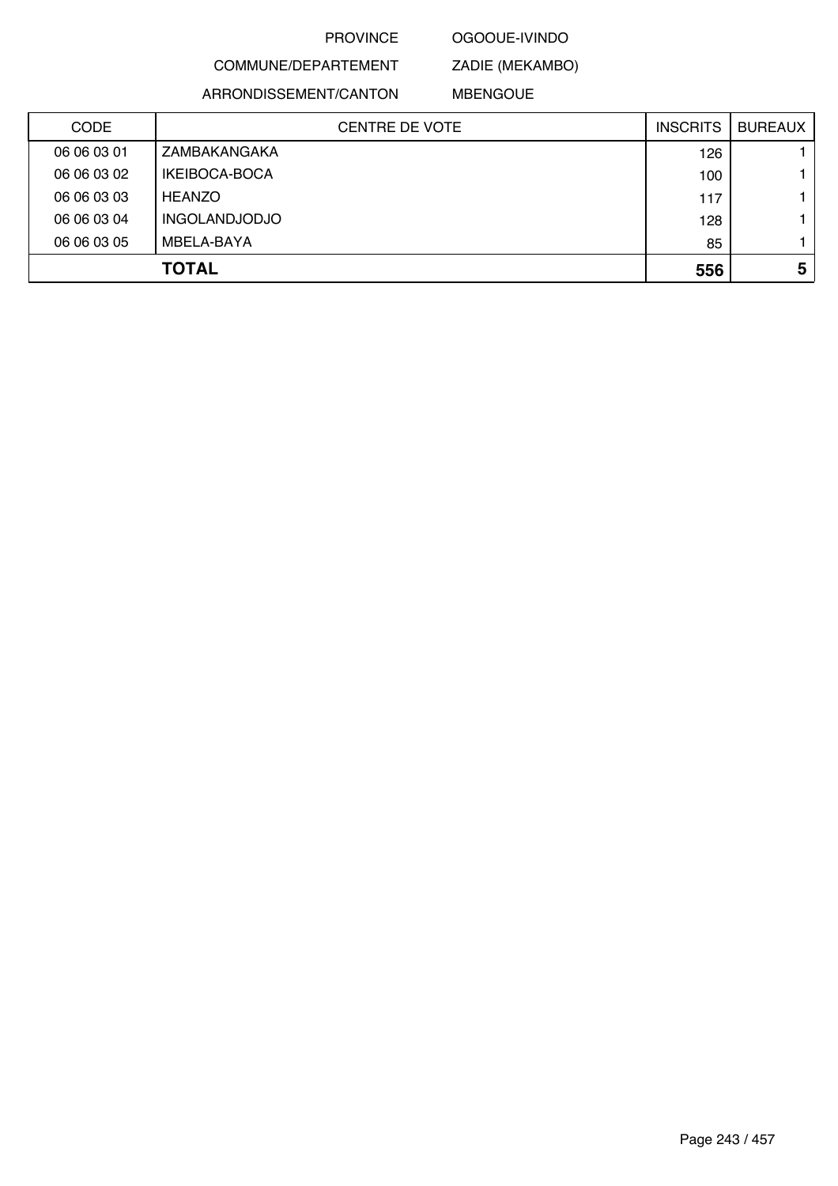PROVINCE OGOOUE-IVINDO

COMMUNE/DEPARTEMENT ZADIE (MEKAMBO)

ARRONDISSEMENT/CANTON MBENGOUE

| CODE | CENTRE DE VOTE | INSCRITS | BUREAUX |
|---|---|---|---|
| 06 06 03 01 | ZAMBAKANGAKA | 126 | 1 |
| 06 06 03 02 | IKEIBOCA-BOCA | 100 | 1 |
| 06 06 03 03 | HEANZO | 117 | 1 |
| 06 06 03 04 | INGOLANDJODJO | 128 | 1 |
| 06 06 03 05 | MBELA-BAYA | 85 | 1 |
| | **TOTAL** | **556** | **5** |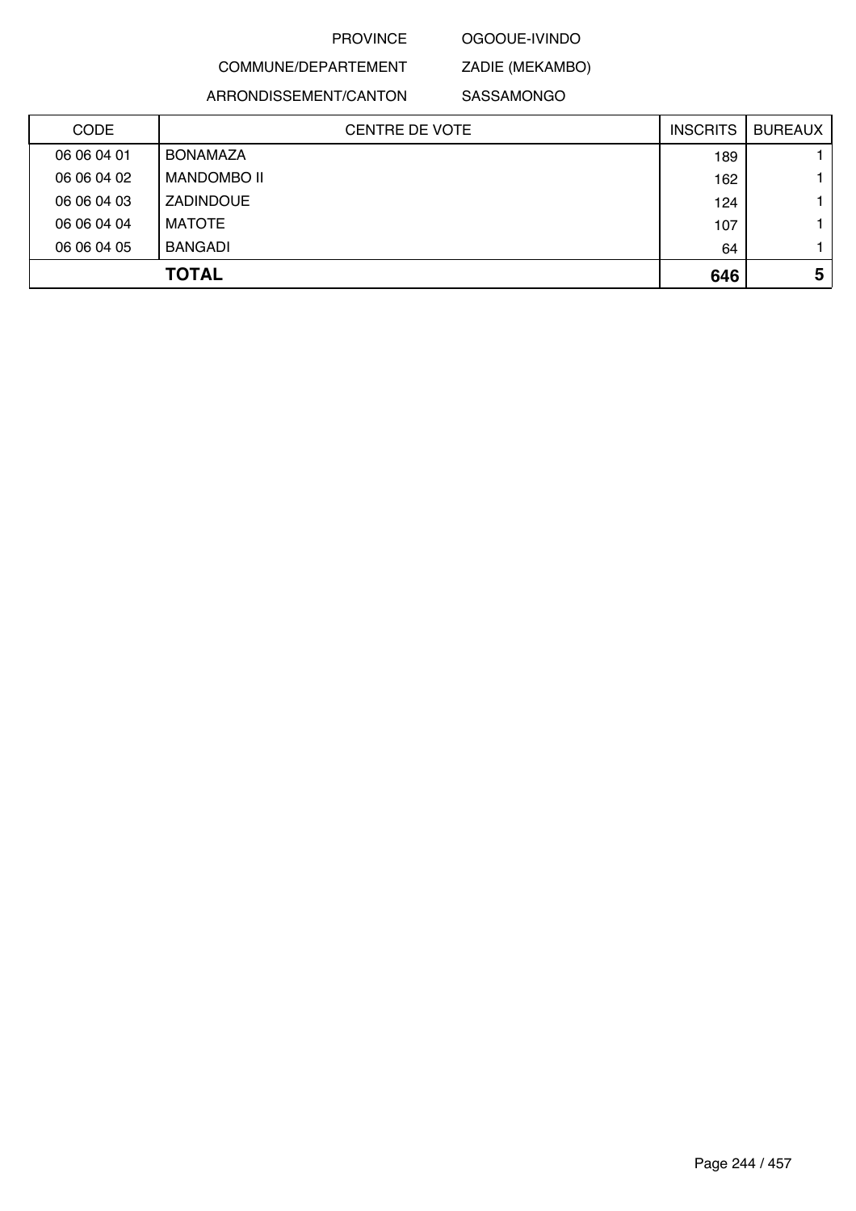PROVINCE OGOOUE-IVINDO

COMMUNE/DEPARTEMENT ZADIE (MEKAMBO)

ARRONDISSEMENT/CANTON SASSAMONGO

| CODE | CENTRE DE VOTE | INSCRITS | BUREAUX |
|---|---|---|---|
| 06 06 04 01 | BONAMAZA | 189 | 1 |
| 06 06 04 02 | MANDOMBO II | 162 | 1 |
| 06 06 04 03 | ZADINDOUE | 124 | 1 |
| 06 06 04 04 | MATOTE | 107 | 1 |
| 06 06 04 05 | BANGADI | 64 | 1 |
| | **TOTAL** | **646** | **5** |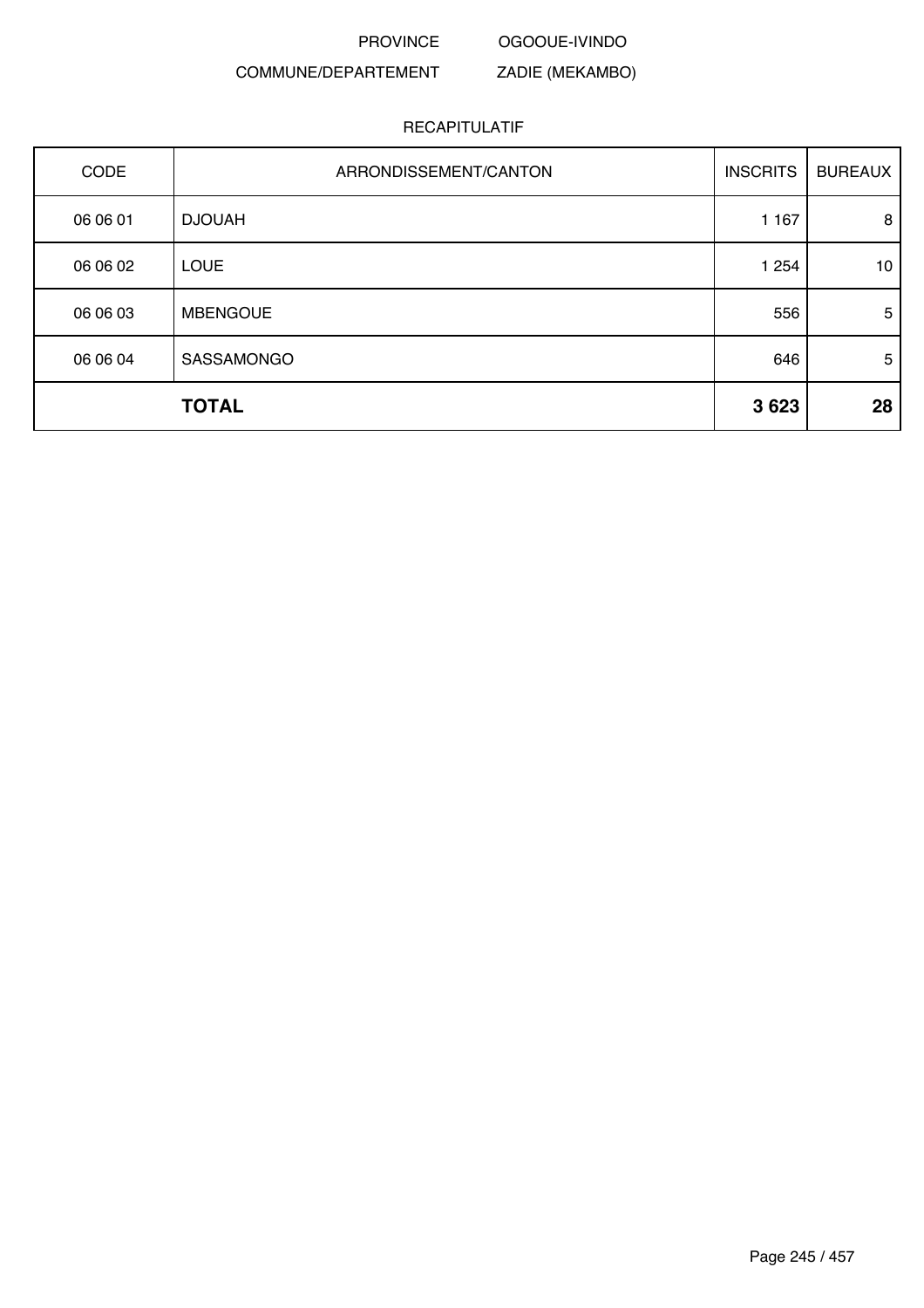PROVINCE OGOOUE-IVINDO

COMMUNE/DEPARTEMENT ZADIE (MEKAMBO)

RECAPITULATIF

| CODE | ARRONDISSEMENT/CANTON | INSCRITS | BUREAUX |
|---|---|---|---|
| 06 06 01 | DJOUAH | 1 167 | 8 |
| 06 06 02 | LOUE | 1 254 | 10 |
| 06 06 03 | MBENGOUE | 556 | 5 |
| 06 06 04 | SASSAMONGO | 646 | 5 |
| | **TOTAL** | **3 623** | **28** |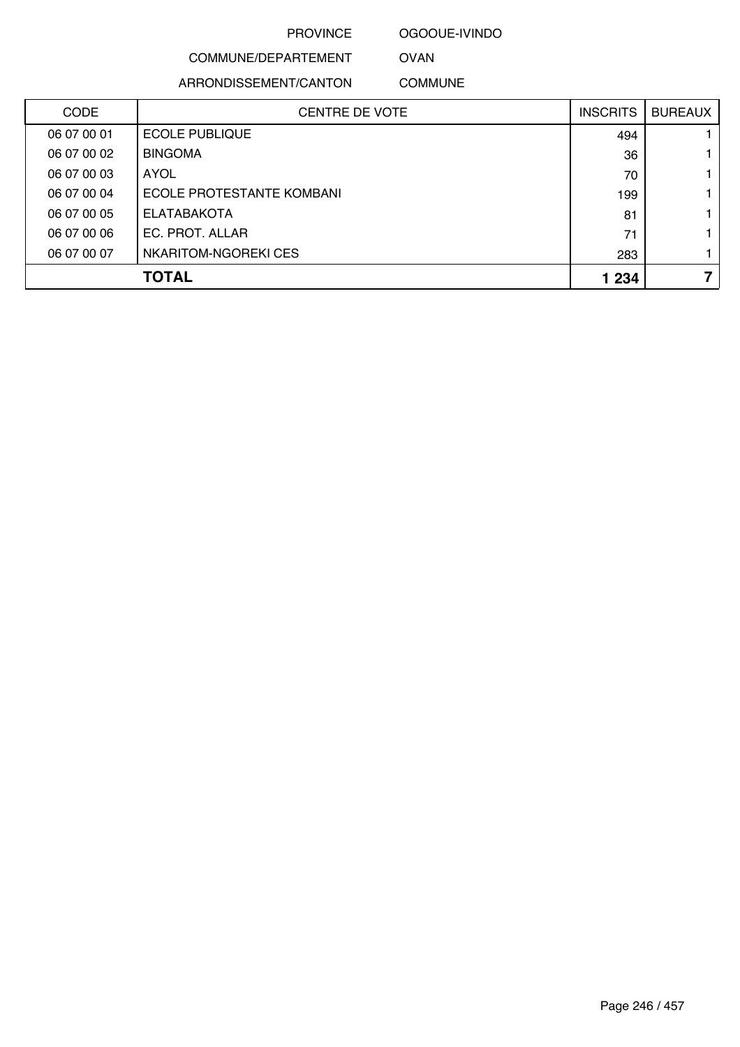PROVINCE OGOOUE-IVINDO

COMMUNE/DEPARTEMENT OVAN

ARRONDISSEMENT/CANTON COMMUNE

| CODE | CENTRE DE VOTE | INSCRITS | BUREAUX |
|---|---|---|---|
| 06 07 00 01 | ECOLE PUBLIQUE | 494 | 1 |
| 06 07 00 02 | BINGOMA | 36 | 1 |
| 06 07 00 03 | AYOL | 70 | 1 |
| 06 07 00 04 | ECOLE PROTESTANTE KOMBANI | 199 | 1 |
| 06 07 00 05 | ELATABAKOTA | 81 | 1 |
| 06 07 00 06 | EC. PROT. ALLAR | 71 | 1 |
| 06 07 00 07 | NKARITOM-NGOREKI CES | 283 | 1 |
| | **TOTAL** | **1 234** | **7** |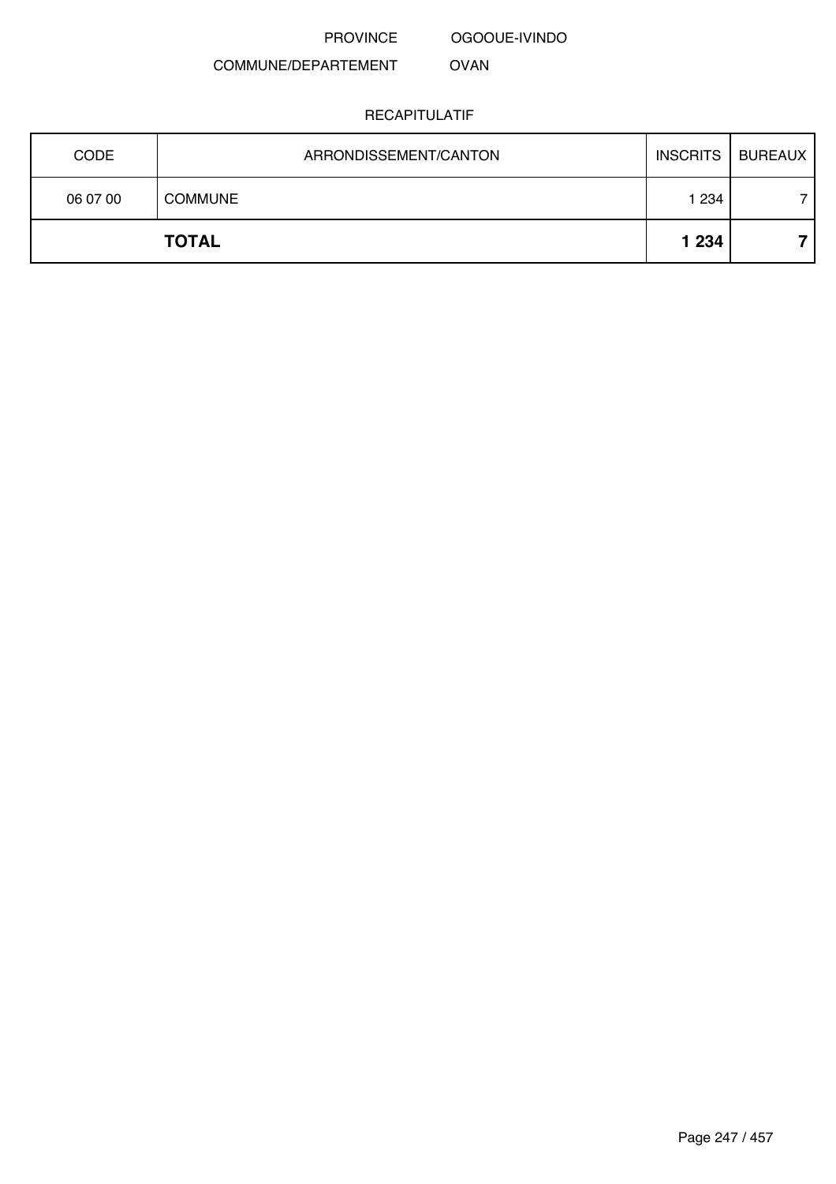PROVINCE OGOOUE-IVINDO

COMMUNE/DEPARTEMENT OVAN

RECAPITULATIF

| CODE | ARRONDISSEMENT/CANTON | INSCRITS | BUREAUX |
|---|---|---|---|
| 06 07 00 | COMMUNE | 1 234 | 7 |
| | **TOTAL** | **1 234** | **7** |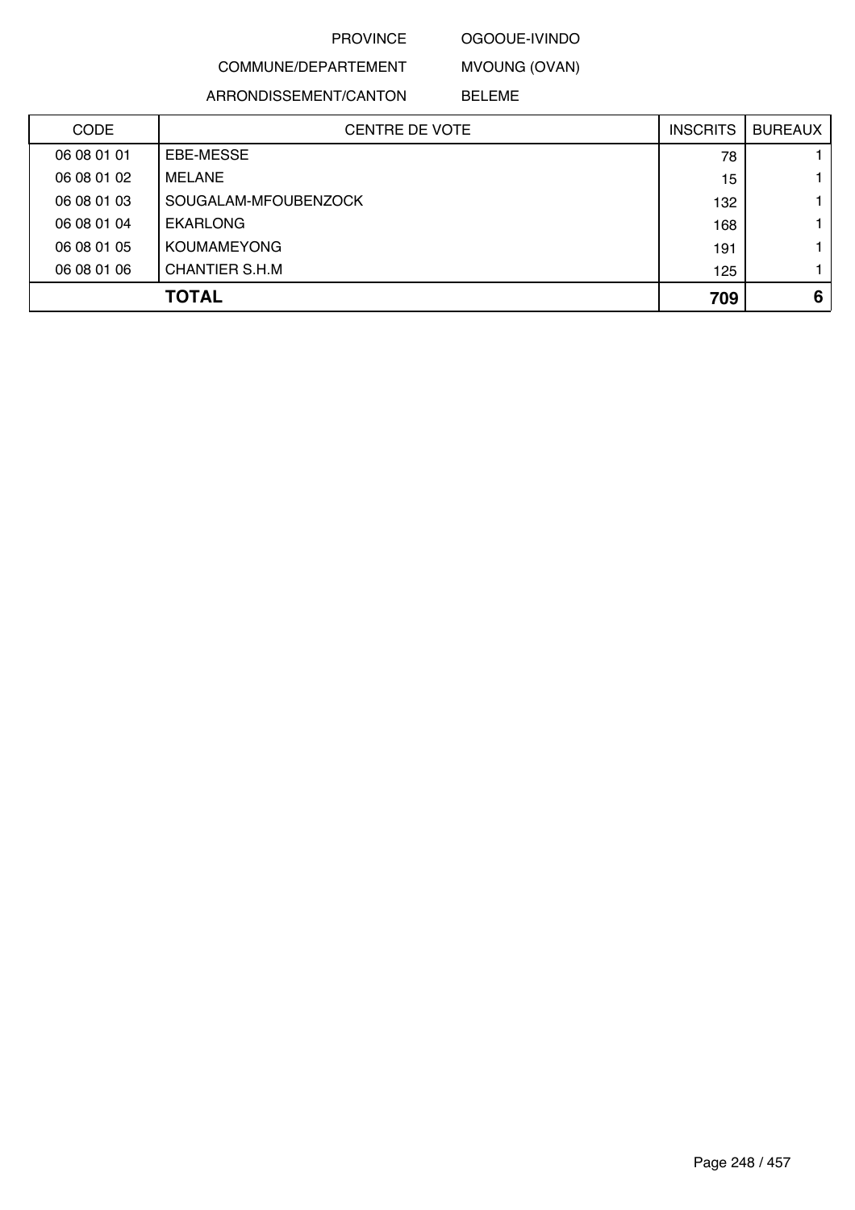PROVINCE OGOOUE-IVINDO

COMMUNE/DEPARTEMENT MVOUNG (OVAN)

ARRONDISSEMENT/CANTON BELEME

| CODE | CENTRE DE VOTE | INSCRITS | BUREAUX |
|---|---|---|---|
| 06 08 01 01 | EBE-MESSE | 78 | 1 |
| 06 08 01 02 | MELANE | 15 | 1 |
| 06 08 01 03 | SOUGALAM-MFOUBENZOCK | 132 | 1 |
| 06 08 01 04 | EKARLONG | 168 | 1 |
| 06 08 01 05 | KOUMAMEYONG | 191 | 1 |
| 06 08 01 06 | CHANTIER S.H.M | 125 | 1 |
| | **TOTAL** | **709** | **6** |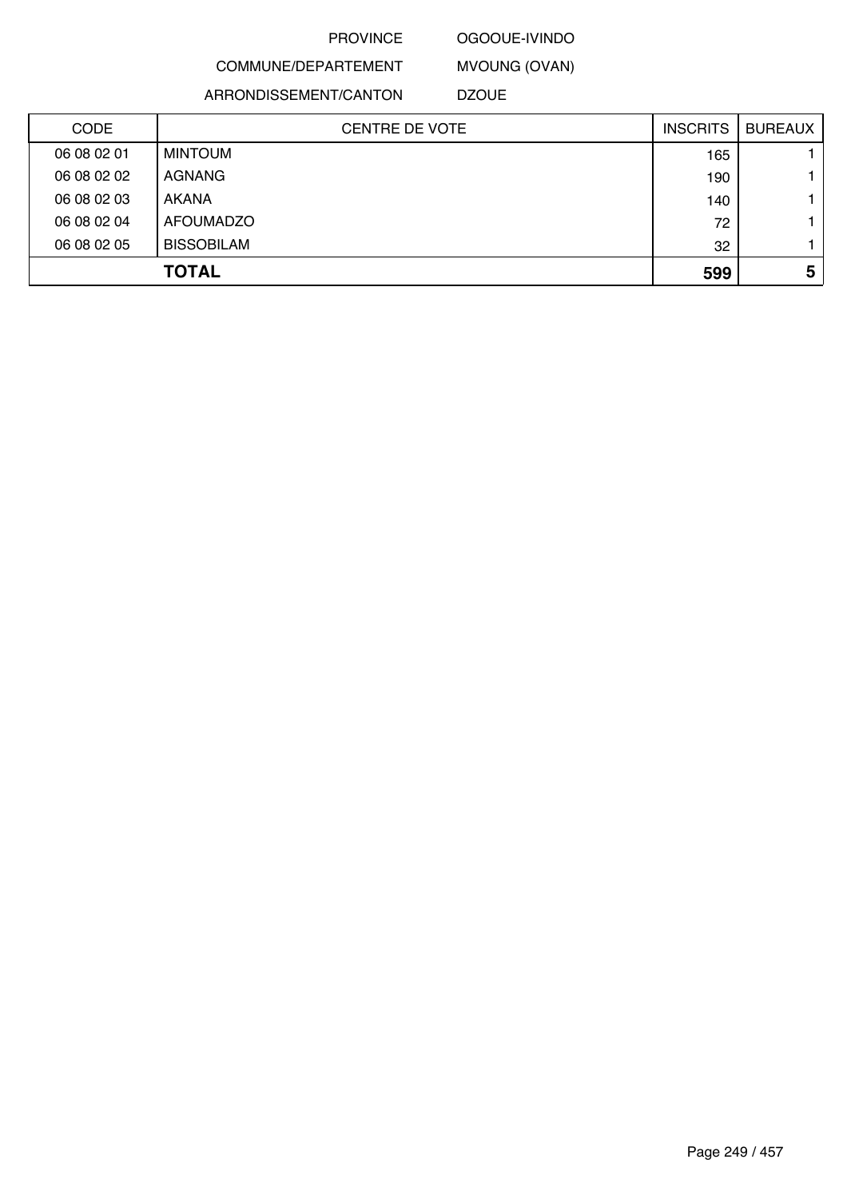PROVINCE OGOOUE-IVINDO

COMMUNE/DEPARTEMENT MVOUNG (OVAN)

ARRONDISSEMENT/CANTON DZOUE

| CODE | CENTRE DE VOTE | INSCRITS | BUREAUX |
|---|---|---|---|
| 06 08 02 01 | MINTOUM | 165 | 1 |
| 06 08 02 02 | AGNANG | 190 | 1 |
| 06 08 02 03 | AKANA | 140 | 1 |
| 06 08 02 04 | AFOUMADZO | 72 | 1 |
| 06 08 02 05 | BISSOBILAM | 32 | 1 |
| | **TOTAL** | **599** | **5** |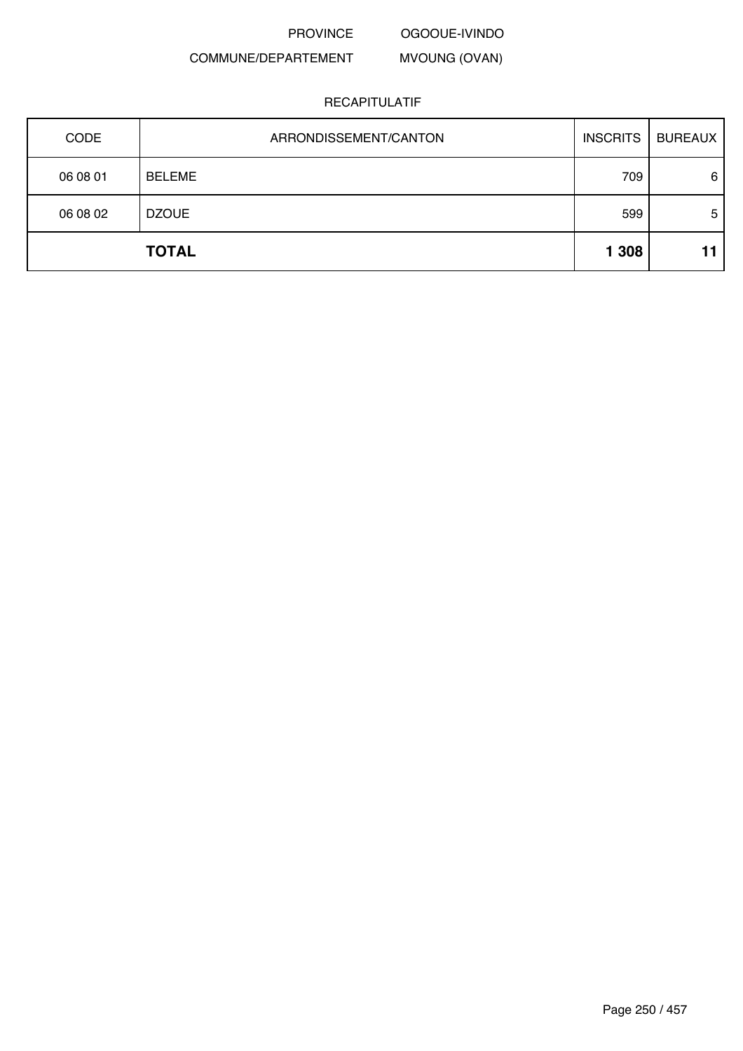PROVINCE OGOOUE-IVINDO

COMMUNE/DEPARTEMENT MVOUNG (OVAN)

RECAPITULATIF

| CODE | ARRONDISSEMENT/CANTON | INSCRITS | BUREAUX |
|---|---|---|---|
| 06 08 01 | BELEME | 709 | 6 |
| 06 08 02 | DZOUE | 599 | 5 |
| | **TOTAL** | **1 308** | **11** |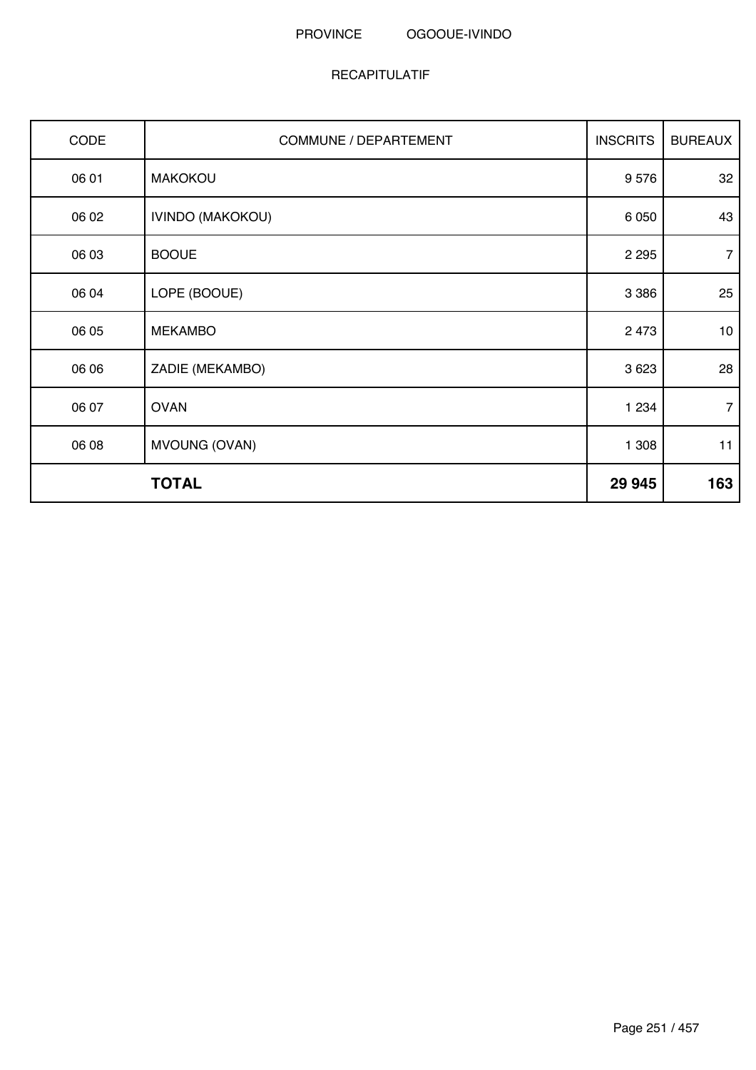PROVINCE OGOOUE-IVINDO

RECAPITULATIF

| CODE | COMMUNE / DEPARTEMENT | INSCRITS | BUREAUX |
|---|---|---|---|
| 06 01 | MAKOKOU | 9 576 | 32 |
| 06 02 | IVINDO (MAKOKOU) | 6 050 | 43 |
| 06 03 | BOOUE | 2 295 | 7 |
| 06 04 | LOPE (BOOUE) | 3 386 | 25 |
| 06 05 | MEKAMBO | 2 473 | 10 |
| 06 06 | ZADIE (MEKAMBO) | 3 623 | 28 |
| 06 07 | OVAN | 1 234 | 7 |
| 06 08 | MVOUNG (OVAN) | 1 308 | 11 |
| | **TOTAL** | **29 945** | **163** |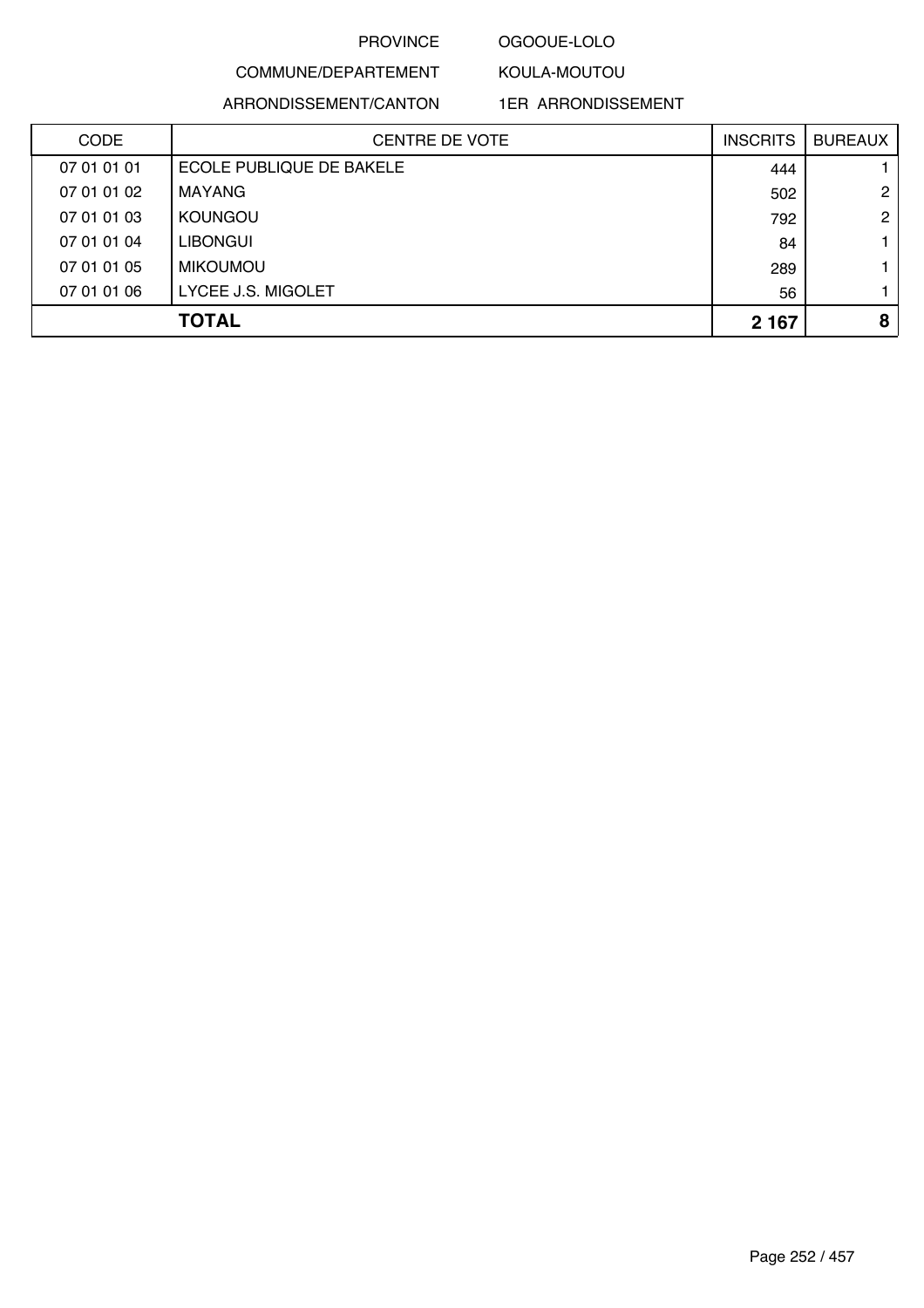PROVINCE OGOOUE-LOLO

COMMUNE/DEPARTEMENT KOULA-MOUTOU

ARRONDISSEMENT/CANTON 1ER ARRONDISSEMENT

| CODE | CENTRE DE VOTE | INSCRITS | BUREAUX |
|---|---|---|---|
| 07 01 01 01 | ECOLE PUBLIQUE DE BAKELE | 444 | 1 |
| 07 01 01 02 | MAYANG | 502 | 2 |
| 07 01 01 03 | KOUNGOU | 792 | 2 |
| 07 01 01 04 | LIBONGUI | 84 | 1 |
| 07 01 01 05 | MIKOUMOU | 289 | 1 |
| 07 01 01 06 | LYCEE J.S. MIGOLET | 56 | 1 |
| | **TOTAL** | **2 167** | **8** |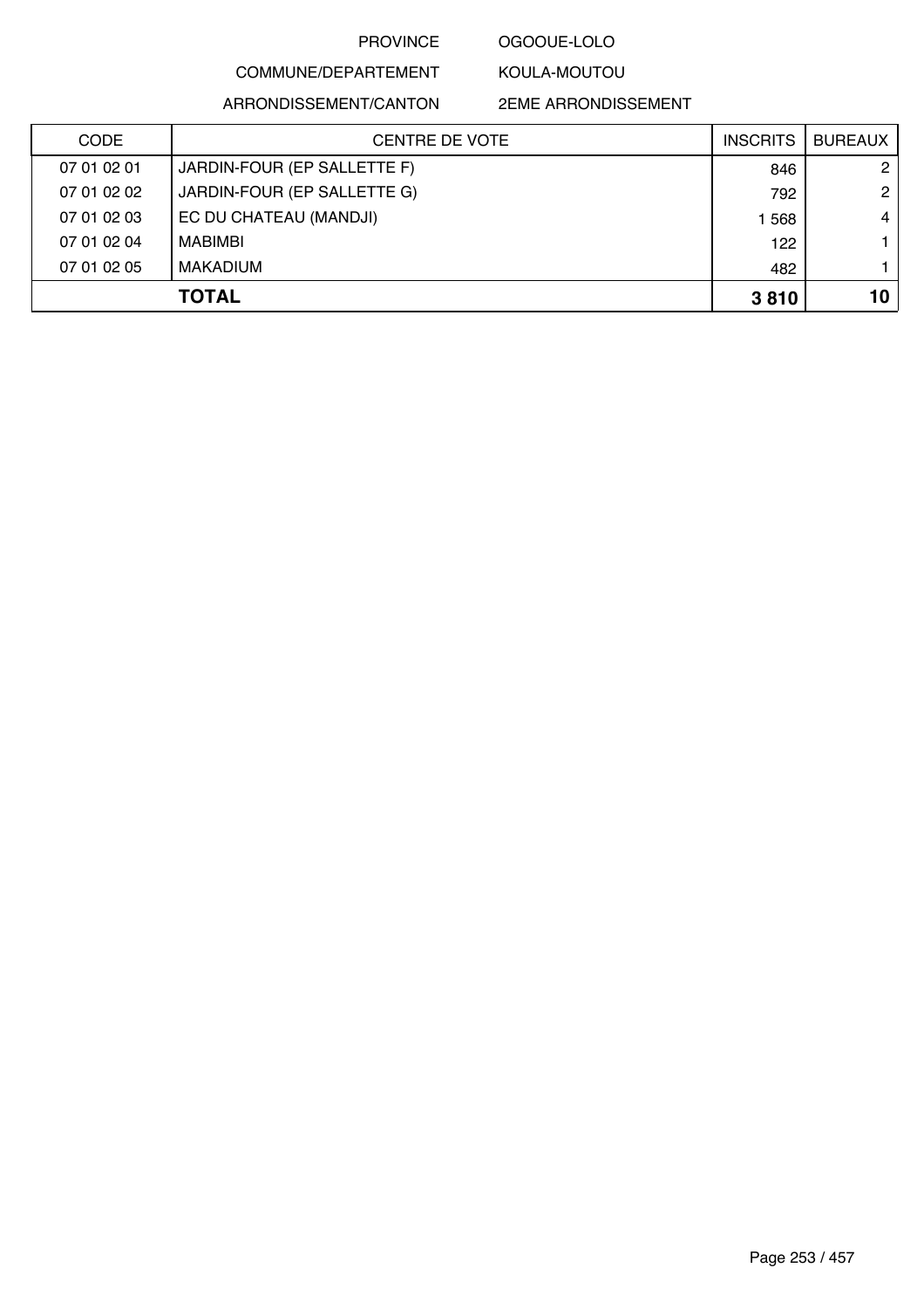PROVINCE OGOOUE-LOLO

COMMUNE/DEPARTEMENT KOULA-MOUTOU

ARRONDISSEMENT/CANTON 2EME ARRONDISSEMENT

| CODE | CENTRE DE VOTE | INSCRITS | BUREAUX |
|---|---|---|---|
| 07 01 02 01 | JARDIN-FOUR (EP SALLETTE F) | 846 | 2 |
| 07 01 02 02 | JARDIN-FOUR (EP SALLETTE G) | 792 | 2 |
| 07 01 02 03 | EC DU CHATEAU (MANDJI) | 1 568 | 4 |
| 07 01 02 04 | MABIMBI | 122 | 1 |
| 07 01 02 05 | MAKADIUM | 482 | 1 |
| | **TOTAL** | **3 810** | **10** |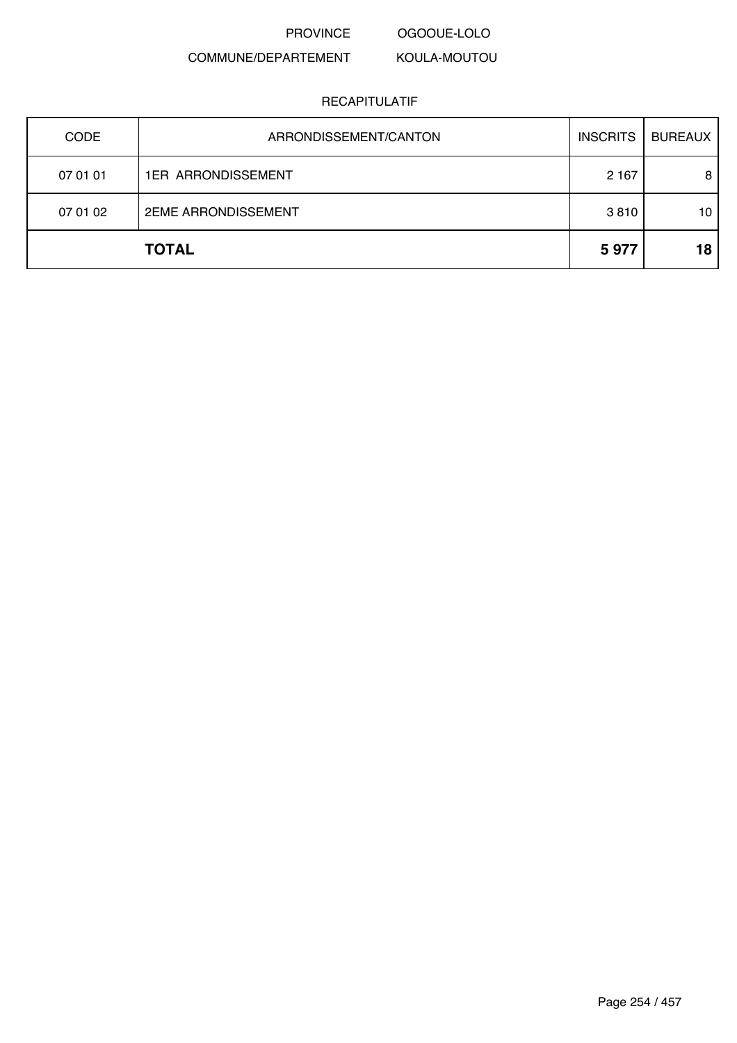PROVINCE OGOOUE-LOLO

COMMUNE/DEPARTEMENT KOULA-MOUTOU

RECAPITULATIF

| CODE | ARRONDISSEMENT/CANTON | INSCRITS | BUREAUX |
| --- | --- | --- | --- |
| 07 01 01 | 1ER ARRONDISSEMENT | 2 167 | 8 |
| 07 01 02 | 2EME ARRONDISSEMENT | 3 810 | 10 |
| | **TOTAL** | **5 977** | **18** |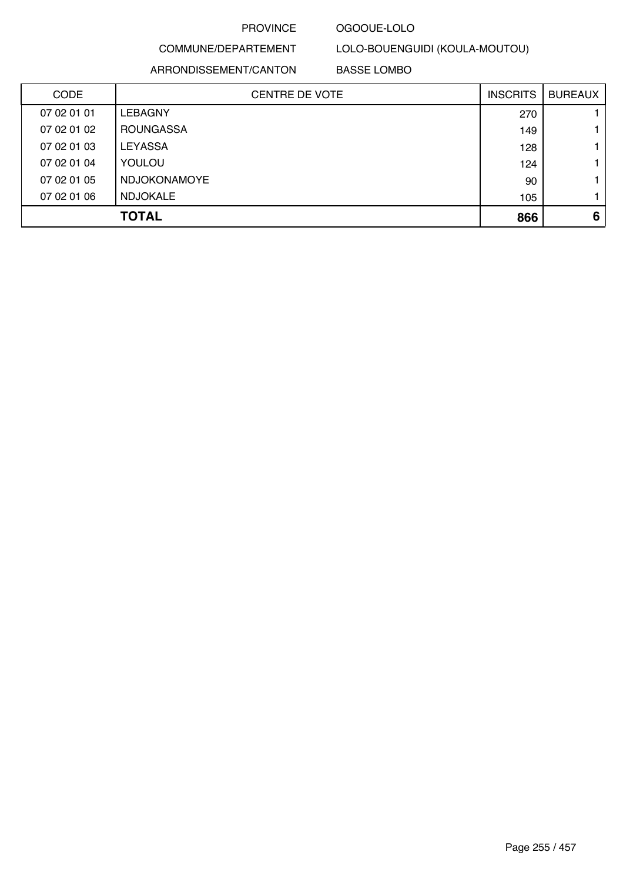PROVINCE OGOOUE-LOLO

COMMUNE/DEPARTEMENT LOLO-BOUENGUIDI (KOULA-MOUTOU)

ARRONDISSEMENT/CANTON BASSE LOMBO

| CODE | CENTRE DE VOTE | INSCRITS | BUREAUX |
|---|---|---|---|
| 07 02 01 01 | LEBAGNY | 270 | 1 |
| 07 02 01 02 | ROUNGASSA | 149 | 1 |
| 07 02 01 03 | LEYASSA | 128 | 1 |
| 07 02 01 04 | YOULOU | 124 | 1 |
| 07 02 01 05 | NDJOKONAMOYE | 90 | 1 |
| 07 02 01 06 | NDJOKALE | 105 | 1 |
| | **TOTAL** | **866** | **6** |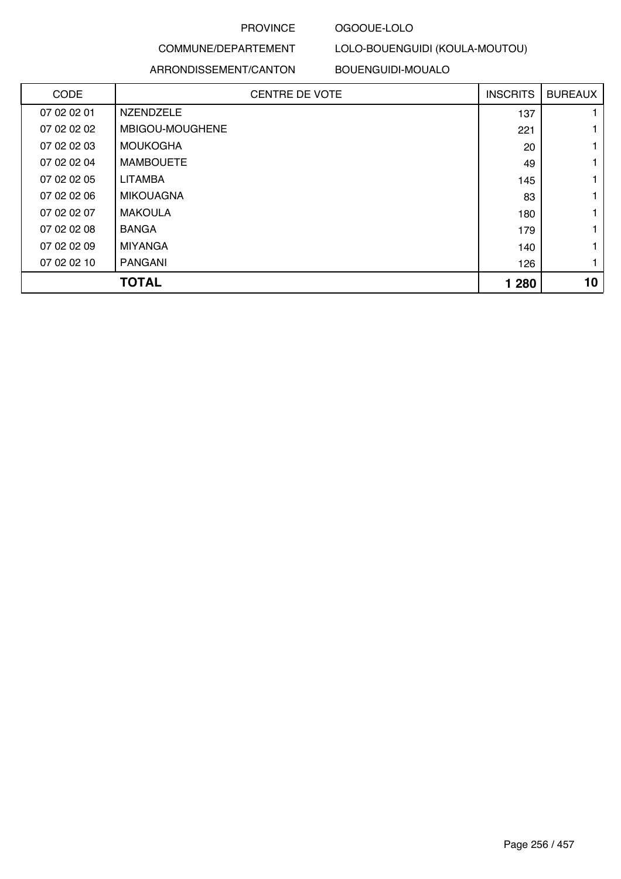PROVINCE OGOOUE-LOLO

COMMUNE/DEPARTEMENT LOLO-BOUENGUIDI (KOULA-MOUTOU)

ARRONDISSEMENT/CANTON BOUENGUIDI-MOUALO

| CODE | CENTRE DE VOTE | INSCRITS | BUREAUX |
|---|---|---|---|
| 07 02 02 01 | NZENDZELE | 137 | 1 |
| 07 02 02 02 | MBIGOU-MOUGHENE | 221 | 1 |
| 07 02 02 03 | MOUKOGHA | 20 | 1 |
| 07 02 02 04 | MAMBOUETE | 49 | 1 |
| 07 02 02 05 | LITAMBA | 145 | 1 |
| 07 02 02 06 | MIKOUAGNA | 83 | 1 |
| 07 02 02 07 | MAKOULA | 180 | 1 |
| 07 02 02 08 | BANGA | 179 | 1 |
| 07 02 02 09 | MIYANGA | 140 | 1 |
| 07 02 02 10 | PANGANI | 126 | 1 |
| | **TOTAL** | **1 280** | **10** |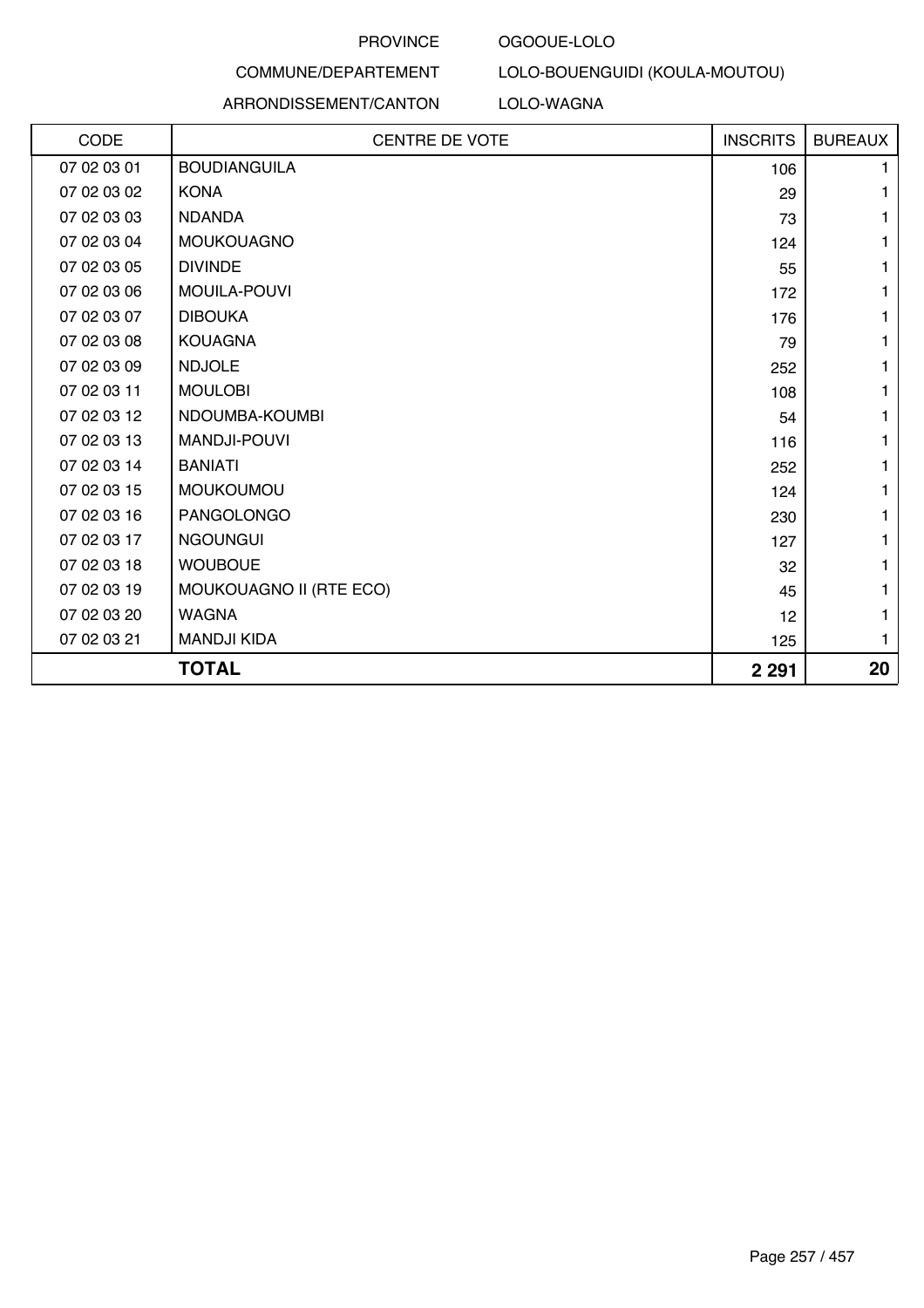PROVINCE OGOOUE-LOLO

COMMUNE/DEPARTEMENT LOLO-BOUENGUIDI (KOULA-MOUTOU)

ARRONDISSEMENT/CANTON LOLO-WAGNA

| CODE | CENTRE DE VOTE | INSCRITS | BUREAUX |
|---|---|---|---|
| 07 02 03 01 | BOUDIANGUILA | 106 | 1 |
| 07 02 03 02 | KONA | 29 | 1 |
| 07 02 03 03 | NDANDA | 73 | 1 |
| 07 02 03 04 | MOUKOUAGNO | 124 | 1 |
| 07 02 03 05 | DIVINDE | 55 | 1 |
| 07 02 03 06 | MOUILA-POUVI | 172 | 1 |
| 07 02 03 07 | DIBOUKA | 176 | 1 |
| 07 02 03 08 | KOUAGNA | 79 | 1 |
| 07 02 03 09 | NDJOLE | 252 | 1 |
| 07 02 03 11 | MOULOBI | 108 | 1 |
| 07 02 03 12 | NDOUMBA-KOUMBI | 54 | 1 |
| 07 02 03 13 | MANDJI-POUVI | 116 | 1 |
| 07 02 03 14 | BANIATI | 252 | 1 |
| 07 02 03 15 | MOUKOUMOU | 124 | 1 |
| 07 02 03 16 | PANGOLONGO | 230 | 1 |
| 07 02 03 17 | NGOUNGUI | 127 | 1 |
| 07 02 03 18 | WOUBOUE | 32 | 1 |
| 07 02 03 19 | MOUKOUAGNO II (RTE ECO) | 45 | 1 |
| 07 02 03 20 | WAGNA | 12 | 1 |
| 07 02 03 21 | MANDJI KIDA | 125 | 1 |
| **TOTAL** | | **2 291** | **20** |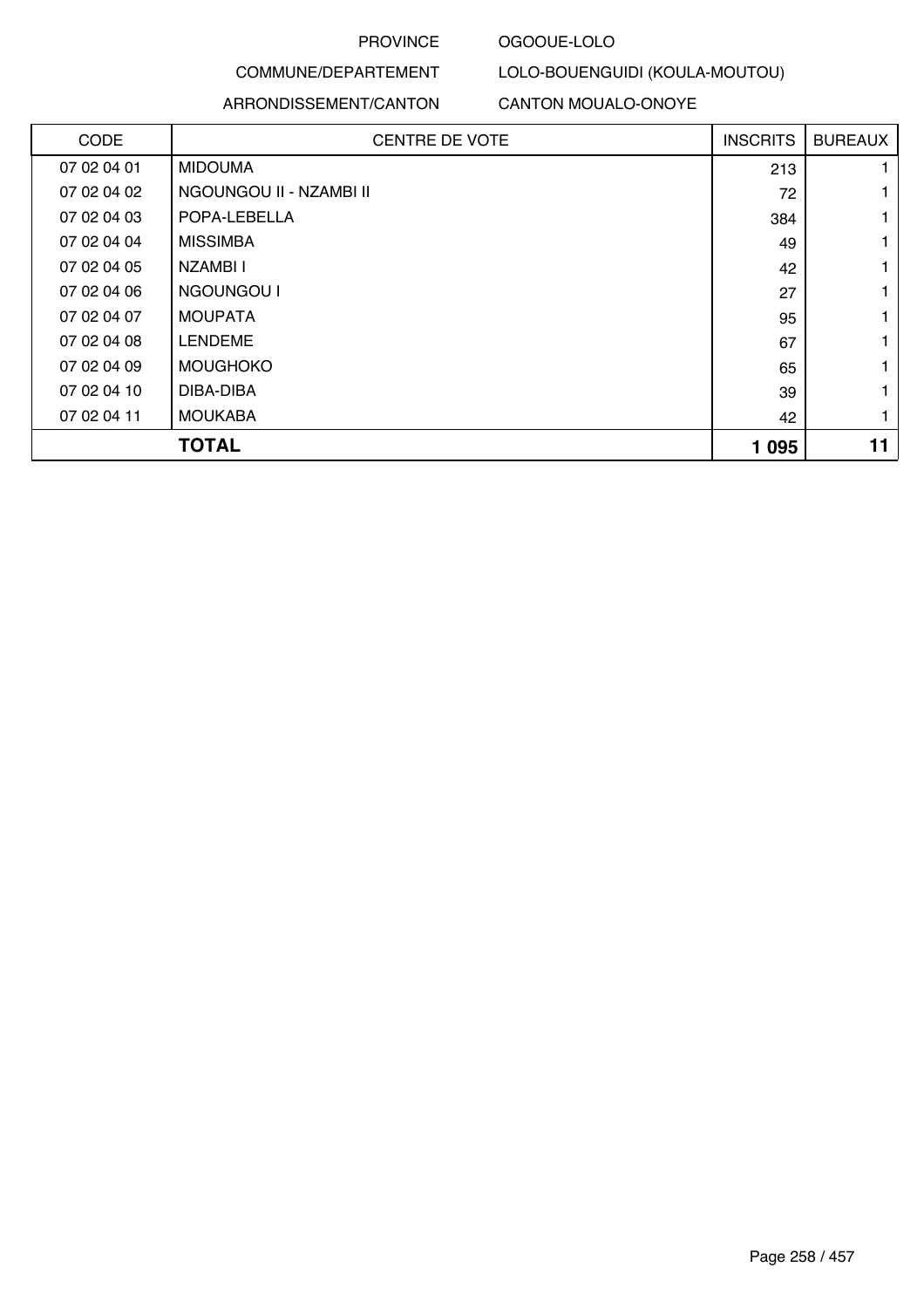PROVINCE OGOOUE-LOLO

COMMUNE/DEPARTEMENT LOLO-BOUENGUIDI (KOULA-MOUTOU)

ARRONDISSEMENT/CANTON CANTON MOUALO-ONOYE

| CODE | CENTRE DE VOTE | INSCRITS | BUREAUX |
|---|---|---|---|
| 07 02 04 01 | MIDOUMA | 213 | 1 |
| 07 02 04 02 | NGOUNGOU II - NZAMBI II | 72 | 1 |
| 07 02 04 03 | POPA-LEBELLA | 384 | 1 |
| 07 02 04 04 | MISSIMBA | 49 | 1 |
| 07 02 04 05 | NZAMBI I | 42 | 1 |
| 07 02 04 06 | NGOUNGOU I | 27 | 1 |
| 07 02 04 07 | MOUPATA | 95 | 1 |
| 07 02 04 08 | LENDEME | 67 | 1 |
| 07 02 04 09 | MOUGHOKO | 65 | 1 |
| 07 02 04 10 | DIBA-DIBA | 39 | 1 |
| 07 02 04 11 | MOUKABA | 42 | 1 |
| **TOTAL** | | **1 095** | **11** |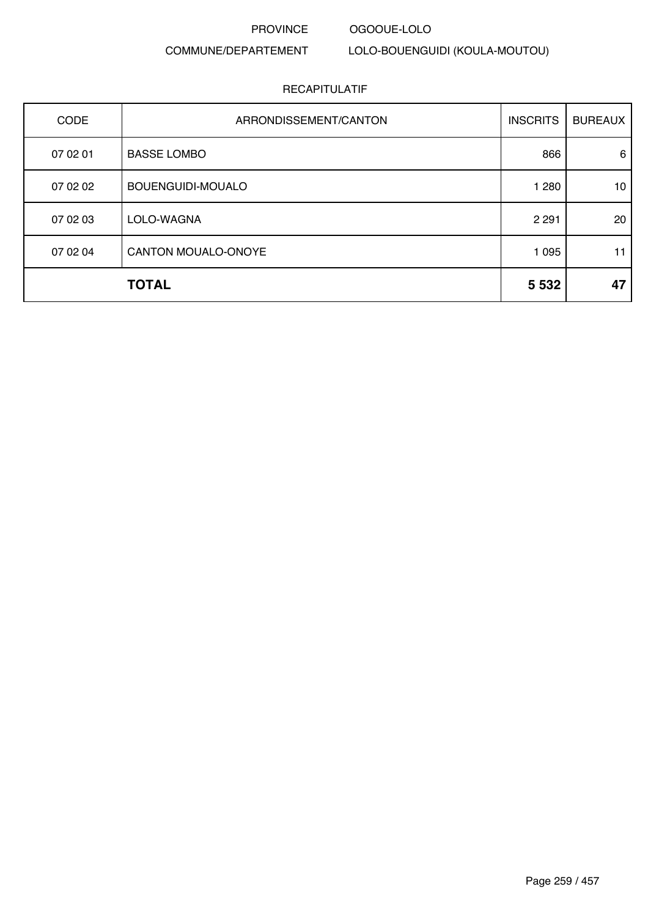PROVINCE OGOOUE-LOLO

COMMUNE/DEPARTEMENT LOLO-BOUENGUIDI (KOULA-MOUTOU)

RECAPITULATIF

| CODE | ARRONDISSEMENT/CANTON | INSCRITS | BUREAUX |
|---|---|---|---|
| 07 02 01 | BASSE LOMBO | 866 | 6 |
| 07 02 02 | BOUENGUIDI-MOUALO | 1 280 | 10 |
| 07 02 03 | LOLO-WAGNA | 2 291 | 20 |
| 07 02 04 | CANTON MOUALO-ONOYE | 1 095 | 11 |
| | **TOTAL** | **5 532** | **47** |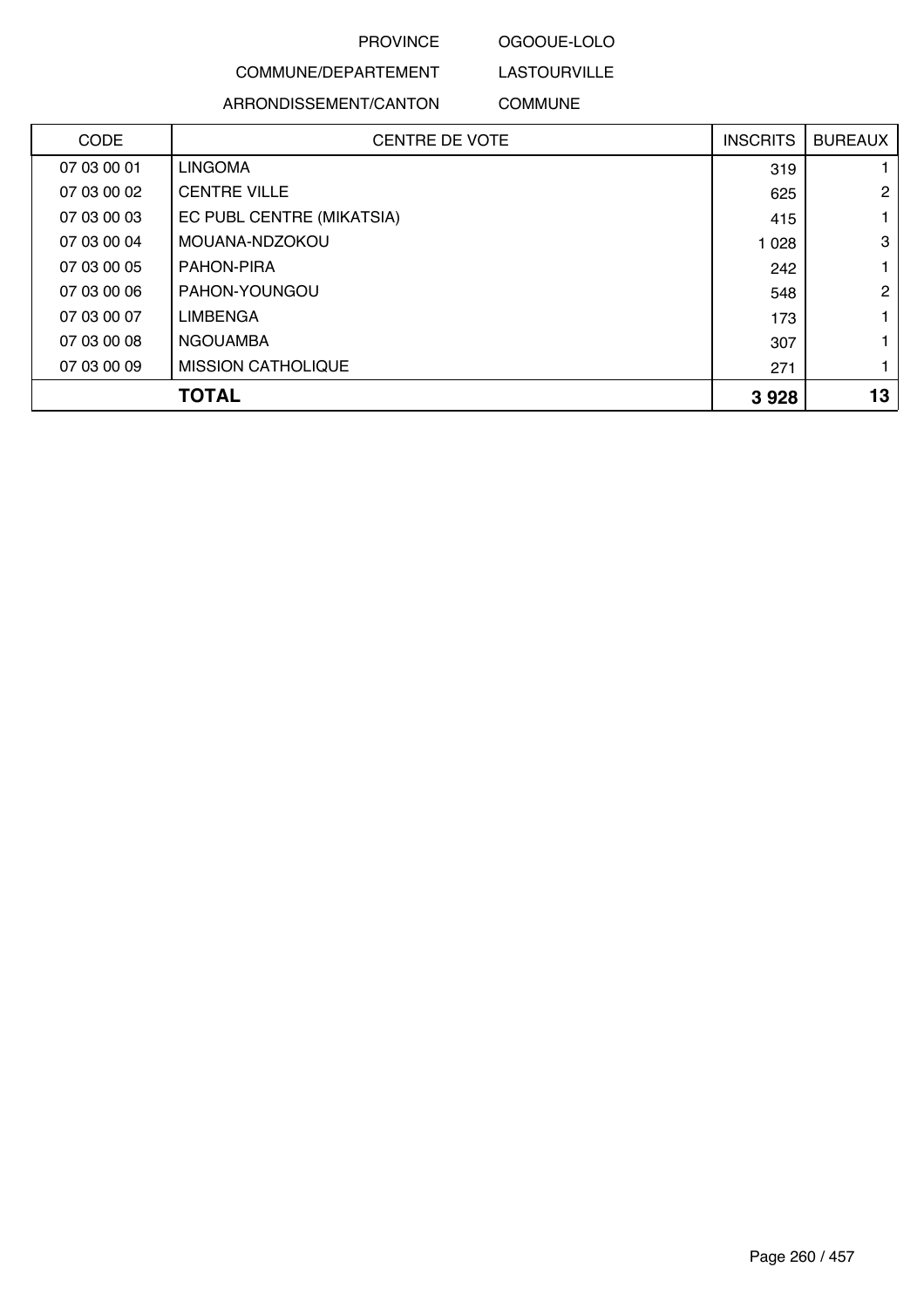PROVINCE OGOOUE-LOLO

COMMUNE/DEPARTEMENT LASTOURVILLE

ARRONDISSEMENT/CANTON COMMUNE

| CODE | CENTRE DE VOTE | INSCRITS | BUREAUX |
| --- | --- | --- | --- |
| 07 03 00 01 | LINGOMA | 319 | 1 |
| 07 03 00 02 | CENTRE VILLE | 625 | 2 |
| 07 03 00 03 | EC PUBL CENTRE (MIKATSIA) | 415 | 1 |
| 07 03 00 04 | MOUANA-NDZOKOU | 1 028 | 3 |
| 07 03 00 05 | PAHON-PIRA | 242 | 1 |
| 07 03 00 06 | PAHON-YOUNGOU | 548 | 2 |
| 07 03 00 07 | LIMBENGA | 173 | 1 |
| 07 03 00 08 | NGOUAMBA | 307 | 1 |
| 07 03 00 09 | MISSION CATHOLIQUE | 271 | 1 |
| | **TOTAL** | **3 928** | **13** |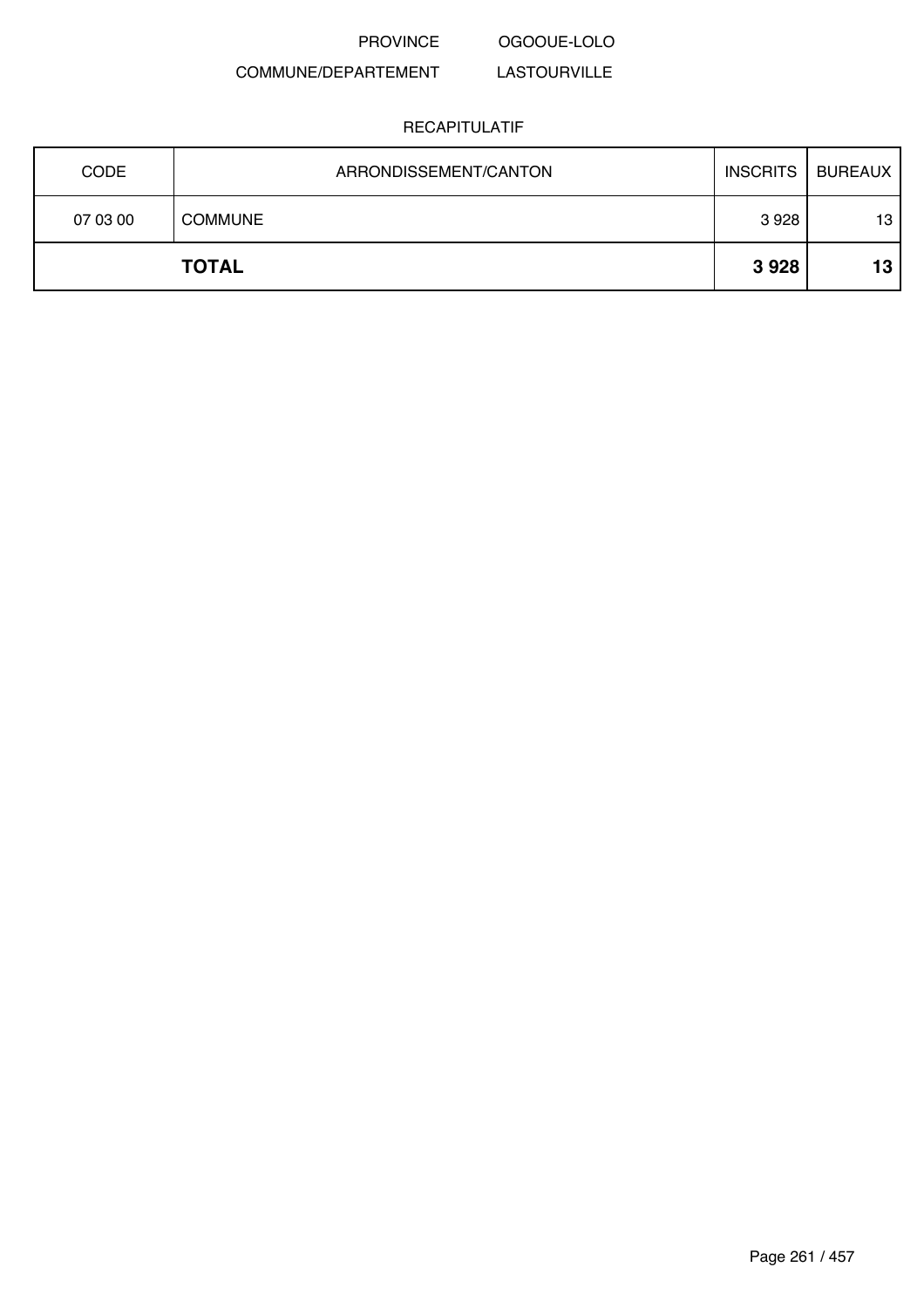PROVINCE OGOOUE-LOLO

COMMUNE/DEPARTEMENT LASTOURVILLE

RECAPITULATIF

| CODE | ARRONDISSEMENT/CANTON | INSCRITS | BUREAUX |
|---|---|---|---|
| 07 03 00 | COMMUNE | 3 928 | 13 |
| | **TOTAL** | **3 928** | **13** |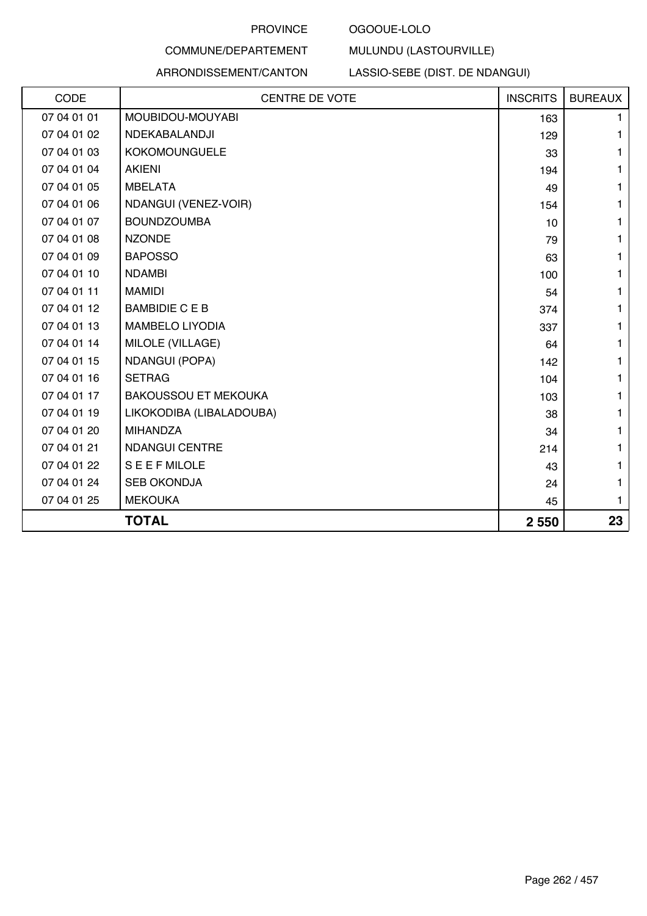PROVINCE OGOOUE-LOLO

COMMUNE/DEPARTEMENT MULUNDU (LASTOURVILLE)

ARRONDISSEMENT/CANTON LASSIO-SEBE (DIST. DE NDANGUI)

| CODE | CENTRE DE VOTE | INSCRITS | BUREAUX |
|---|---|---|---|
| 07 04 01 01 | MOUBIDOU-MOUYABI | 163 | 1 |
| 07 04 01 02 | NDEKABALANDJI | 129 | 1 |
| 07 04 01 03 | KOKOMOUNGUELE | 33 | 1 |
| 07 04 01 04 | AKIENI | 194 | 1 |
| 07 04 01 05 | MBELATA | 49 | 1 |
| 07 04 01 06 | NDANGUI (VENEZ-VOIR) | 154 | 1 |
| 07 04 01 07 | BOUNDZOUMBA | 10 | 1 |
| 07 04 01 08 | NZONDE | 79 | 1 |
| 07 04 01 09 | BAPOSSO | 63 | 1 |
| 07 04 01 10 | NDAMBI | 100 | 1 |
| 07 04 01 11 | MAMIDI | 54 | 1 |
| 07 04 01 12 | BAMBIDIE C E B | 374 | 1 |
| 07 04 01 13 | MAMBELO LIYODIA | 337 | 1 |
| 07 04 01 14 | MILOLE (VILLAGE) | 64 | 1 |
| 07 04 01 15 | NDANGUI (POPA) | 142 | 1 |
| 07 04 01 16 | SETRAG | 104 | 1 |
| 07 04 01 17 | BAKOUSSOU ET MEKOUKA | 103 | 1 |
| 07 04 01 19 | LIKOKODIBA (LIBALADOUBA) | 38 | 1 |
| 07 04 01 20 | MIHANDZA | 34 | 1 |
| 07 04 01 21 | NDANGUI CENTRE | 214 | 1 |
| 07 04 01 22 | S E E F MILOLE | 43 | 1 |
| 07 04 01 24 | SEB OKONDJA | 24 | 1 |
| 07 04 01 25 | MEKOUKA | 45 | 1 |
| | **TOTAL** | **2 550** | **23** |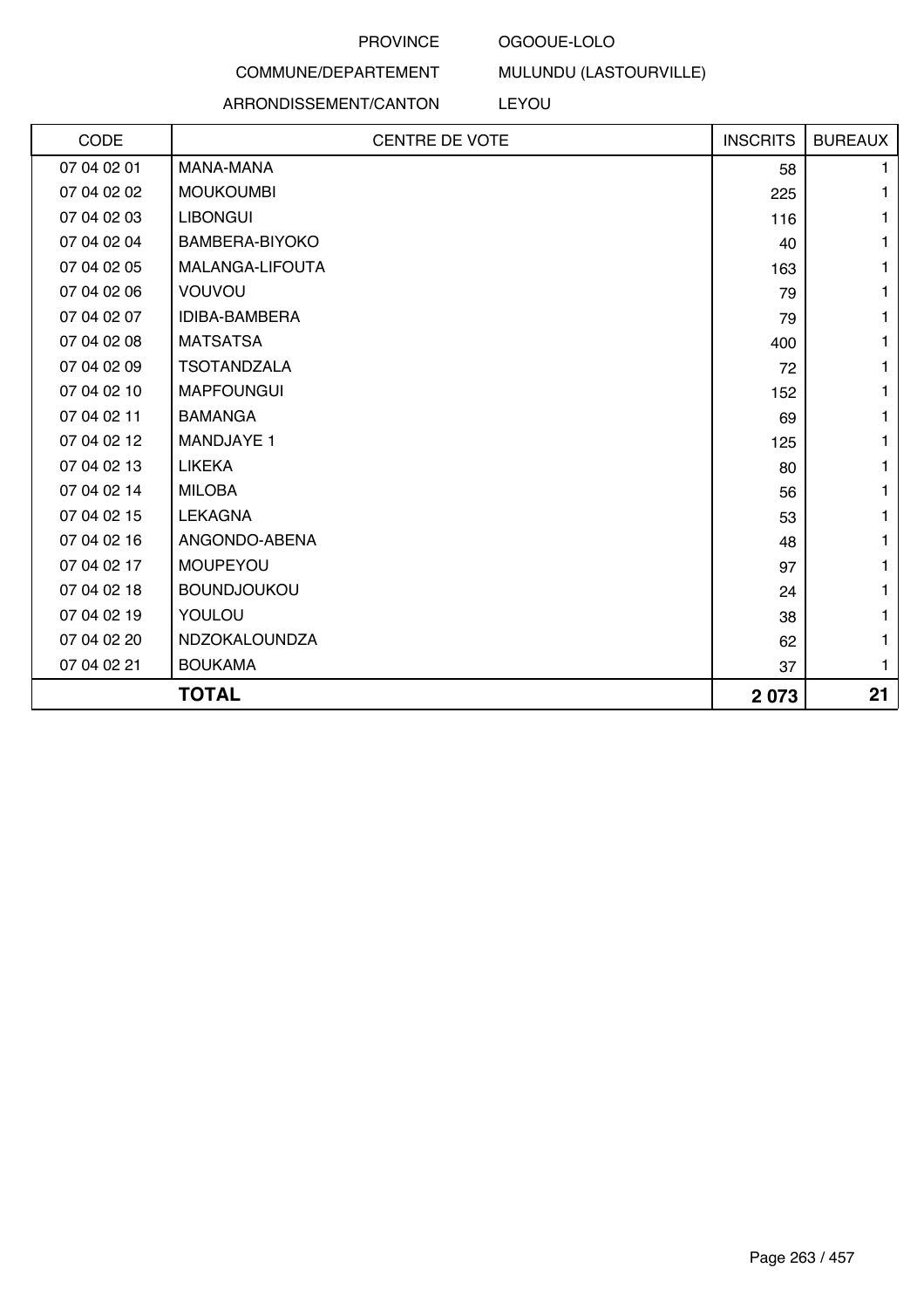PROVINCE OGOOUE-LOLO

COMMUNE/DEPARTEMENT MULUNDU (LASTOURVILLE)

ARRONDISSEMENT/CANTON LEYOU

| CODE | CENTRE DE VOTE | INSCRITS | BUREAUX |
|---|---|---|---|
| 07 04 02 01 | MANA-MANA | 58 | 1 |
| 07 04 02 02 | MOUKOUMBI | 225 | 1 |
| 07 04 02 03 | LIBONGUI | 116 | 1 |
| 07 04 02 04 | BAMBERA-BIYOKO | 40 | 1 |
| 07 04 02 05 | MALANGA-LIFOUTA | 163 | 1 |
| 07 04 02 06 | VOUVOU | 79 | 1 |
| 07 04 02 07 | IDIBA-BAMBERA | 79 | 1 |
| 07 04 02 08 | MATSATSA | 400 | 1 |
| 07 04 02 09 | TSOTANDZALA | 72 | 1 |
| 07 04 02 10 | MAPFOUNGUI | 152 | 1 |
| 07 04 02 11 | BAMANGA | 69 | 1 |
| 07 04 02 12 | MANDJAYE 1 | 125 | 1 |
| 07 04 02 13 | LIKEKA | 80 | 1 |
| 07 04 02 14 | MILOBA | 56 | 1 |
| 07 04 02 15 | LEKAGNA | 53 | 1 |
| 07 04 02 16 | ANGONDO-ABENA | 48 | 1 |
| 07 04 02 17 | MOUPEYOU | 97 | 1 |
| 07 04 02 18 | BOUNDJOUKOU | 24 | 1 |
| 07 04 02 19 | YOULOU | 38 | 1 |
| 07 04 02 20 | NDZOKALOUNDZA | 62 | 1 |
| 07 04 02 21 | BOUKAMA | 37 | 1 |
| | **TOTAL** | **2 073** | **21** |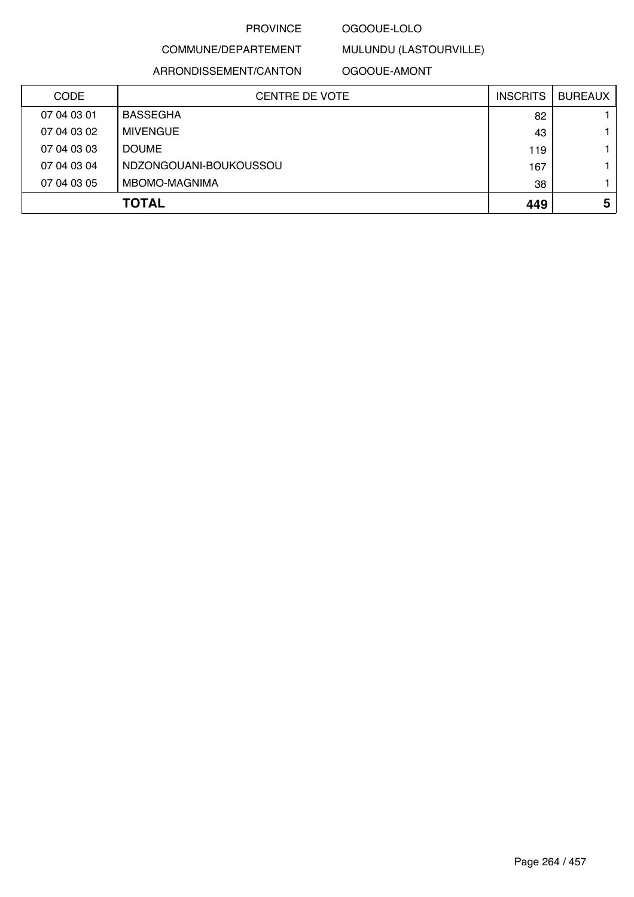PROVINCE OGOOUE-LOLO

COMMUNE/DEPARTEMENT MULUNDU (LASTOURVILLE)

ARRONDISSEMENT/CANTON OGOOUE-AMONT

| CODE | CENTRE DE VOTE | INSCRITS | BUREAUX |
|---|---|---|---|
| 07 04 03 01 | BASSEGHA | 82 | 1 |
| 07 04 03 02 | MIVENGUE | 43 | 1 |
| 07 04 03 03 | DOUME | 119 | 1 |
| 07 04 03 04 | NDZONGOUANI-BOUKOUSSOU | 167 | 1 |
| 07 04 03 05 | MBOMO-MAGNIMA | 38 | 1 |
| | **TOTAL** | **449** | **5** |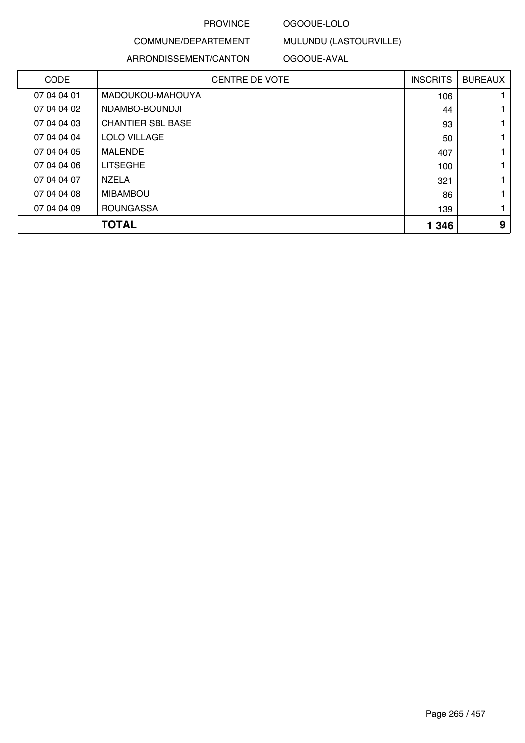PROVINCE OGOOUE-LOLO

COMMUNE/DEPARTEMENT MULUNDU (LASTOURVILLE)

ARRONDISSEMENT/CANTON OGOOUE-AVAL

| CODE | CENTRE DE VOTE | INSCRITS | BUREAUX |
|---|---|---|---|
| 07 04 04 01 | MADOUKOU-MAHOUYA | 106 | 1 |
| 07 04 04 02 | NDAMBO-BOUNDJI | 44 | 1 |
| 07 04 04 03 | CHANTIER SBL BASE | 93 | 1 |
| 07 04 04 04 | LOLO VILLAGE | 50 | 1 |
| 07 04 04 05 | MALENDE | 407 | 1 |
| 07 04 04 06 | LITSEGHE | 100 | 1 |
| 07 04 04 07 | NZELA | 321 | 1 |
| 07 04 04 08 | MIBAMBOU | 86 | 1 |
| 07 04 04 09 | ROUNGASSA | 139 | 1 |
| **TOTAL** | | **1 346** | **9** |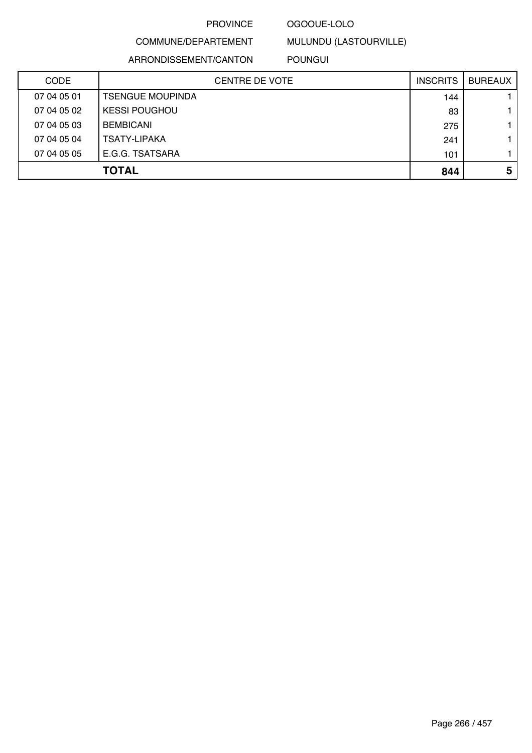PROVINCE OGOOUE-LOLO

COMMUNE/DEPARTEMENT MULUNDU (LASTOURVILLE)

ARRONDISSEMENT/CANTON POUNGUI

| CODE | CENTRE DE VOTE | INSCRITS | BUREAUX |
|---|---|---|---|
| 07 04 05 01 | TSENGUE MOUPINDA | 144 | 1 |
| 07 04 05 02 | KESSI POUGHOU | 83 | 1 |
| 07 04 05 03 | BEMBICANI | 275 | 1 |
| 07 04 05 04 | TSATY-LIPAKA | 241 | 1 |
| 07 04 05 05 | E.G.G. TSATSARA | 101 | 1 |
| | **TOTAL** | **844** | **5** |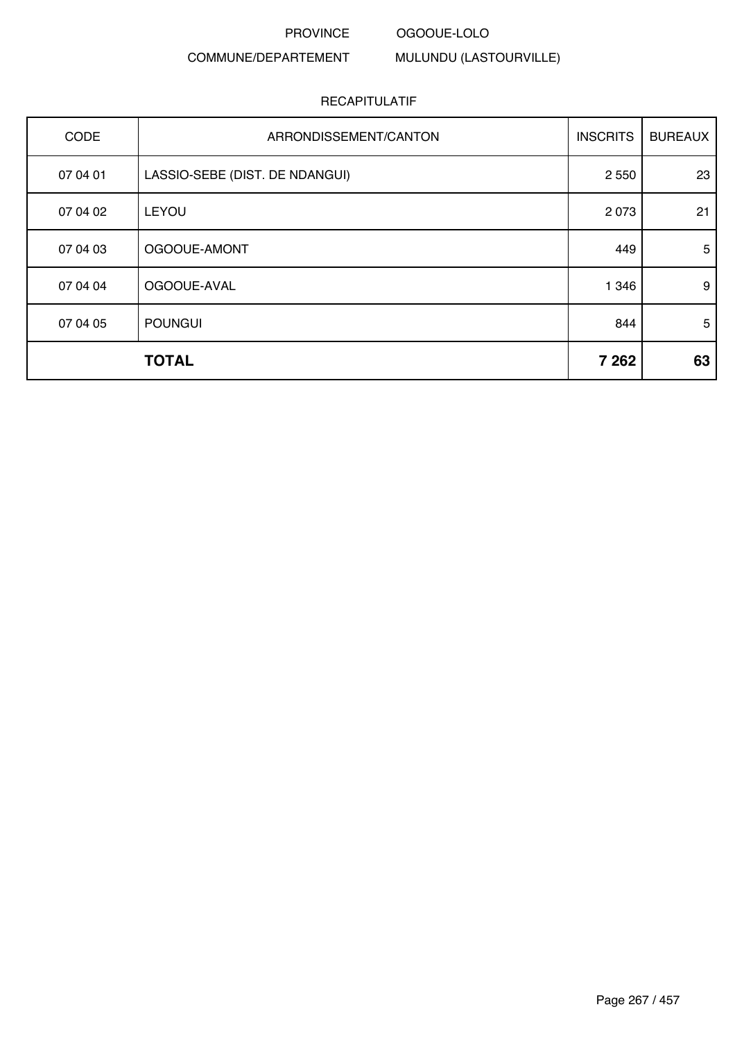PROVINCE OGOOUE-LOLO

COMMUNE/DEPARTEMENT MULUNDU (LASTOURVILLE)

RECAPITULATIF

| CODE | ARRONDISSEMENT/CANTON | INSCRITS | BUREAUX |
|---|---|---|---|
| 07 04 01 | LASSIO-SEBE (DIST. DE NDANGUI) | 2 550 | 23 |
| 07 04 02 | LEYOU | 2 073 | 21 |
| 07 04 03 | OGOOUE-AMONT | 449 | 5 |
| 07 04 04 | OGOOUE-AVAL | 1 346 | 9 |
| 07 04 05 | POUNGUI | 844 | 5 |
| | **TOTAL** | **7 262** | **63** |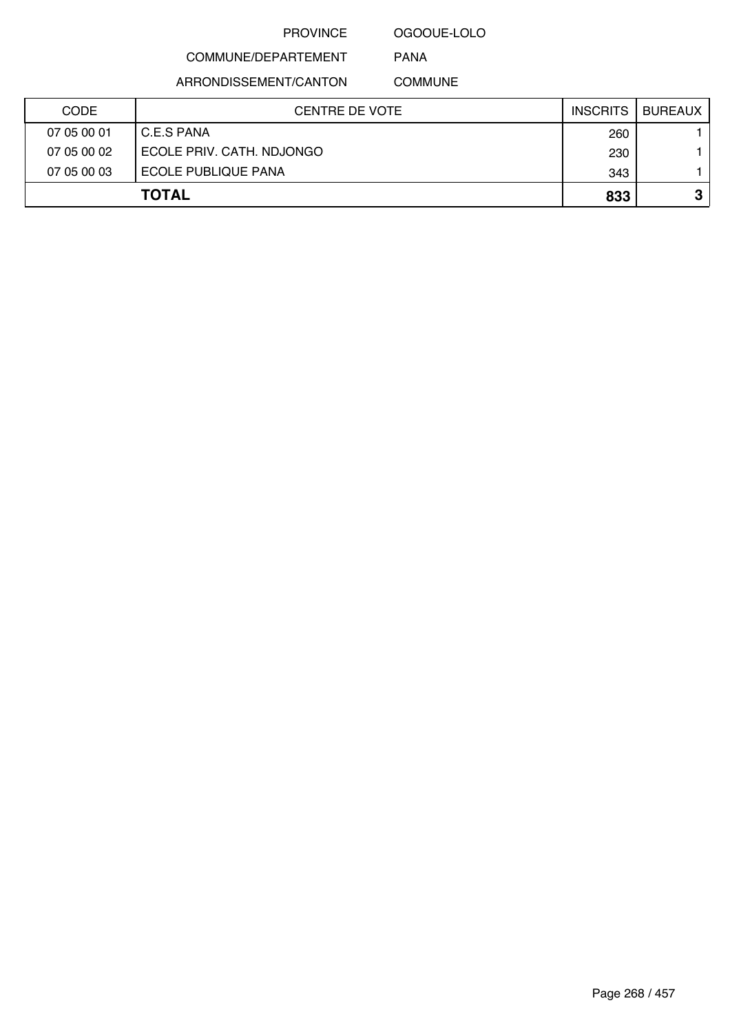PROVINCE OGOOUE-LOLO

COMMUNE/DEPARTEMENT PANA

ARRONDISSEMENT/CANTON COMMUNE

| CODE | CENTRE DE VOTE | INSCRITS | BUREAUX |
| --- | --- | --- | --- |
| 07 05 00 01 | C.E.S PANA | 260 | 1 |
| 07 05 00 02 | ECOLE PRIV. CATH. NDJONGO | 230 | 1 |
| 07 05 00 03 | ECOLE PUBLIQUE PANA | 343 | 1 |
| **TOTAL** | | **833** | **3** |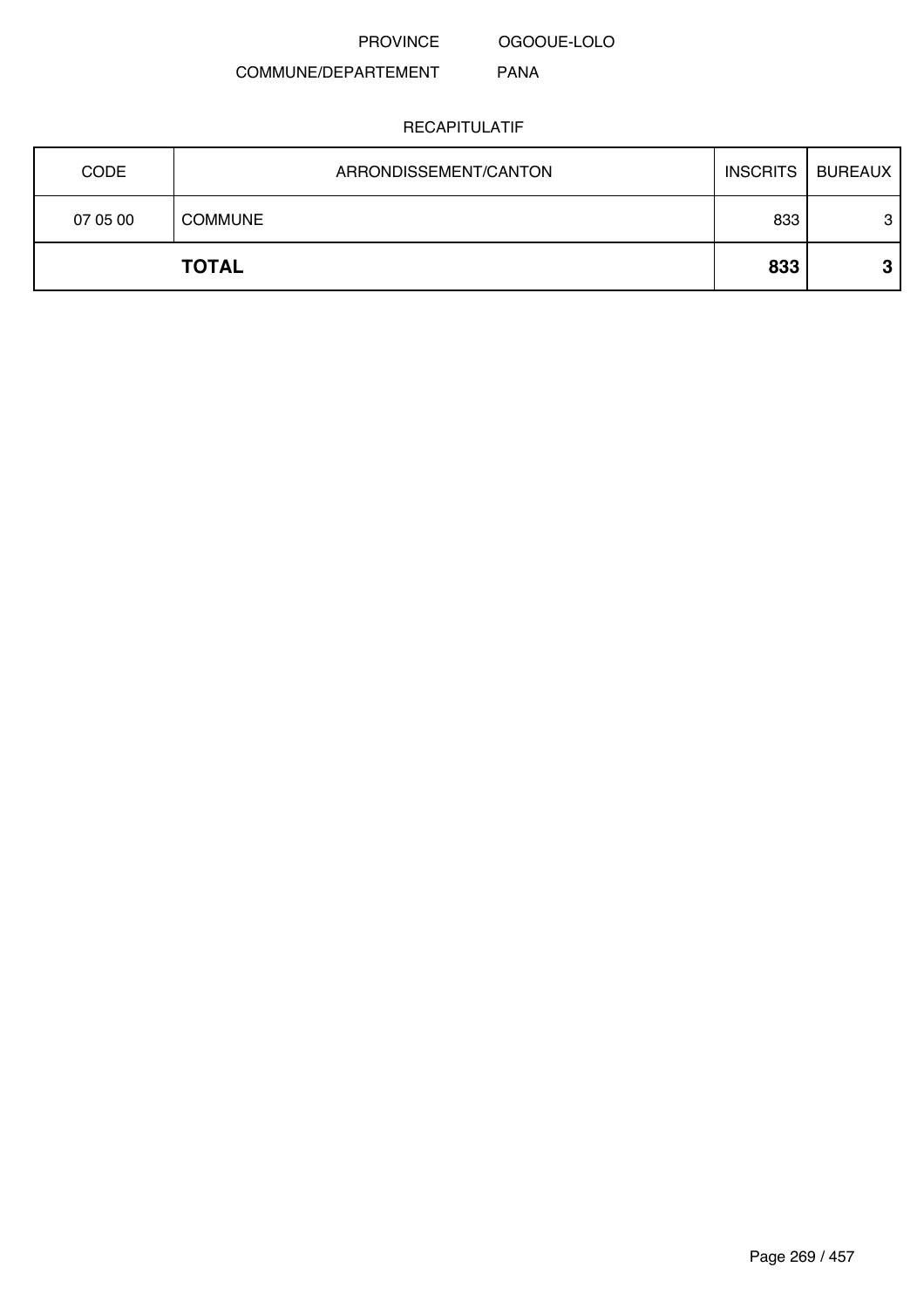PROVINCE OGOOUE-LOLO

COMMUNE/DEPARTEMENT PANA

RECAPITULATIF

| CODE | ARRONDISSEMENT/CANTON | INSCRITS | BUREAUX |
|---|---|---|---|
| 07 05 00 | COMMUNE | 833 | 3 |
| | **TOTAL** | **833** | **3** |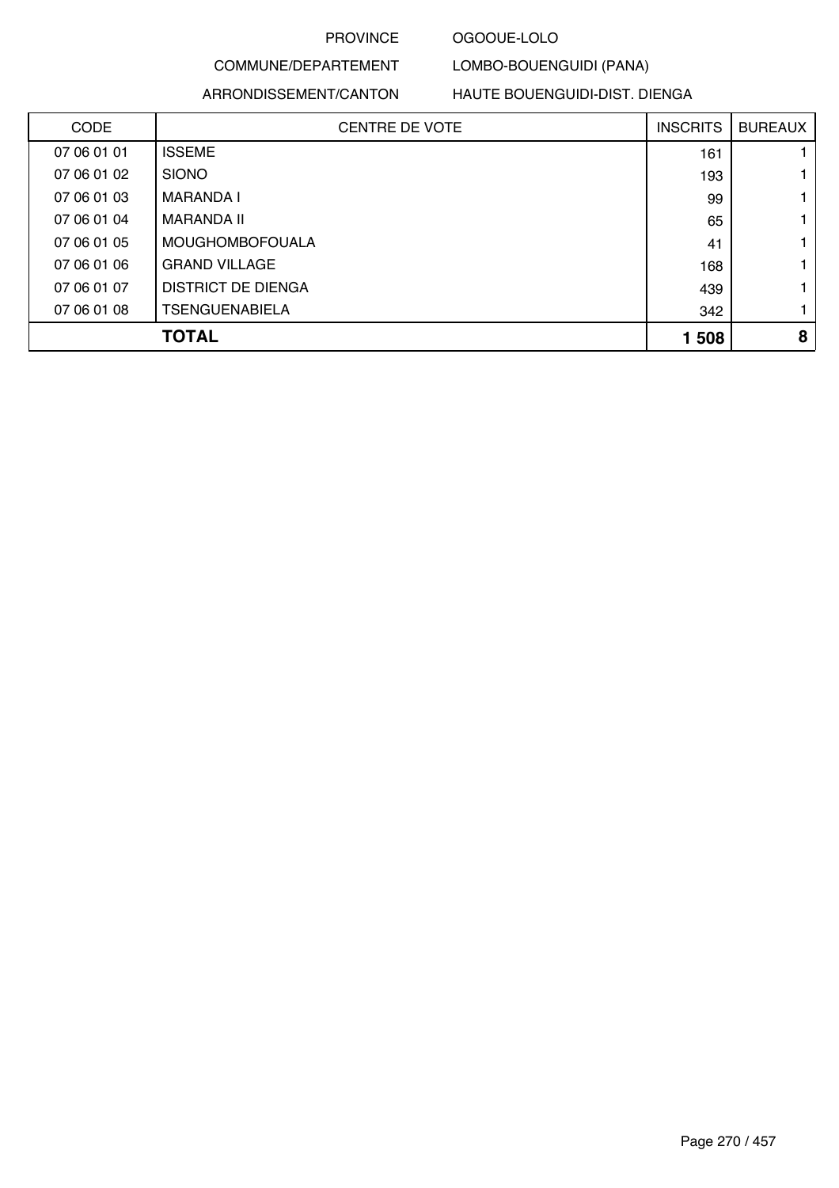PROVINCE OGOOUE-LOLO

COMMUNE/DEPARTEMENT LOMBO-BOUENGUIDI (PANA)

ARRONDISSEMENT/CANTON HAUTE BOUENGUIDI-DIST. DIENGA

| CODE | CENTRE DE VOTE | INSCRITS | BUREAUX |
| --- | --- | --- | --- |
| 07 06 01 01 | ISSEME | 161 | 1 |
| 07 06 01 02 | SIONO | 193 | 1 |
| 07 06 01 03 | MARANDA I | 99 | 1 |
| 07 06 01 04 | MARANDA II | 65 | 1 |
| 07 06 01 05 | MOUGHOMBOFOUALA | 41 | 1 |
| 07 06 01 06 | GRAND VILLAGE | 168 | 1 |
| 07 06 01 07 | DISTRICT DE DIENGA | 439 | 1 |
| 07 06 01 08 | TSENGUENABIELA | 342 | 1 |
| | **TOTAL** | **1 508** | **8** |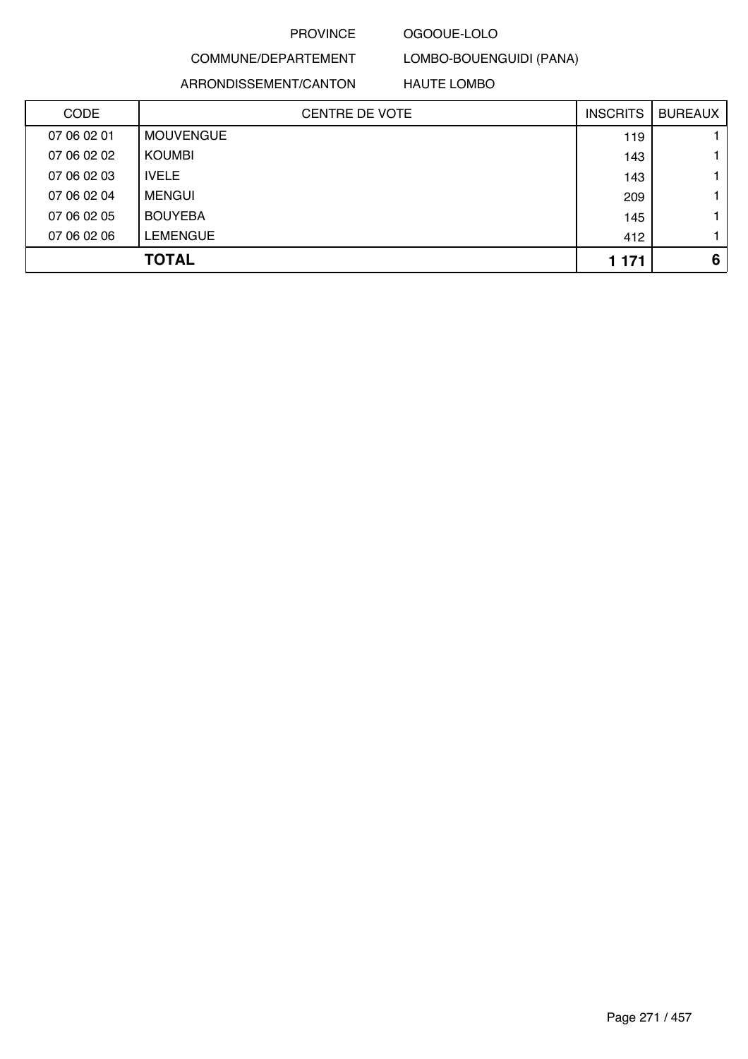PROVINCE OGOOUE-LOLO

COMMUNE/DEPARTEMENT LOMBO-BOUENGUIDI (PANA)

ARRONDISSEMENT/CANTON HAUTE LOMBO

| CODE | CENTRE DE VOTE | INSCRITS | BUREAUX |
|---|---|---|---|
| 07 06 02 01 | MOUVENGUE | 119 | 1 |
| 07 06 02 02 | KOUMBI | 143 | 1 |
| 07 06 02 03 | IVELE | 143 | 1 |
| 07 06 02 04 | MENGUI | 209 | 1 |
| 07 06 02 05 | BOUYEBA | 145 | 1 |
| 07 06 02 06 | LEMENGUE | 412 | 1 |
| | **TOTAL** | **1 171** | **6** |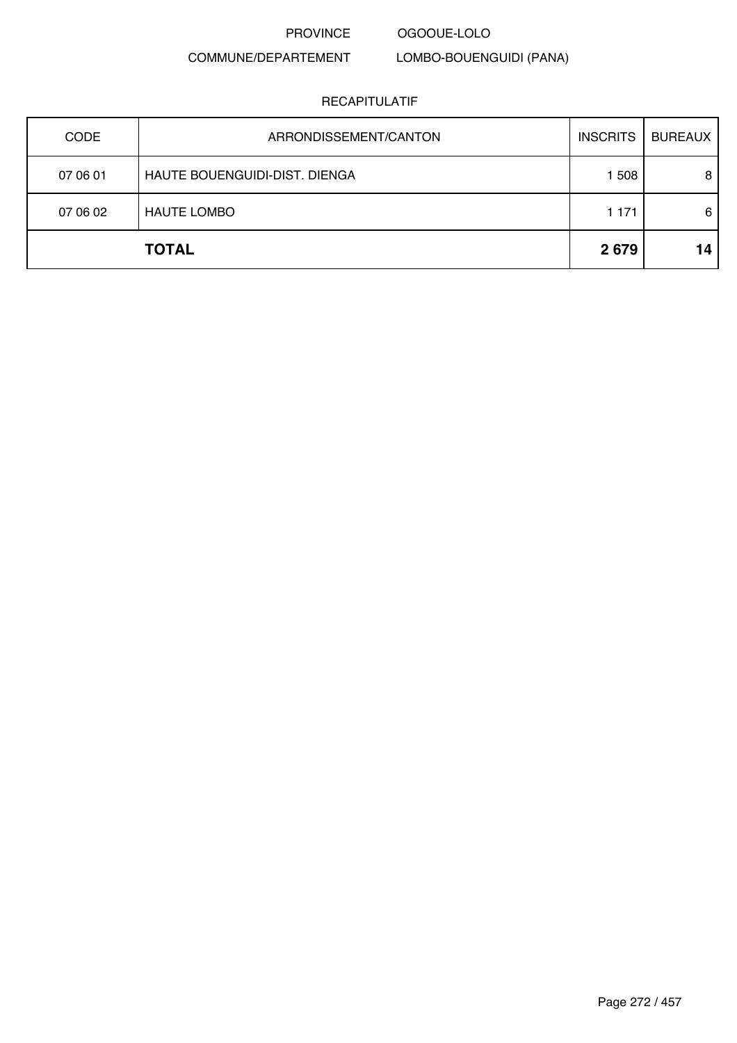PROVINCE OGOOUE-LOLO

COMMUNE/DEPARTEMENT LOMBO-BOUENGUIDI (PANA)

RECAPITULATIF

| CODE | ARRONDISSEMENT/CANTON | INSCRITS | BUREAUX |
|---|---|---|---|
| 07 06 01 | HAUTE BOUENGUIDI-DIST. DIENGA | 1 508 | 8 |
| 07 06 02 | HAUTE LOMBO | 1 171 | 6 |
| | **TOTAL** | **2 679** | **14** |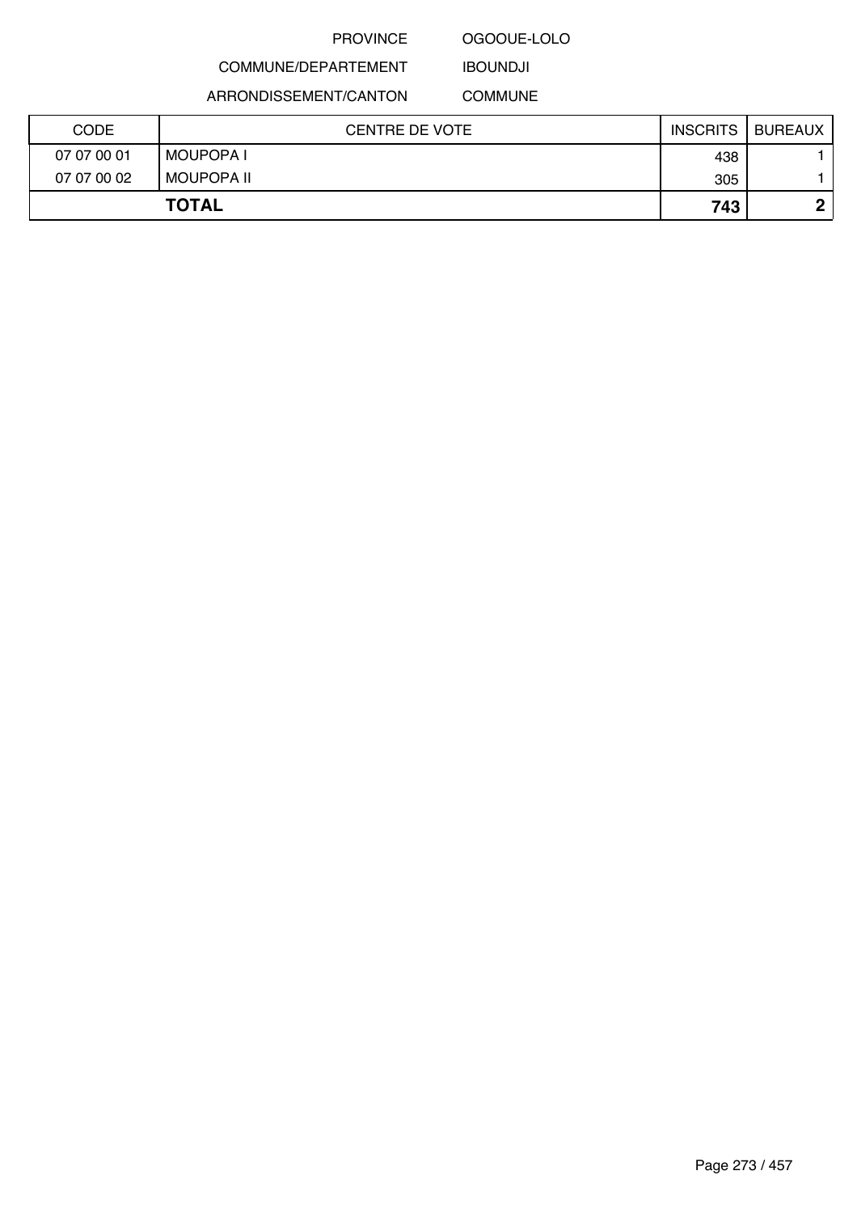PROVINCE OGOOUE-LOLO

COMMUNE/DEPARTEMENT IBOUNDJI

ARRONDISSEMENT/CANTON COMMUNE

| CODE | CENTRE DE VOTE | INSCRITS | BUREAUX |
|---|---|---|---|
| 07 07 00 01 | MOUPOPA I | 438 | 1 |
| 07 07 00 02 | MOUPOPA II | 305 | 1 |
| **TOTAL** | | **743** | **2** |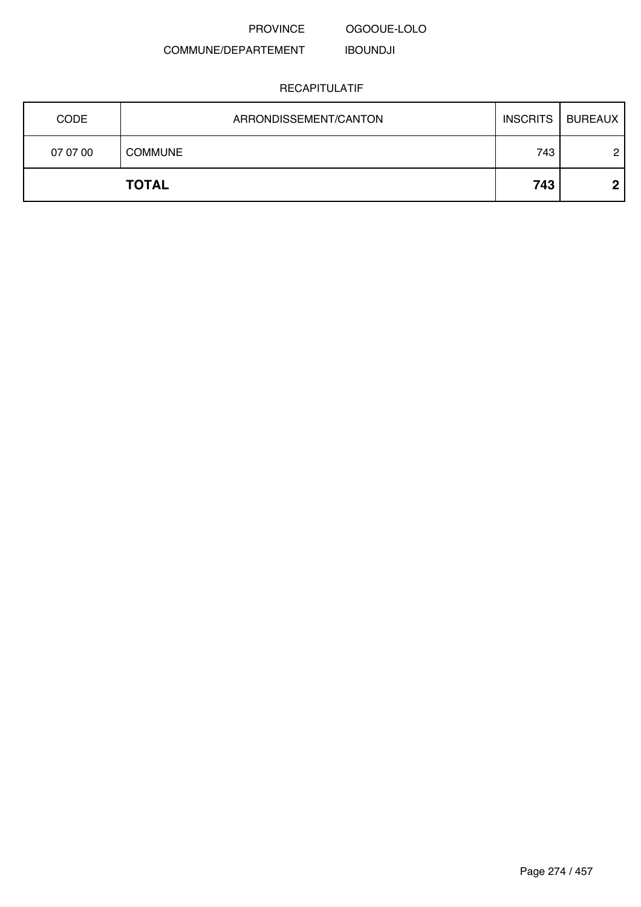PROVINCE OGOOUE-LOLO

COMMUNE/DEPARTEMENT IBOUNDJI

RECAPITULATIF

| CODE | ARRONDISSEMENT/CANTON | INSCRITS | BUREAUX |
|---|---|---|---|
| 07 07 00 | COMMUNE | 743 | 2 |
| **TOTAL** | | **743** | **2** |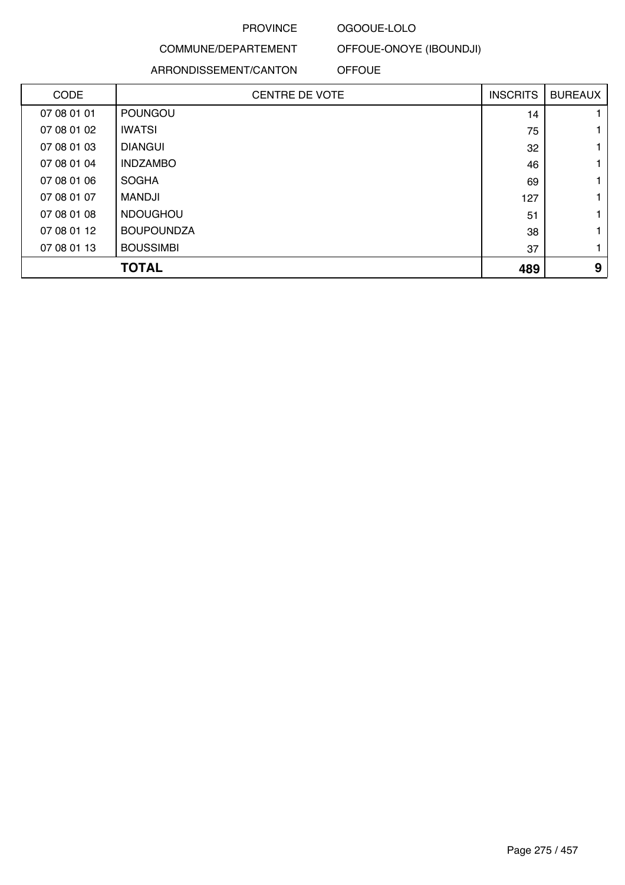PROVINCE OGOOUE-LOLO

COMMUNE/DEPARTEMENT OFFOUE-ONOYE (IBOUNDJI)

ARRONDISSEMENT/CANTON OFFOUE

| CODE | CENTRE DE VOTE | INSCRITS | BUREAUX |
|---|---|---|---|
| 07 08 01 01 | POUNGOU | 14 | 1 |
| 07 08 01 02 | IWATSI | 75 | 1 |
| 07 08 01 03 | DIANGUI | 32 | 1 |
| 07 08 01 04 | INDZAMBO | 46 | 1 |
| 07 08 01 06 | SOGHA | 69 | 1 |
| 07 08 01 07 | MANDJI | 127 | 1 |
| 07 08 01 08 | NDOUGHOU | 51 | 1 |
| 07 08 01 12 | BOUPOUNDZA | 38 | 1 |
| 07 08 01 13 | BOUSSIMBI | 37 | 1 |
| **TOTAL** | | **489** | **9** |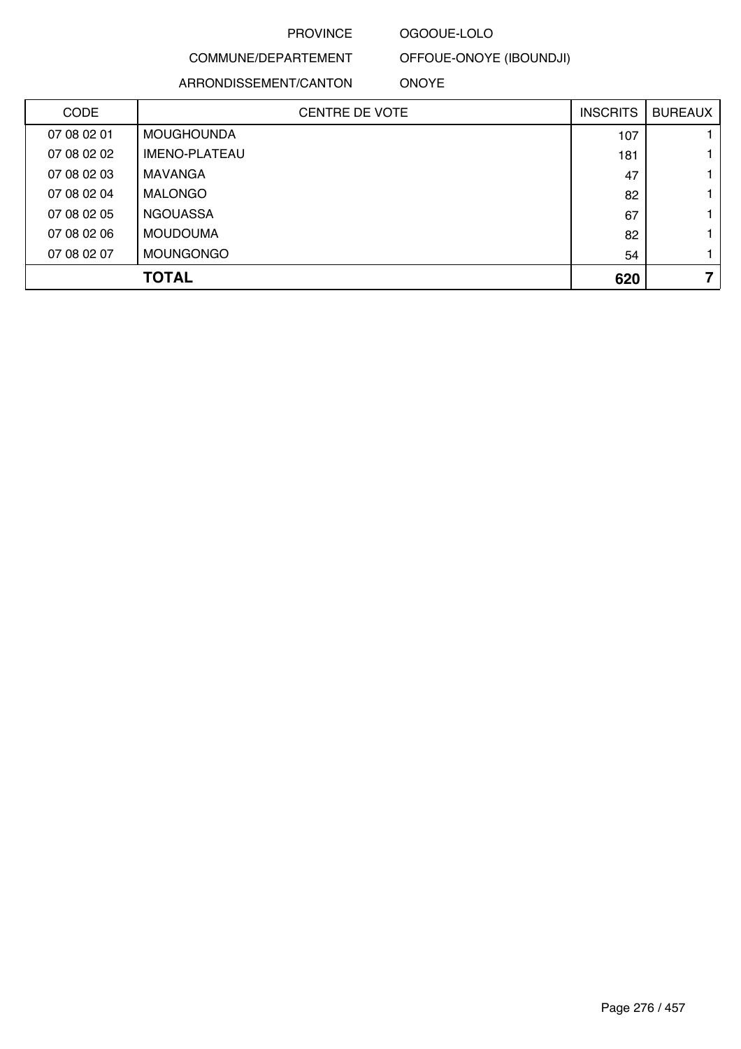PROVINCE OGOOUE-LOLO

COMMUNE/DEPARTEMENT OFFOUE-ONOYE (IBOUNDJI)

ARRONDISSEMENT/CANTON ONOYE

| CODE | CENTRE DE VOTE | INSCRITS | BUREAUX |
|---|---|---|---|
| 07 08 02 01 | MOUGHOUNDA | 107 | 1 |
| 07 08 02 02 | IMENO-PLATEAU | 181 | 1 |
| 07 08 02 03 | MAVANGA | 47 | 1 |
| 07 08 02 04 | MALONGO | 82 | 1 |
| 07 08 02 05 | NGOUASSA | 67 | 1 |
| 07 08 02 06 | MOUDOUMA | 82 | 1 |
| 07 08 02 07 | MOUNGONGO | 54 | 1 |
| | **TOTAL** | **620** | **7** |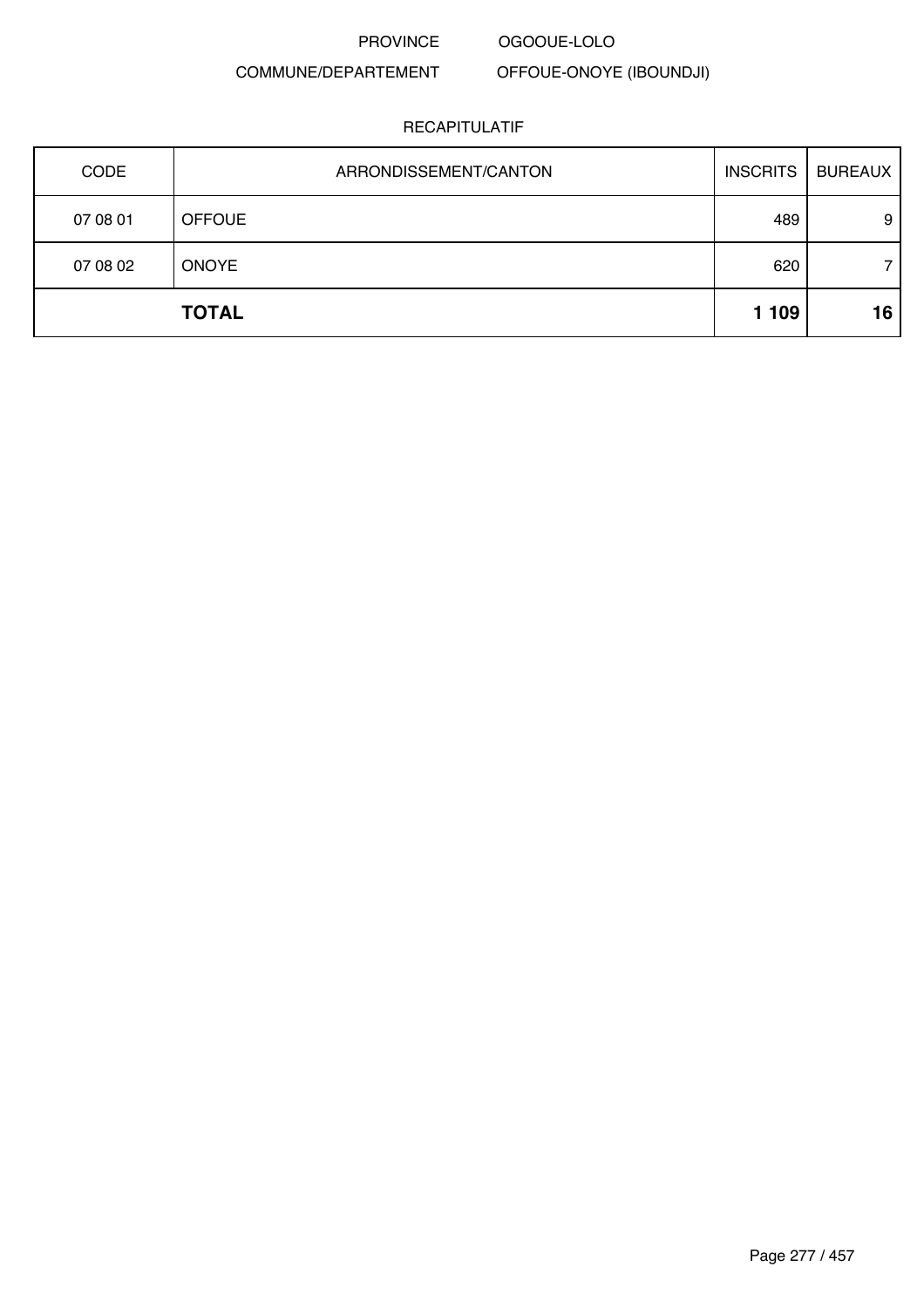PROVINCE OGOOUE-LOLO

COMMUNE/DEPARTEMENT OFFOUE-ONOYE (IBOUNDJI)

RECAPITULATIF

| CODE | ARRONDISSEMENT/CANTON | INSCRITS | BUREAUX |
|---|---|---|---|
| 07 08 01 | OFFOUE | 489 | 9 |
| 07 08 02 | ONOYE | 620 | 7 |
| | **TOTAL** | **1 109** | **16** |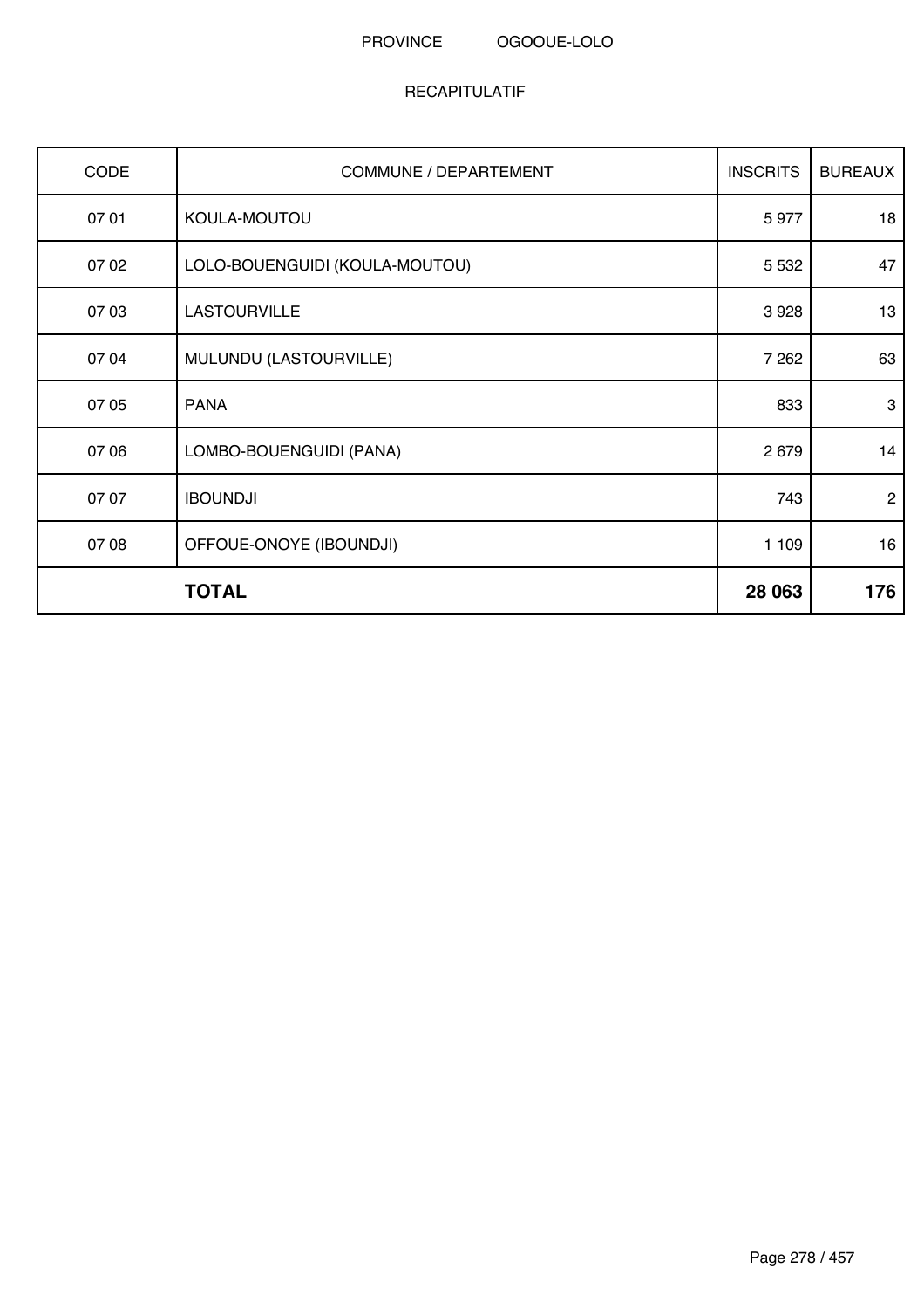PROVINCE OGOOUE-LOLO

RECAPITULATIF

| CODE | COMMUNE / DEPARTEMENT | INSCRITS | BUREAUX |
|---|---|---|---|
| 07 01 | KOULA-MOUTOU | 5 977 | 18 |
| 07 02 | LOLO-BOUENGUIDI (KOULA-MOUTOU) | 5 532 | 47 |
| 07 03 | LASTOURVILLE | 3 928 | 13 |
| 07 04 | MULUNDU (LASTOURVILLE) | 7 262 | 63 |
| 07 05 | PANA | 833 | 3 |
| 07 06 | LOMBO-BOUENGUIDI (PANA) | 2 679 | 14 |
| 07 07 | IBOUNDJI | 743 | 2 |
| 07 08 | OFFOUE-ONOYE (IBOUNDJI) | 1 109 | 16 |
| | **TOTAL** | **28 063** | **176** |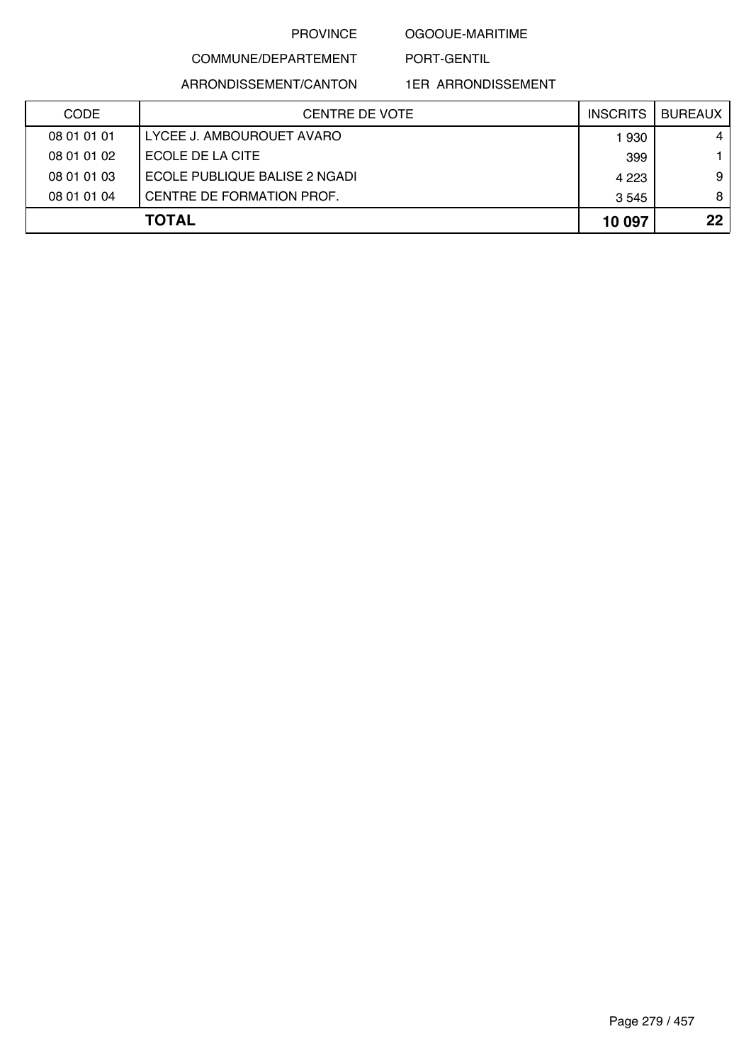PROVINCE OGOOUE-MARITIME

COMMUNE/DEPARTEMENT PORT-GENTIL

ARRONDISSEMENT/CANTON 1ER ARRONDISSEMENT

| CODE | CENTRE DE VOTE | INSCRITS | BUREAUX |
|---|---|---|---|
| 08 01 01 01 | LYCEE J. AMBOUROUET AVARO | 1 930 | 4 |
| 08 01 01 02 | ECOLE DE LA CITE | 399 | 1 |
| 08 01 01 03 | ECOLE PUBLIQUE BALISE 2 NGADI | 4 223 | 9 |
| 08 01 01 04 | CENTRE DE FORMATION PROF. | 3 545 | 8 |
| **TOTAL** | | **10 097** | **22** |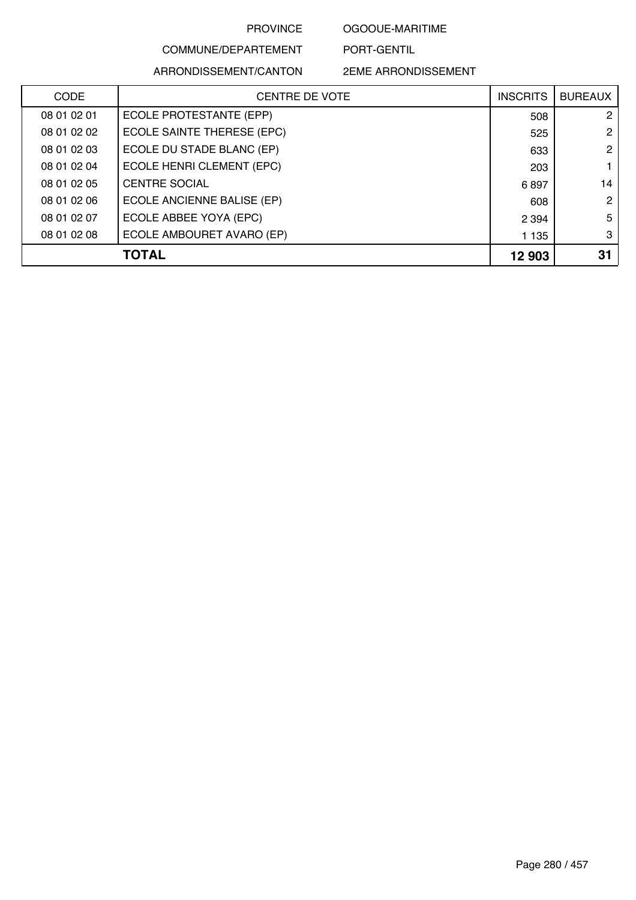PROVINCE OGOOUE-MARITIME

COMMUNE/DEPARTEMENT PORT-GENTIL

ARRONDISSEMENT/CANTON 2EME ARRONDISSEMENT

| CODE | CENTRE DE VOTE | INSCRITS | BUREAUX |
|---|---|---|---|
| 08 01 02 01 | ECOLE PROTESTANTE (EPP) | 508 | 2 |
| 08 01 02 02 | ECOLE SAINTE THERESE (EPC) | 525 | 2 |
| 08 01 02 03 | ECOLE DU STADE BLANC (EP) | 633 | 2 |
| 08 01 02 04 | ECOLE HENRI CLEMENT (EPC) | 203 | 1 |
| 08 01 02 05 | CENTRE SOCIAL | 6 897 | 14 |
| 08 01 02 06 | ECOLE ANCIENNE BALISE (EP) | 608 | 2 |
| 08 01 02 07 | ECOLE ABBEE YOYA (EPC) | 2 394 | 5 |
| 08 01 02 08 | ECOLE AMBOURET AVARO (EP) | 1 135 | 3 |
| | **TOTAL** | **12 903** | **31** |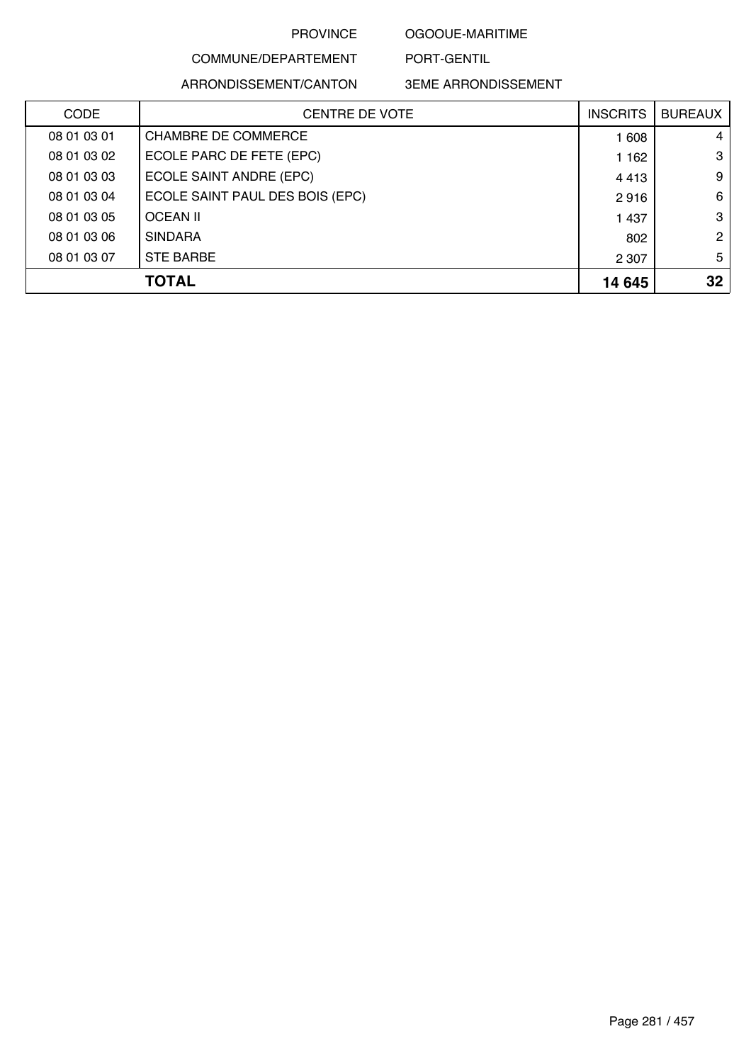PROVINCE OGOOUE-MARITIME

COMMUNE/DEPARTEMENT PORT-GENTIL

ARRONDISSEMENT/CANTON 3EME ARRONDISSEMENT

| CODE | CENTRE DE VOTE | INSCRITS | BUREAUX |
|---|---|---|---|
| 08 01 03 01 | CHAMBRE DE COMMERCE | 1 608 | 4 |
| 08 01 03 02 | ECOLE PARC DE FETE (EPC) | 1 162 | 3 |
| 08 01 03 03 | ECOLE SAINT ANDRE (EPC) | 4 413 | 9 |
| 08 01 03 04 | ECOLE SAINT PAUL DES BOIS (EPC) | 2 916 | 6 |
| 08 01 03 05 | OCEAN II | 1 437 | 3 |
| 08 01 03 06 | SINDARA | 802 | 2 |
| 08 01 03 07 | STE BARBE | 2 307 | 5 |
| | **TOTAL** | **14 645** | **32** |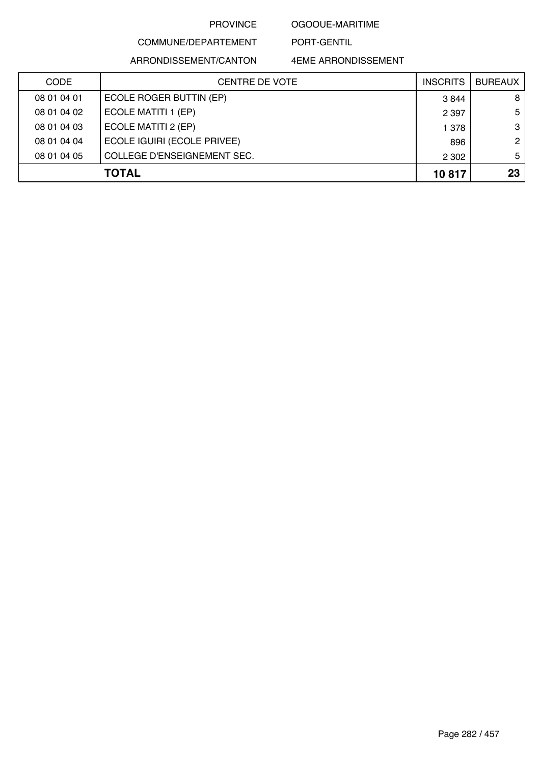PROVINCE OGOOUE-MARITIME

COMMUNE/DEPARTEMENT PORT-GENTIL

ARRONDISSEMENT/CANTON 4EME ARRONDISSEMENT

| CODE | CENTRE DE VOTE | INSCRITS | BUREAUX |
|---|---|---|---|
| 08 01 04 01 | ECOLE ROGER BUTTIN (EP) | 3 844 | 8 |
| 08 01 04 02 | ECOLE MATITI 1 (EP) | 2 397 | 5 |
| 08 01 04 03 | ECOLE MATITI 2 (EP) | 1 378 | 3 |
| 08 01 04 04 | ECOLE IGUIRI (ECOLE PRIVEE) | 896 | 2 |
| 08 01 04 05 | COLLEGE D'ENSEIGNEMENT SEC. | 2 302 | 5 |
| | **TOTAL** | **10 817** | **23** |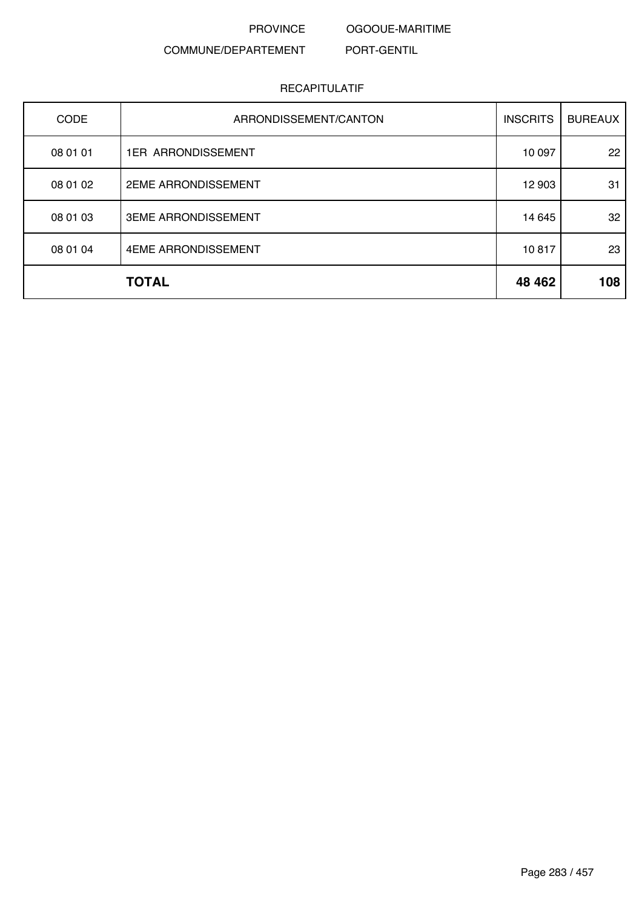PROVINCE OGOOUE-MARITIME

COMMUNE/DEPARTEMENT PORT-GENTIL

RECAPITULATIF

| CODE | ARRONDISSEMENT/CANTON | INSCRITS | BUREAUX |
|---|---|---|---|
| 08 01 01 | 1ER ARRONDISSEMENT | 10 097 | 22 |
| 08 01 02 | 2EME ARRONDISSEMENT | 12 903 | 31 |
| 08 01 03 | 3EME ARRONDISSEMENT | 14 645 | 32 |
| 08 01 04 | 4EME ARRONDISSEMENT | 10 817 | 23 |
| | **TOTAL** | **48 462** | **108** |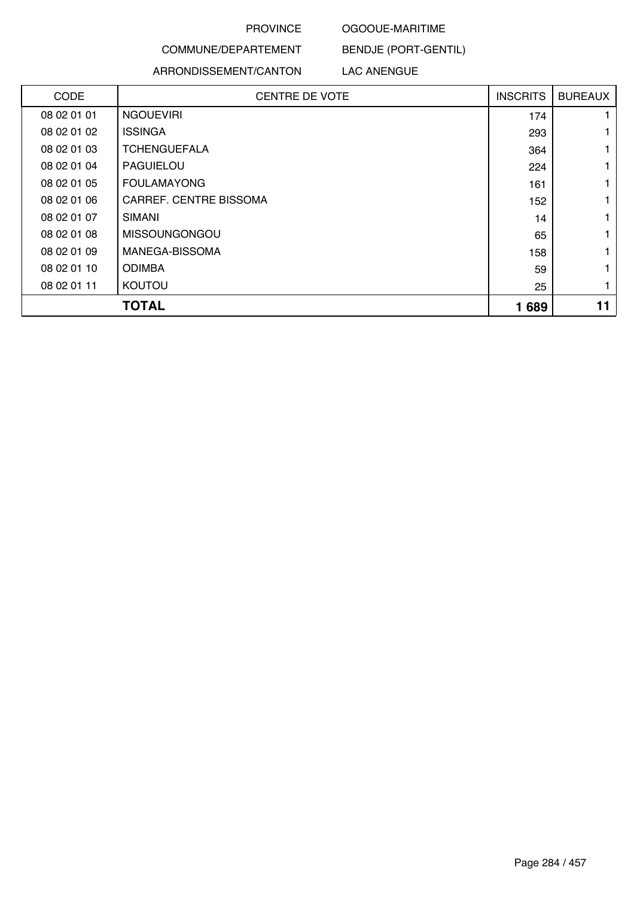PROVINCE OGOOUE-MARITIME

COMMUNE/DEPARTEMENT BENDJE (PORT-GENTIL)

ARRONDISSEMENT/CANTON LAC ANENGUE

| CODE | CENTRE DE VOTE | INSCRITS | BUREAUX |
|---|---|---|---|
| 08 02 01 01 | NGOUEVIRI | 174 | 1 |
| 08 02 01 02 | ISSINGA | 293 | 1 |
| 08 02 01 03 | TCHENGUEFALA | 364 | 1 |
| 08 02 01 04 | PAGUIELOU | 224 | 1 |
| 08 02 01 05 | FOULAMAYONG | 161 | 1 |
| 08 02 01 06 | CARREF. CENTRE BISSOMA | 152 | 1 |
| 08 02 01 07 | SIMANI | 14 | 1 |
| 08 02 01 08 | MISSOUNGONGOU | 65 | 1 |
| 08 02 01 09 | MANEGA-BISSOMA | 158 | 1 |
| 08 02 01 10 | ODIMBA | 59 | 1 |
| 08 02 01 11 | KOUTOU | 25 | 1 |
| **TOTAL** | | **1 689** | **11** |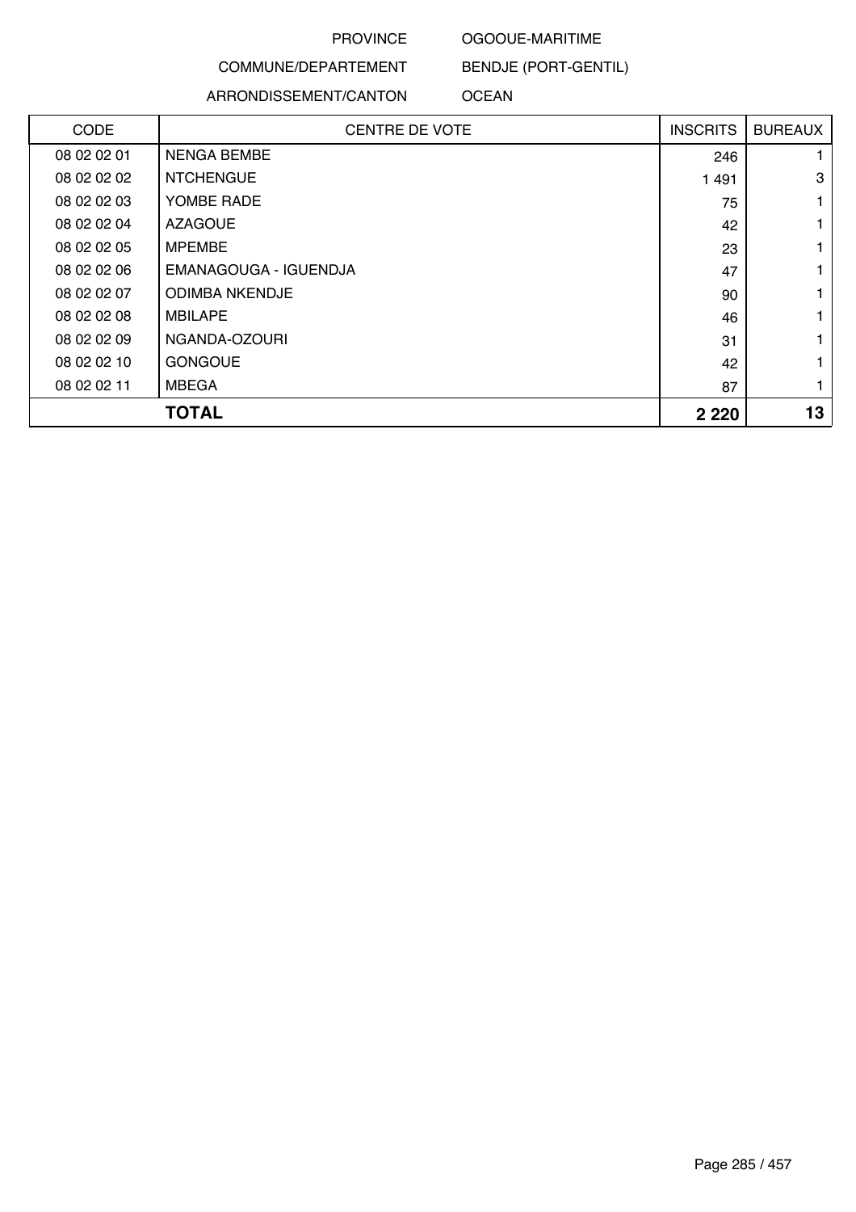PROVINCE OGOOUE-MARITIME

COMMUNE/DEPARTEMENT BENDJE (PORT-GENTIL)

ARRONDISSEMENT/CANTON OCEAN

| CODE | CENTRE DE VOTE | INSCRITS | BUREAUX |
|---|---|---|---|
| 08 02 02 01 | NENGA BEMBE | 246 | 1 |
| 08 02 02 02 | NTCHENGUE | 1 491 | 3 |
| 08 02 02 03 | YOMBE RADE | 75 | 1 |
| 08 02 02 04 | AZAGOUE | 42 | 1 |
| 08 02 02 05 | MPEMBE | 23 | 1 |
| 08 02 02 06 | EMANAGOUGA - IGUENDJA | 47 | 1 |
| 08 02 02 07 | ODIMBA NKENDJE | 90 | 1 |
| 08 02 02 08 | MBILAPE | 46 | 1 |
| 08 02 02 09 | NGANDA-OZOURI | 31 | 1 |
| 08 02 02 10 | GONGOUE | 42 | 1 |
| 08 02 02 11 | MBEGA | 87 | 1 |
| **TOTAL** | | **2 220** | **13** |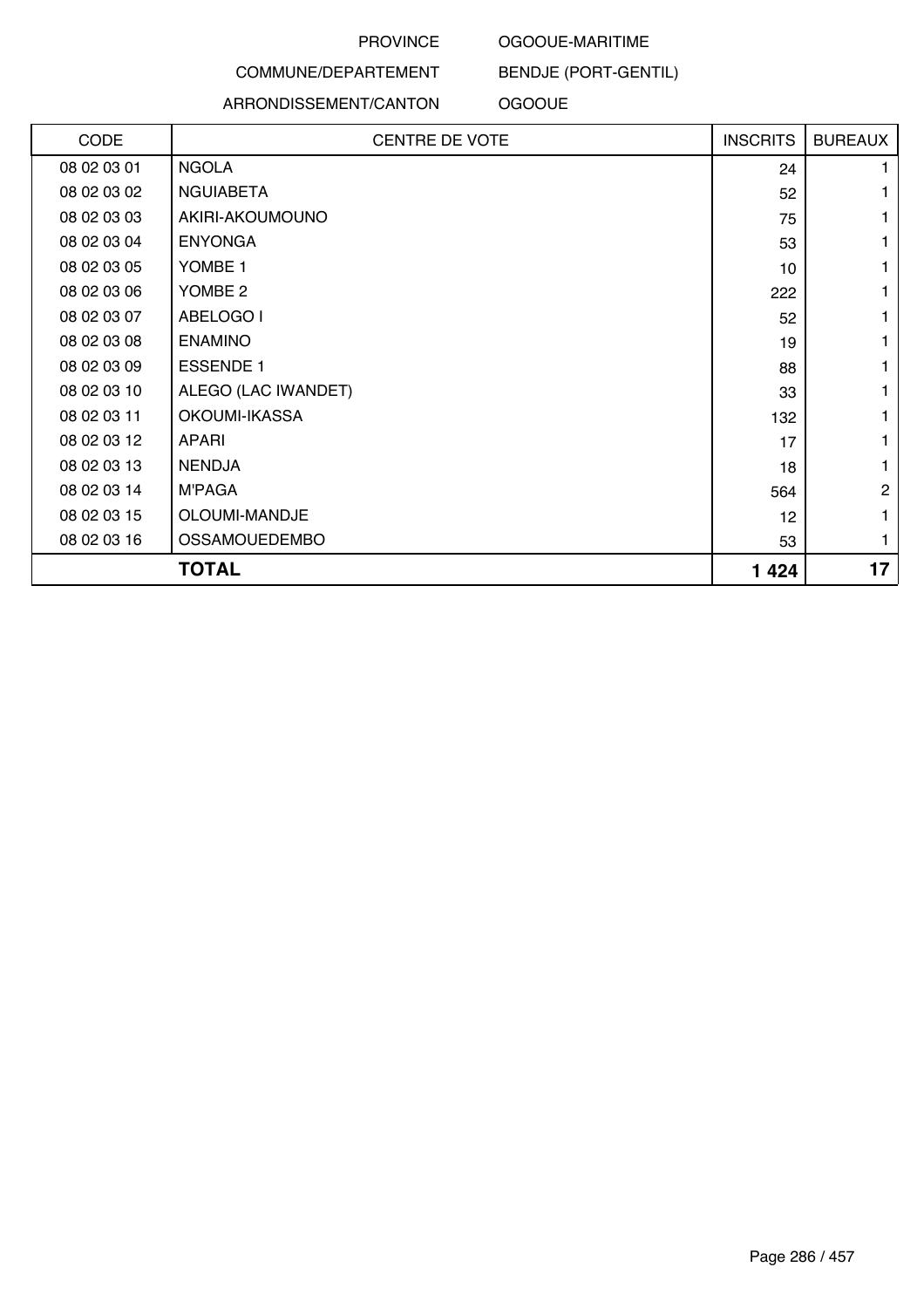PROVINCE OGOOUE-MARITIME

COMMUNE/DEPARTEMENT BENDJE (PORT-GENTIL)

ARRONDISSEMENT/CANTON OGOOUE

| CODE | CENTRE DE VOTE | INSCRITS | BUREAUX |
|---|---|---|---|
| 08 02 03 01 | NGOLA | 24 | 1 |
| 08 02 03 02 | NGUIABETA | 52 | 1 |
| 08 02 03 03 | AKIRI-AKOUMOUNO | 75 | 1 |
| 08 02 03 04 | ENYONGA | 53 | 1 |
| 08 02 03 05 | YOMBE 1 | 10 | 1 |
| 08 02 03 06 | YOMBE 2 | 222 | 1 |
| 08 02 03 07 | ABELOGO I | 52 | 1 |
| 08 02 03 08 | ENAMINO | 19 | 1 |
| 08 02 03 09 | ESSENDE 1 | 88 | 1 |
| 08 02 03 10 | ALEGO (LAC IWANDET) | 33 | 1 |
| 08 02 03 11 | OKOUMI-IKASSA | 132 | 1 |
| 08 02 03 12 | APARI | 17 | 1 |
| 08 02 03 13 | NENDJA | 18 | 1 |
| 08 02 03 14 | M'PAGA | 564 | 2 |
| 08 02 03 15 | OLOUMI-MANDJE | 12 | 1 |
| 08 02 03 16 | OSSAMOUEDEMBO | 53 | 1 |
| | **TOTAL** | **1 424** | **17** |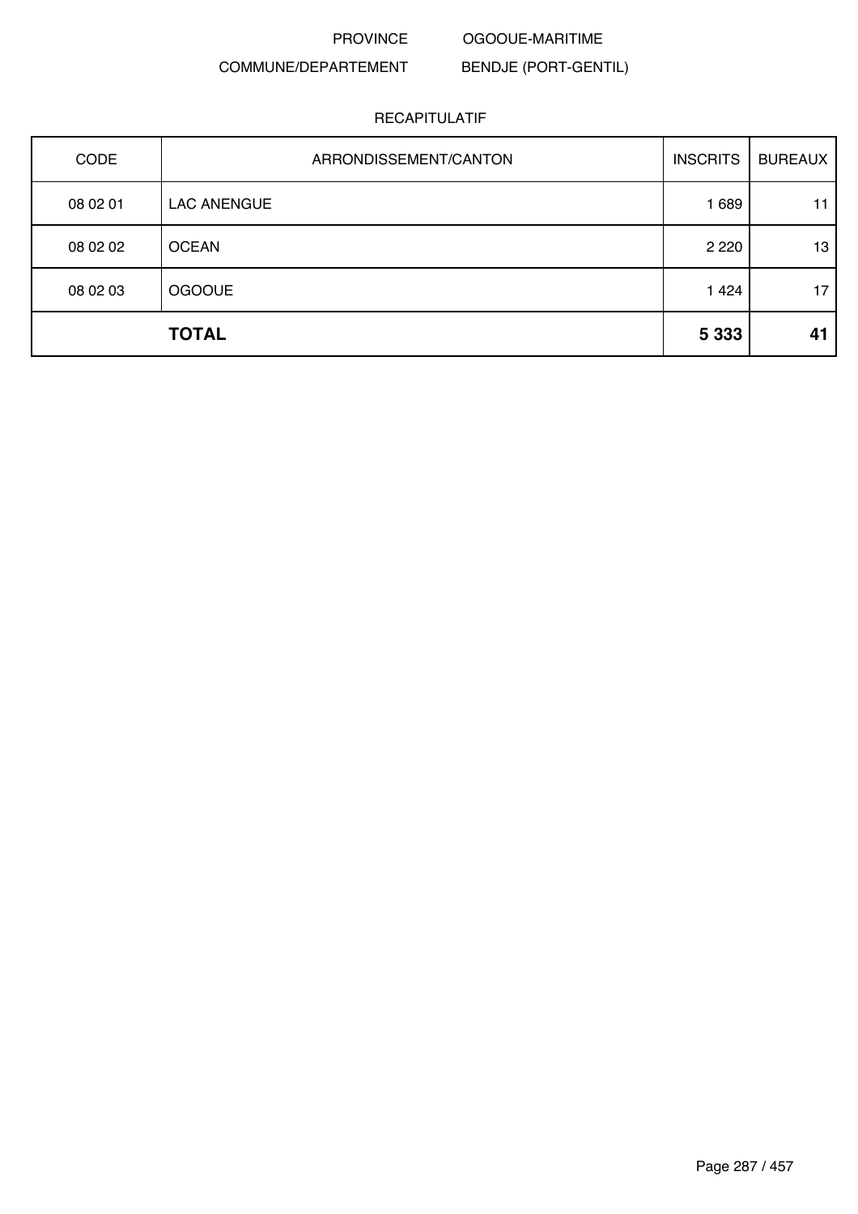PROVINCE OGOOUE-MARITIME

COMMUNE/DEPARTEMENT BENDJE (PORT-GENTIL)

RECAPITULATIF

| CODE | ARRONDISSEMENT/CANTON | INSCRITS | BUREAUX |
|---|---|---|---|
| 08 02 01 | LAC ANENGUE | 1 689 | 11 |
| 08 02 02 | OCEAN | 2 220 | 13 |
| 08 02 03 | OGOOUE | 1 424 | 17 |
| | **TOTAL** | **5 333** | **41** |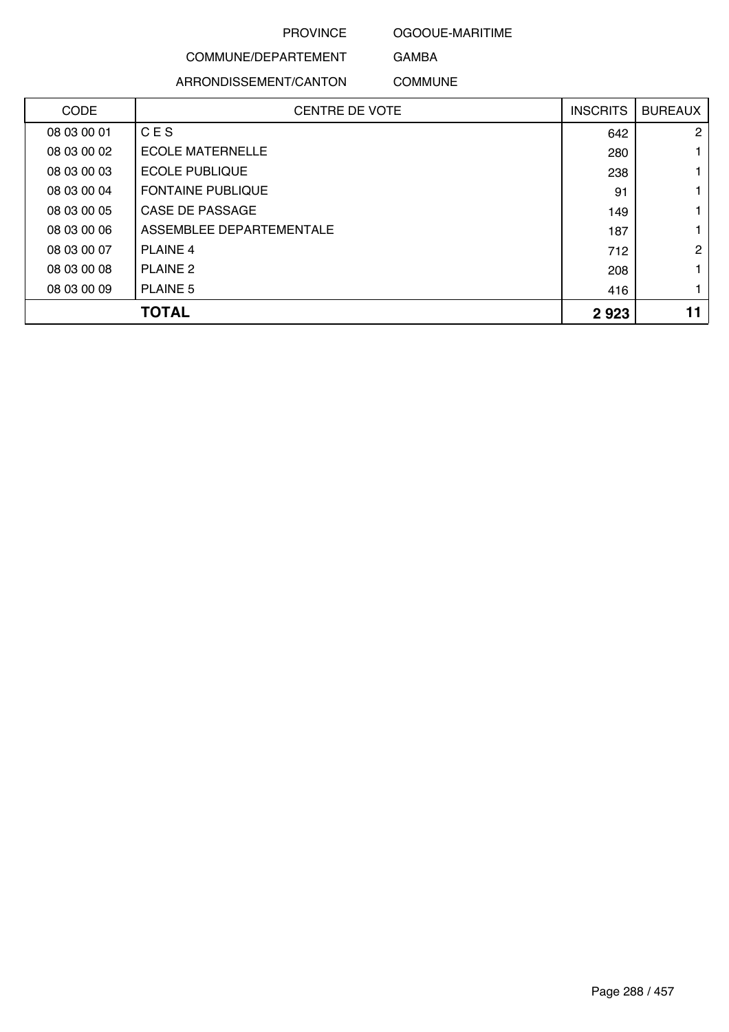PROVINCE OGOOUE-MARITIME

COMMUNE/DEPARTEMENT GAMBA

ARRONDISSEMENT/CANTON COMMUNE

| CODE | CENTRE DE VOTE | INSCRITS | BUREAUX |
|---|---|---|---|
| 08 03 00 01 | C E S | 642 | 2 |
| 08 03 00 02 | ECOLE MATERNELLE | 280 | 1 |
| 08 03 00 03 | ECOLE PUBLIQUE | 238 | 1 |
| 08 03 00 04 | FONTAINE PUBLIQUE | 91 | 1 |
| 08 03 00 05 | CASE DE PASSAGE | 149 | 1 |
| 08 03 00 06 | ASSEMBLEE DEPARTEMENTALE | 187 | 1 |
| 08 03 00 07 | PLAINE 4 | 712 | 2 |
| 08 03 00 08 | PLAINE 2 | 208 | 1 |
| 08 03 00 09 | PLAINE 5 | 416 | 1 |
| **TOTAL** | | **2 923** | **11** |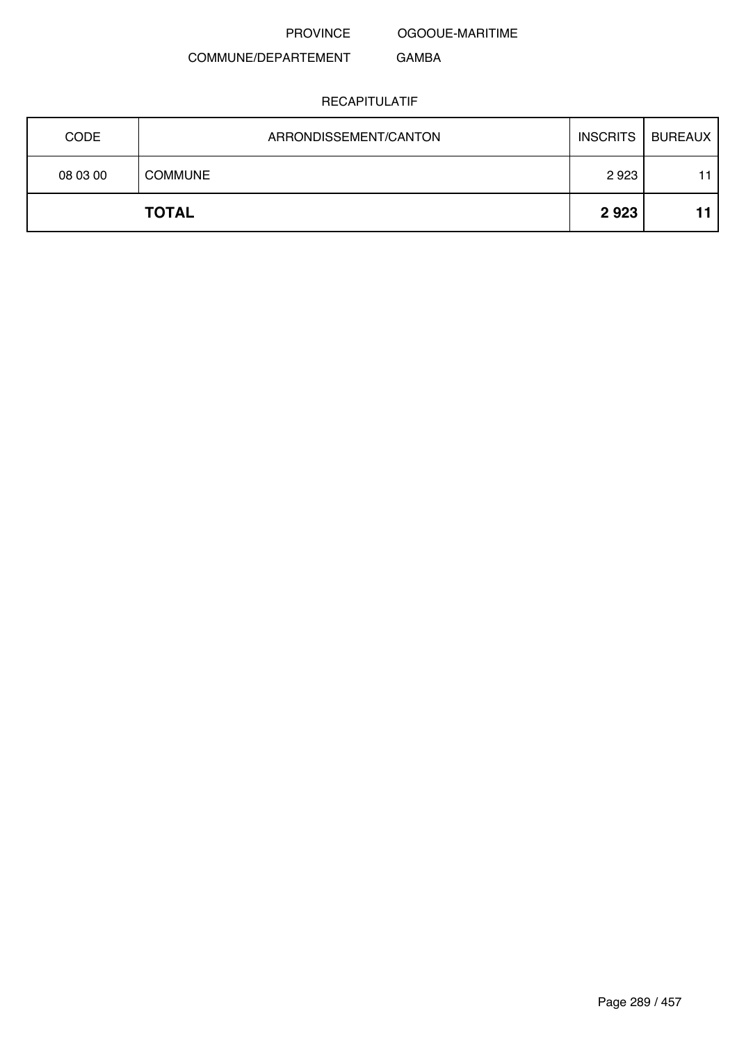PROVINCE OGOOUE-MARITIME

COMMUNE/DEPARTEMENT GAMBA

RECAPITULATIF

| CODE | ARRONDISSEMENT/CANTON | INSCRITS | BUREAUX |
|---|---|---|---|
| 08 03 00 | COMMUNE | 2 923 | 11 |
| | **TOTAL** | **2 923** | **11** |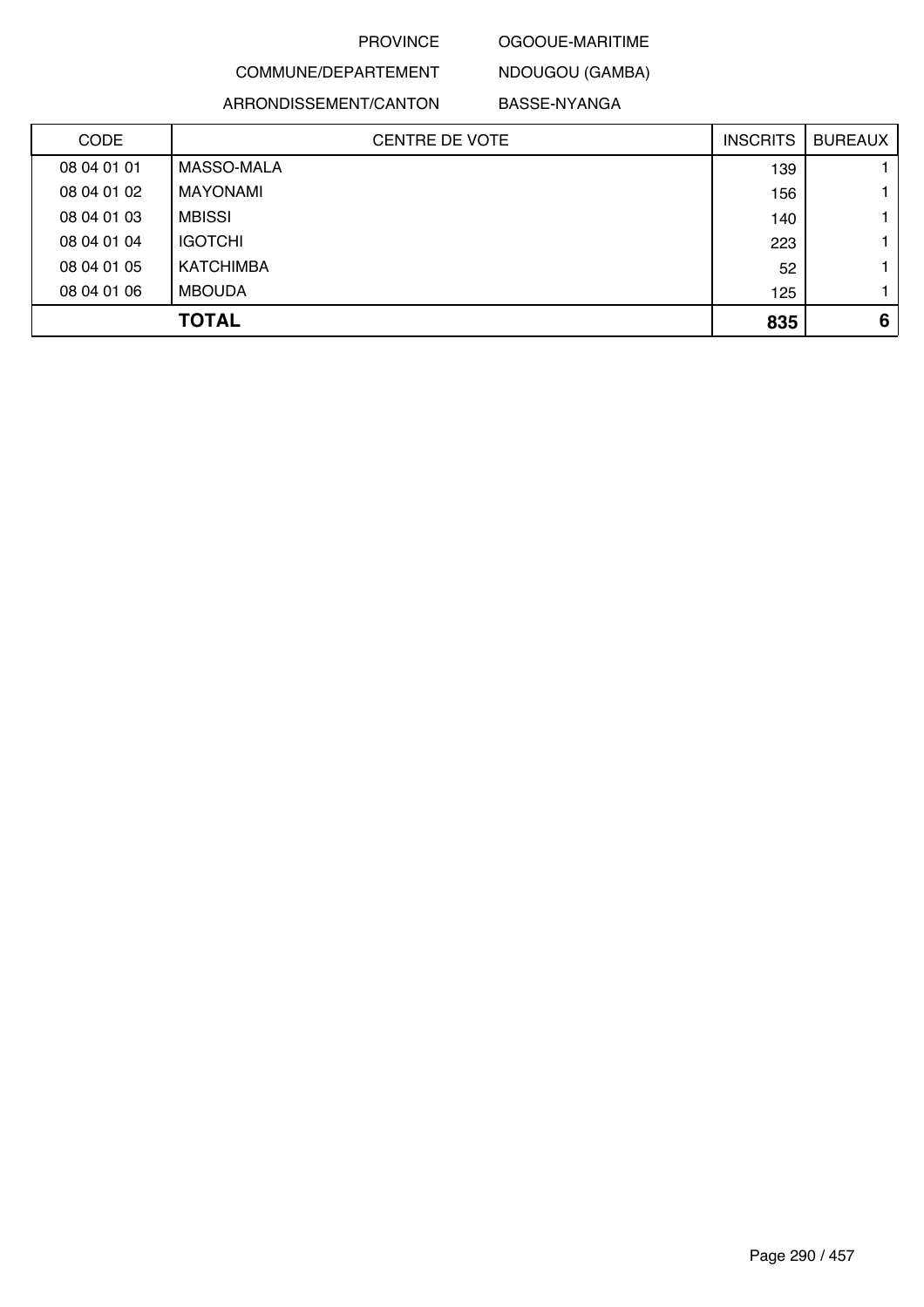PROVINCE OGOOUE-MARITIME

COMMUNE/DEPARTEMENT NDOUGOU (GAMBA)

ARRONDISSEMENT/CANTON BASSE-NYANGA

| CODE | CENTRE DE VOTE | INSCRITS | BUREAUX |
|---|---|---|---|
| 08 04 01 01 | MASSO-MALA | 139 | 1 |
| 08 04 01 02 | MAYONAMI | 156 | 1 |
| 08 04 01 03 | MBISSI | 140 | 1 |
| 08 04 01 04 | IGOTCHI | 223 | 1 |
| 08 04 01 05 | KATCHIMBA | 52 | 1 |
| 08 04 01 06 | MBOUDA | 125 | 1 |
| | **TOTAL** | **835** | **6** |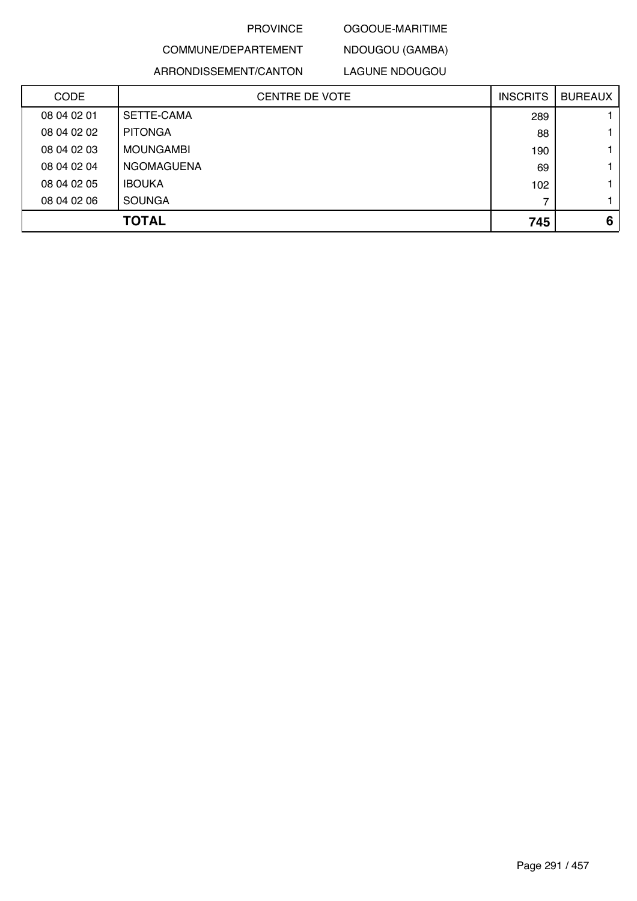PROVINCE OGOOUE-MARITIME

COMMUNE/DEPARTEMENT NDOUGOU (GAMBA)

ARRONDISSEMENT/CANTON LAGUNE NDOUGOU

| CODE | CENTRE DE VOTE | INSCRITS | BUREAUX |
|---|---|---|---|
| 08 04 02 01 | SETTE-CAMA | 289 | 1 |
| 08 04 02 02 | PITONGA | 88 | 1 |
| 08 04 02 03 | MOUNGAMBI | 190 | 1 |
| 08 04 02 04 | NGOMAGUENA | 69 | 1 |
| 08 04 02 05 | IBOUKA | 102 | 1 |
| 08 04 02 06 | SOUNGA | 7 | 1 |
| | **TOTAL** | **745** | **6** |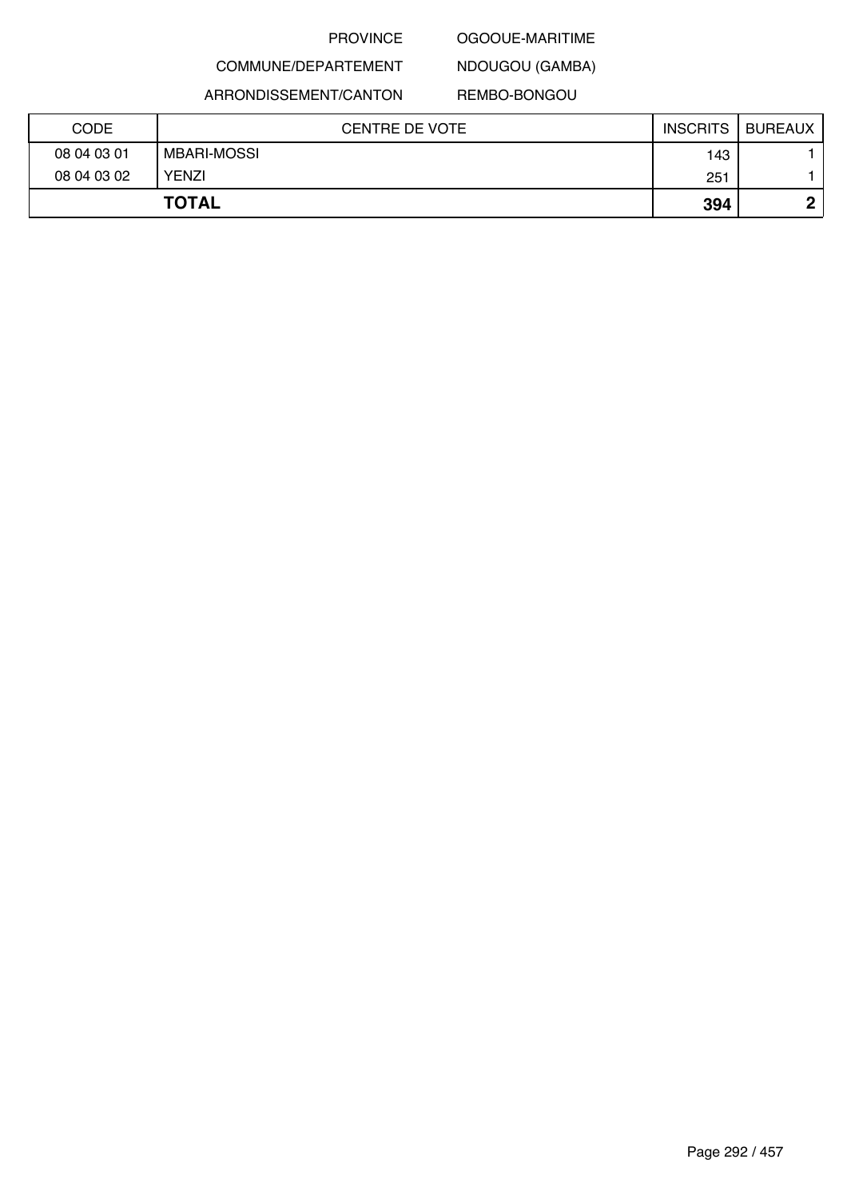PROVINCE OGOOUE-MARITIME

COMMUNE/DEPARTEMENT NDOUGOU (GAMBA)

ARRONDISSEMENT/CANTON REMBO-BONGOU

| CODE | CENTRE DE VOTE | INSCRITS | BUREAUX |
|---|---|---|---|
| 08 04 03 01 | MBARI-MOSSI | 143 | 1 |
| 08 04 03 02 | YENZI | 251 | 1 |
| **TOTAL** | | **394** | **2** |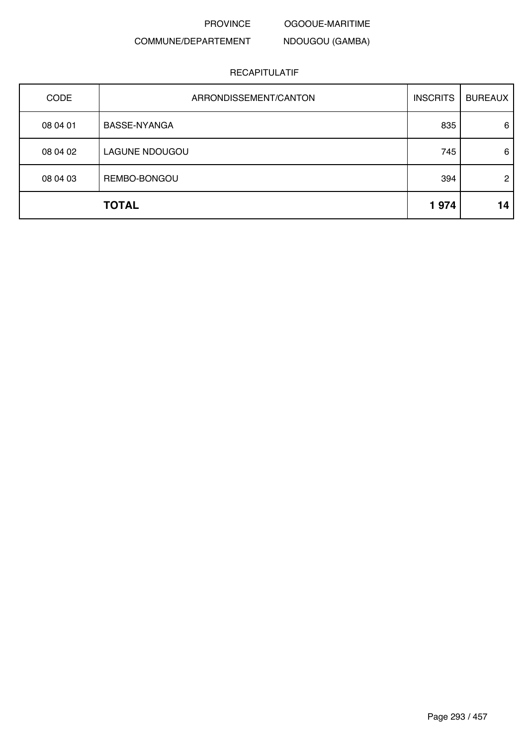PROVINCE OGOOUE-MARITIME

COMMUNE/DEPARTEMENT NDOUGOU (GAMBA)

RECAPITULATIF

| CODE | ARRONDISSEMENT/CANTON | INSCRITS | BUREAUX |
|---|---|---|---|
| 08 04 01 | BASSE-NYANGA | 835 | 6 |
| 08 04 02 | LAGUNE NDOUGOU | 745 | 6 |
| 08 04 03 | REMBO-BONGOU | 394 | 2 |
| | **TOTAL** | **1 974** | **14** |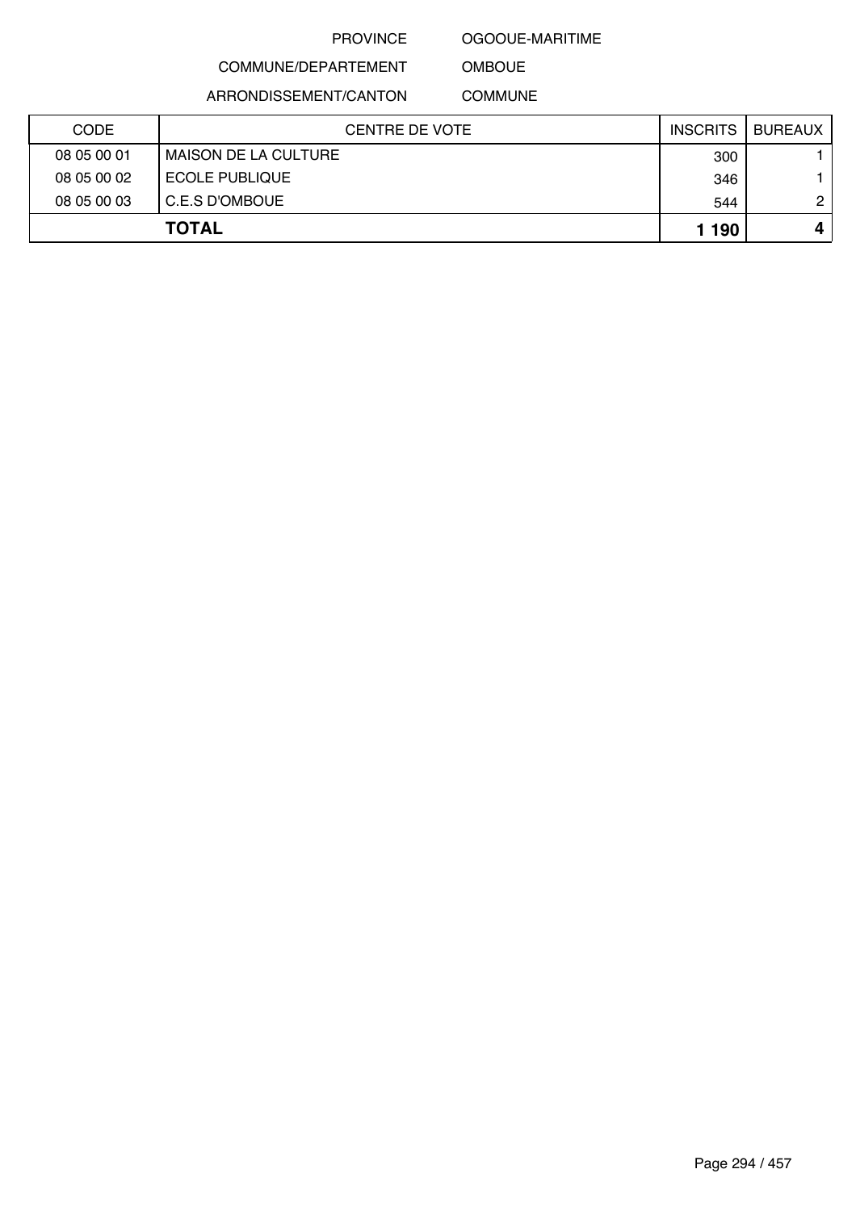PROVINCE OGOOUE-MARITIME

COMMUNE/DEPARTEMENT OMBOUE

ARRONDISSEMENT/CANTON COMMUNE

| CODE | CENTRE DE VOTE | INSCRITS | BUREAUX |
|---|---|---|---|
| 08 05 00 01 | MAISON DE LA CULTURE | 300 | 1 |
| 08 05 00 02 | ECOLE PUBLIQUE | 346 | 1 |
| 08 05 00 03 | C.E.S D'OMBOUE | 544 | 2 |
| **TOTAL** | | **1 190** | **4** |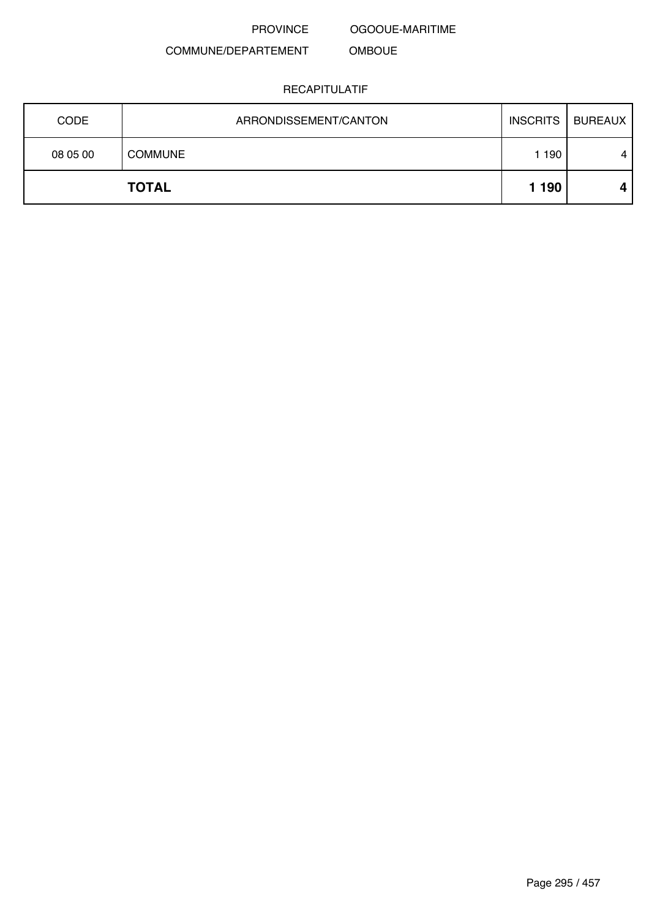PROVINCE OGOOUE-MARITIME

COMMUNE/DEPARTEMENT OMBOUE

RECAPITULATIF

| CODE | ARRONDISSEMENT/CANTON | INSCRITS | BUREAUX |
|---|---|---|---|
| 08 05 00 | COMMUNE | 1 190 | 4 |
| | **TOTAL** | **1 190** | **4** |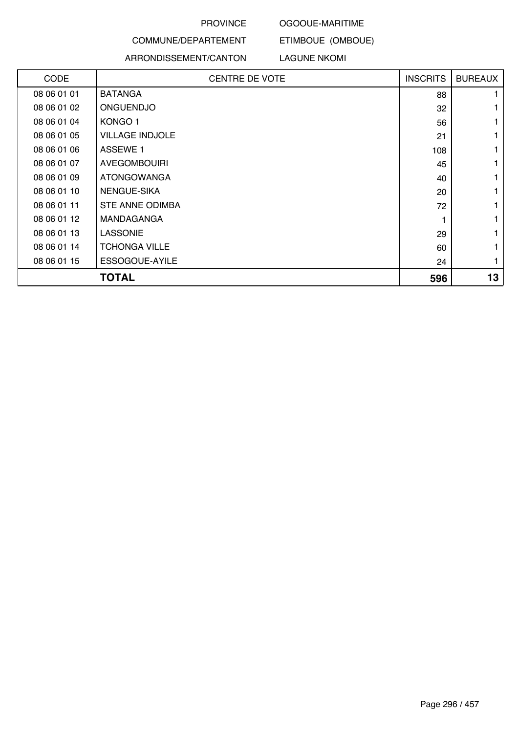PROVINCE OGOOUE-MARITIME

COMMUNE/DEPARTEMENT ETIMBOUE (OMBOUE)

ARRONDISSEMENT/CANTON LAGUNE NKOMI

| CODE | CENTRE DE VOTE | INSCRITS | BUREAUX |
|---|---|---|---|
| 08 06 01 01 | BATANGA | 88 | 1 |
| 08 06 01 02 | ONGUENDJO | 32 | 1 |
| 08 06 01 04 | KONGO 1 | 56 | 1 |
| 08 06 01 05 | VILLAGE INDJOLE | 21 | 1 |
| 08 06 01 06 | ASSEWE 1 | 108 | 1 |
| 08 06 01 07 | AVEGOMBOUIRI | 45 | 1 |
| 08 06 01 09 | ATONGOWANGA | 40 | 1 |
| 08 06 01 10 | NENGUE-SIKA | 20 | 1 |
| 08 06 01 11 | STE ANNE ODIMBA | 72 | 1 |
| 08 06 01 12 | MANDAGANGA | 1 | 1 |
| 08 06 01 13 | LASSONIE | 29 | 1 |
| 08 06 01 14 | TCHONGA VILLE | 60 | 1 |
| 08 06 01 15 | ESSOGOUE-AYILE | 24 | 1 |
| **TOTAL** | | **596** | **13** |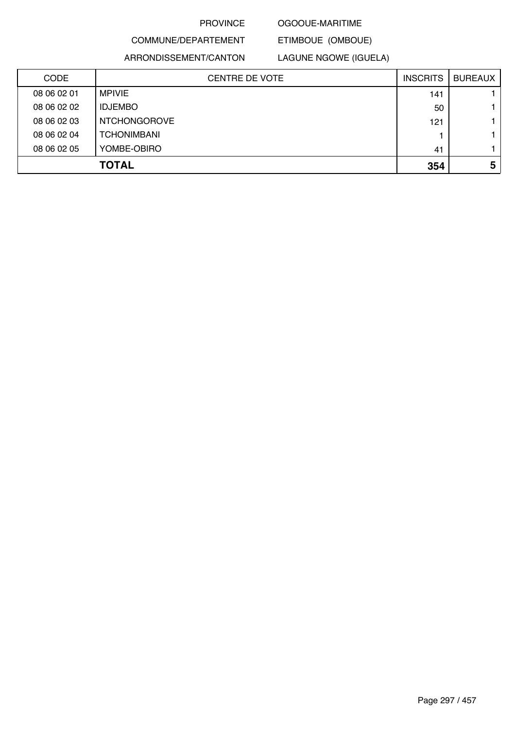PROVINCE OGOOUE-MARITIME

COMMUNE/DEPARTEMENT ETIMBOUE (OMBOUE)

ARRONDISSEMENT/CANTON LAGUNE NGOWE (IGUELA)

| CODE | CENTRE DE VOTE | INSCRITS | BUREAUX |
|---|---|---|---|
| 08 06 02 01 | MPIVIE | 141 | 1 |
| 08 06 02 02 | IDJEMBO | 50 | 1 |
| 08 06 02 03 | NTCHONGOROVE | 121 | 1 |
| 08 06 02 04 | TCHONIMBANI | 1 | 1 |
| 08 06 02 05 | YOMBE-OBIRO | 41 | 1 |
| | **TOTAL** | **354** | **5** |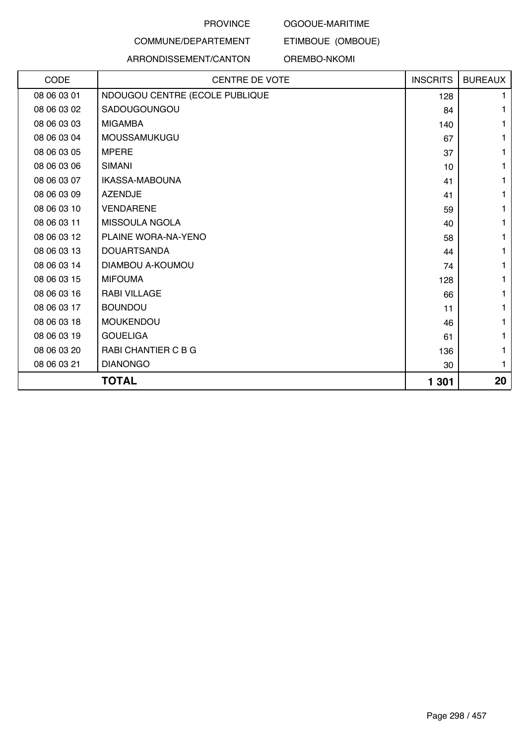PROVINCE OGOOUE-MARITIME

COMMUNE/DEPARTEMENT ETIMBOUE (OMBOUE)

ARRONDISSEMENT/CANTON OREMBO-NKOMI

| CODE | CENTRE DE VOTE | INSCRITS | BUREAUX |
|---|---|---|---|
| 08 06 03 01 | NDOUGOU CENTRE (ECOLE PUBLIQUE | 128 | 1 |
| 08 06 03 02 | SADOUGOUNGOU | 84 | 1 |
| 08 06 03 03 | MIGAMBA | 140 | 1 |
| 08 06 03 04 | MOUSSAMUKUGU | 67 | 1 |
| 08 06 03 05 | MPERE | 37 | 1 |
| 08 06 03 06 | SIMANI | 10 | 1 |
| 08 06 03 07 | IKASSA-MABOUNA | 41 | 1 |
| 08 06 03 09 | AZENDJE | 41 | 1 |
| 08 06 03 10 | VENDARENE | 59 | 1 |
| 08 06 03 11 | MISSOULA NGOLA | 40 | 1 |
| 08 06 03 12 | PLAINE WORA-NA-YENO | 58 | 1 |
| 08 06 03 13 | DOUARTSANDA | 44 | 1 |
| 08 06 03 14 | DIAMBOU A-KOUMOU | 74 | 1 |
| 08 06 03 15 | MIFOUMA | 128 | 1 |
| 08 06 03 16 | RABI VILLAGE | 66 | 1 |
| 08 06 03 17 | BOUNDOU | 11 | 1 |
| 08 06 03 18 | MOUKENDOU | 46 | 1 |
| 08 06 03 19 | GOUELIGA | 61 | 1 |
| 08 06 03 20 | RABI CHANTIER C B G | 136 | 1 |
| 08 06 03 21 | DIANONGO | 30 | 1 |
| | **TOTAL** | **1 301** | **20** |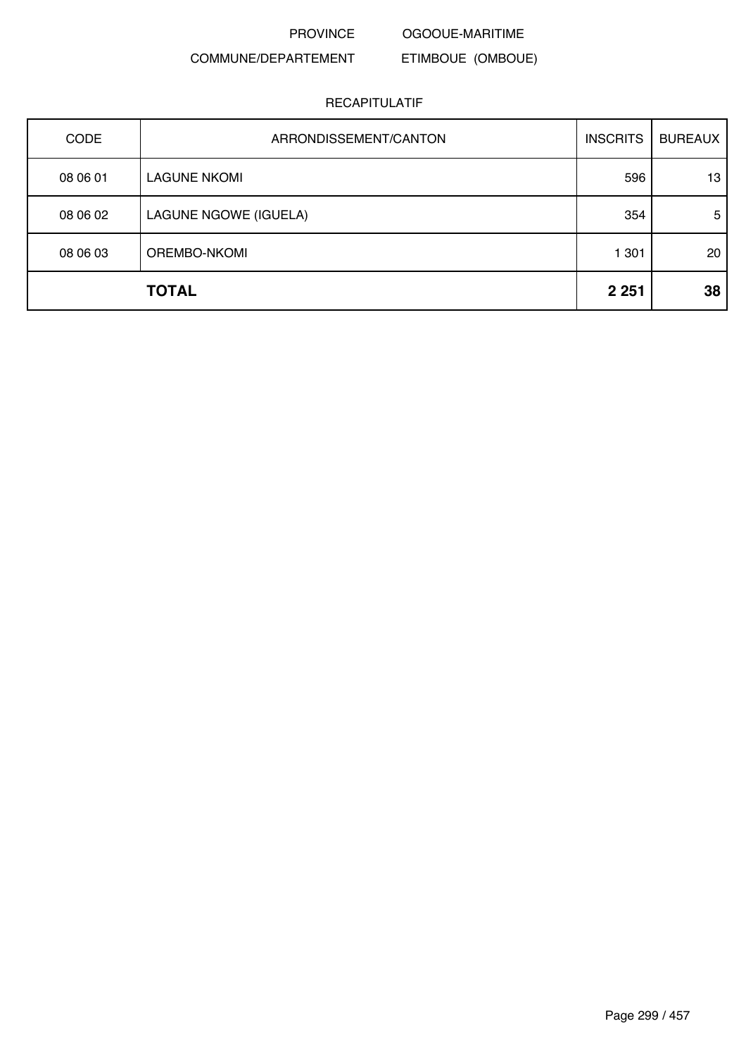PROVINCE OGOOUE-MARITIME

COMMUNE/DEPARTEMENT ETIMBOUE (OMBOUE)

RECAPITULATIF

| CODE | ARRONDISSEMENT/CANTON | INSCRITS | BUREAUX |
|---|---|---|---|
| 08 06 01 | LAGUNE NKOMI | 596 | 13 |
| 08 06 02 | LAGUNE NGOWE (IGUELA) | 354 | 5 |
| 08 06 03 | OREMBO-NKOMI | 1 301 | 20 |
| | **TOTAL** | **2 251** | **38** |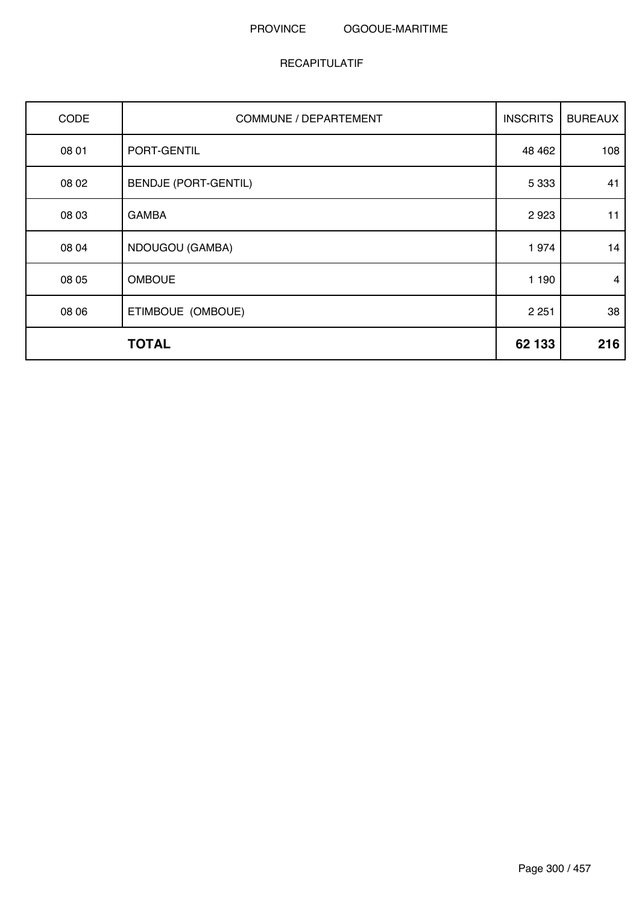PROVINCE OGOOUE-MARITIME

RECAPITULATIF

| CODE | COMMUNE / DEPARTEMENT | INSCRITS | BUREAUX |
|---|---|---|---|
| 08 01 | PORT-GENTIL | 48 462 | 108 |
| 08 02 | BENDJE (PORT-GENTIL) | 5 333 | 41 |
| 08 03 | GAMBA | 2 923 | 11 |
| 08 04 | NDOUGOU (GAMBA) | 1 974 | 14 |
| 08 05 | OMBOUE | 1 190 | 4 |
| 08 06 | ETIMBOUE (OMBOUE) | 2 251 | 38 |
| | **TOTAL** | **62 133** | **216** |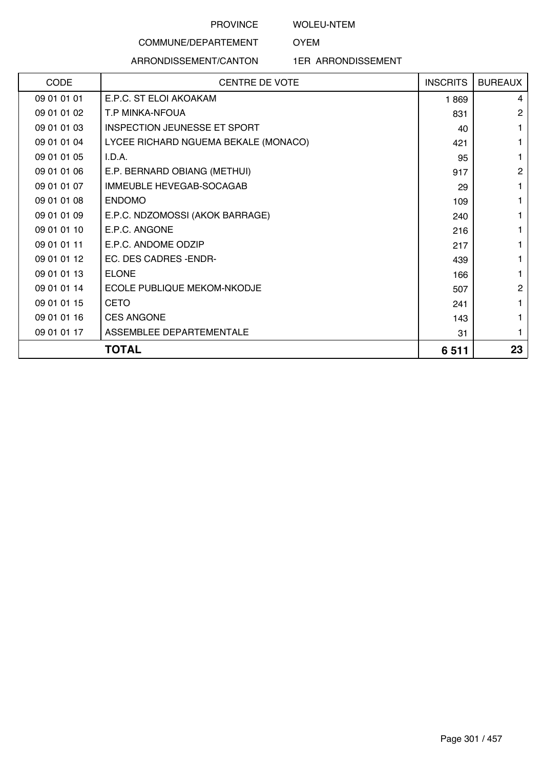PROVINCE WOLEU-NTEM

COMMUNE/DEPARTEMENT OYEM

ARRONDISSEMENT/CANTON 1ER ARRONDISSEMENT

| CODE | CENTRE DE VOTE | INSCRITS | BUREAUX |
|---|---|---|---|
| 09 01 01 01 | E.P.C. ST ELOI AKOAKAM | 1 869 | 4 |
| 09 01 01 02 | T.P MINKA-NFOUA | 831 | 2 |
| 09 01 01 03 | INSPECTION JEUNESSE ET SPORT | 40 | 1 |
| 09 01 01 04 | LYCEE RICHARD NGUEMA BEKALE (MONACO) | 421 | 1 |
| 09 01 01 05 | I.D.A. | 95 | 1 |
| 09 01 01 06 | E.P. BERNARD OBIANG (METHUI) | 917 | 2 |
| 09 01 01 07 | IMMEUBLE HEVEGAB-SOCAGAB | 29 | 1 |
| 09 01 01 08 | ENDOMO | 109 | 1 |
| 09 01 01 09 | E.P.C. NDZOMOSSI (AKOK BARRAGE) | 240 | 1 |
| 09 01 01 10 | E.P.C. ANGONE | 216 | 1 |
| 09 01 01 11 | E.P.C. ANDOME ODZIP | 217 | 1 |
| 09 01 01 12 | EC. DES CADRES -ENDR- | 439 | 1 |
| 09 01 01 13 | ELONE | 166 | 1 |
| 09 01 01 14 | ECOLE PUBLIQUE MEKOM-NKODJE | 507 | 2 |
| 09 01 01 15 | CETO | 241 | 1 |
| 09 01 01 16 | CES ANGONE | 143 | 1 |
| 09 01 01 17 | ASSEMBLEE DEPARTEMENTALE | 31 | 1 |
| | **TOTAL** | **6 511** | **23** |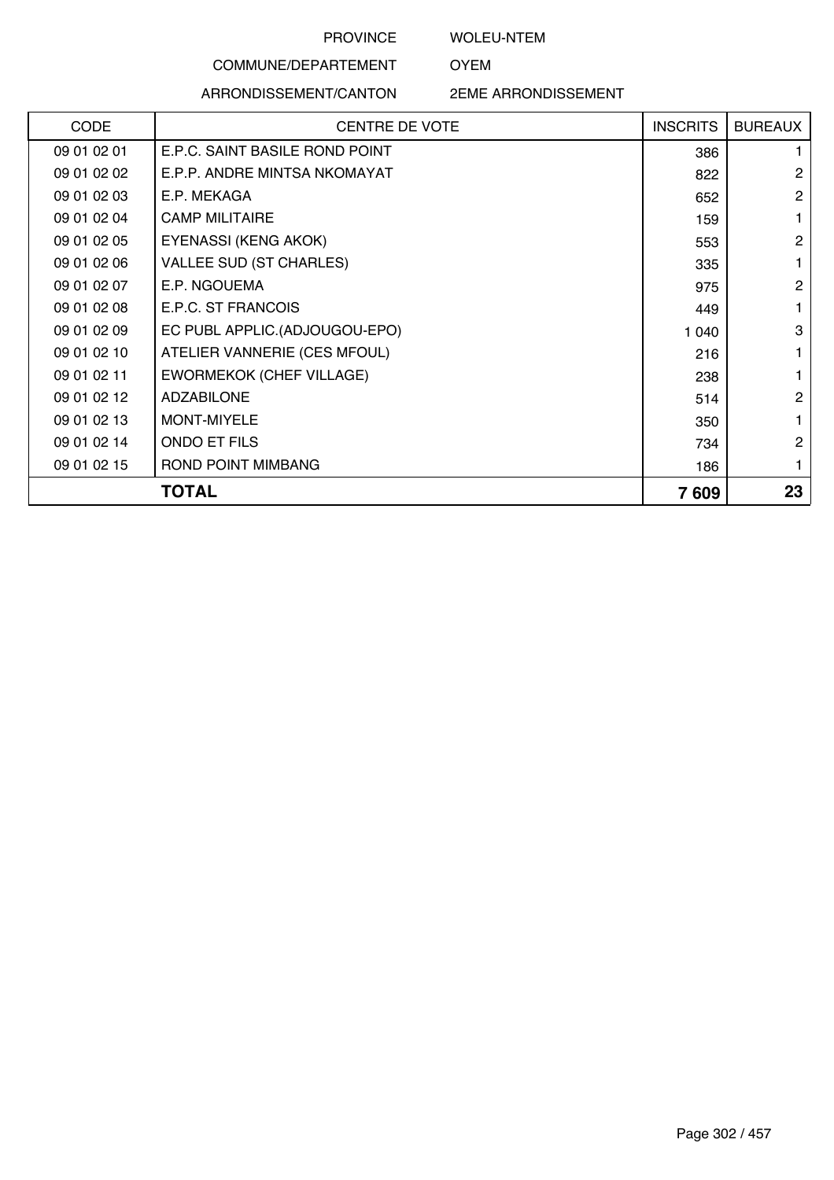PROVINCE WOLEU-NTEM

COMMUNE/DEPARTEMENT OYEM

ARRONDISSEMENT/CANTON 2EME ARRONDISSEMENT

| CODE | CENTRE DE VOTE | INSCRITS | BUREAUX |
|---|---|---|---|
| 09 01 02 01 | E.P.C. SAINT BASILE ROND POINT | 386 | 1 |
| 09 01 02 02 | E.P.P. ANDRE MINTSA NKOMAYAT | 822 | 2 |
| 09 01 02 03 | E.P. MEKAGA | 652 | 2 |
| 09 01 02 04 | CAMP MILITAIRE | 159 | 1 |
| 09 01 02 05 | EYENASSI (KENG AKOK) | 553 | 2 |
| 09 01 02 06 | VALLEE SUD (ST CHARLES) | 335 | 1 |
| 09 01 02 07 | E.P. NGOUEMA | 975 | 2 |
| 09 01 02 08 | E.P.C. ST FRANCOIS | 449 | 1 |
| 09 01 02 09 | EC PUBL APPLIC.(ADJOUGOU-EPO) | 1 040 | 3 |
| 09 01 02 10 | ATELIER VANNERIE (CES MFOUL) | 216 | 1 |
| 09 01 02 11 | EWORMEKOK (CHEF VILLAGE) | 238 | 1 |
| 09 01 02 12 | ADZABILONE | 514 | 2 |
| 09 01 02 13 | MONT-MIYELE | 350 | 1 |
| 09 01 02 14 | ONDO ET FILS | 734 | 2 |
| 09 01 02 15 | ROND POINT MIMBANG | 186 | 1 |
| | **TOTAL** | **7 609** | **23** |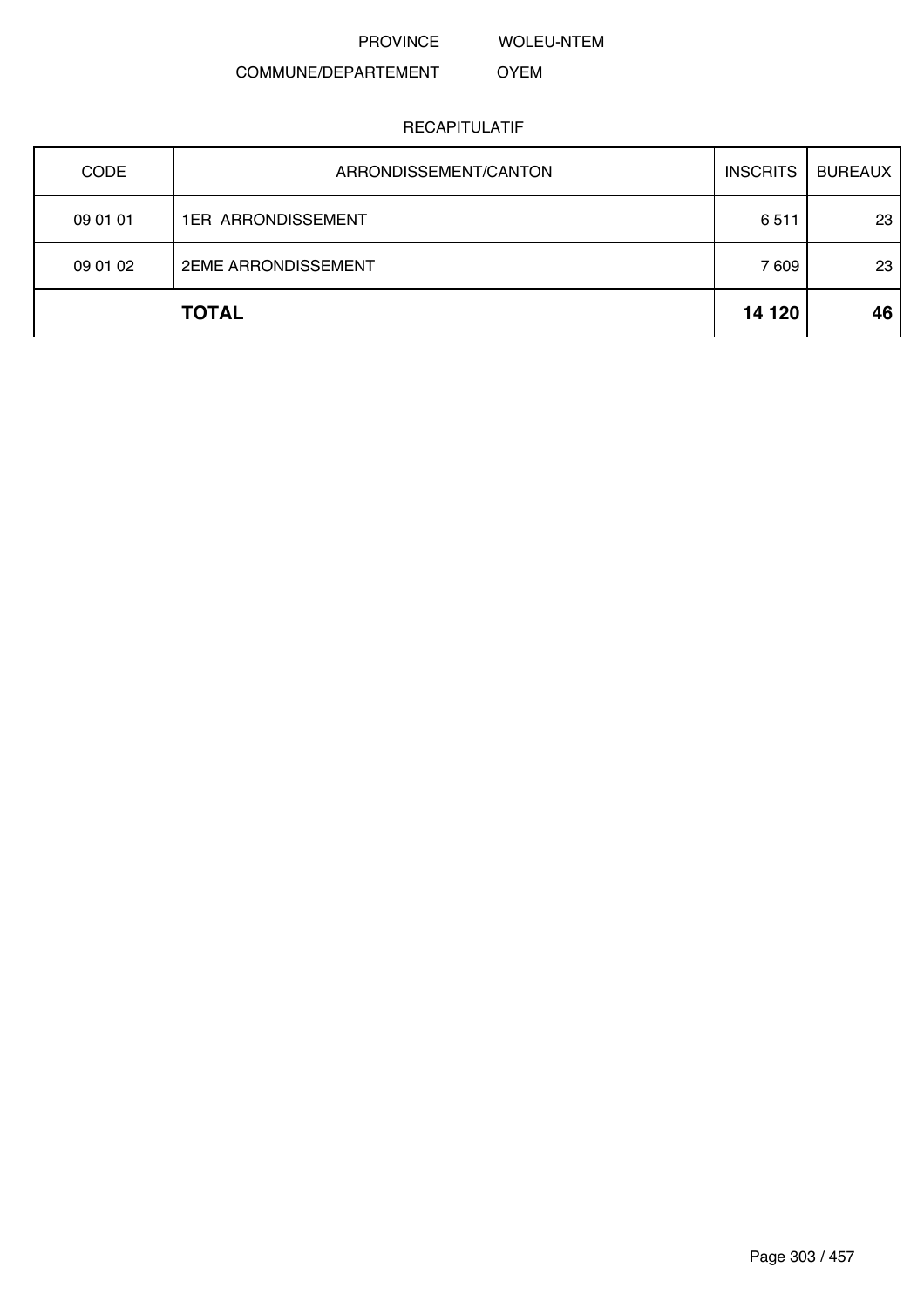PROVINCE WOLEU-NTEM

COMMUNE/DEPARTEMENT OYEM

RECAPITULATIF

| CODE | ARRONDISSEMENT/CANTON | INSCRITS | BUREAUX |
|---|---|---|---|
| 09 01 01 | 1ER ARRONDISSEMENT | 6 511 | 23 |
| 09 01 02 | 2EME ARRONDISSEMENT | 7 609 | 23 |
| | **TOTAL** | **14 120** | **46** |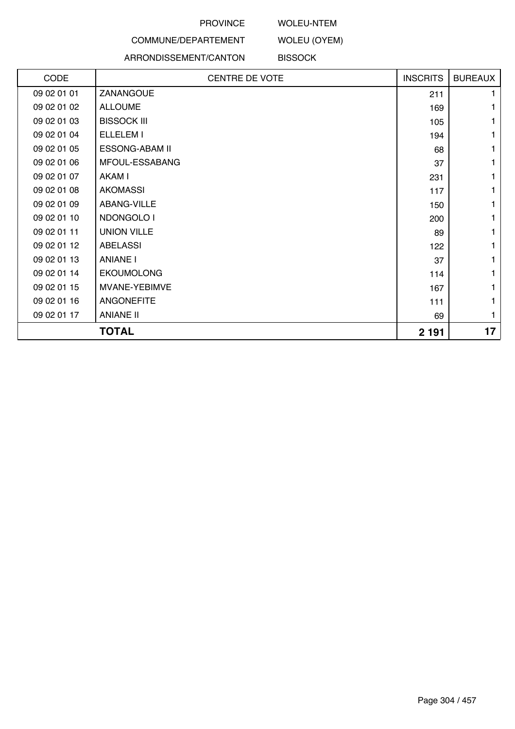PROVINCE WOLEU-NTEM

COMMUNE/DEPARTEMENT WOLEU (OYEM)

ARRONDISSEMENT/CANTON BISSOCK

| CODE | CENTRE DE VOTE | INSCRITS | BUREAUX |
|---|---|---|---|
| 09 02 01 01 | ZANANGOUE | 211 | 1 |
| 09 02 01 02 | ALLOUME | 169 | 1 |
| 09 02 01 03 | BISSOCK III | 105 | 1 |
| 09 02 01 04 | ELLELEM I | 194 | 1 |
| 09 02 01 05 | ESSONG-ABAM II | 68 | 1 |
| 09 02 01 06 | MFOUL-ESSABANG | 37 | 1 |
| 09 02 01 07 | AKAM I | 231 | 1 |
| 09 02 01 08 | AKOMASSI | 117 | 1 |
| 09 02 01 09 | ABANG-VILLE | 150 | 1 |
| 09 02 01 10 | NDONGOLO I | 200 | 1 |
| 09 02 01 11 | UNION VILLE | 89 | 1 |
| 09 02 01 12 | ABELASSI | 122 | 1 |
| 09 02 01 13 | ANIANE I | 37 | 1 |
| 09 02 01 14 | EKOUMOLONG | 114 | 1 |
| 09 02 01 15 | MVANE-YEBIMVE | 167 | 1 |
| 09 02 01 16 | ANGONEFITE | 111 | 1 |
| 09 02 01 17 | ANIANE II | 69 | 1 |
| | **TOTAL** | **2 191** | **17** |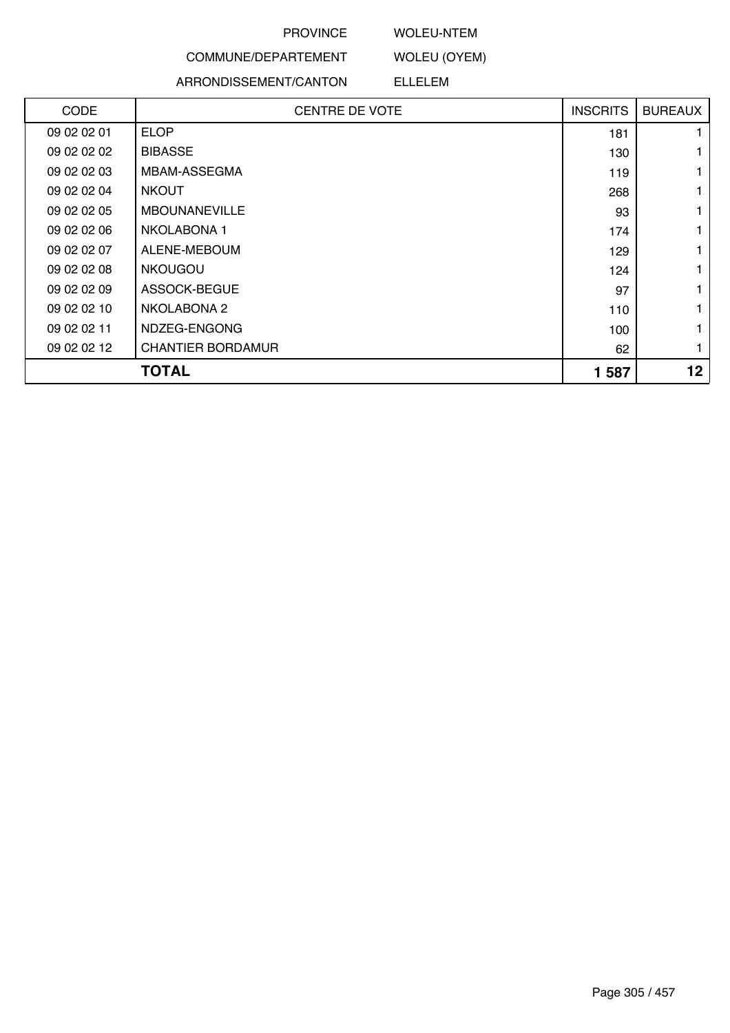PROVINCE WOLEU-NTEM

COMMUNE/DEPARTEMENT WOLEU (OYEM)

ARRONDISSEMENT/CANTON ELLELEM

| CODE | CENTRE DE VOTE | INSCRITS | BUREAUX |
|---|---|---|---|
| 09 02 02 01 | ELOP | 181 | 1 |
| 09 02 02 02 | BIBASSE | 130 | 1 |
| 09 02 02 03 | MBAM-ASSEGMA | 119 | 1 |
| 09 02 02 04 | NKOUT | 268 | 1 |
| 09 02 02 05 | MBOUNANEVILLE | 93 | 1 |
| 09 02 02 06 | NKOLABONA 1 | 174 | 1 |
| 09 02 02 07 | ALENE-MEBOUM | 129 | 1 |
| 09 02 02 08 | NKOUGOU | 124 | 1 |
| 09 02 02 09 | ASSOCK-BEGUE | 97 | 1 |
| 09 02 02 10 | NKOLABONA 2 | 110 | 1 |
| 09 02 02 11 | NDZEG-ENGONG | 100 | 1 |
| 09 02 02 12 | CHANTIER BORDAMUR | 62 | 1 |
| | **TOTAL** | **1 587** | **12** |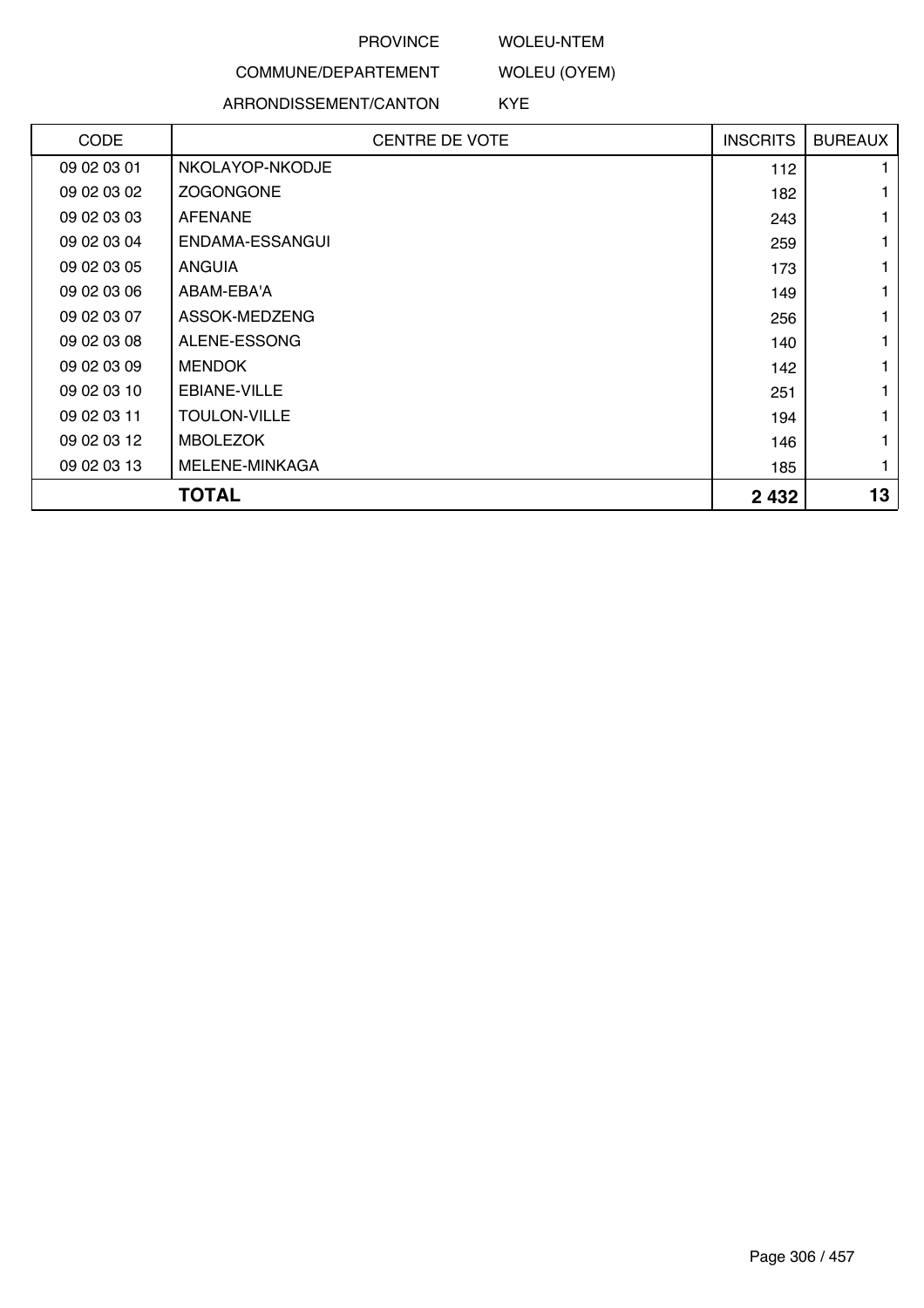PROVINCE WOLEU-NTEM

COMMUNE/DEPARTEMENT WOLEU (OYEM)

ARRONDISSEMENT/CANTON KYE

| CODE | CENTRE DE VOTE | INSCRITS | BUREAUX |
|---|---|---|---|
| 09 02 03 01 | NKOLAYOP-NKODJE | 112 | 1 |
| 09 02 03 02 | ZOGONGONE | 182 | 1 |
| 09 02 03 03 | AFENANE | 243 | 1 |
| 09 02 03 04 | ENDAMA-ESSANGUI | 259 | 1 |
| 09 02 03 05 | ANGUIA | 173 | 1 |
| 09 02 03 06 | ABAM-EBA'A | 149 | 1 |
| 09 02 03 07 | ASSOK-MEDZENG | 256 | 1 |
| 09 02 03 08 | ALENE-ESSONG | 140 | 1 |
| 09 02 03 09 | MENDOK | 142 | 1 |
| 09 02 03 10 | EBIANE-VILLE | 251 | 1 |
| 09 02 03 11 | TOULON-VILLE | 194 | 1 |
| 09 02 03 12 | MBOLEZOK | 146 | 1 |
| 09 02 03 13 | MELENE-MINKAGA | 185 | 1 |
| **TOTAL** | | **2 432** | **13** |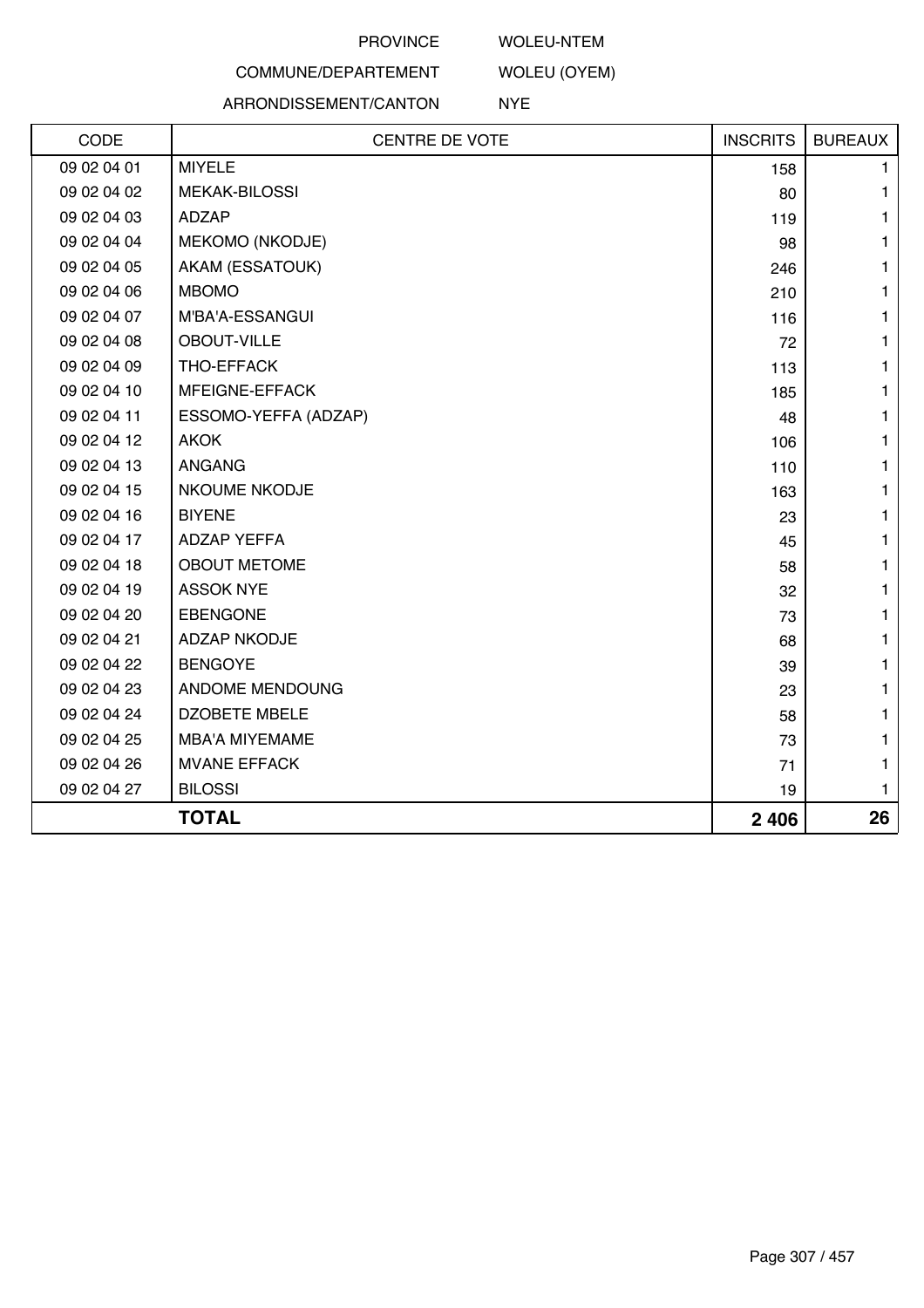PROVINCE WOLEU-NTEM

COMMUNE/DEPARTEMENT WOLEU (OYEM)

ARRONDISSEMENT/CANTON NYE

| CODE | CENTRE DE VOTE | INSCRITS | BUREAUX |
|---|---|---|---|
| 09 02 04 01 | MIYELE | 158 | 1 |
| 09 02 04 02 | MEKAK-BILOSSI | 80 | 1 |
| 09 02 04 03 | ADZAP | 119 | 1 |
| 09 02 04 04 | MEKOMO (NKODJE) | 98 | 1 |
| 09 02 04 05 | AKAM (ESSATOUK) | 246 | 1 |
| 09 02 04 06 | MBOMO | 210 | 1 |
| 09 02 04 07 | M'BA'A-ESSANGUI | 116 | 1 |
| 09 02 04 08 | OBOUT-VILLE | 72 | 1 |
| 09 02 04 09 | THO-EFFACK | 113 | 1 |
| 09 02 04 10 | MFEIGNE-EFFACK | 185 | 1 |
| 09 02 04 11 | ESSOMO-YEFFA (ADZAP) | 48 | 1 |
| 09 02 04 12 | AKOK | 106 | 1 |
| 09 02 04 13 | ANGANG | 110 | 1 |
| 09 02 04 15 | NKOUME NKODJE | 163 | 1 |
| 09 02 04 16 | BIYENE | 23 | 1 |
| 09 02 04 17 | ADZAP YEFFA | 45 | 1 |
| 09 02 04 18 | OBOUT METOME | 58 | 1 |
| 09 02 04 19 | ASSOK NYE | 32 | 1 |
| 09 02 04 20 | EBENGONE | 73 | 1 |
| 09 02 04 21 | ADZAP NKODJE | 68 | 1 |
| 09 02 04 22 | BENGOYE | 39 | 1 |
| 09 02 04 23 | ANDOME MENDOUNG | 23 | 1 |
| 09 02 04 24 | DZOBETE MBELE | 58 | 1 |
| 09 02 04 25 | MBA'A MIYEMAME | 73 | 1 |
| 09 02 04 26 | MVANE EFFACK | 71 | 1 |
| 09 02 04 27 | BILOSSI | 19 | 1 |
| | **TOTAL** | **2 406** | **26** |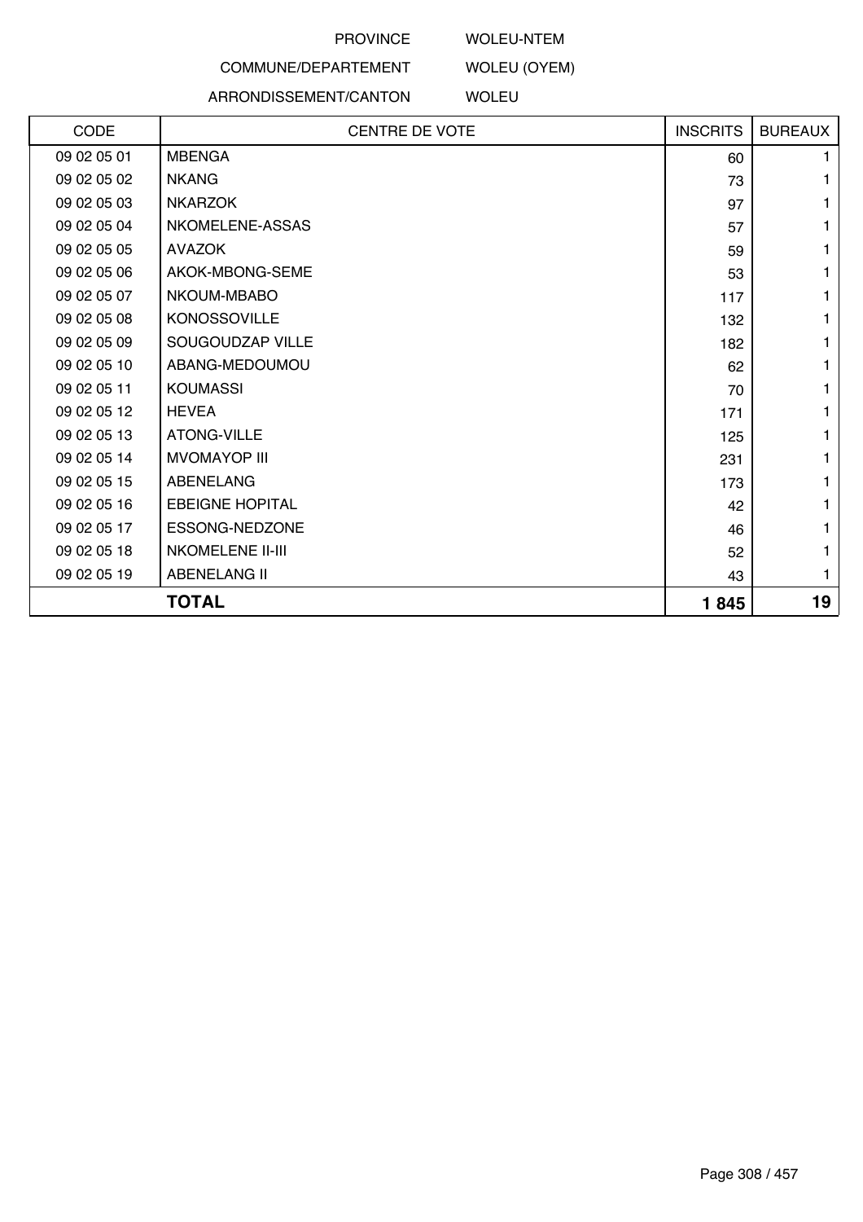PROVINCE WOLEU-NTEM

COMMUNE/DEPARTEMENT WOLEU (OYEM)

ARRONDISSEMENT/CANTON WOLEU

| CODE | CENTRE DE VOTE | INSCRITS | BUREAUX |
|---|---|---|---|
| 09 02 05 01 | MBENGA | 60 | 1 |
| 09 02 05 02 | NKANG | 73 | 1 |
| 09 02 05 03 | NKARZOK | 97 | 1 |
| 09 02 05 04 | NKOMELENE-ASSAS | 57 | 1 |
| 09 02 05 05 | AVAZOK | 59 | 1 |
| 09 02 05 06 | AKOK-MBONG-SEME | 53 | 1 |
| 09 02 05 07 | NKOUM-MBABO | 117 | 1 |
| 09 02 05 08 | KONOSSOVILLE | 132 | 1 |
| 09 02 05 09 | SOUGOUDZAP VILLE | 182 | 1 |
| 09 02 05 10 | ABANG-MEDOUMOU | 62 | 1 |
| 09 02 05 11 | KOUMASSI | 70 | 1 |
| 09 02 05 12 | HEVEA | 171 | 1 |
| 09 02 05 13 | ATONG-VILLE | 125 | 1 |
| 09 02 05 14 | MVOMAYOP III | 231 | 1 |
| 09 02 05 15 | ABENELANG | 173 | 1 |
| 09 02 05 16 | EBEIGNE HOPITAL | 42 | 1 |
| 09 02 05 17 | ESSONG-NEDZONE | 46 | 1 |
| 09 02 05 18 | NKOMELENE II-III | 52 | 1 |
| 09 02 05 19 | ABENELANG II | 43 | 1 |
| | **TOTAL** | **1 845** | **19** |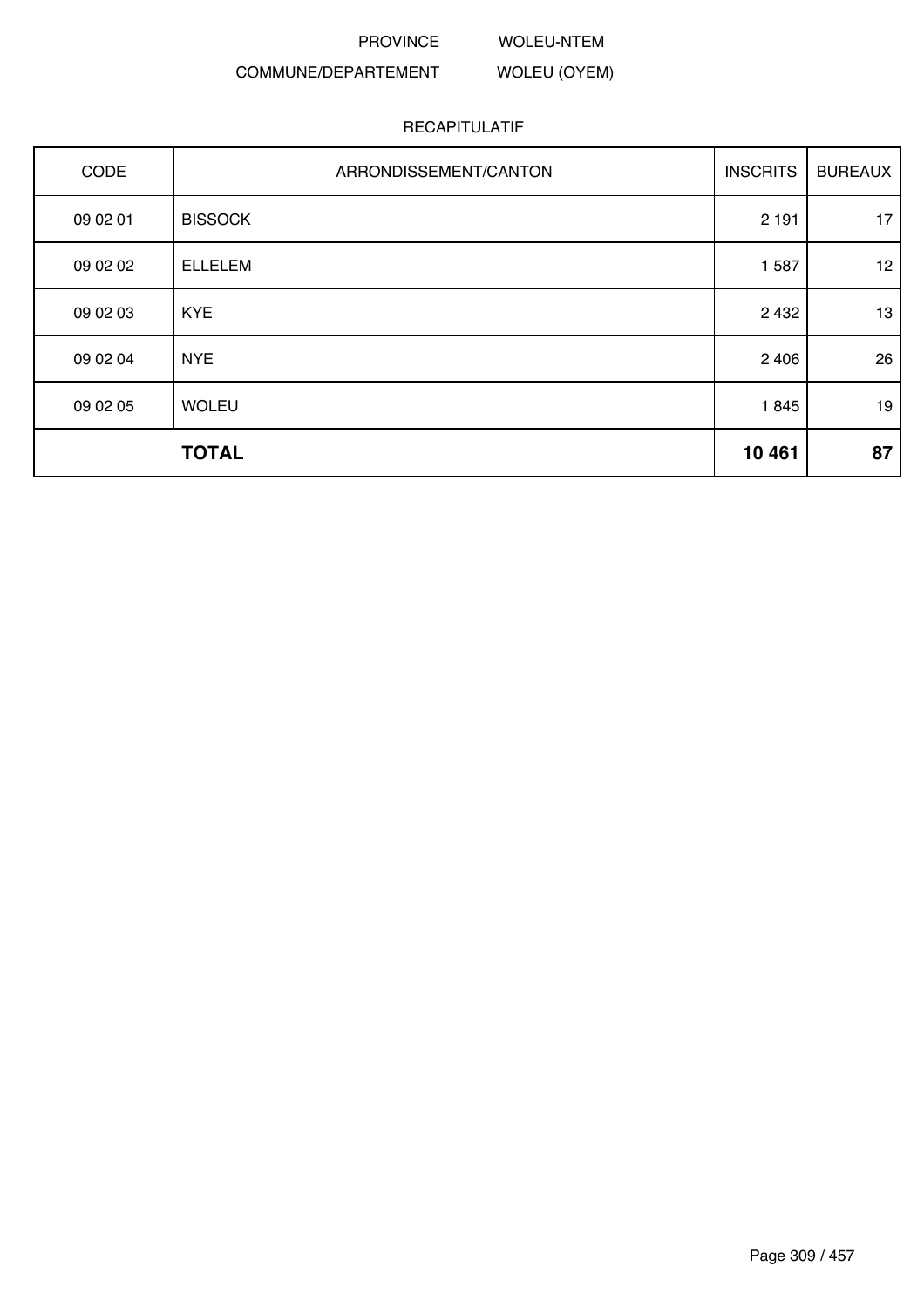PROVINCE WOLEU-NTEM

COMMUNE/DEPARTEMENT WOLEU (OYEM)

RECAPITULATIF

| CODE | ARRONDISSEMENT/CANTON | INSCRITS | BUREAUX |
|---|---|---|---|
| 09 02 01 | BISSOCK | 2 191 | 17 |
| 09 02 02 | ELLELEM | 1 587 | 12 |
| 09 02 03 | KYE | 2 432 | 13 |
| 09 02 04 | NYE | 2 406 | 26 |
| 09 02 05 | WOLEU | 1 845 | 19 |
| | **TOTAL** | **10 461** | **87** |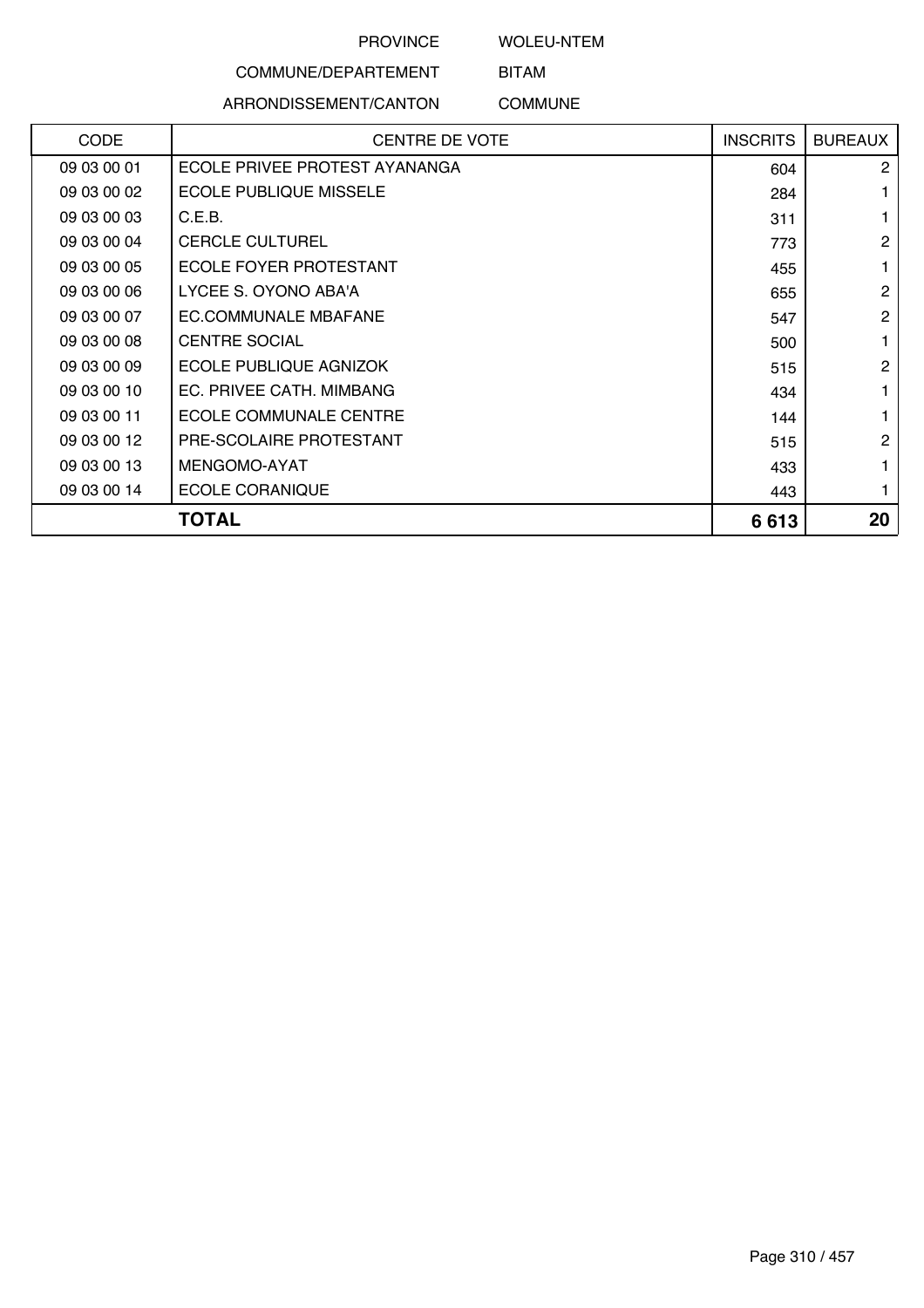PROVINCE WOLEU-NTEM

COMMUNE/DEPARTEMENT BITAM

ARRONDISSEMENT/CANTON COMMUNE

| CODE | CENTRE DE VOTE | INSCRITS | BUREAUX |
|---|---|---|---|
| 09 03 00 01 | ECOLE PRIVEE PROTEST AYANANGA | 604 | 2 |
| 09 03 00 02 | ECOLE PUBLIQUE MISSELE | 284 | 1 |
| 09 03 00 03 | C.E.B. | 311 | 1 |
| 09 03 00 04 | CERCLE CULTUREL | 773 | 2 |
| 09 03 00 05 | ECOLE FOYER PROTESTANT | 455 | 1 |
| 09 03 00 06 | LYCEE S. OYONO ABA'A | 655 | 2 |
| 09 03 00 07 | EC.COMMUNALE MBAFANE | 547 | 2 |
| 09 03 00 08 | CENTRE SOCIAL | 500 | 1 |
| 09 03 00 09 | ECOLE PUBLIQUE AGNIZOK | 515 | 2 |
| 09 03 00 10 | EC. PRIVEE CATH. MIMBANG | 434 | 1 |
| 09 03 00 11 | ECOLE COMMUNALE CENTRE | 144 | 1 |
| 09 03 00 12 | PRE-SCOLAIRE PROTESTANT | 515 | 2 |
| 09 03 00 13 | MENGOMO-AYAT | 433 | 1 |
| 09 03 00 14 | ECOLE CORANIQUE | 443 | 1 |
| **TOTAL** | | **6 613** | **20** |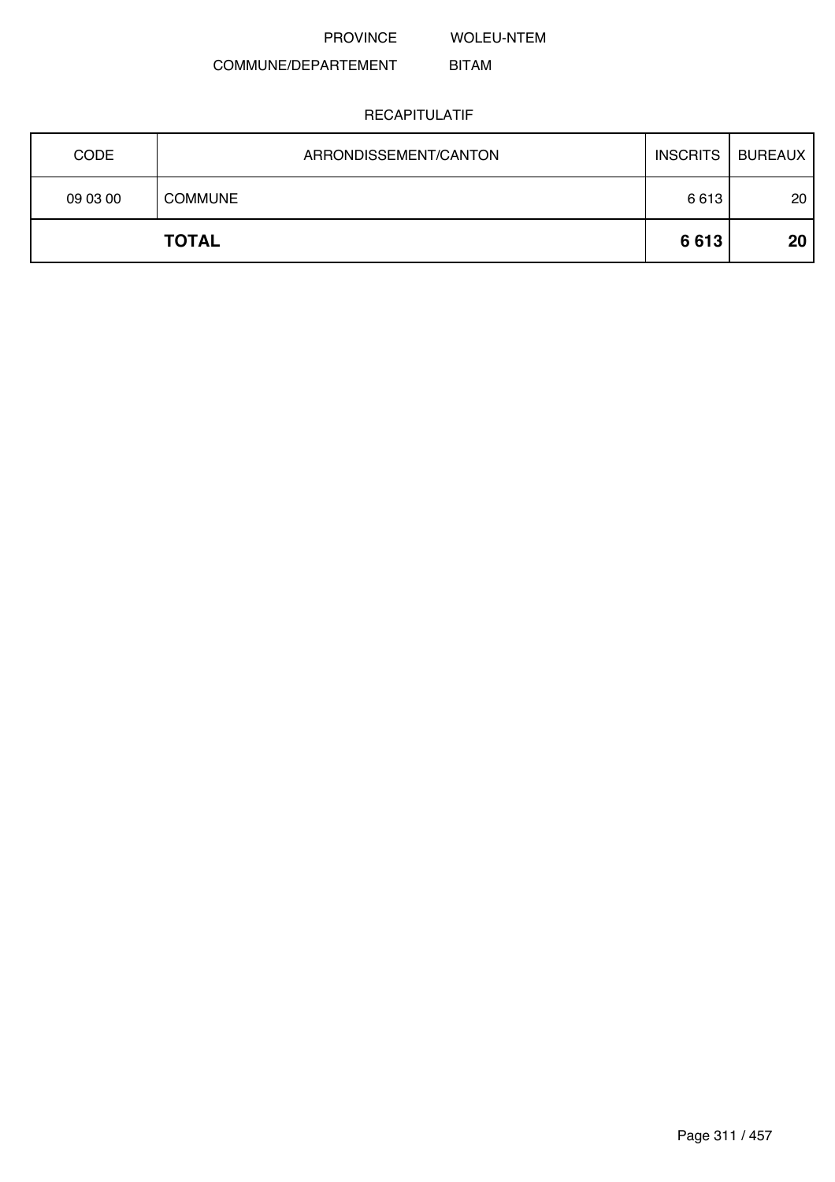PROVINCE WOLEU-NTEM

COMMUNE/DEPARTEMENT BITAM

RECAPITULATIF

| CODE | ARRONDISSEMENT/CANTON | INSCRITS | BUREAUX |
|---|---|---|---|
| 09 03 00 | COMMUNE | 6 613 | 20 |
| | **TOTAL** | **6 613** | **20** |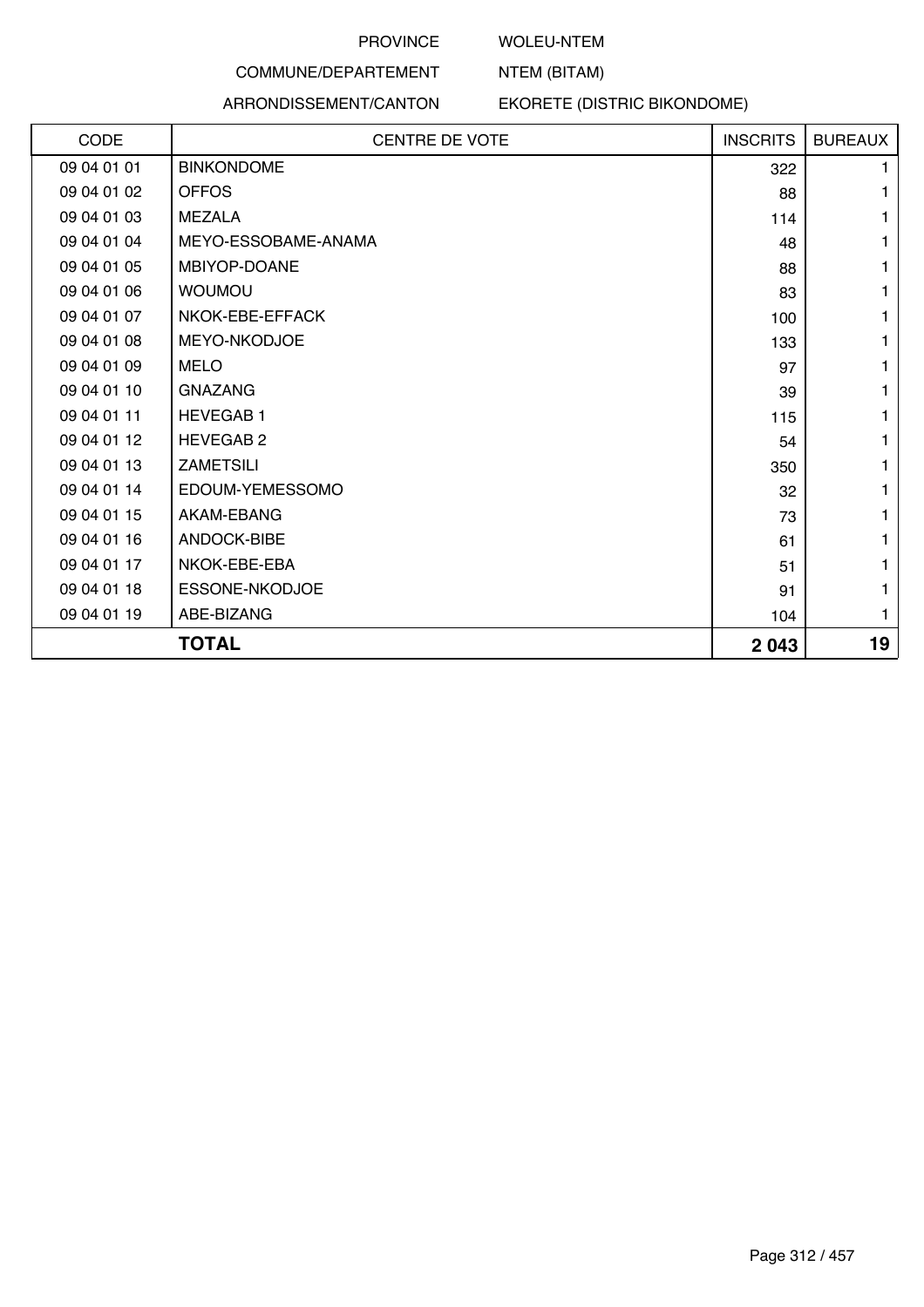PROVINCE WOLEU-NTEM

COMMUNE/DEPARTEMENT NTEM (BITAM)

ARRONDISSEMENT/CANTON EKORETE (DISTRIC BIKONDOME)

| CODE | CENTRE DE VOTE | INSCRITS | BUREAUX |
|---|---|---|---|
| 09 04 01 01 | BINKONDOME | 322 | 1 |
| 09 04 01 02 | OFFOS | 88 | 1 |
| 09 04 01 03 | MEZALA | 114 | 1 |
| 09 04 01 04 | MEYO-ESSOBAME-ANAMA | 48 | 1 |
| 09 04 01 05 | MBIYOP-DOANE | 88 | 1 |
| 09 04 01 06 | WOUMOU | 83 | 1 |
| 09 04 01 07 | NKOK-EBE-EFFACK | 100 | 1 |
| 09 04 01 08 | MEYO-NKODJOE | 133 | 1 |
| 09 04 01 09 | MELO | 97 | 1 |
| 09 04 01 10 | GNAZANG | 39 | 1 |
| 09 04 01 11 | HEVEGAB 1 | 115 | 1 |
| 09 04 01 12 | HEVEGAB 2 | 54 | 1 |
| 09 04 01 13 | ZAMETSILI | 350 | 1 |
| 09 04 01 14 | EDOUM-YEMESSOMO | 32 | 1 |
| 09 04 01 15 | AKAM-EBANG | 73 | 1 |
| 09 04 01 16 | ANDOCK-BIBE | 61 | 1 |
| 09 04 01 17 | NKOK-EBE-EBA | 51 | 1 |
| 09 04 01 18 | ESSONE-NKODJOE | 91 | 1 |
| 09 04 01 19 | ABE-BIZANG | 104 | 1 |
| | **TOTAL** | **2 043** | **19** |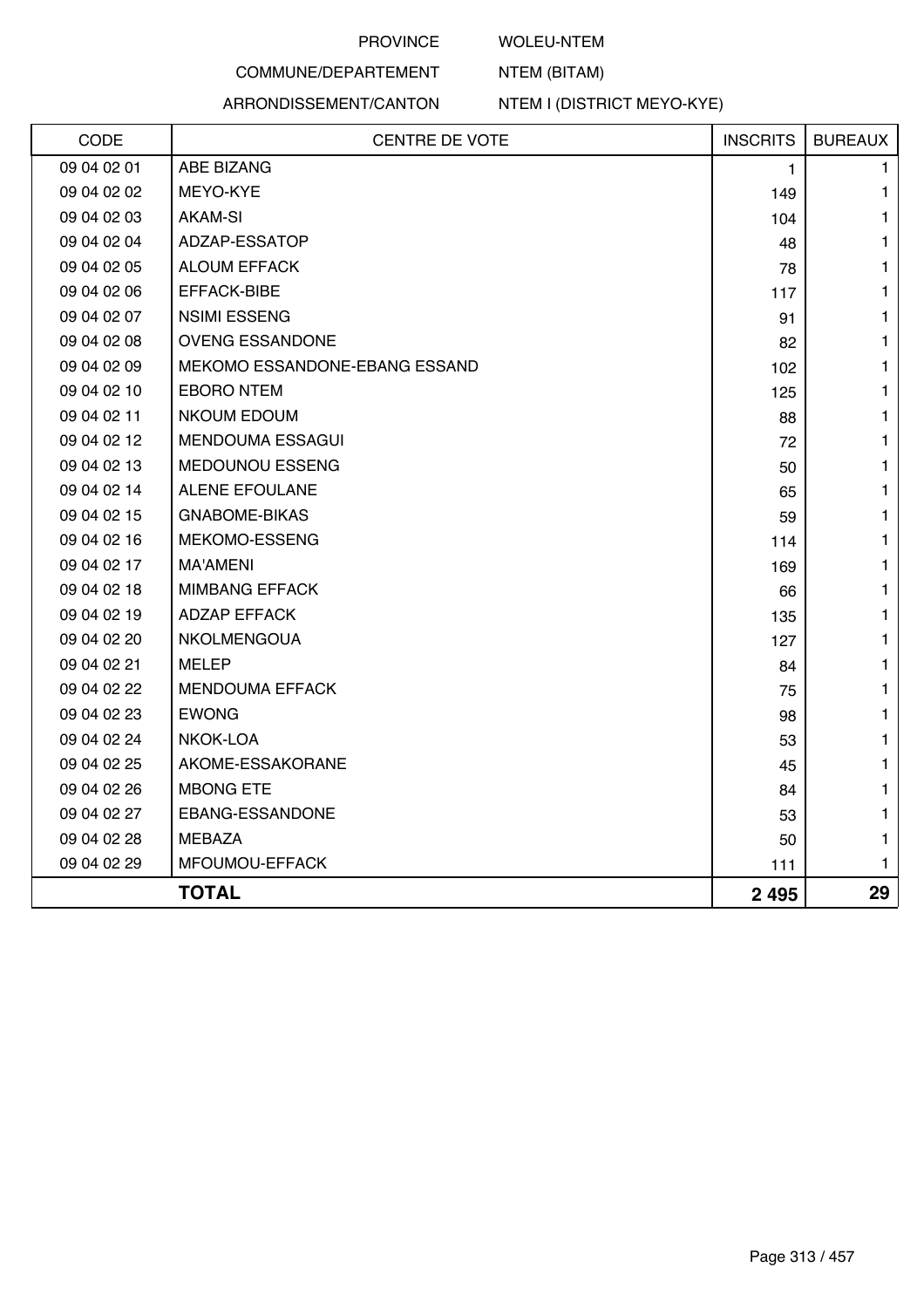PROVINCE WOLEU-NTEM

COMMUNE/DEPARTEMENT NTEM (BITAM)

ARRONDISSEMENT/CANTON NTEM I (DISTRICT MEYO-KYE)

| CODE | CENTRE DE VOTE | INSCRITS | BUREAUX |
|---|---|---|---|
| 09 04 02 01 | ABE BIZANG | 1 | 1 |
| 09 04 02 02 | MEYO-KYE | 149 | 1 |
| 09 04 02 03 | AKAM-SI | 104 | 1 |
| 09 04 02 04 | ADZAP-ESSATOP | 48 | 1 |
| 09 04 02 05 | ALOUM EFFACK | 78 | 1 |
| 09 04 02 06 | EFFACK-BIBE | 117 | 1 |
| 09 04 02 07 | NSIMI ESSENG | 91 | 1 |
| 09 04 02 08 | OVENG ESSANDONE | 82 | 1 |
| 09 04 02 09 | MEKOMO ESSANDONE-EBANG ESSAND | 102 | 1 |
| 09 04 02 10 | EBORO NTEM | 125 | 1 |
| 09 04 02 11 | NKOUM EDOUM | 88 | 1 |
| 09 04 02 12 | MENDOUMA ESSAGUI | 72 | 1 |
| 09 04 02 13 | MEDOUNOU ESSENG | 50 | 1 |
| 09 04 02 14 | ALENE EFOULANE | 65 | 1 |
| 09 04 02 15 | GNABOME-BIKAS | 59 | 1 |
| 09 04 02 16 | MEKOMO-ESSENG | 114 | 1 |
| 09 04 02 17 | MA'AMENI | 169 | 1 |
| 09 04 02 18 | MIMBANG EFFACK | 66 | 1 |
| 09 04 02 19 | ADZAP EFFACK | 135 | 1 |
| 09 04 02 20 | NKOLMENGOUA | 127 | 1 |
| 09 04 02 21 | MELEP | 84 | 1 |
| 09 04 02 22 | MENDOUMA EFFACK | 75 | 1 |
| 09 04 02 23 | EWONG | 98 | 1 |
| 09 04 02 24 | NKOK-LOA | 53 | 1 |
| 09 04 02 25 | AKOME-ESSAKORANE | 45 | 1 |
| 09 04 02 26 | MBONG ETE | 84 | 1 |
| 09 04 02 27 | EBANG-ESSANDONE | 53 | 1 |
| 09 04 02 28 | MEBAZA | 50 | 1 |
| 09 04 02 29 | MFOUMOU-EFFACK | 111 | 1 |
| | **TOTAL** | **2 495** | **29** |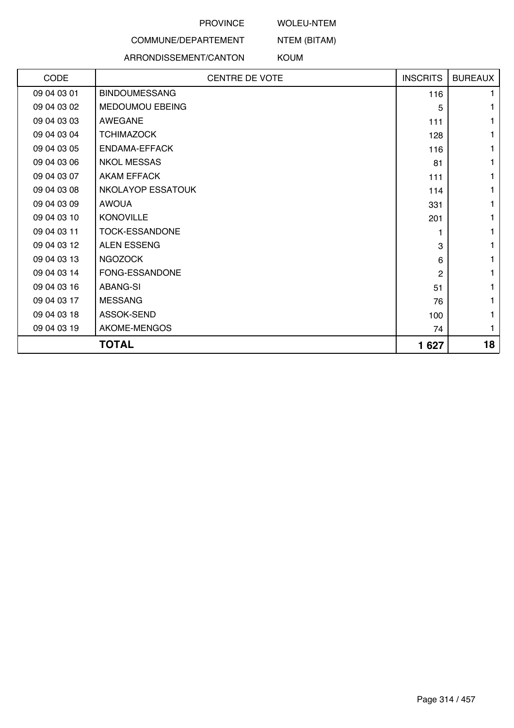PROVINCE WOLEU-NTEM

COMMUNE/DEPARTEMENT NTEM (BITAM)

ARRONDISSEMENT/CANTON KOUM

| CODE | CENTRE DE VOTE | INSCRITS | BUREAUX |
|---|---|---|---|
| 09 04 03 01 | BINDOUMESSANG | 116 | 1 |
| 09 04 03 02 | MEDOUMOU EBEING | 5 | 1 |
| 09 04 03 03 | AWEGANE | 111 | 1 |
| 09 04 03 04 | TCHIMAZOCK | 128 | 1 |
| 09 04 03 05 | ENDAMA-EFFACK | 116 | 1 |
| 09 04 03 06 | NKOL MESSAS | 81 | 1 |
| 09 04 03 07 | AKAM EFFACK | 111 | 1 |
| 09 04 03 08 | NKOLAYOP ESSATOUK | 114 | 1 |
| 09 04 03 09 | AWOUA | 331 | 1 |
| 09 04 03 10 | KONOVILLE | 201 | 1 |
| 09 04 03 11 | TOCK-ESSANDONE | 1 | 1 |
| 09 04 03 12 | ALEN ESSENG | 3 | 1 |
| 09 04 03 13 | NGOZOCK | 6 | 1 |
| 09 04 03 14 | FONG-ESSANDONE | 2 | 1 |
| 09 04 03 16 | ABANG-SI | 51 | 1 |
| 09 04 03 17 | MESSANG | 76 | 1 |
| 09 04 03 18 | ASSOK-SEND | 100 | 1 |
| 09 04 03 19 | AKOME-MENGOS | 74 | 1 |
| | **TOTAL** | **1 627** | **18** |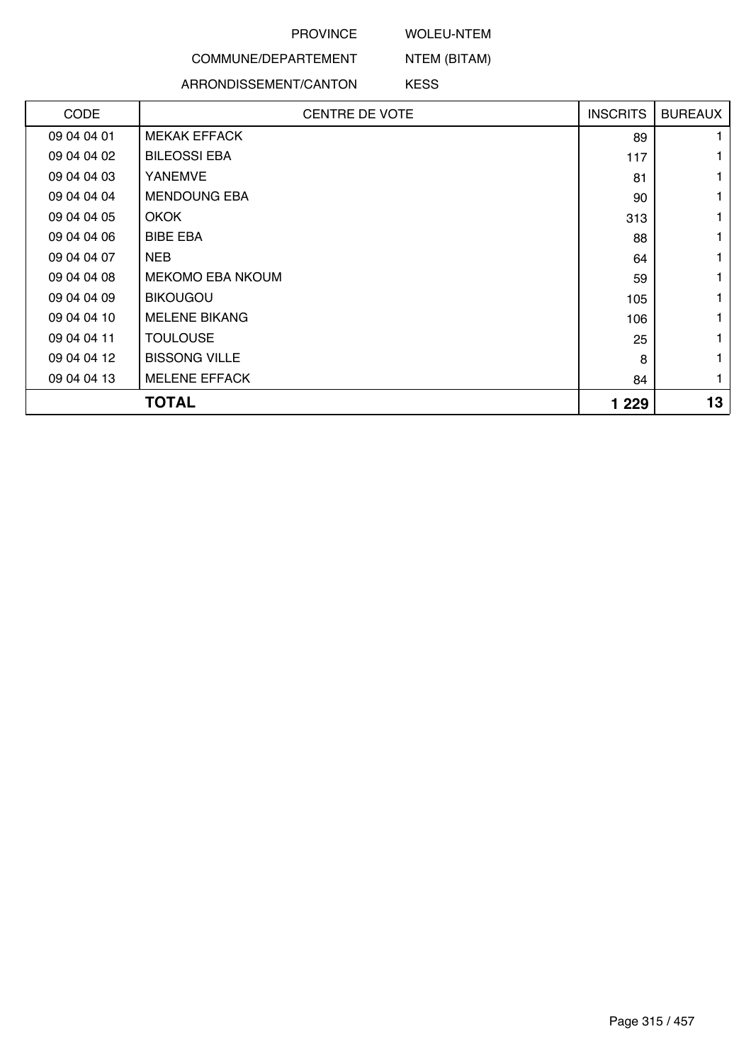PROVINCE WOLEU-NTEM

COMMUNE/DEPARTEMENT NTEM (BITAM)

ARRONDISSEMENT/CANTON KESS

| CODE | CENTRE DE VOTE | INSCRITS | BUREAUX |
|---|---|---|---|
| 09 04 04 01 | MEKAK EFFACK | 89 | 1 |
| 09 04 04 02 | BILEOSSI EBA | 117 | 1 |
| 09 04 04 03 | YANEMVE | 81 | 1 |
| 09 04 04 04 | MENDOUNG EBA | 90 | 1 |
| 09 04 04 05 | OKOK | 313 | 1 |
| 09 04 04 06 | BIBE EBA | 88 | 1 |
| 09 04 04 07 | NEB | 64 | 1 |
| 09 04 04 08 | MEKOMO EBA NKOUM | 59 | 1 |
| 09 04 04 09 | BIKOUGOU | 105 | 1 |
| 09 04 04 10 | MELENE BIKANG | 106 | 1 |
| 09 04 04 11 | TOULOUSE | 25 | 1 |
| 09 04 04 12 | BISSONG VILLE | 8 | 1 |
| 09 04 04 13 | MELENE EFFACK | 84 | 1 |
| **TOTAL** | | **1 229** | **13** |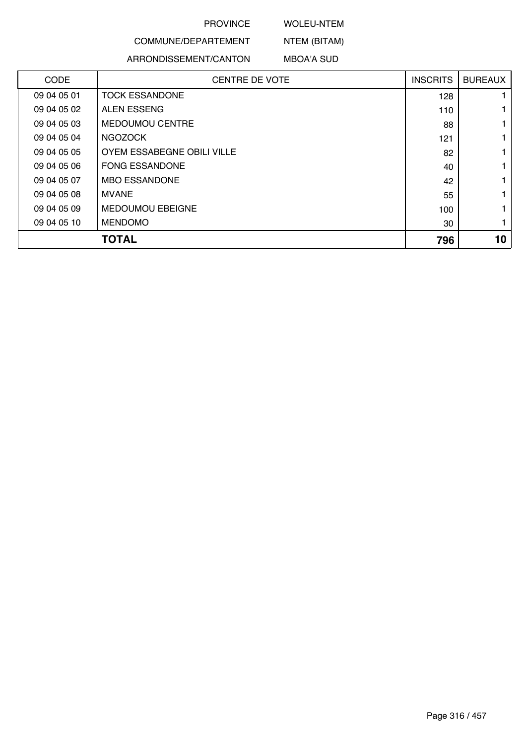PROVINCE WOLEU-NTEM

COMMUNE/DEPARTEMENT NTEM (BITAM)

ARRONDISSEMENT/CANTON MBOA'A SUD

| CODE | CENTRE DE VOTE | INSCRITS | BUREAUX |
|---|---|---|---|
| 09 04 05 01 | TOCK ESSANDONE | 128 | 1 |
| 09 04 05 02 | ALEN ESSENG | 110 | 1 |
| 09 04 05 03 | MEDOUMOU CENTRE | 88 | 1 |
| 09 04 05 04 | NGOZOCK | 121 | 1 |
| 09 04 05 05 | OYEM ESSABEGNE OBILI VILLE | 82 | 1 |
| 09 04 05 06 | FONG ESSANDONE | 40 | 1 |
| 09 04 05 07 | MBO ESSANDONE | 42 | 1 |
| 09 04 05 08 | MVANE | 55 | 1 |
| 09 04 05 09 | MEDOUMOU EBEIGNE | 100 | 1 |
| 09 04 05 10 | MENDOMO | 30 | 1 |
| | **TOTAL** | **796** | **10** |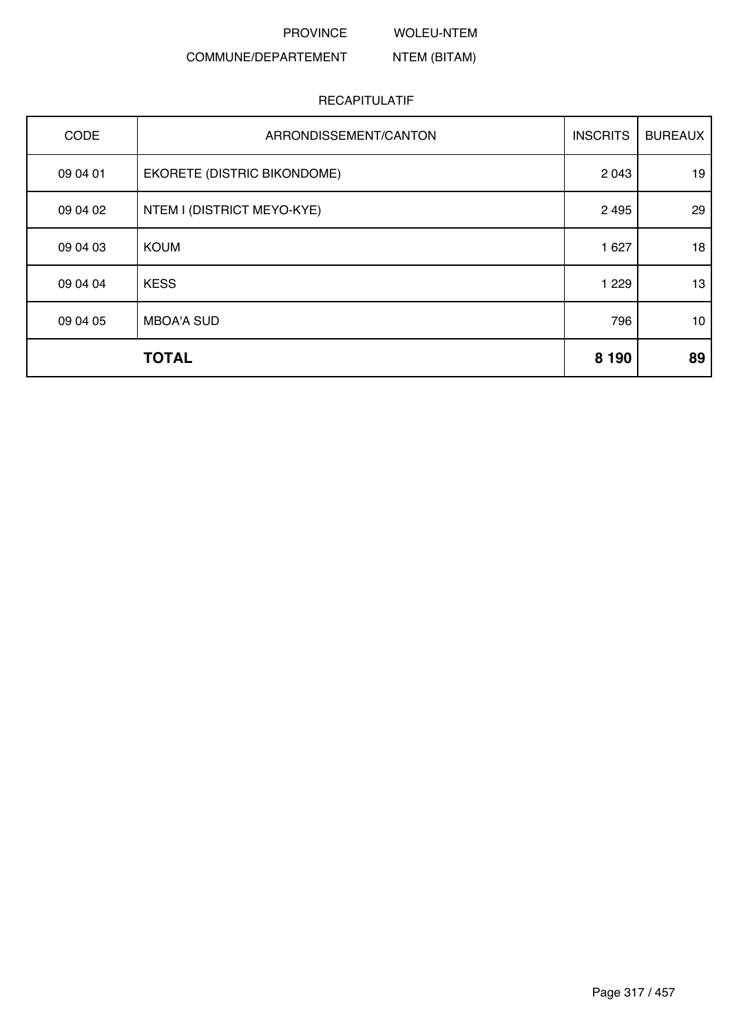PROVINCE WOLEU-NTEM

COMMUNE/DEPARTEMENT NTEM (BITAM)

RECAPITULATIF

| CODE | ARRONDISSEMENT/CANTON | INSCRITS | BUREAUX |
|---|---|---|---|
| 09 04 01 | EKORETE (DISTRIC BIKONDOME) | 2 043 | 19 |
| 09 04 02 | NTEM I (DISTRICT MEYO-KYE) | 2 495 | 29 |
| 09 04 03 | KOUM | 1 627 | 18 |
| 09 04 04 | KESS | 1 229 | 13 |
| 09 04 05 | MBOA'A SUD | 796 | 10 |
| | **TOTAL** | **8 190** | **89** |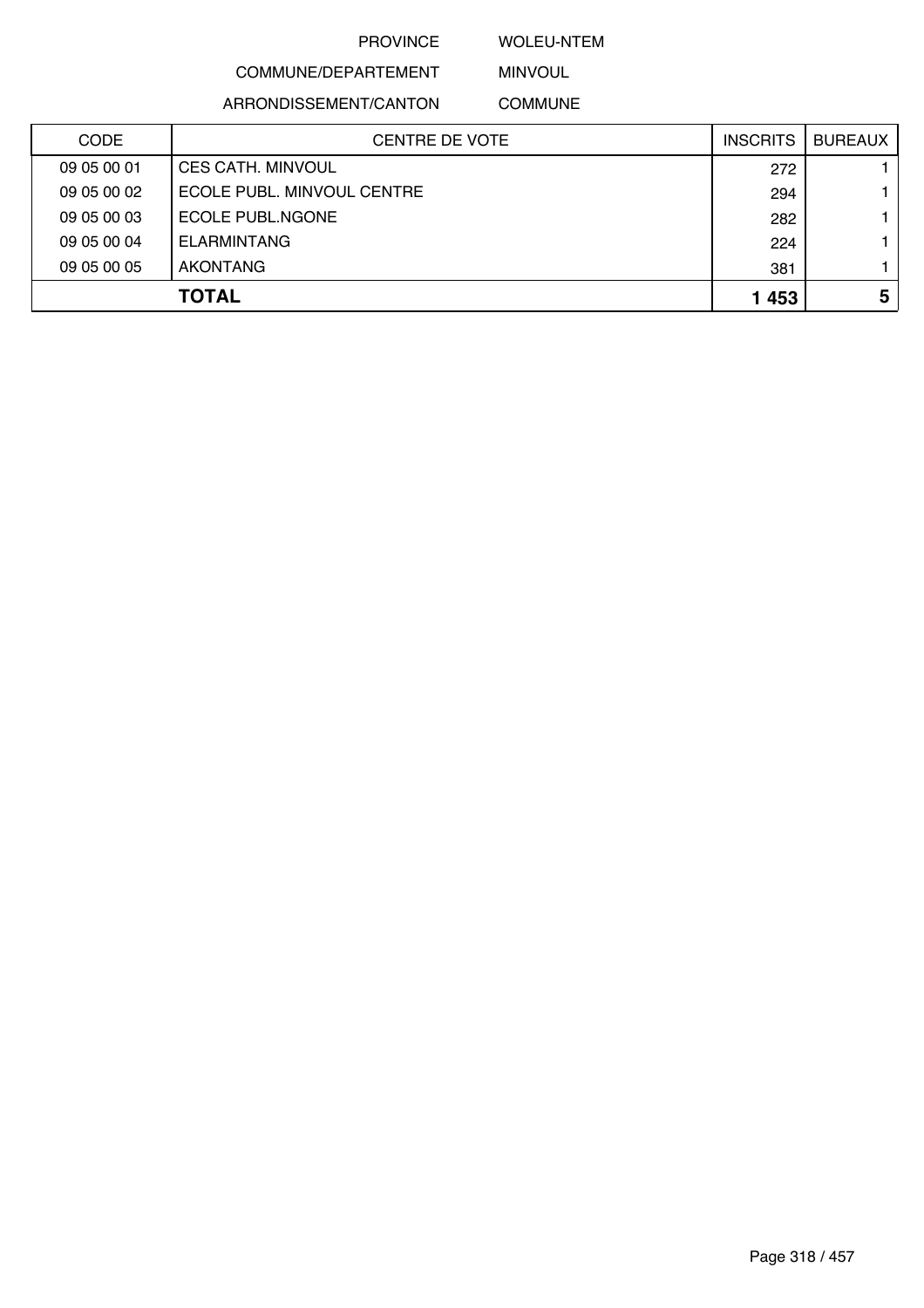PROVINCE WOLEU-NTEM

COMMUNE/DEPARTEMENT MINVOUL

ARRONDISSEMENT/CANTON COMMUNE

| CODE | CENTRE DE VOTE | INSCRITS | BUREAUX |
|---|---|---|---|
| 09 05 00 01 | CES CATH. MINVOUL | 272 | 1 |
| 09 05 00 02 | ECOLE PUBL. MINVOUL CENTRE | 294 | 1 |
| 09 05 00 03 | ECOLE PUBL.NGONE | 282 | 1 |
| 09 05 00 04 | ELARMINTANG | 224 | 1 |
| 09 05 00 05 | AKONTANG | 381 | 1 |
| | **TOTAL** | **1 453** | **5** |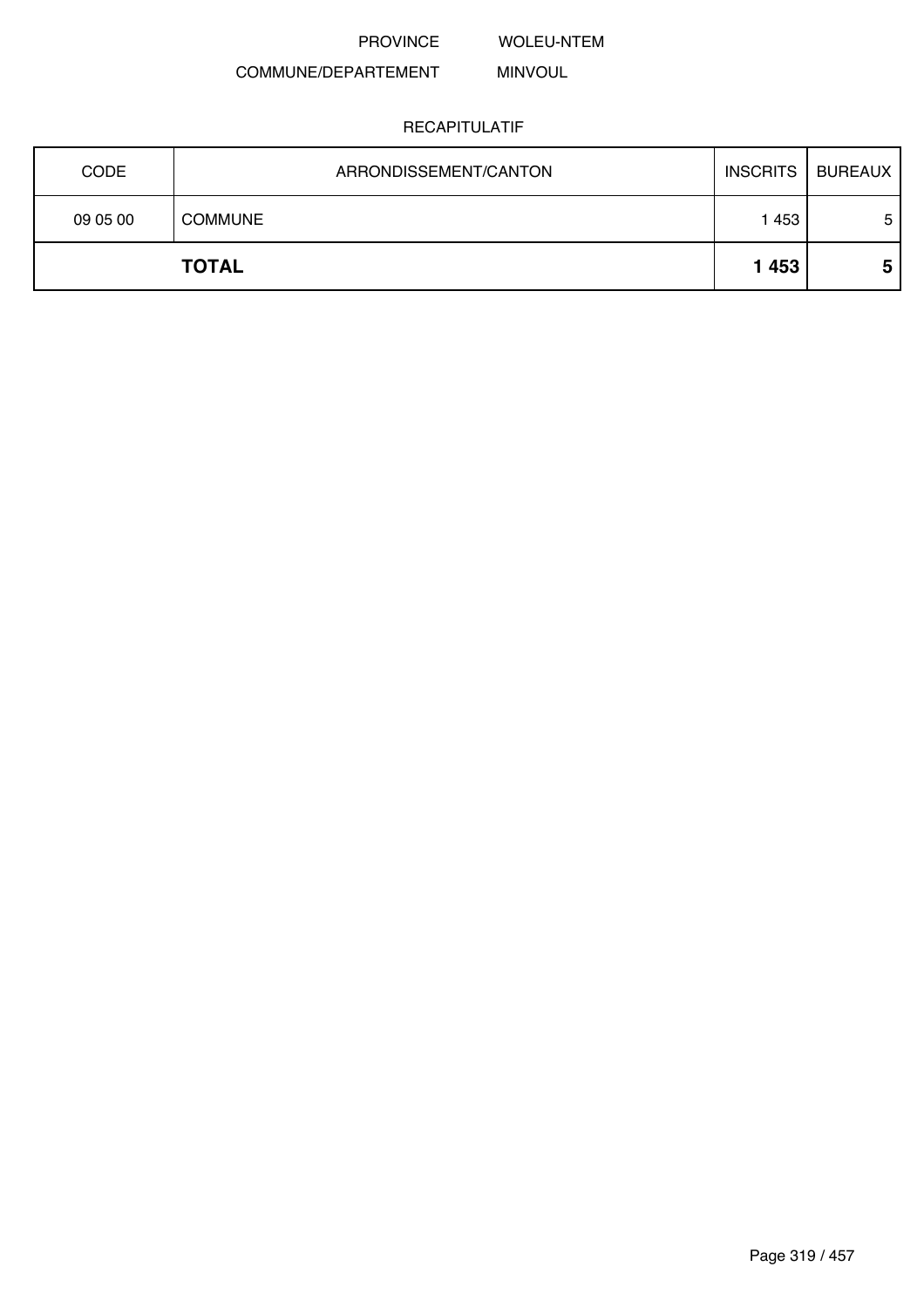PROVINCE WOLEU-NTEM

COMMUNE/DEPARTEMENT MINVOUL

RECAPITULATIF

| CODE | ARRONDISSEMENT/CANTON | INSCRITS | BUREAUX |
|---|---|---|---|
| 09 05 00 | COMMUNE | 1 453 | 5 |
| | **TOTAL** | **1 453** | **5** |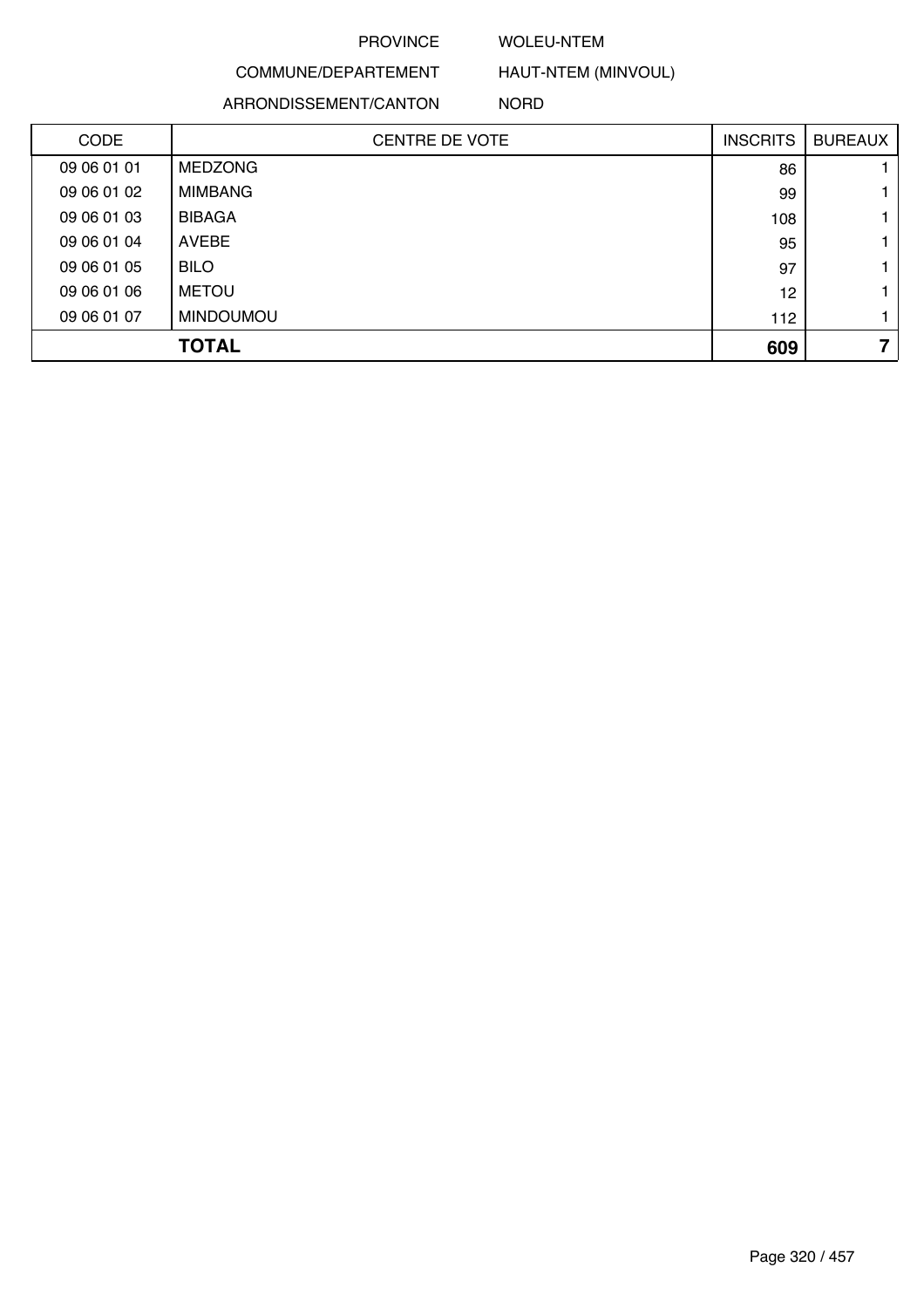PROVINCE WOLEU-NTEM

COMMUNE/DEPARTEMENT HAUT-NTEM (MINVOUL)

ARRONDISSEMENT/CANTON NORD

| CODE | CENTRE DE VOTE | INSCRITS | BUREAUX |
|---|---|---|---|
| 09 06 01 01 | MEDZONG | 86 | 1 |
| 09 06 01 02 | MIMBANG | 99 | 1 |
| 09 06 01 03 | BIBAGA | 108 | 1 |
| 09 06 01 04 | AVEBE | 95 | 1 |
| 09 06 01 05 | BILO | 97 | 1 |
| 09 06 01 06 | METOU | 12 | 1 |
| 09 06 01 07 | MINDOUMOU | 112 | 1 |
| | **TOTAL** | **609** | **7** |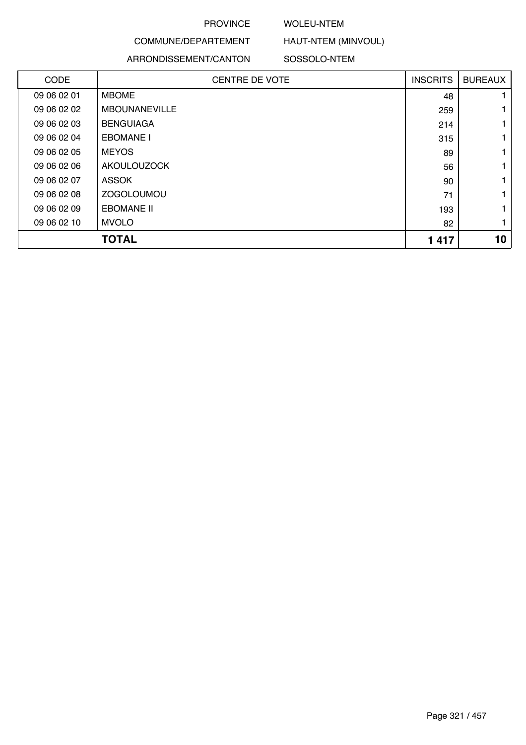PROVINCE WOLEU-NTEM

COMMUNE/DEPARTEMENT HAUT-NTEM (MINVOUL)

ARRONDISSEMENT/CANTON SOSSOLO-NTEM

| CODE | CENTRE DE VOTE | INSCRITS | BUREAUX |
|---|---|---|---|
| 09 06 02 01 | MBOME | 48 | 1 |
| 09 06 02 02 | MBOUNANEVILLE | 259 | 1 |
| 09 06 02 03 | BENGUIAGA | 214 | 1 |
| 09 06 02 04 | EBOMANE I | 315 | 1 |
| 09 06 02 05 | MEYOS | 89 | 1 |
| 09 06 02 06 | AKOULOUZOCK | 56 | 1 |
| 09 06 02 07 | ASSOK | 90 | 1 |
| 09 06 02 08 | ZOGOLOUMOU | 71 | 1 |
| 09 06 02 09 | EBOMANE II | 193 | 1 |
| 09 06 02 10 | MVOLO | 82 | 1 |
| | **TOTAL** | **1 417** | **10** |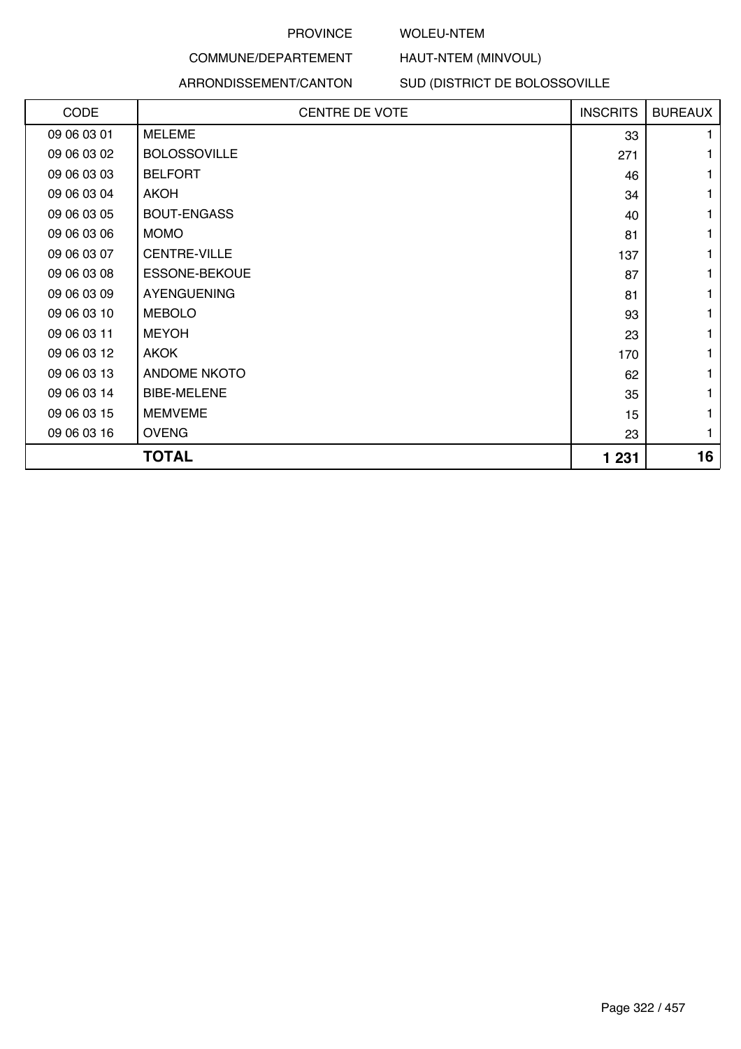PROVINCE WOLEU-NTEM

COMMUNE/DEPARTEMENT HAUT-NTEM (MINVOUL)

ARRONDISSEMENT/CANTON SUD (DISTRICT DE BOLOSSOVILLE

| CODE | CENTRE DE VOTE | INSCRITS | BUREAUX |
|---|---|---|---|
| 09 06 03 01 | MELEME | 33 | 1 |
| 09 06 03 02 | BOLOSSOVILLE | 271 | 1 |
| 09 06 03 03 | BELFORT | 46 | 1 |
| 09 06 03 04 | AKOH | 34 | 1 |
| 09 06 03 05 | BOUT-ENGASS | 40 | 1 |
| 09 06 03 06 | MOMO | 81 | 1 |
| 09 06 03 07 | CENTRE-VILLE | 137 | 1 |
| 09 06 03 08 | ESSONE-BEKOUE | 87 | 1 |
| 09 06 03 09 | AYENGUENING | 81 | 1 |
| 09 06 03 10 | MEBOLO | 93 | 1 |
| 09 06 03 11 | MEYOH | 23 | 1 |
| 09 06 03 12 | AKOK | 170 | 1 |
| 09 06 03 13 | ANDOME NKOTO | 62 | 1 |
| 09 06 03 14 | BIBE-MELENE | 35 | 1 |
| 09 06 03 15 | MEMVEME | 15 | 1 |
| 09 06 03 16 | OVENG | 23 | 1 |
| | **TOTAL** | **1 231** | **16** |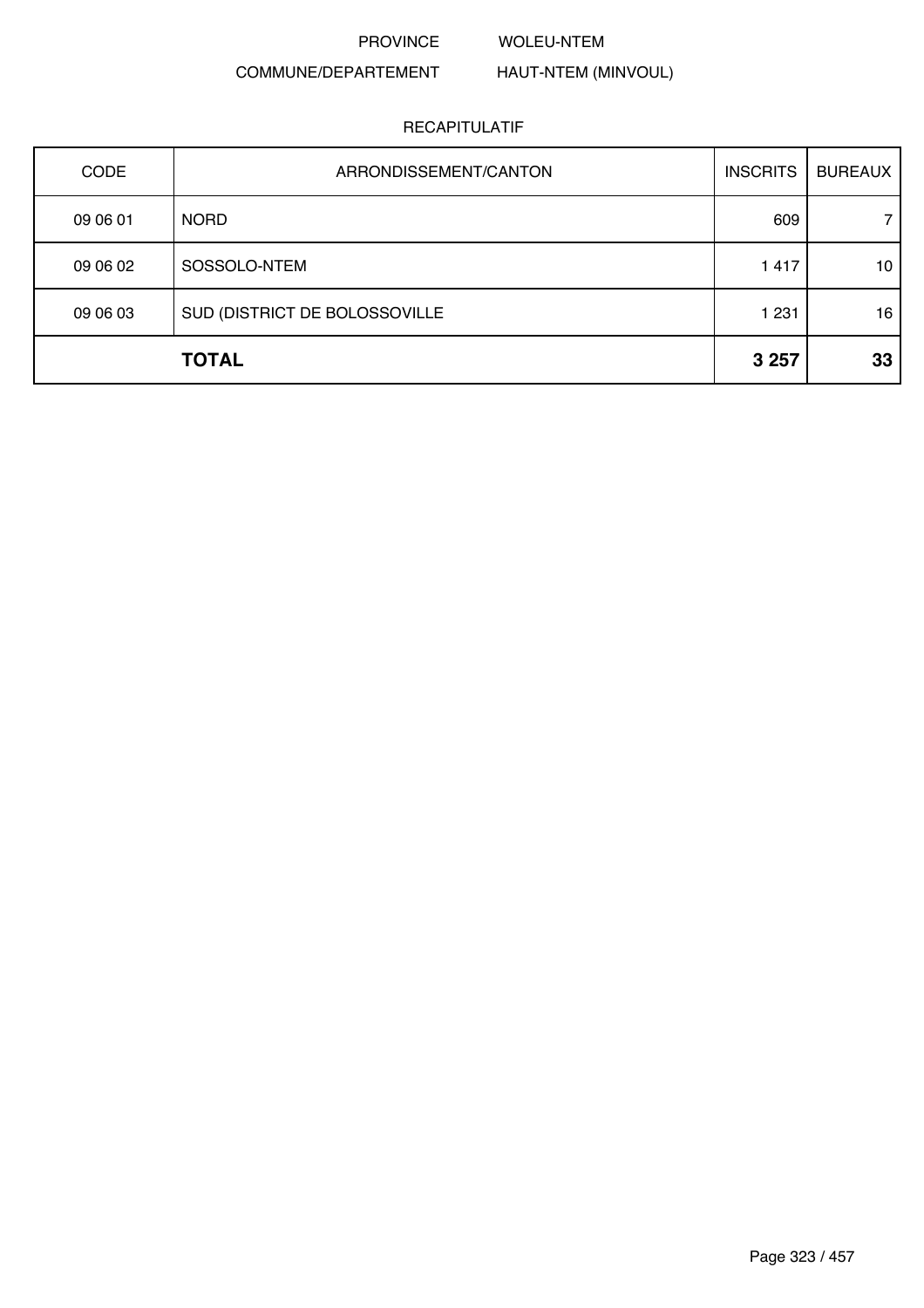PROVINCE WOLEU-NTEM

COMMUNE/DEPARTEMENT HAUT-NTEM (MINVOUL)

RECAPITULATIF

| CODE | ARRONDISSEMENT/CANTON | INSCRITS | BUREAUX |
|---|---|---|---|
| 09 06 01 | NORD | 609 | 7 |
| 09 06 02 | SOSSOLO-NTEM | 1 417 | 10 |
| 09 06 03 | SUD (DISTRICT DE BOLOSSOVILLE | 1 231 | 16 |
| | **TOTAL** | **3 257** | **33** |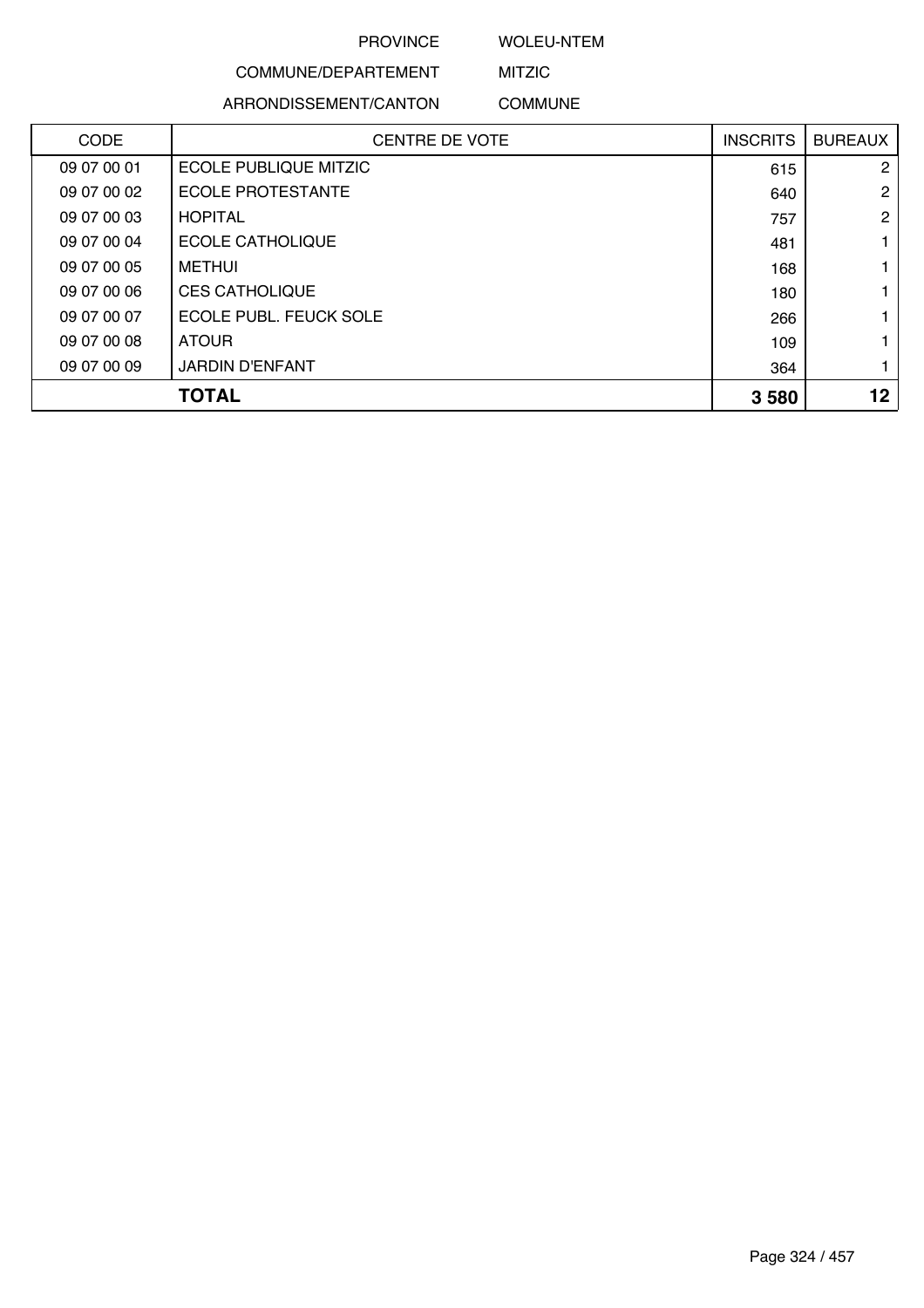PROVINCE WOLEU-NTEM

COMMUNE/DEPARTEMENT MITZIC

ARRONDISSEMENT/CANTON COMMUNE

| CODE | CENTRE DE VOTE | INSCRITS | BUREAUX |
|---|---|---|---|
| 09 07 00 01 | ECOLE PUBLIQUE MITZIC | 615 | 2 |
| 09 07 00 02 | ECOLE PROTESTANTE | 640 | 2 |
| 09 07 00 03 | HOPITAL | 757 | 2 |
| 09 07 00 04 | ECOLE CATHOLIQUE | 481 | 1 |
| 09 07 00 05 | METHUI | 168 | 1 |
| 09 07 00 06 | CES CATHOLIQUE | 180 | 1 |
| 09 07 00 07 | ECOLE PUBL. FEUCK SOLE | 266 | 1 |
| 09 07 00 08 | ATOUR | 109 | 1 |
| 09 07 00 09 | JARDIN D'ENFANT | 364 | 1 |
| | **TOTAL** | **3 580** | **12** |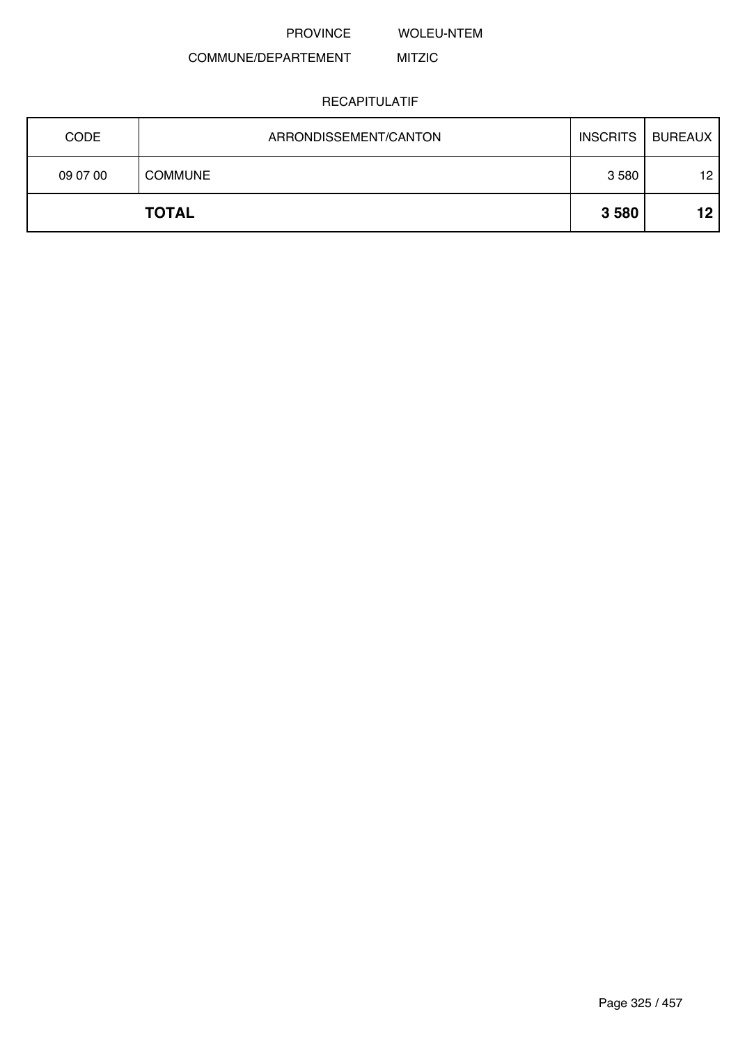PROVINCE WOLEU-NTEM

COMMUNE/DEPARTEMENT MITZIC

RECAPITULATIF

| CODE | ARRONDISSEMENT/CANTON | INSCRITS | BUREAUX |
|---|---|---|---|
| 09 07 00 | COMMUNE | 3 580 | 12 |
| | **TOTAL** | **3 580** | **12** |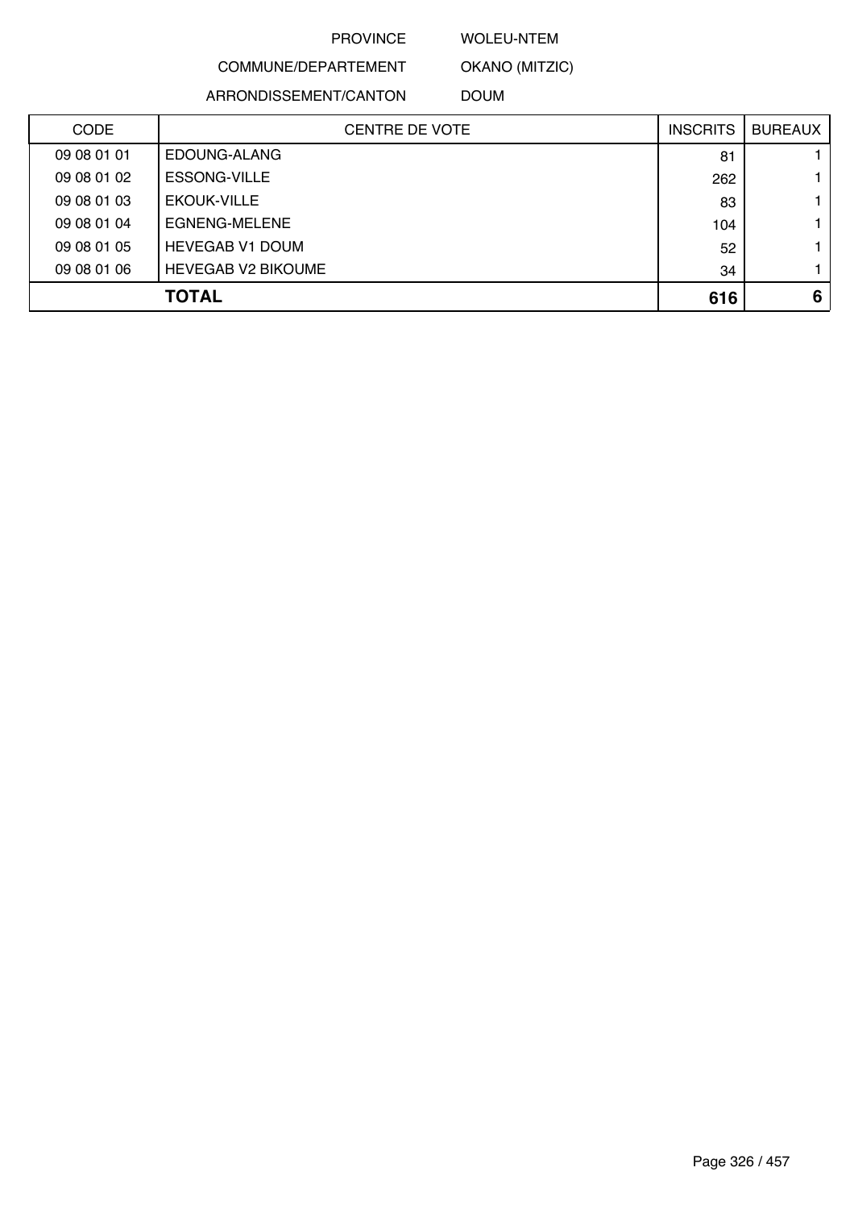PROVINCE WOLEU-NTEM

COMMUNE/DEPARTEMENT OKANO (MITZIC)

ARRONDISSEMENT/CANTON DOUM

| CODE | CENTRE DE VOTE | INSCRITS | BUREAUX |
|---|---|---|---|
| 09 08 01 01 | EDOUNG-ALANG | 81 | 1 |
| 09 08 01 02 | ESSONG-VILLE | 262 | 1 |
| 09 08 01 03 | EKOUK-VILLE | 83 | 1 |
| 09 08 01 04 | EGNENG-MELENE | 104 | 1 |
| 09 08 01 05 | HEVEGAB V1 DOUM | 52 | 1 |
| 09 08 01 06 | HEVEGAB V2 BIKOUME | 34 | 1 |
| | **TOTAL** | **616** | **6** |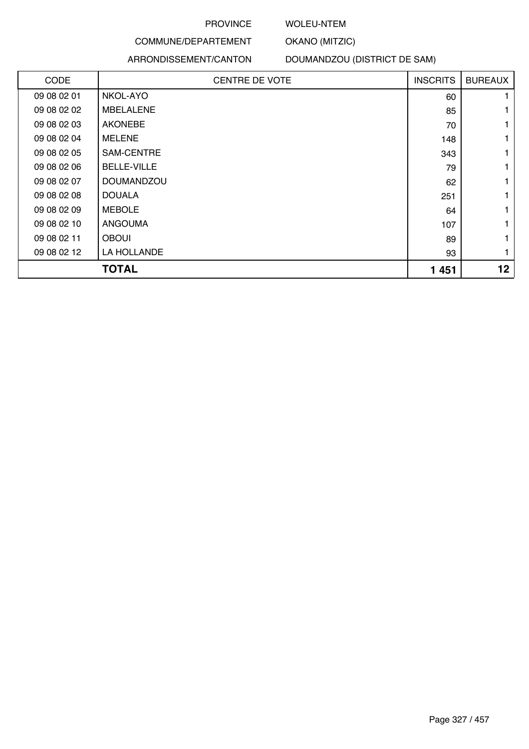PROVINCE WOLEU-NTEM

COMMUNE/DEPARTEMENT OKANO (MITZIC)

ARRONDISSEMENT/CANTON DOUMANDZOU (DISTRICT DE SAM)

| CODE | CENTRE DE VOTE | INSCRITS | BUREAUX |
|---|---|---|---|
| 09 08 02 01 | NKOL-AYO | 60 | 1 |
| 09 08 02 02 | MBELALENE | 85 | 1 |
| 09 08 02 03 | AKONEBE | 70 | 1 |
| 09 08 02 04 | MELENE | 148 | 1 |
| 09 08 02 05 | SAM-CENTRE | 343 | 1 |
| 09 08 02 06 | BELLE-VILLE | 79 | 1 |
| 09 08 02 07 | DOUMANDZOU | 62 | 1 |
| 09 08 02 08 | DOUALA | 251 | 1 |
| 09 08 02 09 | MEBOLE | 64 | 1 |
| 09 08 02 10 | ANGOUMA | 107 | 1 |
| 09 08 02 11 | OBOUI | 89 | 1 |
| 09 08 02 12 | LA HOLLANDE | 93 | 1 |
| **TOTAL** | | **1 451** | **12** |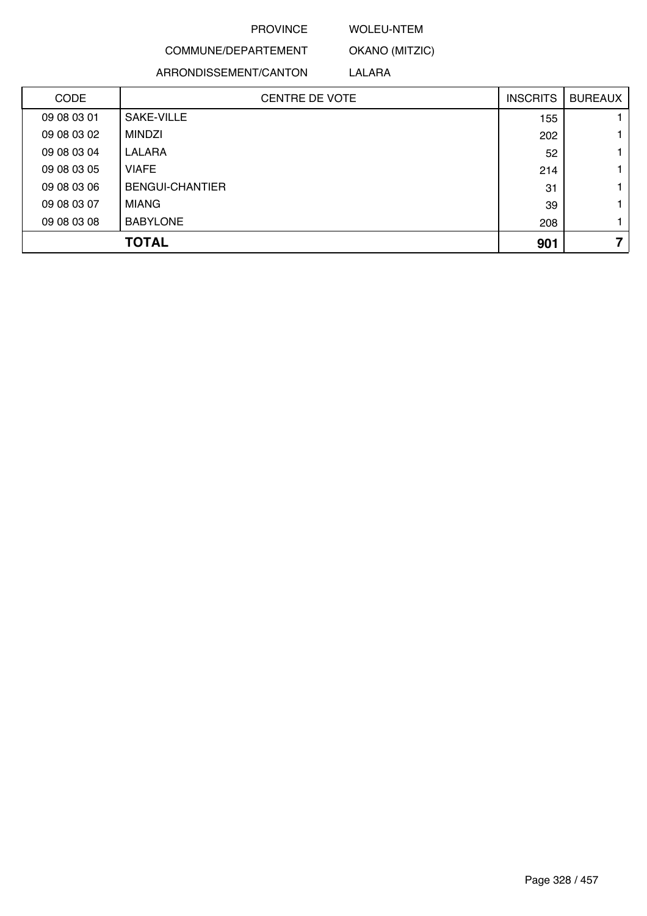PROVINCE WOLEU-NTEM

COMMUNE/DEPARTEMENT OKANO (MITZIC)

ARRONDISSEMENT/CANTON LALARA

| CODE | CENTRE DE VOTE | INSCRITS | BUREAUX |
|---|---|---|---|
| 09 08 03 01 | SAKE-VILLE | 155 | 1 |
| 09 08 03 02 | MINDZI | 202 | 1 |
| 09 08 03 04 | LALARA | 52 | 1 |
| 09 08 03 05 | VIAFE | 214 | 1 |
| 09 08 03 06 | BENGUI-CHANTIER | 31 | 1 |
| 09 08 03 07 | MIANG | 39 | 1 |
| 09 08 03 08 | BABYLONE | 208 | 1 |
| | **TOTAL** | **901** | **7** |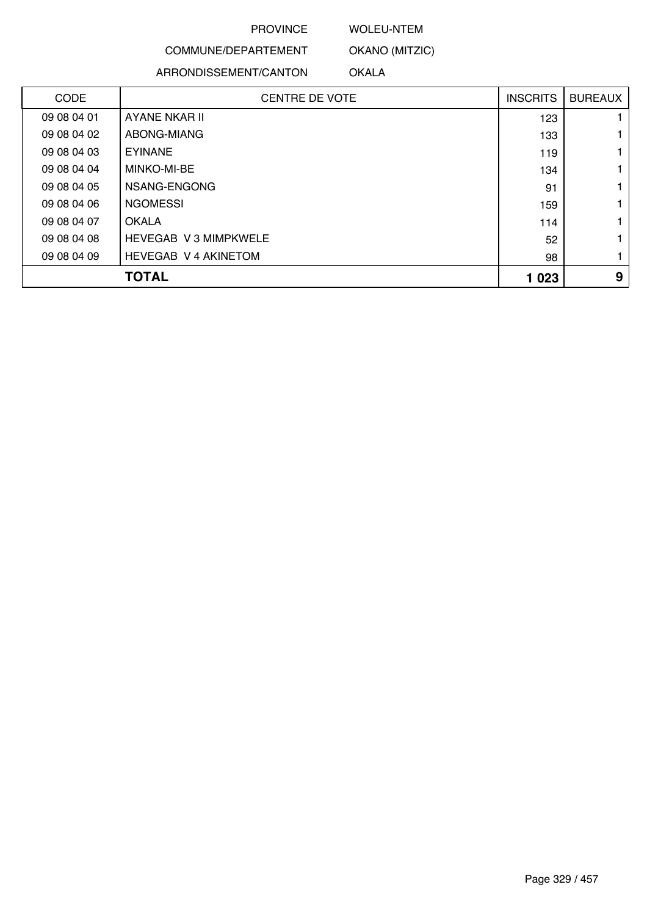PROVINCE WOLEU-NTEM

COMMUNE/DEPARTEMENT OKANO (MITZIC)

ARRONDISSEMENT/CANTON OKALA

| CODE | CENTRE DE VOTE | INSCRITS | BUREAUX |
|---|---|---|---|
| 09 08 04 01 | AYANE NKAR II | 123 | 1 |
| 09 08 04 02 | ABONG-MIANG | 133 | 1 |
| 09 08 04 03 | EYINANE | 119 | 1 |
| 09 08 04 04 | MINKO-MI-BE | 134 | 1 |
| 09 08 04 05 | NSANG-ENGONG | 91 | 1 |
| 09 08 04 06 | NGOMESSI | 159 | 1 |
| 09 08 04 07 | OKALA | 114 | 1 |
| 09 08 04 08 | HEVEGAB V 3 MIMPKWELE | 52 | 1 |
| 09 08 04 09 | HEVEGAB V 4 AKINETOM | 98 | 1 |
| | **TOTAL** | **1 023** | **9** |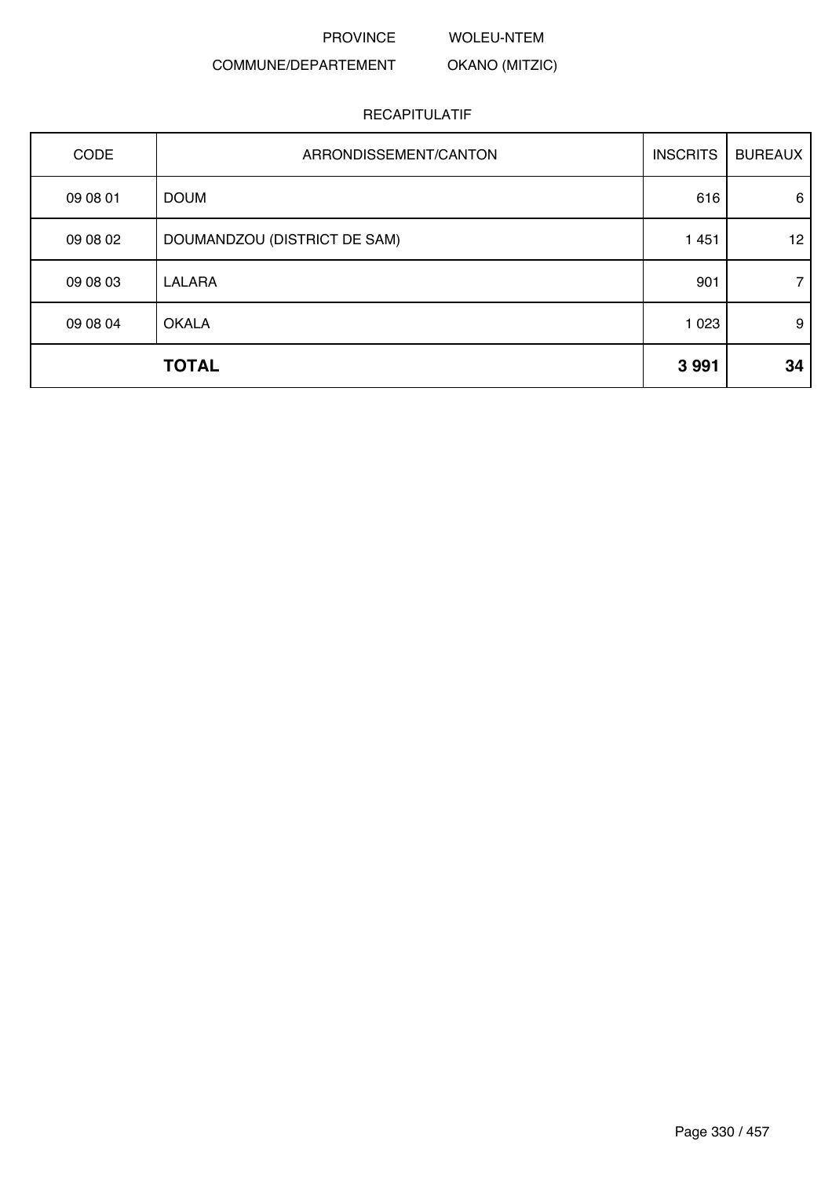PROVINCE WOLEU-NTEM

COMMUNE/DEPARTEMENT OKANO (MITZIC)

RECAPITULATIF

| CODE | ARRONDISSEMENT/CANTON | INSCRITS | BUREAUX |
|---|---|---|---|
| 09 08 01 | DOUM | 616 | 6 |
| 09 08 02 | DOUMANDZOU (DISTRICT DE SAM) | 1 451 | 12 |
| 09 08 03 | LALARA | 901 | 7 |
| 09 08 04 | OKALA | 1 023 | 9 |
| | **TOTAL** | **3 991** | **34** |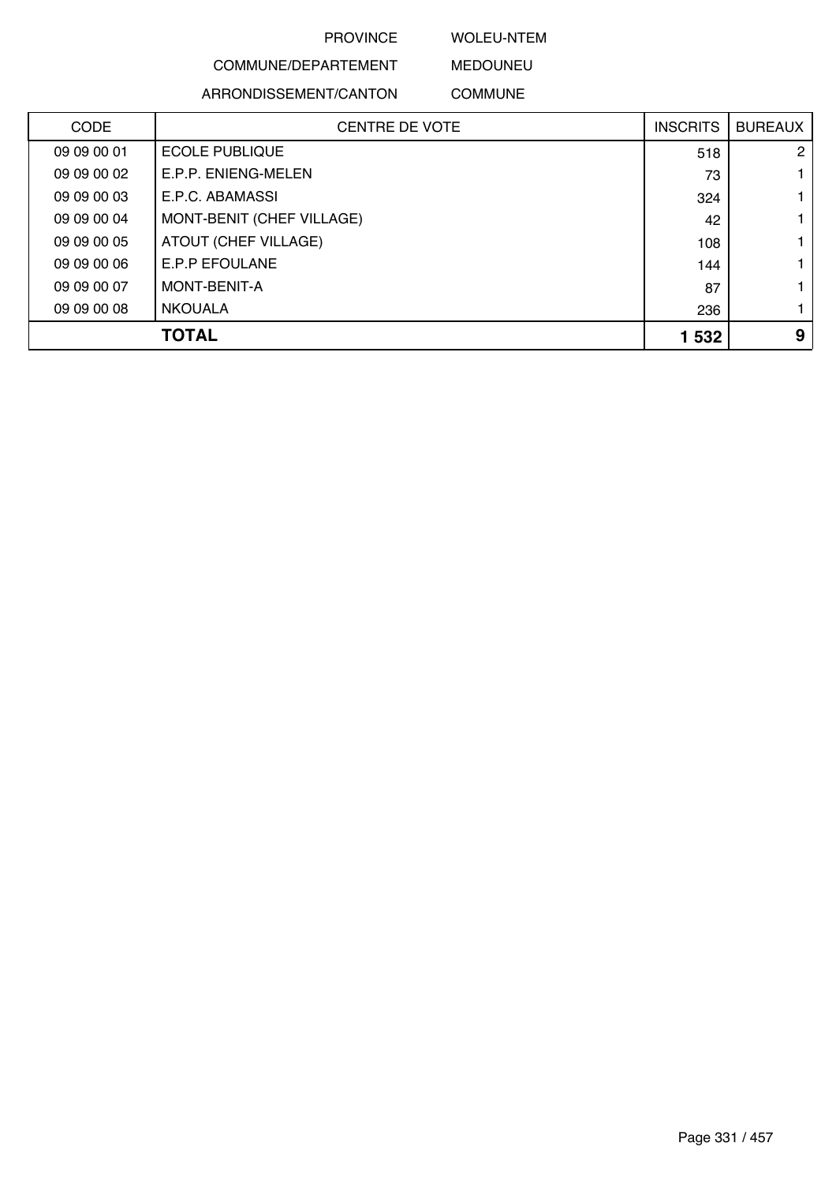PROVINCE WOLEU-NTEM

COMMUNE/DEPARTEMENT MEDOUNEU

ARRONDISSEMENT/CANTON COMMUNE

| CODE | CENTRE DE VOTE | INSCRITS | BUREAUX |
|---|---|---|---|
| 09 09 00 01 | ECOLE PUBLIQUE | 518 | 2 |
| 09 09 00 02 | E.P.P. ENIENG-MELEN | 73 | 1 |
| 09 09 00 03 | E.P.C. ABAMASSI | 324 | 1 |
| 09 09 00 04 | MONT-BENIT (CHEF VILLAGE) | 42 | 1 |
| 09 09 00 05 | ATOUT (CHEF VILLAGE) | 108 | 1 |
| 09 09 00 06 | E.P.P EFOULANE | 144 | 1 |
| 09 09 00 07 | MONT-BENIT-A | 87 | 1 |
| 09 09 00 08 | NKOUALA | 236 | 1 |
| | **TOTAL** | **1 532** | **9** |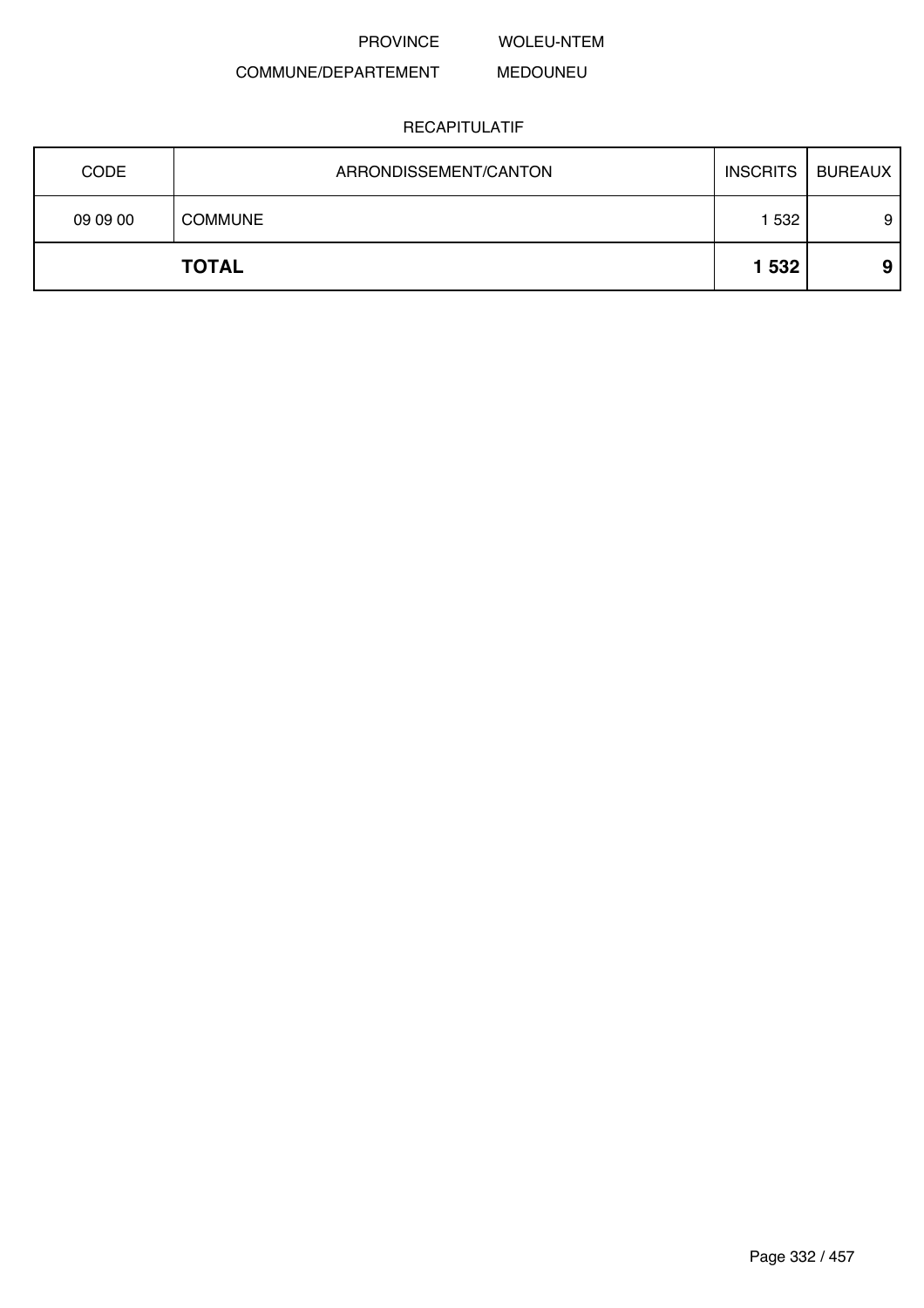PROVINCE WOLEU-NTEM

COMMUNE/DEPARTEMENT MEDOUNEU

RECAPITULATIF

| CODE | ARRONDISSEMENT/CANTON | INSCRITS | BUREAUX |
|---|---|---|---|
| 09 09 00 | COMMUNE | 1 532 | 9 |
| | **TOTAL** | **1 532** | **9** |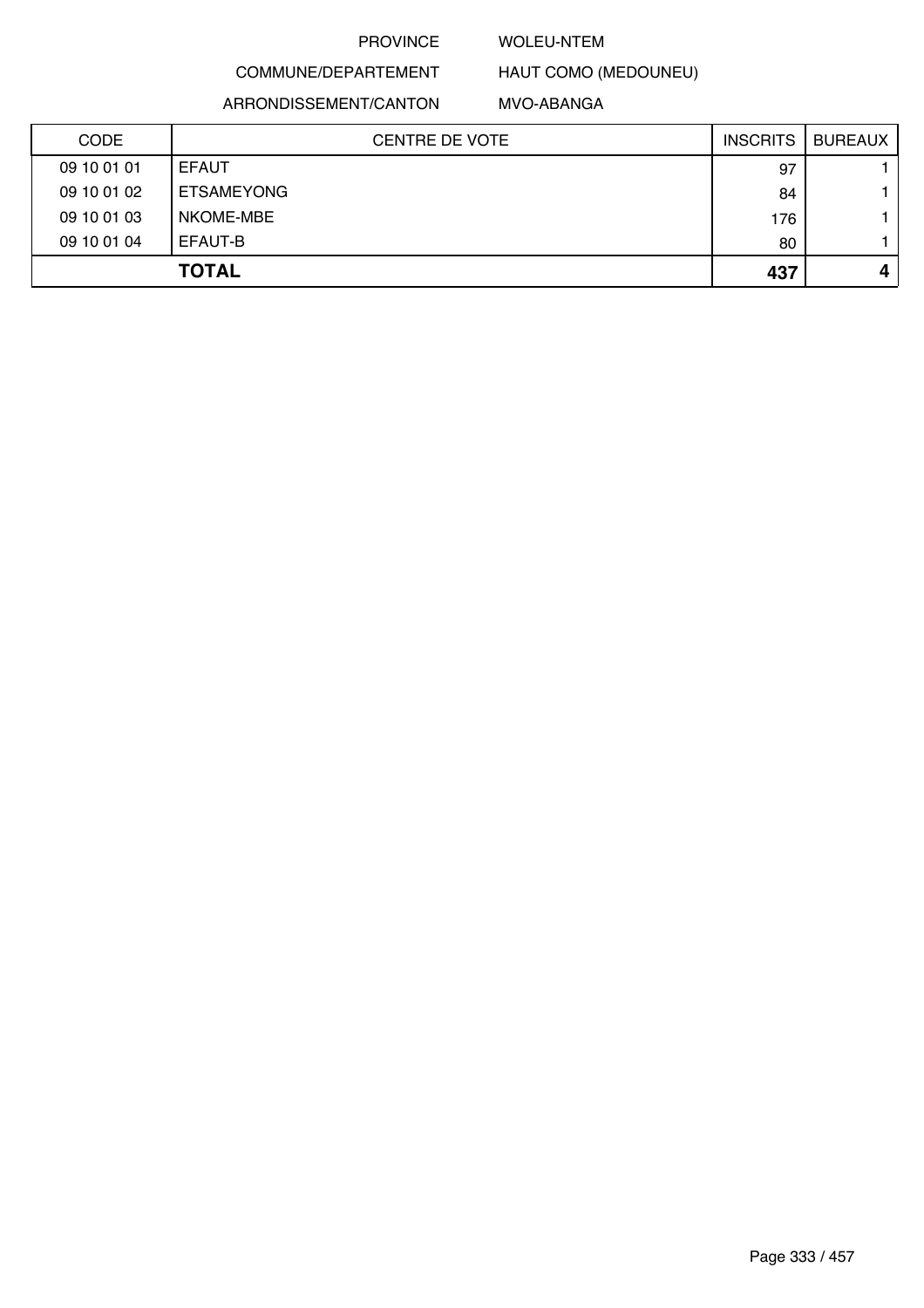PROVINCE WOLEU-NTEM

COMMUNE/DEPARTEMENT HAUT COMO (MEDOUNEU)

ARRONDISSEMENT/CANTON MVO-ABANGA

| CODE | CENTRE DE VOTE | INSCRITS | BUREAUX |
|---|---|---|---|
| 09 10 01 01 | EFAUT | 97 | 1 |
| 09 10 01 02 | ETSAMEYONG | 84 | 1 |
| 09 10 01 03 | NKOME-MBE | 176 | 1 |
| 09 10 01 04 | EFAUT-B | 80 | 1 |
| | **TOTAL** | **437** | **4** |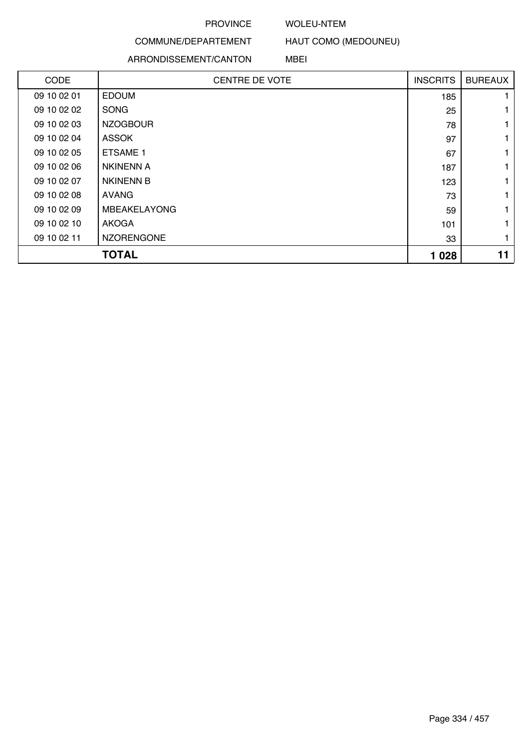PROVINCE WOLEU-NTEM

COMMUNE/DEPARTEMENT HAUT COMO (MEDOUNEU)

ARRONDISSEMENT/CANTON MBEI

| CODE | CENTRE DE VOTE | INSCRITS | BUREAUX |
|---|---|---|---|
| 09 10 02 01 | EDOUM | 185 | 1 |
| 09 10 02 02 | SONG | 25 | 1 |
| 09 10 02 03 | NZOGBOUR | 78 | 1 |
| 09 10 02 04 | ASSOK | 97 | 1 |
| 09 10 02 05 | ETSAME 1 | 67 | 1 |
| 09 10 02 06 | NKINENN A | 187 | 1 |
| 09 10 02 07 | NKINENN B | 123 | 1 |
| 09 10 02 08 | AVANG | 73 | 1 |
| 09 10 02 09 | MBEAKELAYONG | 59 | 1 |
| 09 10 02 10 | AKOGA | 101 | 1 |
| 09 10 02 11 | NZORENGONE | 33 | 1 |
| **TOTAL** | | **1 028** | **11** |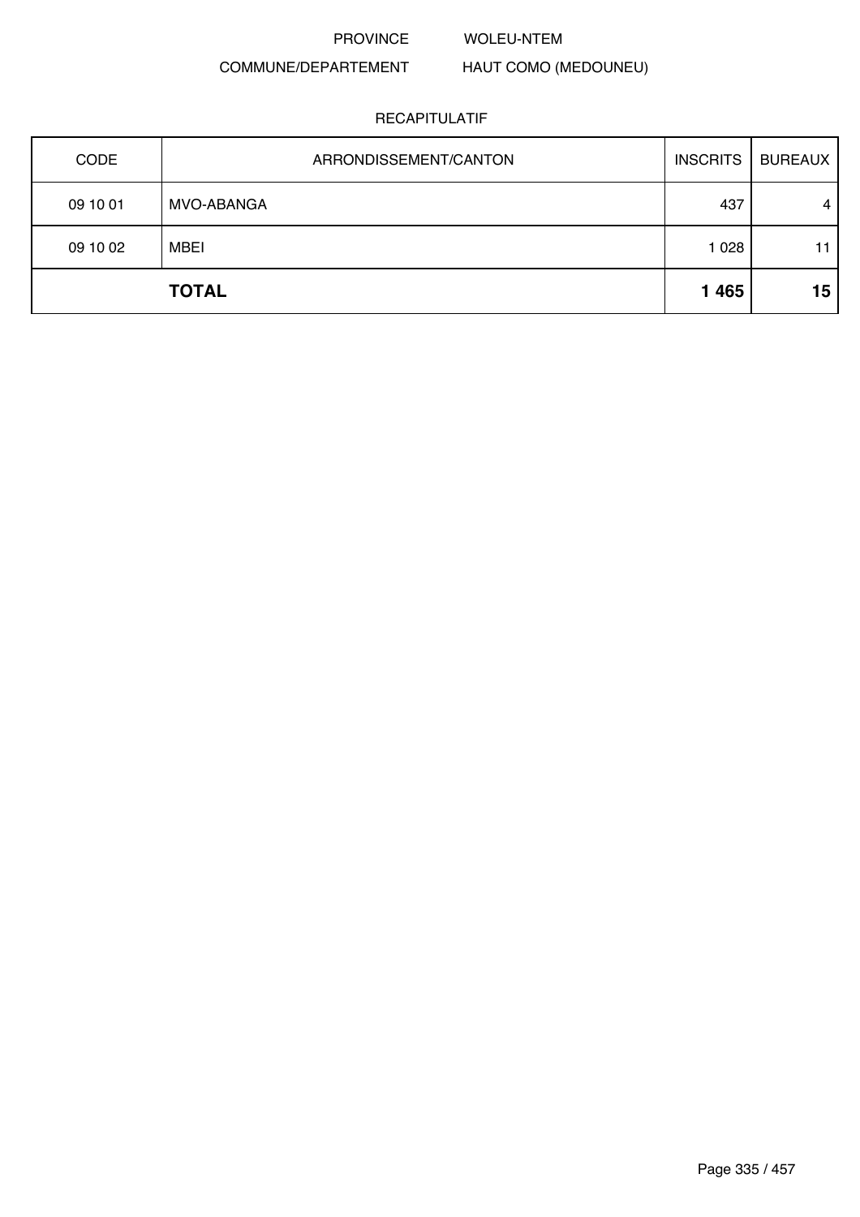PROVINCE WOLEU-NTEM

COMMUNE/DEPARTEMENT HAUT COMO (MEDOUNEU)

RECAPITULATIF

| CODE | ARRONDISSEMENT/CANTON | INSCRITS | BUREAUX |
|---|---|---|---|
| 09 10 01 | MVO-ABANGA | 437 | 4 |
| 09 10 02 | MBEI | 1 028 | 11 |
| | **TOTAL** | **1 465** | **15** |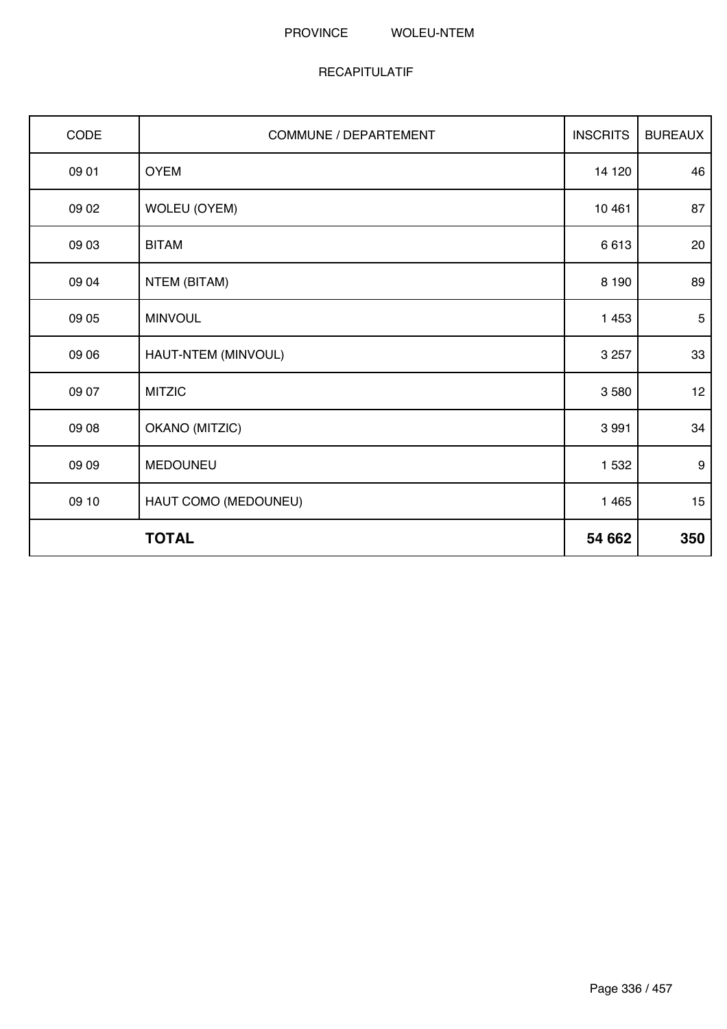PROVINCE WOLEU-NTEM

RECAPITULATIF

| CODE | COMMUNE / DEPARTEMENT | INSCRITS | BUREAUX |
|---|---|---|---|
| 09 01 | OYEM | 14 120 | 46 |
| 09 02 | WOLEU (OYEM) | 10 461 | 87 |
| 09 03 | BITAM | 6 613 | 20 |
| 09 04 | NTEM (BITAM) | 8 190 | 89 |
| 09 05 | MINVOUL | 1 453 | 5 |
| 09 06 | HAUT-NTEM (MINVOUL) | 3 257 | 33 |
| 09 07 | MITZIC | 3 580 | 12 |
| 09 08 | OKANO (MITZIC) | 3 991 | 34 |
| 09 09 | MEDOUNEU | 1 532 | 9 |
| 09 10 | HAUT COMO (MEDOUNEU) | 1 465 | 15 |
| | **TOTAL** | **54 662** | **350** |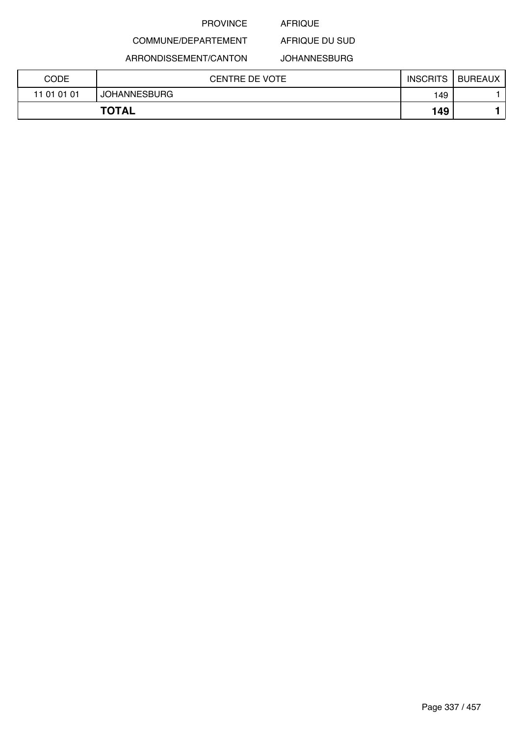PROVINCE AFRIQUE

COMMUNE/DEPARTEMENT AFRIQUE DU SUD

ARRONDISSEMENT/CANTON JOHANNESBURG

| CODE | CENTRE DE VOTE | INSCRITS | BUREAUX |
|---|---|---|---|
| 11 01 01 01 | JOHANNESBURG | 149 | 1 |
| **TOTAL** | | **149** | **1** |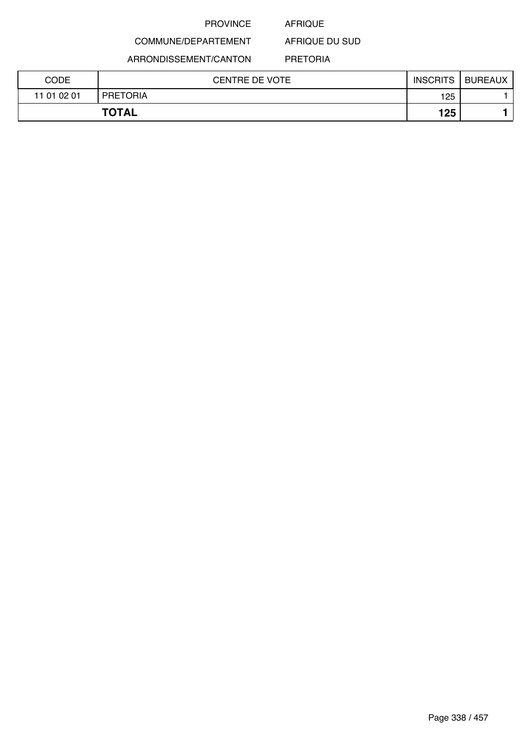PROVINCE AFRIQUE

COMMUNE/DEPARTEMENT AFRIQUE DU SUD

ARRONDISSEMENT/CANTON PRETORIA

| CODE | CENTRE DE VOTE | INSCRITS | BUREAUX |
|---|---|---|---|
| 11 01 02 01 | PRETORIA | 125 | 1 |
| **TOTAL** | | **125** | **1** |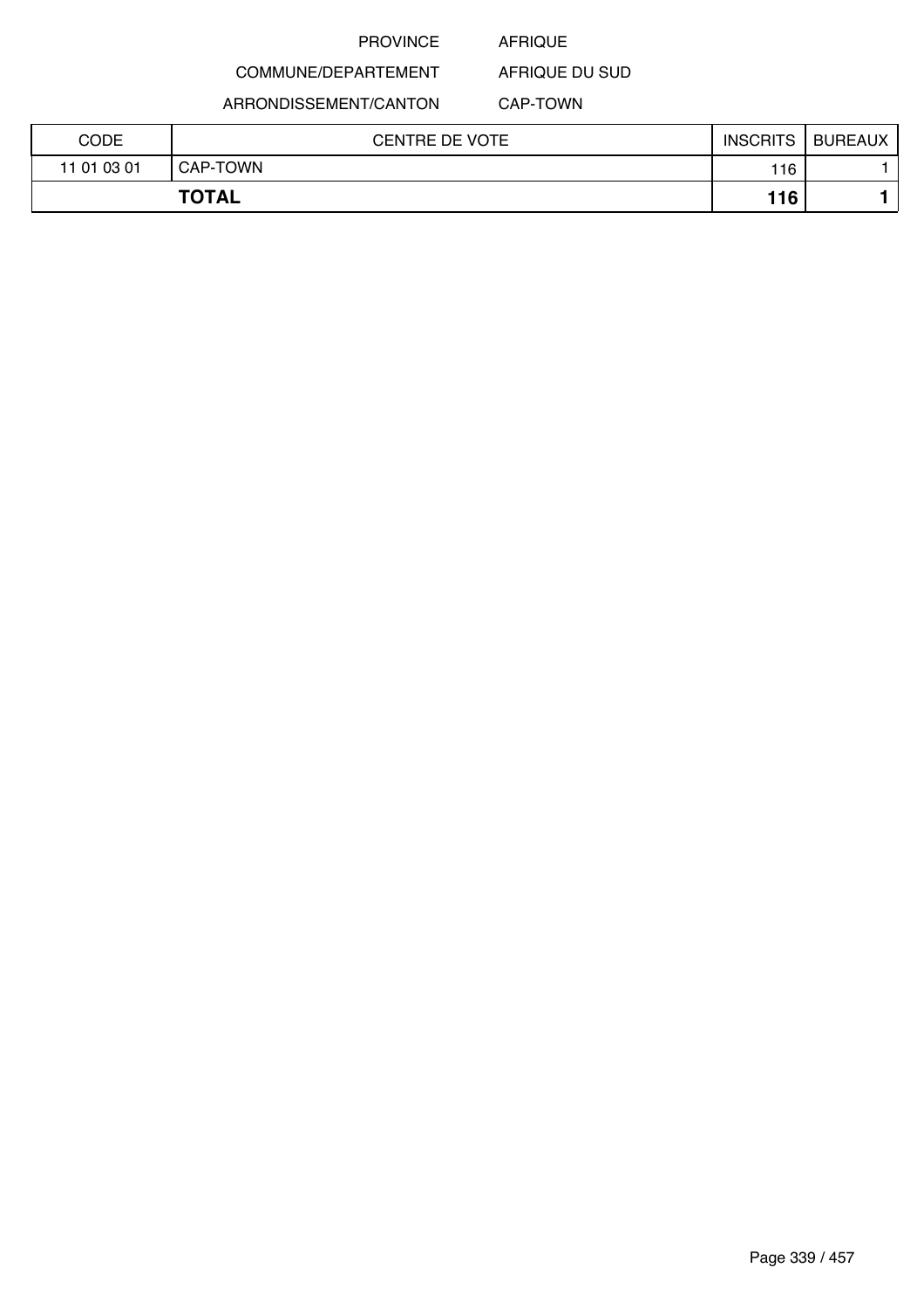PROVINCE AFRIQUE

COMMUNE/DEPARTEMENT AFRIQUE DU SUD

ARRONDISSEMENT/CANTON CAP-TOWN

| CODE | CENTRE DE VOTE | INSCRITS | BUREAUX |
|---|---|---|---|
| 11 01 03 01 | CAP-TOWN | 116 | 1 |
| **TOTAL** | | **116** | **1** |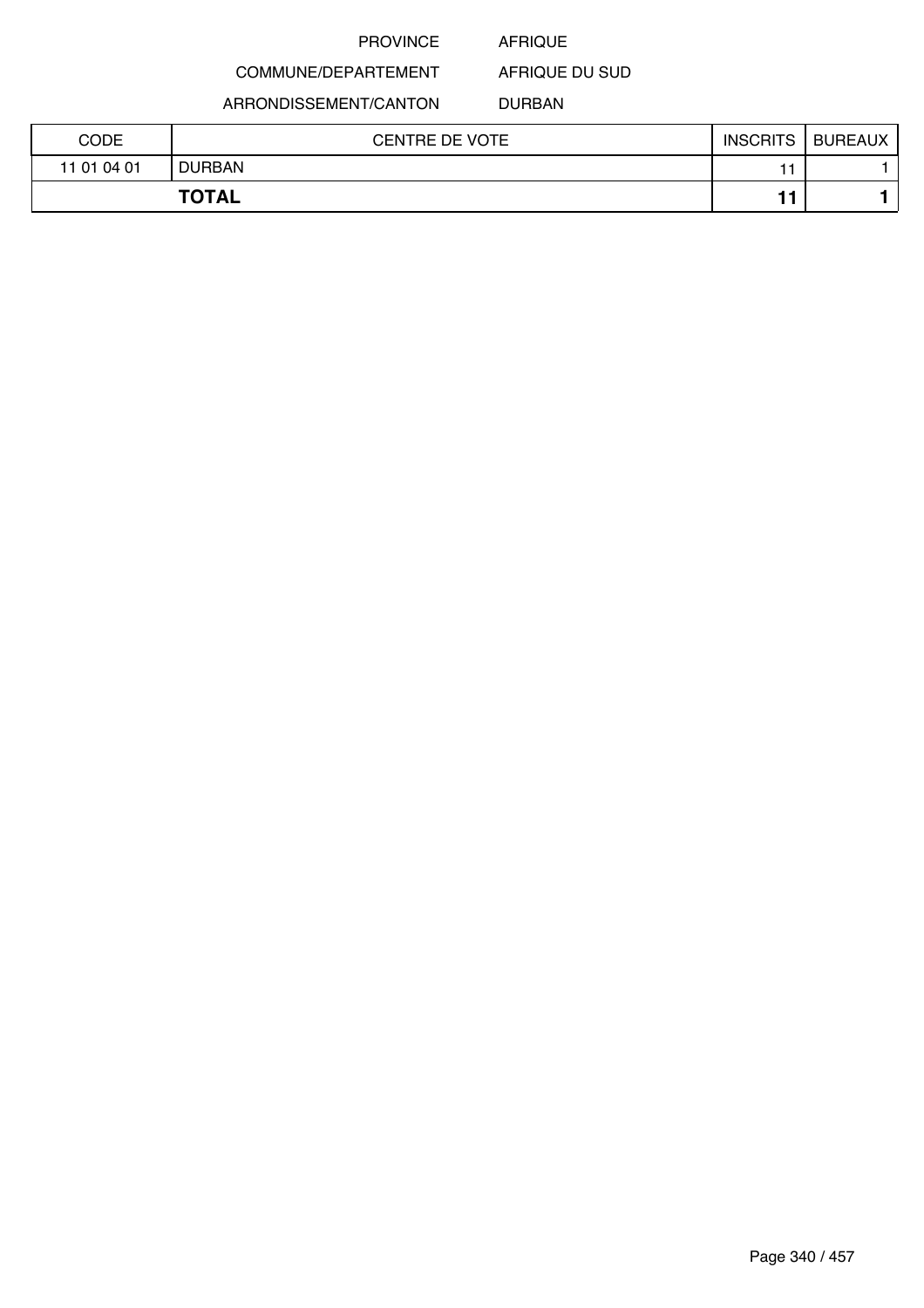PROVINCE AFRIQUE

COMMUNE/DEPARTEMENT AFRIQUE DU SUD

ARRONDISSEMENT/CANTON DURBAN

| CODE | CENTRE DE VOTE | INSCRITS | BUREAUX |
|---|---|---|---|
| 11 01 04 01 | DURBAN | 11 | 1 |
| **TOTAL** | | **11** | **1** |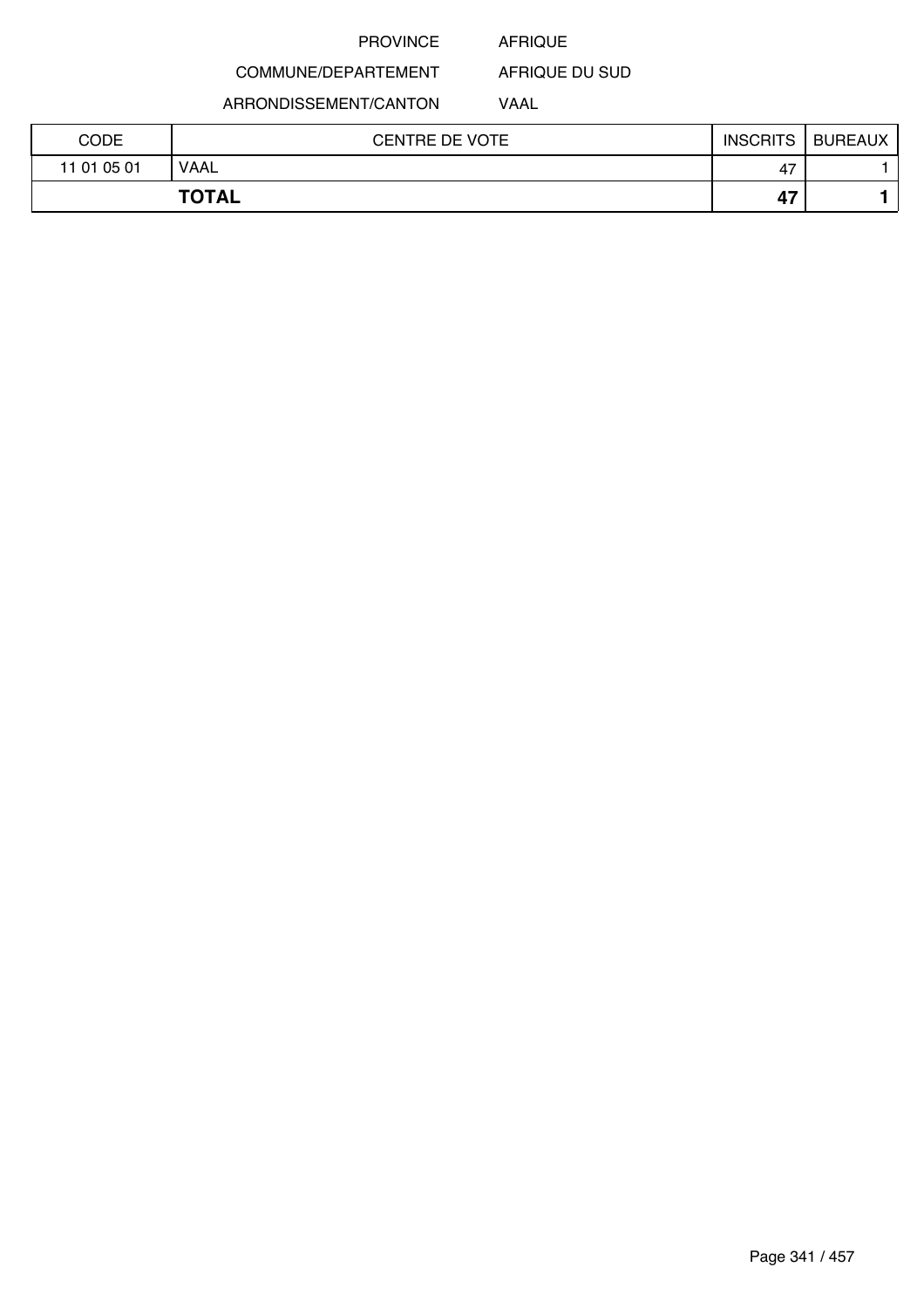PROVINCE AFRIQUE

COMMUNE/DEPARTEMENT AFRIQUE DU SUD

ARRONDISSEMENT/CANTON VAAL

| CODE | CENTRE DE VOTE | INSCRITS | BUREAUX |
|---|---|---|---|
| 11 01 05 01 | VAAL | 47 | 1 |
| **TOTAL** | | **47** | **1** |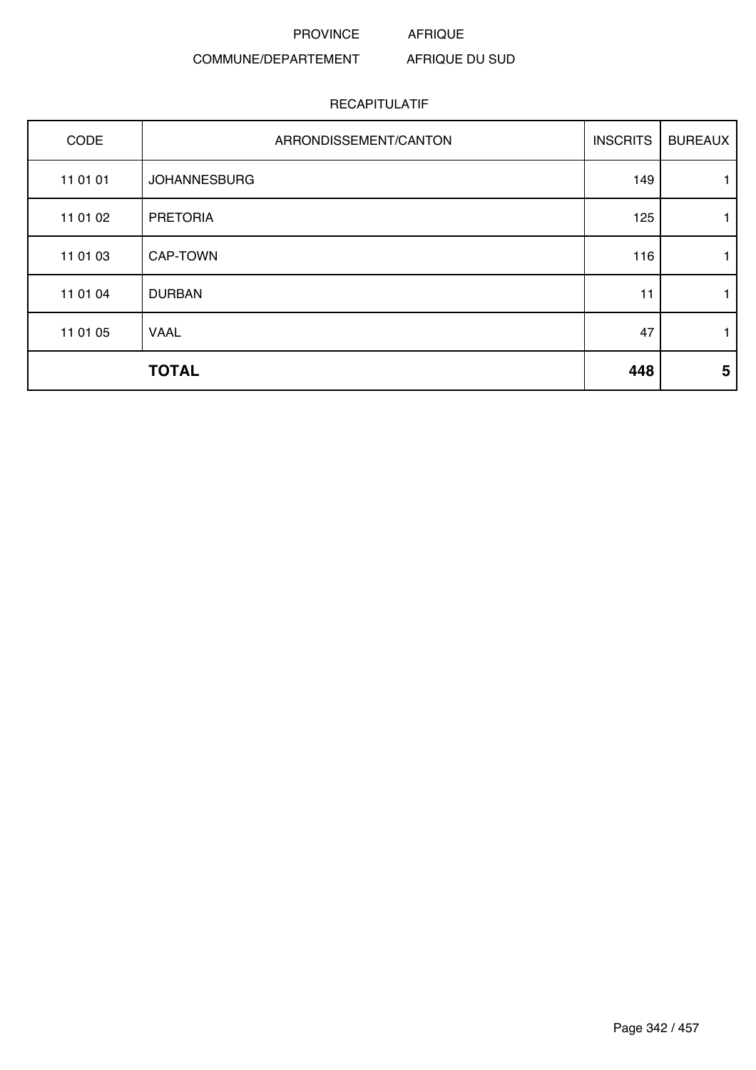PROVINCE AFRIQUE

COMMUNE/DEPARTEMENT AFRIQUE DU SUD

RECAPITULATIF

| CODE | ARRONDISSEMENT/CANTON | INSCRITS | BUREAUX |
|---|---|---|---|
| 11 01 01 | JOHANNESBURG | 149 | 1 |
| 11 01 02 | PRETORIA | 125 | 1 |
| 11 01 03 | CAP-TOWN | 116 | 1 |
| 11 01 04 | DURBAN | 11 | 1 |
| 11 01 05 | VAAL | 47 | 1 |
| | **TOTAL** | **448** | **5** |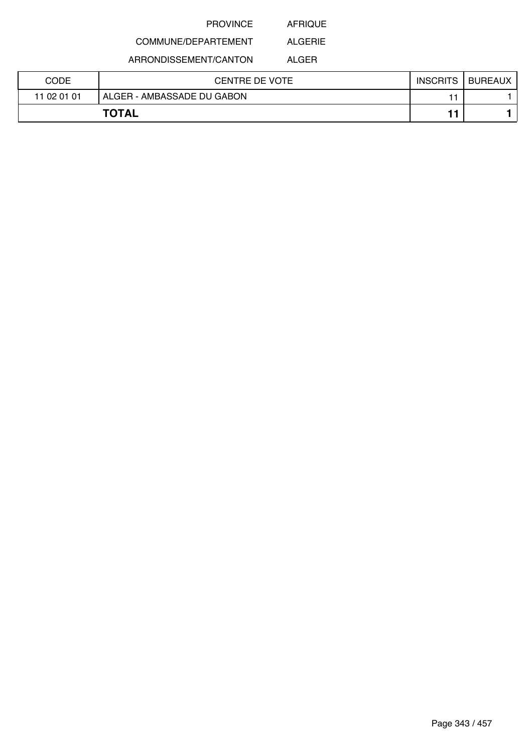PROVINCE AFRIQUE

COMMUNE/DEPARTEMENT ALGERIE

ARRONDISSEMENT/CANTON ALGER

| CODE | CENTRE DE VOTE | INSCRITS | BUREAUX |
| --- | --- | --- | --- |
| 11 02 01 01 | ALGER - AMBASSADE DU GABON | 11 | 1 |
| **TOTAL** | | **11** | **1** |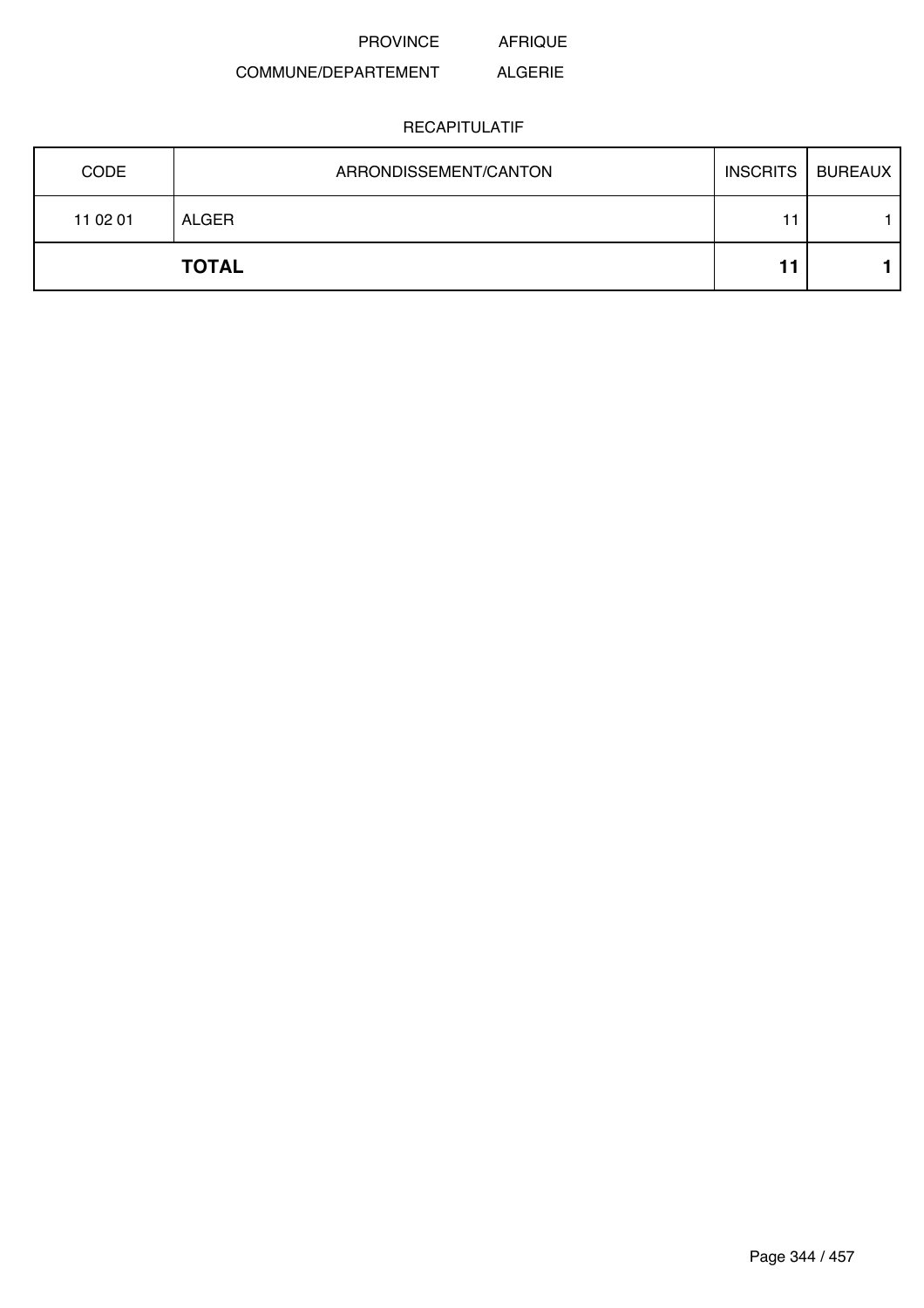PROVINCE AFRIQUE

COMMUNE/DEPARTEMENT ALGERIE

RECAPITULATIF

| CODE | ARRONDISSEMENT/CANTON | INSCRITS | BUREAUX |
|---|---|---|---|
| 11 02 01 | ALGER | 11 | 1 |
| | **TOTAL** | **11** | **1** |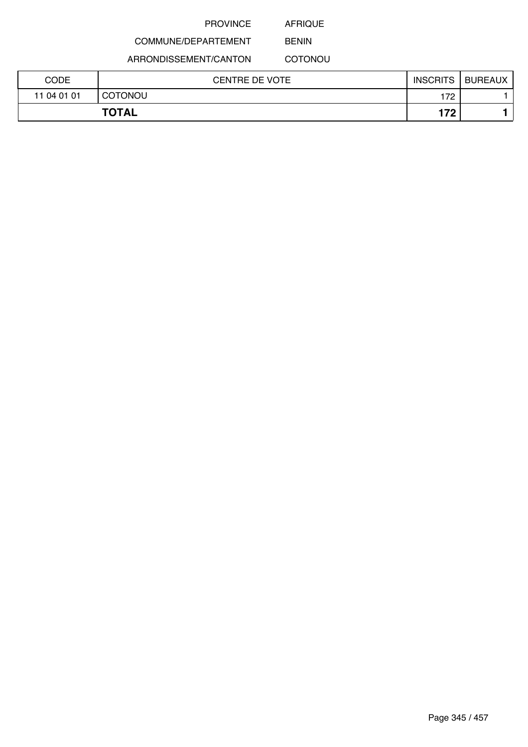PROVINCE AFRIQUE

COMMUNE/DEPARTEMENT BENIN

ARRONDISSEMENT/CANTON COTONOU

| CODE | CENTRE DE VOTE | INSCRITS | BUREAUX |
| --- | --- | --- | --- |
| 11 04 01 01 | COTONOU | 172 | 1 |
| **TOTAL** | | **172** | **1** |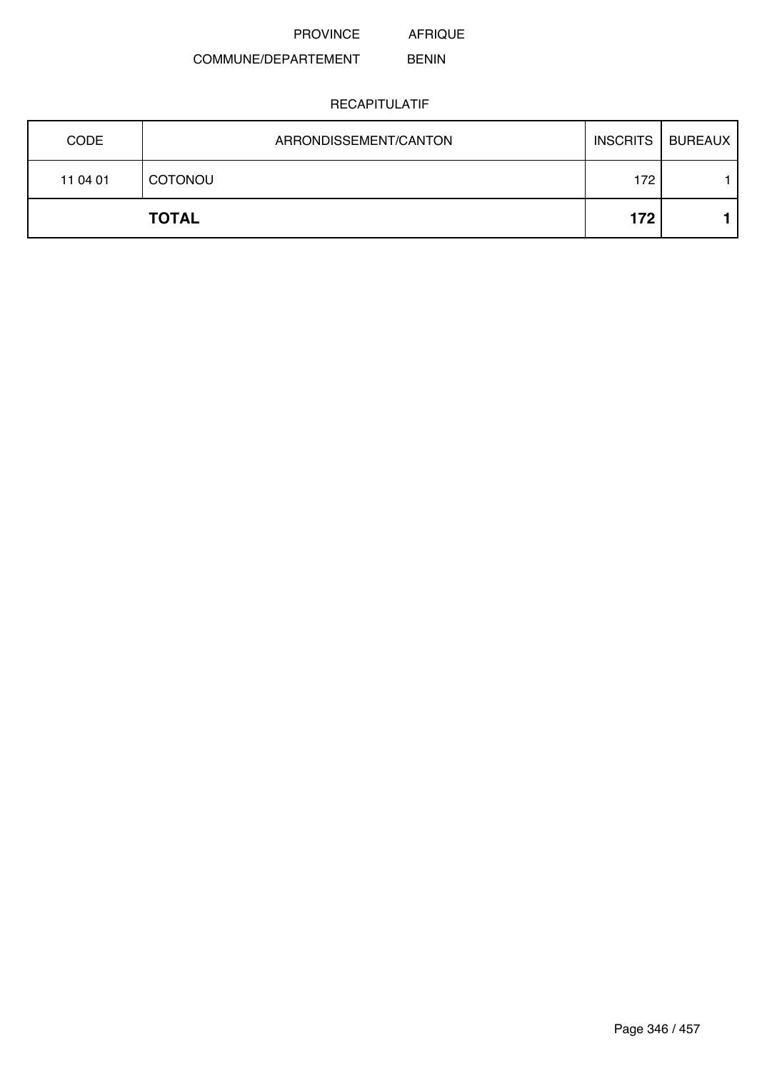PROVINCE AFRIQUE

COMMUNE/DEPARTEMENT BENIN

RECAPITULATIF

| CODE | ARRONDISSEMENT/CANTON | INSCRITS | BUREAUX |
|---|---|---|---|
| 11 04 01 | COTONOU | 172 | 1 |
| | **TOTAL** | **172** | **1** |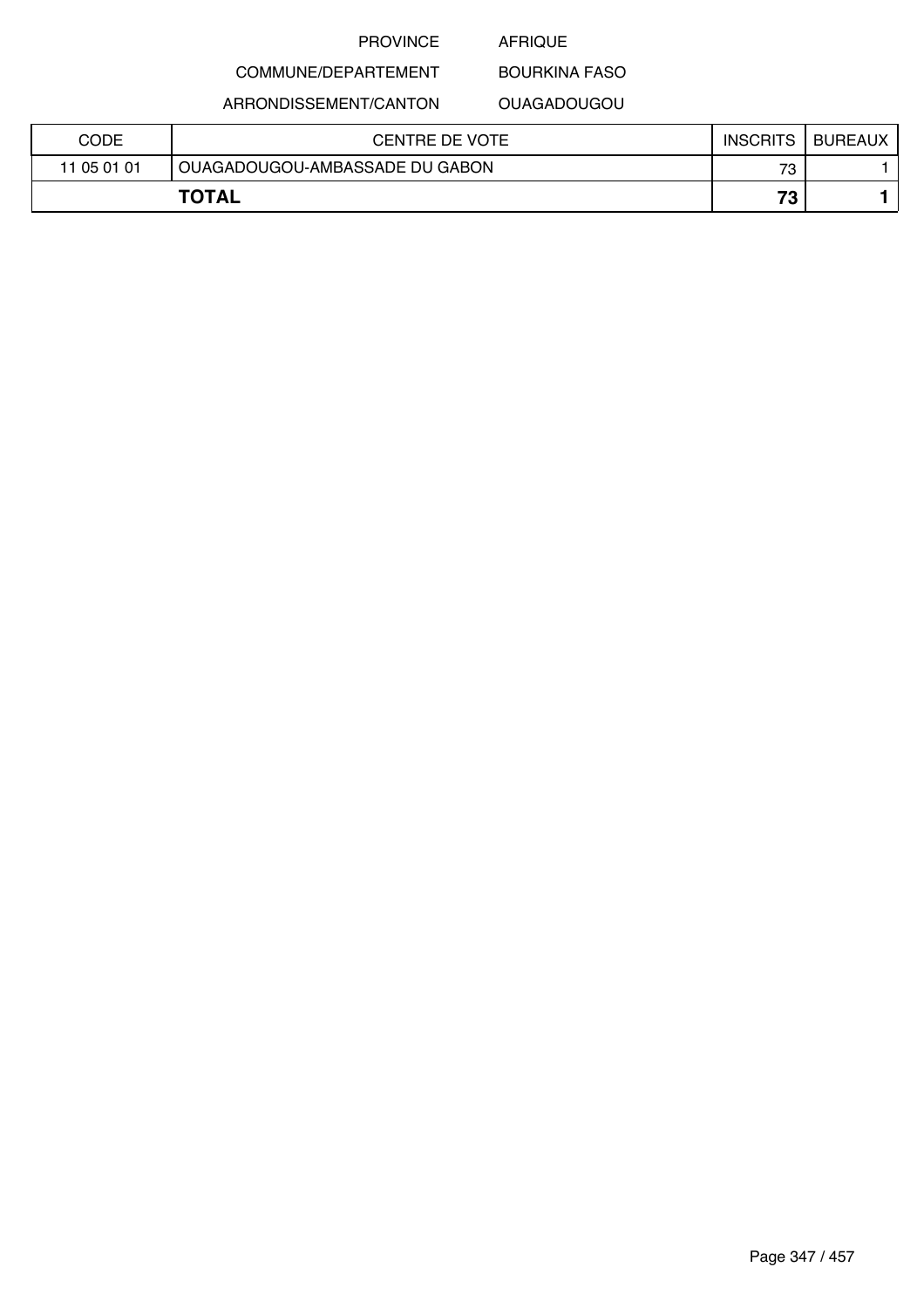PROVINCE AFRIQUE

COMMUNE/DEPARTEMENT BOURKINA FASO

ARRONDISSEMENT/CANTON OUAGADOUGOU

| CODE | CENTRE DE VOTE | INSCRITS | BUREAUX |
|---|---|---|---|
| 11 05 01 01 | OUAGADOUGOU-AMBASSADE DU GABON | 73 | 1 |
| **TOTAL** | | **73** | **1** |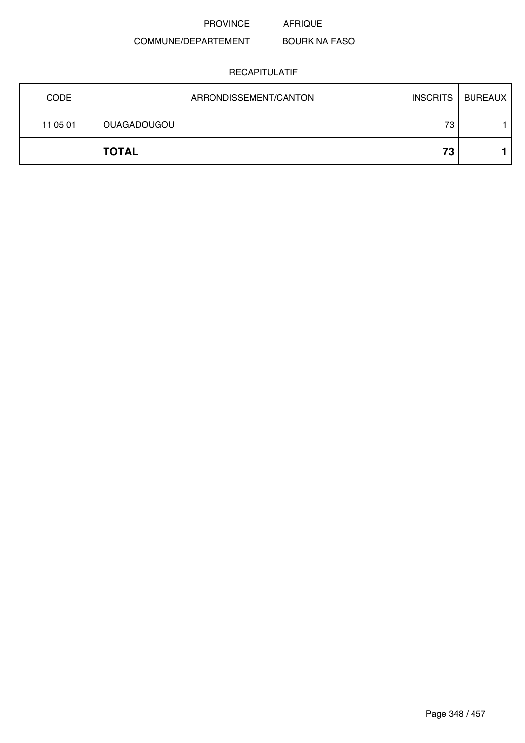PROVINCE AFRIQUE

COMMUNE/DEPARTEMENT BOURKINA FASO

RECAPITULATIF

| CODE | ARRONDISSEMENT/CANTON | INSCRITS | BUREAUX |
|---|---|---|---|
| 11 05 01 | OUAGADOUGOU | 73 | 1 |
| | **TOTAL** | **73** | **1** |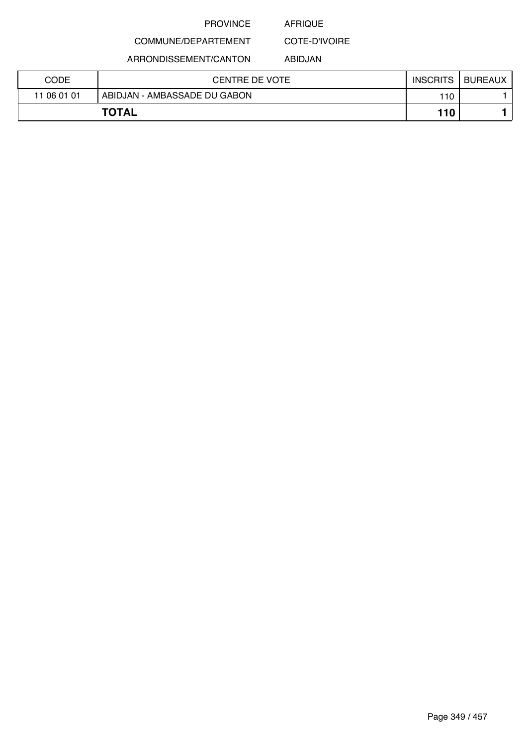PROVINCE AFRIQUE

COMMUNE/DEPARTEMENT COTE-D'IVOIRE

ARRONDISSEMENT/CANTON ABIDJAN

| CODE | CENTRE DE VOTE | INSCRITS | BUREAUX |
|---|---|---|---|
| 11 06 01 01 | ABIDJAN - AMBASSADE DU GABON | 110 | 1 |
| **TOTAL** | | **110** | **1** |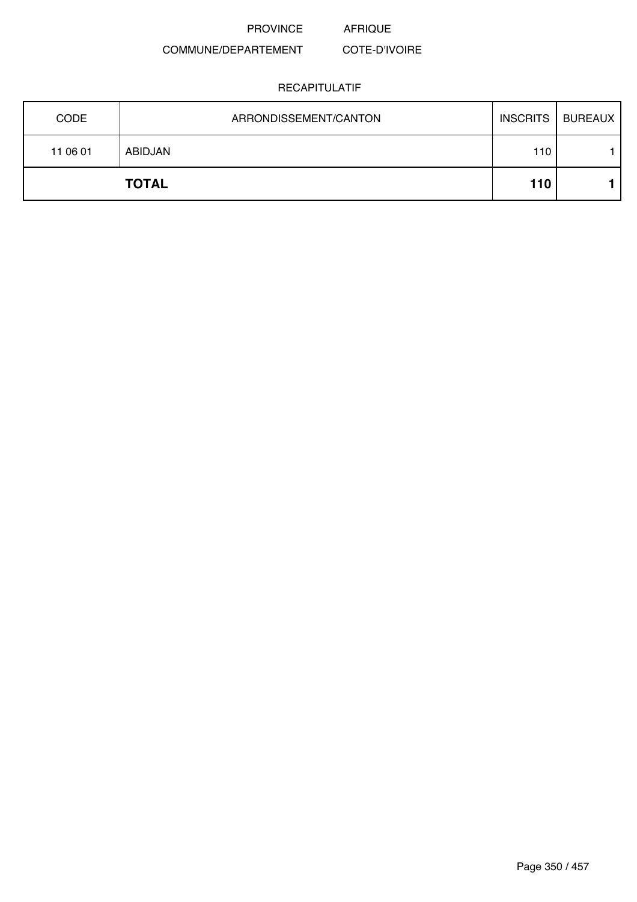PROVINCE AFRIQUE

COMMUNE/DEPARTEMENT COTE-D'IVOIRE

RECAPITULATIF

| CODE | ARRONDISSEMENT/CANTON | INSCRITS | BUREAUX |
|---|---|---|---|
| 11 06 01 | ABIDJAN | 110 | 1 |
| | **TOTAL** | **110** | **1** |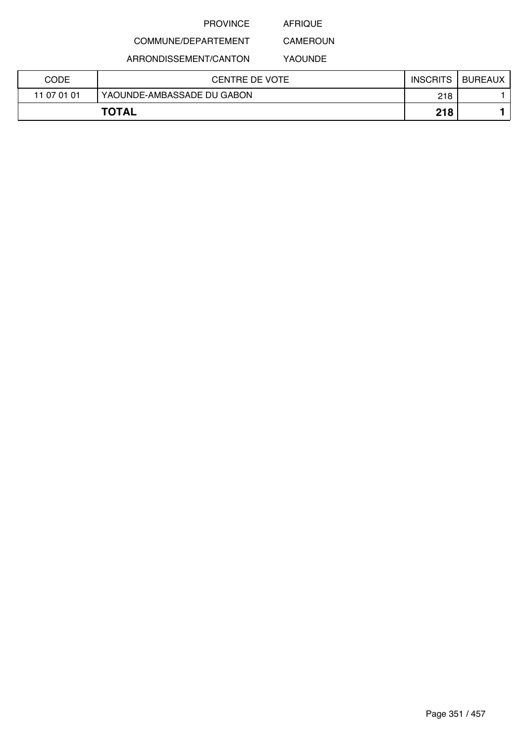PROVINCE AFRIQUE

COMMUNE/DEPARTEMENT CAMEROUN

ARRONDISSEMENT/CANTON YAOUNDE

| CODE | CENTRE DE VOTE | INSCRITS | BUREAUX |
|---|---|---|---|
| 11 07 01 01 | YAOUNDE-AMBASSADE DU GABON | 218 | 1 |
| **TOTAL** | | **218** | **1** |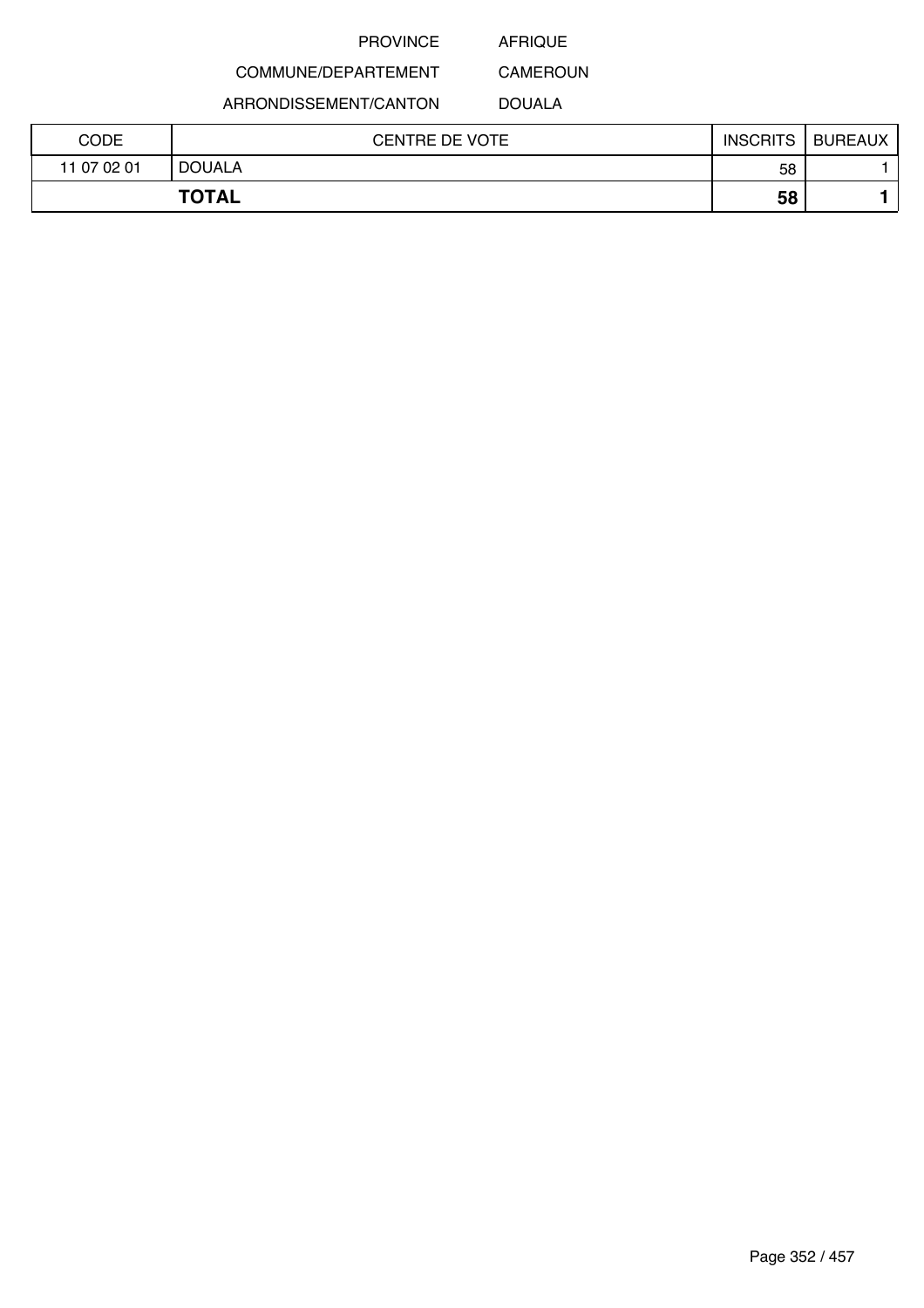PROVINCE AFRIQUE

COMMUNE/DEPARTEMENT CAMEROUN

ARRONDISSEMENT/CANTON DOUALA

| CODE | CENTRE DE VOTE | INSCRITS | BUREAUX |
|---|---|---|---|
| 11 07 02 01 | DOUALA | 58 | 1 |
| **TOTAL** | | **58** | **1** |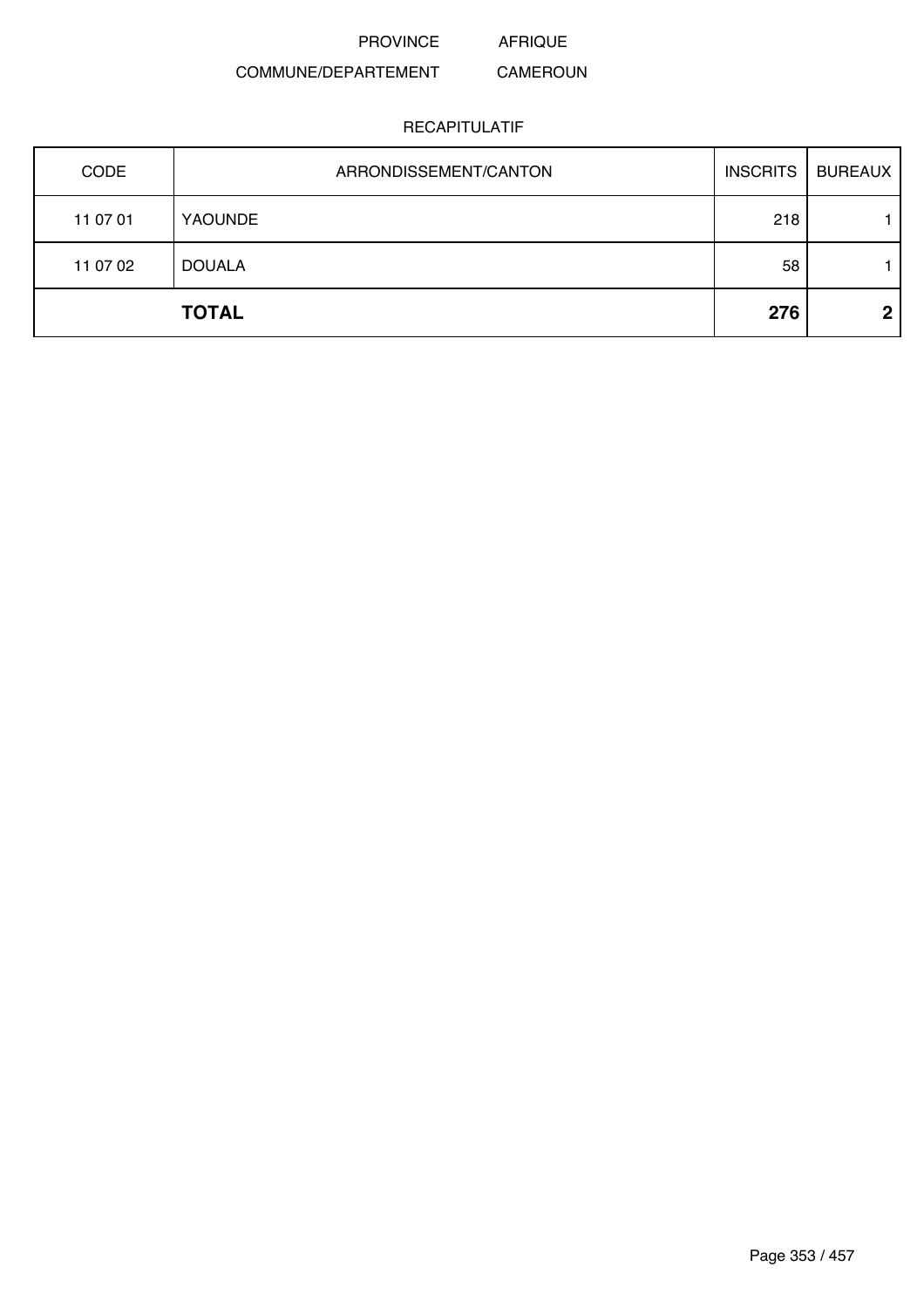PROVINCE AFRIQUE

COMMUNE/DEPARTEMENT CAMEROUN

RECAPITULATIF

| CODE | ARRONDISSEMENT/CANTON | INSCRITS | BUREAUX |
|---|---|---|---|
| 11 07 01 | YAOUNDE | 218 | 1 |
| 11 07 02 | DOUALA | 58 | 1 |
| | **TOTAL** | **276** | **2** |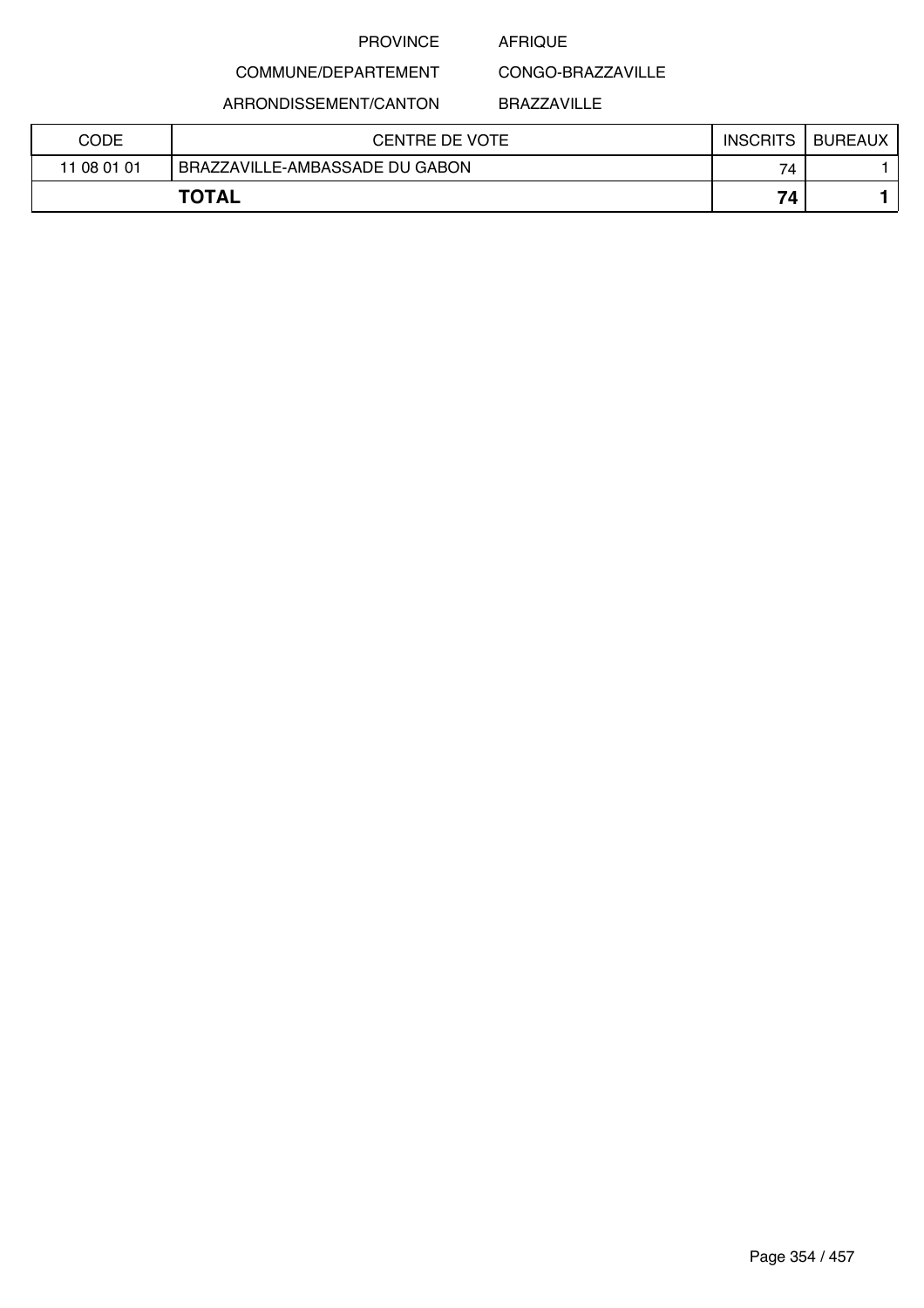PROVINCE AFRIQUE

COMMUNE/DEPARTEMENT CONGO-BRAZZAVILLE

ARRONDISSEMENT/CANTON BRAZZAVILLE

| CODE | CENTRE DE VOTE | INSCRITS | BUREAUX |
|---|---|---|---|
| 11 08 01 01 | BRAZZAVILLE-AMBASSADE DU GABON | 74 | 1 |
| **TOTAL** | | **74** | **1** |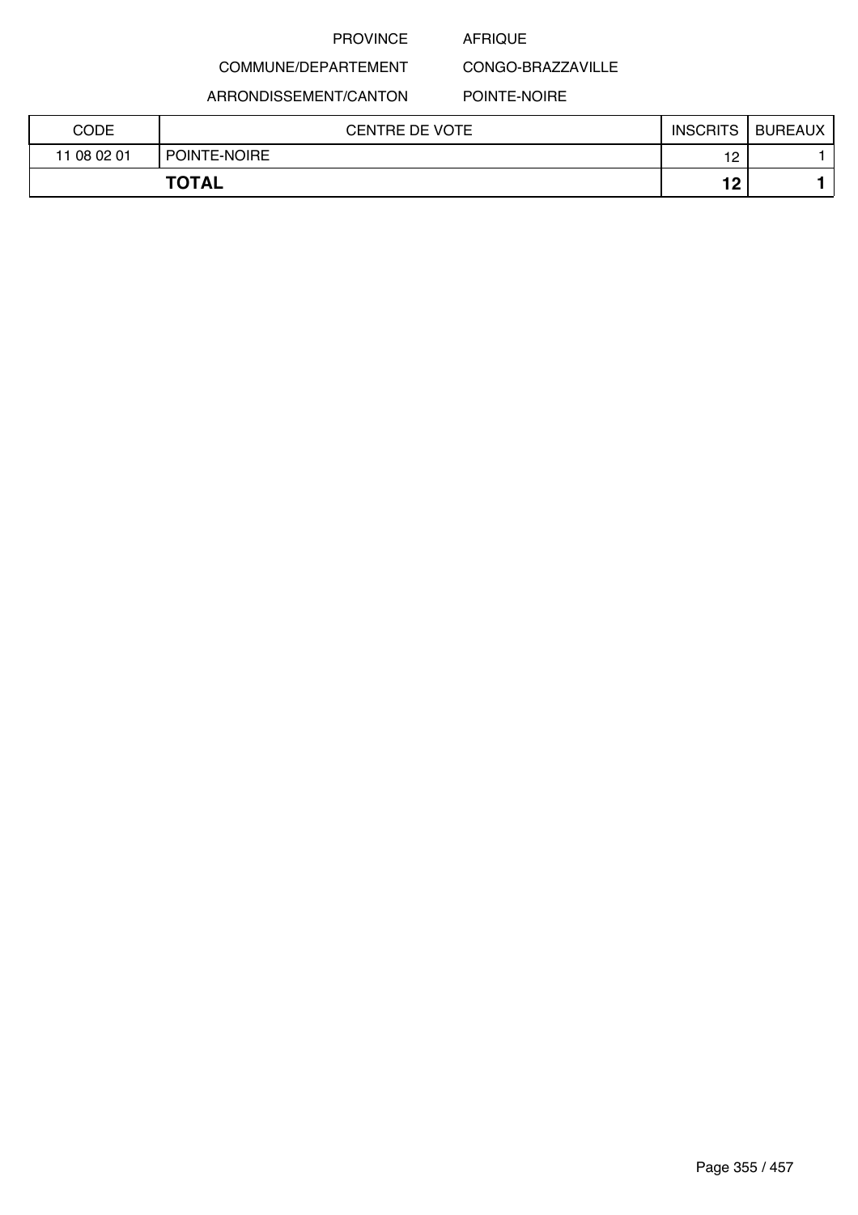PROVINCE AFRIQUE

COMMUNE/DEPARTEMENT CONGO-BRAZZAVILLE

ARRONDISSEMENT/CANTON POINTE-NOIRE

| CODE | CENTRE DE VOTE | INSCRITS | BUREAUX |
|---|---|---|---|
| 11 08 02 01 | POINTE-NOIRE | 12 | 1 |
| **TOTAL** | | **12** | **1** |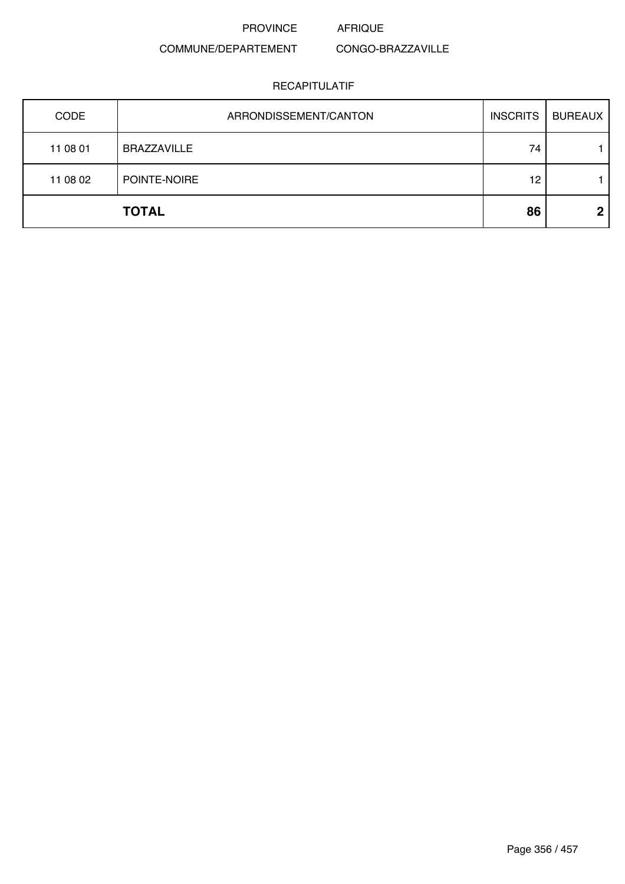PROVINCE AFRIQUE

COMMUNE/DEPARTEMENT CONGO-BRAZZAVILLE

RECAPITULATIF

| CODE | ARRONDISSEMENT/CANTON | INSCRITS | BUREAUX |
|---|---|---|---|
| 11 08 01 | BRAZZAVILLE | 74 | 1 |
| 11 08 02 | POINTE-NOIRE | 12 | 1 |
| | **TOTAL** | **86** | **2** |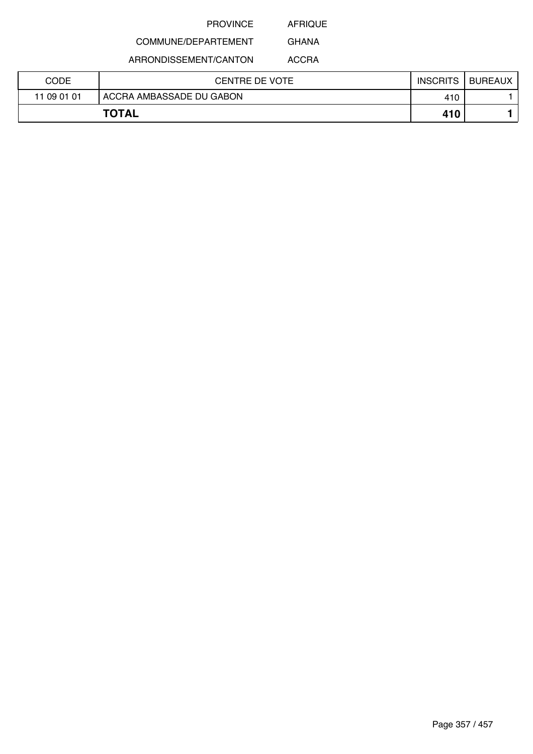PROVINCE AFRIQUE

COMMUNE/DEPARTEMENT GHANA

ARRONDISSEMENT/CANTON ACCRA

| CODE | CENTRE DE VOTE | INSCRITS | BUREAUX |
| --- | --- | --- | --- |
| 11 09 01 01 | ACCRA AMBASSADE DU GABON | 410 | 1 |
| **TOTAL** | | **410** | **1** |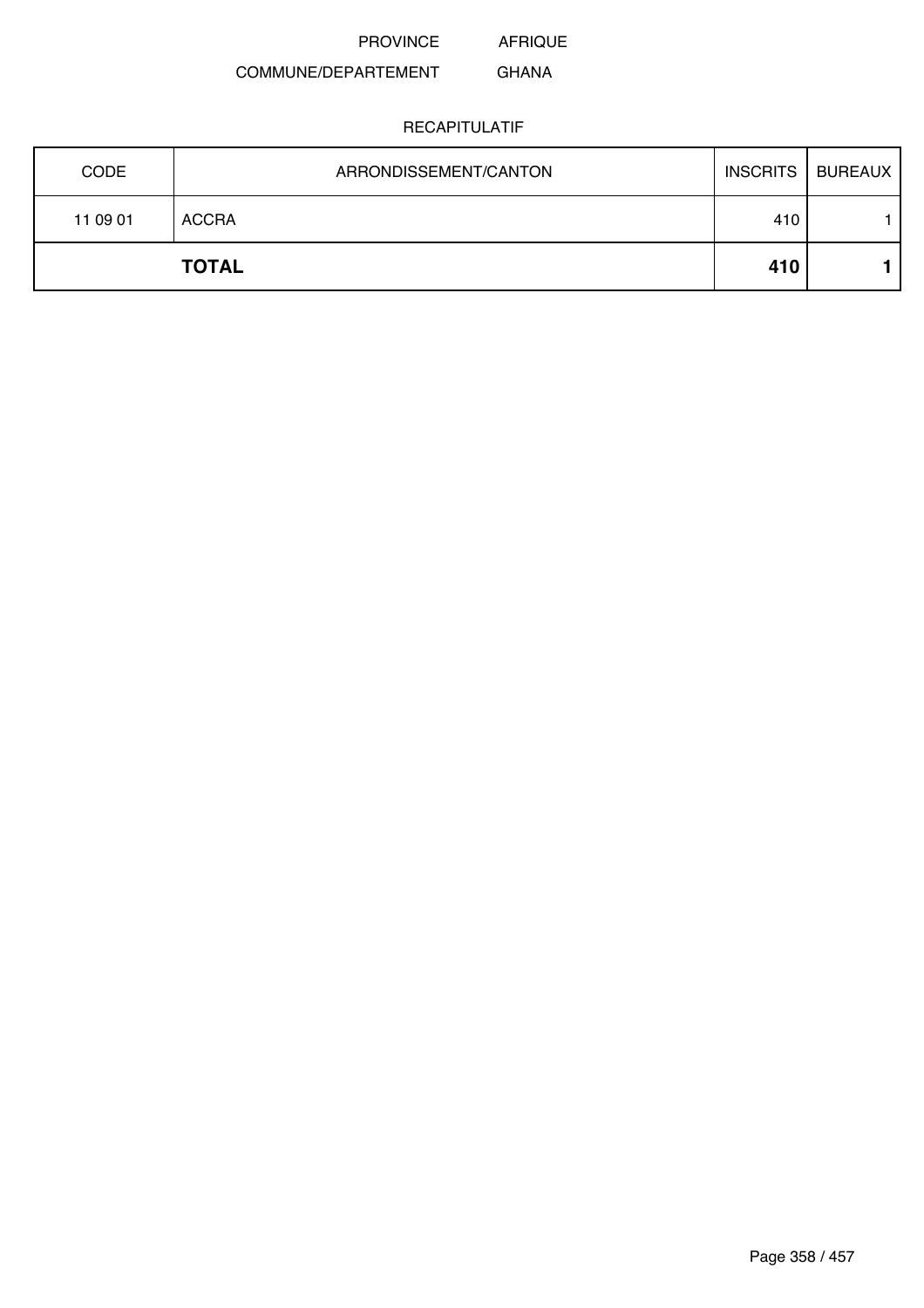PROVINCE AFRIQUE

COMMUNE/DEPARTEMENT GHANA

RECAPITULATIF

| CODE | ARRONDISSEMENT/CANTON | INSCRITS | BUREAUX |
|---|---|---|---|
| 11 09 01 | ACCRA | 410 | 1 |
| | **TOTAL** | **410** | **1** |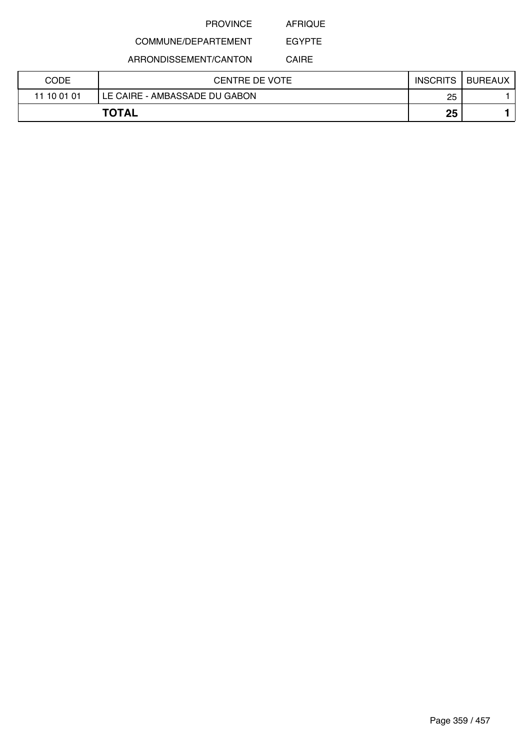PROVINCE AFRIQUE

COMMUNE/DEPARTEMENT EGYPTE

ARRONDISSEMENT/CANTON CAIRE

| CODE | CENTRE DE VOTE | INSCRITS | BUREAUX |
|---|---|---|---|
| 11 10 01 01 | LE CAIRE - AMBASSADE DU GABON | 25 | 1 |
| **TOTAL** | | **25** | **1** |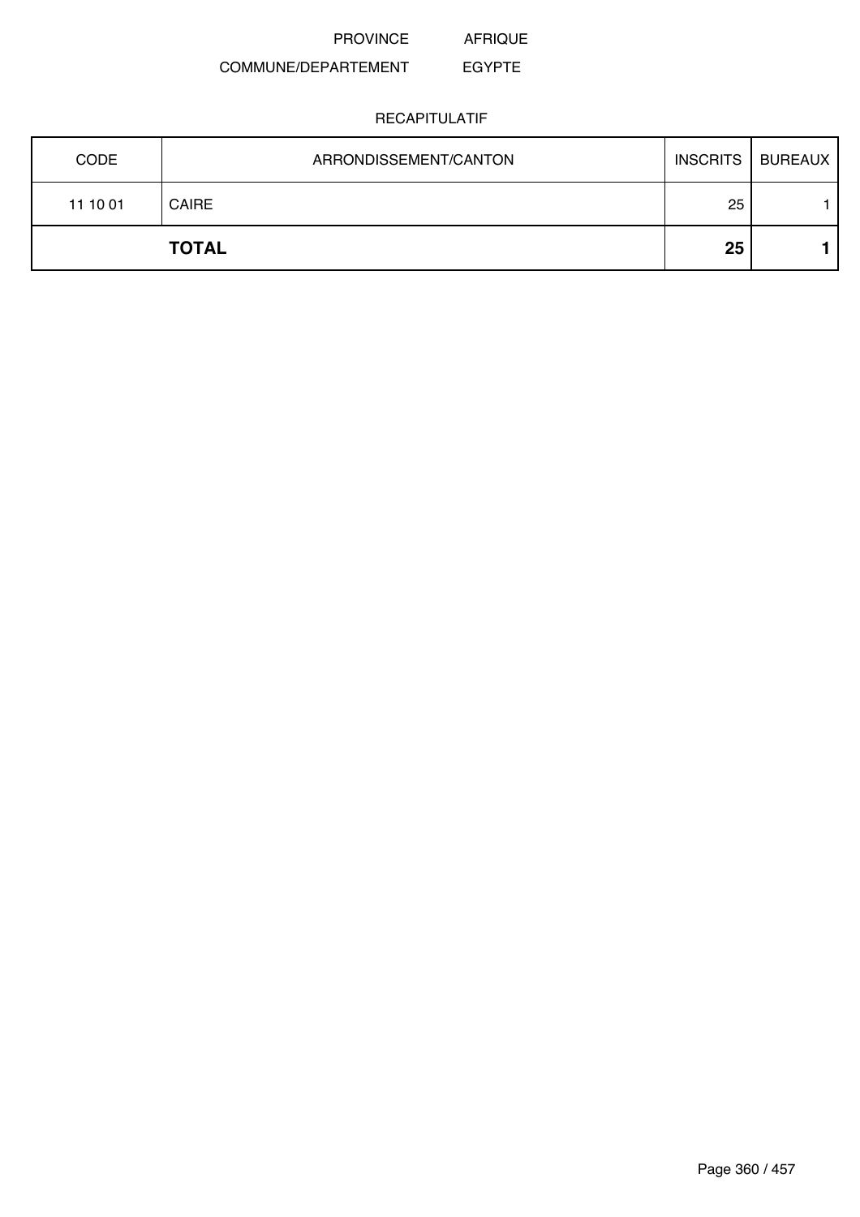PROVINCE AFRIQUE

COMMUNE/DEPARTEMENT EGYPTE

RECAPITULATIF

| CODE | ARRONDISSEMENT/CANTON | INSCRITS | BUREAUX |
|---|---|---|---|
| 11 10 01 | CAIRE | 25 | 1 |
| | **TOTAL** | **25** | **1** |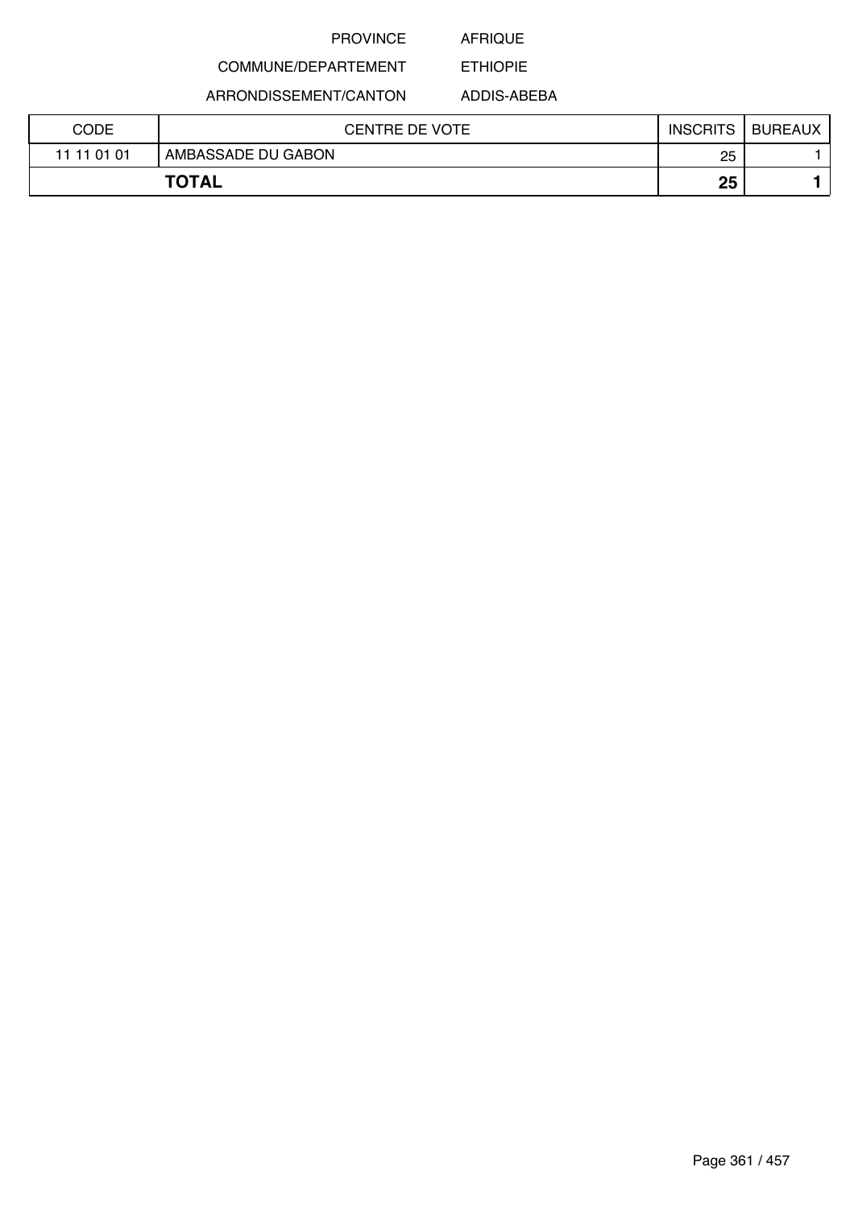PROVINCE AFRIQUE

COMMUNE/DEPARTEMENT ETHIOPIE

ARRONDISSEMENT/CANTON ADDIS-ABEBA

| CODE | CENTRE DE VOTE | INSCRITS | BUREAUX |
|---|---|---|---|
| 11 11 01 01 | AMBASSADE DU GABON | 25 | 1 |
| **TOTAL** | | **25** | **1** |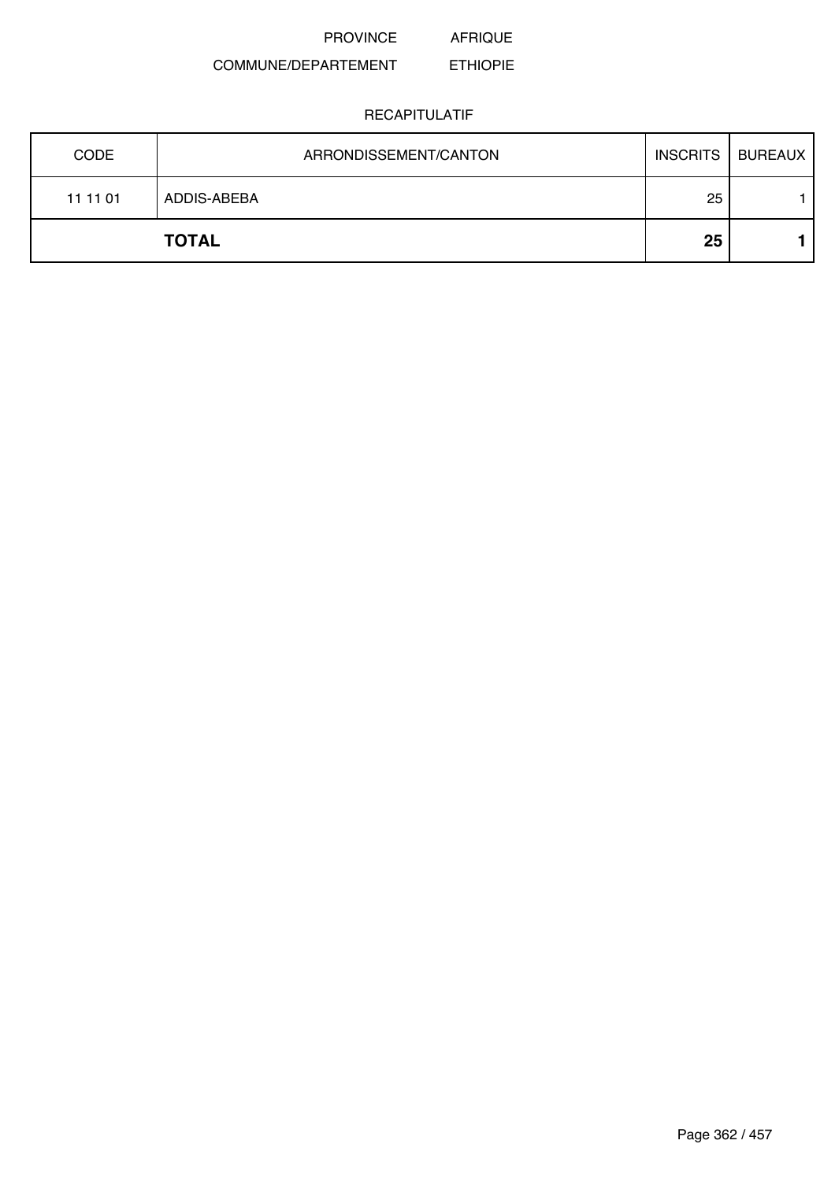PROVINCE AFRIQUE

COMMUNE/DEPARTEMENT ETHIOPIE

RECAPITULATIF

| CODE | ARRONDISSEMENT/CANTON | INSCRITS | BUREAUX |
|---|---|---|---|
| 11 11 01 | ADDIS-ABEBA | 25 | 1 |
| | **TOTAL** | **25** | **1** |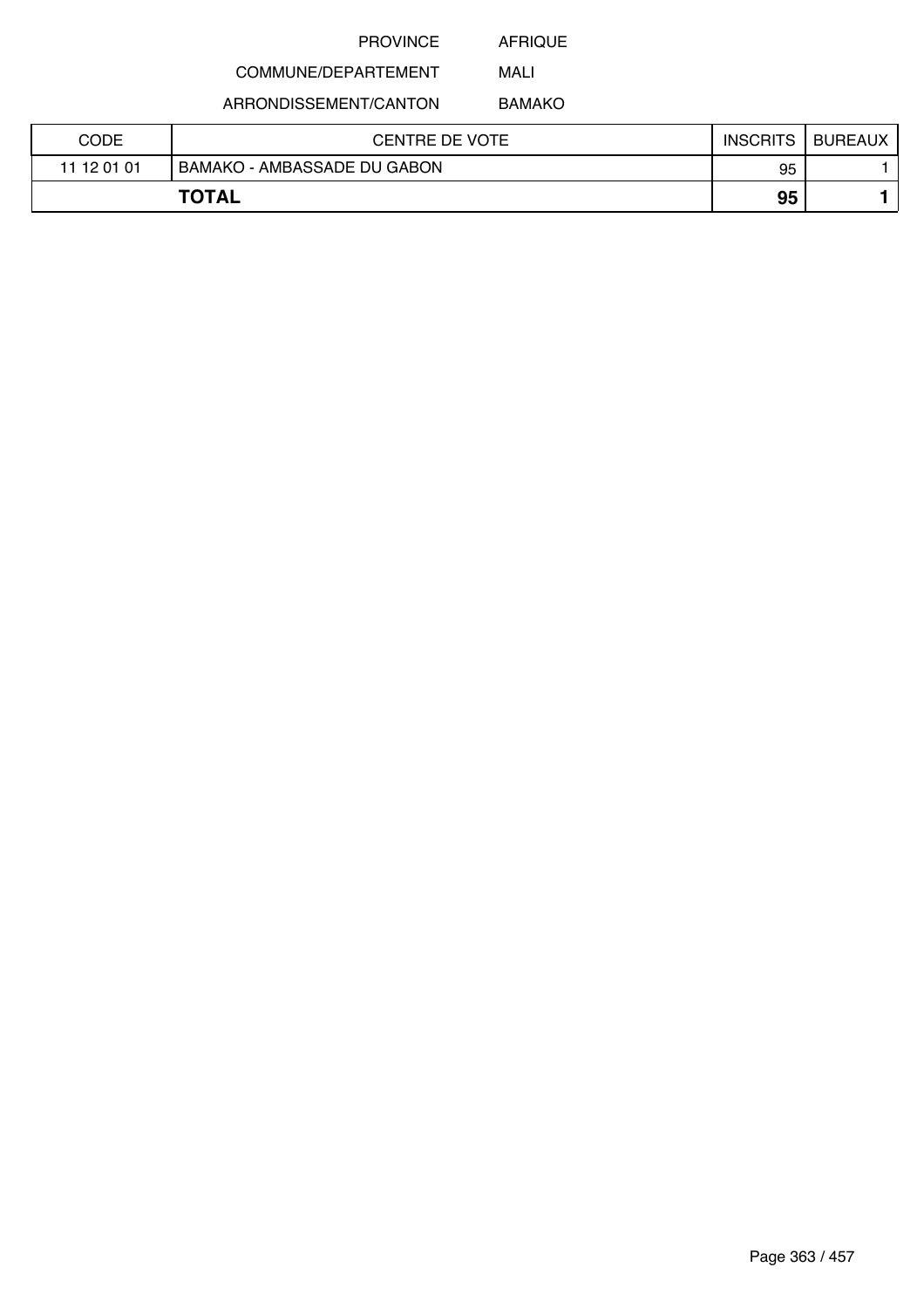PROVINCE AFRIQUE

COMMUNE/DEPARTEMENT MALI

ARRONDISSEMENT/CANTON BAMAKO

| CODE | CENTRE DE VOTE | INSCRITS | BUREAUX |
|---|---|---|---|
| 11 12 01 01 | BAMAKO - AMBASSADE DU GABON | 95 | 1 |
| **TOTAL** | | **95** | **1** |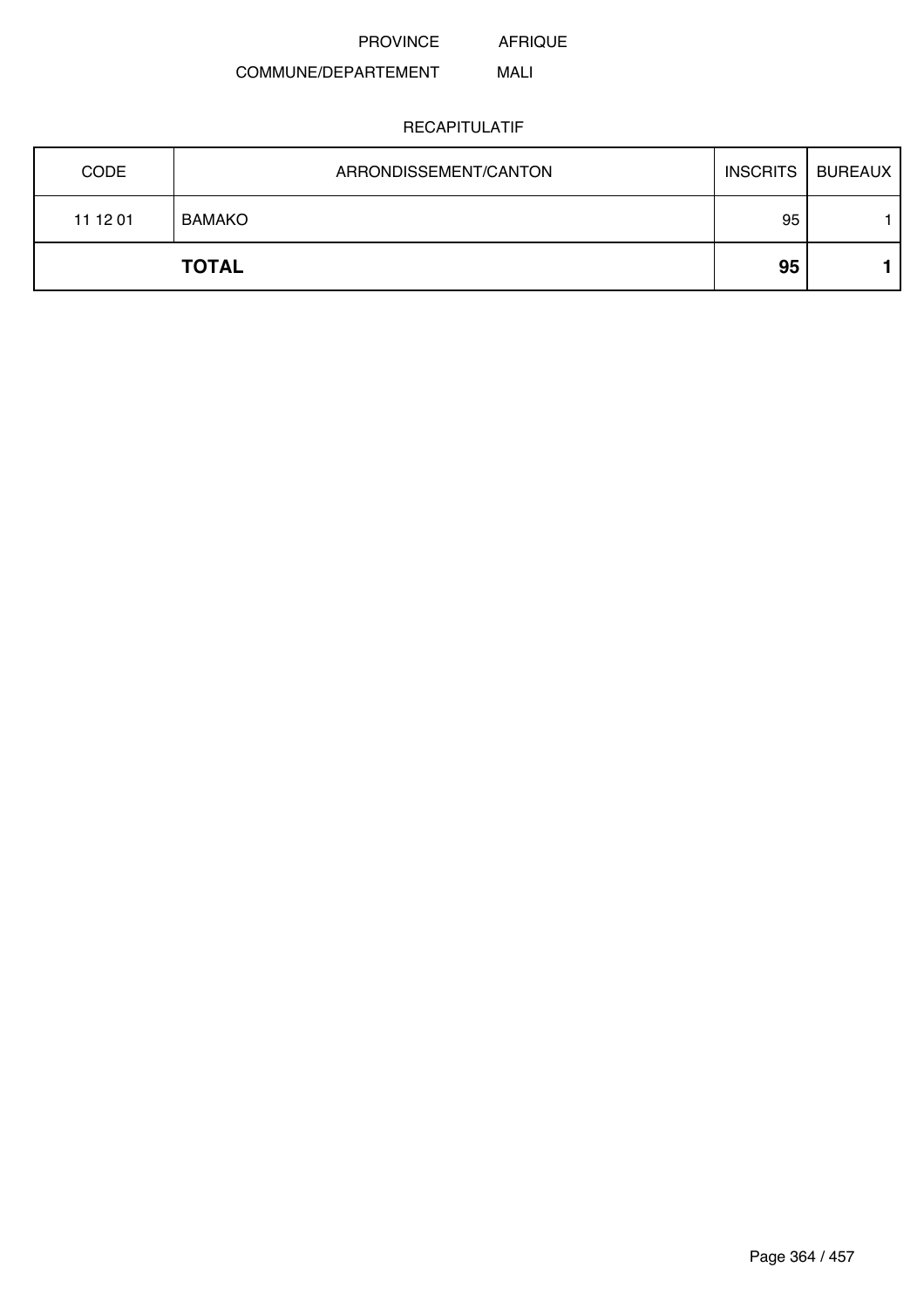PROVINCE AFRIQUE

COMMUNE/DEPARTEMENT MALI

RECAPITULATIF

| CODE | ARRONDISSEMENT/CANTON | INSCRITS | BUREAUX |
|---|---|---|---|
| 11 12 01 | BAMAKO | 95 | 1 |
| | **TOTAL** | **95** | **1** |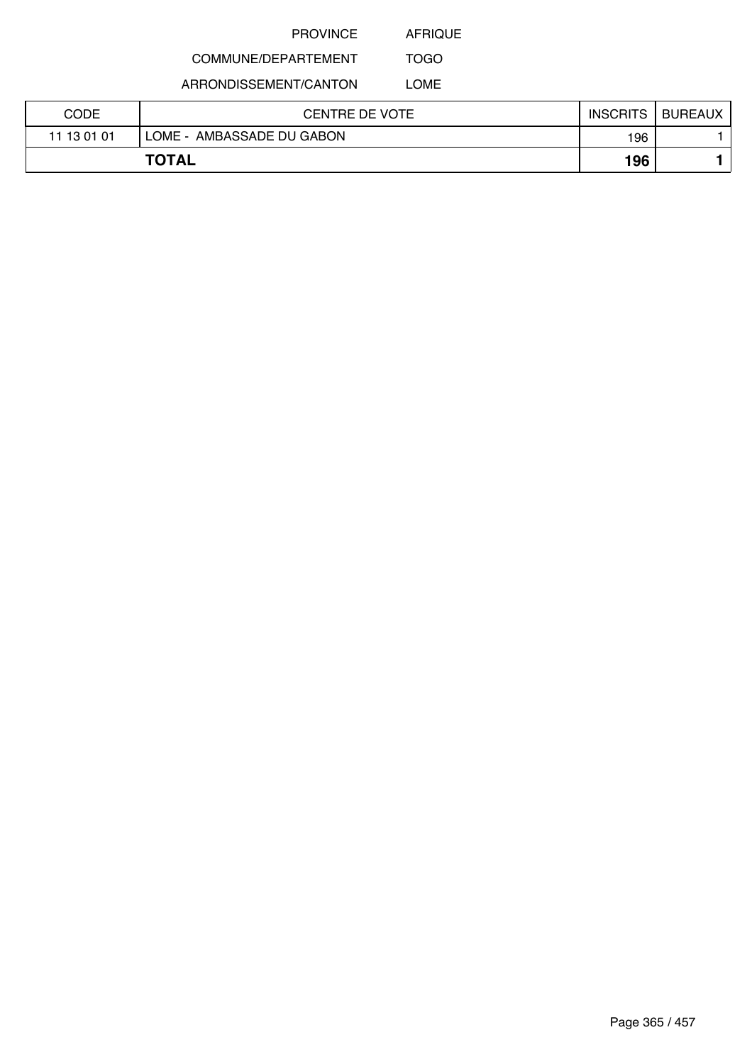PROVINCE AFRIQUE

COMMUNE/DEPARTEMENT TOGO

ARRONDISSEMENT/CANTON LOME

| CODE | CENTRE DE VOTE | INSCRITS | BUREAUX |
|---|---|---|---|
| 11 13 01 01 | LOME - AMBASSADE DU GABON | 196 | 1 |
| **TOTAL** | | **196** | **1** |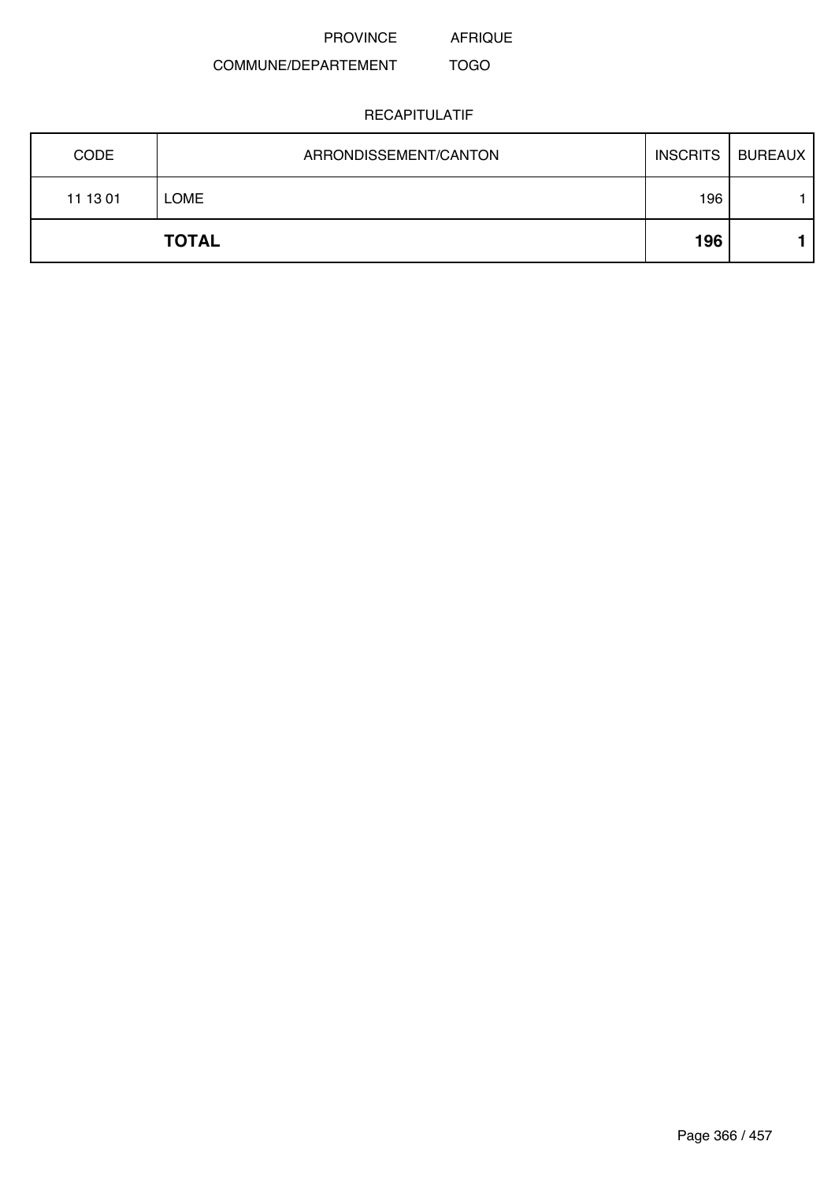PROVINCE AFRIQUE

COMMUNE/DEPARTEMENT TOGO

RECAPITULATIF

| CODE | ARRONDISSEMENT/CANTON | INSCRITS | BUREAUX |
|---|---|---|---|
| 11 13 01 | LOME | 196 | 1 |
| | **TOTAL** | **196** | **1** |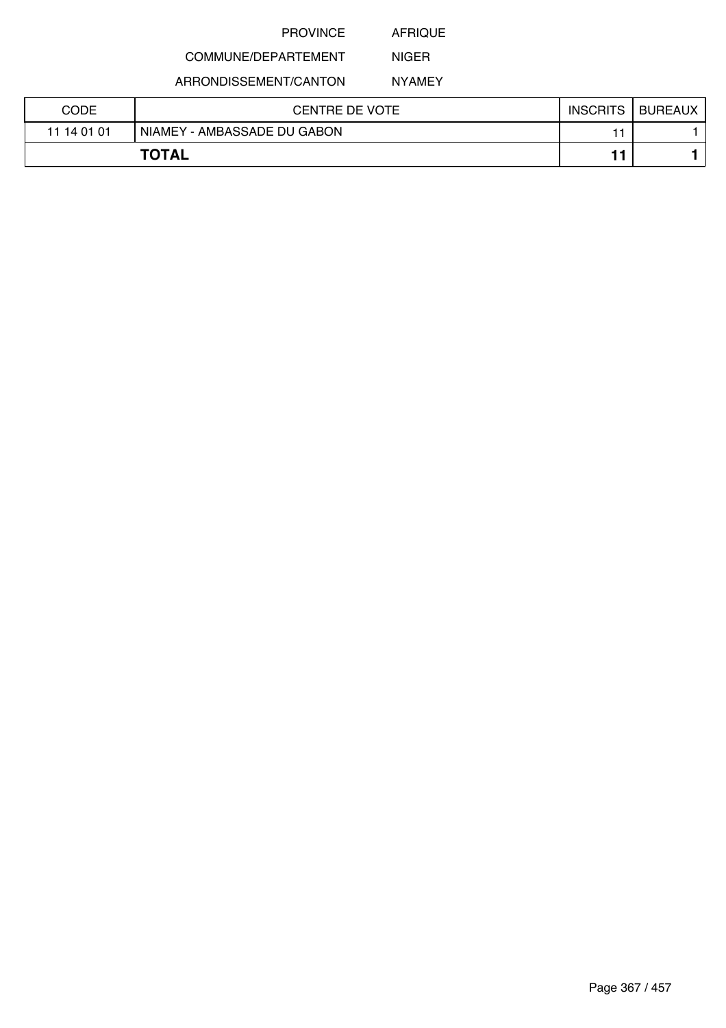PROVINCE AFRIQUE

COMMUNE/DEPARTEMENT NIGER

ARRONDISSEMENT/CANTON NYAMEY

| CODE | CENTRE DE VOTE | INSCRITS | BUREAUX |
|---|---|---|---|
| 11 14 01 01 | NIAMEY - AMBASSADE DU GABON | 11 | 1 |
| **TOTAL** | | **11** | **1** |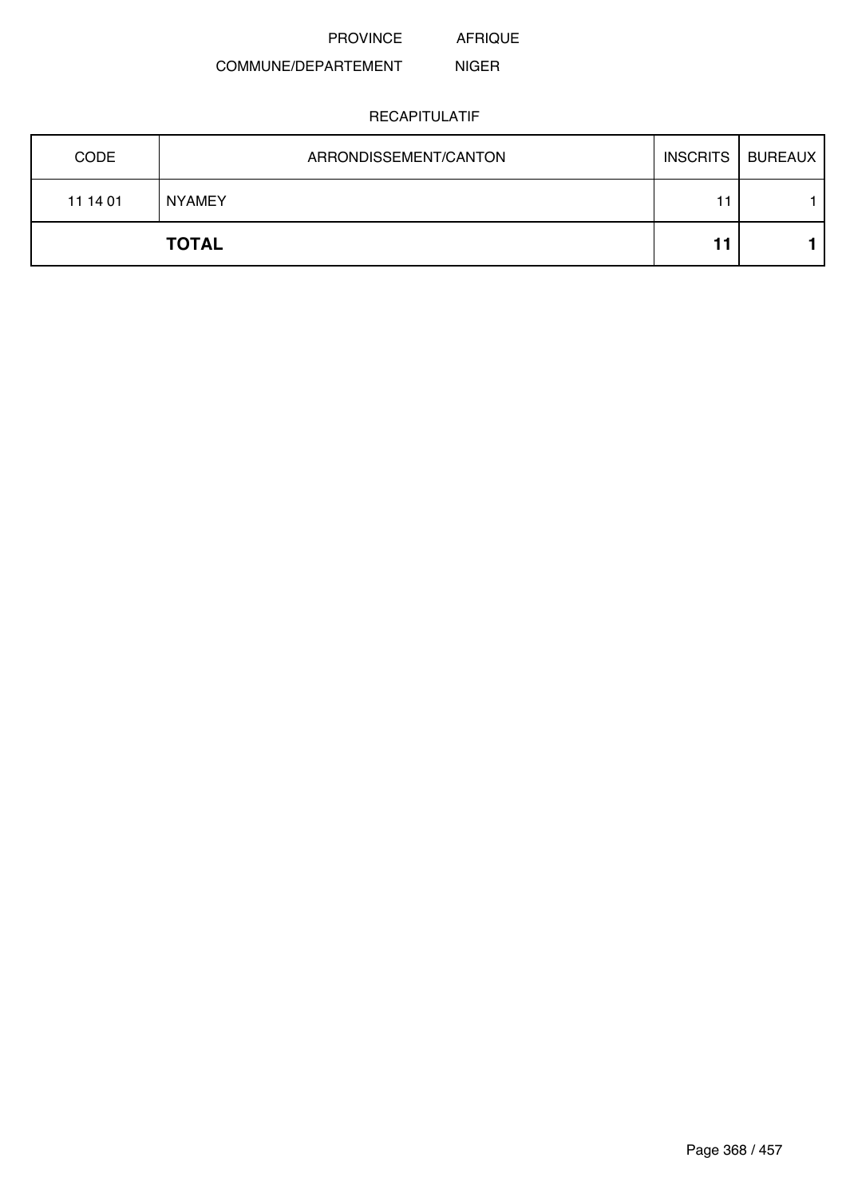PROVINCE AFRIQUE

COMMUNE/DEPARTEMENT NIGER

RECAPITULATIF

| CODE | ARRONDISSEMENT/CANTON | INSCRITS | BUREAUX |
|---|---|---|---|
| 11 14 01 | NYAMEY | 11 | 1 |
| | **TOTAL** | **11** | **1** |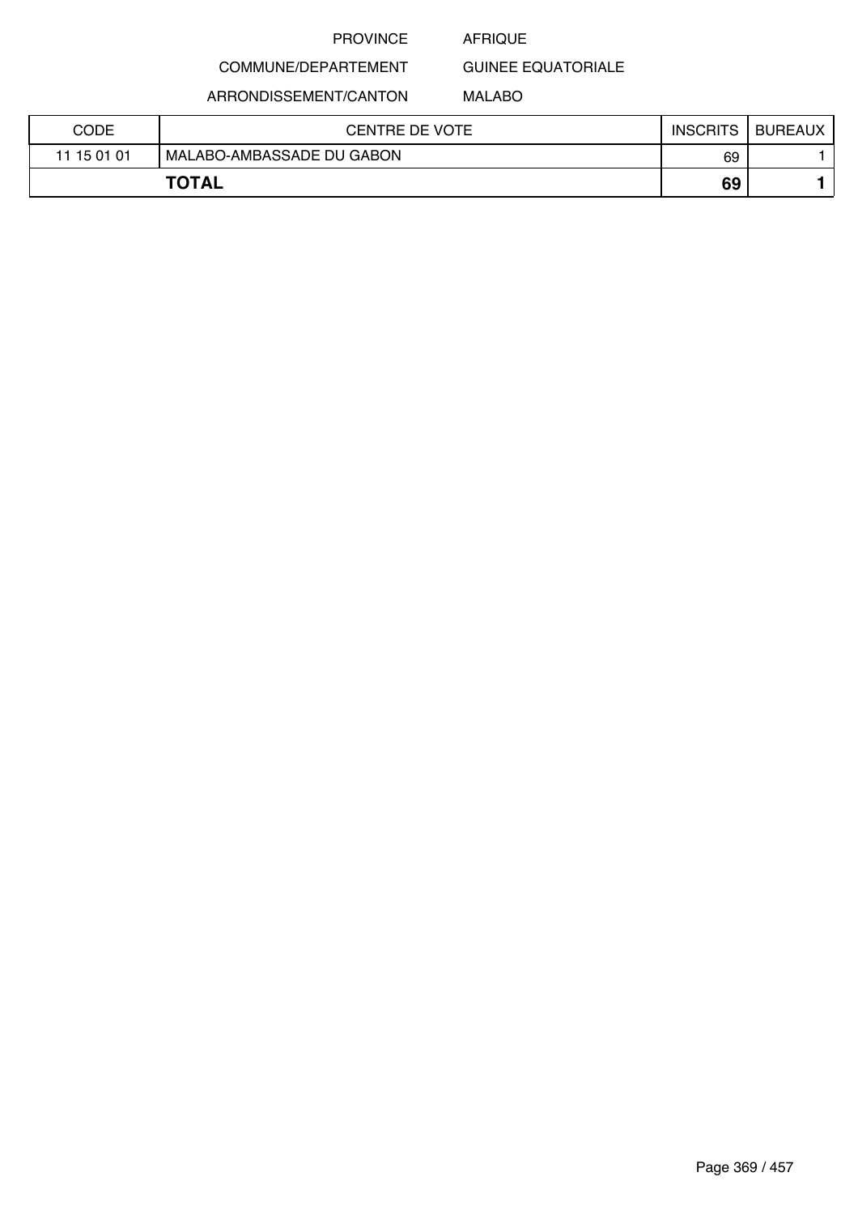PROVINCE AFRIQUE

COMMUNE/DEPARTEMENT GUINEE EQUATORIALE

ARRONDISSEMENT/CANTON MALABO

| CODE | CENTRE DE VOTE | INSCRITS | BUREAUX |
|---|---|---|---|
| 11 15 01 01 | MALABO-AMBASSADE DU GABON | 69 | 1 |
| **TOTAL** | | **69** | **1** |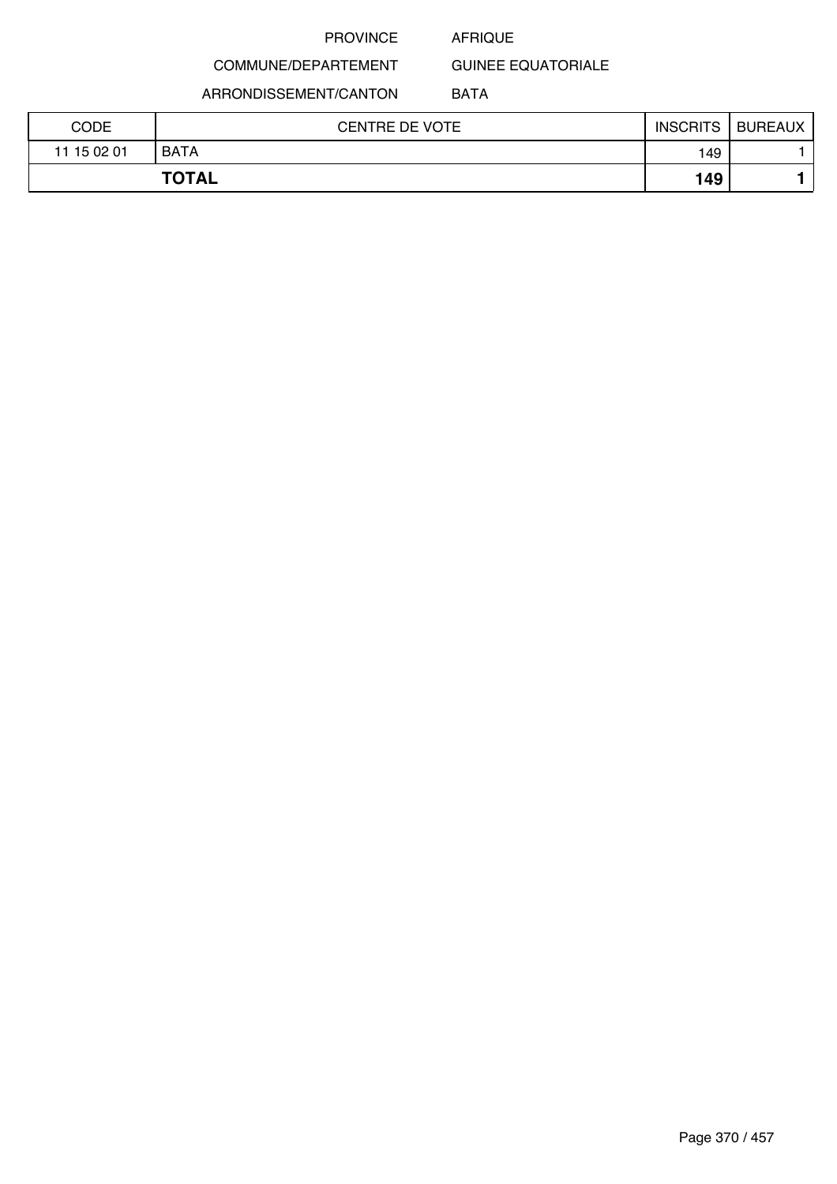PROVINCE AFRIQUE

COMMUNE/DEPARTEMENT GUINEE EQUATORIALE

ARRONDISSEMENT/CANTON BATA

| CODE | CENTRE DE VOTE | INSCRITS | BUREAUX |
| --- | --- | --- | --- |
| 11 15 02 01 | BATA | 149 | 1 |
| **TOTAL** | | **149** | **1** |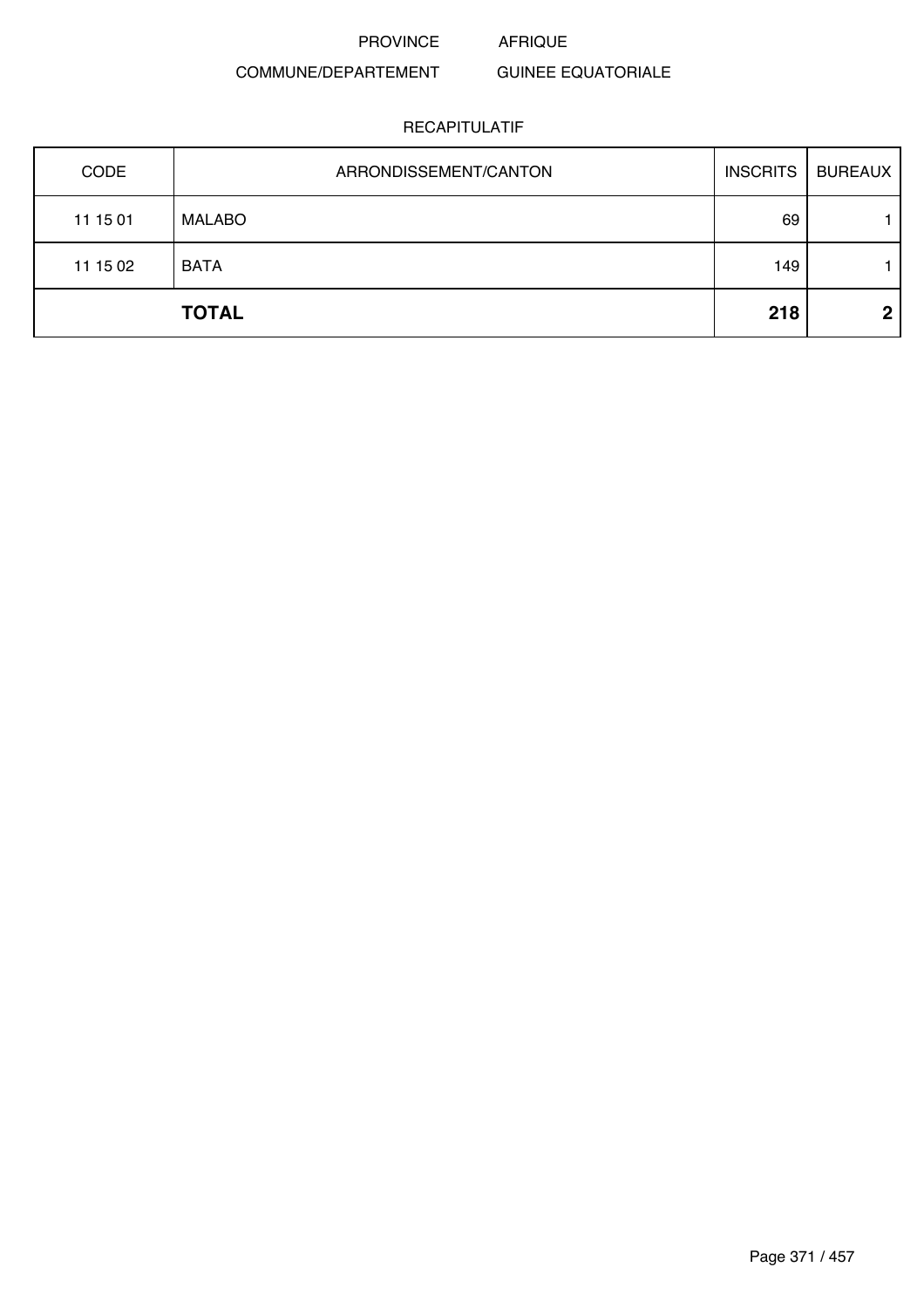PROVINCE AFRIQUE

COMMUNE/DEPARTEMENT GUINEE EQUATORIALE

RECAPITULATIF

| CODE | ARRONDISSEMENT/CANTON | INSCRITS | BUREAUX |
|---|---|---|---|
| 11 15 01 | MALABO | 69 | 1 |
| 11 15 02 | BATA | 149 | 1 |
| | **TOTAL** | **218** | **2** |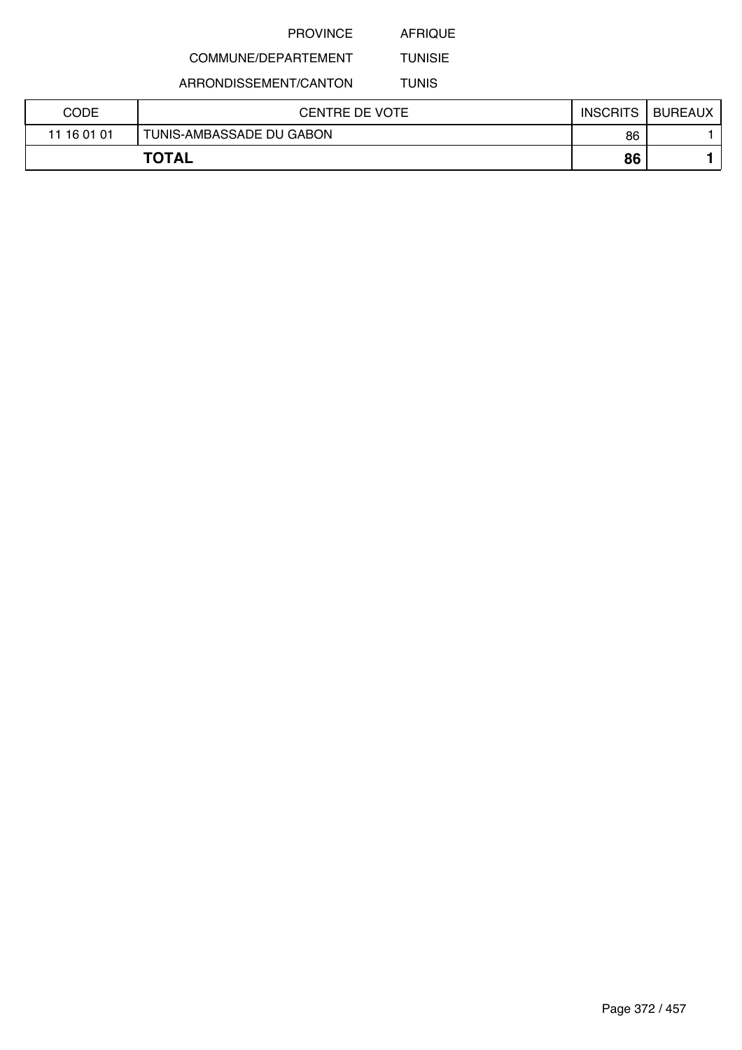PROVINCE AFRIQUE

COMMUNE/DEPARTEMENT TUNISIE

ARRONDISSEMENT/CANTON TUNIS

| CODE | CENTRE DE VOTE | INSCRITS | BUREAUX |
|---|---|---|---|
| 11 16 01 01 | TUNIS-AMBASSADE DU GABON | 86 | 1 |
| **TOTAL** | | **86** | **1** |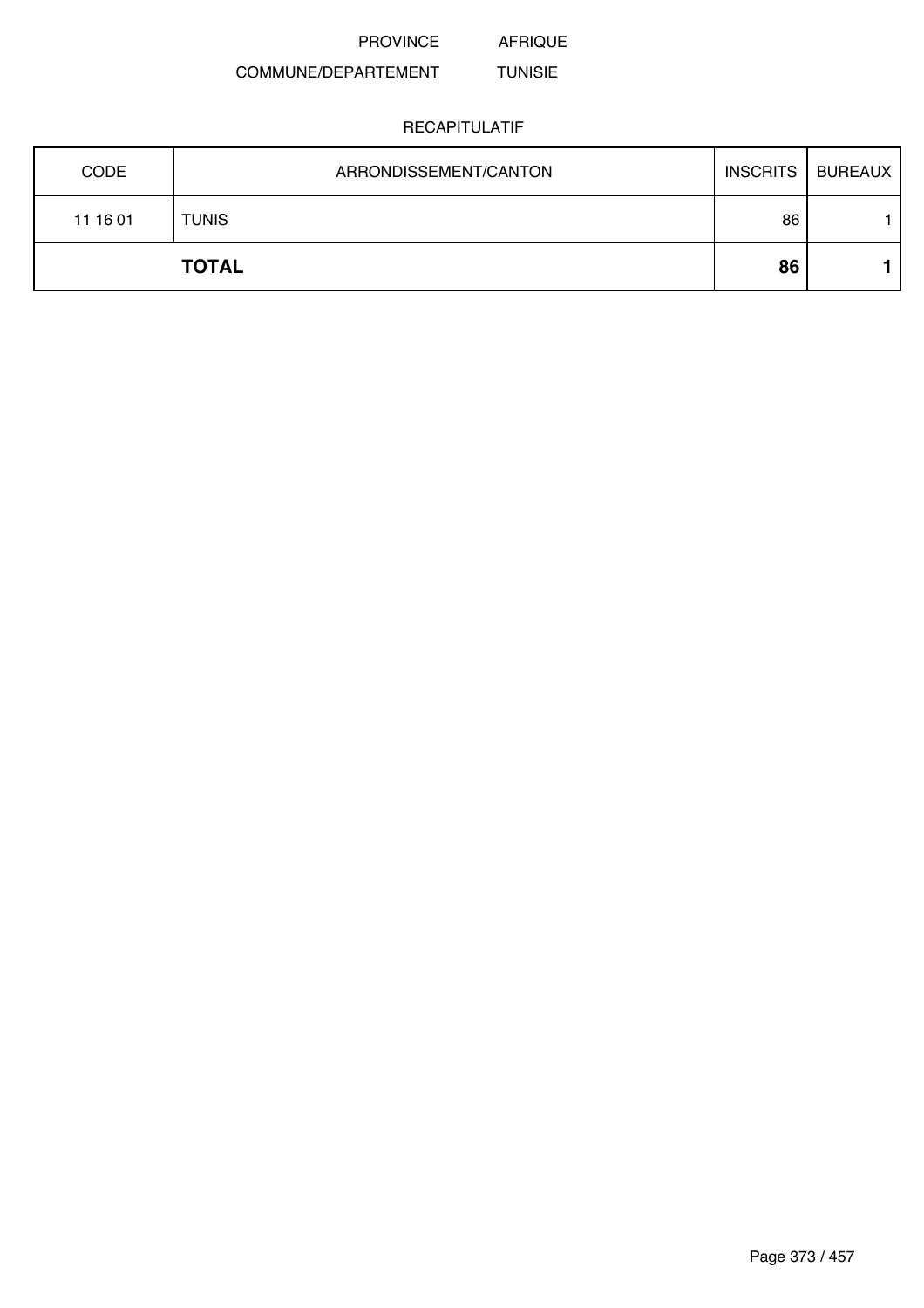PROVINCE AFRIQUE

COMMUNE/DEPARTEMENT TUNISIE

RECAPITULATIF

| CODE | ARRONDISSEMENT/CANTON | INSCRITS | BUREAUX |
|---|---|---|---|
| 11 16 01 | TUNIS | 86 | 1 |
| | **TOTAL** | **86** | **1** |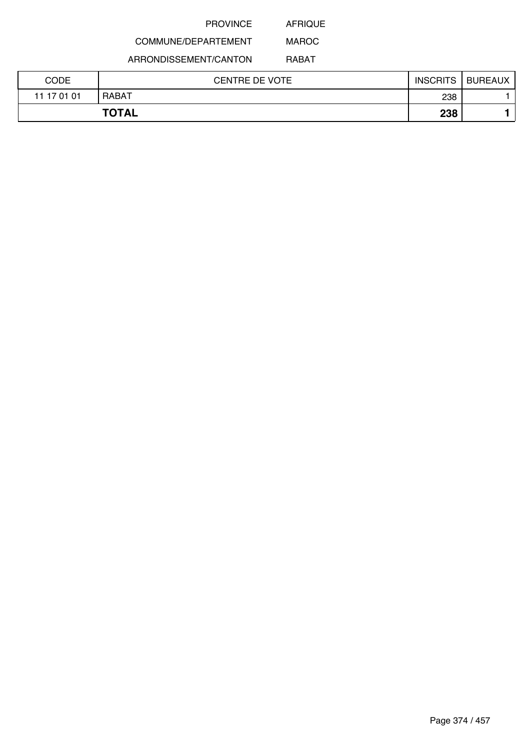PROVINCE AFRIQUE

COMMUNE/DEPARTEMENT MAROC

ARRONDISSEMENT/CANTON RABAT

| CODE | CENTRE DE VOTE | INSCRITS | BUREAUX |
|---|---|---|---|
| 11 17 01 01 | RABAT | 238 | 1 |
| **TOTAL** | | **238** | **1** |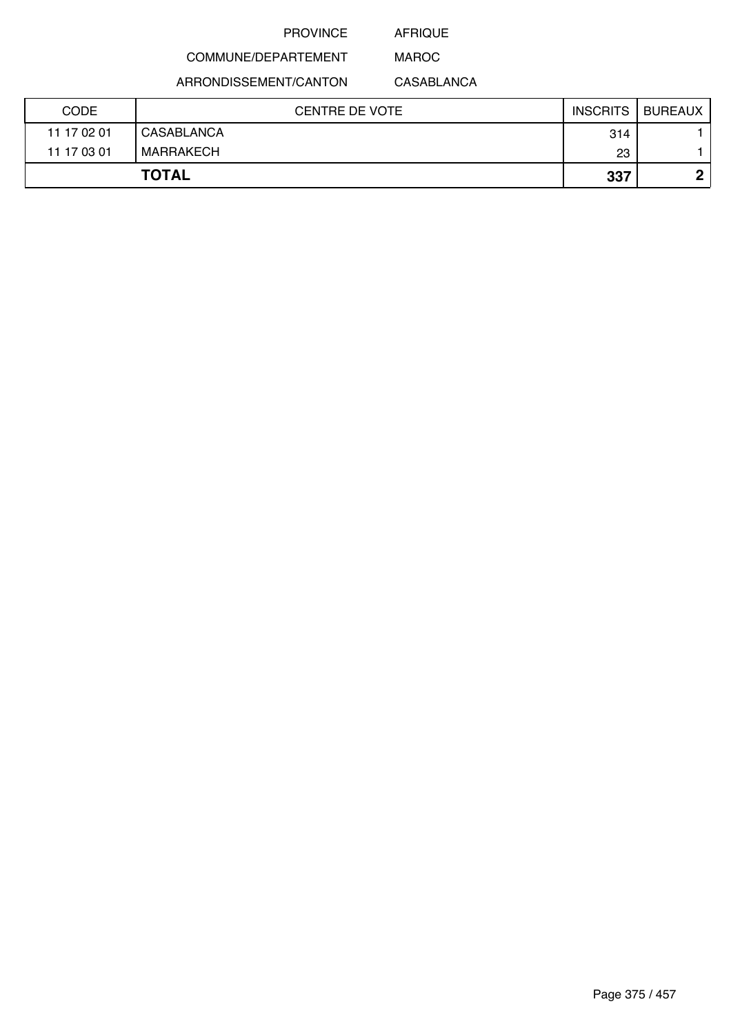PROVINCE AFRIQUE

COMMUNE/DEPARTEMENT MAROC

ARRONDISSEMENT/CANTON CASABLANCA

| CODE | CENTRE DE VOTE | INSCRITS | BUREAUX |
|---|---|---|---|
| 11 17 02 01 | CASABLANCA | 314 | 1 |
| 11 17 03 01 | MARRAKECH | 23 | 1 |
| **TOTAL** | | **337** | **2** |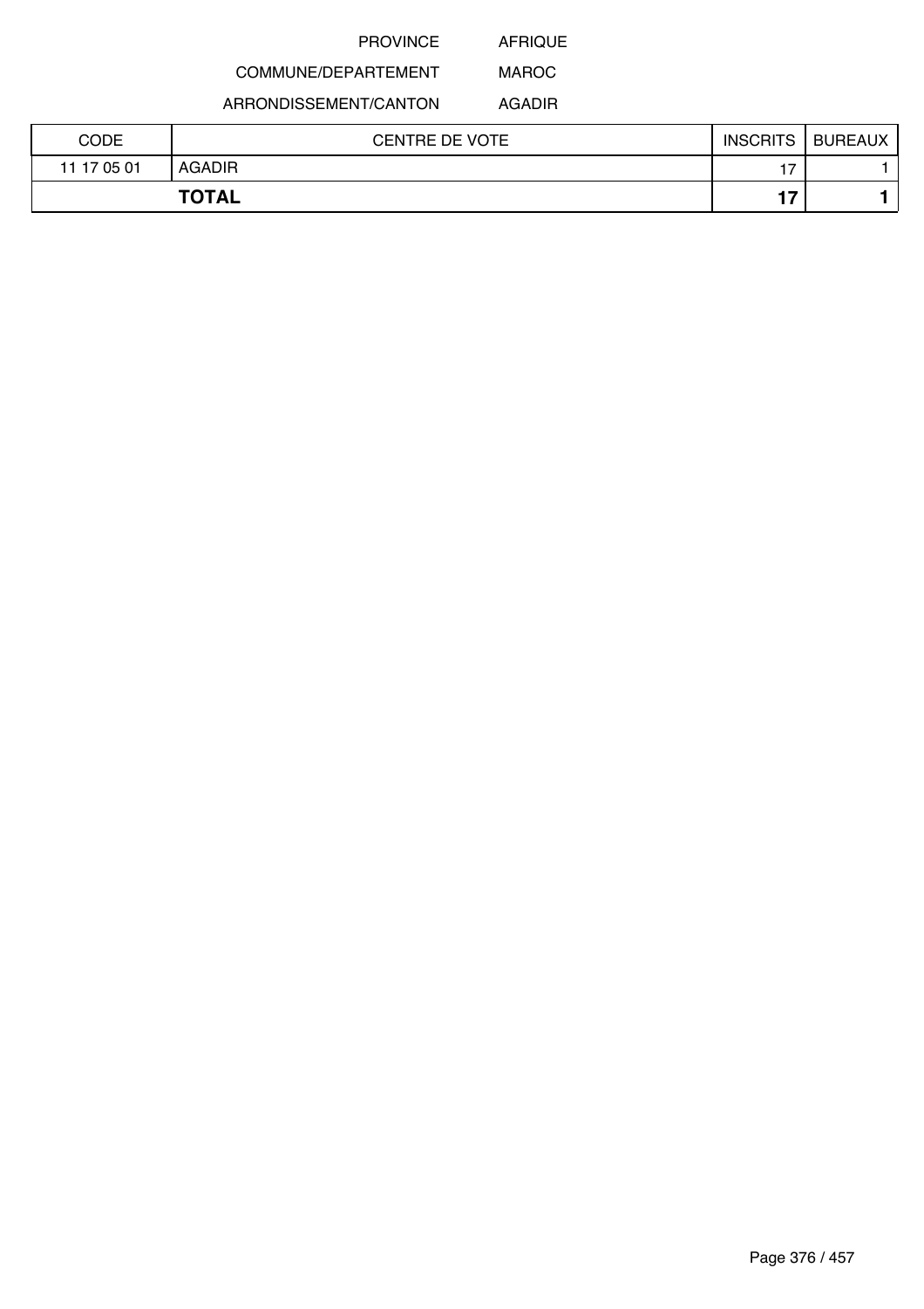PROVINCE AFRIQUE

COMMUNE/DEPARTEMENT MAROC

ARRONDISSEMENT/CANTON AGADIR

| CODE | CENTRE DE VOTE | INSCRITS | BUREAUX |
|---|---|---|---|
| 11 17 05 01 | AGADIR | 17 | 1 |
| **TOTAL** | | **17** | **1** |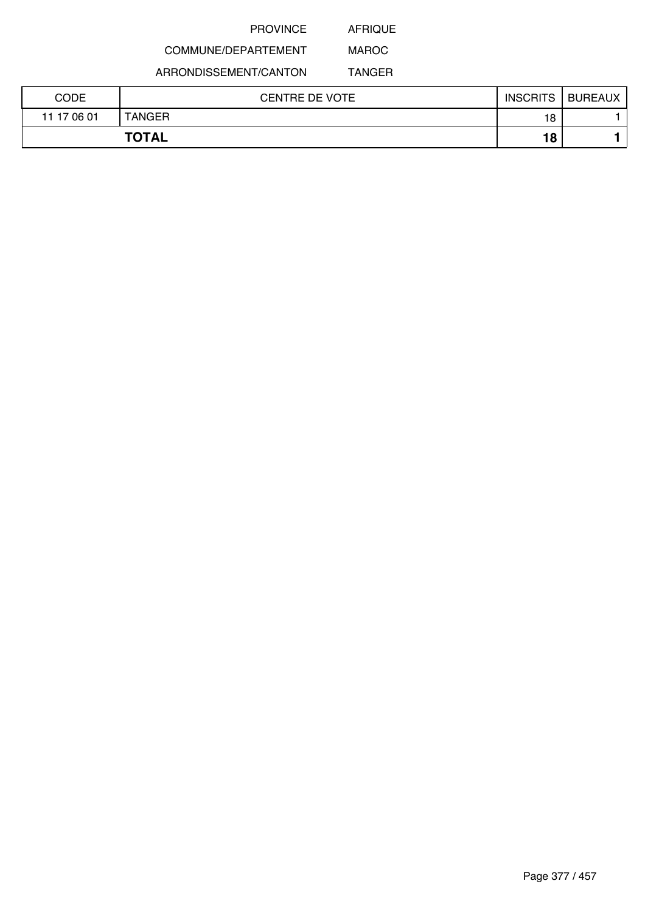PROVINCE AFRIQUE

COMMUNE/DEPARTEMENT MAROC

ARRONDISSEMENT/CANTON TANGER

| CODE | CENTRE DE VOTE | INSCRITS | BUREAUX |
|---|---|---|---|
| 11 17 06 01 | TANGER | 18 | 1 |
| **TOTAL** | | **18** | **1** |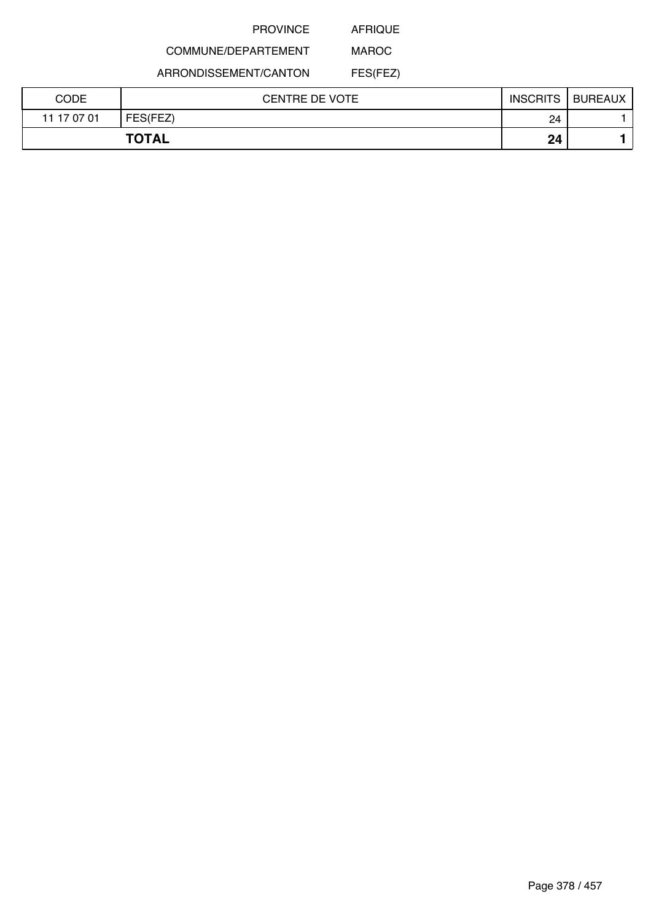PROVINCE AFRIQUE

COMMUNE/DEPARTEMENT MAROC

ARRONDISSEMENT/CANTON FES(FEZ)

| CODE | CENTRE DE VOTE | INSCRITS | BUREAUX |
|---|---|---|---|
| 11 17 07 01 | FES(FEZ) | 24 | 1 |
| **TOTAL** | | **24** | **1** |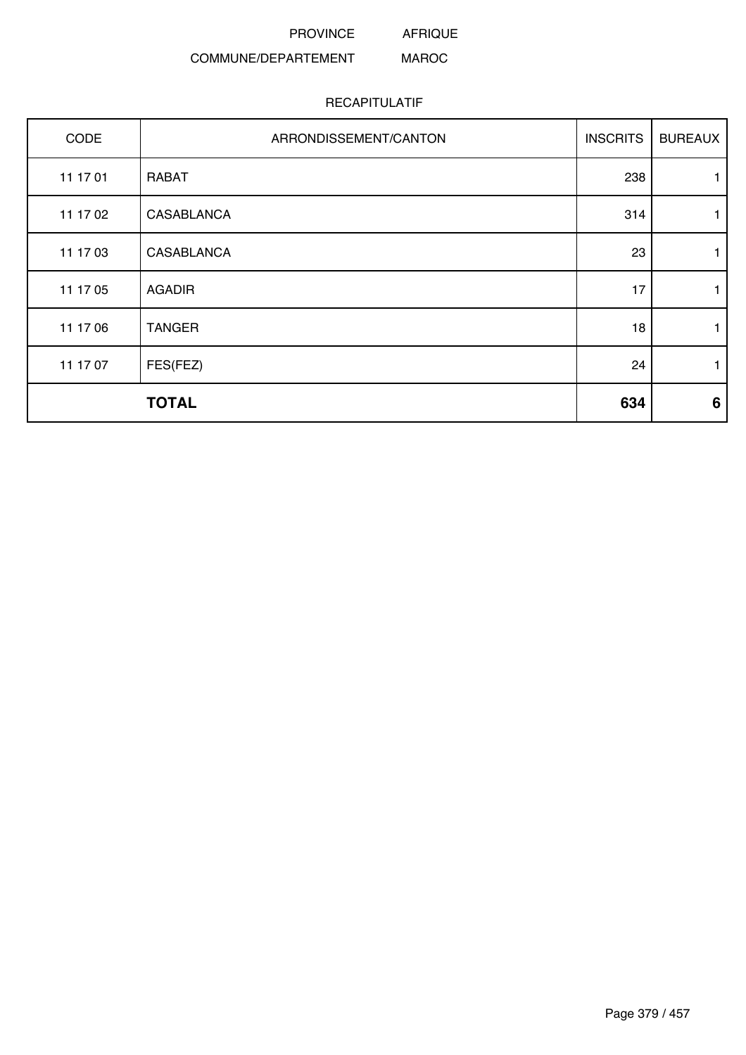PROVINCE AFRIQUE

COMMUNE/DEPARTEMENT MAROC

RECAPITULATIF

| CODE | ARRONDISSEMENT/CANTON | INSCRITS | BUREAUX |
|---|---|---|---|
| 11 17 01 | RABAT | 238 | 1 |
| 11 17 02 | CASABLANCA | 314 | 1 |
| 11 17 03 | CASABLANCA | 23 | 1 |
| 11 17 05 | AGADIR | 17 | 1 |
| 11 17 06 | TANGER | 18 | 1 |
| 11 17 07 | FES(FEZ) | 24 | 1 |
| | **TOTAL** | **634** | **6** |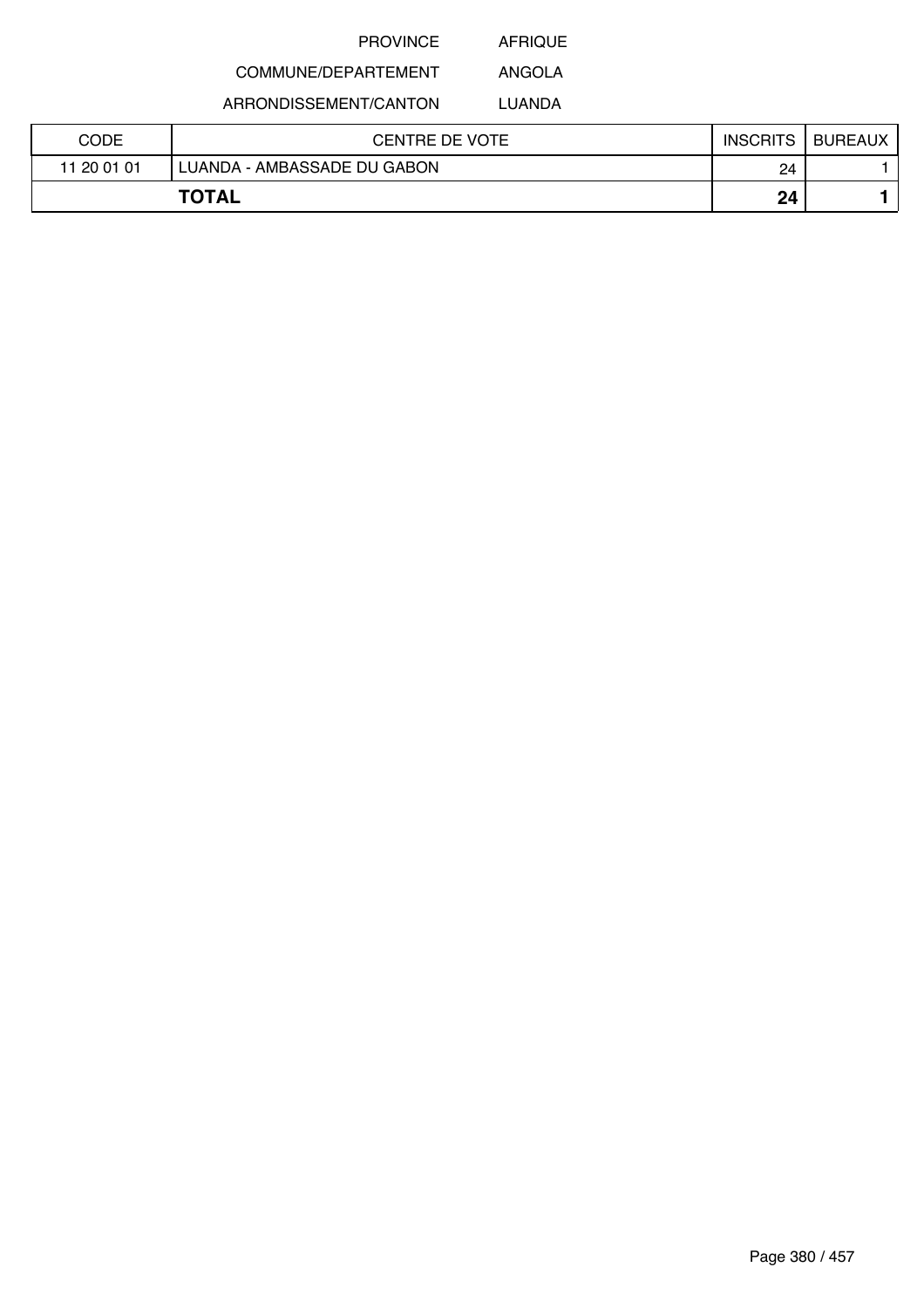PROVINCE AFRIQUE

COMMUNE/DEPARTEMENT ANGOLA

ARRONDISSEMENT/CANTON LUANDA

| CODE | CENTRE DE VOTE | INSCRITS | BUREAUX |
|---|---|---|---|
| 11 20 01 01 | LUANDA - AMBASSADE DU GABON | 24 | 1 |
| **TOTAL** | | **24** | **1** |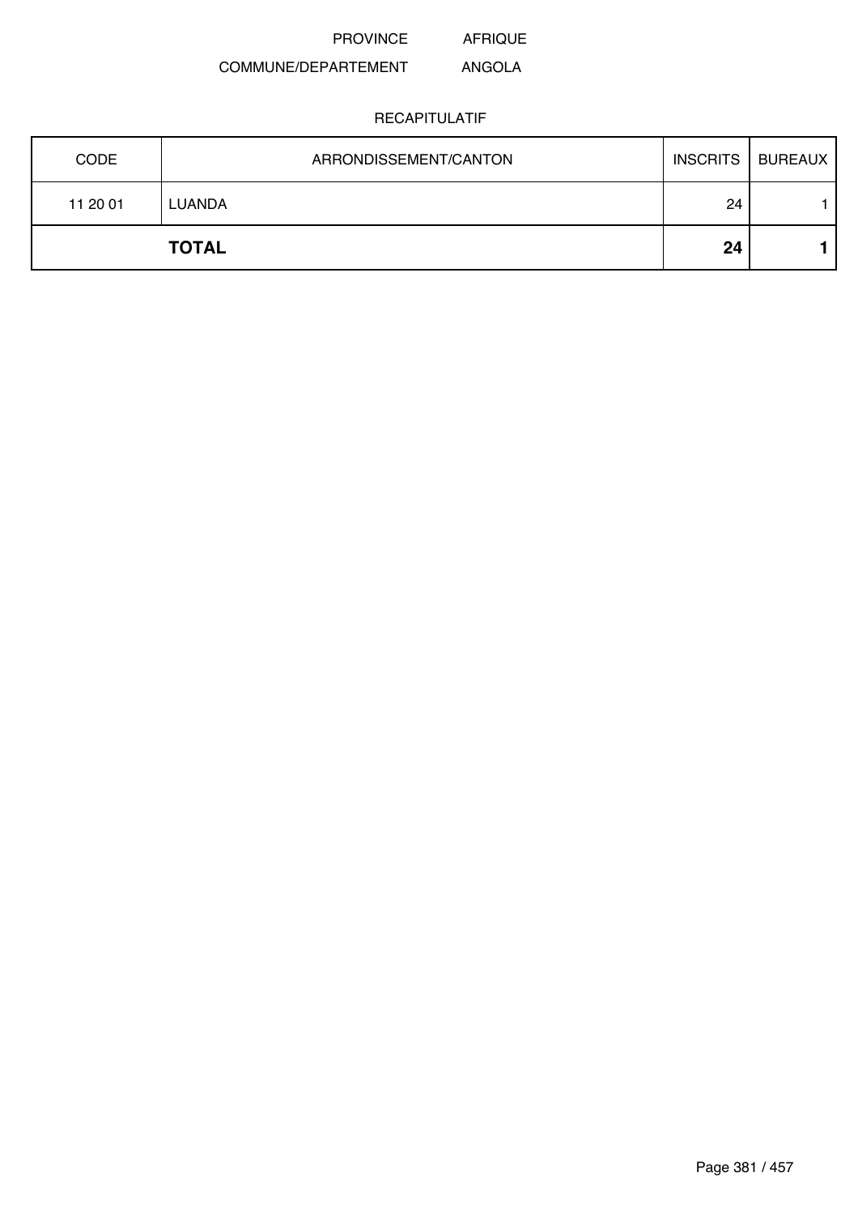PROVINCE AFRIQUE

COMMUNE/DEPARTEMENT ANGOLA

RECAPITULATIF

| CODE | ARRONDISSEMENT/CANTON | INSCRITS | BUREAUX |
|---|---|---|---|
| 11 20 01 | LUANDA | 24 | 1 |
| | **TOTAL** | **24** | **1** |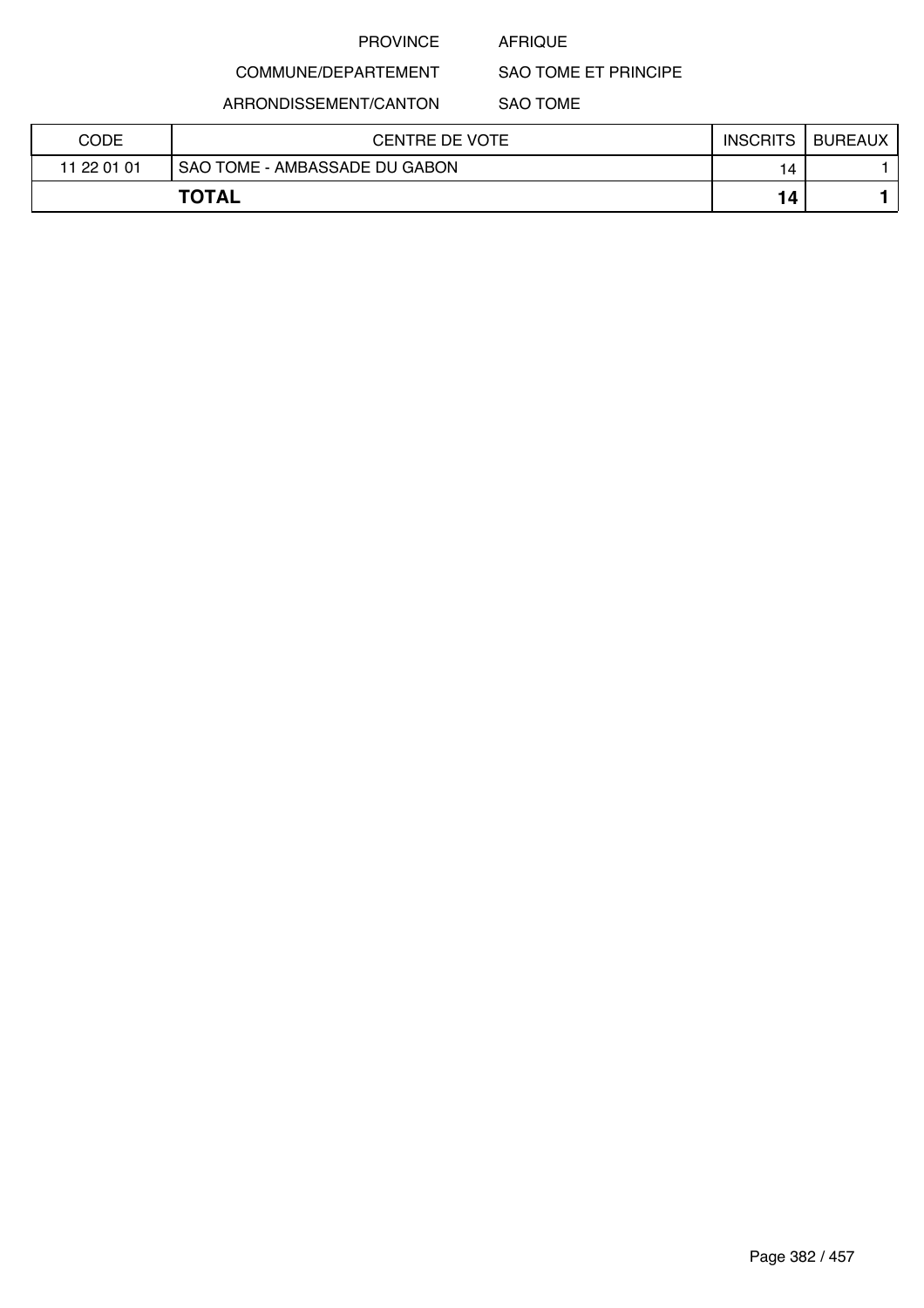PROVINCE AFRIQUE

COMMUNE/DEPARTEMENT SAO TOME ET PRINCIPE

ARRONDISSEMENT/CANTON SAO TOME

| CODE | CENTRE DE VOTE | INSCRITS | BUREAUX |
|---|---|---|---|
| 11 22 01 01 | SAO TOME - AMBASSADE DU GABON | 14 | 1 |
| **TOTAL** | | **14** | **1** |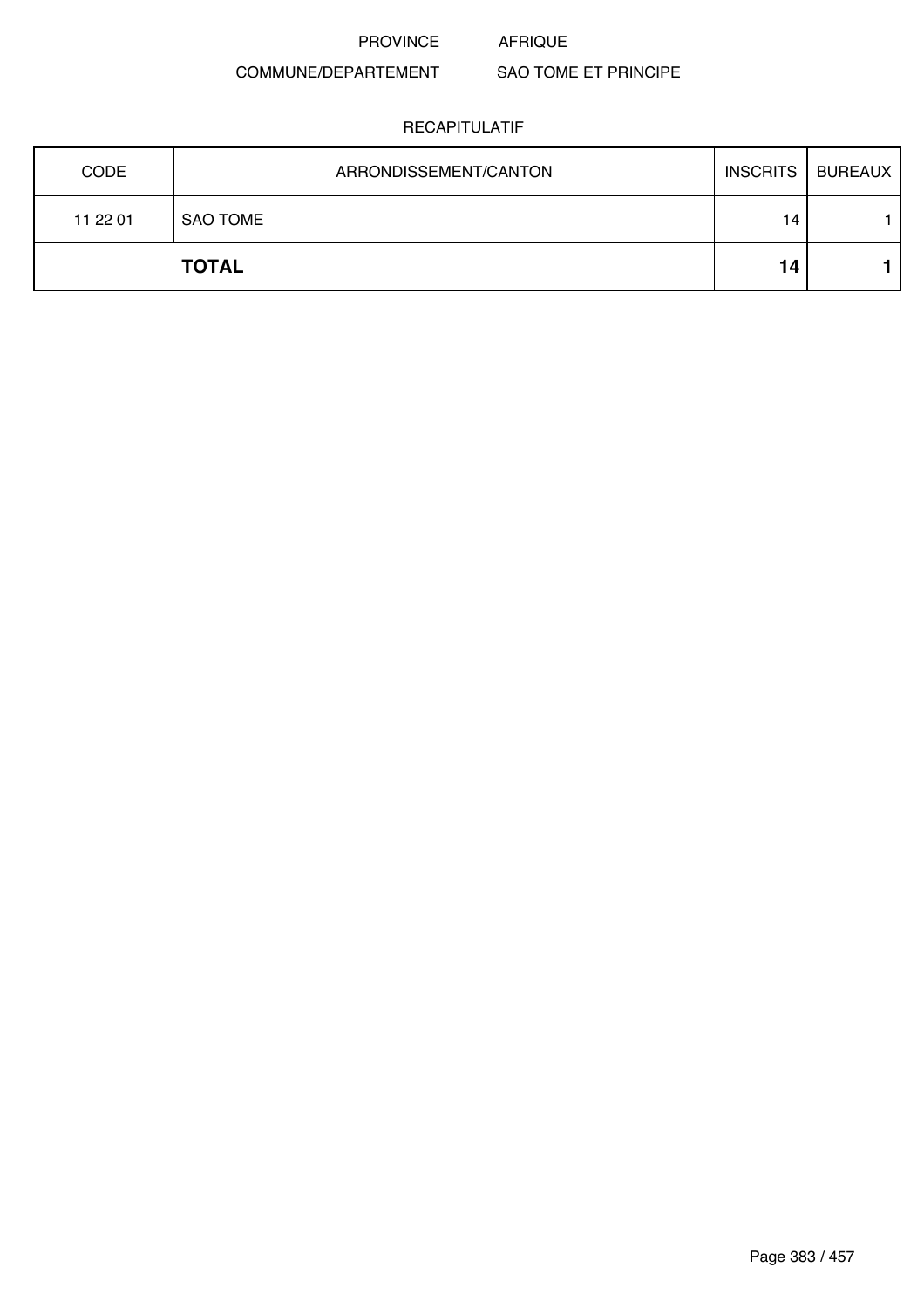PROVINCE AFRIQUE

COMMUNE/DEPARTEMENT SAO TOME ET PRINCIPE

RECAPITULATIF

| CODE | ARRONDISSEMENT/CANTON | INSCRITS | BUREAUX |
|---|---|---|---|
| 11 22 01 | SAO TOME | 14 | 1 |
| | **TOTAL** | **14** | **1** |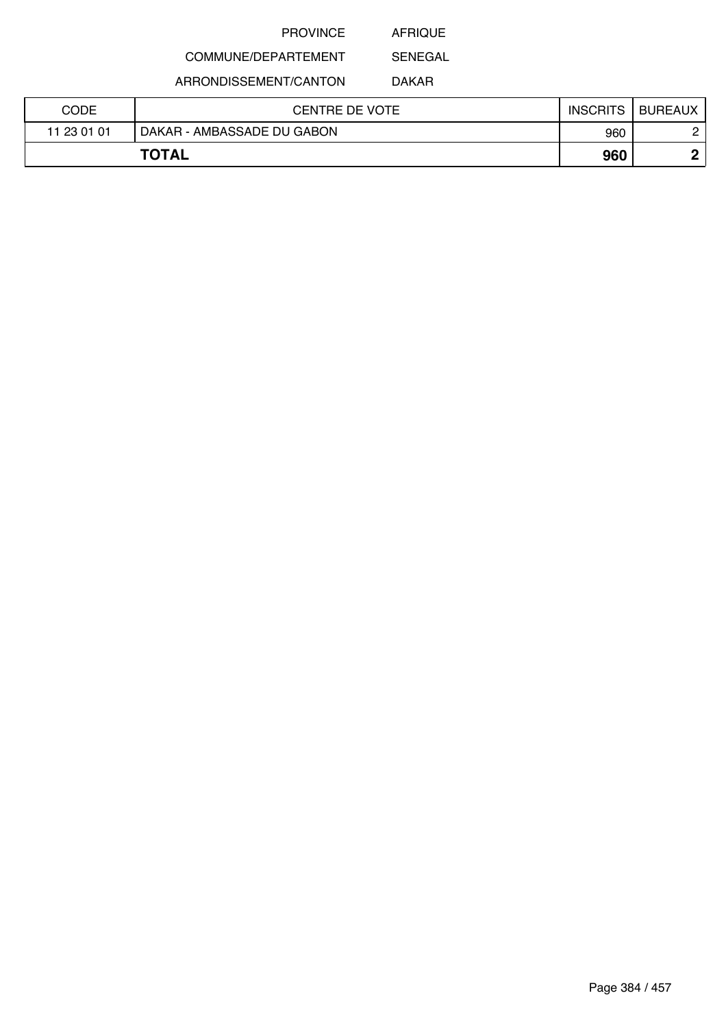PROVINCE AFRIQUE

COMMUNE/DEPARTEMENT SENEGAL

ARRONDISSEMENT/CANTON DAKAR

| CODE | CENTRE DE VOTE | INSCRITS | BUREAUX |
|---|---|---|---|
| 11 23 01 01 | DAKAR - AMBASSADE DU GABON | 960 | 2 |
| **TOTAL** | | **960** | **2** |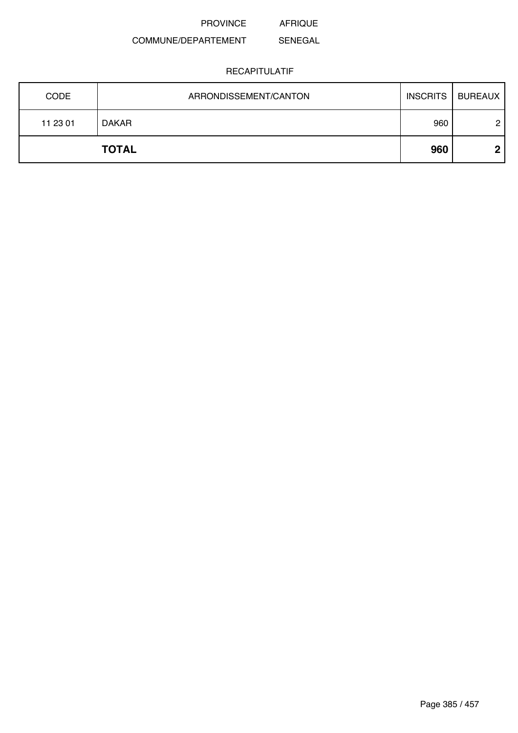PROVINCE AFRIQUE

COMMUNE/DEPARTEMENT SENEGAL

RECAPITULATIF

| CODE | ARRONDISSEMENT/CANTON | INSCRITS | BUREAUX |
|---|---|---|---|
| 11 23 01 | DAKAR | 960 | 2 |
| | **TOTAL** | **960** | **2** |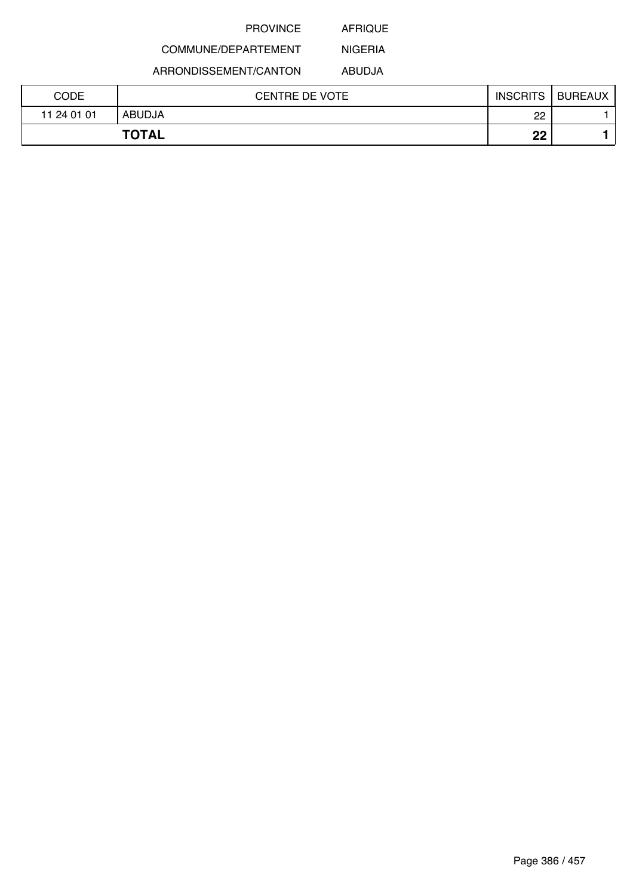PROVINCE AFRIQUE

COMMUNE/DEPARTEMENT NIGERIA

ARRONDISSEMENT/CANTON ABUDJA

| CODE | CENTRE DE VOTE | INSCRITS | BUREAUX |
|---|---|---|---|
| 11 24 01 01 | ABUDJA | 22 | 1 |
| **TOTAL** | | **22** | **1** |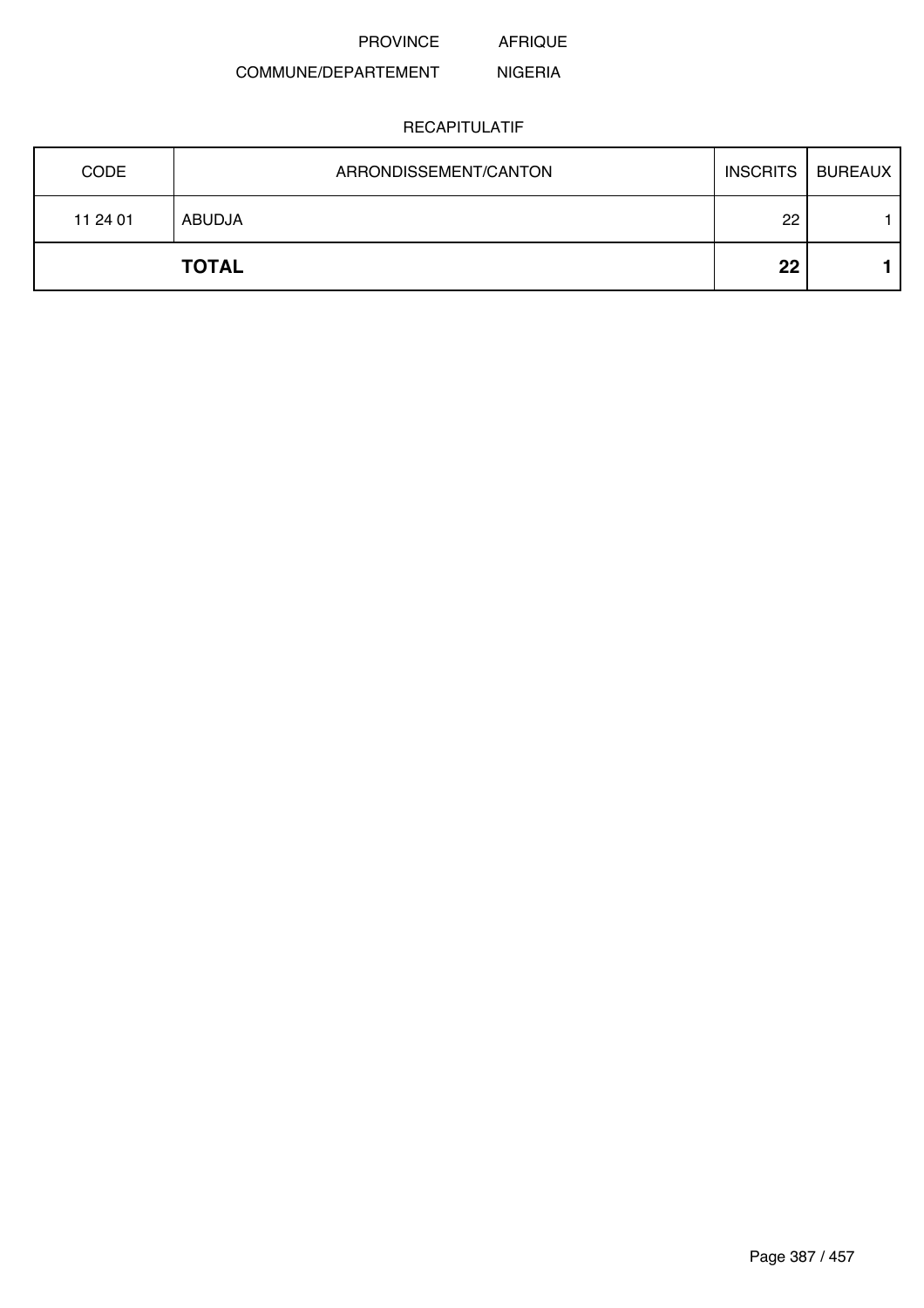PROVINCE AFRIQUE

COMMUNE/DEPARTEMENT NIGERIA

RECAPITULATIF

| CODE | ARRONDISSEMENT/CANTON | INSCRITS | BUREAUX |
|---|---|---|---|
| 11 24 01 | ABUDJA | 22 | 1 |
| | **TOTAL** | **22** | **1** |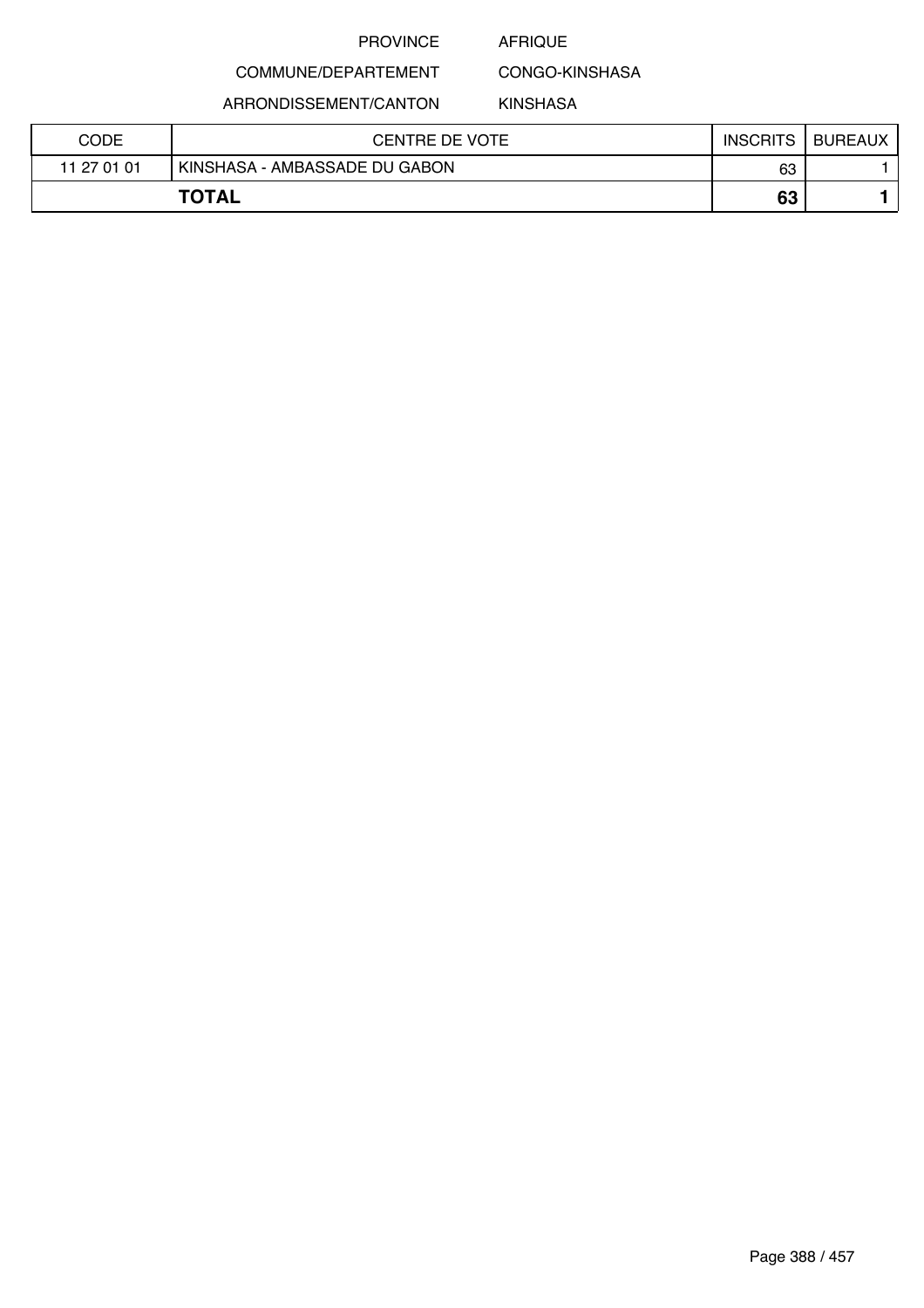PROVINCE AFRIQUE

COMMUNE/DEPARTEMENT CONGO-KINSHASA

ARRONDISSEMENT/CANTON KINSHASA

| CODE | CENTRE DE VOTE | INSCRITS | BUREAUX |
|---|---|---|---|
| 11 27 01 01 | KINSHASA - AMBASSADE DU GABON | 63 | 1 |
| **TOTAL** | | **63** | **1** |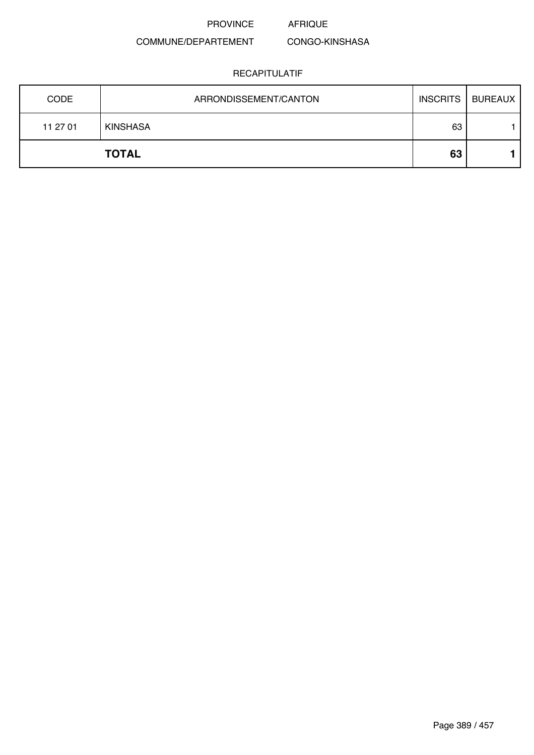PROVINCE AFRIQUE

COMMUNE/DEPARTEMENT CONGO-KINSHASA

RECAPITULATIF

| CODE | ARRONDISSEMENT/CANTON | INSCRITS | BUREAUX |
|---|---|---|---|
| 11 27 01 | KINSHASA | 63 | 1 |
| | **TOTAL** | **63** | **1** |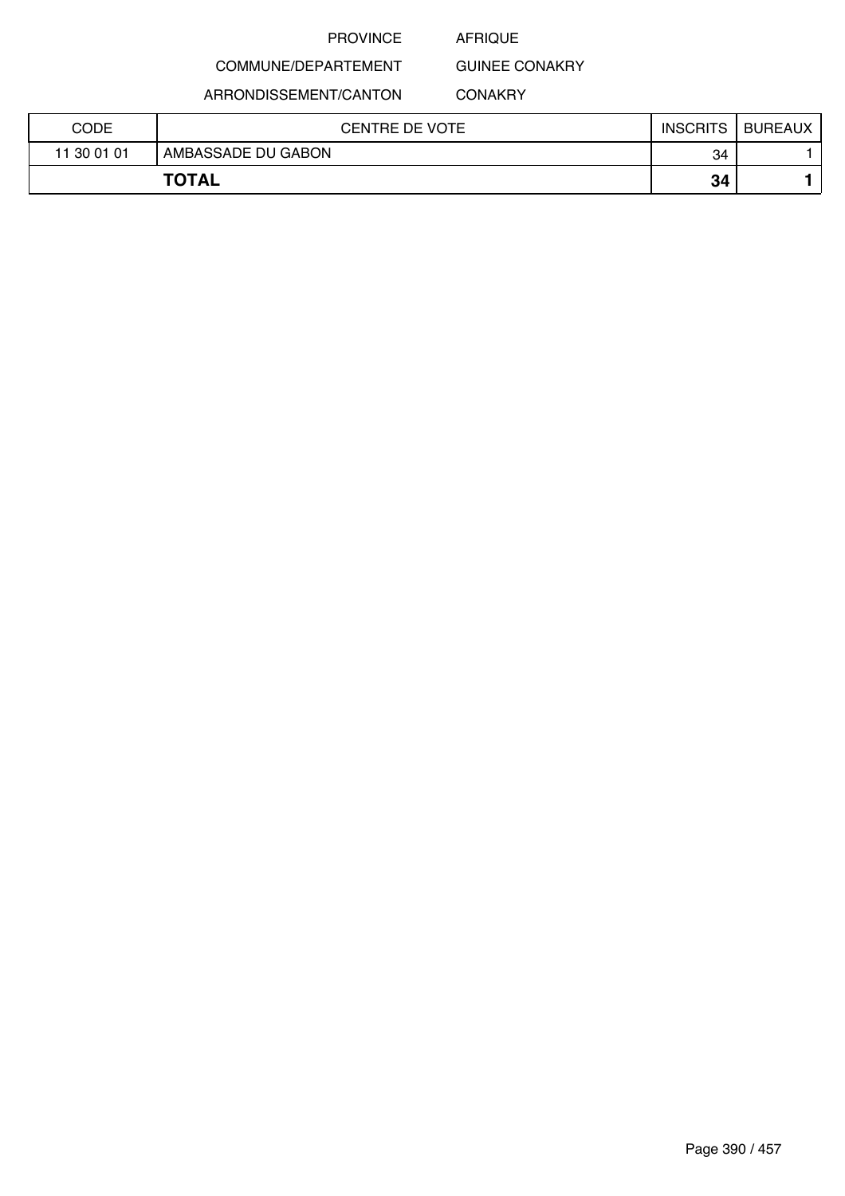PROVINCE AFRIQUE

COMMUNE/DEPARTEMENT GUINEE CONAKRY

ARRONDISSEMENT/CANTON CONAKRY

| CODE | CENTRE DE VOTE | INSCRITS | BUREAUX |
|---|---|---|---|
| 11 30 01 01 | AMBASSADE DU GABON | 34 | 1 |
| **TOTAL** | | **34** | **1** |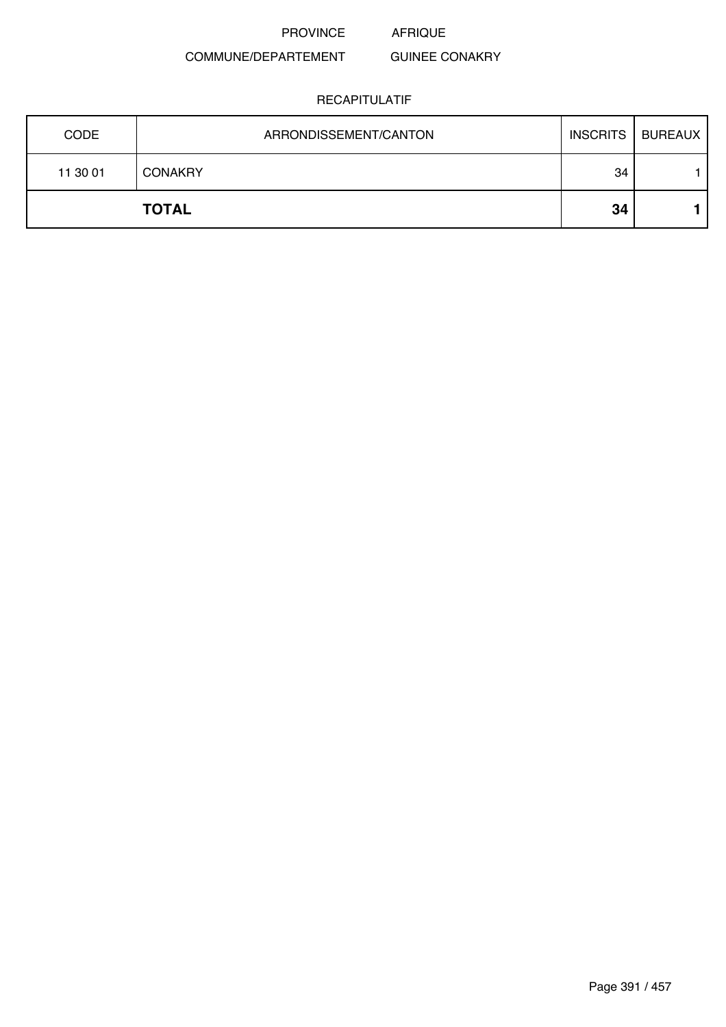PROVINCE AFRIQUE

COMMUNE/DEPARTEMENT GUINEE CONAKRY

RECAPITULATIF

| CODE | ARRONDISSEMENT/CANTON | INSCRITS | BUREAUX |
|---|---|---|---|
| 11 30 01 | CONAKRY | 34 | 1 |
| | **TOTAL** | **34** | **1** |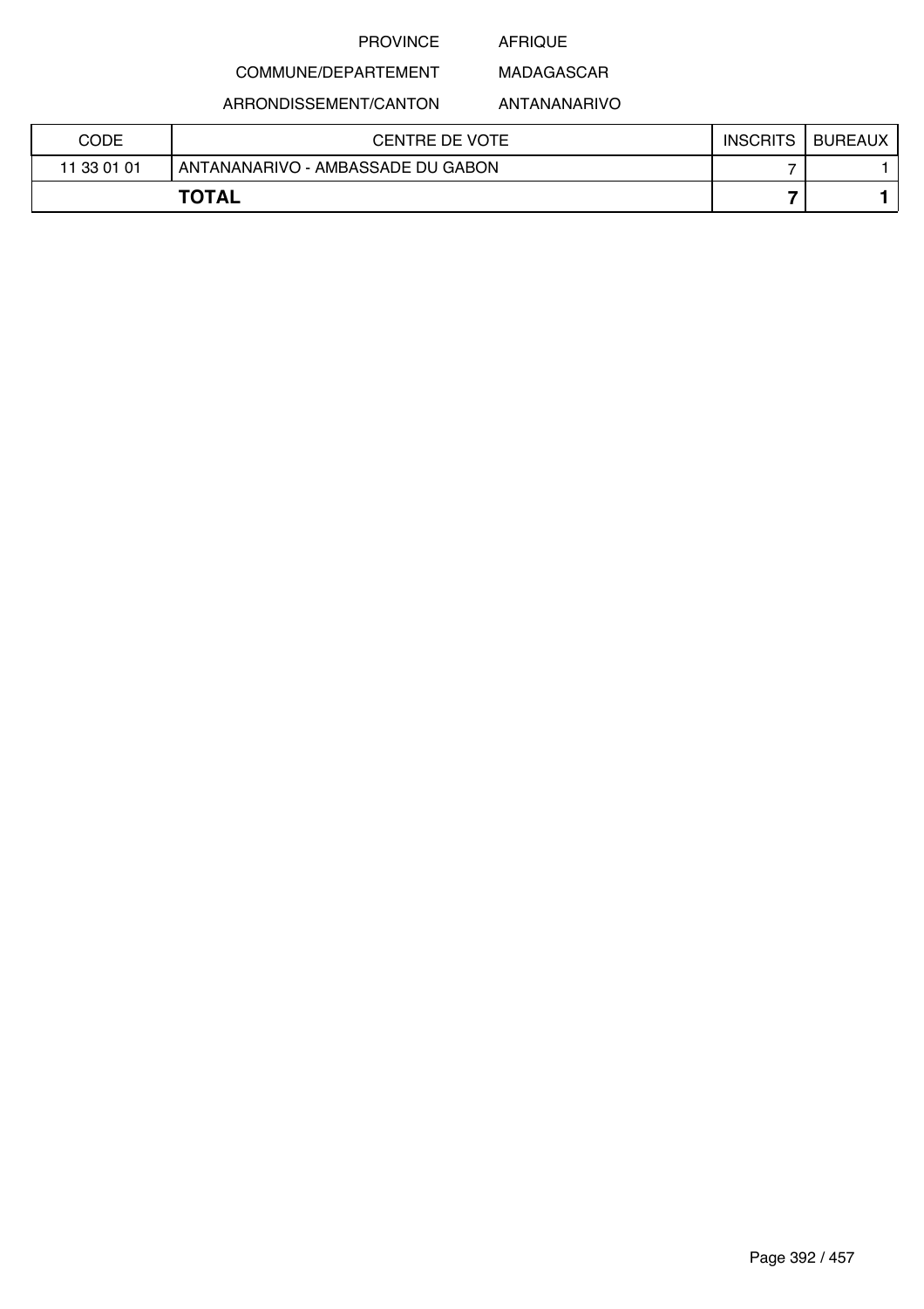PROVINCE AFRIQUE

COMMUNE/DEPARTEMENT MADAGASCAR

ARRONDISSEMENT/CANTON ANTANANARIVO

| CODE | CENTRE DE VOTE | INSCRITS | BUREAUX |
|---|---|---|---|
| 11 33 01 01 | ANTANANARIVO - AMBASSADE DU GABON | 7 | 1 |
| **TOTAL** | | **7** | **1** |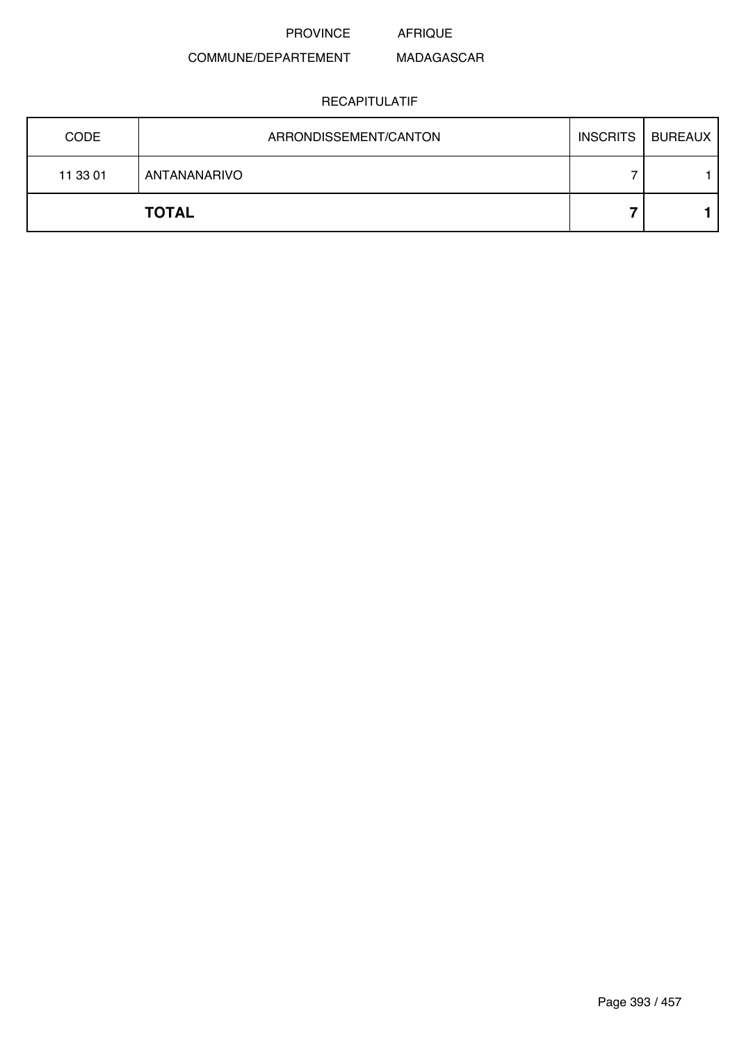PROVINCE AFRIQUE

COMMUNE/DEPARTEMENT MADAGASCAR

RECAPITULATIF

| CODE | ARRONDISSEMENT/CANTON | INSCRITS | BUREAUX |
|---|---|---|---|
| 11 33 01 | ANTANANARIVO | 7 | 1 |
| | **TOTAL** | **7** | **1** |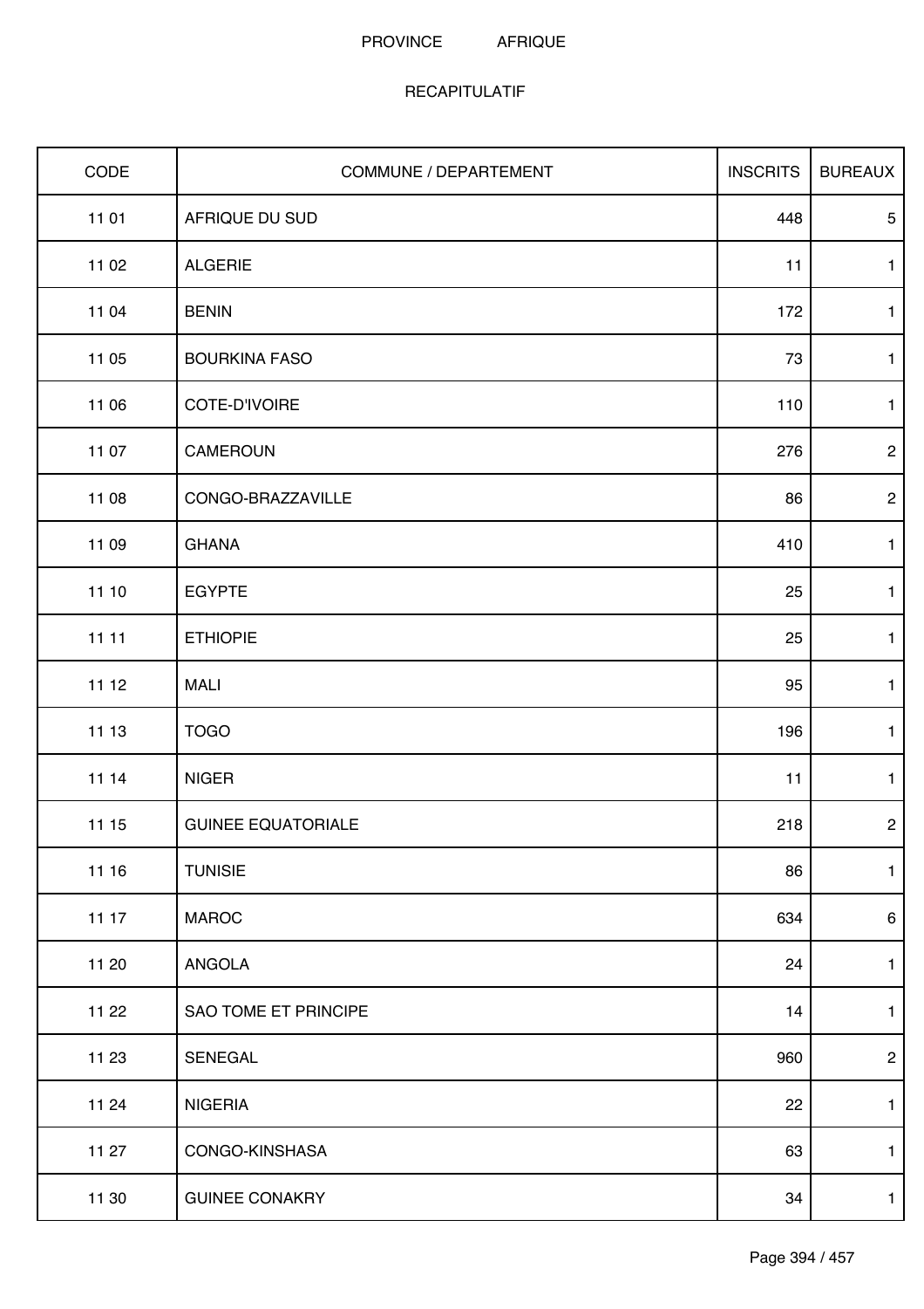PROVINCE AFRIQUE

RECAPITULATIF

| CODE | COMMUNE / DEPARTEMENT | INSCRITS | BUREAUX |
|---|---|---|---|
| 11 01 | AFRIQUE DU SUD | 448 | 5 |
| 11 02 | ALGERIE | 11 | 1 |
| 11 04 | BENIN | 172 | 1 |
| 11 05 | BOURKINA FASO | 73 | 1 |
| 11 06 | COTE-D'IVOIRE | 110 | 1 |
| 11 07 | CAMEROUN | 276 | 2 |
| 11 08 | CONGO-BRAZZAVILLE | 86 | 2 |
| 11 09 | GHANA | 410 | 1 |
| 11 10 | EGYPTE | 25 | 1 |
| 11 11 | ETHIOPIE | 25 | 1 |
| 11 12 | MALI | 95 | 1 |
| 11 13 | TOGO | 196 | 1 |
| 11 14 | NIGER | 11 | 1 |
| 11 15 | GUINEE EQUATORIALE | 218 | 2 |
| 11 16 | TUNISIE | 86 | 1 |
| 11 17 | MAROC | 634 | 6 |
| 11 20 | ANGOLA | 24 | 1 |
| 11 22 | SAO TOME ET PRINCIPE | 14 | 1 |
| 11 23 | SENEGAL | 960 | 2 |
| 11 24 | NIGERIA | 22 | 1 |
| 11 27 | CONGO-KINSHASA | 63 | 1 |
| 11 30 | GUINEE CONAKRY | 34 | 1 |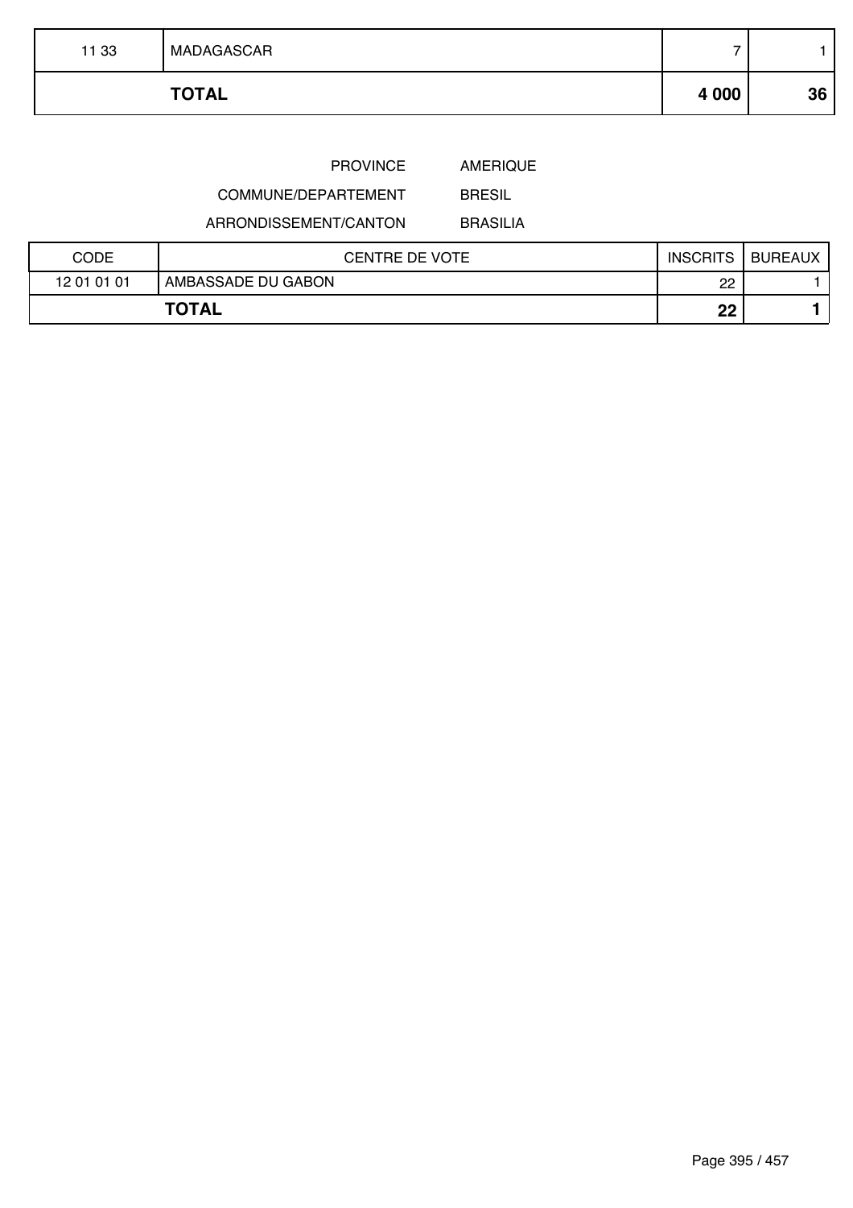| 11 33 | MADAGASCAR | 7 | 1 |
|---|---|---|---|
| | **TOTAL** | **4 000** | **36** |

PROVINCE AMERIQUE

COMMUNE/DEPARTEMENT BRESIL

ARRONDISSEMENT/CANTON BRASILIA

| CODE | CENTRE DE VOTE | INSCRITS | BUREAUX |
|---|---|---|---|
| 12 01 01 01 | AMBASSADE DU GABON | 22 | 1 |
| | **TOTAL** | **22** | **1** |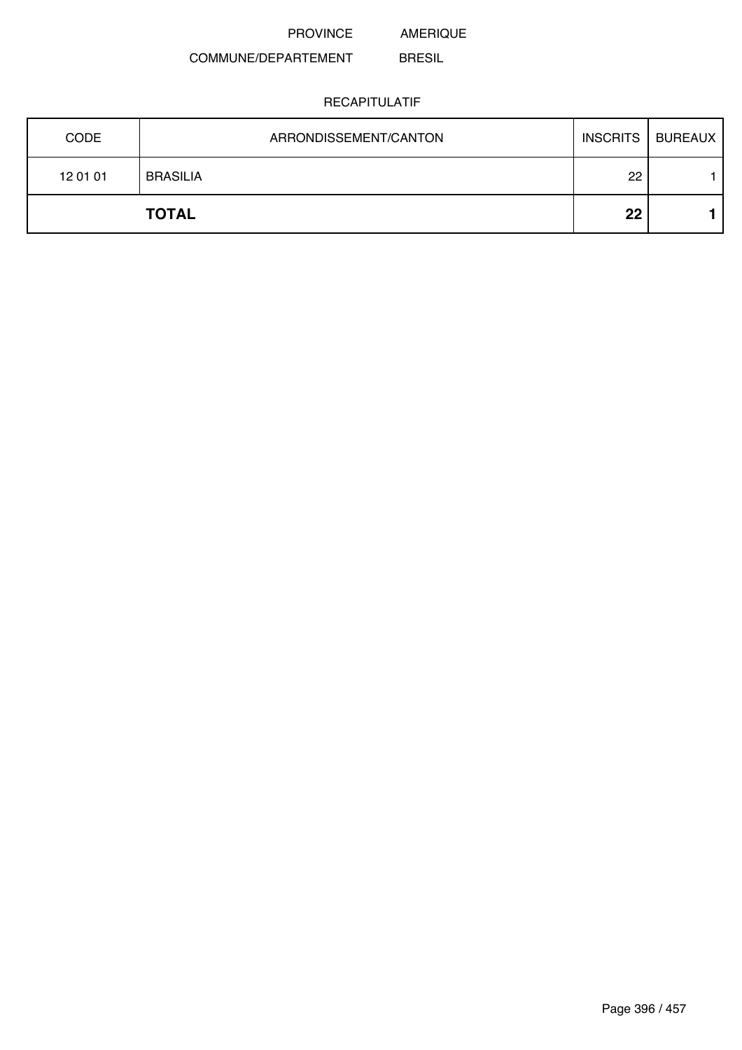PROVINCE AMERIQUE

COMMUNE/DEPARTEMENT BRESIL

RECAPITULATIF

| CODE | ARRONDISSEMENT/CANTON | INSCRITS | BUREAUX |
|---|---|---|---|
| 12 01 01 | BRASILIA | 22 | 1 |
| | **TOTAL** | **22** | **1** |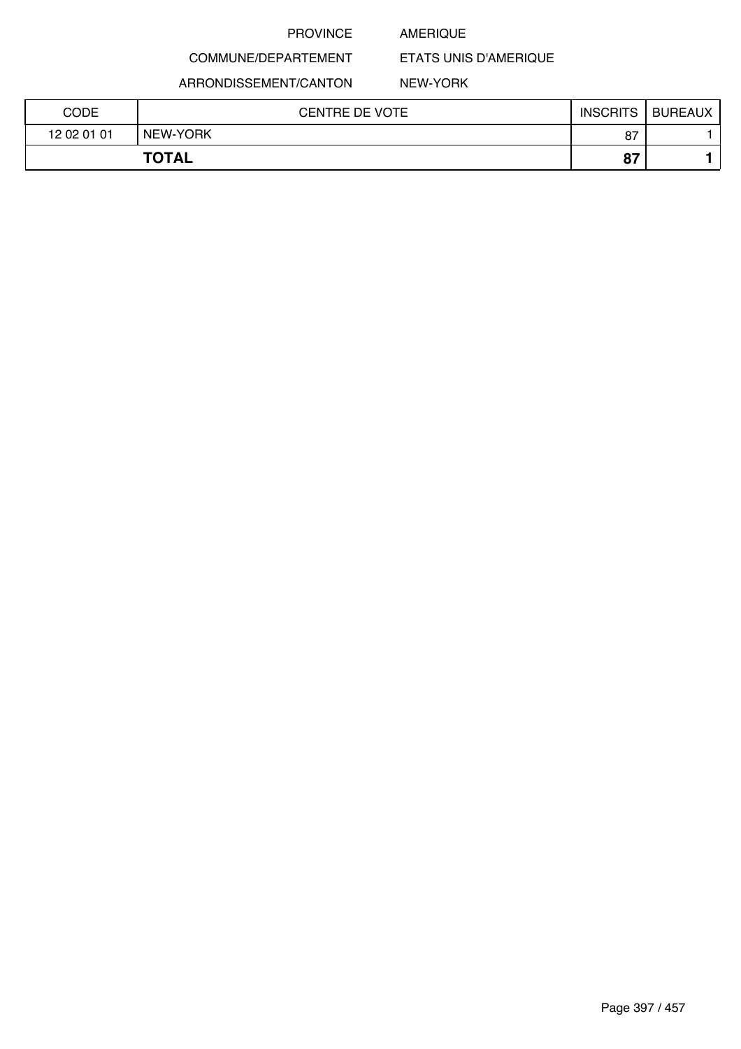PROVINCE AMERIQUE

COMMUNE/DEPARTEMENT ETATS UNIS D'AMERIQUE

ARRONDISSEMENT/CANTON NEW-YORK

| CODE | CENTRE DE VOTE | INSCRITS | BUREAUX |
|---|---|---|---|
| 12 02 01 01 | NEW-YORK | 87 | 1 |
| **TOTAL** | | **87** | **1** |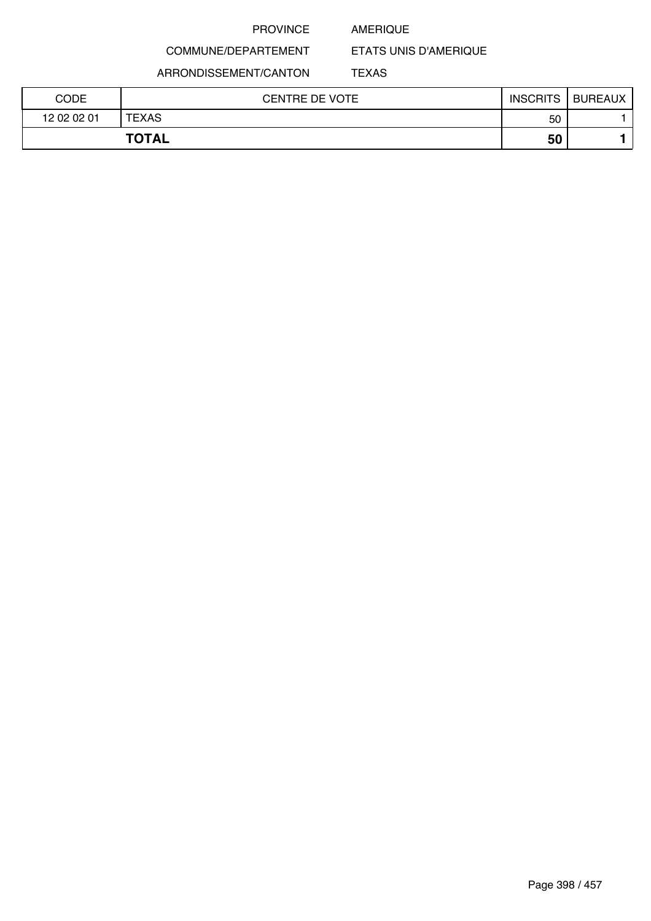PROVINCE AMERIQUE

COMMUNE/DEPARTEMENT ETATS UNIS D'AMERIQUE

ARRONDISSEMENT/CANTON TEXAS

| CODE | CENTRE DE VOTE | INSCRITS | BUREAUX |
|---|---|---|---|
| 12 02 02 01 | TEXAS | 50 | 1 |
| **TOTAL** | | **50** | **1** |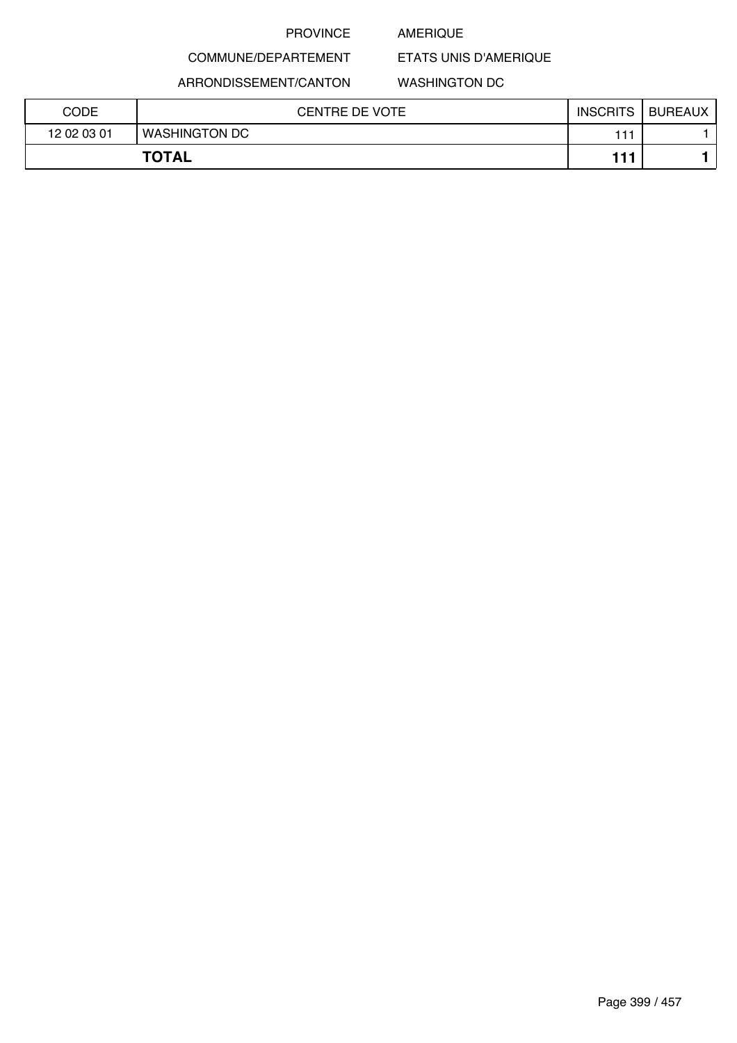PROVINCE AMERIQUE

COMMUNE/DEPARTEMENT ETATS UNIS D'AMERIQUE

ARRONDISSEMENT/CANTON WASHINGTON DC

| CODE | CENTRE DE VOTE | INSCRITS | BUREAUX |
|---|---|---|---|
| 12 02 03 01 | WASHINGTON DC | 111 | 1 |
| **TOTAL** | | **111** | **1** |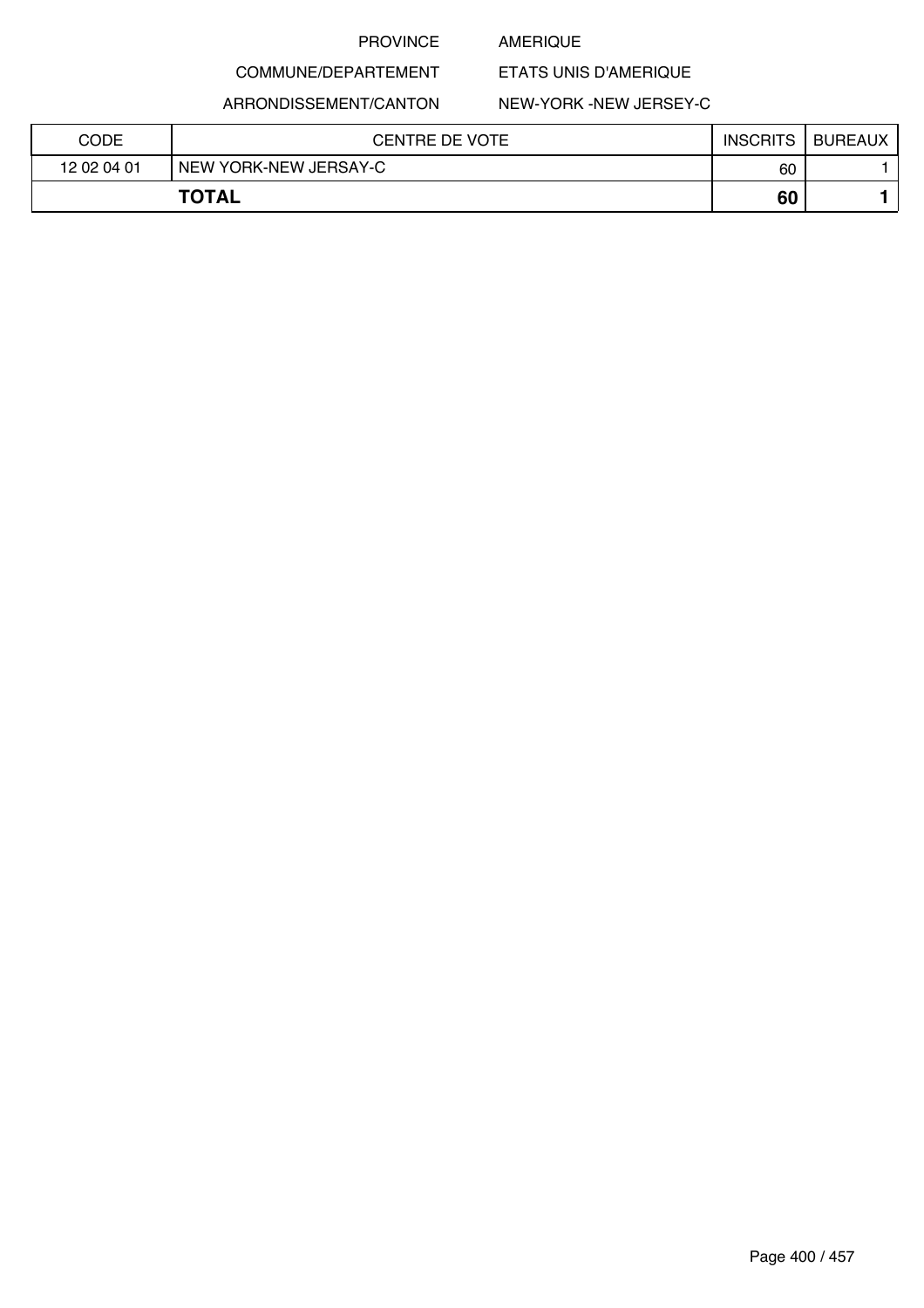PROVINCE AMERIQUE

COMMUNE/DEPARTEMENT ETATS UNIS D'AMERIQUE

ARRONDISSEMENT/CANTON NEW-YORK -NEW JERSEY-C

| CODE | CENTRE DE VOTE | INSCRITS | BUREAUX |
|---|---|---|---|
| 12 02 04 01 | NEW YORK-NEW JERSAY-C | 60 | 1 |
| **TOTAL** | | **60** | **1** |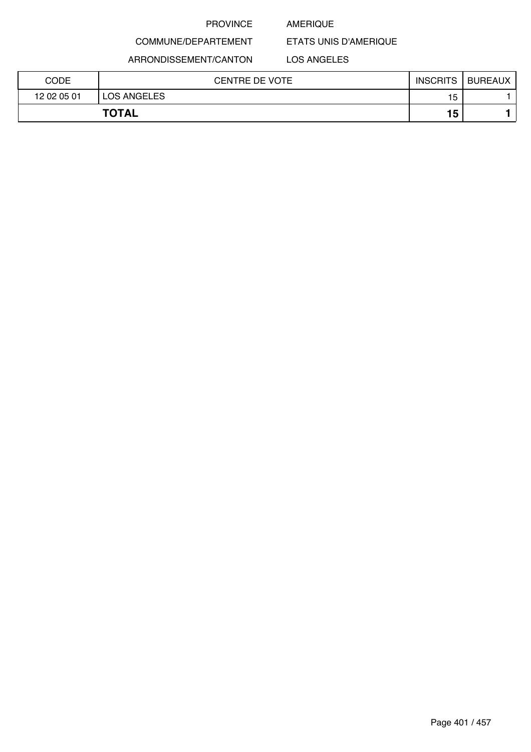PROVINCE AMERIQUE

COMMUNE/DEPARTEMENT ETATS UNIS D'AMERIQUE

ARRONDISSEMENT/CANTON LOS ANGELES

| CODE | CENTRE DE VOTE | INSCRITS | BUREAUX |
|---|---|---|---|
| 12 02 05 01 | LOS ANGELES | 15 | 1 |
| **TOTAL** | | **15** | **1** |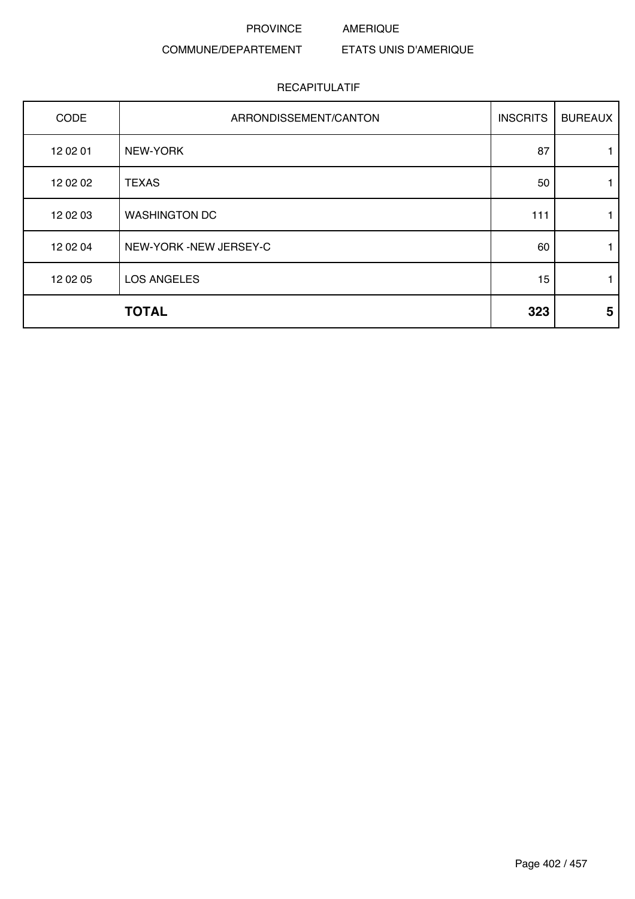PROVINCE AMERIQUE

COMMUNE/DEPARTEMENT ETATS UNIS D'AMERIQUE

RECAPITULATIF

| CODE | ARRONDISSEMENT/CANTON | INSCRITS | BUREAUX |
|---|---|---|---|
| 12 02 01 | NEW-YORK | 87 | 1 |
| 12 02 02 | TEXAS | 50 | 1 |
| 12 02 03 | WASHINGTON DC | 111 | 1 |
| 12 02 04 | NEW-YORK -NEW JERSEY-C | 60 | 1 |
| 12 02 05 | LOS ANGELES | 15 | 1 |
| | **TOTAL** | **323** | **5** |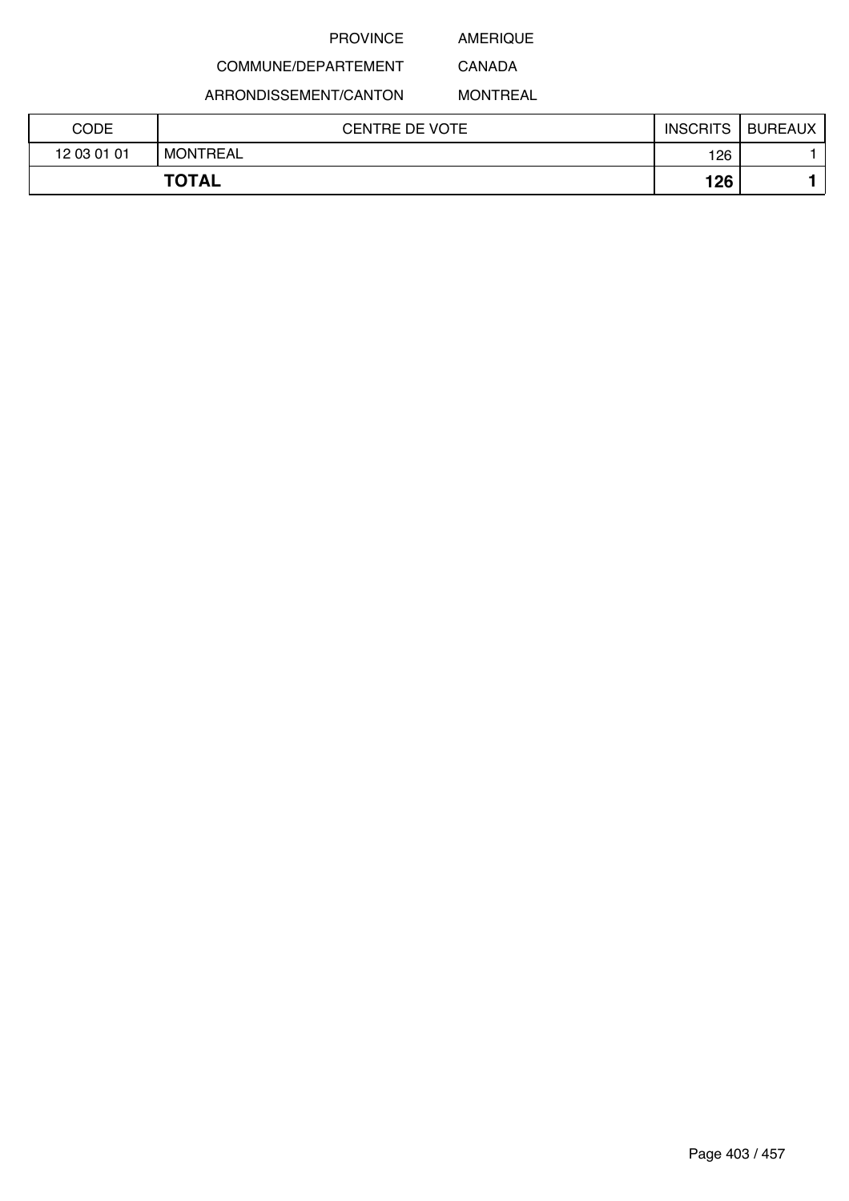PROVINCE AMERIQUE

COMMUNE/DEPARTEMENT CANADA

ARRONDISSEMENT/CANTON MONTREAL

| CODE | CENTRE DE VOTE | INSCRITS | BUREAUX |
|---|---|---|---|
| 12 03 01 01 | MONTREAL | 126 | 1 |
| **TOTAL** | | **126** | **1** |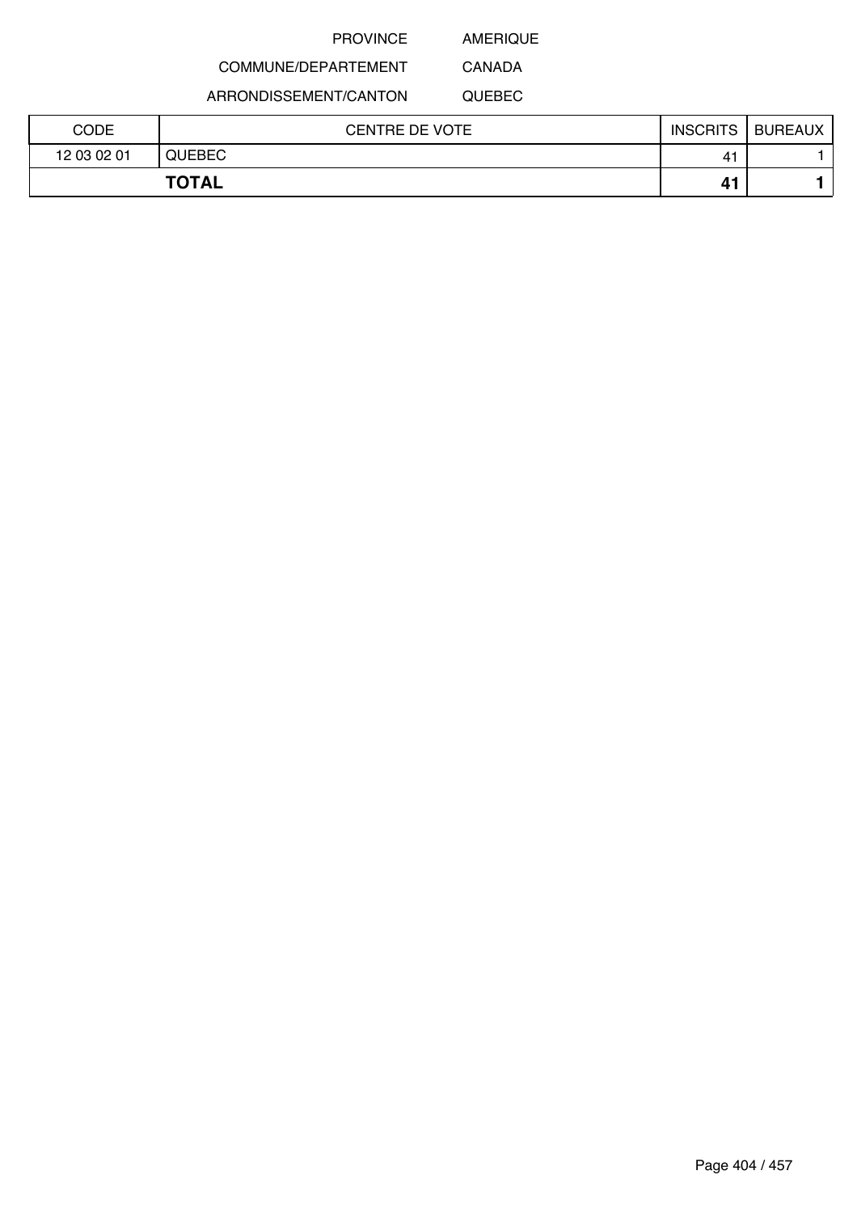PROVINCE AMERIQUE

COMMUNE/DEPARTEMENT CANADA

ARRONDISSEMENT/CANTON QUEBEC

| CODE | CENTRE DE VOTE | INSCRITS | BUREAUX |
|---|---|---|---|
| 12 03 02 01 | QUEBEC | 41 | 1 |
| **TOTAL** | | **41** | **1** |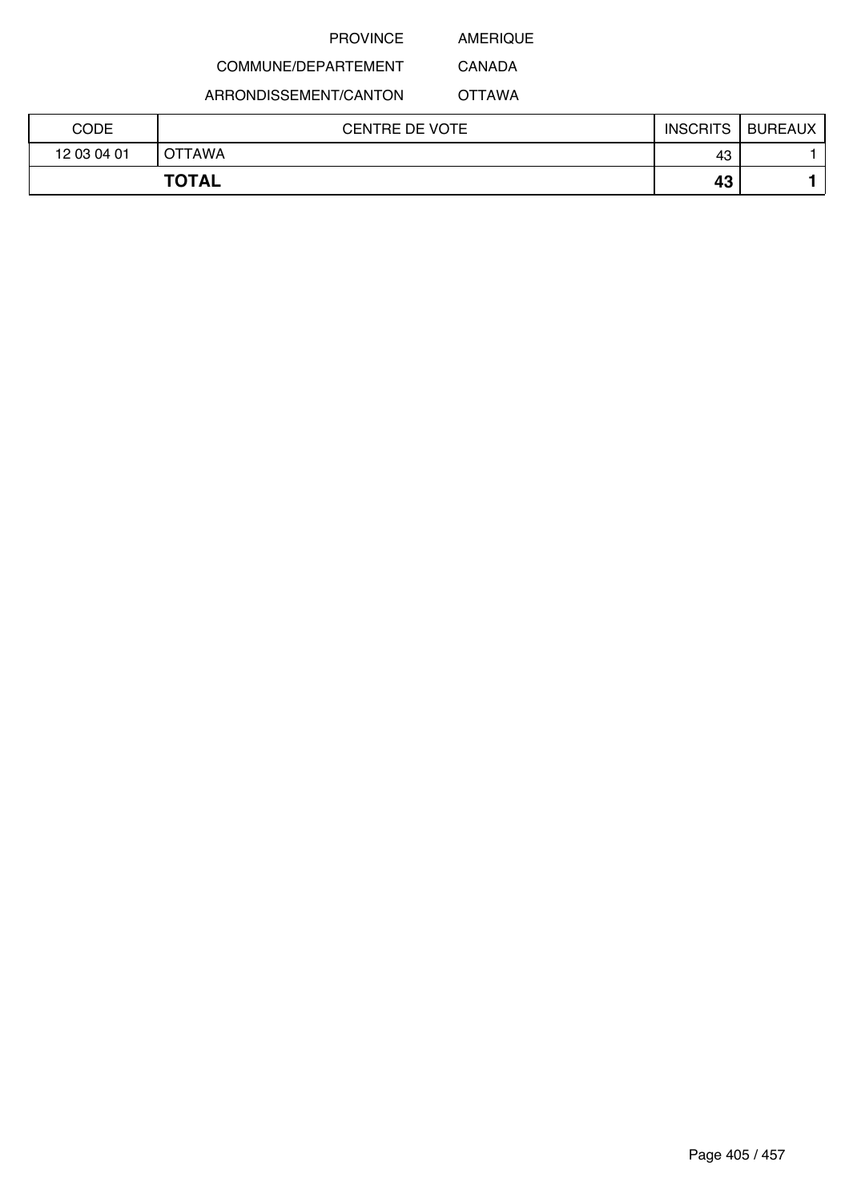PROVINCE AMERIQUE

COMMUNE/DEPARTEMENT CANADA

ARRONDISSEMENT/CANTON OTTAWA

| CODE | CENTRE DE VOTE | INSCRITS | BUREAUX |
|---|---|---|---|
| 12 03 04 01 | OTTAWA | 43 | 1 |
| **TOTAL** | | **43** | **1** |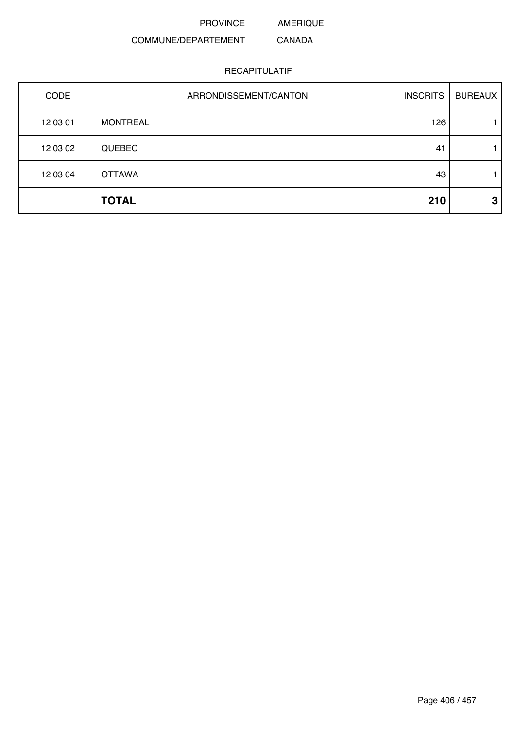PROVINCE AMERIQUE

COMMUNE/DEPARTEMENT CANADA

RECAPITULATIF

| CODE | ARRONDISSEMENT/CANTON | INSCRITS | BUREAUX |
|---|---|---|---|
| 12 03 01 | MONTREAL | 126 | 1 |
| 12 03 02 | QUEBEC | 41 | 1 |
| 12 03 04 | OTTAWA | 43 | 1 |
| | **TOTAL** | **210** | **3** |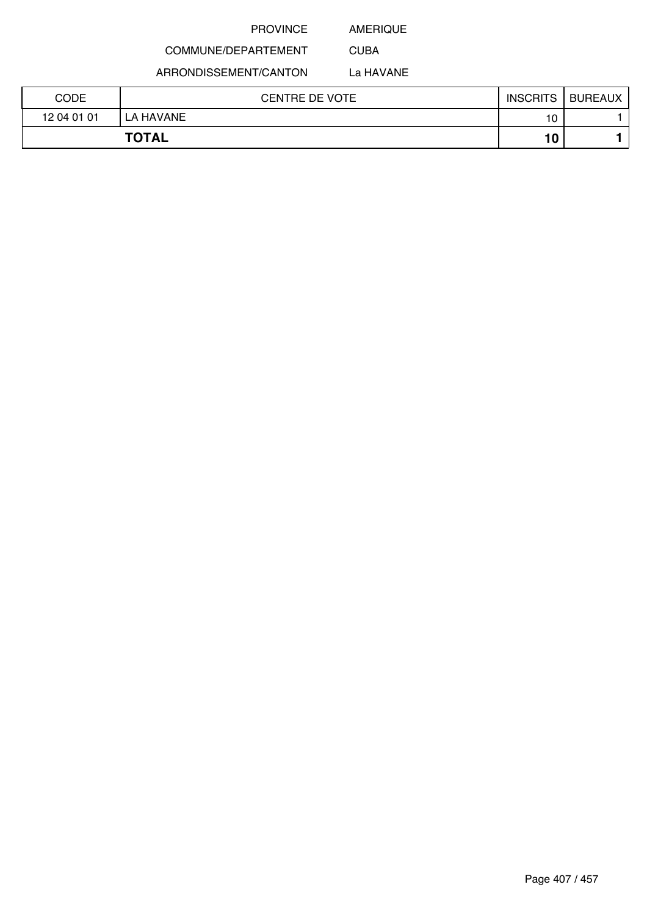PROVINCE AMERIQUE

COMMUNE/DEPARTEMENT CUBA

ARRONDISSEMENT/CANTON La HAVANE

| CODE | CENTRE DE VOTE | INSCRITS | BUREAUX |
|---|---|---|---|
| 12 04 01 01 | LA HAVANE | 10 | 1 |
| **TOTAL** | | **10** | **1** |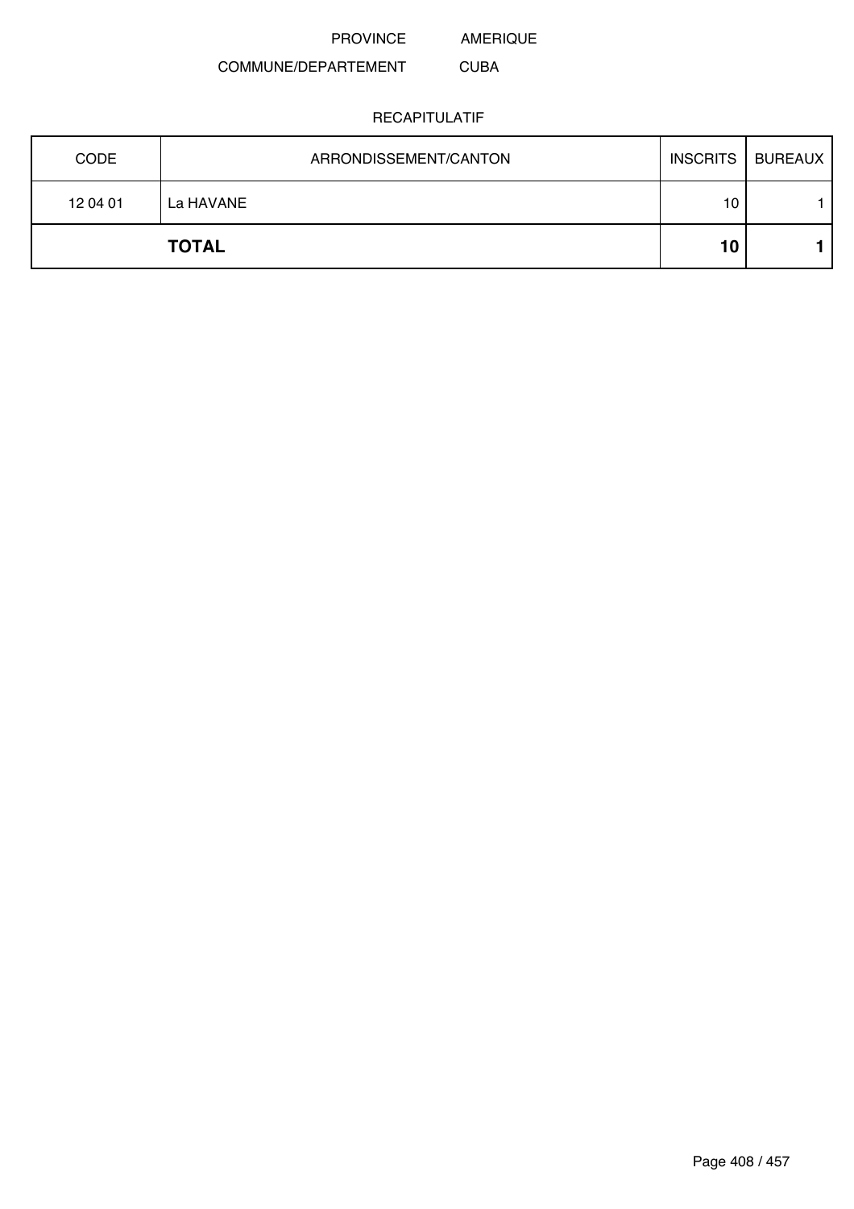PROVINCE AMERIQUE

COMMUNE/DEPARTEMENT CUBA

RECAPITULATIF

| CODE | ARRONDISSEMENT/CANTON | INSCRITS | BUREAUX |
|---|---|---|---|
| 12 04 01 | La HAVANE | 10 | 1 |
| | **TOTAL** | **10** | **1** |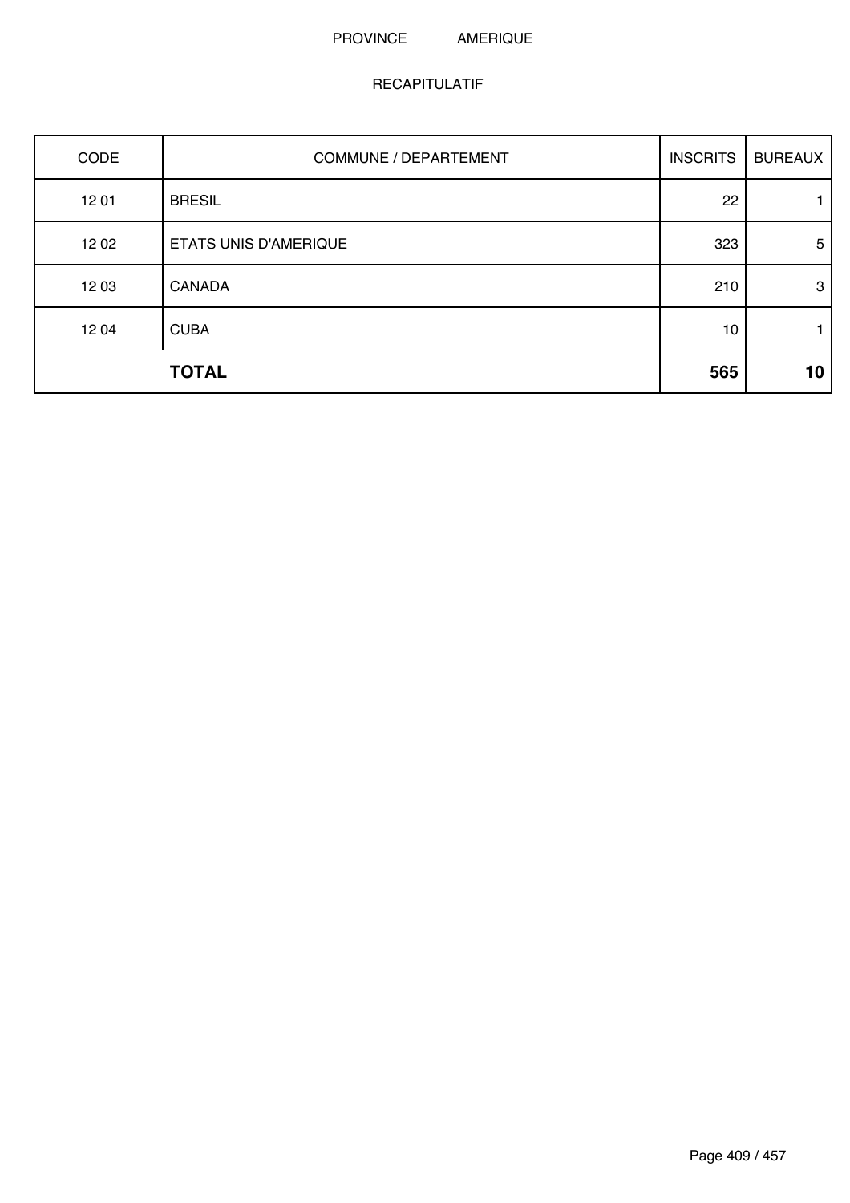PROVINCE AMERIQUE

RECAPITULATIF

| CODE | COMMUNE / DEPARTEMENT | INSCRITS | BUREAUX |
|---|---|---|---|
| 12 01 | BRESIL | 22 | 1 |
| 12 02 | ETATS UNIS D'AMERIQUE | 323 | 5 |
| 12 03 | CANADA | 210 | 3 |
| 12 04 | CUBA | 10 | 1 |
| | **TOTAL** | **565** | **10** |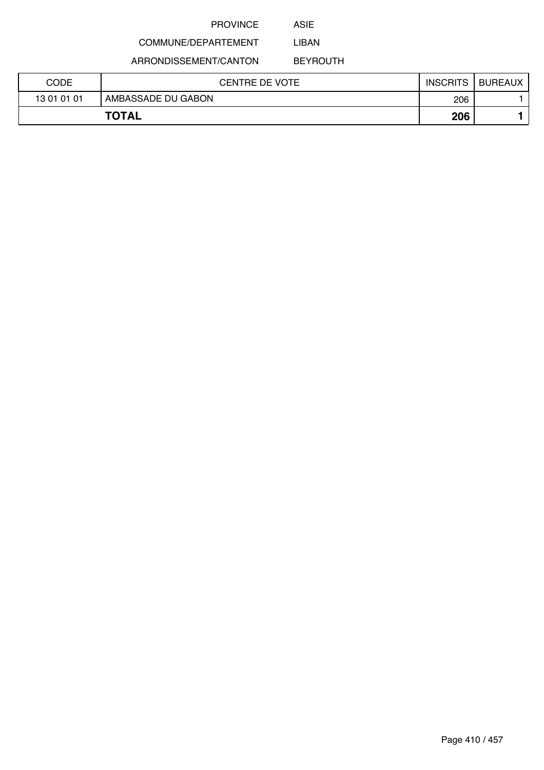PROVINCE ASIE

COMMUNE/DEPARTEMENT LIBAN

ARRONDISSEMENT/CANTON BEYROUTH

| CODE | CENTRE DE VOTE | INSCRITS | BUREAUX |
|---|---|---|---|
| 13 01 01 01 | AMBASSADE DU GABON | 206 | 1 |
| **TOTAL** | | **206** | **1** |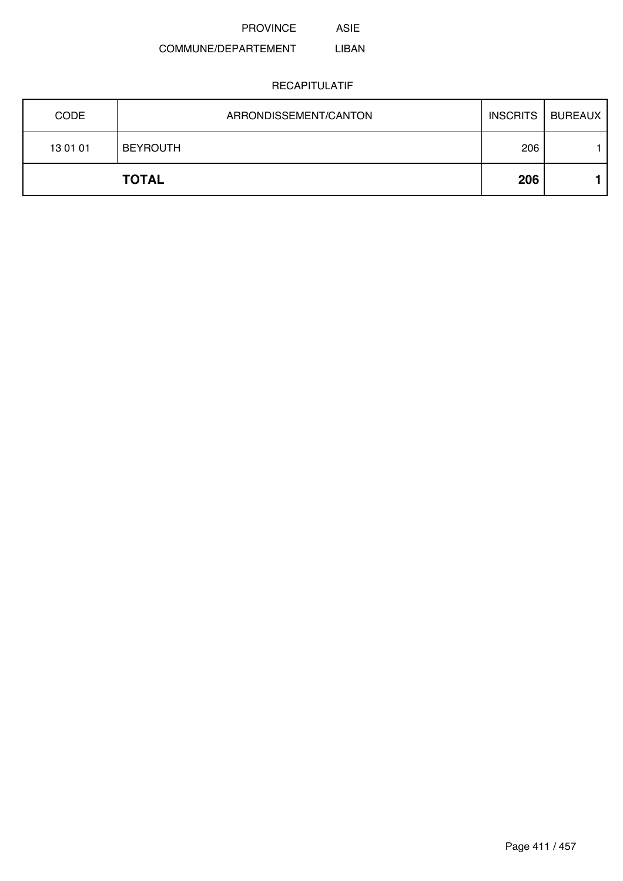PROVINCE ASIE

COMMUNE/DEPARTEMENT LIBAN

RECAPITULATIF

| CODE | ARRONDISSEMENT/CANTON | INSCRITS | BUREAUX |
|---|---|---|---|
| 13 01 01 | BEYROUTH | 206 | 1 |
| | **TOTAL** | **206** | **1** |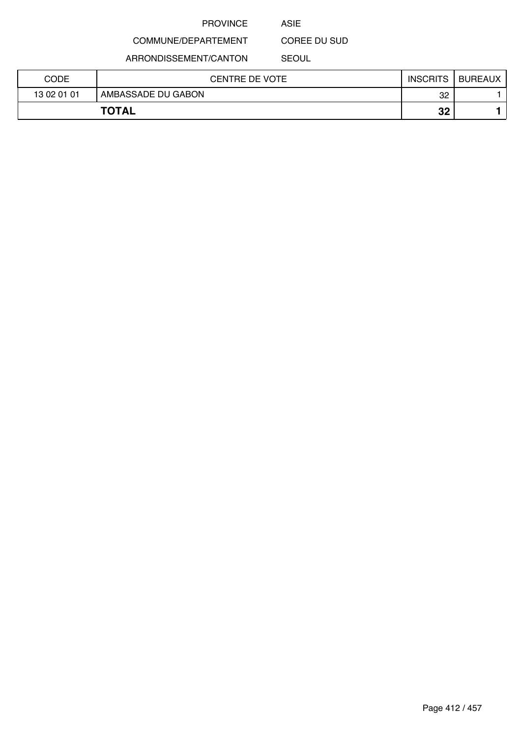PROVINCE ASIE

COMMUNE/DEPARTEMENT COREE DU SUD

ARRONDISSEMENT/CANTON SEOUL

| CODE | CENTRE DE VOTE | INSCRITS | BUREAUX |
|---|---|---|---|
| 13 02 01 01 | AMBASSADE DU GABON | 32 | 1 |
| **TOTAL** | | **32** | **1** |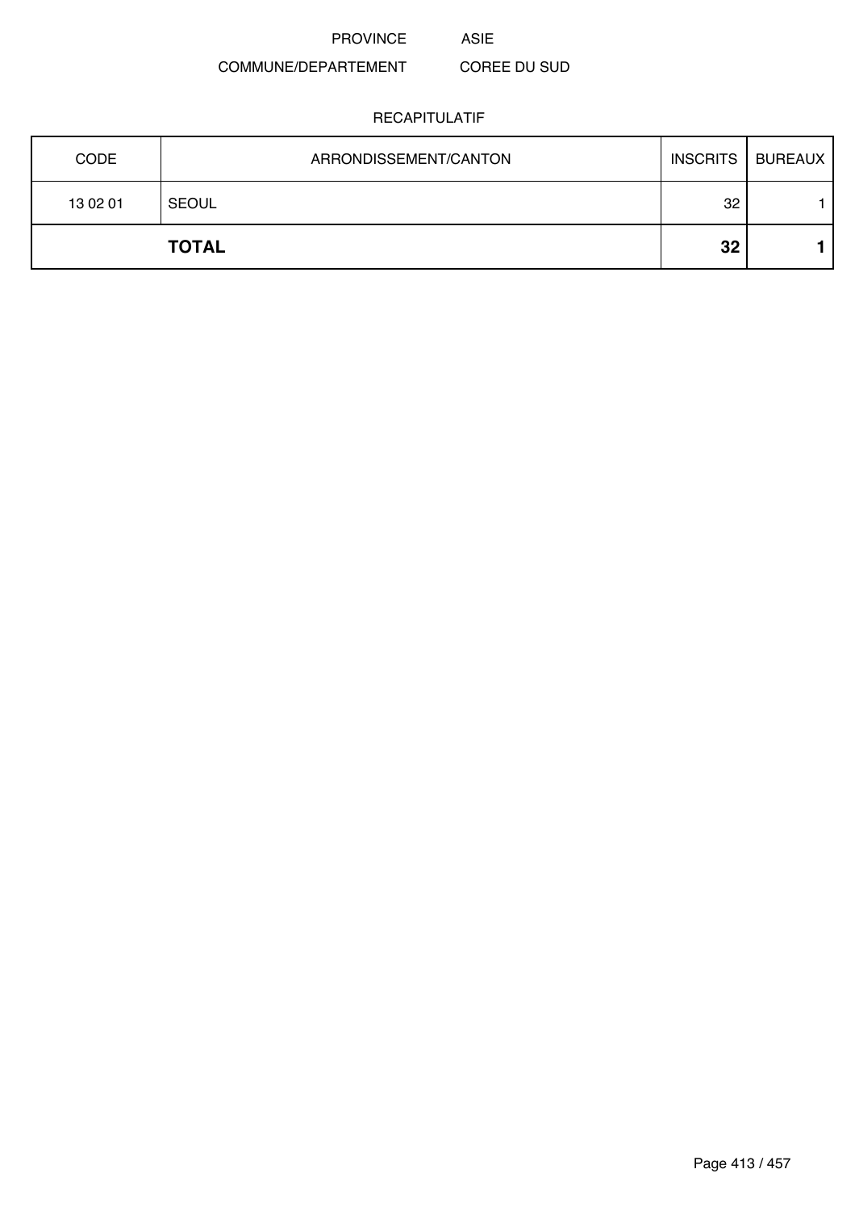PROVINCE ASIE

COMMUNE/DEPARTEMENT COREE DU SUD

RECAPITULATIF

| CODE | ARRONDISSEMENT/CANTON | INSCRITS | BUREAUX |
|---|---|---|---|
| 13 02 01 | SEOUL | 32 | 1 |
| | **TOTAL** | **32** | **1** |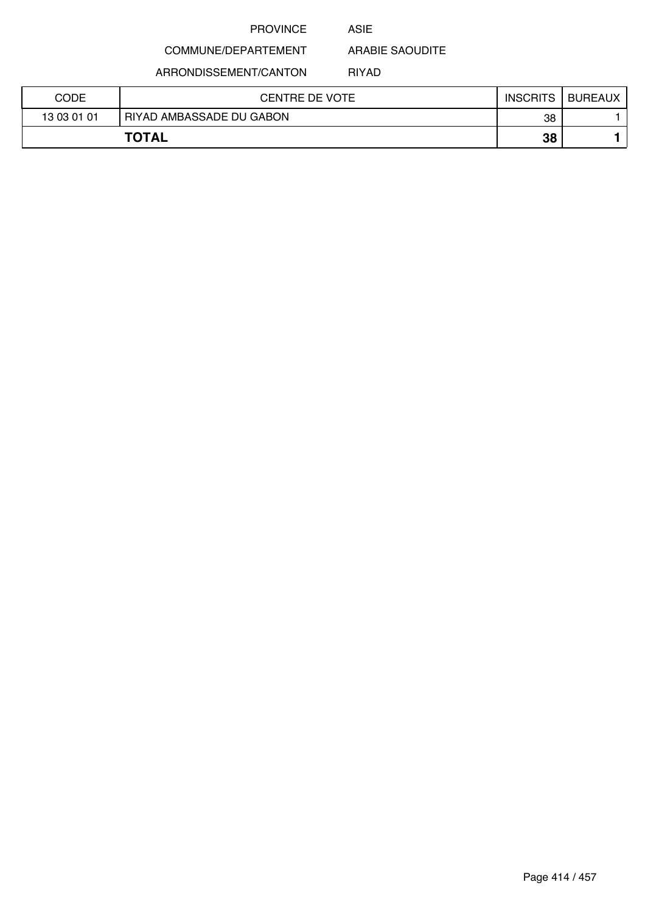PROVINCE ASIE

COMMUNE/DEPARTEMENT ARABIE SAOUDITE

ARRONDISSEMENT/CANTON RIYAD

| CODE | CENTRE DE VOTE | INSCRITS | BUREAUX |
|---|---|---|---|
| 13 03 01 01 | RIYAD AMBASSADE DU GABON | 38 | 1 |
| **TOTAL** | | **38** | **1** |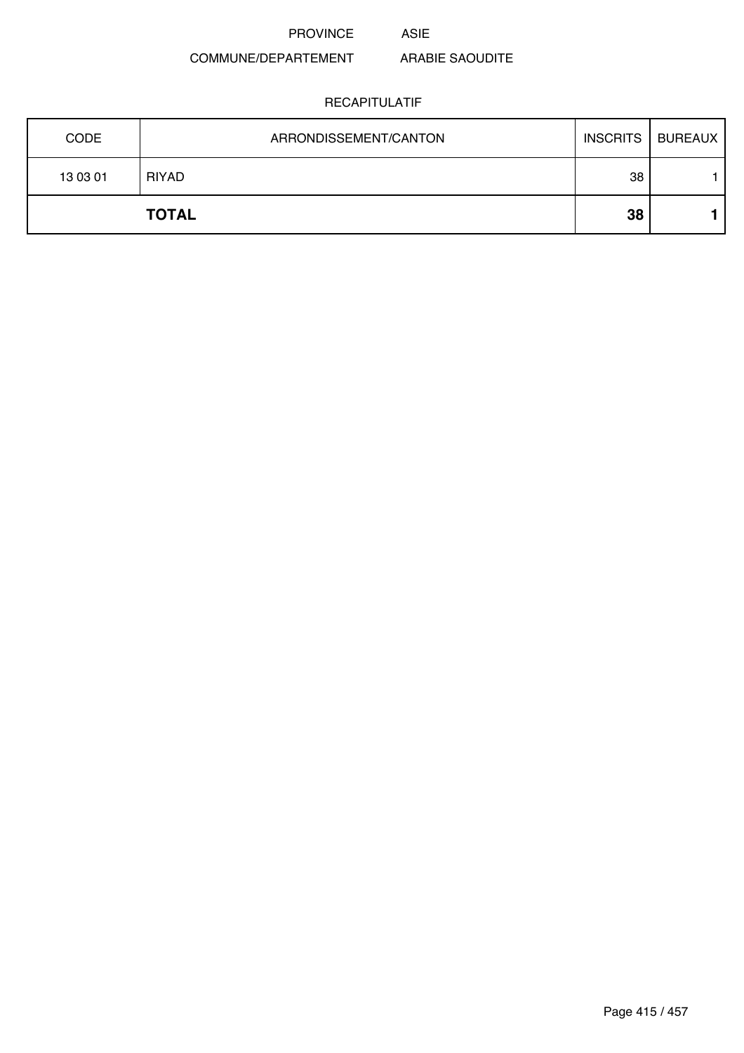PROVINCE ASIE

COMMUNE/DEPARTEMENT ARABIE SAOUDITE

RECAPITULATIF

| CODE | ARRONDISSEMENT/CANTON | INSCRITS | BUREAUX |
|---|---|---|---|
| 13 03 01 | RIYAD | 38 | 1 |
| | **TOTAL** | **38** | **1** |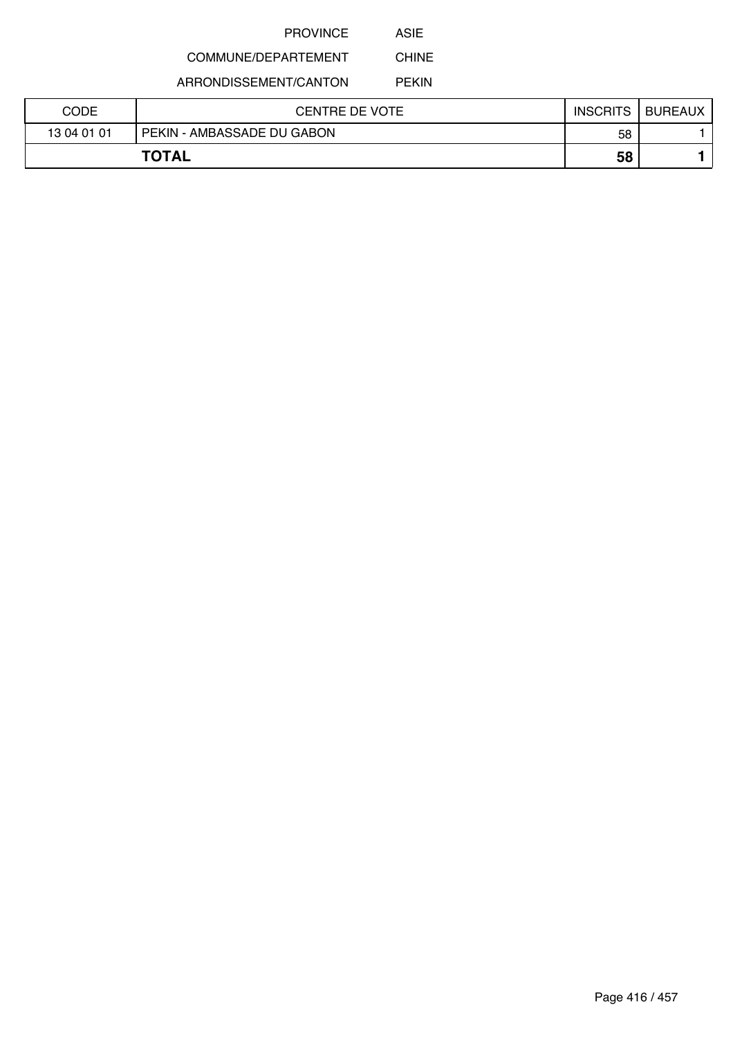PROVINCE ASIE

COMMUNE/DEPARTEMENT CHINE

ARRONDISSEMENT/CANTON PEKIN

| CODE | CENTRE DE VOTE | INSCRITS | BUREAUX |
|---|---|---|---|
| 13 04 01 01 | PEKIN - AMBASSADE DU GABON | 58 | 1 |
| **TOTAL** | | **58** | **1** |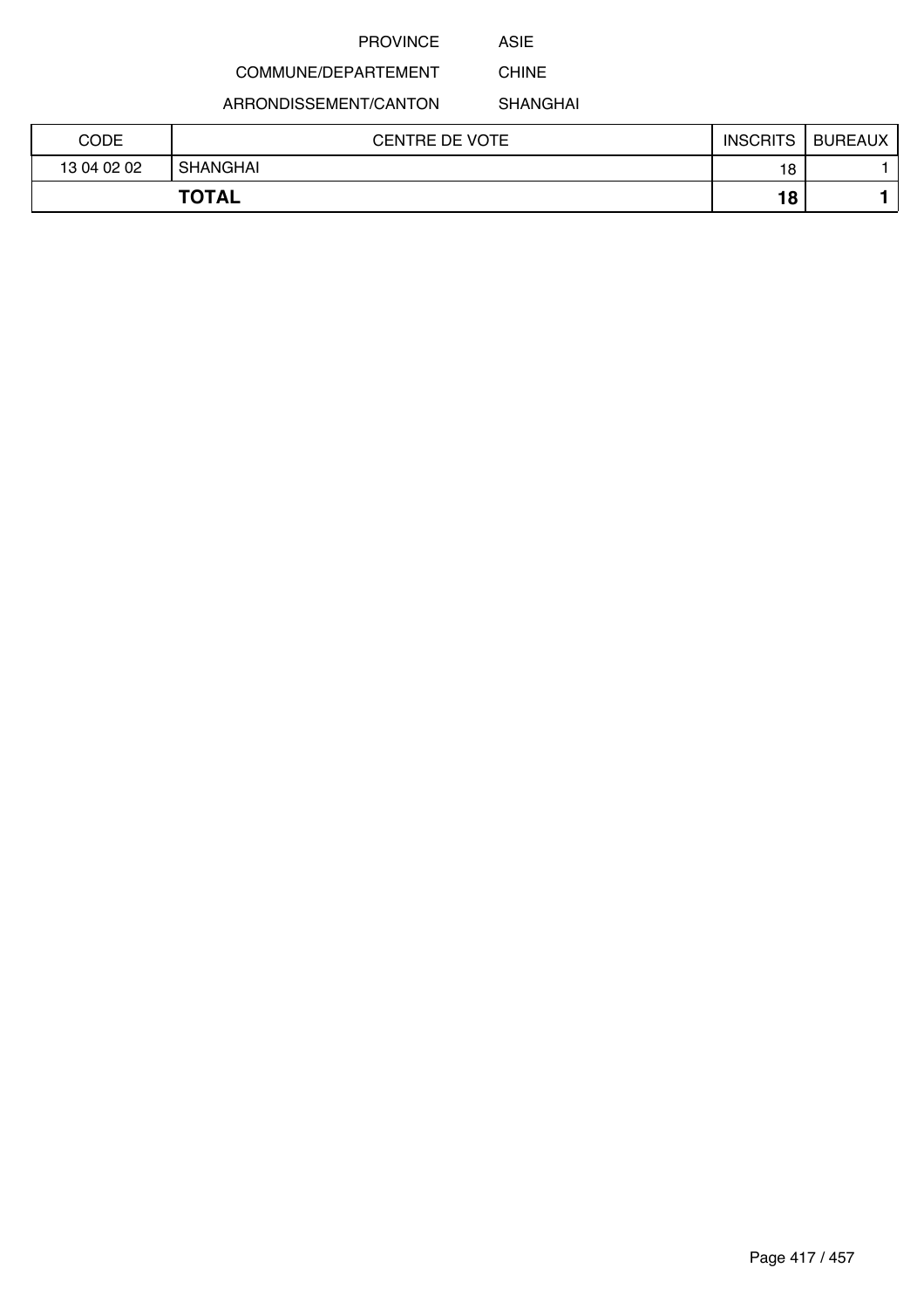PROVINCE ASIE

COMMUNE/DEPARTEMENT CHINE

ARRONDISSEMENT/CANTON SHANGHAI

| CODE | CENTRE DE VOTE | INSCRITS | BUREAUX |
| --- | --- | --- | --- |
| 13 04 02 02 | SHANGHAI | 18 | 1 |
| **TOTAL** | | **18** | **1** |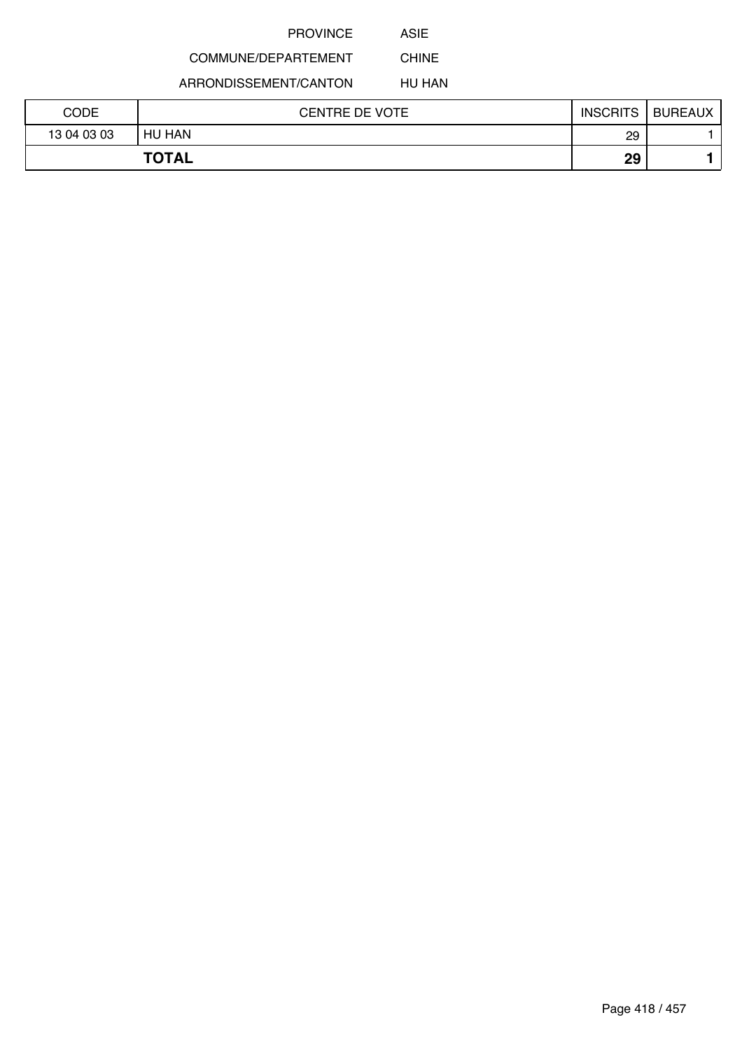PROVINCE ASIE

COMMUNE/DEPARTEMENT CHINE

ARRONDISSEMENT/CANTON HU HAN

| CODE | CENTRE DE VOTE | INSCRITS | BUREAUX |
|---|---|---|---|
| 13 04 03 03 | HU HAN | 29 | 1 |
| **TOTAL** | | **29** | **1** |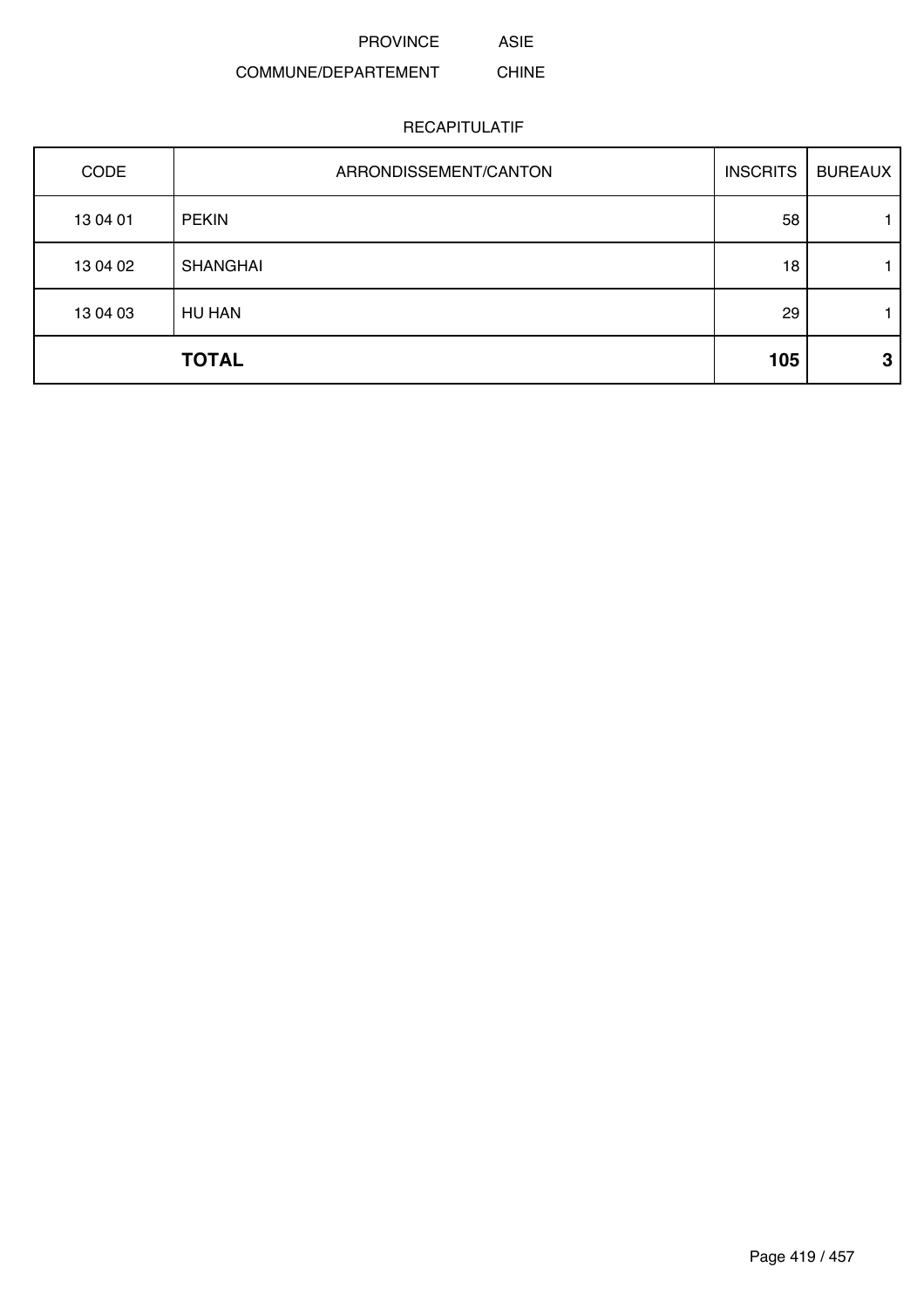PROVINCE ASIE

COMMUNE/DEPARTEMENT CHINE

RECAPITULATIF

| CODE | ARRONDISSEMENT/CANTON | INSCRITS | BUREAUX |
|---|---|---|---|
| 13 04 01 | PEKIN | 58 | 1 |
| 13 04 02 | SHANGHAI | 18 | 1 |
| 13 04 03 | HU HAN | 29 | 1 |
| | **TOTAL** | **105** | **3** |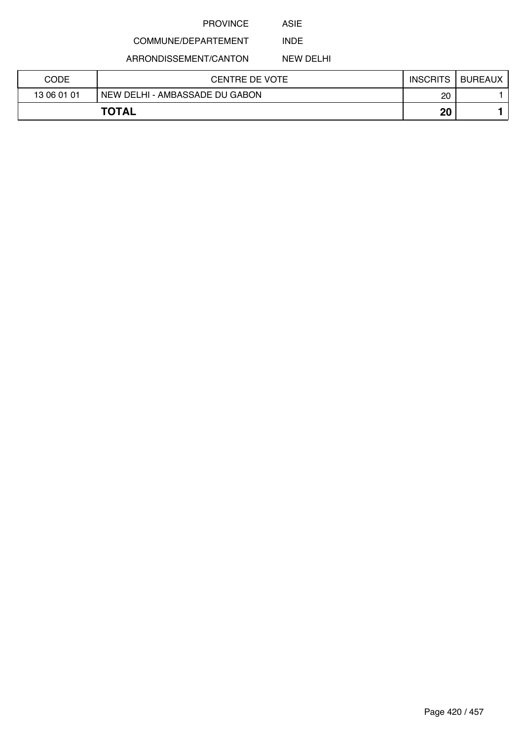PROVINCE ASIE

COMMUNE/DEPARTEMENT INDE

ARRONDISSEMENT/CANTON NEW DELHI

| CODE | CENTRE DE VOTE | INSCRITS | BUREAUX |
|---|---|---|---|
| 13 06 01 01 | NEW DELHI - AMBASSADE DU GABON | 20 | 1 |
| **TOTAL** | | **20** | **1** |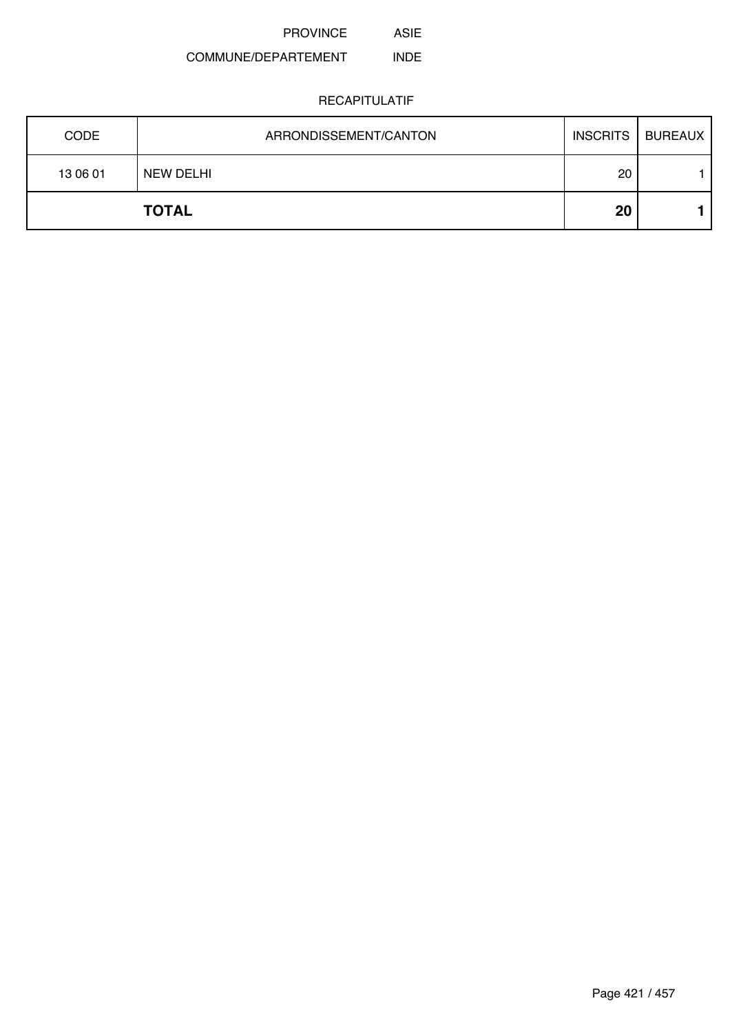PROVINCE ASIE

COMMUNE/DEPARTEMENT INDE

RECAPITULATIF

| CODE | ARRONDISSEMENT/CANTON | INSCRITS | BUREAUX |
|---|---|---|---|
| 13 06 01 | NEW DELHI | 20 | 1 |
| | **TOTAL** | **20** | **1** |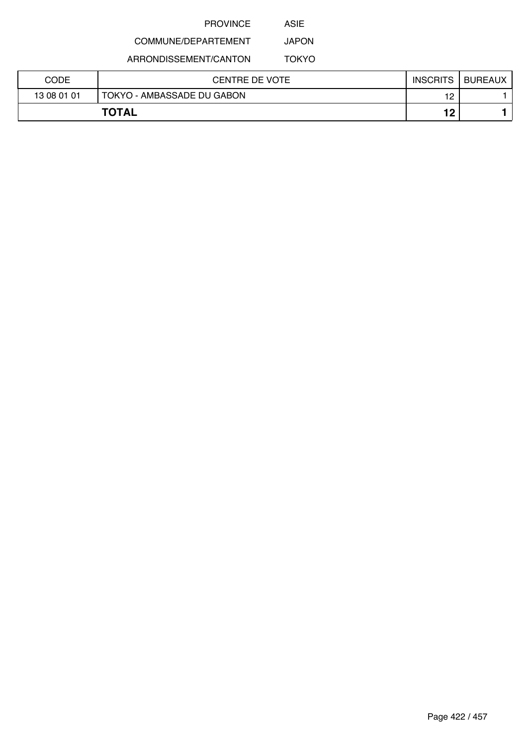PROVINCE ASIE

COMMUNE/DEPARTEMENT JAPON

ARRONDISSEMENT/CANTON TOKYO

| CODE | CENTRE DE VOTE | INSCRITS | BUREAUX |
|---|---|---|---|
| 13 08 01 01 | TOKYO - AMBASSADE DU GABON | 12 | 1 |
| **TOTAL** | | **12** | **1** |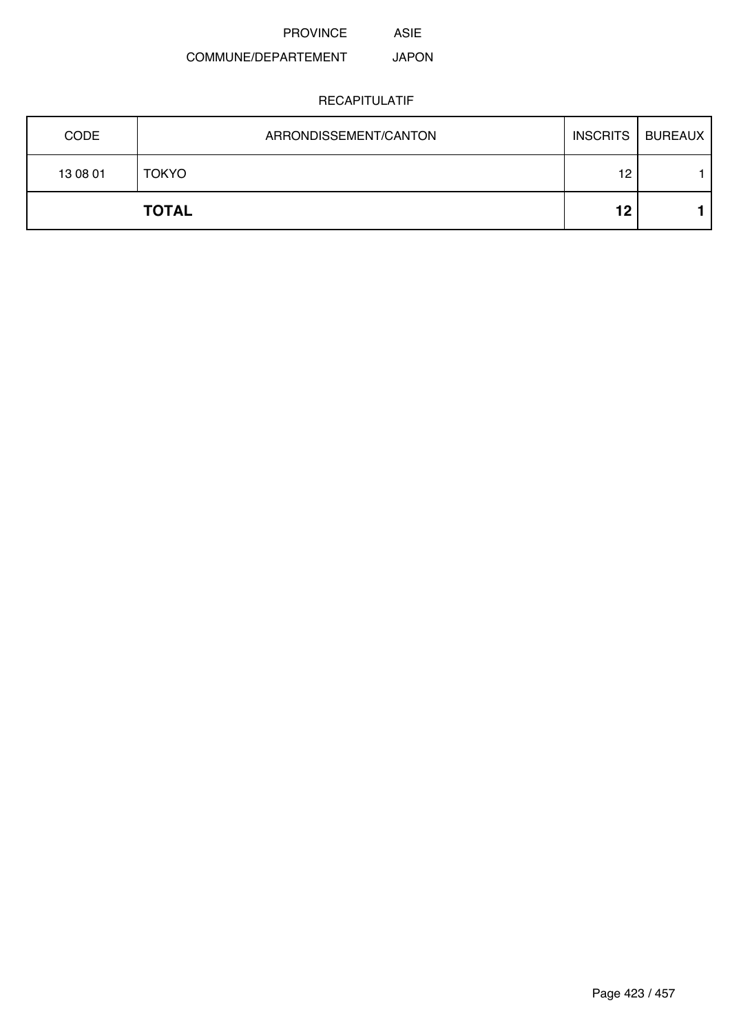PROVINCE ASIE

COMMUNE/DEPARTEMENT JAPON

RECAPITULATIF

| CODE | ARRONDISSEMENT/CANTON | INSCRITS | BUREAUX |
|---|---|---|---|
| 13 08 01 | TOKYO | 12 | 1 |
| | **TOTAL** | **12** | **1** |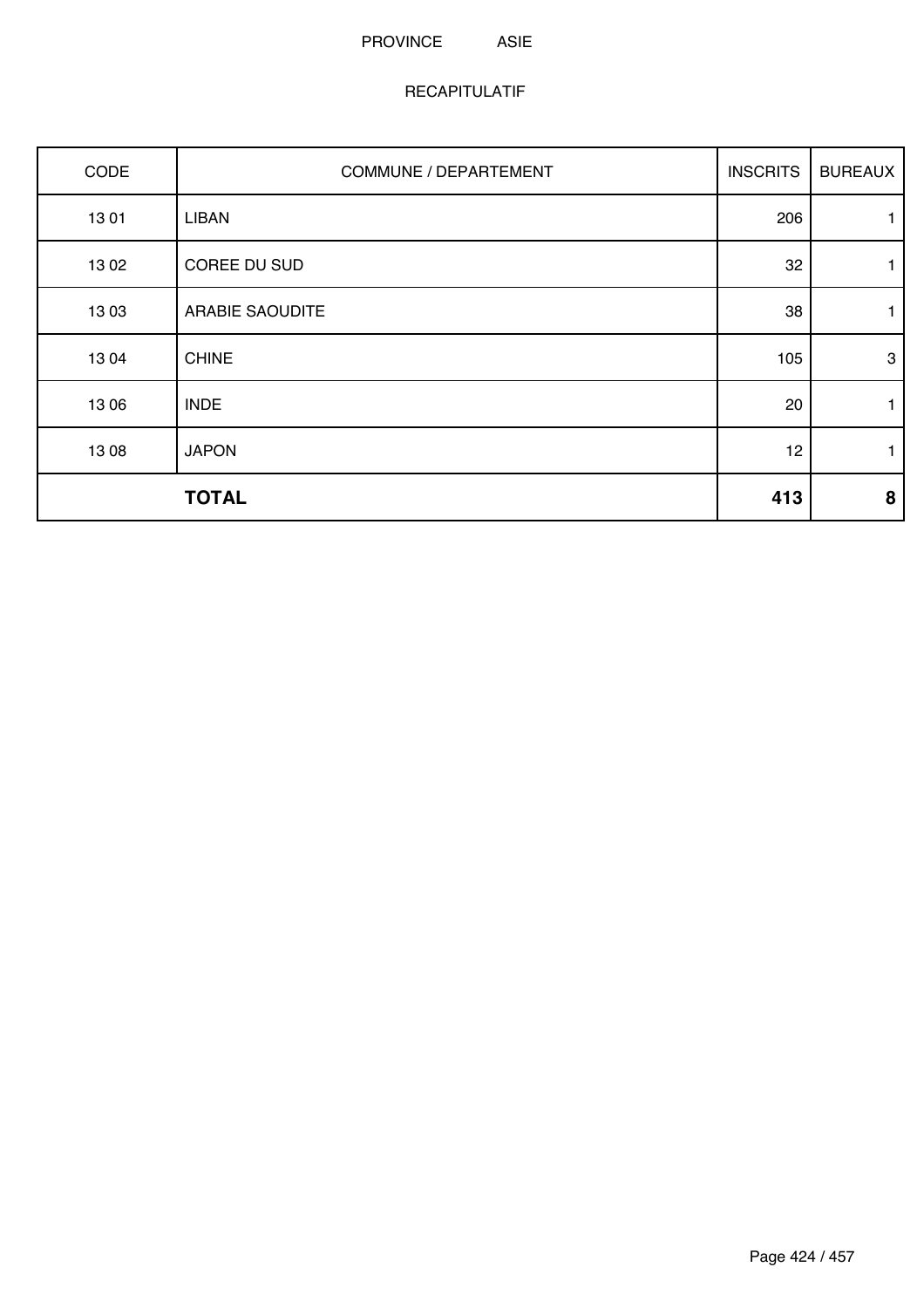PROVINCE ASIE

RECAPITULATIF

| CODE | COMMUNE / DEPARTEMENT | INSCRITS | BUREAUX |
|---|---|---|---|
| 13 01 | LIBAN | 206 | 1 |
| 13 02 | COREE DU SUD | 32 | 1 |
| 13 03 | ARABIE SAOUDITE | 38 | 1 |
| 13 04 | CHINE | 105 | 3 |
| 13 06 | INDE | 20 | 1 |
| 13 08 | JAPON | 12 | 1 |
| | **TOTAL** | **413** | **8** |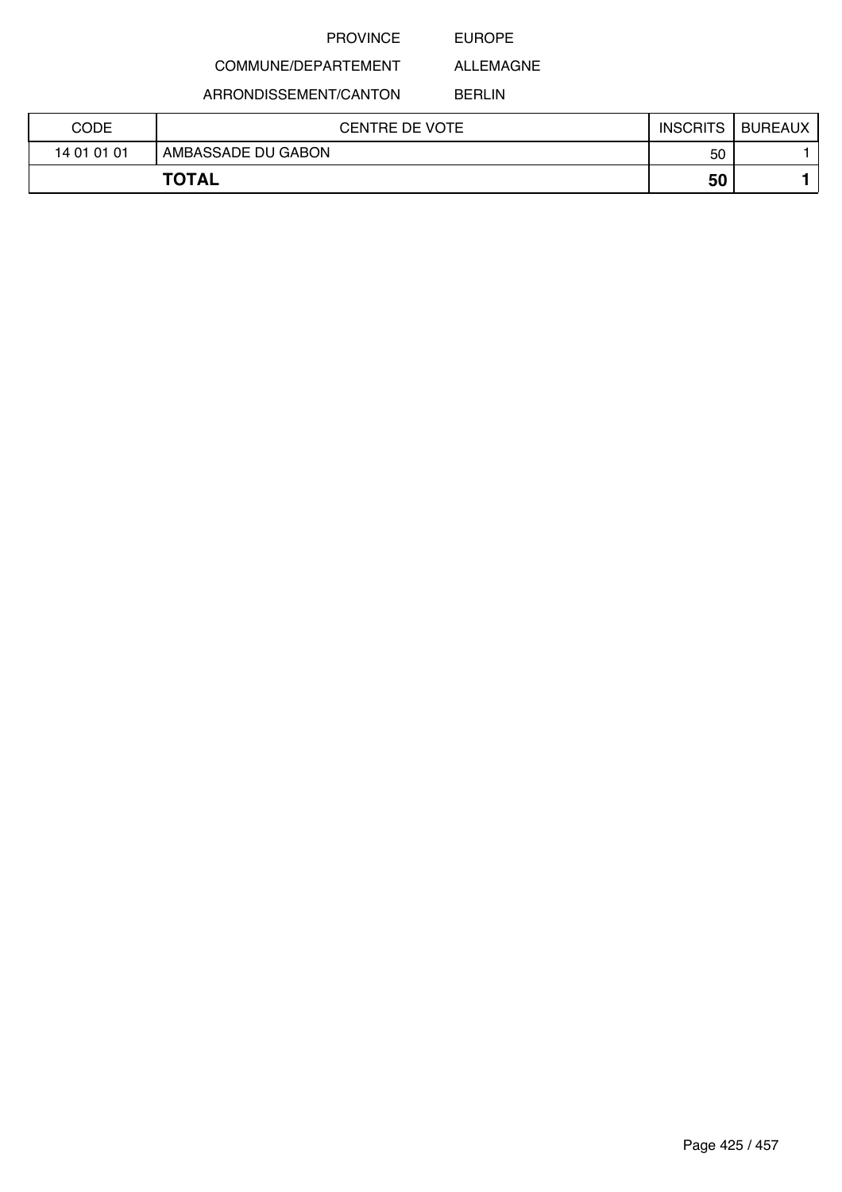PROVINCE EUROPE

COMMUNE/DEPARTEMENT ALLEMAGNE

ARRONDISSEMENT/CANTON BERLIN

| CODE | CENTRE DE VOTE | INSCRITS | BUREAUX |
|---|---|---|---|
| 14 01 01 01 | AMBASSADE DU GABON | 50 | 1 |
| **TOTAL** | | **50** | **1** |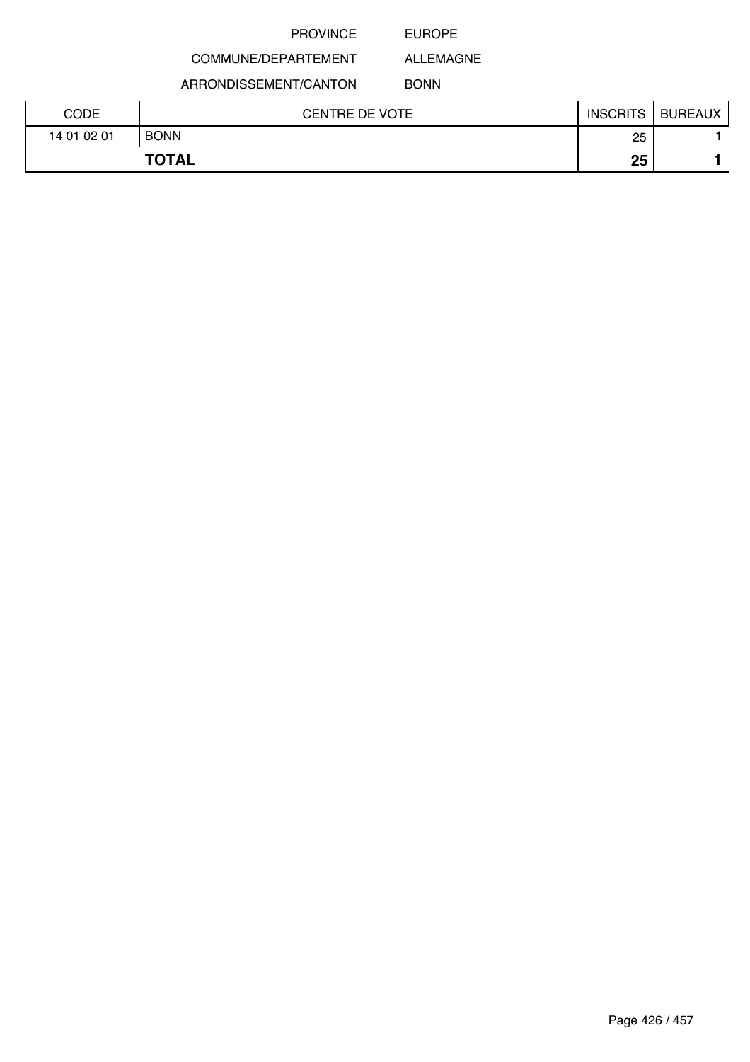PROVINCE EUROPE

COMMUNE/DEPARTEMENT ALLEMAGNE

ARRONDISSEMENT/CANTON BONN

| CODE | CENTRE DE VOTE | INSCRITS | BUREAUX |
|---|---|---|---|
| 14 01 02 01 | BONN | 25 | 1 |
| **TOTAL** | | **25** | **1** |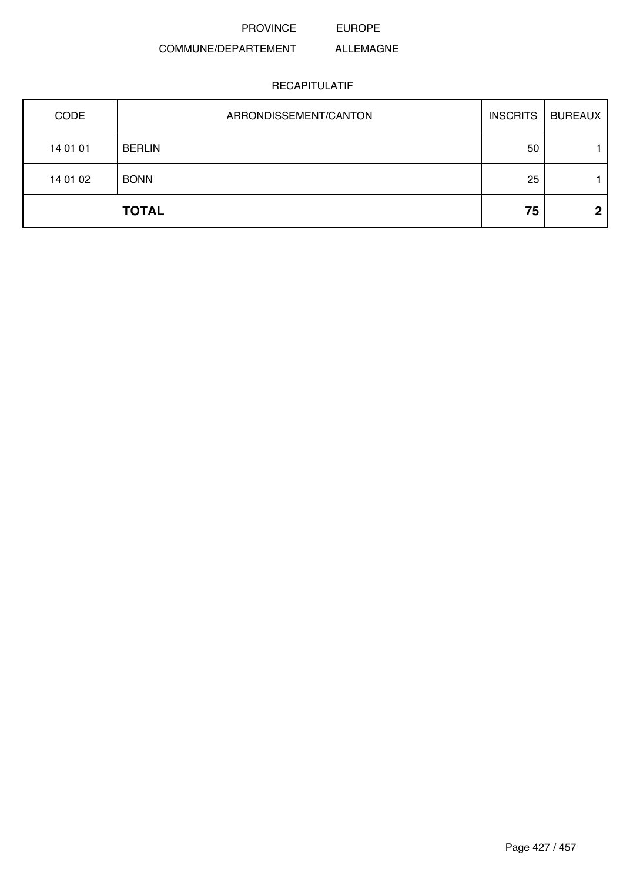PROVINCE EUROPE

COMMUNE/DEPARTEMENT ALLEMAGNE

RECAPITULATIF

| CODE | ARRONDISSEMENT/CANTON | INSCRITS | BUREAUX |
|---|---|---|---|
| 14 01 01 | BERLIN | 50 | 1 |
| 14 01 02 | BONN | 25 | 1 |
| | **TOTAL** | **75** | **2** |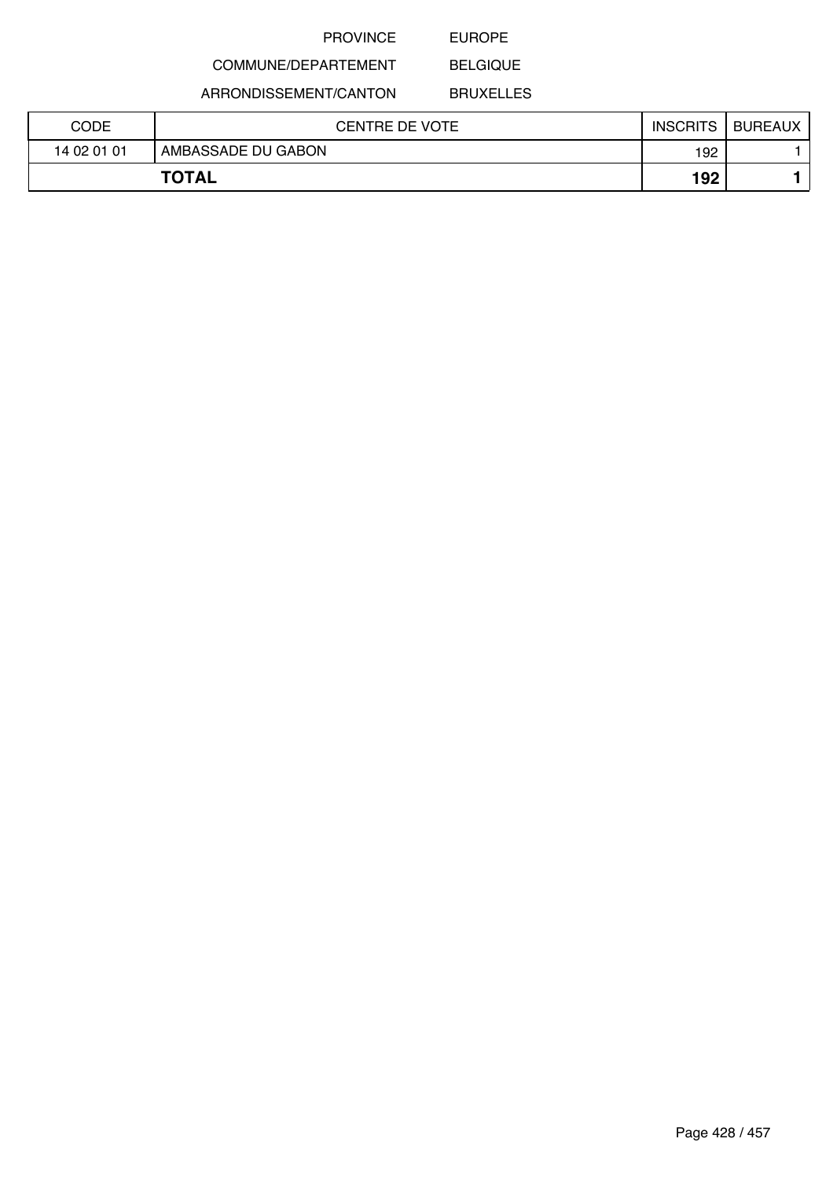PROVINCE EUROPE

COMMUNE/DEPARTEMENT BELGIQUE

ARRONDISSEMENT/CANTON BRUXELLES

| CODE | CENTRE DE VOTE | INSCRITS | BUREAUX |
|---|---|---|---|
| 14 02 01 01 | AMBASSADE DU GABON | 192 | 1 |
| **TOTAL** | | **192** | **1** |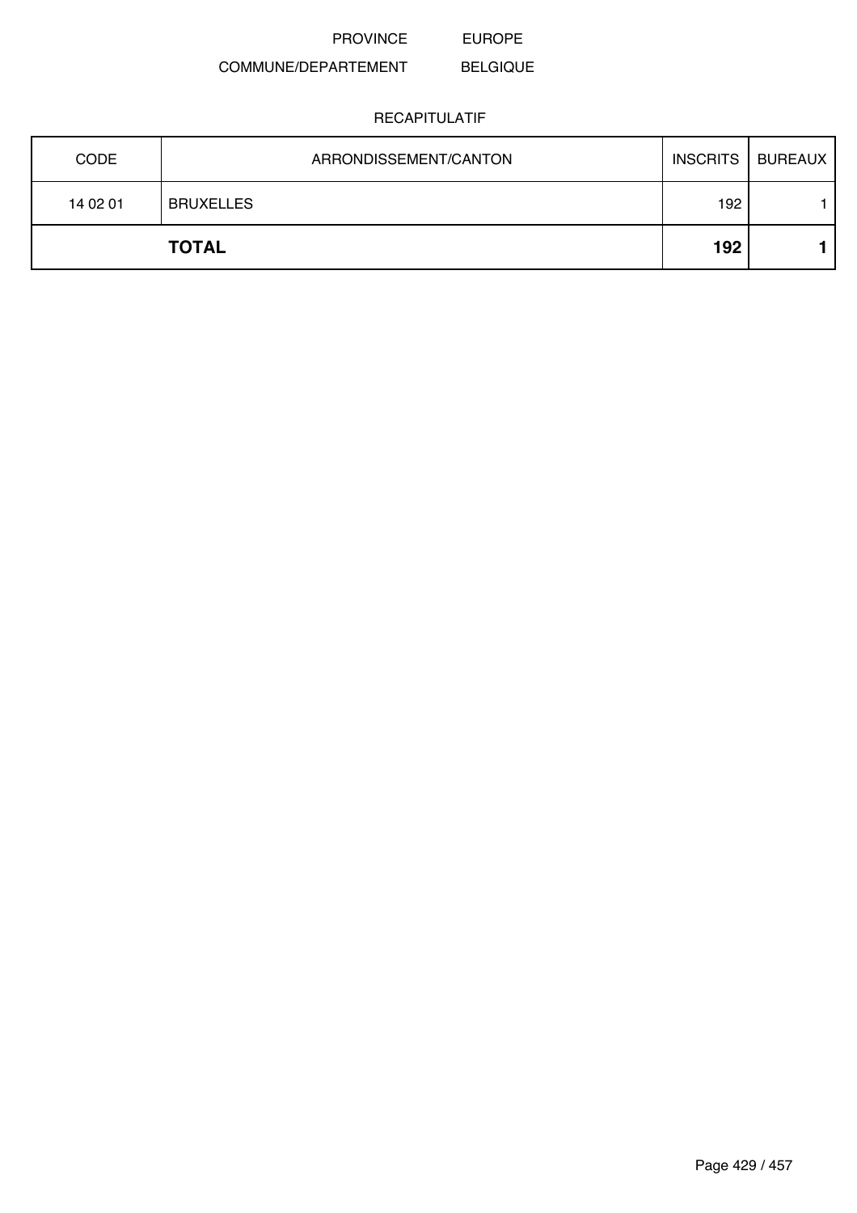PROVINCE EUROPE

COMMUNE/DEPARTEMENT BELGIQUE

RECAPITULATIF

| CODE | ARRONDISSEMENT/CANTON | INSCRITS | BUREAUX |
|---|---|---|---|
| 14 02 01 | BRUXELLES | 192 | 1 |
| | **TOTAL** | **192** | **1** |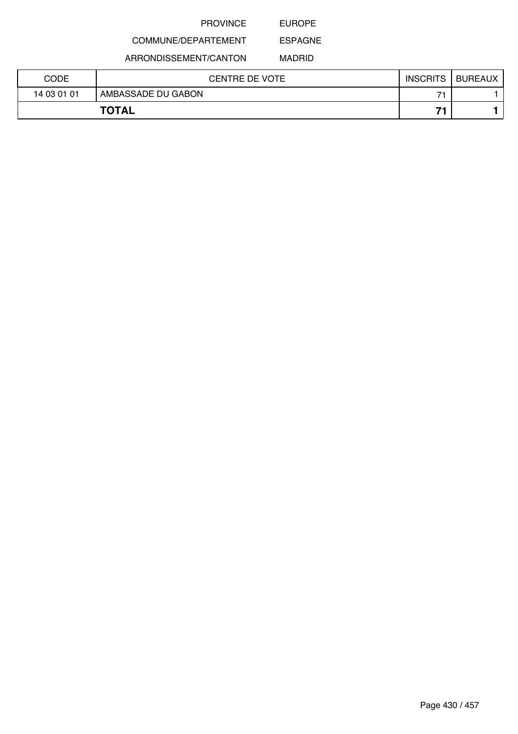PROVINCE EUROPE

COMMUNE/DEPARTEMENT ESPAGNE

ARRONDISSEMENT/CANTON MADRID

| CODE | CENTRE DE VOTE | INSCRITS | BUREAUX |
|---|---|---|---|
| 14 03 01 01 | AMBASSADE DU GABON | 71 | 1 |
| **TOTAL** | | **71** | **1** |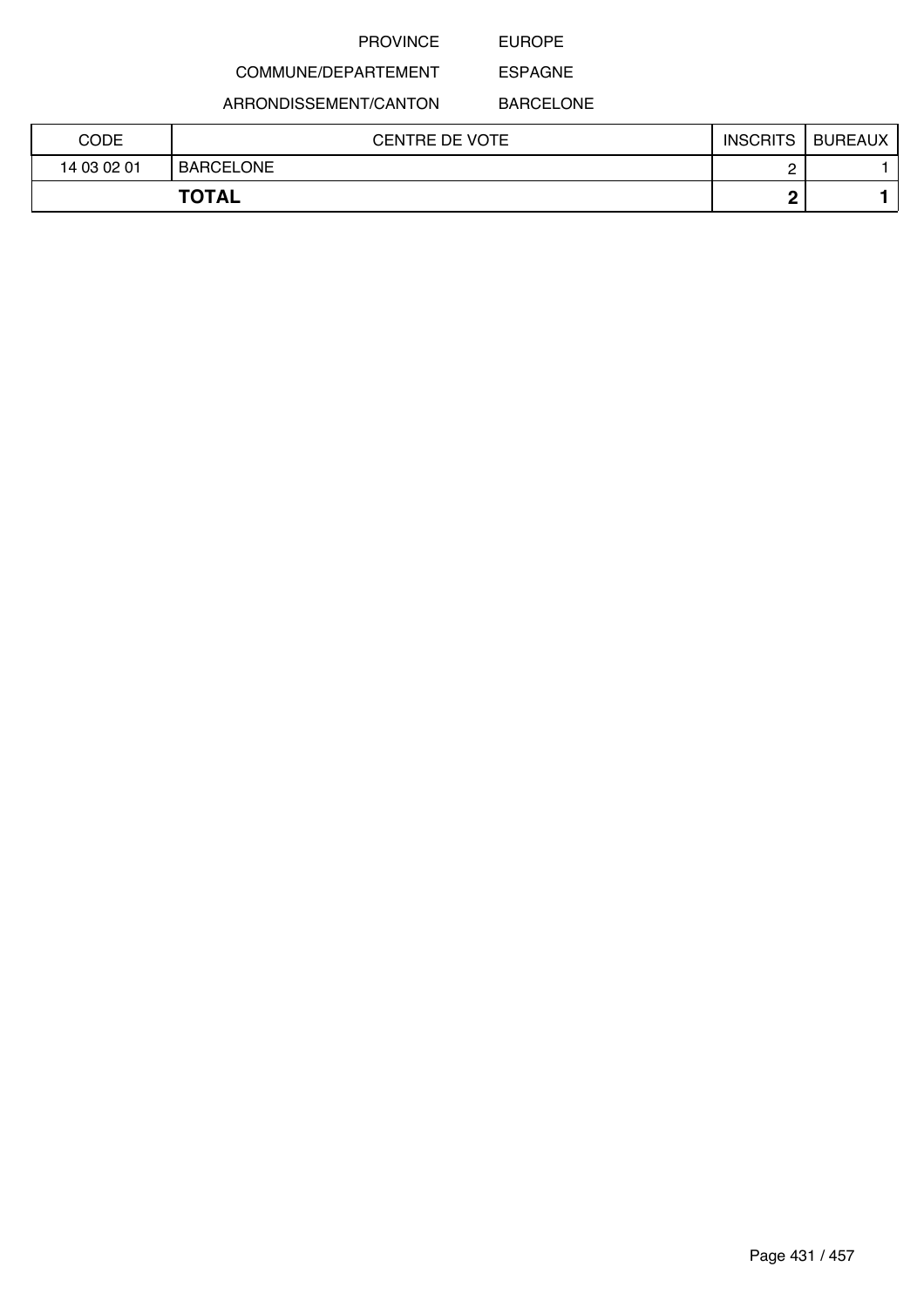PROVINCE EUROPE

COMMUNE/DEPARTEMENT ESPAGNE

ARRONDISSEMENT/CANTON BARCELONE

| CODE | CENTRE DE VOTE | INSCRITS | BUREAUX |
|---|---|---|---|
| 14 03 02 01 | BARCELONE | 2 | 1 |
| **TOTAL** | | **2** | **1** |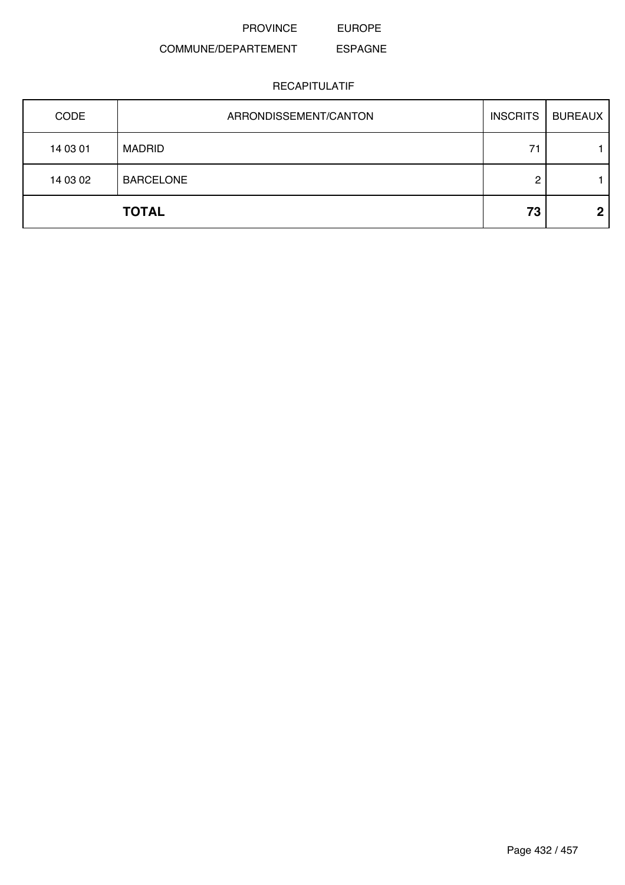PROVINCE EUROPE

COMMUNE/DEPARTEMENT ESPAGNE

RECAPITULATIF

| CODE | ARRONDISSEMENT/CANTON | INSCRITS | BUREAUX |
|---|---|---|---|
| 14 03 01 | MADRID | 71 | 1 |
| 14 03 02 | BARCELONE | 2 | 1 |
| | **TOTAL** | **73** | **2** |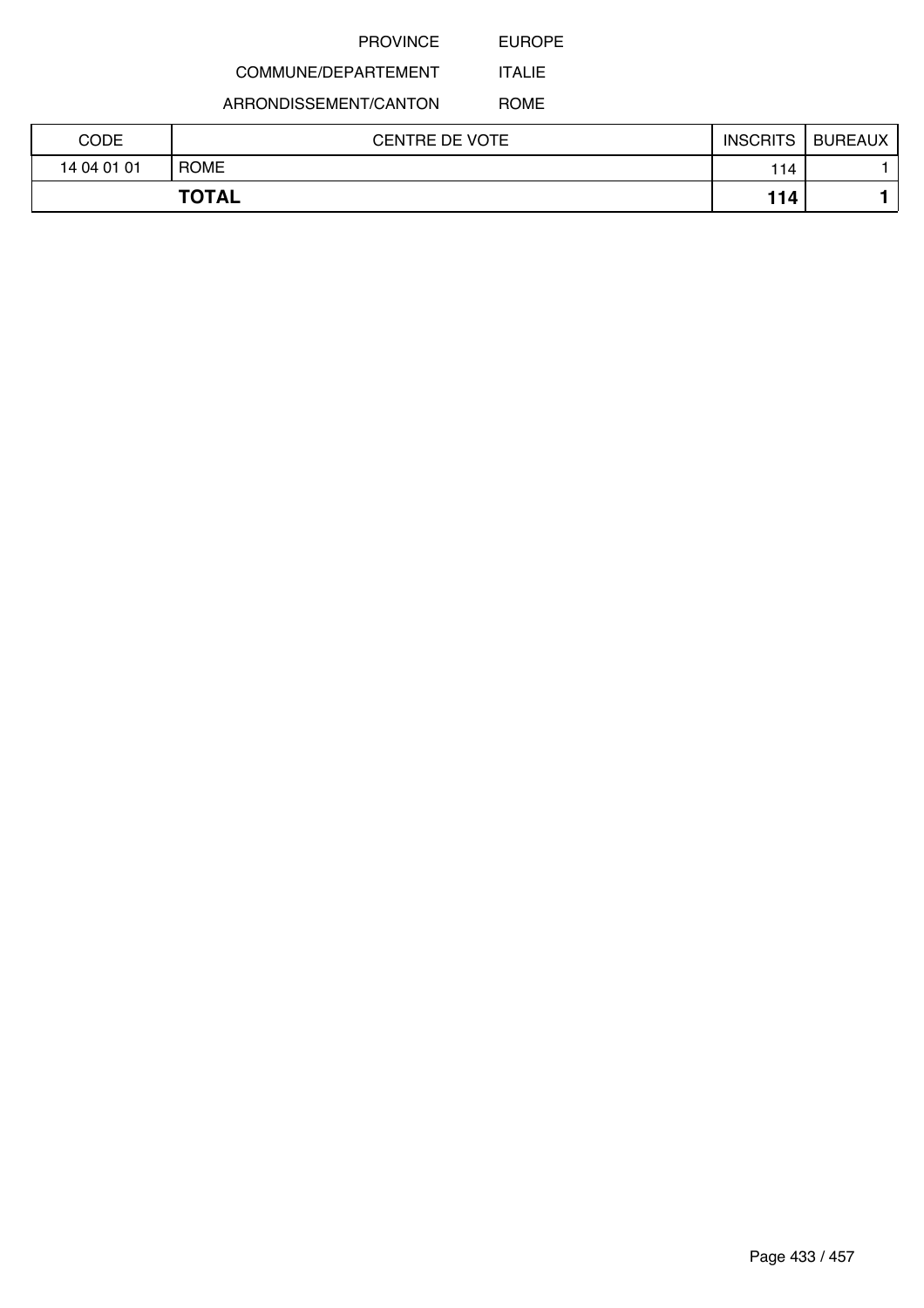PROVINCE EUROPE

COMMUNE/DEPARTEMENT ITALIE

ARRONDISSEMENT/CANTON ROME

| CODE | CENTRE DE VOTE | INSCRITS | BUREAUX |
|---|---|---|---|
| 14 04 01 01 | ROME | 114 | 1 |
| **TOTAL** | | **114** | **1** |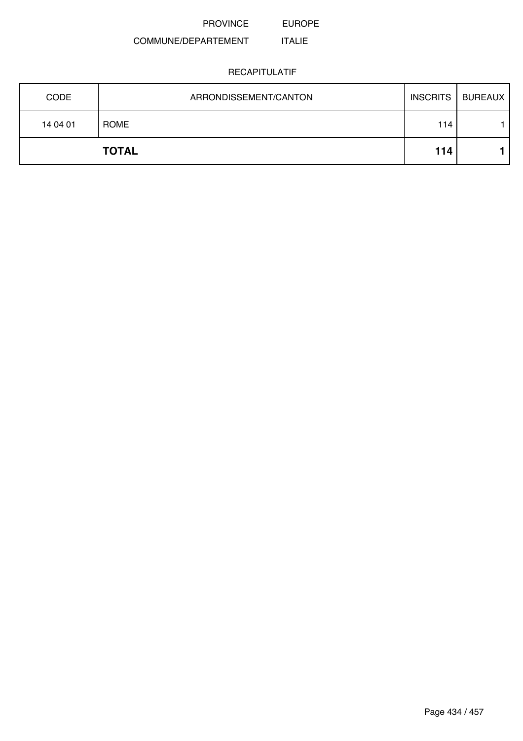PROVINCE EUROPE

COMMUNE/DEPARTEMENT ITALIE

RECAPITULATIF

| CODE | ARRONDISSEMENT/CANTON | INSCRITS | BUREAUX |
|---|---|---|---|
| 14 04 01 | ROME | 114 | 1 |
| | **TOTAL** | **114** | **1** |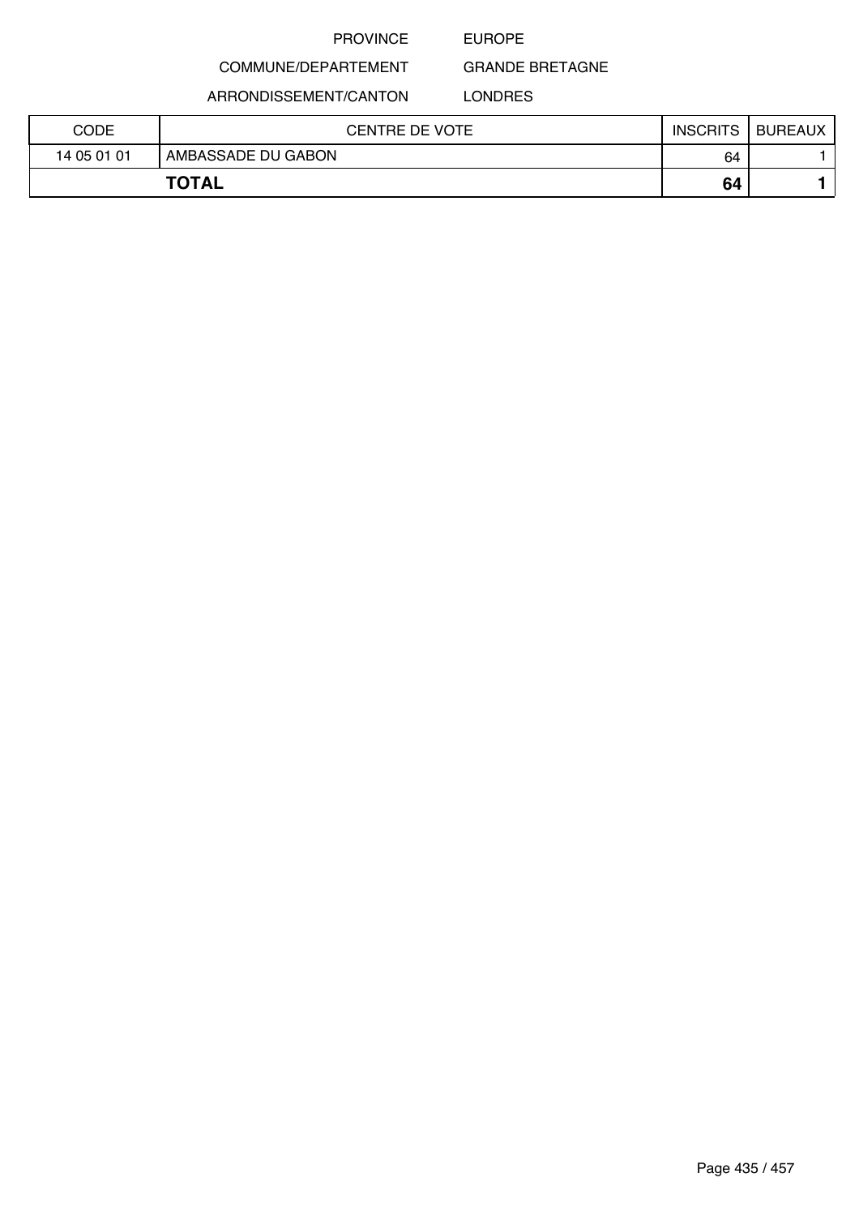PROVINCE EUROPE

COMMUNE/DEPARTEMENT GRANDE BRETAGNE

ARRONDISSEMENT/CANTON LONDRES

| CODE | CENTRE DE VOTE | INSCRITS | BUREAUX |
|---|---|---|---|
| 14 05 01 01 | AMBASSADE DU GABON | 64 | 1 |
| **TOTAL** | | **64** | **1** |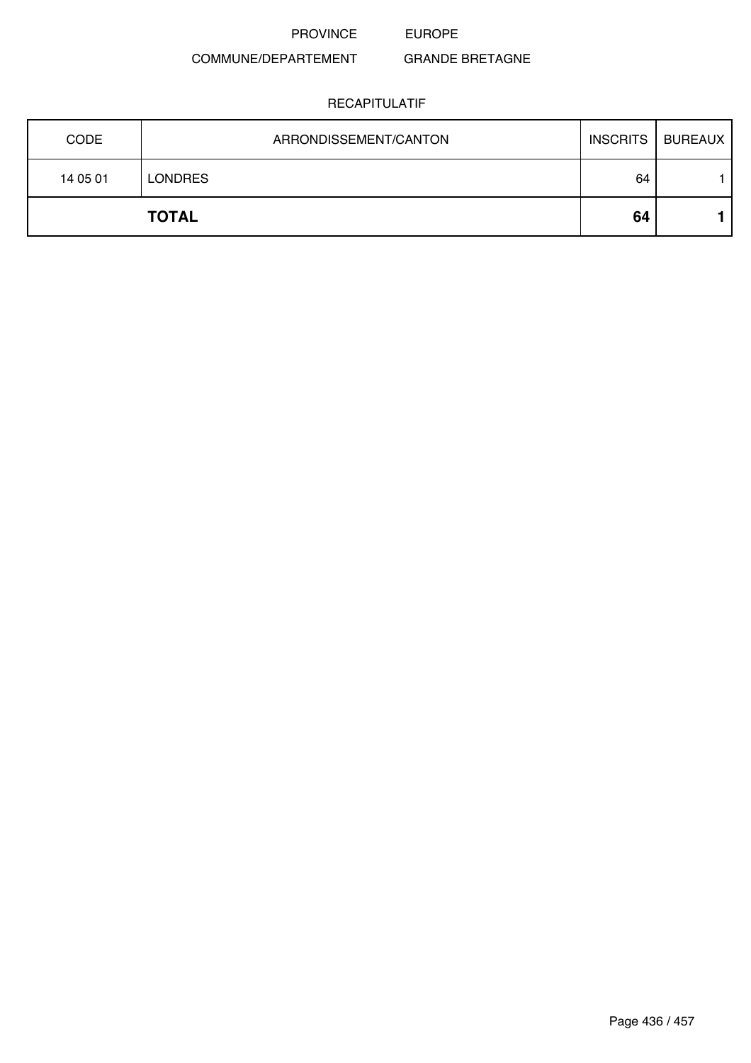PROVINCE EUROPE

COMMUNE/DEPARTEMENT GRANDE BRETAGNE

RECAPITULATIF

| CODE | ARRONDISSEMENT/CANTON | INSCRITS | BUREAUX |
|---|---|---|---|
| 14 05 01 | LONDRES | 64 | 1 |
| | **TOTAL** | **64** | **1** |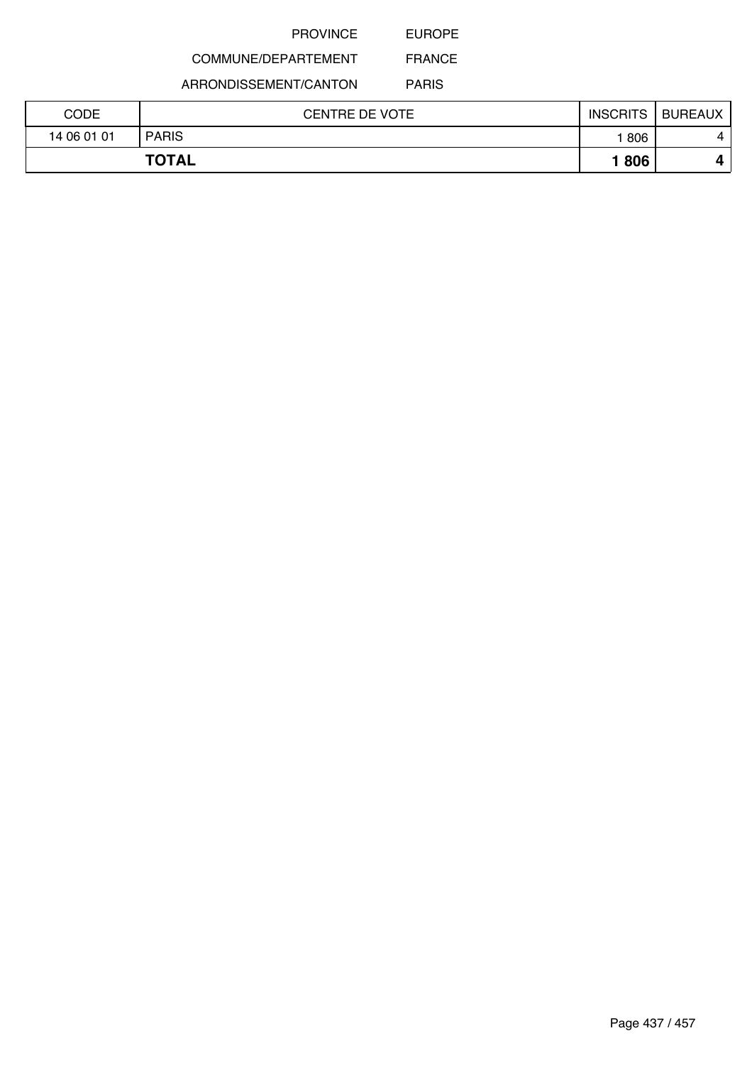PROVINCE EUROPE

COMMUNE/DEPARTEMENT FRANCE

ARRONDISSEMENT/CANTON PARIS

| CODE | CENTRE DE VOTE | INSCRITS | BUREAUX |
|---|---|---|---|
| 14 06 01 01 | PARIS | 1 806 | 4 |
| **TOTAL** | | **1 806** | **4** |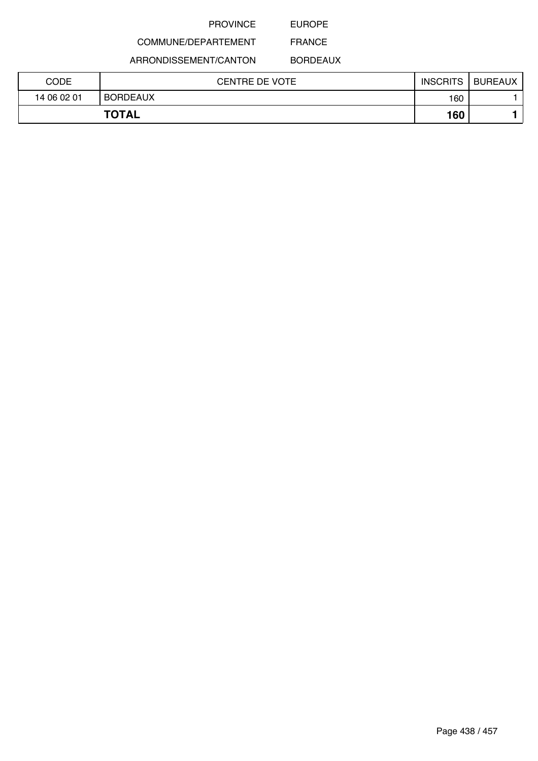PROVINCE EUROPE

COMMUNE/DEPARTEMENT FRANCE

ARRONDISSEMENT/CANTON BORDEAUX

| CODE | CENTRE DE VOTE | INSCRITS | BUREAUX |
|---|---|---|---|
| 14 06 02 01 | BORDEAUX | 160 | 1 |
| **TOTAL** | | **160** | **1** |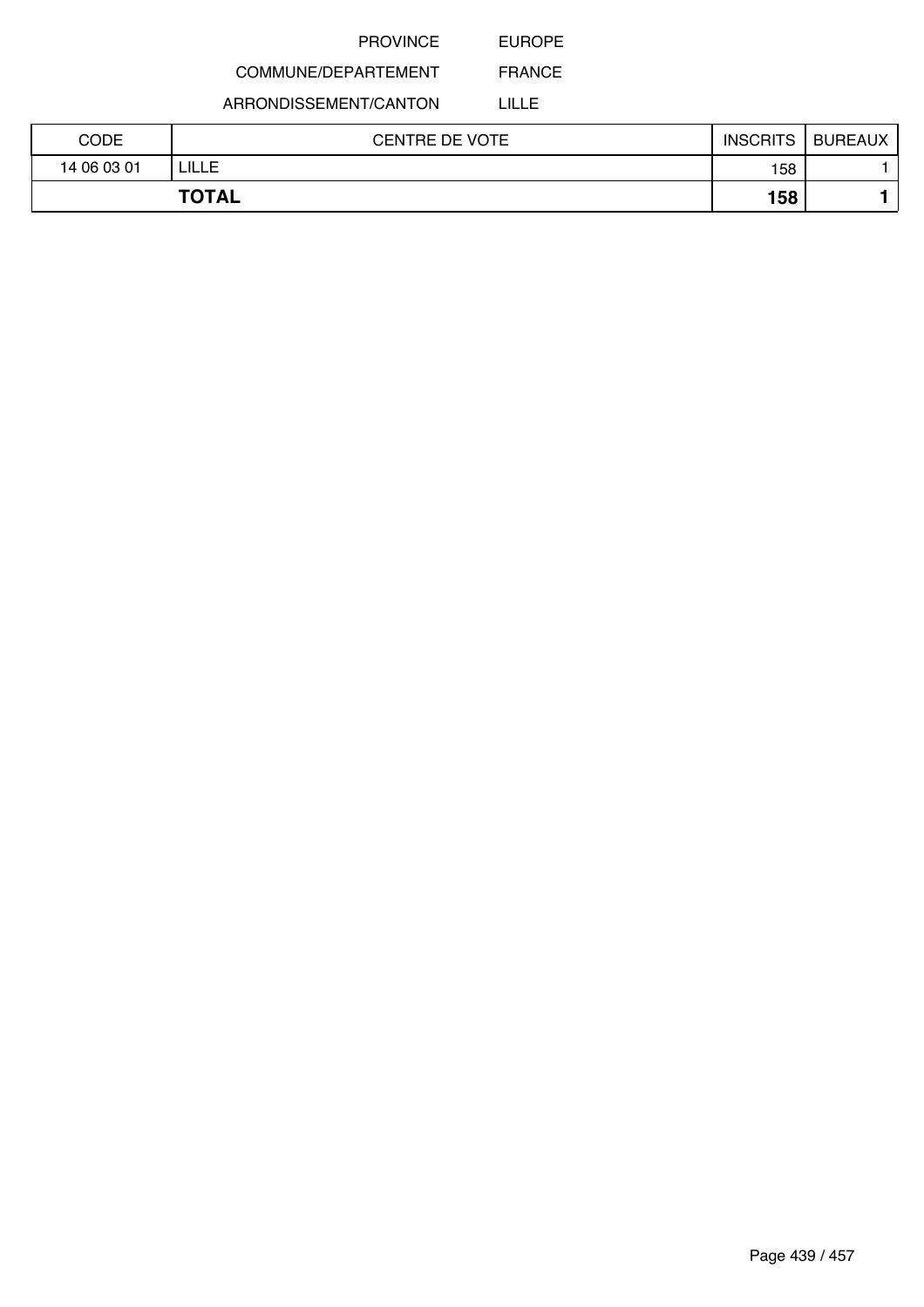PROVINCE EUROPE

COMMUNE/DEPARTEMENT FRANCE

ARRONDISSEMENT/CANTON LILLE

| CODE | CENTRE DE VOTE | INSCRITS | BUREAUX |
| --- | --- | --- | --- |
| 14 06 03 01 | LILLE | 158 | 1 |
| **TOTAL** | | **158** | **1** |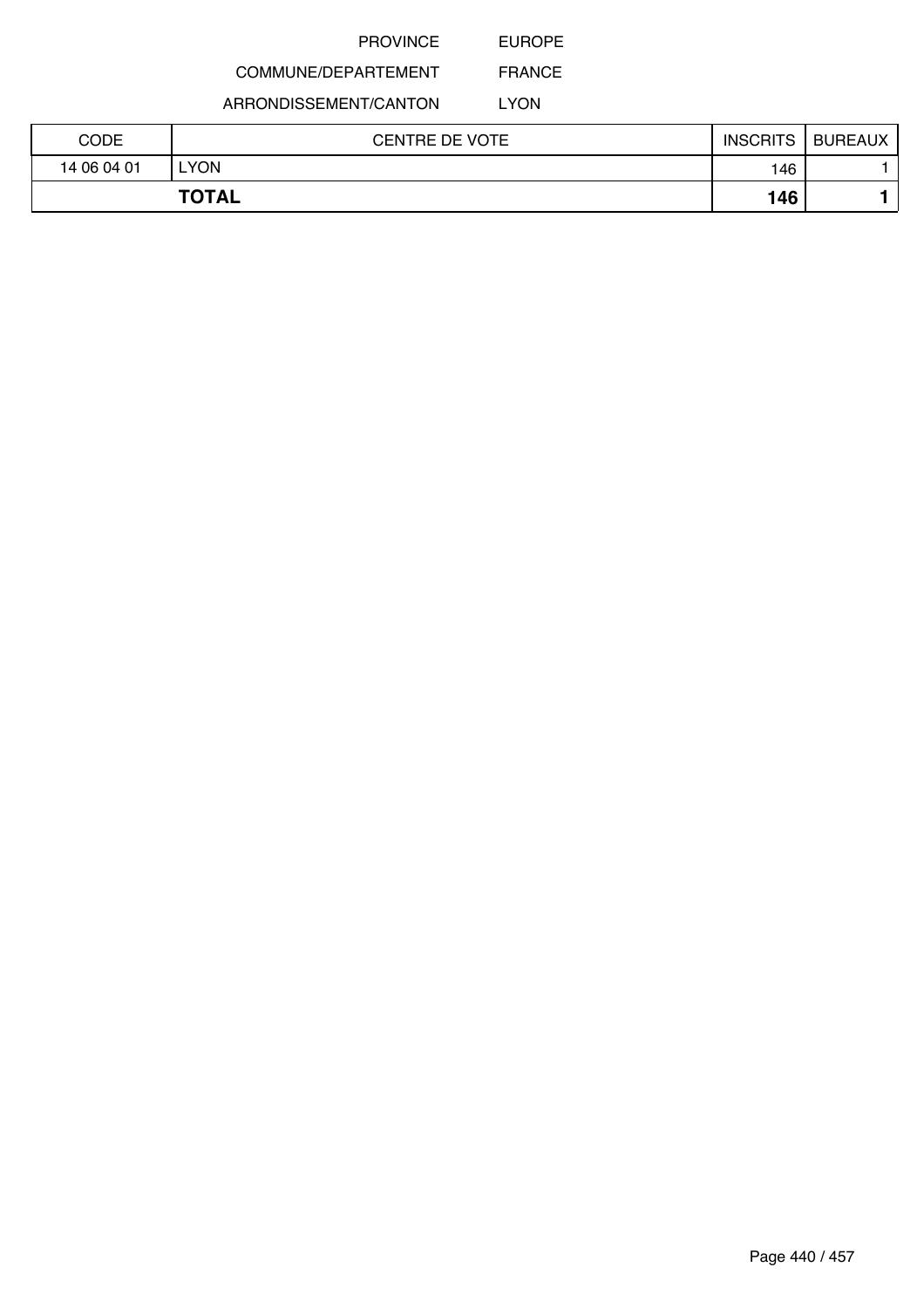PROVINCE EUROPE

COMMUNE/DEPARTEMENT FRANCE

ARRONDISSEMENT/CANTON LYON

| CODE | CENTRE DE VOTE | INSCRITS | BUREAUX |
|---|---|---|---|
| 14 06 04 01 | LYON | 146 | 1 |
| **TOTAL** | | **146** | **1** |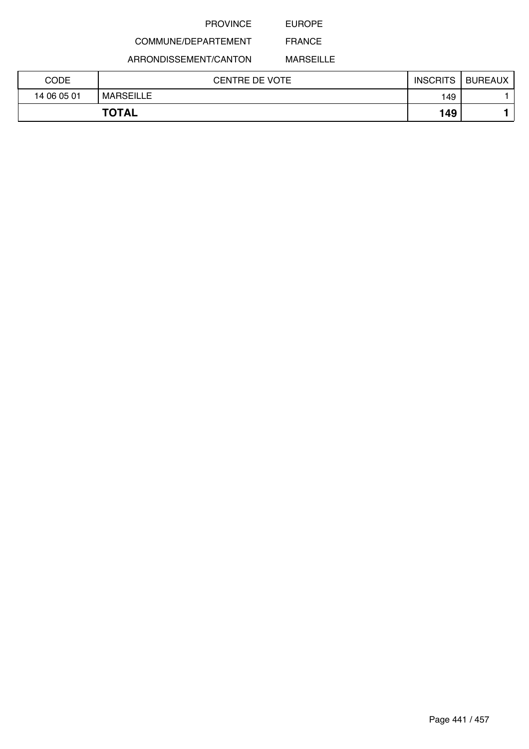PROVINCE EUROPE

COMMUNE/DEPARTEMENT FRANCE

ARRONDISSEMENT/CANTON MARSEILLE

| CODE | CENTRE DE VOTE | INSCRITS | BUREAUX |
|---|---|---|---|
| 14 06 05 01 | MARSEILLE | 149 | 1 |
| **TOTAL** | | **149** | **1** |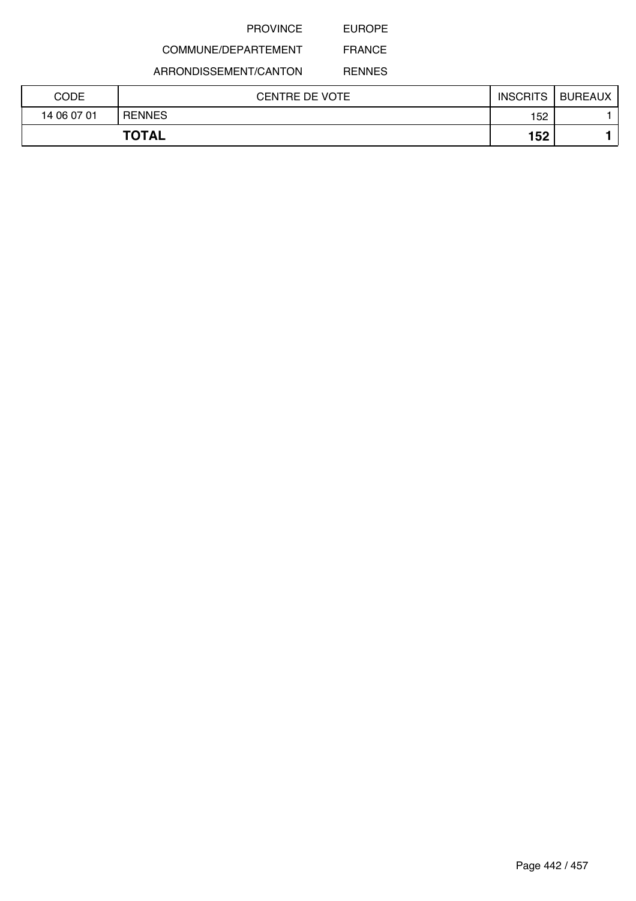PROVINCE EUROPE

COMMUNE/DEPARTEMENT FRANCE

ARRONDISSEMENT/CANTON RENNES

| CODE | CENTRE DE VOTE | INSCRITS | BUREAUX |
|---|---|---|---|
| 14 06 07 01 | RENNES | 152 | 1 |
| **TOTAL** | | **152** | **1** |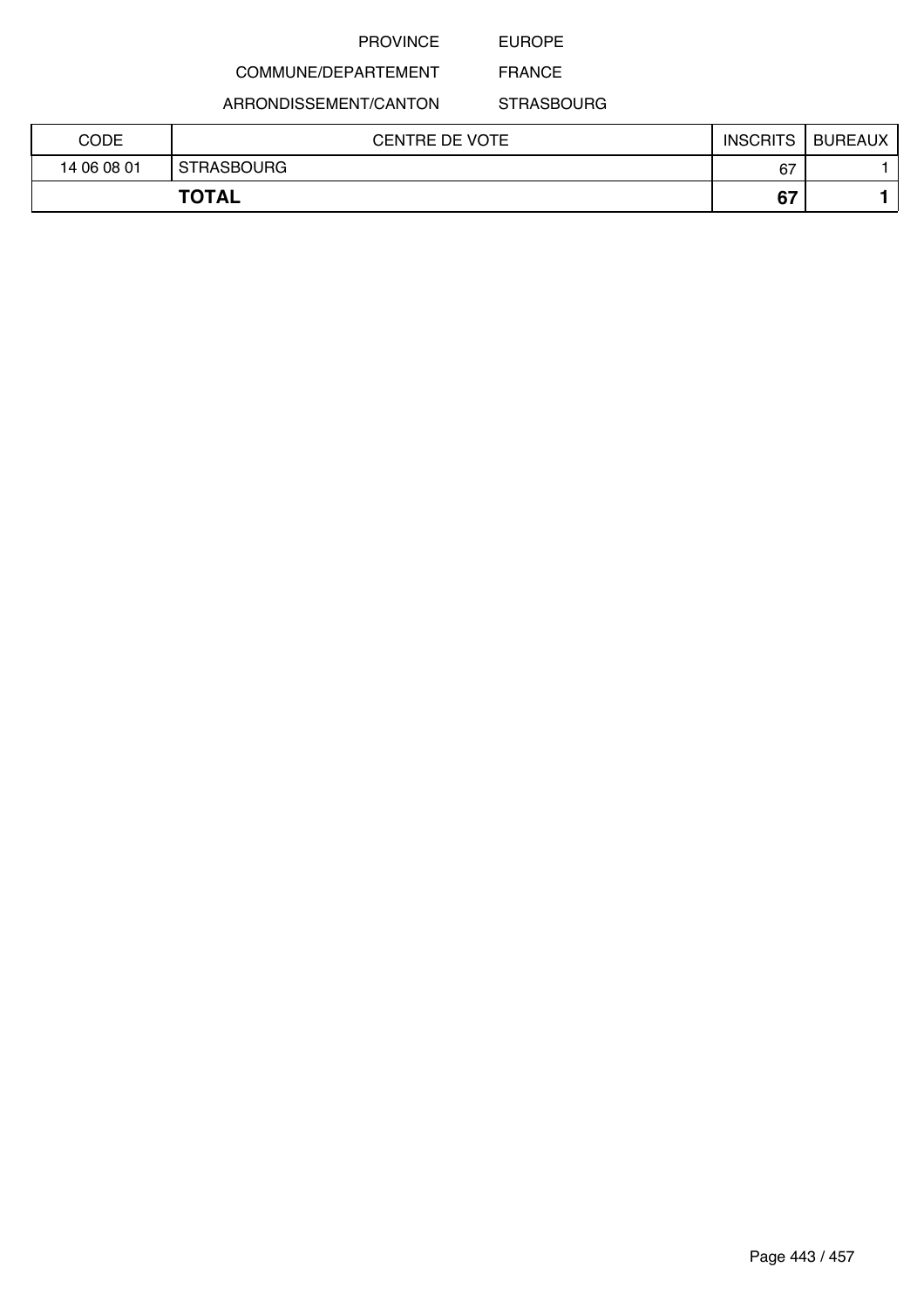PROVINCE EUROPE

COMMUNE/DEPARTEMENT FRANCE

ARRONDISSEMENT/CANTON STRASBOURG

| CODE | CENTRE DE VOTE | INSCRITS | BUREAUX |
|---|---|---|---|
| 14 06 08 01 | STRASBOURG | 67 | 1 |
| **TOTAL** | | **67** | **1** |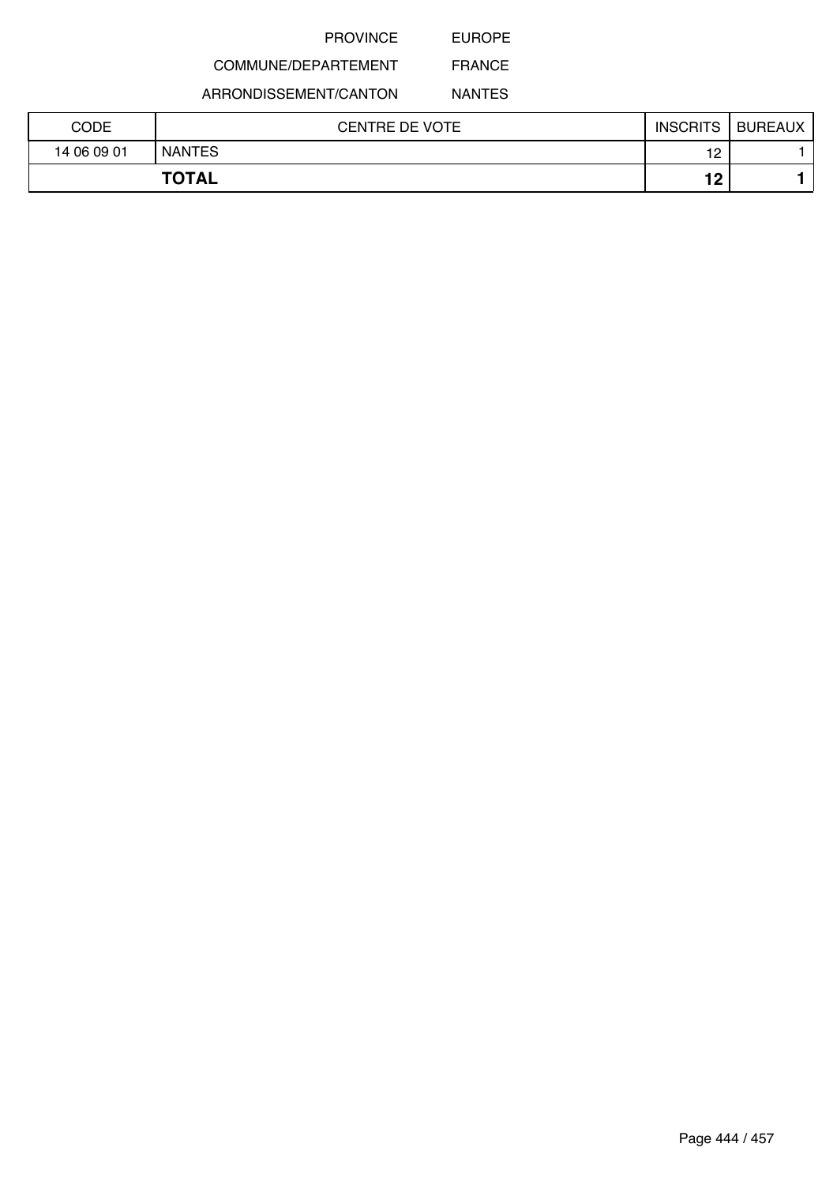PROVINCE EUROPE

COMMUNE/DEPARTEMENT FRANCE

ARRONDISSEMENT/CANTON NANTES

| CODE | CENTRE DE VOTE | INSCRITS | BUREAUX |
|---|---|---|---|
| 14 06 09 01 | NANTES | 12 | 1 |
| **TOTAL** | | **12** | **1** |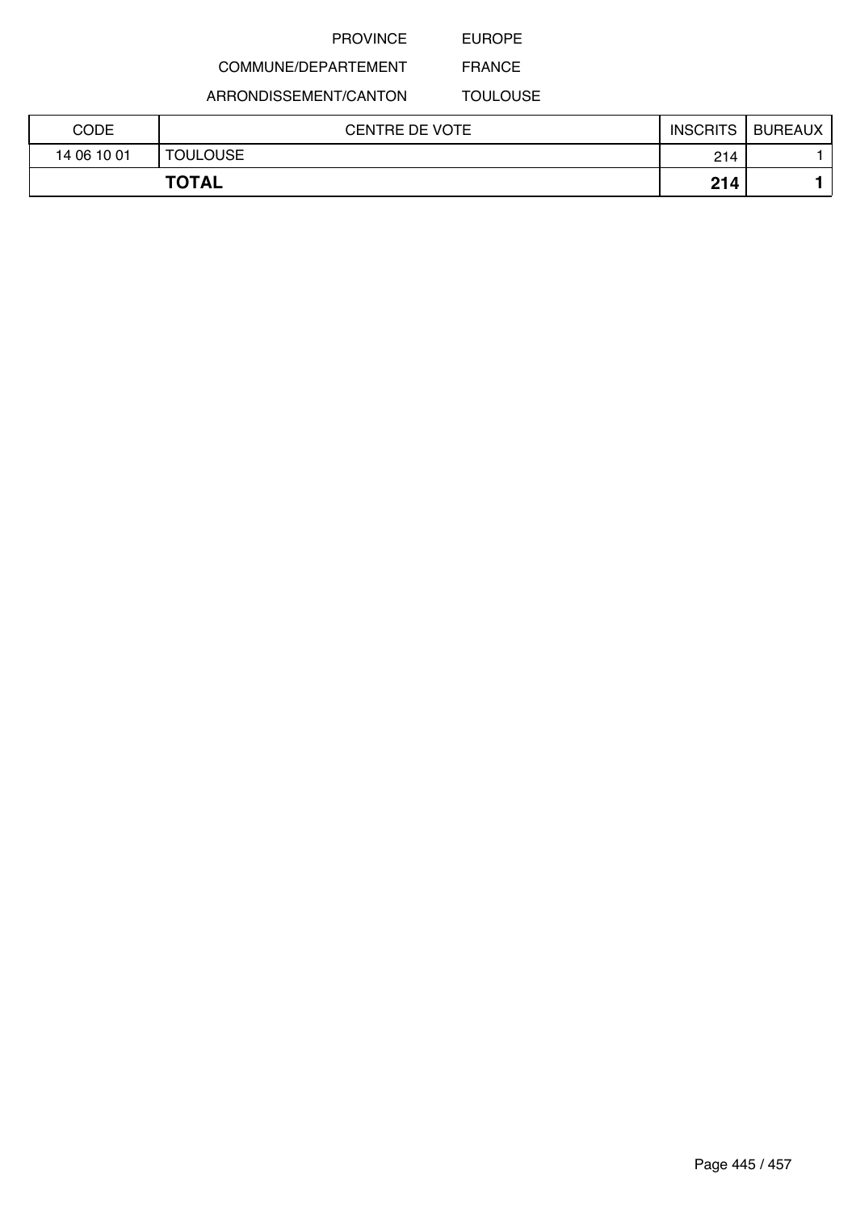PROVINCE EUROPE

COMMUNE/DEPARTEMENT FRANCE

ARRONDISSEMENT/CANTON TOULOUSE

| CODE | CENTRE DE VOTE | INSCRITS | BUREAUX |
|---|---|---|---|
| 14 06 10 01 | TOULOUSE | 214 | 1 |
| **TOTAL** | | **214** | **1** |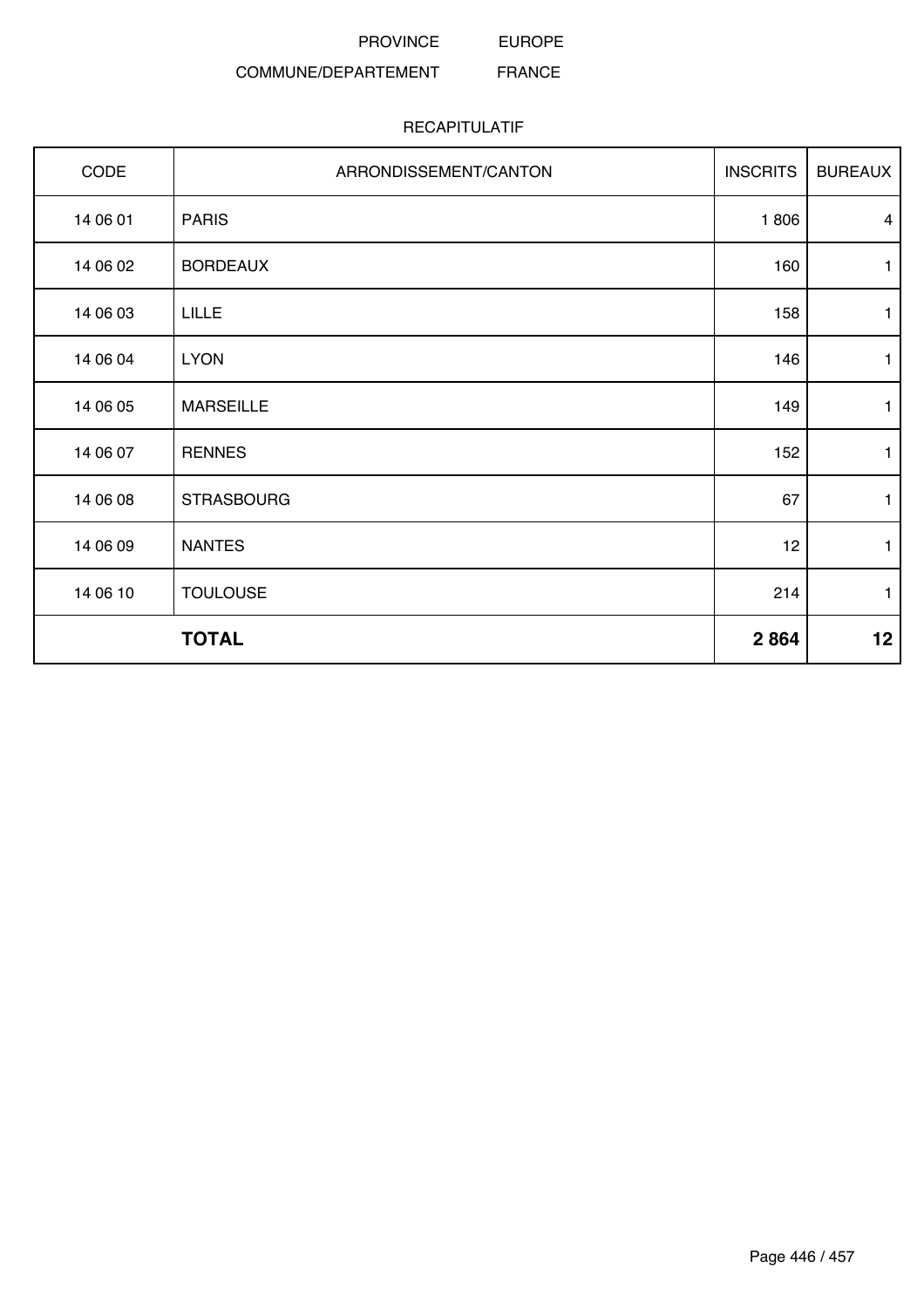PROVINCE EUROPE

COMMUNE/DEPARTEMENT FRANCE

RECAPITULATIF

| CODE | ARRONDISSEMENT/CANTON | INSCRITS | BUREAUX |
|---|---|---|---|
| 14 06 01 | PARIS | 1 806 | 4 |
| 14 06 02 | BORDEAUX | 160 | 1 |
| 14 06 03 | LILLE | 158 | 1 |
| 14 06 04 | LYON | 146 | 1 |
| 14 06 05 | MARSEILLE | 149 | 1 |
| 14 06 07 | RENNES | 152 | 1 |
| 14 06 08 | STRASBOURG | 67 | 1 |
| 14 06 09 | NANTES | 12 | 1 |
| 14 06 10 | TOULOUSE | 214 | 1 |
| | **TOTAL** | **2 864** | **12** |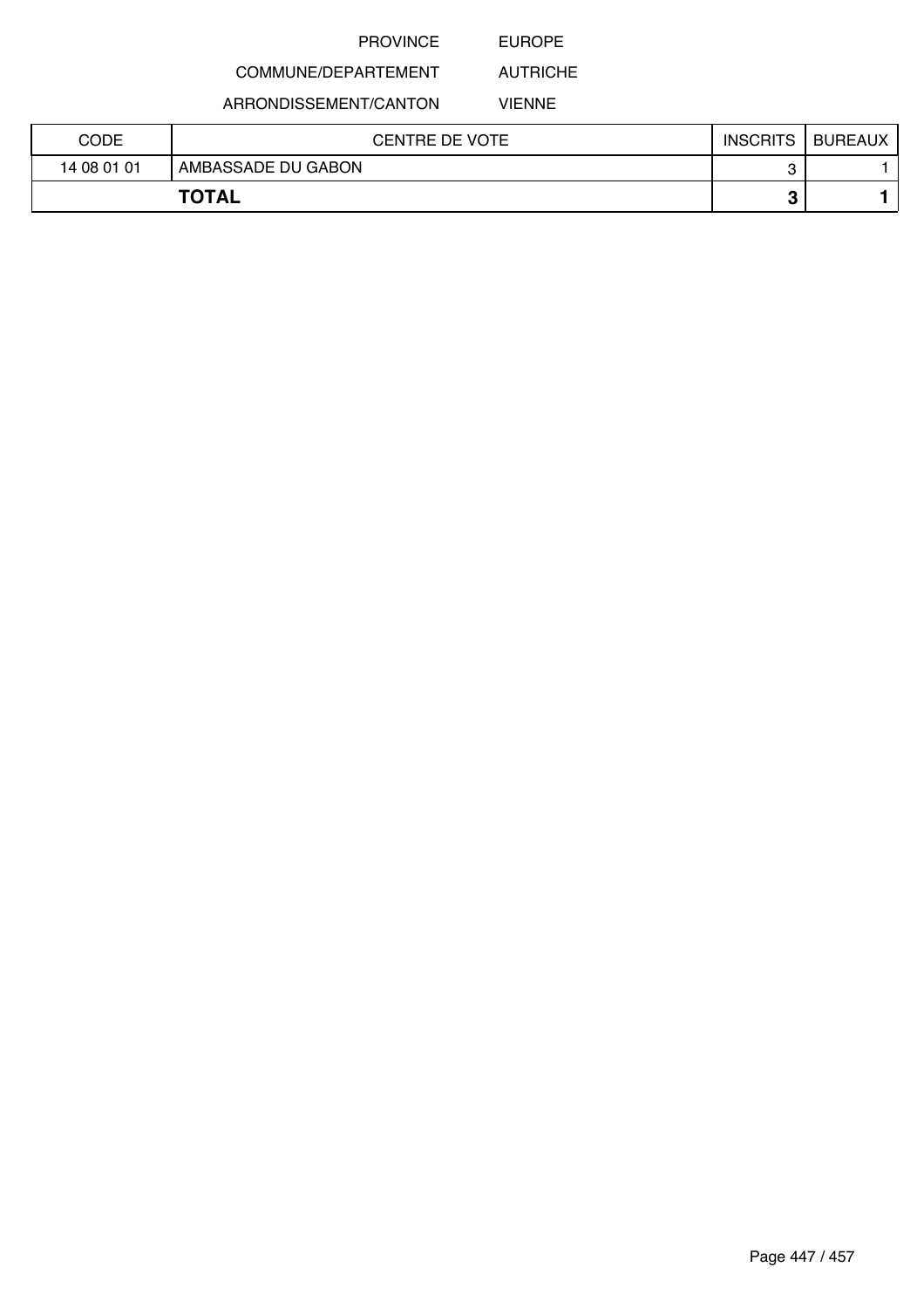PROVINCE EUROPE

COMMUNE/DEPARTEMENT AUTRICHE

ARRONDISSEMENT/CANTON VIENNE

| CODE | CENTRE DE VOTE | INSCRITS | BUREAUX |
|---|---|---|---|
| 14 08 01 01 | AMBASSADE DU GABON | 3 | 1 |
| **TOTAL** | | **3** | **1** |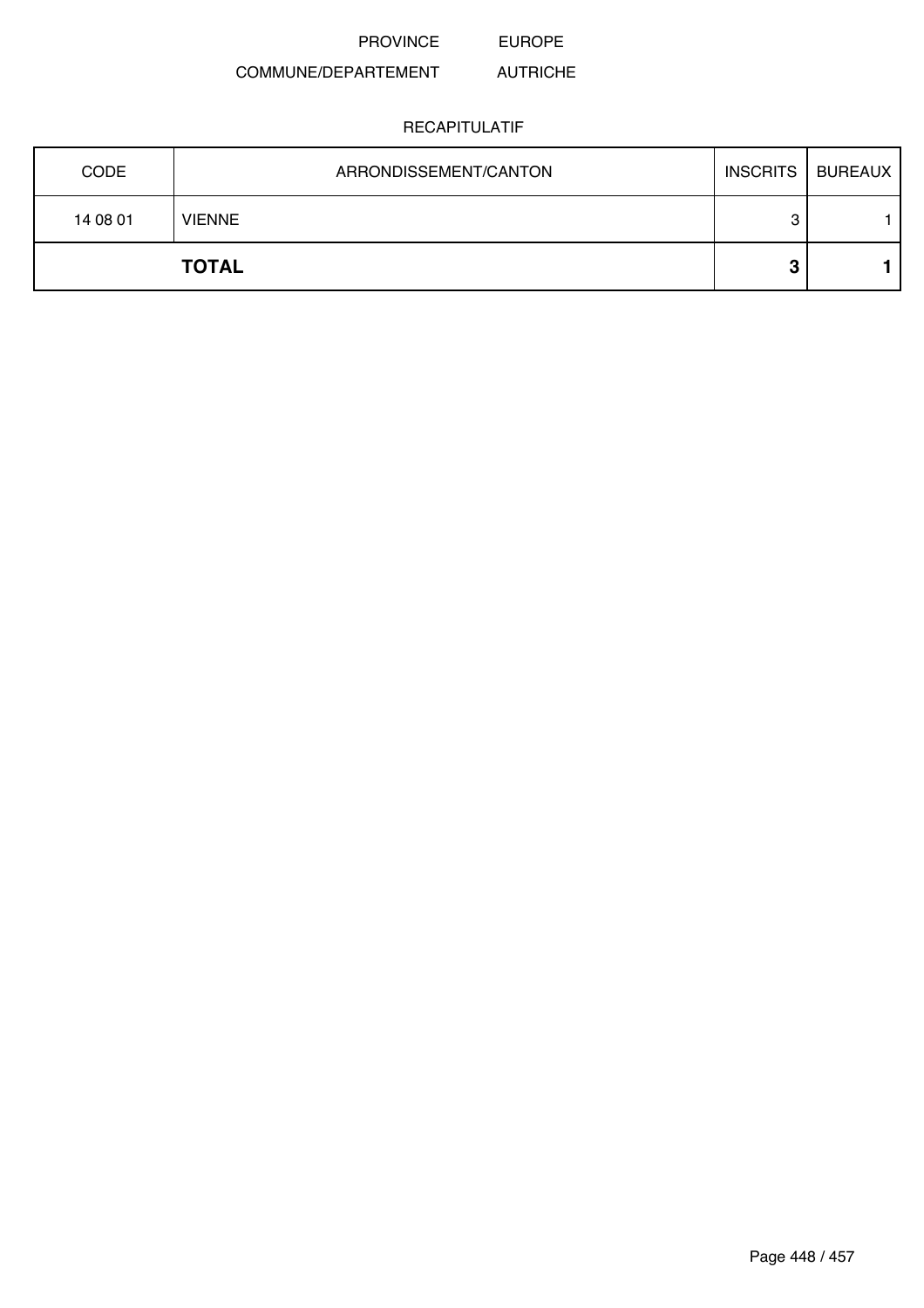PROVINCE EUROPE

COMMUNE/DEPARTEMENT AUTRICHE

RECAPITULATIF

| CODE | ARRONDISSEMENT/CANTON | INSCRITS | BUREAUX |
|---|---|---|---|
| 14 08 01 | VIENNE | 3 | 1 |
| | **TOTAL** | **3** | **1** |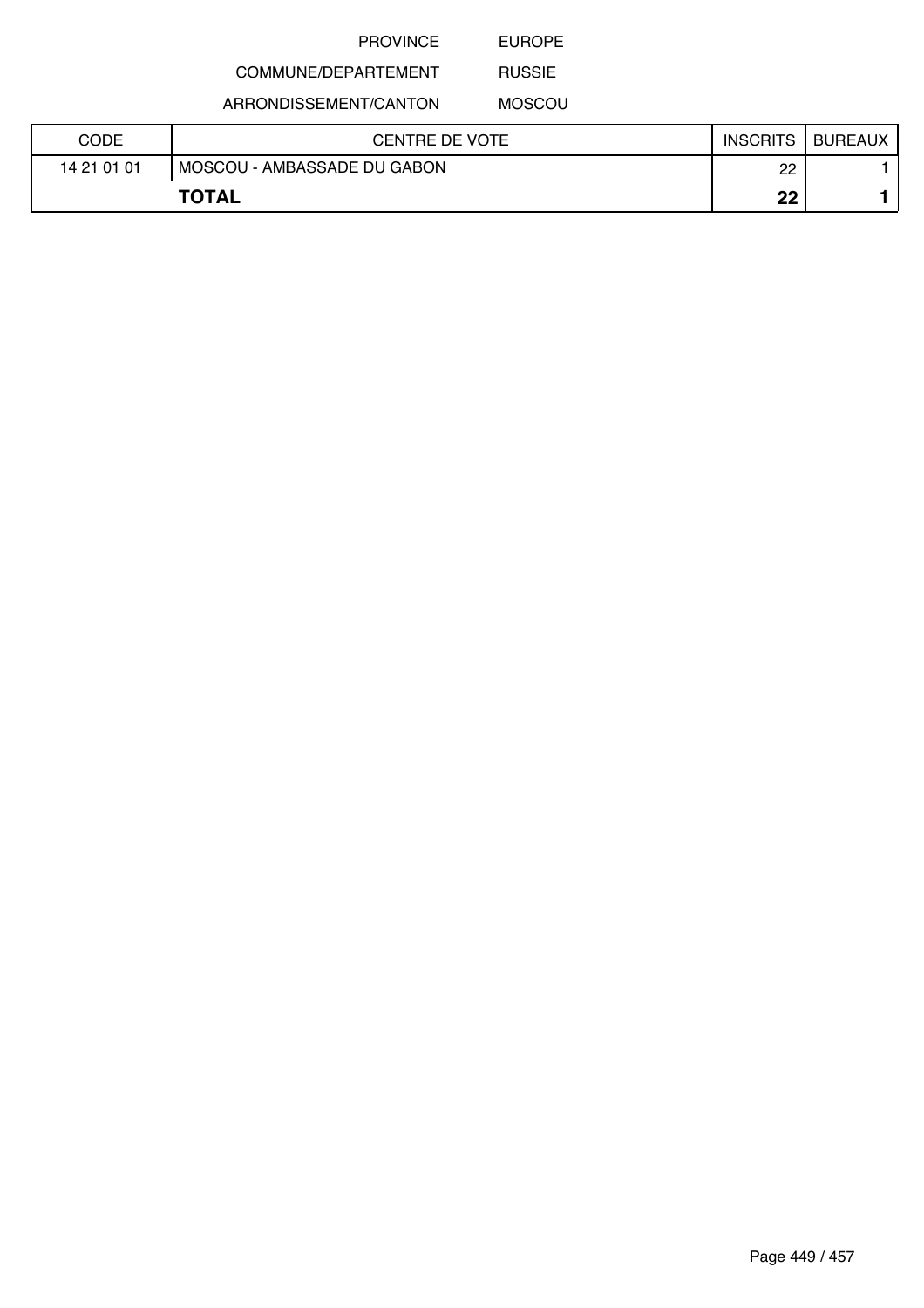PROVINCE EUROPE

COMMUNE/DEPARTEMENT RUSSIE

ARRONDISSEMENT/CANTON MOSCOU

| CODE | CENTRE DE VOTE | INSCRITS | BUREAUX |
|---|---|---|---|
| 14 21 01 01 | MOSCOU - AMBASSADE DU GABON | 22 | 1 |
| **TOTAL** | | **22** | **1** |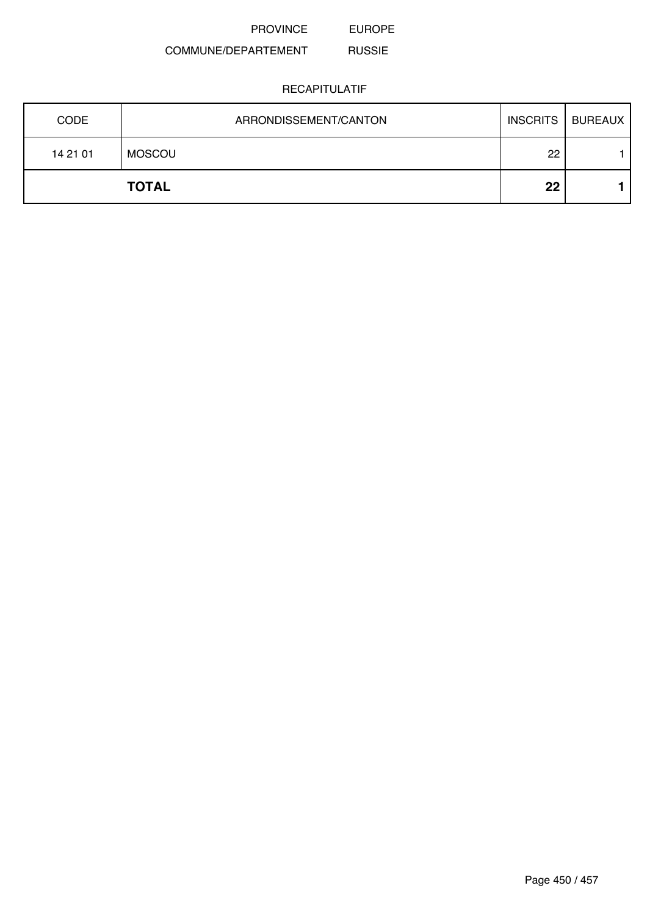PROVINCE EUROPE

COMMUNE/DEPARTEMENT RUSSIE

RECAPITULATIF

| CODE | ARRONDISSEMENT/CANTON | INSCRITS | BUREAUX |
|---|---|---|---|
| 14 21 01 | MOSCOU | 22 | 1 |
| | **TOTAL** | **22** | **1** |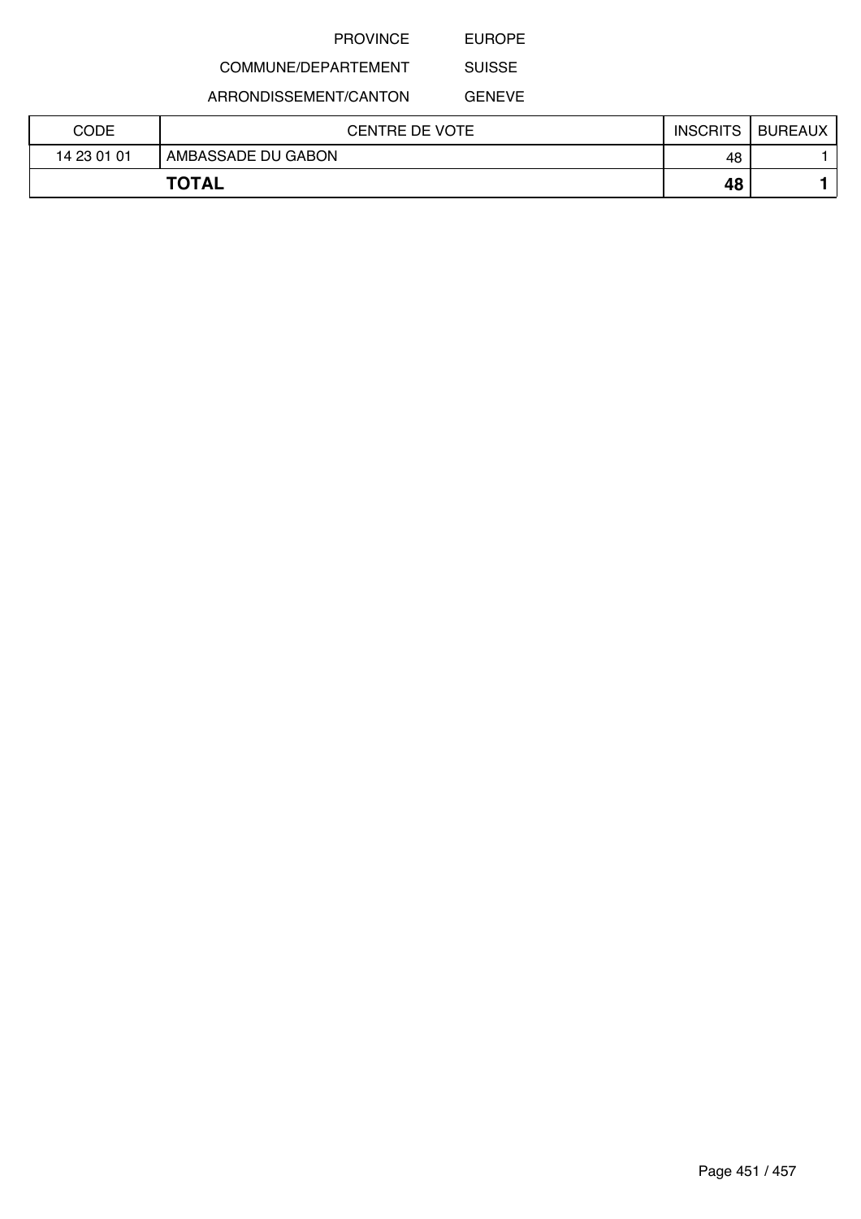PROVINCE EUROPE

COMMUNE/DEPARTEMENT SUISSE

ARRONDISSEMENT/CANTON GENEVE

| CODE | CENTRE DE VOTE | INSCRITS | BUREAUX |
|---|---|---|---|
| 14 23 01 01 | AMBASSADE DU GABON | 48 | 1 |
| **TOTAL** | | **48** | **1** |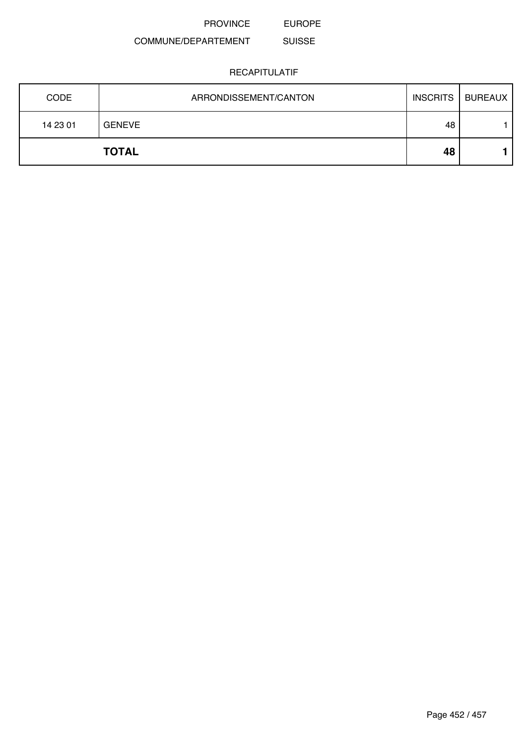PROVINCE EUROPE

COMMUNE/DEPARTEMENT SUISSE

RECAPITULATIF

| CODE | ARRONDISSEMENT/CANTON | INSCRITS | BUREAUX |
|---|---|---|---|
| 14 23 01 | GENEVE | 48 | 1 |
| | **TOTAL** | **48** | **1** |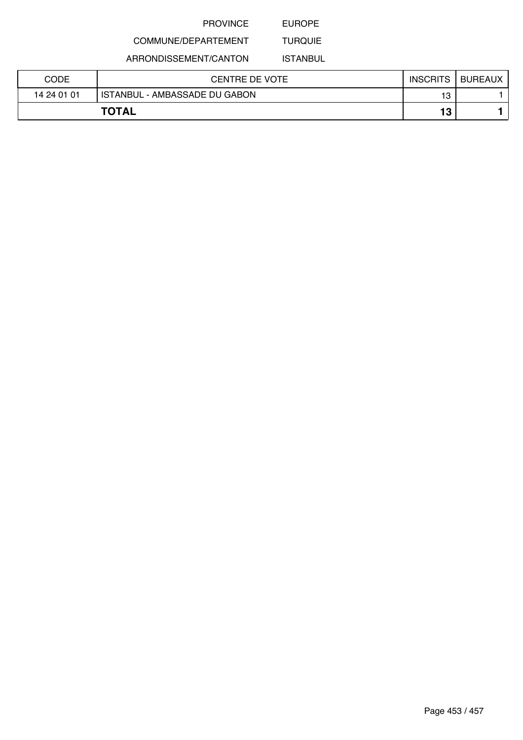PROVINCE EUROPE

COMMUNE/DEPARTEMENT TURQUIE

ARRONDISSEMENT/CANTON ISTANBUL

| CODE | CENTRE DE VOTE | INSCRITS | BUREAUX |
|---|---|---|---|
| 14 24 01 01 | ISTANBUL - AMBASSADE DU GABON | 13 | 1 |
| **TOTAL** | | **13** | **1** |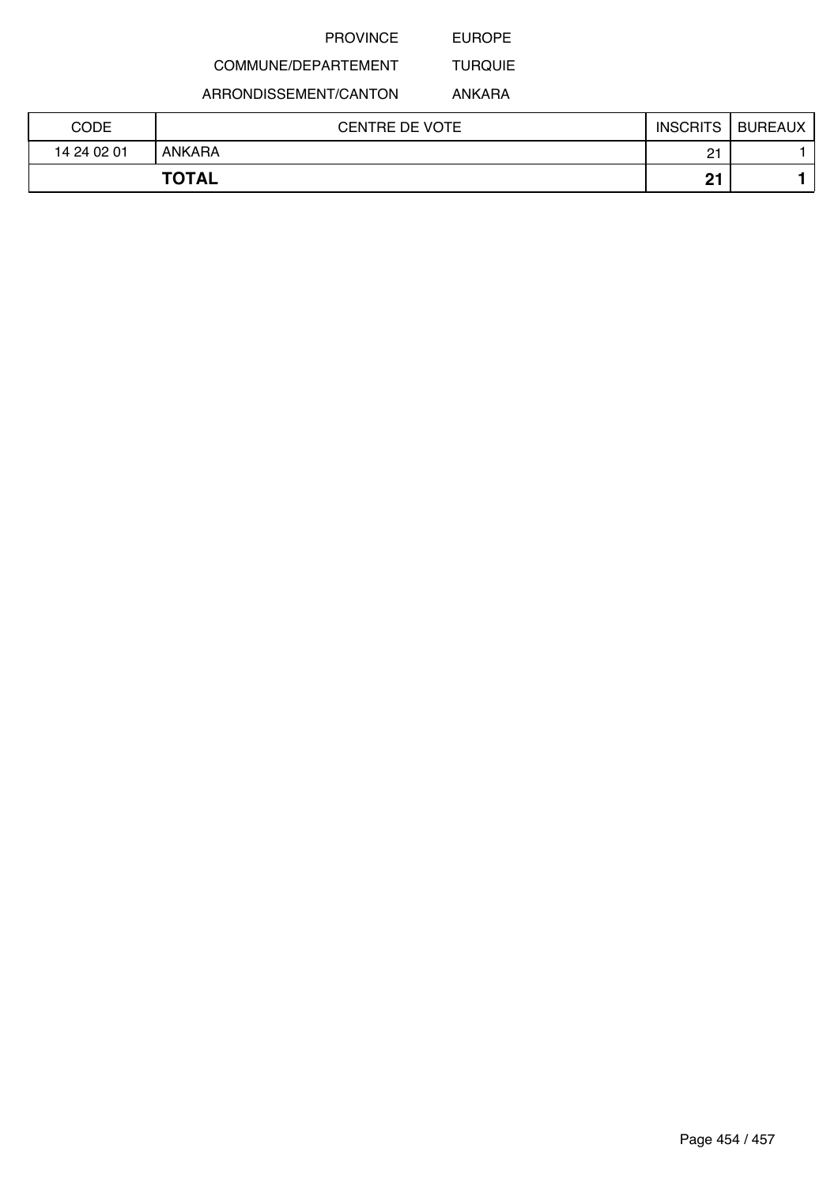PROVINCE EUROPE

COMMUNE/DEPARTEMENT TURQUIE

ARRONDISSEMENT/CANTON ANKARA

| CODE | CENTRE DE VOTE | INSCRITS | BUREAUX |
|---|---|---|---|
| 14 24 02 01 | ANKARA | 21 | 1 |
| **TOTAL** | | **21** | **1** |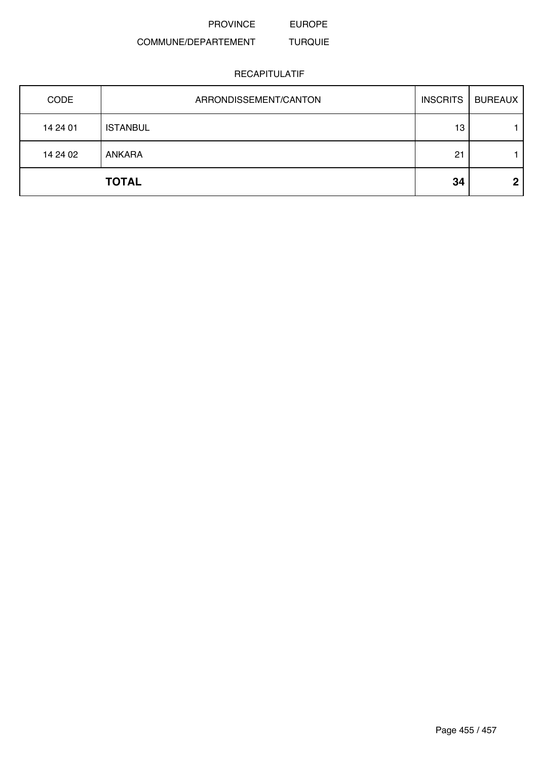PROVINCE EUROPE

COMMUNE/DEPARTEMENT TURQUIE

RECAPITULATIF

| CODE | ARRONDISSEMENT/CANTON | INSCRITS | BUREAUX |
|---|---|---|---|
| 14 24 01 | ISTANBUL | 13 | 1 |
| 14 24 02 | ANKARA | 21 | 1 |
| | **TOTAL** | **34** | **2** |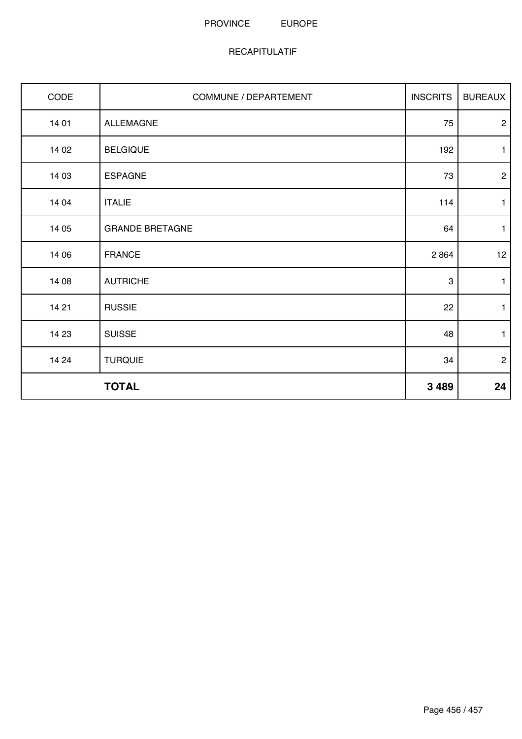PROVINCE EUROPE

RECAPITULATIF

| CODE | COMMUNE / DEPARTEMENT | INSCRITS | BUREAUX |
|---|---|---|---|
| 14 01 | ALLEMAGNE | 75 | 2 |
| 14 02 | BELGIQUE | 192 | 1 |
| 14 03 | ESPAGNE | 73 | 2 |
| 14 04 | ITALIE | 114 | 1 |
| 14 05 | GRANDE BRETAGNE | 64 | 1 |
| 14 06 | FRANCE | 2 864 | 12 |
| 14 08 | AUTRICHE | 3 | 1 |
| 14 21 | RUSSIE | 22 | 1 |
| 14 23 | SUISSE | 48 | 1 |
| 14 24 | TURQUIE | 34 | 2 |
| | **TOTAL** | **3 489** | **24** |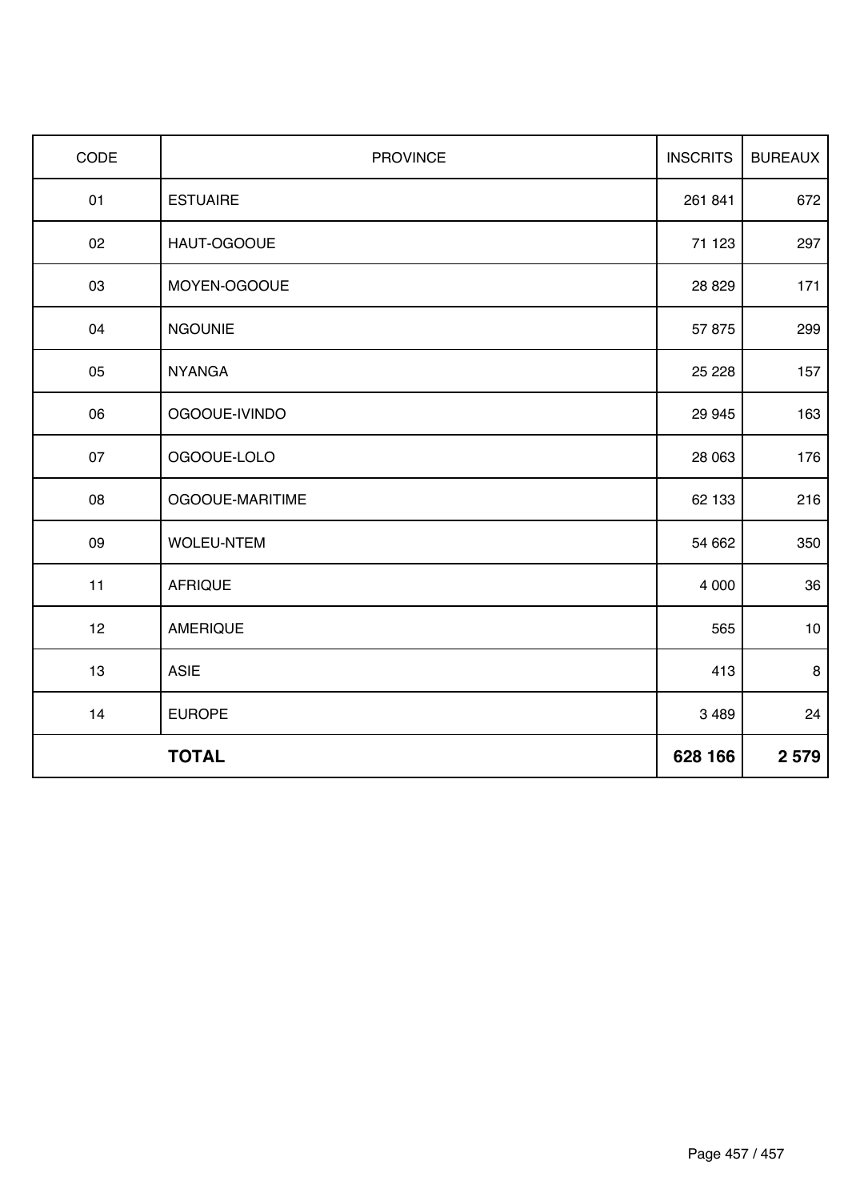| CODE | PROVINCE | INSCRITS | BUREAUX |
|---|---|---|---|
| 01 | ESTUAIRE | 261 841 | 672 |
| 02 | HAUT-OGOOUE | 71 123 | 297 |
| 03 | MOYEN-OGOOUE | 28 829 | 171 |
| 04 | NGOUNIE | 57 875 | 299 |
| 05 | NYANGA | 25 228 | 157 |
| 06 | OGOOUE-IVINDO | 29 945 | 163 |
| 07 | OGOOUE-LOLO | 28 063 | 176 |
| 08 | OGOOUE-MARITIME | 62 133 | 216 |
| 09 | WOLEU-NTEM | 54 662 | 350 |
| 11 | AFRIQUE | 4 000 | 36 |
| 12 | AMERIQUE | 565 | 10 |
| 13 | ASIE | 413 | 8 |
| 14 | EUROPE | 3 489 | 24 |
| **TOTAL** | | **628 166** | **2 579** |